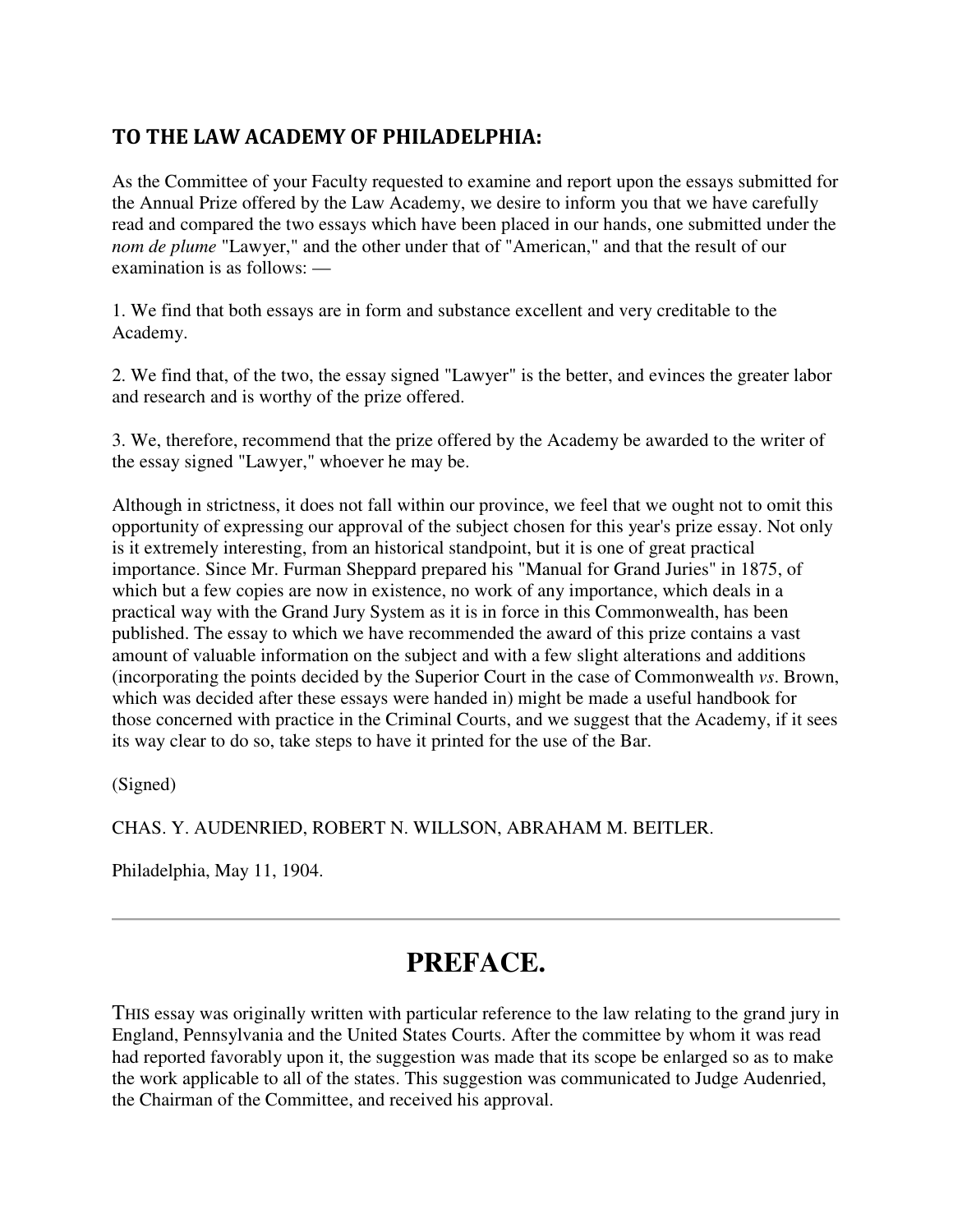## TO THE LAW ACADEMY OF PHILADELPHIA:

As the Committee of your Faculty requested to examine and report upon the essays submitted for the Annual Prize offered by the Law Academy, we desire to inform you that we have carefully read and compared the two essays which have been placed in our hands, one submitted under the *nom de plume* "Lawyer," and the other under that of "American," and that the result of our examination is as follows: —

1. We find that both essays are in form and substance excellent and very creditable to the Academy.

2. We find that, of the two, the essay signed "Lawyer" is the better, and evinces the greater labor and research and is worthy of the prize offered.

3. We, therefore, recommend that the prize offered by the Academy be awarded to the writer of the essay signed "Lawyer," whoever he may be.

Although in strictness, it does not fall within our province, we feel that we ought not to omit this opportunity of expressing our approval of the subject chosen for this year's prize essay. Not only is it extremely interesting, from an historical standpoint, but it is one of great practical importance. Since Mr. Furman Sheppard prepared his "Manual for Grand Juries" in 1875, of which but a few copies are now in existence, no work of any importance, which deals in a practical way with the Grand Jury System as it is in force in this Commonwealth, has been published. The essay to which we have recommended the award of this prize contains a vast amount of valuable information on the subject and with a few slight alterations and additions (incorporating the points decided by the Superior Court in the case of Commonwealth *vs*. Brown, which was decided after these essays were handed in) might be made a useful handbook for those concerned with practice in the Criminal Courts, and we suggest that the Academy, if it sees its way clear to do so, take steps to have it printed for the use of the Bar.

(Signed)

CHAS. Y. AUDENRIED, ROBERT N. WILLSON, ABRAHAM M. BEITLER.

Philadelphia, May 11, 1904.

---

# PREFACE.

THIS essay was originally written with particular reference to the law relating to the grand jury in England, Pennsylvania and the United States Courts. After the committee by whom it was read had reported favorably upon it, the suggestion was made that its scope be enlarged so as to make the work applicable to all of the states. This suggestion was communicated to Judge Audenried, the Chairman of the Committee, and received his approval.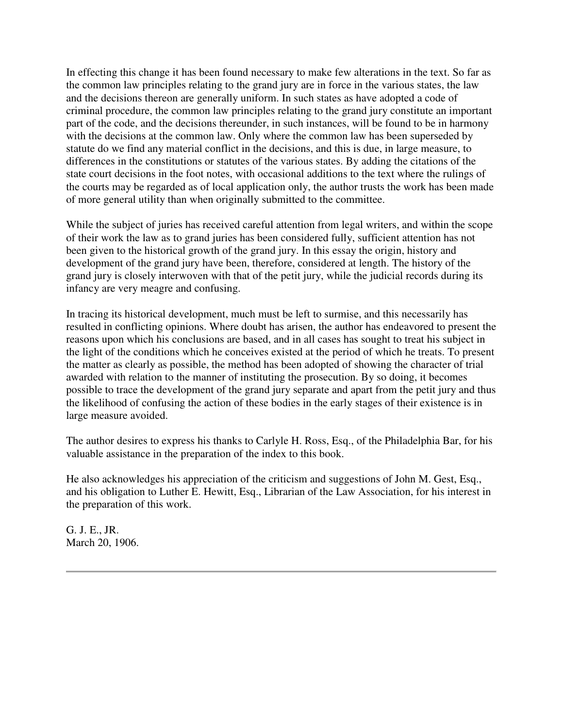In effecting this change it has been found necessary to make few alterations in the text. So far as the common law principles relating to the grand jury are in force in the various states, the law and the decisions thereon are generally uniform. In such states as have adopted a code of criminal procedure, the common law principles relating to the grand jury constitute an important part of the code, and the decisions thereunder, in such instances, will be found to be in harmony with the decisions at the common law. Only where the common law has been superseded by statute do we find any material conflict in the decisions, and this is due, in large measure, to differences in the constitutions or statutes of the various states. By adding the citations of the state court decisions in the foot notes, with occasional additions to the text where the rulings of the courts may be regarded as of local application only, the author trusts the work has been made of more general utility than when originally submitted to the committee.

While the subject of juries has received careful attention from legal writers, and within the scope of their work the law as to grand juries has been considered fully, sufficient attention has not been given to the historical growth of the grand jury. In this essay the origin, history and development of the grand jury have been, therefore, considered at length. The history of the grand jury is closely interwoven with that of the petit jury, while the judicial records during its infancy are very meagre and confusing.

In tracing its historical development, much must be left to surmise, and this necessarily has resulted in conflicting opinions. Where doubt has arisen, the author has endeavored to present the reasons upon which his conclusions are based, and in all cases has sought to treat his subject in the light of the conditions which he conceives existed at the period of which he treats. To present the matter as clearly as possible, the method has been adopted of showing the character of trial awarded with relation to the manner of instituting the prosecution. By so doing, it becomes possible to trace the development of the grand jury separate and apart from the petit jury and thus the likelihood of confusing the action of these bodies in the early stages of their existence is in large measure avoided.

The author desires to express his thanks to Carlyle H. Ross, Esq., of the Philadelphia Bar, for his valuable assistance in the preparation of the index to this book.

He also acknowledges his appreciation of the criticism and suggestions of John M. Gest, Esq., and his obligation to Luther E. Hewitt, Esq., Librarian of the Law Association, for his interest in the preparation of this work.

G. J. E., JR.
March 20, 1906.

---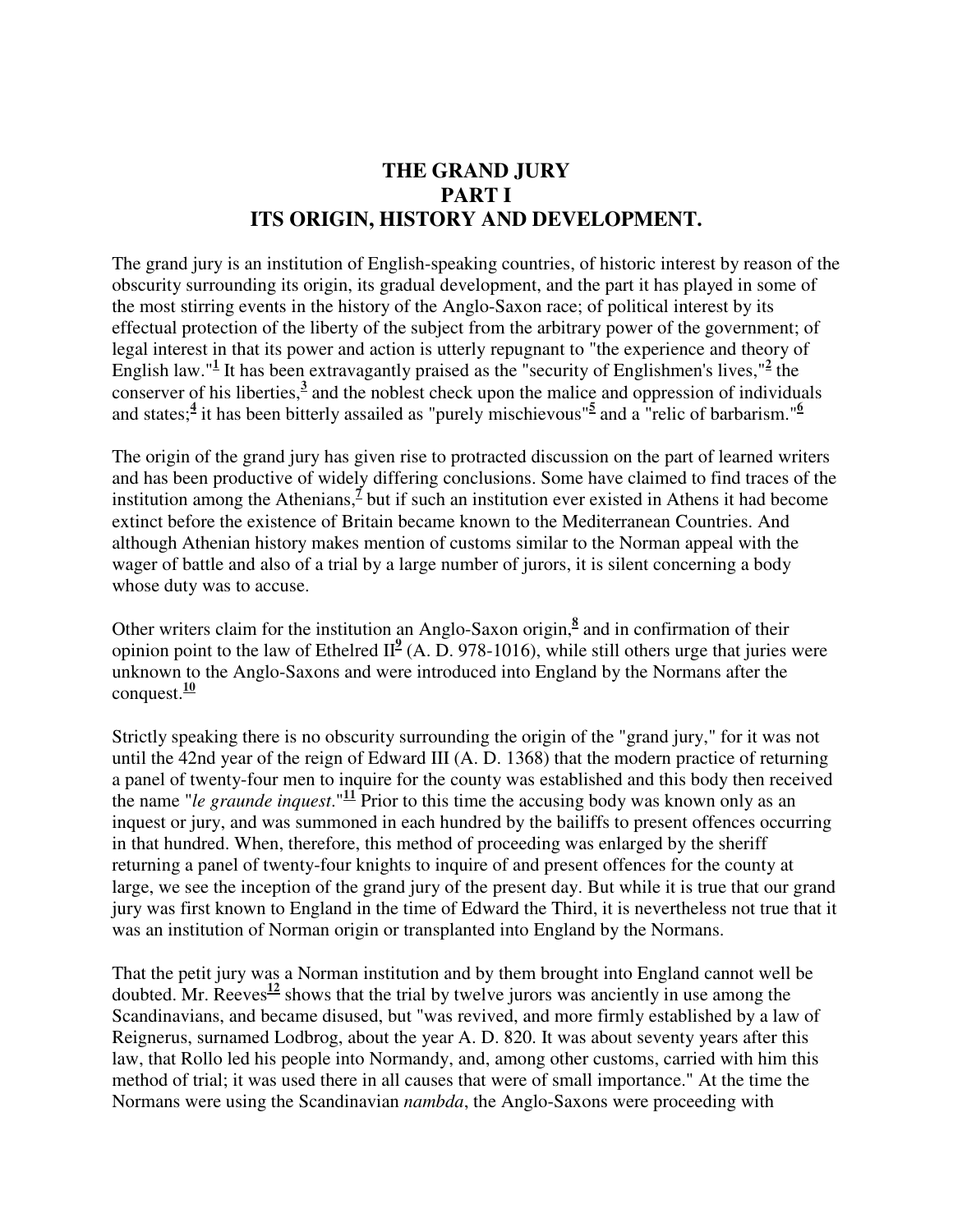# THE GRAND JURY
## PART I
## ITS ORIGIN, HISTORY AND DEVELOPMENT.

The grand jury is an institution of English-speaking countries, of historic interest by reason of the obscurity surrounding its origin, its gradual development, and the part it has played in some of the most stirring events in the history of the Anglo-Saxon race; of political interest by its effectual protection of the liberty of the subject from the arbitrary power of the government; of legal interest in that its power and action is utterly repugnant to "the experience and theory of English law."[1] It has been extravagantly praised as the "security of Englishmen's lives,"[2] the conserver of his liberties,[3] and the noblest check upon the malice and oppression of individuals and states;[4] it has been bitterly assailed as "purely mischievous"[5] and a "relic of barbarism."[6]

The origin of the grand jury has given rise to protracted discussion on the part of learned writers and has been productive of widely differing conclusions. Some have claimed to find traces of the institution among the Athenians,[7] but if such an institution ever existed in Athens it had become extinct before the existence of Britain became known to the Mediterranean Countries. And although Athenian history makes mention of customs similar to the Norman appeal with the wager of battle and also of a trial by a large number of jurors, it is silent concerning a body whose duty was to accuse.

Other writers claim for the institution an Anglo-Saxon origin,[8] and in confirmation of their opinion point to the law of Ethelred II[9] (A. D. 978-1016), while still others urge that juries were unknown to the Anglo-Saxons and were introduced into England by the Normans after the conquest.[10]

Strictly speaking there is no obscurity surrounding the origin of the "grand jury," for it was not until the 42nd year of the reign of Edward III (A. D. 1368) that the modern practice of returning a panel of twenty-four men to inquire for the county was established and this body then received the name "*le graunde inquest*."[11] Prior to this time the accusing body was known only as an inquest or jury, and was summoned in each hundred by the bailiffs to present offences occurring in that hundred. When, therefore, this method of proceeding was enlarged by the sheriff returning a panel of twenty-four knights to inquire of and present offences for the county at large, we see the inception of the grand jury of the present day. But while it is true that our grand jury was first known to England in the time of Edward the Third, it is nevertheless not true that it was an institution of Norman origin or transplanted into England by the Normans.

That the petit jury was a Norman institution and by them brought into England cannot well be doubted. Mr. Reeves[12] shows that the trial by twelve jurors was anciently in use among the Scandinavians, and became disused, but "was revived, and more firmly established by a law of Reignerus, surnamed Lodbrog, about the year A. D. 820. It was about seventy years after this law, that Rollo led his people into Normandy, and, among other customs, carried with him this method of trial; it was used there in all causes that were of small importance." At the time the Normans were using the Scandinavian *nambda*, the Anglo-Saxons were proceeding with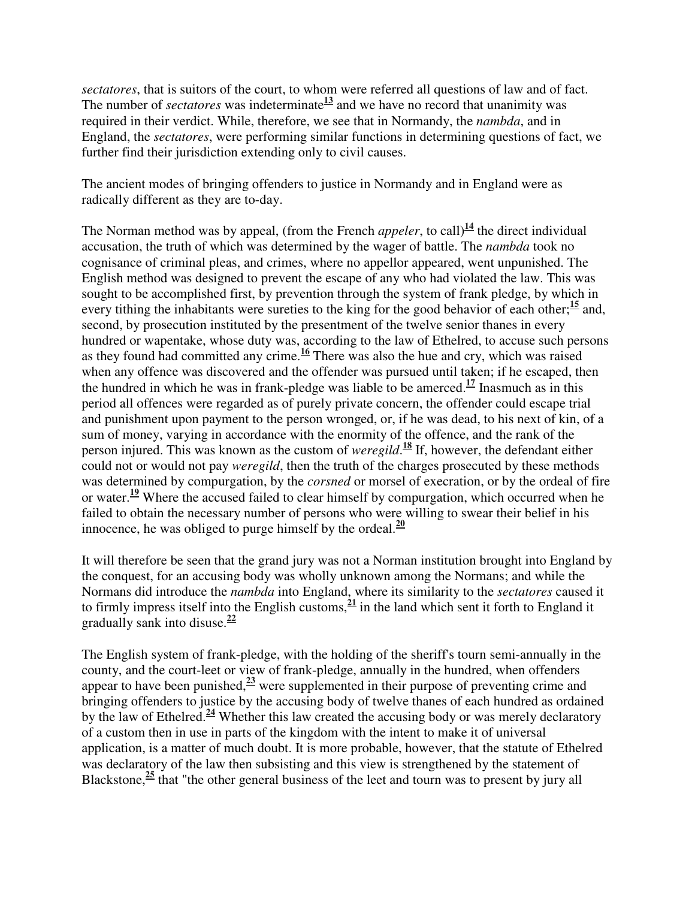*sectatores*, that is suitors of the court, to whom were referred all questions of law and of fact. The number of *sectatores* was indeterminate[13] and we have no record that unanimity was required in their verdict. While, therefore, we see that in Normandy, the *nambda*, and in England, the *sectatores*, were performing similar functions in determining questions of fact, we further find their jurisdiction extending only to civil causes.

The ancient modes of bringing offenders to justice in Normandy and in England were as radically different as they are to-day.

The Norman method was by appeal, (from the French *appeler*, to call)[14] the direct individual accusation, the truth of which was determined by the wager of battle. The *nambda* took no cognisance of criminal pleas, and crimes, where no appellor appeared, went unpunished. The English method was designed to prevent the escape of any who had violated the law. This was sought to be accomplished first, by prevention through the system of frank pledge, by which in every tithing the inhabitants were sureties to the king for the good behavior of each other;[15] and, second, by prosecution instituted by the presentment of the twelve senior thanes in every hundred or wapentake, whose duty was, according to the law of Ethelred, to accuse such persons as they found had committed any crime.[16] There was also the hue and cry, which was raised when any offence was discovered and the offender was pursued until taken; if he escaped, then the hundred in which he was in frank-pledge was liable to be amerced.[17] Inasmuch as in this period all offences were regarded as of purely private concern, the offender could escape trial and punishment upon payment to the person wronged, or, if he was dead, to his next of kin, of a sum of money, varying in accordance with the enormity of the offence, and the rank of the person injured. This was known as the custom of *weregild*.[18] If, however, the defendant either could not or would not pay *weregild*, then the truth of the charges prosecuted by these methods was determined by compurgation, by the *corsned* or morsel of execration, or by the ordeal of fire or water.[19] Where the accused failed to clear himself by compurgation, which occurred when he failed to obtain the necessary number of persons who were willing to swear their belief in his innocence, he was obliged to purge himself by the ordeal.[20]

It will therefore be seen that the grand jury was not a Norman institution brought into England by the conquest, for an accusing body was wholly unknown among the Normans; and while the Normans did introduce the *nambda* into England, where its similarity to the *sectatores* caused it to firmly impress itself into the English customs,[21] in the land which sent it forth to England it gradually sank into disuse.[22]

The English system of frank-pledge, with the holding of the sheriff's tourn semi-annually in the county, and the court-leet or view of frank-pledge, annually in the hundred, when offenders appear to have been punished,[23] were supplemented in their purpose of preventing crime and bringing offenders to justice by the accusing body of twelve thanes of each hundred as ordained by the law of Ethelred.[24] Whether this law created the accusing body or was merely declaratory of a custom then in use in parts of the kingdom with the intent to make it of universal application, is a matter of much doubt. It is more probable, however, that the statute of Ethelred was declaratory of the law then subsisting and this view is strengthened by the statement of Blackstone,[25] that "the other general business of the leet and tourn was to present by jury all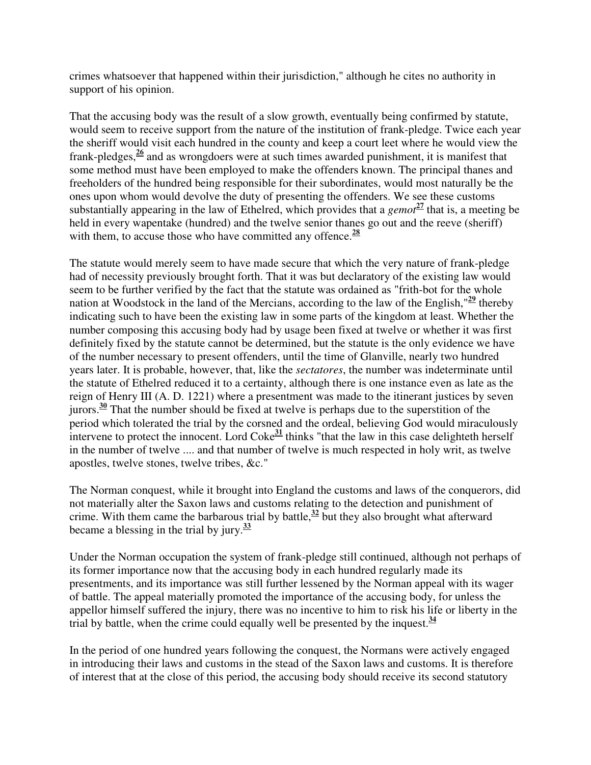crimes whatsoever that happened within their jurisdiction," although he cites no authority in support of his opinion.

That the accusing body was the result of a slow growth, eventually being confirmed by statute, would seem to receive support from the nature of the institution of frank-pledge. Twice each year the sheriff would visit each hundred in the county and keep a court leet where he would view the frank-pledges,[26] and as wrongdoers were at such times awarded punishment, it is manifest that some method must have been employed to make the offenders known. The principal thanes and freeholders of the hundred being responsible for their subordinates, would most naturally be the ones upon whom would devolve the duty of presenting the offenders. We see these customs substantially appearing in the law of Ethelred, which provides that a *gemot*[27] that is, a meeting be held in every wapentake (hundred) and the twelve senior thanes go out and the reeve (sheriff) with them, to accuse those who have committed any offence.[28]

The statute would merely seem to have made secure that which the very nature of frank-pledge had of necessity previously brought forth. That it was but declaratory of the existing law would seem to be further verified by the fact that the statute was ordained as "frith-bot for the whole nation at Woodstock in the land of the Mercians, according to the law of the English,"[29] thereby indicating such to have been the existing law in some parts of the kingdom at least. Whether the number composing this accusing body had by usage been fixed at twelve or whether it was first definitely fixed by the statute cannot be determined, but the statute is the only evidence we have of the number necessary to present offenders, until the time of Glanville, nearly two hundred years later. It is probable, however, that, like the *sectatores*, the number was indeterminate until the statute of Ethelred reduced it to a certainty, although there is one instance even as late as the reign of Henry III (A. D. 1221) where a presentment was made to the itinerant justices by seven jurors.[30] That the number should be fixed at twelve is perhaps due to the superstition of the period which tolerated the trial by the corsned and the ordeal, believing God would miraculously intervene to protect the innocent. Lord Coke[31] thinks "that the law in this case delighteth herself in the number of twelve .... and that number of twelve is much respected in holy writ, as twelve apostles, twelve stones, twelve tribes, &c."

The Norman conquest, while it brought into England the customs and laws of the conquerors, did not materially alter the Saxon laws and customs relating to the detection and punishment of crime. With them came the barbarous trial by battle,[32] but they also brought what afterward became a blessing in the trial by jury.[33]

Under the Norman occupation the system of frank-pledge still continued, although not perhaps of its former importance now that the accusing body in each hundred regularly made its presentments, and its importance was still further lessened by the Norman appeal with its wager of battle. The appeal materially promoted the importance of the accusing body, for unless the appellor himself suffered the injury, there was no incentive to him to risk his life or liberty in the trial by battle, when the crime could equally well be presented by the inquest.[34]

In the period of one hundred years following the conquest, the Normans were actively engaged in introducing their laws and customs in the stead of the Saxon laws and customs. It is therefore of interest that at the close of this period, the accusing body should receive its second statutory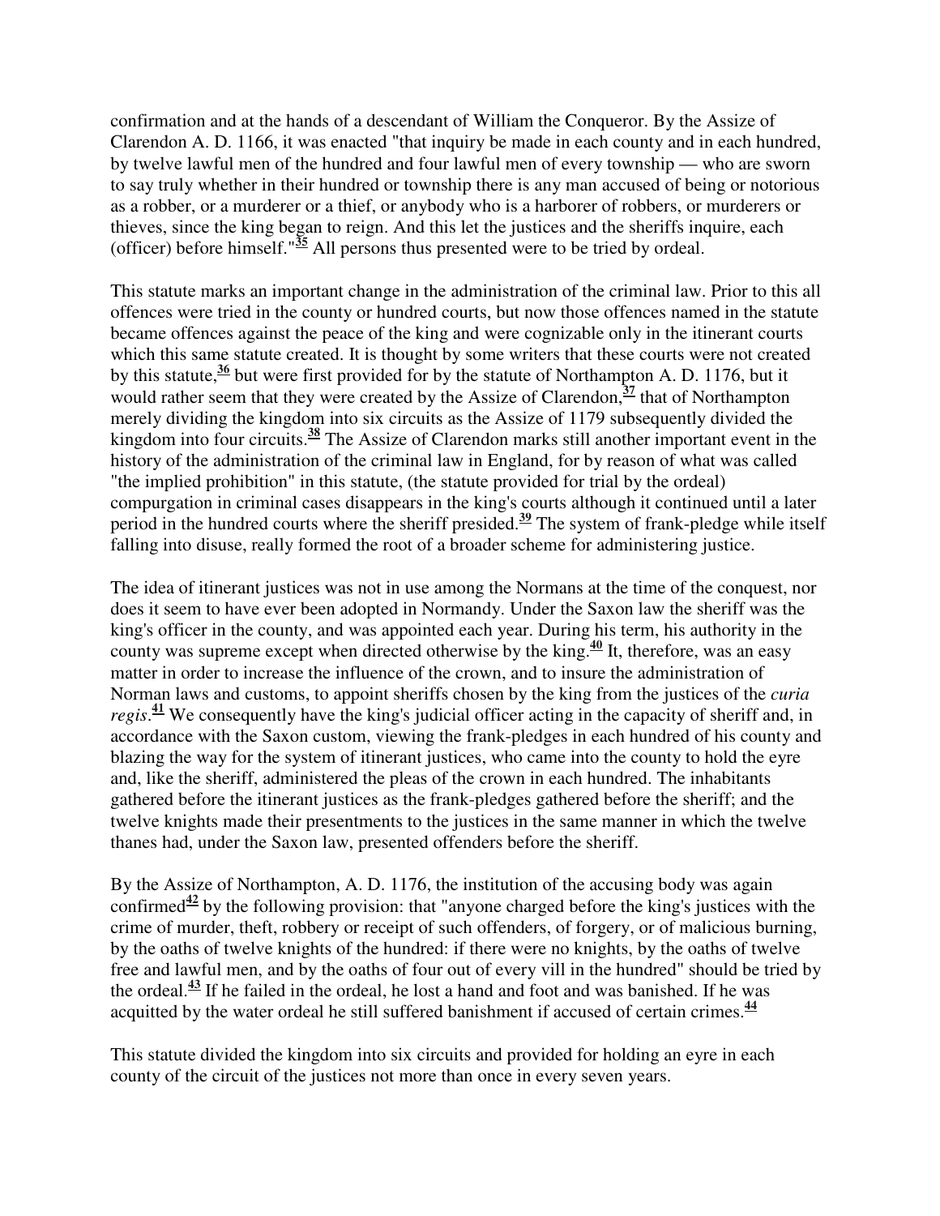confirmation and at the hands of a descendant of William the Conqueror. By the Assize of Clarendon A. D. 1166, it was enacted "that inquiry be made in each county and in each hundred, by twelve lawful men of the hundred and four lawful men of every township — who are sworn to say truly whether in their hundred or township there is any man accused of being or notorious as a robber, or a murderer or a thief, or anybody who is a harborer of robbers, or murderers or thieves, since the king began to reign. And this let the justices and the sheriffs inquire, each (officer) before himself."[35] All persons thus presented were to be tried by ordeal.

This statute marks an important change in the administration of the criminal law. Prior to this all offences were tried in the county or hundred courts, but now those offences named in the statute became offences against the peace of the king and were cognizable only in the itinerant courts which this same statute created. It is thought by some writers that these courts were not created by this statute,[36] but were first provided for by the statute of Northampton A. D. 1176, but it would rather seem that they were created by the Assize of Clarendon,[37] that of Northampton merely dividing the kingdom into six circuits as the Assize of 1179 subsequently divided the kingdom into four circuits.[38] The Assize of Clarendon marks still another important event in the history of the administration of the criminal law in England, for by reason of what was called "the implied prohibition" in this statute, (the statute provided for trial by the ordeal) compurgation in criminal cases disappears in the king's courts although it continued until a later period in the hundred courts where the sheriff presided.[39] The system of frank-pledge while itself falling into disuse, really formed the root of a broader scheme for administering justice.

The idea of itinerant justices was not in use among the Normans at the time of the conquest, nor does it seem to have ever been adopted in Normandy. Under the Saxon law the sheriff was the king's officer in the county, and was appointed each year. During his term, his authority in the county was supreme except when directed otherwise by the king.[40] It, therefore, was an easy matter in order to increase the influence of the crown, and to insure the administration of Norman laws and customs, to appoint sheriffs chosen by the king from the justices of the *curia regis*.[41] We consequently have the king's judicial officer acting in the capacity of sheriff and, in accordance with the Saxon custom, viewing the frank-pledges in each hundred of his county and blazing the way for the system of itinerant justices, who came into the county to hold the eyre and, like the sheriff, administered the pleas of the crown in each hundred. The inhabitants gathered before the itinerant justices as the frank-pledges gathered before the sheriff; and the twelve knights made their presentments to the justices in the same manner in which the twelve thanes had, under the Saxon law, presented offenders before the sheriff.

By the Assize of Northampton, A. D. 1176, the institution of the accusing body was again confirmed[42] by the following provision: that "anyone charged before the king's justices with the crime of murder, theft, robbery or receipt of such offenders, of forgery, or of malicious burning, by the oaths of twelve knights of the hundred: if there were no knights, by the oaths of twelve free and lawful men, and by the oaths of four out of every vill in the hundred" should be tried by the ordeal.[43] If he failed in the ordeal, he lost a hand and foot and was banished. If he was acquitted by the water ordeal he still suffered banishment if accused of certain crimes.[44]

This statute divided the kingdom into six circuits and provided for holding an eyre in each county of the circuit of the justices not more than once in every seven years.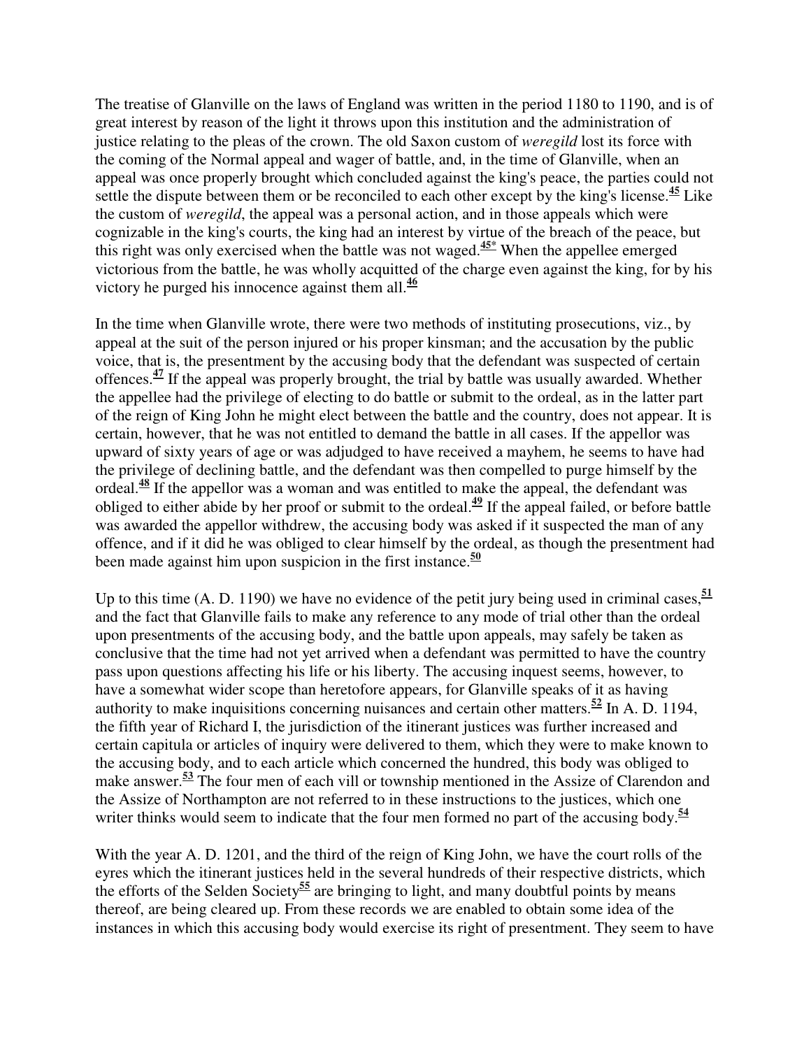The treatise of Glanville on the laws of England was written in the period 1180 to 1190, and is of great interest by reason of the light it throws upon this institution and the administration of justice relating to the pleas of the crown. The old Saxon custom of *weregild* lost its force with the coming of the Normal appeal and wager of battle, and, in the time of Glanville, when an appeal was once properly brought which concluded against the king's peace, the parties could not settle the dispute between them or be reconciled to each other except by the king's license.[45] Like the custom of *weregild*, the appeal was a personal action, and in those appeals which were cognizable in the king's courts, the king had an interest by virtue of the breach of the peace, but this right was only exercised when the battle was not waged.[45*] When the appellee emerged victorious from the battle, he was wholly acquitted of the charge even against the king, for by his victory he purged his innocence against them all.[46]

In the time when Glanville wrote, there were two methods of instituting prosecutions, viz., by appeal at the suit of the person injured or his proper kinsman; and the accusation by the public voice, that is, the presentment by the accusing body that the defendant was suspected of certain offences.[47] If the appeal was properly brought, the trial by battle was usually awarded. Whether the appellee had the privilege of electing to do battle or submit to the ordeal, as in the latter part of the reign of King John he might elect between the battle and the country, does not appear. It is certain, however, that he was not entitled to demand the battle in all cases. If the appellor was upward of sixty years of age or was adjudged to have received a mayhem, he seems to have had the privilege of declining battle, and the defendant was then compelled to purge himself by the ordeal.[48] If the appellor was a woman and was entitled to make the appeal, the defendant was obliged to either abide by her proof or submit to the ordeal.[49] If the appeal failed, or before battle was awarded the appellor withdrew, the accusing body was asked if it suspected the man of any offence, and if it did he was obliged to clear himself by the ordeal, as though the presentment had been made against him upon suspicion in the first instance.[50]

Up to this time (A. D. 1190) we have no evidence of the petit jury being used in criminal cases,[51] and the fact that Glanville fails to make any reference to any mode of trial other than the ordeal upon presentments of the accusing body, and the battle upon appeals, may safely be taken as conclusive that the time had not yet arrived when a defendant was permitted to have the country pass upon questions affecting his life or his liberty. The accusing inquest seems, however, to have a somewhat wider scope than heretofore appears, for Glanville speaks of it as having authority to make inquisitions concerning nuisances and certain other matters.[52] In A. D. 1194, the fifth year of Richard I, the jurisdiction of the itinerant justices was further increased and certain capitula or articles of inquiry were delivered to them, which they were to make known to the accusing body, and to each article which concerned the hundred, this body was obliged to make answer.[53] The four men of each vill or township mentioned in the Assize of Clarendon and the Assize of Northampton are not referred to in these instructions to the justices, which one writer thinks would seem to indicate that the four men formed no part of the accusing body.[54]

With the year A. D. 1201, and the third of the reign of King John, we have the court rolls of the eyres which the itinerant justices held in the several hundreds of their respective districts, which the efforts of the Selden Society[55] are bringing to light, and many doubtful points by means thereof, are being cleared up. From these records we are enabled to obtain some idea of the instances in which this accusing body would exercise its right of presentment. They seem to have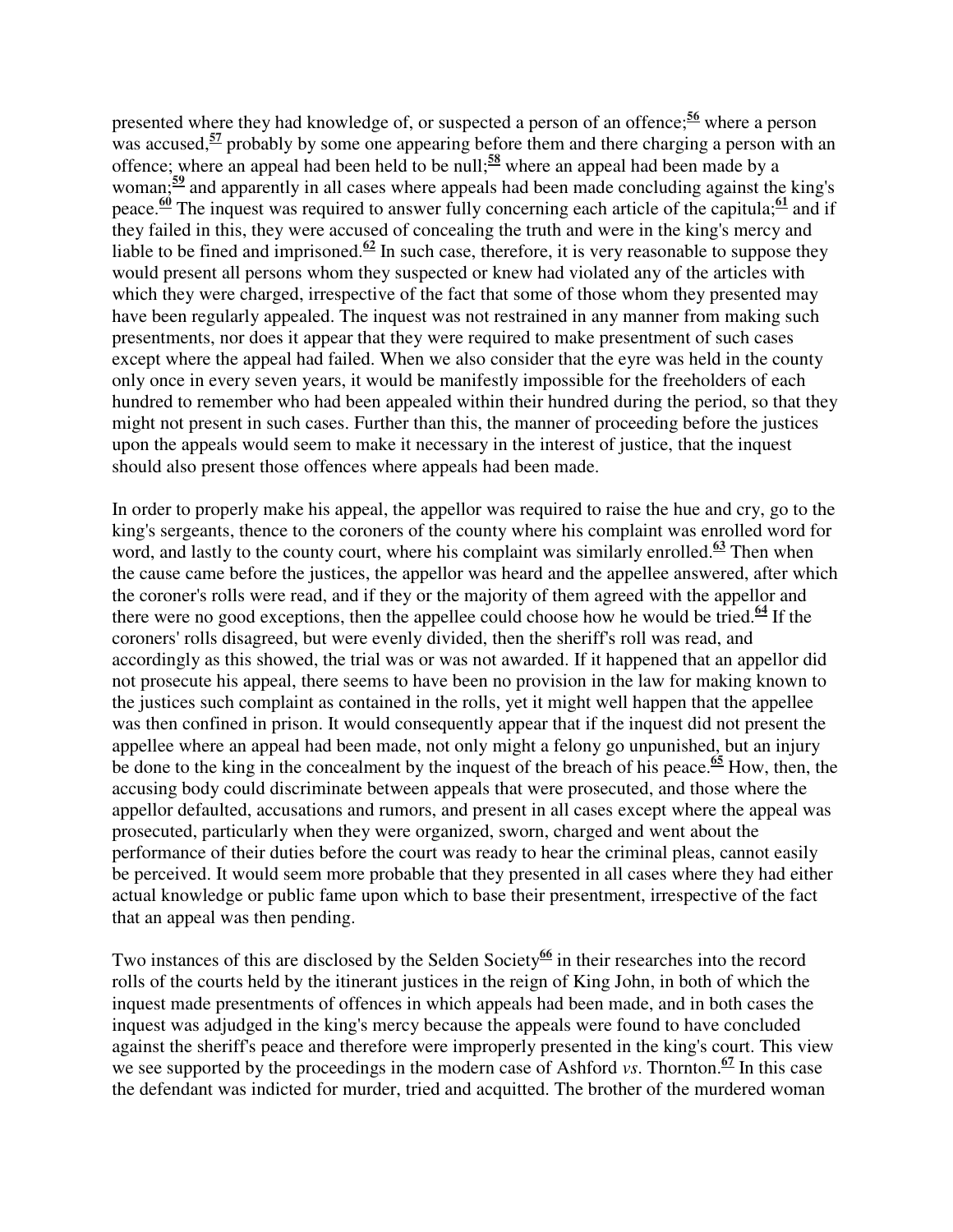presented where they had knowledge of, or suspected a person of an offence;[56] where a person was accused,[57] probably by some one appearing before them and there charging a person with an offence; where an appeal had been held to be null;[58] where an appeal had been made by a woman;[59] and apparently in all cases where appeals had been made concluding against the king's peace.[60] The inquest was required to answer fully concerning each article of the capitula;[61] and if they failed in this, they were accused of concealing the truth and were in the king's mercy and liable to be fined and imprisoned.[62] In such case, therefore, it is very reasonable to suppose they would present all persons whom they suspected or knew had violated any of the articles with which they were charged, irrespective of the fact that some of those whom they presented may have been regularly appealed. The inquest was not restrained in any manner from making such presentments, nor does it appear that they were required to make presentment of such cases except where the appeal had failed. When we also consider that the eyre was held in the county only once in every seven years, it would be manifestly impossible for the freeholders of each hundred to remember who had been appealed within their hundred during the period, so that they might not present in such cases. Further than this, the manner of proceeding before the justices upon the appeals would seem to make it necessary in the interest of justice, that the inquest should also present those offences where appeals had been made.

In order to properly make his appeal, the appellor was required to raise the hue and cry, go to the king's sergeants, thence to the coroners of the county where his complaint was enrolled word for word, and lastly to the county court, where his complaint was similarly enrolled.[63] Then when the cause came before the justices, the appellor was heard and the appellee answered, after which the coroner's rolls were read, and if they or the majority of them agreed with the appellor and there were no good exceptions, then the appellee could choose how he would be tried.[64] If the coroners' rolls disagreed, but were evenly divided, then the sheriff's roll was read, and accordingly as this showed, the trial was or was not awarded. If it happened that an appellor did not prosecute his appeal, there seems to have been no provision in the law for making known to the justices such complaint as contained in the rolls, yet it might well happen that the appellee was then confined in prison. It would consequently appear that if the inquest did not present the appellee where an appeal had been made, not only might a felony go unpunished, but an injury be done to the king in the concealment by the inquest of the breach of his peace.[65] How, then, the accusing body could discriminate between appeals that were prosecuted, and those where the appellor defaulted, accusations and rumors, and present in all cases except where the appeal was prosecuted, particularly when they were organized, sworn, charged and went about the performance of their duties before the court was ready to hear the criminal pleas, cannot easily be perceived. It would seem more probable that they presented in all cases where they had either actual knowledge or public fame upon which to base their presentment, irrespective of the fact that an appeal was then pending.

Two instances of this are disclosed by the Selden Society[66] in their researches into the record rolls of the courts held by the itinerant justices in the reign of King John, in both of which the inquest made presentments of offences in which appeals had been made, and in both cases the inquest was adjudged in the king's mercy because the appeals were found to have concluded against the sheriff's peace and therefore were improperly presented in the king's court. This view we see supported by the proceedings in the modern case of Ashford *vs*. Thornton.[67] In this case the defendant was indicted for murder, tried and acquitted. The brother of the murdered woman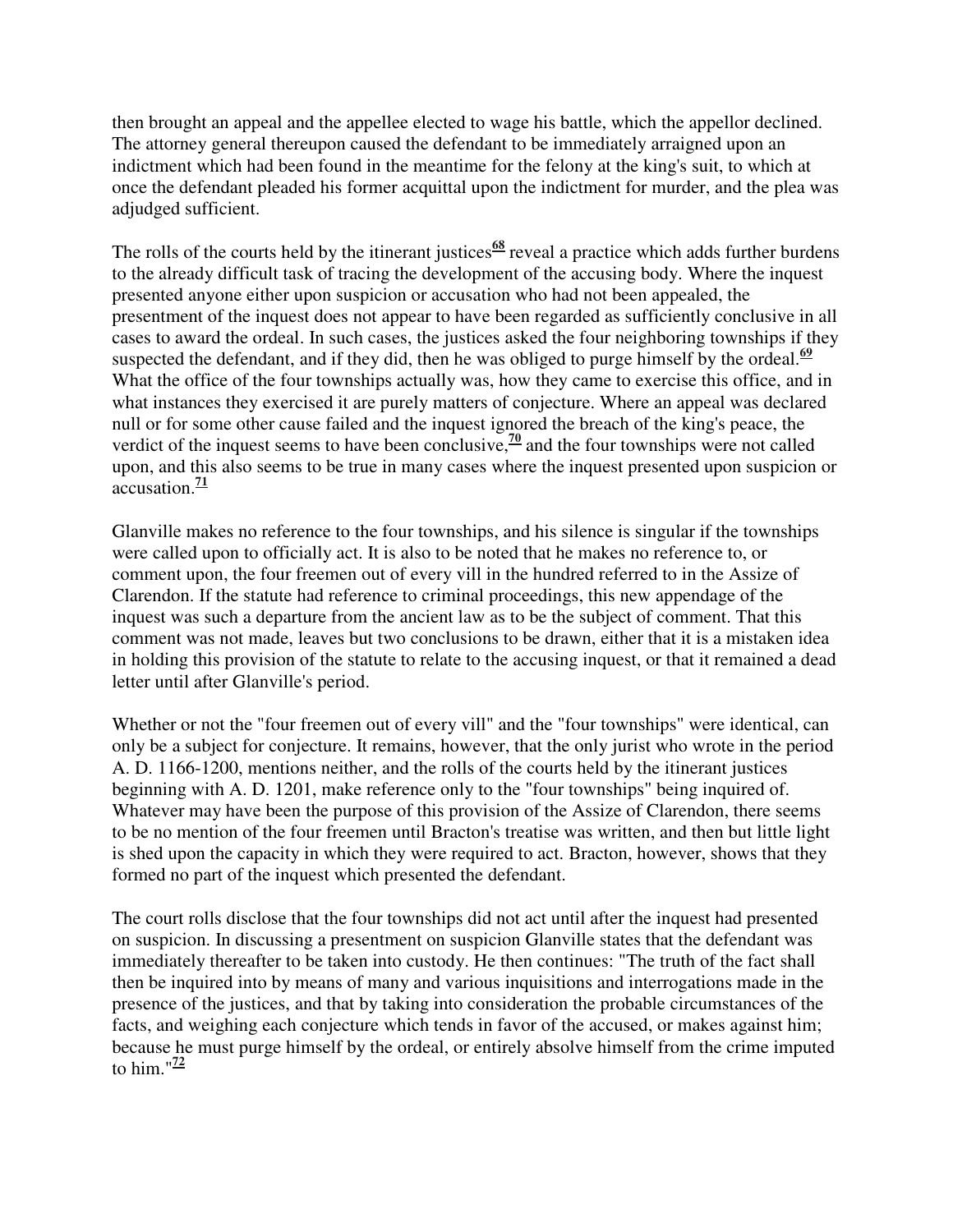then brought an appeal and the appellee elected to wage his battle, which the appellor declined. The attorney general thereupon caused the defendant to be immediately arraigned upon an indictment which had been found in the meantime for the felony at the king's suit, to which at once the defendant pleaded his former acquittal upon the indictment for murder, and the plea was adjudged sufficient.

The rolls of the courts held by the itinerant justices[68] reveal a practice which adds further burdens to the already difficult task of tracing the development of the accusing body. Where the inquest presented anyone either upon suspicion or accusation who had not been appealed, the presentment of the inquest does not appear to have been regarded as sufficiently conclusive in all cases to award the ordeal. In such cases, the justices asked the four neighboring townships if they suspected the defendant, and if they did, then he was obliged to purge himself by the ordeal.[69] What the office of the four townships actually was, how they came to exercise this office, and in what instances they exercised it are purely matters of conjecture. Where an appeal was declared null or for some other cause failed and the inquest ignored the breach of the king's peace, the verdict of the inquest seems to have been conclusive,[70] and the four townships were not called upon, and this also seems to be true in many cases where the inquest presented upon suspicion or accusation.[71]

Glanville makes no reference to the four townships, and his silence is singular if the townships were called upon to officially act. It is also to be noted that he makes no reference to, or comment upon, the four freemen out of every vill in the hundred referred to in the Assize of Clarendon. If the statute had reference to criminal proceedings, this new appendage of the inquest was such a departure from the ancient law as to be the subject of comment. That this comment was not made, leaves but two conclusions to be drawn, either that it is a mistaken idea in holding this provision of the statute to relate to the accusing inquest, or that it remained a dead letter until after Glanville's period.

Whether or not the "four freemen out of every vill" and the "four townships" were identical, can only be a subject for conjecture. It remains, however, that the only jurist who wrote in the period A. D. 1166-1200, mentions neither, and the rolls of the courts held by the itinerant justices beginning with A. D. 1201, make reference only to the "four townships" being inquired of. Whatever may have been the purpose of this provision of the Assize of Clarendon, there seems to be no mention of the four freemen until Bracton's treatise was written, and then but little light is shed upon the capacity in which they were required to act. Bracton, however, shows that they formed no part of the inquest which presented the defendant.

The court rolls disclose that the four townships did not act until after the inquest had presented on suspicion. In discussing a presentment on suspicion Glanville states that the defendant was immediately thereafter to be taken into custody. He then continues: "The truth of the fact shall then be inquired into by means of many and various inquisitions and interrogations made in the presence of the justices, and that by taking into consideration the probable circumstances of the facts, and weighing each conjecture which tends in favor of the accused, or makes against him; because he must purge himself by the ordeal, or entirely absolve himself from the crime imputed to him."[72]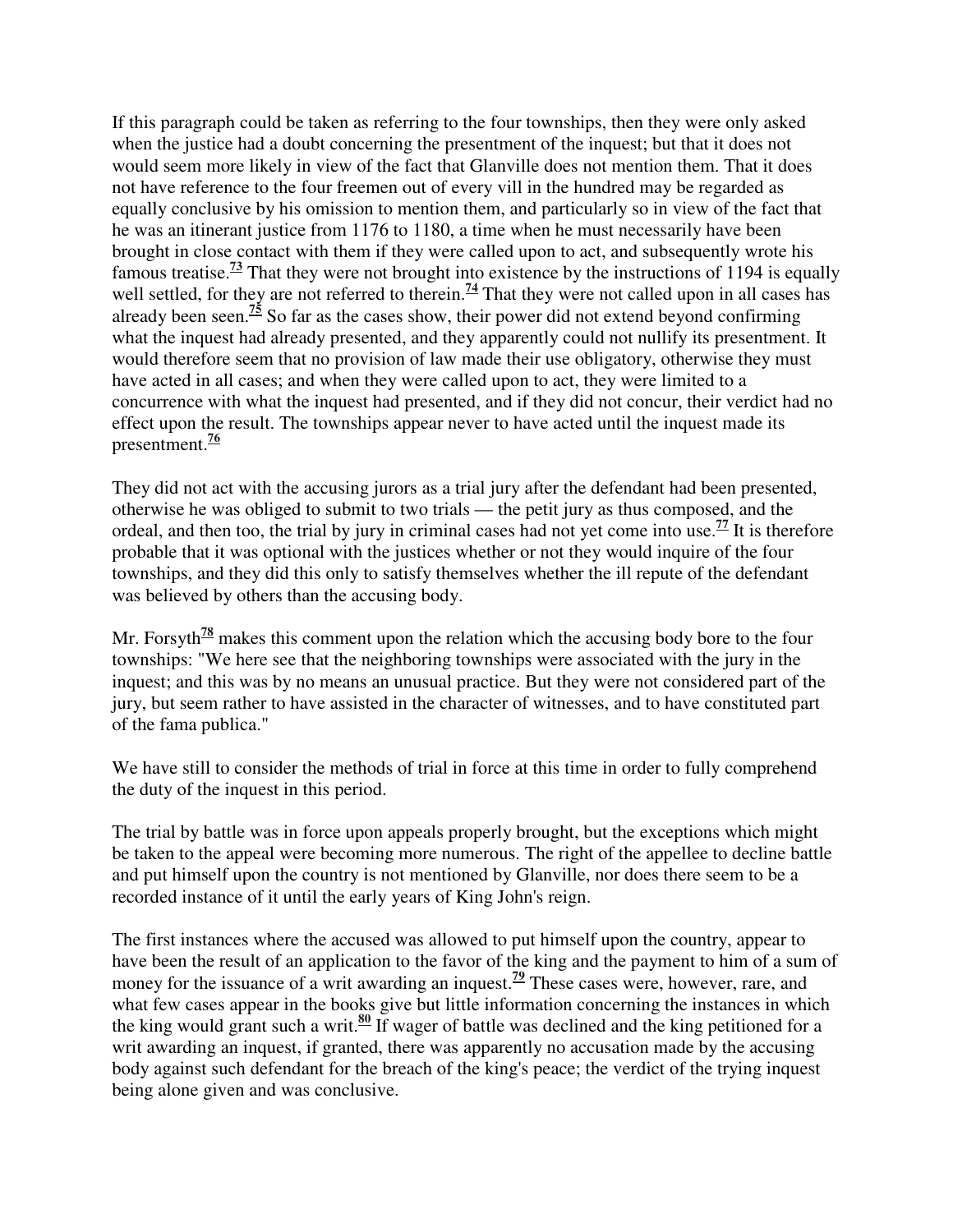If this paragraph could be taken as referring to the four townships, then they were only asked when the justice had a doubt concerning the presentment of the inquest; but that it does not would seem more likely in view of the fact that Glanville does not mention them. That it does not have reference to the four freemen out of every vill in the hundred may be regarded as equally conclusive by his omission to mention them, and particularly so in view of the fact that he was an itinerant justice from 1176 to 1180, a time when he must necessarily have been brought in close contact with them if they were called upon to act, and subsequently wrote his famous treatise.[73] That they were not brought into existence by the instructions of 1194 is equally well settled, for they are not referred to therein.[74] That they were not called upon in all cases has already been seen.[75] So far as the cases show, their power did not extend beyond confirming what the inquest had already presented, and they apparently could not nullify its presentment. It would therefore seem that no provision of law made their use obligatory, otherwise they must have acted in all cases; and when they were called upon to act, they were limited to a concurrence with what the inquest had presented, and if they did not concur, their verdict had no effect upon the result. The townships appear never to have acted until the inquest made its presentment.[76]

They did not act with the accusing jurors as a trial jury after the defendant had been presented, otherwise he was obliged to submit to two trials — the petit jury as thus composed, and the ordeal, and then too, the trial by jury in criminal cases had not yet come into use.[77] It is therefore probable that it was optional with the justices whether or not they would inquire of the four townships, and they did this only to satisfy themselves whether the ill repute of the defendant was believed by others than the accusing body.

Mr. Forsyth[78] makes this comment upon the relation which the accusing body bore to the four townships: "We here see that the neighboring townships were associated with the jury in the inquest; and this was by no means an unusual practice. But they were not considered part of the jury, but seem rather to have assisted in the character of witnesses, and to have constituted part of the fama publica."

We have still to consider the methods of trial in force at this time in order to fully comprehend the duty of the inquest in this period.

The trial by battle was in force upon appeals properly brought, but the exceptions which might be taken to the appeal were becoming more numerous. The right of the appellee to decline battle and put himself upon the country is not mentioned by Glanville, nor does there seem to be a recorded instance of it until the early years of King John's reign.

The first instances where the accused was allowed to put himself upon the country, appear to have been the result of an application to the favor of the king and the payment to him of a sum of money for the issuance of a writ awarding an inquest.[79] These cases were, however, rare, and what few cases appear in the books give but little information concerning the instances in which the king would grant such a writ.[80] If wager of battle was declined and the king petitioned for a writ awarding an inquest, if granted, there was apparently no accusation made by the accusing body against such defendant for the breach of the king's peace; the verdict of the trying inquest being alone given and was conclusive.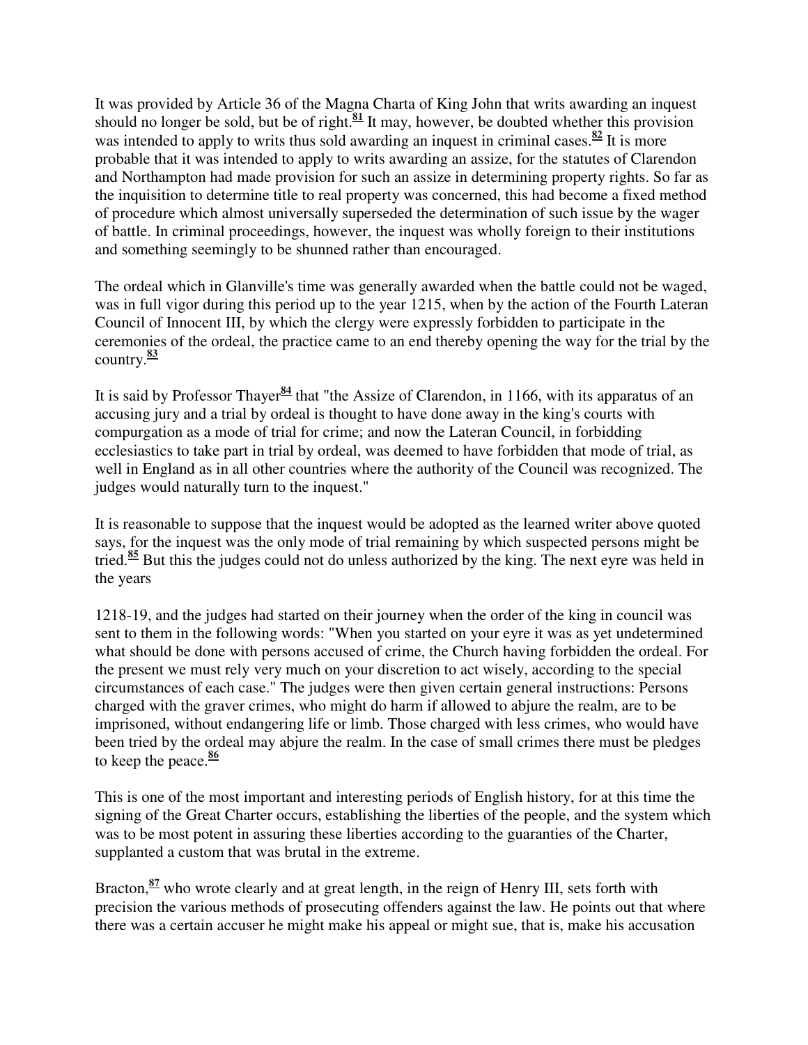It was provided by Article 36 of the Magna Charta of King John that writs awarding an inquest should no longer be sold, but be of right.[81] It may, however, be doubted whether this provision was intended to apply to writs thus sold awarding an inquest in criminal cases.[82] It is more probable that it was intended to apply to writs awarding an assize, for the statutes of Clarendon and Northampton had made provision for such an assize in determining property rights. So far as the inquisition to determine title to real property was concerned, this had become a fixed method of procedure which almost universally superseded the determination of such issue by the wager of battle. In criminal proceedings, however, the inquest was wholly foreign to their institutions and something seemingly to be shunned rather than encouraged.

The ordeal which in Glanville's time was generally awarded when the battle could not be waged, was in full vigor during this period up to the year 1215, when by the action of the Fourth Lateran Council of Innocent III, by which the clergy were expressly forbidden to participate in the ceremonies of the ordeal, the practice came to an end thereby opening the way for the trial by the country.[83]

It is said by Professor Thayer[84] that "the Assize of Clarendon, in 1166, with its apparatus of an accusing jury and a trial by ordeal is thought to have done away in the king's courts with compurgation as a mode of trial for crime; and now the Lateran Council, in forbidding ecclesiastics to take part in trial by ordeal, was deemed to have forbidden that mode of trial, as well in England as in all other countries where the authority of the Council was recognized. The judges would naturally turn to the inquest."

It is reasonable to suppose that the inquest would be adopted as the learned writer above quoted says, for the inquest was the only mode of trial remaining by which suspected persons might be tried.[85] But this the judges could not do unless authorized by the king. The next eyre was held in the years 1218-19, and the judges had started on their journey when the order of the king in council was sent to them in the following words: "When you started on your eyre it was as yet undetermined what should be done with persons accused of crime, the Church having forbidden the ordeal. For the present we must rely very much on your discretion to act wisely, according to the special circumstances of each case." The judges were then given certain general instructions: Persons charged with the graver crimes, who might do harm if allowed to abjure the realm, are to be imprisoned, without endangering life or limb. Those charged with less crimes, who would have been tried by the ordeal may abjure the realm. In the case of small crimes there must be pledges to keep the peace.[86]

This is one of the most important and interesting periods of English history, for at this time the signing of the Great Charter occurs, establishing the liberties of the people, and the system which was to be most potent in assuring these liberties according to the guaranties of the Charter, supplanted a custom that was brutal in the extreme.

Bracton,[87] who wrote clearly and at great length, in the reign of Henry III, sets forth with precision the various methods of prosecuting offenders against the law. He points out that where there was a certain accuser he might make his appeal or might sue, that is, make his accusation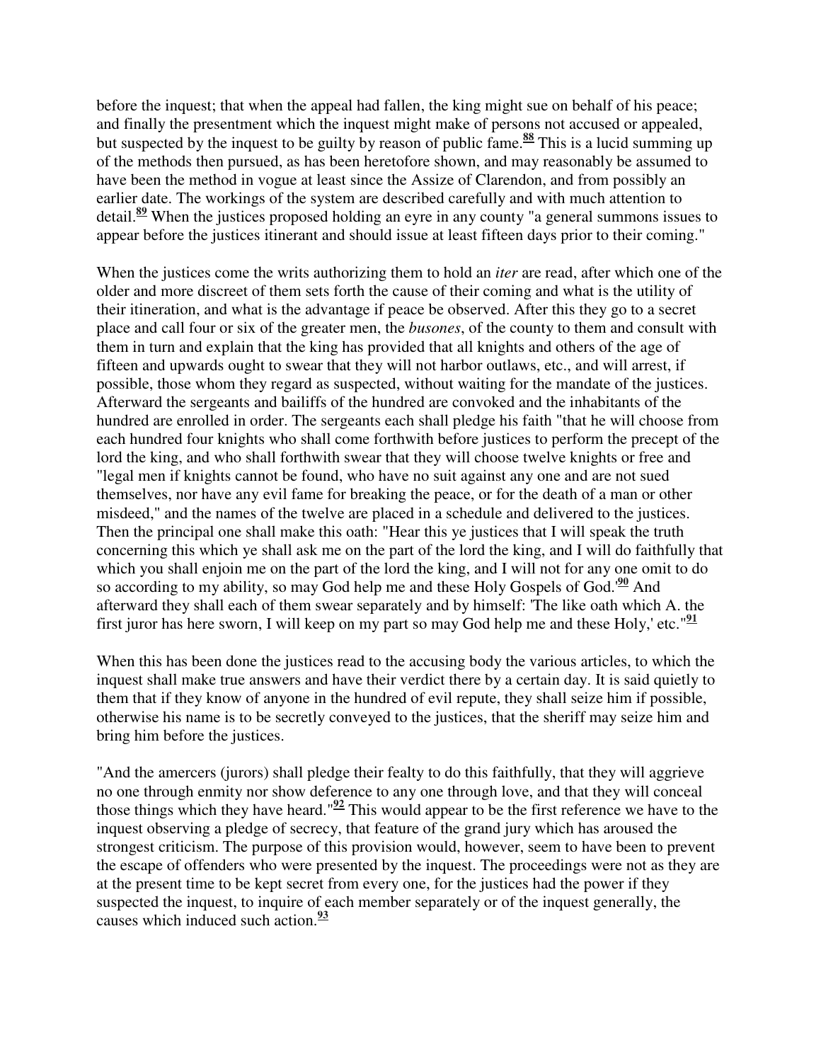before the inquest; that when the appeal had fallen, the king might sue on behalf of his peace; and finally the presentment which the inquest might make of persons not accused or appealed, but suspected by the inquest to be guilty by reason of public fame.[88] This is a lucid summing up of the methods then pursued, as has been heretofore shown, and may reasonably be assumed to have been the method in vogue at least since the Assize of Clarendon, and from possibly an earlier date. The workings of the system are described carefully and with much attention to detail.[89] When the justices proposed holding an eyre in any county "a general summons issues to appear before the justices itinerant and should issue at least fifteen days prior to their coming."

When the justices come the writs authorizing them to hold an *iter* are read, after which one of the older and more discreet of them sets forth the cause of their coming and what is the utility of their itineration, and what is the advantage if peace be observed. After this they go to a secret place and call four or six of the greater men, the *busones*, of the county to them and consult with them in turn and explain that the king has provided that all knights and others of the age of fifteen and upwards ought to swear that they will not harbor outlaws, etc., and will arrest, if possible, those whom they regard as suspected, without waiting for the mandate of the justices. Afterward the sergeants and bailiffs of the hundred are convoked and the inhabitants of the hundred are enrolled in order. The sergeants each shall pledge his faith "that he will choose from each hundred four knights who shall come forthwith before justices to perform the precept of the lord the king, and who shall forthwith swear that they will choose twelve knights or free and "legal men if knights cannot be found, who have no suit against any one and are not sued themselves, nor have any evil fame for breaking the peace, or for the death of a man or other misdeed," and the names of the twelve are placed in a schedule and delivered to the justices. Then the principal one shall make this oath: "Hear this ye justices that I will speak the truth concerning this which ye shall ask me on the part of the lord the king, and I will do faithfully that which you shall enjoin me on the part of the lord the king, and I will not for any one omit to do so according to my ability, so may God help me and these Holy Gospels of God.'[90] And afterward they shall each of them swear separately and by himself: 'The like oath which A. the first juror has here sworn, I will keep on my part so may God help me and these Holy,' etc."[91]

When this has been done the justices read to the accusing body the various articles, to which the inquest shall make true answers and have their verdict there by a certain day. It is said quietly to them that if they know of anyone in the hundred of evil repute, they shall seize him if possible, otherwise his name is to be secretly conveyed to the justices, that the sheriff may seize him and bring him before the justices.

"And the amercers (jurors) shall pledge their fealty to do this faithfully, that they will aggrieve no one through enmity nor show deference to any one through love, and that they will conceal those things which they have heard."[92] This would appear to be the first reference we have to the inquest observing a pledge of secrecy, that feature of the grand jury which has aroused the strongest criticism. The purpose of this provision would, however, seem to have been to prevent the escape of offenders who were presented by the inquest. The proceedings were not as they are at the present time to be kept secret from every one, for the justices had the power if they suspected the inquest, to inquire of each member separately or of the inquest generally, the causes which induced such action.[93]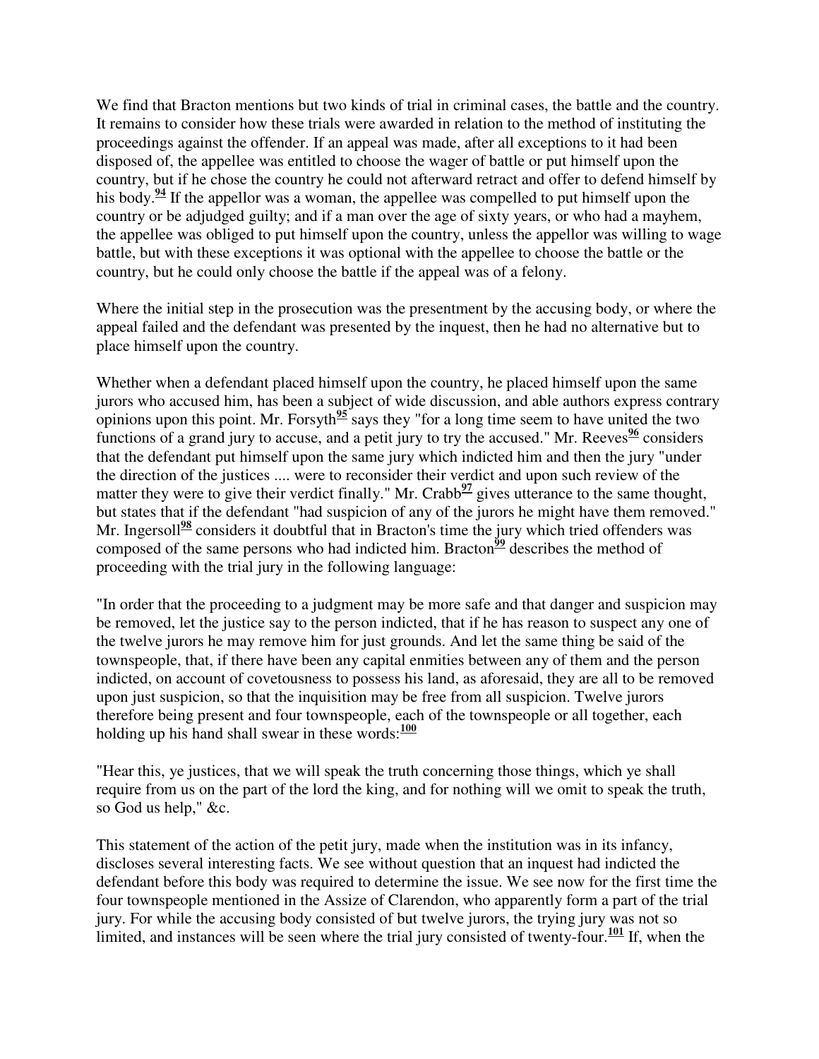We find that Bracton mentions but two kinds of trial in criminal cases, the battle and the country. It remains to consider how these trials were awarded in relation to the method of instituting the proceedings against the offender. If an appeal was made, after all exceptions to it had been disposed of, the appellee was entitled to choose the wager of battle or put himself upon the country, but if he chose the country he could not afterward retract and offer to defend himself by his body.[94] If the appellor was a woman, the appellee was compelled to put himself upon the country or be adjudged guilty; and if a man over the age of sixty years, or who had a mayhem, the appellee was obliged to put himself upon the country, unless the appellor was willing to wage battle, but with these exceptions it was optional with the appellee to choose the battle or the country, but he could only choose the battle if the appeal was of a felony.

Where the initial step in the prosecution was the presentment by the accusing body, or where the appeal failed and the defendant was presented by the inquest, then he had no alternative but to place himself upon the country.

Whether when a defendant placed himself upon the country, he placed himself upon the same jurors who accused him, has been a subject of wide discussion, and able authors express contrary opinions upon this point. Mr. Forsyth[95] says they "for a long time seem to have united the two functions of a grand jury to accuse, and a petit jury to try the accused." Mr. Reeves[96] considers that the defendant put himself upon the same jury which indicted him and then the jury "under the direction of the justices .... were to reconsider their verdict and upon such review of the matter they were to give their verdict finally." Mr. Crabb[97] gives utterance to the same thought, but states that if the defendant "had suspicion of any of the jurors he might have them removed." Mr. Ingersoll[98] considers it doubtful that in Bracton's time the jury which tried offenders was composed of the same persons who had indicted him. Bracton[99] describes the method of proceeding with the trial jury in the following language:

"In order that the proceeding to a judgment may be more safe and that danger and suspicion may be removed, let the justice say to the person indicted, that if he has reason to suspect any one of the twelve jurors he may remove him for just grounds. And let the same thing be said of the townspeople, that, if there have been any capital enmities between any of them and the person indicted, on account of covetousness to possess his land, as aforesaid, they are all to be removed upon just suspicion, so that the inquisition may be free from all suspicion. Twelve jurors therefore being present and four townspeople, each of the townspeople or all together, each holding up his hand shall swear in these words:[100]

"Hear this, ye justices, that we will speak the truth concerning those things, which ye shall require from us on the part of the lord the king, and for nothing will we omit to speak the truth, so God us help," &c.

This statement of the action of the petit jury, made when the institution was in its infancy, discloses several interesting facts. We see without question that an inquest had indicted the defendant before this body was required to determine the issue. We see now for the first time the four townspeople mentioned in the Assize of Clarendon, who apparently form a part of the trial jury. For while the accusing body consisted of but twelve jurors, the trying jury was not so limited, and instances will be seen where the trial jury consisted of twenty-four.[101] If, when the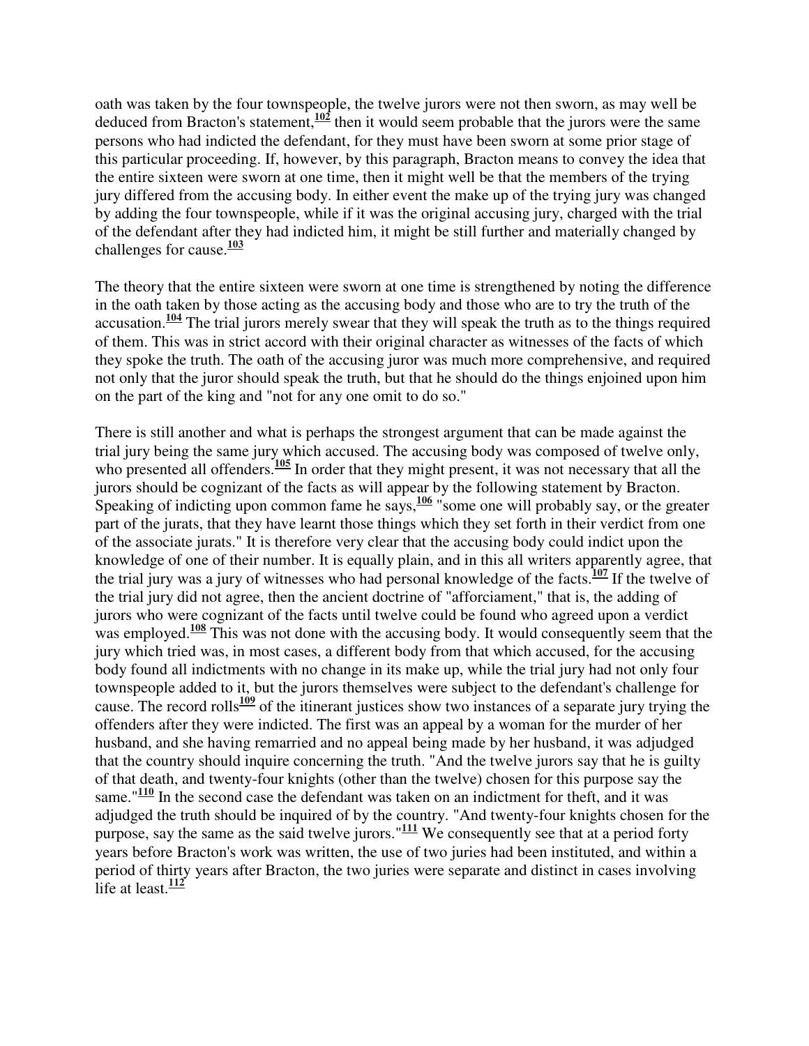oath was taken by the four townspeople, the twelve jurors were not then sworn, as may well be deduced from Bracton's statement,[102] then it would seem probable that the jurors were the same persons who had indicted the defendant, for they must have been sworn at some prior stage of this particular proceeding. If, however, by this paragraph, Bracton means to convey the idea that the entire sixteen were sworn at one time, then it might well be that the members of the trying jury differed from the accusing body. In either event the make up of the trying jury was changed by adding the four townspeople, while if it was the original accusing jury, charged with the trial of the defendant after they had indicted him, it might be still further and materially changed by challenges for cause.[103]

The theory that the entire sixteen were sworn at one time is strengthened by noting the difference in the oath taken by those acting as the accusing body and those who are to try the truth of the accusation.[104] The trial jurors merely swear that they will speak the truth as to the things required of them. This was in strict accord with their original character as witnesses of the facts of which they spoke the truth. The oath of the accusing juror was much more comprehensive, and required not only that the juror should speak the truth, but that he should do the things enjoined upon him on the part of the king and "not for any one omit to do so."

There is still another and what is perhaps the strongest argument that can be made against the trial jury being the same jury which accused. The accusing body was composed of twelve only, who presented all offenders.[105] In order that they might present, it was not necessary that all the jurors should be cognizant of the facts as will appear by the following statement by Bracton. Speaking of indicting upon common fame he says,[106] "some one will probably say, or the greater part of the jurats, that they have learnt those things which they set forth in their verdict from one of the associate jurats." It is therefore very clear that the accusing body could indict upon the knowledge of one of their number. It is equally plain, and in this all writers apparently agree, that the trial jury was a jury of witnesses who had personal knowledge of the facts.[107] If the twelve of the trial jury did not agree, then the ancient doctrine of "afforciament," that is, the adding of jurors who were cognizant of the facts until twelve could be found who agreed upon a verdict was employed.[108] This was not done with the accusing body. It would consequently seem that the jury which tried was, in most cases, a different body from that which accused, for the accusing body found all indictments with no change in its make up, while the trial jury had not only four townspeople added to it, but the jurors themselves were subject to the defendant's challenge for cause. The record rolls[109] of the itinerant justices show two instances of a separate jury trying the offenders after they were indicted. The first was an appeal by a woman for the murder of her husband, and she having remarried and no appeal being made by her husband, it was adjudged that the country should inquire concerning the truth. "And the twelve jurors say that he is guilty of that death, and twenty-four knights (other than the twelve) chosen for this purpose say the same."[110] In the second case the defendant was taken on an indictment for theft, and it was adjudged the truth should be inquired of by the country. "And twenty-four knights chosen for the purpose, say the same as the said twelve jurors."[111] We consequently see that at a period forty years before Bracton's work was written, the use of two juries had been instituted, and within a period of thirty years after Bracton, the two juries were separate and distinct in cases involving life at least.[112]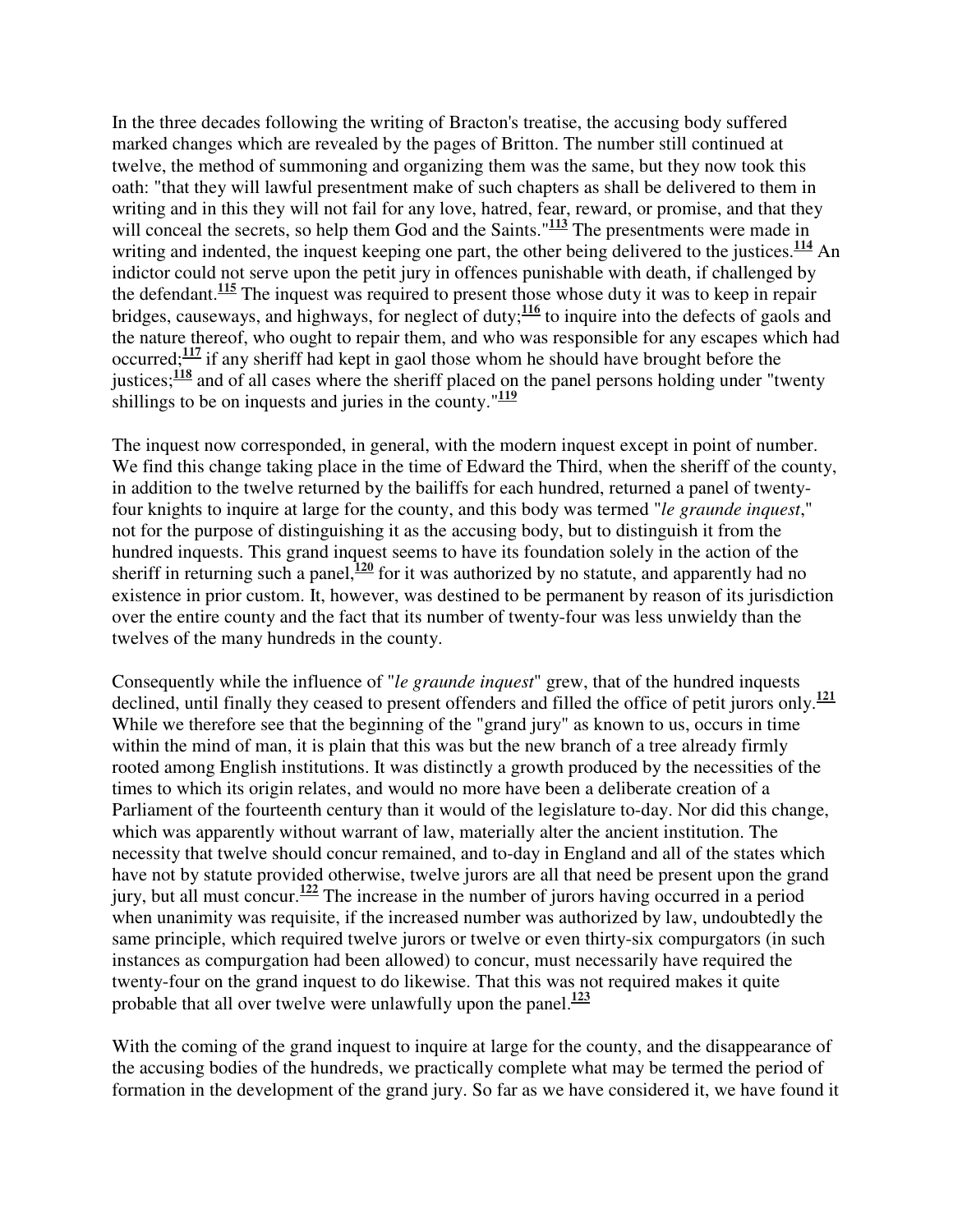In the three decades following the writing of Bracton's treatise, the accusing body suffered marked changes which are revealed by the pages of Britton. The number still continued at twelve, the method of summoning and organizing them was the same, but they now took this oath: "that they will lawful presentment make of such chapters as shall be delivered to them in writing and in this they will not fail for any love, hatred, fear, reward, or promise, and that they will conceal the secrets, so help them God and the Saints."[113] The presentments were made in writing and indented, the inquest keeping one part, the other being delivered to the justices.[114] An indictor could not serve upon the petit jury in offences punishable with death, if challenged by the defendant.[115] The inquest was required to present those whose duty it was to keep in repair bridges, causeways, and highways, for neglect of duty;[116] to inquire into the defects of gaols and the nature thereof, who ought to repair them, and who was responsible for any escapes which had occurred;[117] if any sheriff had kept in gaol those whom he should have brought before the justices;[118] and of all cases where the sheriff placed on the panel persons holding under "twenty shillings to be on inquests and juries in the county."[119]

The inquest now corresponded, in general, with the modern inquest except in point of number. We find this change taking place in the time of Edward the Third, when the sheriff of the county, in addition to the twelve returned by the bailiffs for each hundred, returned a panel of twenty-four knights to inquire at large for the county, and this body was termed "*le graunde inquest*," not for the purpose of distinguishing it as the accusing body, but to distinguish it from the hundred inquests. This grand inquest seems to have its foundation solely in the action of the sheriff in returning such a panel,[120] for it was authorized by no statute, and apparently had no existence in prior custom. It, however, was destined to be permanent by reason of its jurisdiction over the entire county and the fact that its number of twenty-four was less unwieldy than the twelves of the many hundreds in the county.

Consequently while the influence of "*le graunde inquest*" grew, that of the hundred inquests declined, until finally they ceased to present offenders and filled the office of petit jurors only.[121] While we therefore see that the beginning of the "grand jury" as known to us, occurs in time within the mind of man, it is plain that this was but the new branch of a tree already firmly rooted among English institutions. It was distinctly a growth produced by the necessities of the times to which its origin relates, and would no more have been a deliberate creation of a Parliament of the fourteenth century than it would of the legislature to-day. Nor did this change, which was apparently without warrant of law, materially alter the ancient institution. The necessity that twelve should concur remained, and to-day in England and all of the states which have not by statute provided otherwise, twelve jurors are all that need be present upon the grand jury, but all must concur.[122] The increase in the number of jurors having occurred in a period when unanimity was requisite, if the increased number was authorized by law, undoubtedly the same principle, which required twelve jurors or twelve or even thirty-six compurgators (in such instances as compurgation had been allowed) to concur, must necessarily have required the twenty-four on the grand inquest to do likewise. That this was not required makes it quite probable that all over twelve were unlawfully upon the panel.[123]

With the coming of the grand inquest to inquire at large for the county, and the disappearance of the accusing bodies of the hundreds, we practically complete what may be termed the period of formation in the development of the grand jury. So far as we have considered it, we have found it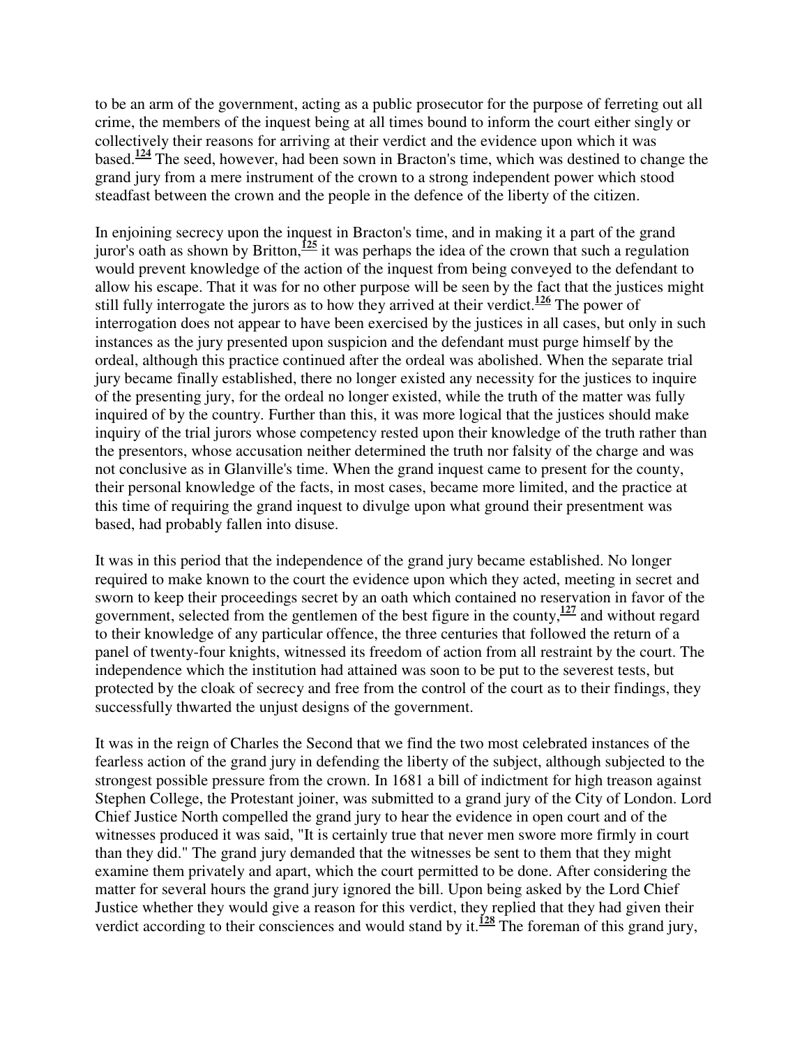to be an arm of the government, acting as a public prosecutor for the purpose of ferreting out all crime, the members of the inquest being at all times bound to inform the court either singly or collectively their reasons for arriving at their verdict and the evidence upon which it was based.[124] The seed, however, had been sown in Bracton's time, which was destined to change the grand jury from a mere instrument of the crown to a strong independent power which stood steadfast between the crown and the people in the defence of the liberty of the citizen.

In enjoining secrecy upon the inquest in Bracton's time, and in making it a part of the grand juror's oath as shown by Britton,[125] it was perhaps the idea of the crown that such a regulation would prevent knowledge of the action of the inquest from being conveyed to the defendant to allow his escape. That it was for no other purpose will be seen by the fact that the justices might still fully interrogate the jurors as to how they arrived at their verdict.[126] The power of interrogation does not appear to have been exercised by the justices in all cases, but only in such instances as the jury presented upon suspicion and the defendant must purge himself by the ordeal, although this practice continued after the ordeal was abolished. When the separate trial jury became finally established, there no longer existed any necessity for the justices to inquire of the presenting jury, for the ordeal no longer existed, while the truth of the matter was fully inquired of by the country. Further than this, it was more logical that the justices should make inquiry of the trial jurors whose competency rested upon their knowledge of the truth rather than the presentors, whose accusation neither determined the truth nor falsity of the charge and was not conclusive as in Glanville's time. When the grand inquest came to present for the county, their personal knowledge of the facts, in most cases, became more limited, and the practice at this time of requiring the grand inquest to divulge upon what ground their presentment was based, had probably fallen into disuse.

It was in this period that the independence of the grand jury became established. No longer required to make known to the court the evidence upon which they acted, meeting in secret and sworn to keep their proceedings secret by an oath which contained no reservation in favor of the government, selected from the gentlemen of the best figure in the county,[127] and without regard to their knowledge of any particular offence, the three centuries that followed the return of a panel of twenty-four knights, witnessed its freedom of action from all restraint by the court. The independence which the institution had attained was soon to be put to the severest tests, but protected by the cloak of secrecy and free from the control of the court as to their findings, they successfully thwarted the unjust designs of the government.

It was in the reign of Charles the Second that we find the two most celebrated instances of the fearless action of the grand jury in defending the liberty of the subject, although subjected to the strongest possible pressure from the crown. In 1681 a bill of indictment for high treason against Stephen College, the Protestant joiner, was submitted to a grand jury of the City of London. Lord Chief Justice North compelled the grand jury to hear the evidence in open court and of the witnesses produced it was said, "It is certainly true that never men swore more firmly in court than they did." The grand jury demanded that the witnesses be sent to them that they might examine them privately and apart, which the court permitted to be done. After considering the matter for several hours the grand jury ignored the bill. Upon being asked by the Lord Chief Justice whether they would give a reason for this verdict, they replied that they had given their verdict according to their consciences and would stand by it.[128] The foreman of this grand jury,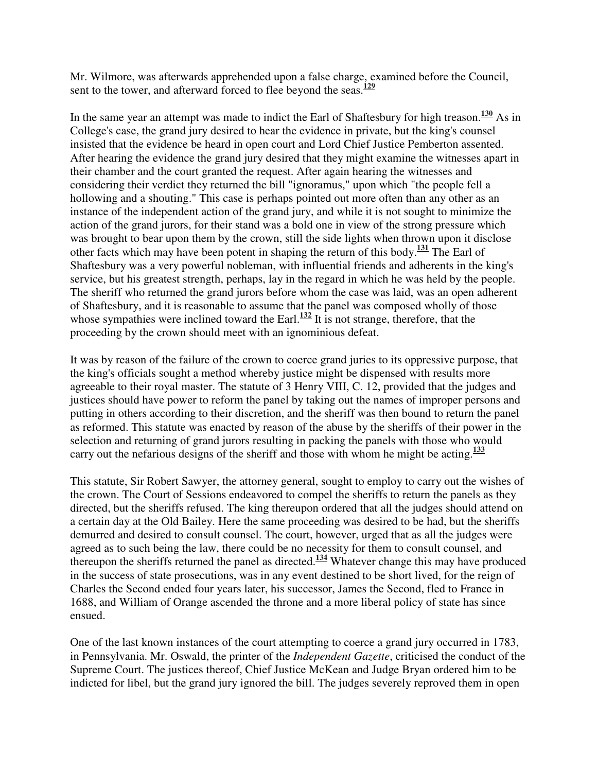Mr. Wilmore, was afterwards apprehended upon a false charge, examined before the Council, sent to the tower, and afterward forced to flee beyond the seas.[129]

In the same year an attempt was made to indict the Earl of Shaftesbury for high treason.[130] As in College's case, the grand jury desired to hear the evidence in private, but the king's counsel insisted that the evidence be heard in open court and Lord Chief Justice Pemberton assented. After hearing the evidence the grand jury desired that they might examine the witnesses apart in their chamber and the court granted the request. After again hearing the witnesses and considering their verdict they returned the bill "ignoramus," upon which "the people fell a hollowing and a shouting." This case is perhaps pointed out more often than any other as an instance of the independent action of the grand jury, and while it is not sought to minimize the action of the grand jurors, for their stand was a bold one in view of the strong pressure which was brought to bear upon them by the crown, still the side lights when thrown upon it disclose other facts which may have been potent in shaping the return of this body.[131] The Earl of Shaftesbury was a very powerful nobleman, with influential friends and adherents in the king's service, but his greatest strength, perhaps, lay in the regard in which he was held by the people. The sheriff who returned the grand jurors before whom the case was laid, was an open adherent of Shaftesbury, and it is reasonable to assume that the panel was composed wholly of those whose sympathies were inclined toward the Earl.[132] It is not strange, therefore, that the proceeding by the crown should meet with an ignominious defeat.

It was by reason of the failure of the crown to coerce grand juries to its oppressive purpose, that the king's officials sought a method whereby justice might be dispensed with results more agreeable to their royal master. The statute of 3 Henry VIII, C. 12, provided that the judges and justices should have power to reform the panel by taking out the names of improper persons and putting in others according to their discretion, and the sheriff was then bound to return the panel as reformed. This statute was enacted by reason of the abuse by the sheriffs of their power in the selection and returning of grand jurors resulting in packing the panels with those who would carry out the nefarious designs of the sheriff and those with whom he might be acting.[133]

This statute, Sir Robert Sawyer, the attorney general, sought to employ to carry out the wishes of the crown. The Court of Sessions endeavored to compel the sheriffs to return the panels as they directed, but the sheriffs refused. The king thereupon ordered that all the judges should attend on a certain day at the Old Bailey. Here the same proceeding was desired to be had, but the sheriffs demurred and desired to consult counsel. The court, however, urged that as all the judges were agreed as to such being the law, there could be no necessity for them to consult counsel, and thereupon the sheriffs returned the panel as directed.[134] Whatever change this may have produced in the success of state prosecutions, was in any event destined to be short lived, for the reign of Charles the Second ended four years later, his successor, James the Second, fled to France in 1688, and William of Orange ascended the throne and a more liberal policy of state has since ensued.

One of the last known instances of the court attempting to coerce a grand jury occurred in 1783, in Pennsylvania. Mr. Oswald, the printer of the *Independent Gazette*, criticised the conduct of the Supreme Court. The justices thereof, Chief Justice McKean and Judge Bryan ordered him to be indicted for libel, but the grand jury ignored the bill. The judges severely reproved them in open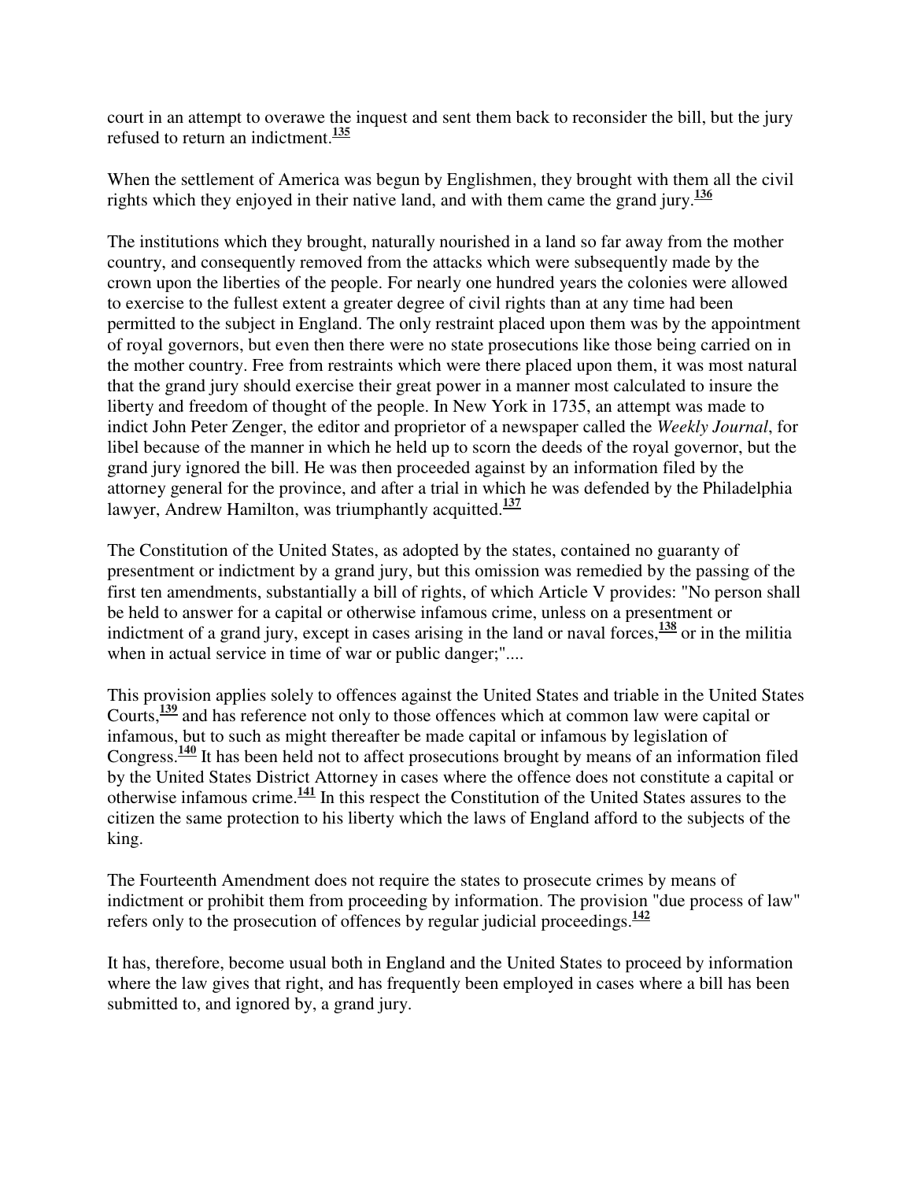court in an attempt to overawe the inquest and sent them back to reconsider the bill, but the jury refused to return an indictment.[135]

When the settlement of America was begun by Englishmen, they brought with them all the civil rights which they enjoyed in their native land, and with them came the grand jury.[136]

The institutions which they brought, naturally nourished in a land so far away from the mother country, and consequently removed from the attacks which were subsequently made by the crown upon the liberties of the people. For nearly one hundred years the colonies were allowed to exercise to the fullest extent a greater degree of civil rights than at any time had been permitted to the subject in England. The only restraint placed upon them was by the appointment of royal governors, but even then there were no state prosecutions like those being carried on in the mother country. Free from restraints which were there placed upon them, it was most natural that the grand jury should exercise their great power in a manner most calculated to insure the liberty and freedom of thought of the people. In New York in 1735, an attempt was made to indict John Peter Zenger, the editor and proprietor of a newspaper called the *Weekly Journal*, for libel because of the manner in which he held up to scorn the deeds of the royal governor, but the grand jury ignored the bill. He was then proceeded against by an information filed by the attorney general for the province, and after a trial in which he was defended by the Philadelphia lawyer, Andrew Hamilton, was triumphantly acquitted.[137]

The Constitution of the United States, as adopted by the states, contained no guaranty of presentment or indictment by a grand jury, but this omission was remedied by the passing of the first ten amendments, substantially a bill of rights, of which Article V provides: "No person shall be held to answer for a capital or otherwise infamous crime, unless on a presentment or indictment of a grand jury, except in cases arising in the land or naval forces,[138] or in the militia when in actual service in time of war or public danger;"....

This provision applies solely to offences against the United States and triable in the United States Courts,[139] and has reference not only to those offences which at common law were capital or infamous, but to such as might thereafter be made capital or infamous by legislation of Congress.[140] It has been held not to affect prosecutions brought by means of an information filed by the United States District Attorney in cases where the offence does not constitute a capital or otherwise infamous crime.[141] In this respect the Constitution of the United States assures to the citizen the same protection to his liberty which the laws of England afford to the subjects of the king.

The Fourteenth Amendment does not require the states to prosecute crimes by means of indictment or prohibit them from proceeding by information. The provision "due process of law" refers only to the prosecution of offences by regular judicial proceedings.[142]

It has, therefore, become usual both in England and the United States to proceed by information where the law gives that right, and has frequently been employed in cases where a bill has been submitted to, and ignored by, a grand jury.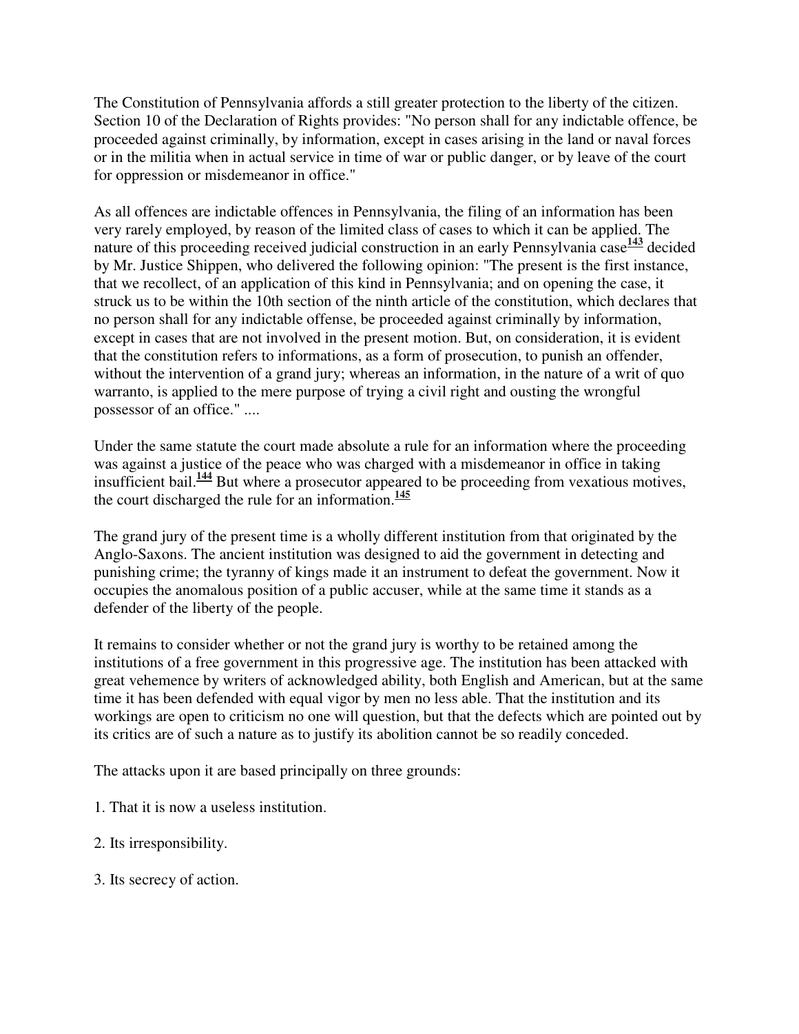The Constitution of Pennsylvania affords a still greater protection to the liberty of the citizen. Section 10 of the Declaration of Rights provides: "No person shall for any indictable offence, be proceeded against criminally, by information, except in cases arising in the land or naval forces or in the militia when in actual service in time of war or public danger, or by leave of the court for oppression or misdemeanor in office."

As all offences are indictable offences in Pennsylvania, the filing of an information has been very rarely employed, by reason of the limited class of cases to which it can be applied. The nature of this proceeding received judicial construction in an early Pennsylvania case[143] decided by Mr. Justice Shippen, who delivered the following opinion: "The present is the first instance, that we recollect, of an application of this kind in Pennsylvania; and on opening the case, it struck us to be within the 10th section of the ninth article of the constitution, which declares that no person shall for any indictable offense, be proceeded against criminally by information, except in cases that are not involved in the present motion. But, on consideration, it is evident that the constitution refers to informations, as a form of prosecution, to punish an offender, without the intervention of a grand jury; whereas an information, in the nature of a writ of quo warranto, is applied to the mere purpose of trying a civil right and ousting the wrongful possessor of an office." ....

Under the same statute the court made absolute a rule for an information where the proceeding was against a justice of the peace who was charged with a misdemeanor in office in taking insufficient bail.[144] But where a prosecutor appeared to be proceeding from vexatious motives, the court discharged the rule for an information.[145]

The grand jury of the present time is a wholly different institution from that originated by the Anglo-Saxons. The ancient institution was designed to aid the government in detecting and punishing crime; the tyranny of kings made it an instrument to defeat the government. Now it occupies the anomalous position of a public accuser, while at the same time it stands as a defender of the liberty of the people.

It remains to consider whether or not the grand jury is worthy to be retained among the institutions of a free government in this progressive age. The institution has been attacked with great vehemence by writers of acknowledged ability, both English and American, but at the same time it has been defended with equal vigor by men no less able. That the institution and its workings are open to criticism no one will question, but that the defects which are pointed out by its critics are of such a nature as to justify its abolition cannot be so readily conceded.

The attacks upon it are based principally on three grounds:

1. That it is now a useless institution.

2. Its irresponsibility.

3. Its secrecy of action.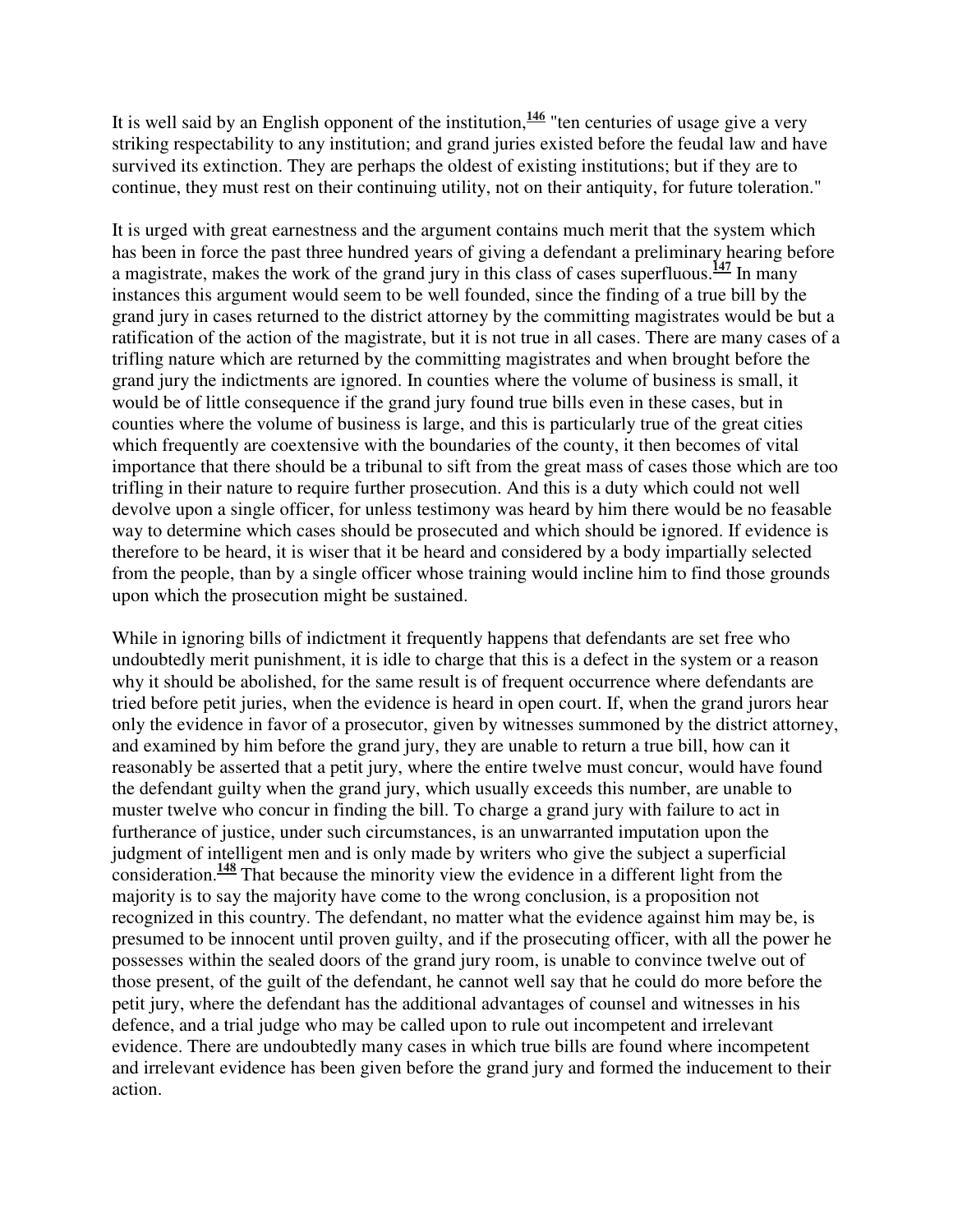It is well said by an English opponent of the institution,[146] "ten centuries of usage give a very striking respectability to any institution; and grand juries existed before the feudal law and have survived its extinction. They are perhaps the oldest of existing institutions; but if they are to continue, they must rest on their continuing utility, not on their antiquity, for future toleration."

It is urged with great earnestness and the argument contains much merit that the system which has been in force the past three hundred years of giving a defendant a preliminary hearing before a magistrate, makes the work of the grand jury in this class of cases superfluous.[147] In many instances this argument would seem to be well founded, since the finding of a true bill by the grand jury in cases returned to the district attorney by the committing magistrates would be but a ratification of the action of the magistrate, but it is not true in all cases. There are many cases of a trifling nature which are returned by the committing magistrates and when brought before the grand jury the indictments are ignored. In counties where the volume of business is small, it would be of little consequence if the grand jury found true bills even in these cases, but in counties where the volume of business is large, and this is particularly true of the great cities which frequently are coextensive with the boundaries of the county, it then becomes of vital importance that there should be a tribunal to sift from the great mass of cases those which are too trifling in their nature to require further prosecution. And this is a duty which could not well devolve upon a single officer, for unless testimony was heard by him there would be no feasable way to determine which cases should be prosecuted and which should be ignored. If evidence is therefore to be heard, it is wiser that it be heard and considered by a body impartially selected from the people, than by a single officer whose training would incline him to find those grounds upon which the prosecution might be sustained.

While in ignoring bills of indictment it frequently happens that defendants are set free who undoubtedly merit punishment, it is idle to charge that this is a defect in the system or a reason why it should be abolished, for the same result is of frequent occurrence where defendants are tried before petit juries, when the evidence is heard in open court. If, when the grand jurors hear only the evidence in favor of a prosecutor, given by witnesses summoned by the district attorney, and examined by him before the grand jury, they are unable to return a true bill, how can it reasonably be asserted that a petit jury, where the entire twelve must concur, would have found the defendant guilty when the grand jury, which usually exceeds this number, are unable to muster twelve who concur in finding the bill. To charge a grand jury with failure to act in furtherance of justice, under such circumstances, is an unwarranted imputation upon the judgment of intelligent men and is only made by writers who give the subject a superficial consideration.[148] That because the minority view the evidence in a different light from the majority is to say the majority have come to the wrong conclusion, is a proposition not recognized in this country. The defendant, no matter what the evidence against him may be, is presumed to be innocent until proven guilty, and if the prosecuting officer, with all the power he possesses within the sealed doors of the grand jury room, is unable to convince twelve out of those present, of the guilt of the defendant, he cannot well say that he could do more before the petit jury, where the defendant has the additional advantages of counsel and witnesses in his defence, and a trial judge who may be called upon to rule out incompetent and irrelevant evidence. There are undoubtedly many cases in which true bills are found where incompetent and irrelevant evidence has been given before the grand jury and formed the inducement to their action.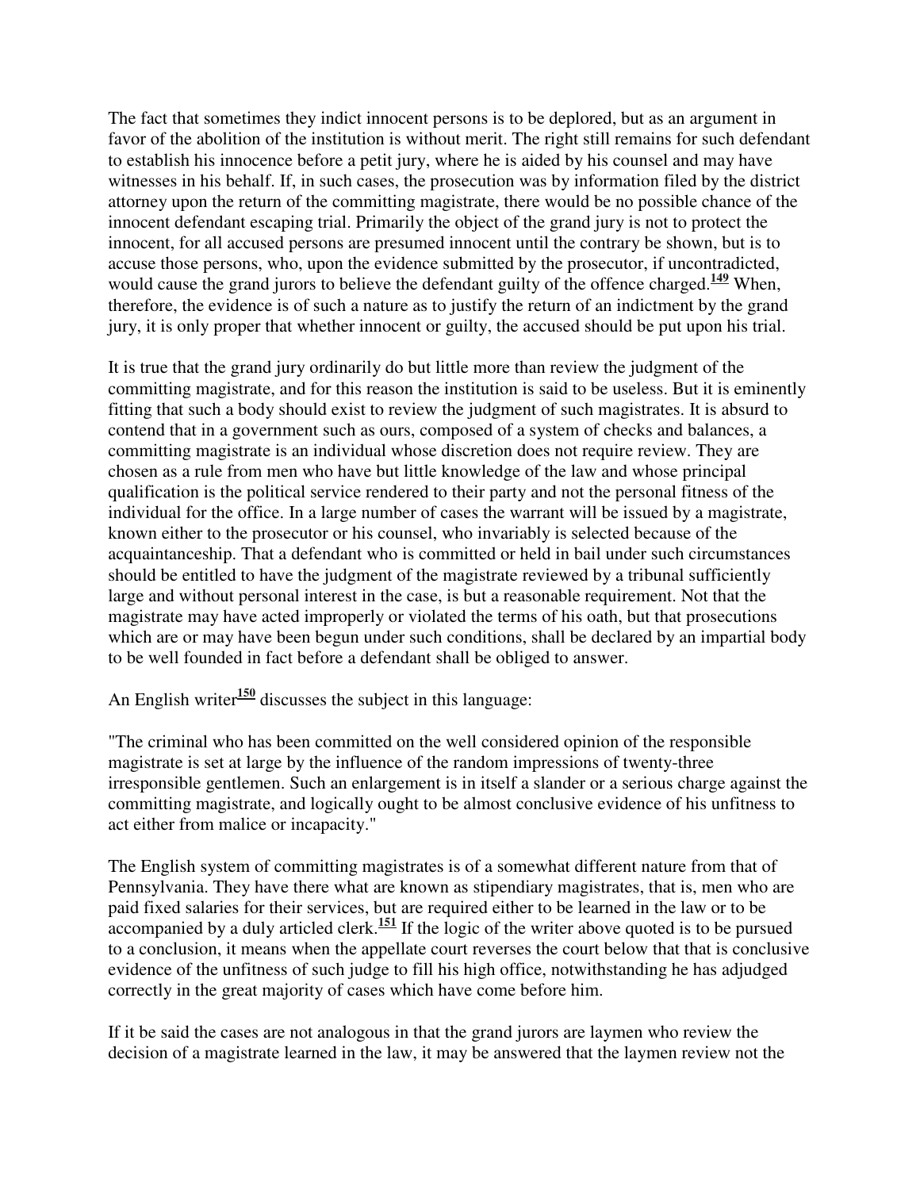The fact that sometimes they indict innocent persons is to be deplored, but as an argument in favor of the abolition of the institution is without merit. The right still remains for such defendant to establish his innocence before a petit jury, where he is aided by his counsel and may have witnesses in his behalf. If, in such cases, the prosecution was by information filed by the district attorney upon the return of the committing magistrate, there would be no possible chance of the innocent defendant escaping trial. Primarily the object of the grand jury is not to protect the innocent, for all accused persons are presumed innocent until the contrary be shown, but is to accuse those persons, who, upon the evidence submitted by the prosecutor, if uncontradicted, would cause the grand jurors to believe the defendant guilty of the offence charged.[149] When, therefore, the evidence is of such a nature as to justify the return of an indictment by the grand jury, it is only proper that whether innocent or guilty, the accused should be put upon his trial.

It is true that the grand jury ordinarily do but little more than review the judgment of the committing magistrate, and for this reason the institution is said to be useless. But it is eminently fitting that such a body should exist to review the judgment of such magistrates. It is absurd to contend that in a government such as ours, composed of a system of checks and balances, a committing magistrate is an individual whose discretion does not require review. They are chosen as a rule from men who have but little knowledge of the law and whose principal qualification is the political service rendered to their party and not the personal fitness of the individual for the office. In a large number of cases the warrant will be issued by a magistrate, known either to the prosecutor or his counsel, who invariably is selected because of the acquaintanceship. That a defendant who is committed or held in bail under such circumstances should be entitled to have the judgment of the magistrate reviewed by a tribunal sufficiently large and without personal interest in the case, is but a reasonable requirement. Not that the magistrate may have acted improperly or violated the terms of his oath, but that prosecutions which are or may have been begun under such conditions, shall be declared by an impartial body to be well founded in fact before a defendant shall be obliged to answer.

An English writer[150] discusses the subject in this language:

"The criminal who has been committed on the well considered opinion of the responsible magistrate is set at large by the influence of the random impressions of twenty-three irresponsible gentlemen. Such an enlargement is in itself a slander or a serious charge against the committing magistrate, and logically ought to be almost conclusive evidence of his unfitness to act either from malice or incapacity."

The English system of committing magistrates is of a somewhat different nature from that of Pennsylvania. They have there what are known as stipendiary magistrates, that is, men who are paid fixed salaries for their services, but are required either to be learned in the law or to be accompanied by a duly articled clerk.[151] If the logic of the writer above quoted is to be pursued to a conclusion, it means when the appellate court reverses the court below that that is conclusive evidence of the unfitness of such judge to fill his high office, notwithstanding he has adjudged correctly in the great majority of cases which have come before him.

If it be said the cases are not analogous in that the grand jurors are laymen who review the decision of a magistrate learned in the law, it may be answered that the laymen review not the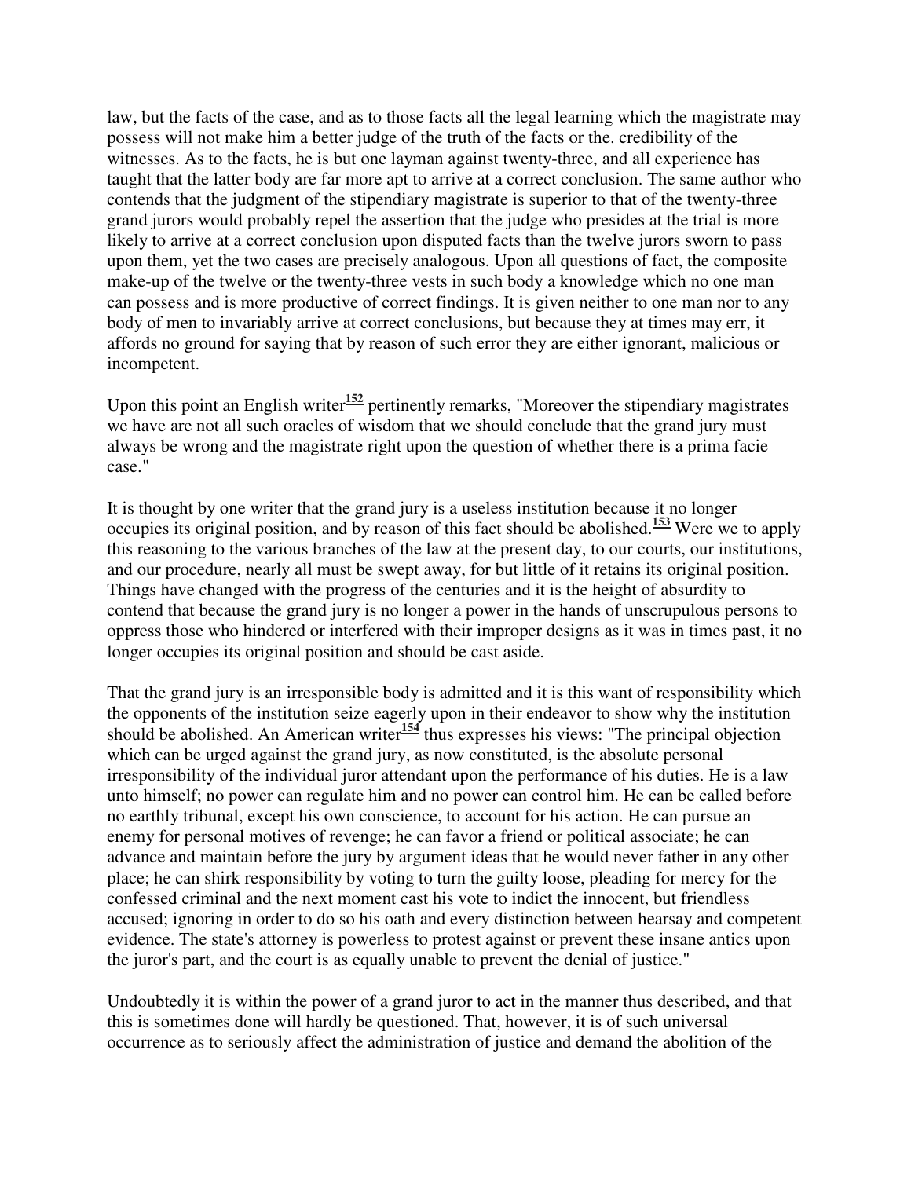law, but the facts of the case, and as to those facts all the legal learning which the magistrate may possess will not make him a better judge of the truth of the facts or the. credibility of the witnesses. As to the facts, he is but one layman against twenty-three, and all experience has taught that the latter body are far more apt to arrive at a correct conclusion. The same author who contends that the judgment of the stipendiary magistrate is superior to that of the twenty-three grand jurors would probably repel the assertion that the judge who presides at the trial is more likely to arrive at a correct conclusion upon disputed facts than the twelve jurors sworn to pass upon them, yet the two cases are precisely analogous. Upon all questions of fact, the composite make-up of the twelve or the twenty-three vests in such body a knowledge which no one man can possess and is more productive of correct findings. It is given neither to one man nor to any body of men to invariably arrive at correct conclusions, but because they at times may err, it affords no ground for saying that by reason of such error they are either ignorant, malicious or incompetent.

Upon this point an English writer[152] pertinently remarks, "Moreover the stipendiary magistrates we have are not all such oracles of wisdom that we should conclude that the grand jury must always be wrong and the magistrate right upon the question of whether there is a prima facie case."

It is thought by one writer that the grand jury is a useless institution because it no longer occupies its original position, and by reason of this fact should be abolished.[153] Were we to apply this reasoning to the various branches of the law at the present day, to our courts, our institutions, and our procedure, nearly all must be swept away, for but little of it retains its original position. Things have changed with the progress of the centuries and it is the height of absurdity to contend that because the grand jury is no longer a power in the hands of unscrupulous persons to oppress those who hindered or interfered with their improper designs as it was in times past, it no longer occupies its original position and should be cast aside.

That the grand jury is an irresponsible body is admitted and it is this want of responsibility which the opponents of the institution seize eagerly upon in their endeavor to show why the institution should be abolished. An American writer[154] thus expresses his views: "The principal objection which can be urged against the grand jury, as now constituted, is the absolute personal irresponsibility of the individual juror attendant upon the performance of his duties. He is a law unto himself; no power can regulate him and no power can control him. He can be called before no earthly tribunal, except his own conscience, to account for his action. He can pursue an enemy for personal motives of revenge; he can favor a friend or political associate; he can advance and maintain before the jury by argument ideas that he would never father in any other place; he can shirk responsibility by voting to turn the guilty loose, pleading for mercy for the confessed criminal and the next moment cast his vote to indict the innocent, but friendless accused; ignoring in order to do so his oath and every distinction between hearsay and competent evidence. The state's attorney is powerless to protest against or prevent these insane antics upon the juror's part, and the court is as equally unable to prevent the denial of justice."

Undoubtedly it is within the power of a grand juror to act in the manner thus described, and that this is sometimes done will hardly be questioned. That, however, it is of such universal occurrence as to seriously affect the administration of justice and demand the abolition of the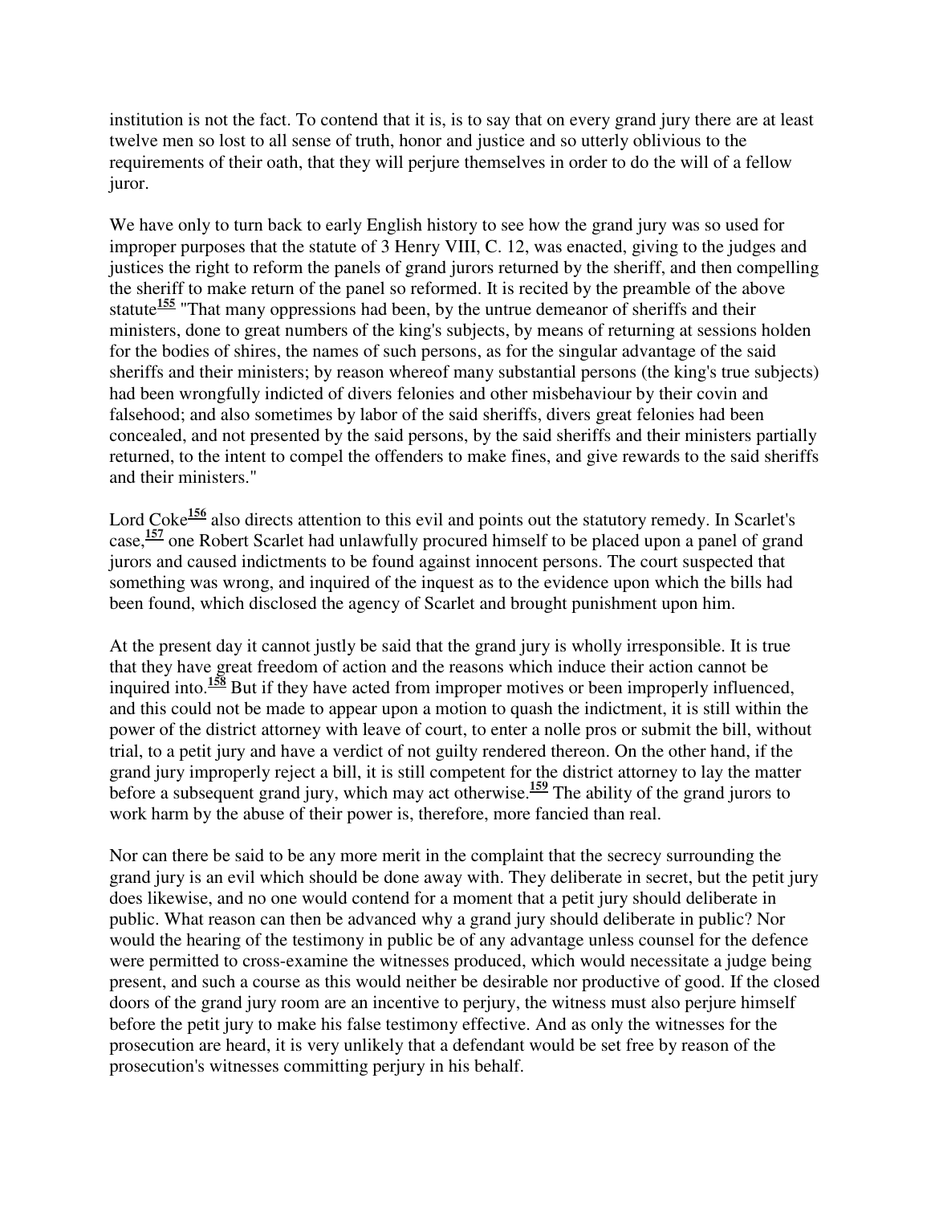institution is not the fact. To contend that it is, is to say that on every grand jury there are at least twelve men so lost to all sense of truth, honor and justice and so utterly oblivious to the requirements of their oath, that they will perjure themselves in order to do the will of a fellow juror.

We have only to turn back to early English history to see how the grand jury was so used for improper purposes that the statute of 3 Henry VIII, C. 12, was enacted, giving to the judges and justices the right to reform the panels of grand jurors returned by the sheriff, and then compelling the sheriff to make return of the panel so reformed. It is recited by the preamble of the above statute[155] "That many oppressions had been, by the untrue demeanor of sheriffs and their ministers, done to great numbers of the king's subjects, by means of returning at sessions holden for the bodies of shires, the names of such persons, as for the singular advantage of the said sheriffs and their ministers; by reason whereof many substantial persons (the king's true subjects) had been wrongfully indicted of divers felonies and other misbehaviour by their covin and falsehood; and also sometimes by labor of the said sheriffs, divers great felonies had been concealed, and not presented by the said persons, by the said sheriffs and their ministers partially returned, to the intent to compel the offenders to make fines, and give rewards to the said sheriffs and their ministers."

Lord Coke[156] also directs attention to this evil and points out the statutory remedy. In Scarlet's case,[157] one Robert Scarlet had unlawfully procured himself to be placed upon a panel of grand jurors and caused indictments to be found against innocent persons. The court suspected that something was wrong, and inquired of the inquest as to the evidence upon which the bills had been found, which disclosed the agency of Scarlet and brought punishment upon him.

At the present day it cannot justly be said that the grand jury is wholly irresponsible. It is true that they have great freedom of action and the reasons which induce their action cannot be inquired into.[158] But if they have acted from improper motives or been improperly influenced, and this could not be made to appear upon a motion to quash the indictment, it is still within the power of the district attorney with leave of court, to enter a nolle pros or submit the bill, without trial, to a petit jury and have a verdict of not guilty rendered thereon. On the other hand, if the grand jury improperly reject a bill, it is still competent for the district attorney to lay the matter before a subsequent grand jury, which may act otherwise.[159] The ability of the grand jurors to work harm by the abuse of their power is, therefore, more fancied than real.

Nor can there be said to be any more merit in the complaint that the secrecy surrounding the grand jury is an evil which should be done away with. They deliberate in secret, but the petit jury does likewise, and no one would contend for a moment that a petit jury should deliberate in public. What reason can then be advanced why a grand jury should deliberate in public? Nor would the hearing of the testimony in public be of any advantage unless counsel for the defence were permitted to cross-examine the witnesses produced, which would necessitate a judge being present, and such a course as this would neither be desirable nor productive of good. If the closed doors of the grand jury room are an incentive to perjury, the witness must also perjure himself before the petit jury to make his false testimony effective. And as only the witnesses for the prosecution are heard, it is very unlikely that a defendant would be set free by reason of the prosecution's witnesses committing perjury in his behalf.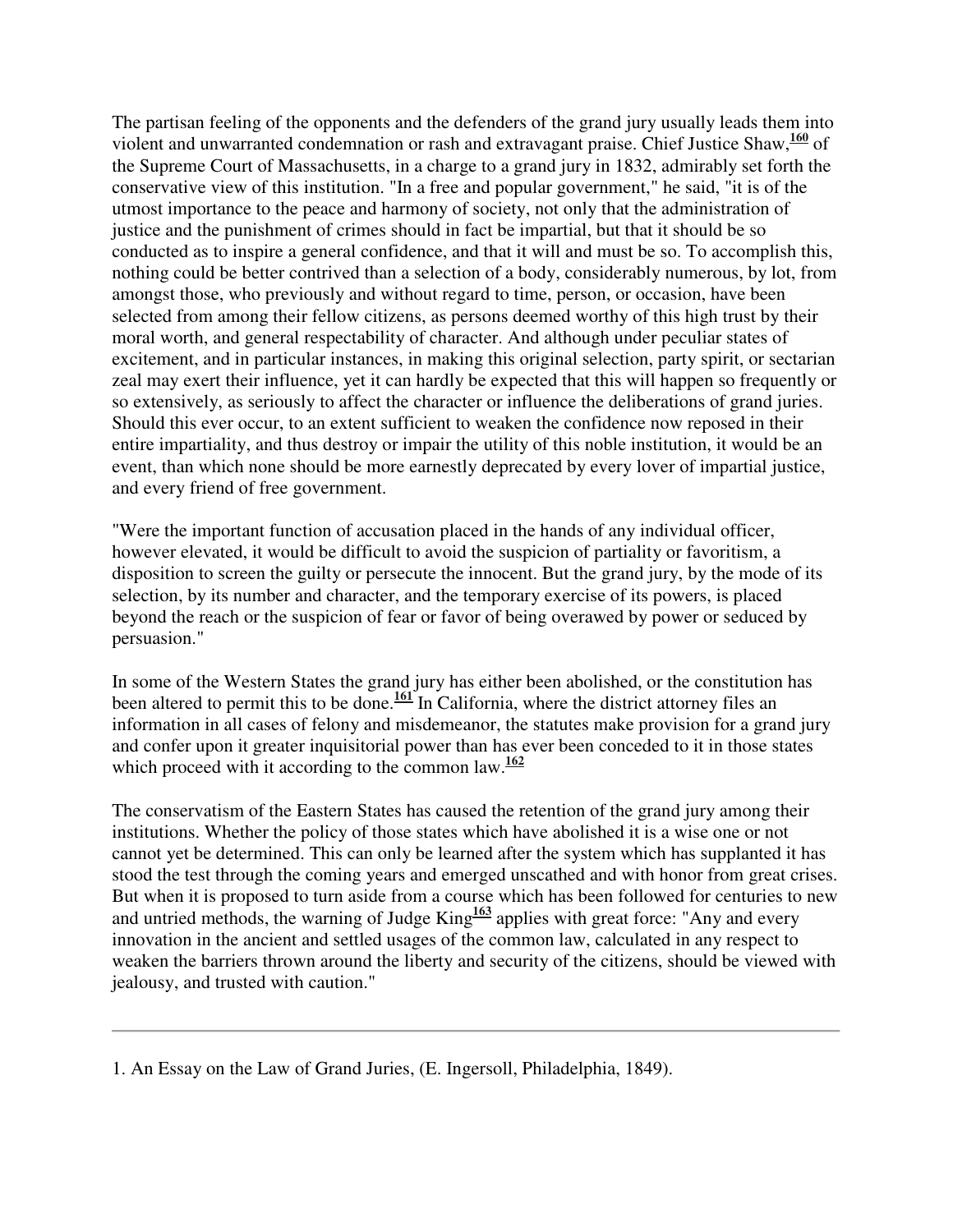The partisan feeling of the opponents and the defenders of the grand jury usually leads them into violent and unwarranted condemnation or rash and extravagant praise. Chief Justice Shaw,[160] of the Supreme Court of Massachusetts, in a charge to a grand jury in 1832, admirably set forth the conservative view of this institution. "In a free and popular government," he said, "it is of the utmost importance to the peace and harmony of society, not only that the administration of justice and the punishment of crimes should in fact be impartial, but that it should be so conducted as to inspire a general confidence, and that it will and must be so. To accomplish this, nothing could be better contrived than a selection of a body, considerably numerous, by lot, from amongst those, who previously and without regard to time, person, or occasion, have been selected from among their fellow citizens, as persons deemed worthy of this high trust by their moral worth, and general respectability of character. And although under peculiar states of excitement, and in particular instances, in making this original selection, party spirit, or sectarian zeal may exert their influence, yet it can hardly be expected that this will happen so frequently or so extensively, as seriously to affect the character or influence the deliberations of grand juries. Should this ever occur, to an extent sufficient to weaken the confidence now reposed in their entire impartiality, and thus destroy or impair the utility of this noble institution, it would be an event, than which none should be more earnestly deprecated by every lover of impartial justice, and every friend of free government.

"Were the important function of accusation placed in the hands of any individual officer, however elevated, it would be difficult to avoid the suspicion of partiality or favoritism, a disposition to screen the guilty or persecute the innocent. But the grand jury, by the mode of its selection, by its number and character, and the temporary exercise of its powers, is placed beyond the reach or the suspicion of fear or favor of being overawed by power or seduced by persuasion."

In some of the Western States the grand jury has either been abolished, or the constitution has been altered to permit this to be done.[161] In California, where the district attorney files an information in all cases of felony and misdemeanor, the statutes make provision for a grand jury and confer upon it greater inquisitorial power than has ever been conceded to it in those states which proceed with it according to the common law.[162]

The conservatism of the Eastern States has caused the retention of the grand jury among their institutions. Whether the policy of those states which have abolished it is a wise one or not cannot yet be determined. This can only be learned after the system which has supplanted it has stood the test through the coming years and emerged unscathed and with honor from great crises. But when it is proposed to turn aside from a course which has been followed for centuries to new and untried methods, the warning of Judge King[163] applies with great force: "Any and every innovation in the ancient and settled usages of the common law, calculated in any respect to weaken the barriers thrown around the liberty and security of the citizens, should be viewed with jealousy, and trusted with caution."

---

1. An Essay on the Law of Grand Juries, (E. Ingersoll, Philadelphia, 1849).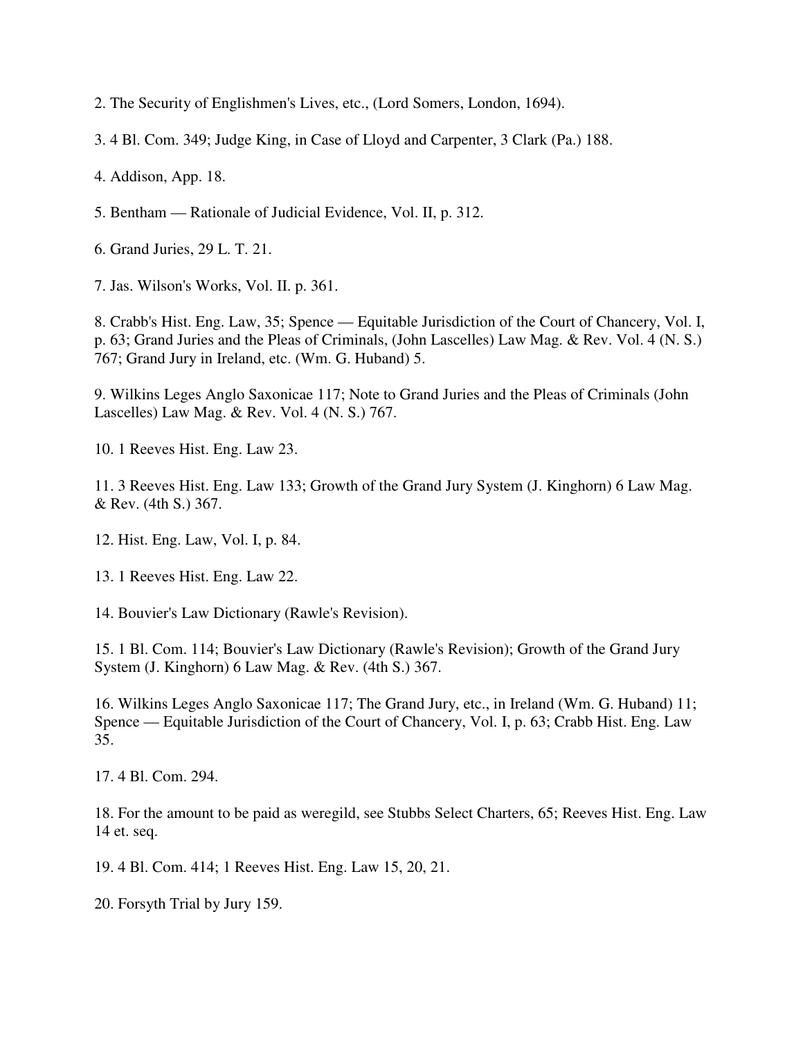2. The Security of Englishmen's Lives, etc., (Lord Somers, London, 1694).

3. 4 Bl. Com. 349; Judge King, in Case of Lloyd and Carpenter, 3 Clark (Pa.) 188.

4. Addison, App. 18.

5. Bentham — Rationale of Judicial Evidence, Vol. II, p. 312.

6. Grand Juries, 29 L. T. 21.

7. Jas. Wilson's Works, Vol. II. p. 361.

8. Crabb's Hist. Eng. Law, 35; Spence — Equitable Jurisdiction of the Court of Chancery, Vol. I, p. 63; Grand Juries and the Pleas of Criminals, (John Lascelles) Law Mag. & Rev. Vol. 4 (N. S.) 767; Grand Jury in Ireland, etc. (Wm. G. Huband) 5.

9. Wilkins Leges Anglo Saxonicae 117; Note to Grand Juries and the Pleas of Criminals (John Lascelles) Law Mag. & Rev. Vol. 4 (N. S.) 767.

10. 1 Reeves Hist. Eng. Law 23.

11. 3 Reeves Hist. Eng. Law 133; Growth of the Grand Jury System (J. Kinghorn) 6 Law Mag. & Rev. (4th S.) 367.

12. Hist. Eng. Law, Vol. I, p. 84.

13. 1 Reeves Hist. Eng. Law 22.

14. Bouvier's Law Dictionary (Rawle's Revision).

15. 1 Bl. Com. 114; Bouvier's Law Dictionary (Rawle's Revision); Growth of the Grand Jury System (J. Kinghorn) 6 Law Mag. & Rev. (4th S.) 367.

16. Wilkins Leges Anglo Saxonicae 117; The Grand Jury, etc., in Ireland (Wm. G. Huband) 11; Spence — Equitable Jurisdiction of the Court of Chancery, Vol. I, p. 63; Crabb Hist. Eng. Law 35.

17. 4 Bl. Com. 294.

18. For the amount to be paid as weregild, see Stubbs Select Charters, 65; Reeves Hist. Eng. Law 14 et. seq.

19. 4 Bl. Com. 414; 1 Reeves Hist. Eng. Law 15, 20, 21.

20. Forsyth Trial by Jury 159.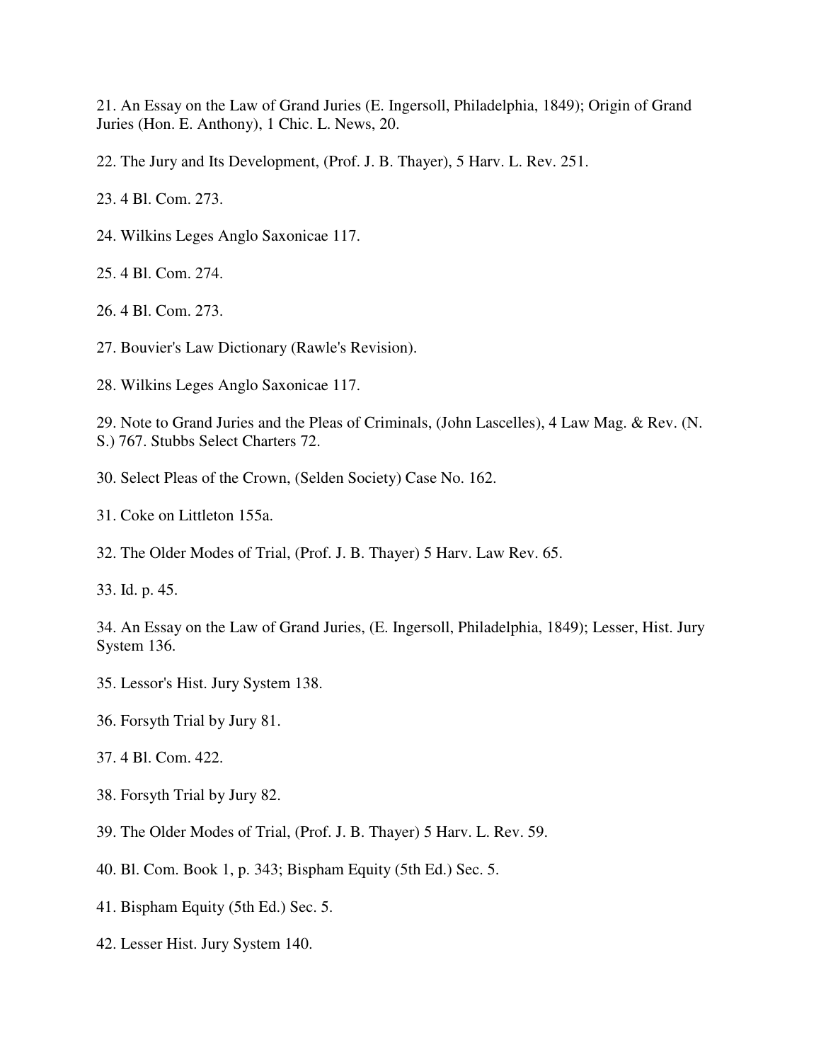21. An Essay on the Law of Grand Juries (E. Ingersoll, Philadelphia, 1849); Origin of Grand Juries (Hon. E. Anthony), 1 Chic. L. News, 20.

22. The Jury and Its Development, (Prof. J. B. Thayer), 5 Harv. L. Rev. 251.

23. 4 Bl. Com. 273.

24. Wilkins Leges Anglo Saxonicae 117.

25. 4 Bl. Com. 274.

26. 4 Bl. Com. 273.

27. Bouvier's Law Dictionary (Rawle's Revision).

28. Wilkins Leges Anglo Saxonicae 117.

29. Note to Grand Juries and the Pleas of Criminals, (John Lascelles), 4 Law Mag. & Rev. (N. S.) 767. Stubbs Select Charters 72.

30. Select Pleas of the Crown, (Selden Society) Case No. 162.

31. Coke on Littleton 155a.

32. The Older Modes of Trial, (Prof. J. B. Thayer) 5 Harv. Law Rev. 65.

33. Id. p. 45.

34. An Essay on the Law of Grand Juries, (E. Ingersoll, Philadelphia, 1849); Lesser, Hist. Jury System 136.

35. Lessor's Hist. Jury System 138.

36. Forsyth Trial by Jury 81.

37. 4 Bl. Com. 422.

38. Forsyth Trial by Jury 82.

39. The Older Modes of Trial, (Prof. J. B. Thayer) 5 Harv. L. Rev. 59.

40. Bl. Com. Book 1, p. 343; Bispham Equity (5th Ed.) Sec. 5.

41. Bispham Equity (5th Ed.) Sec. 5.

42. Lesser Hist. Jury System 140.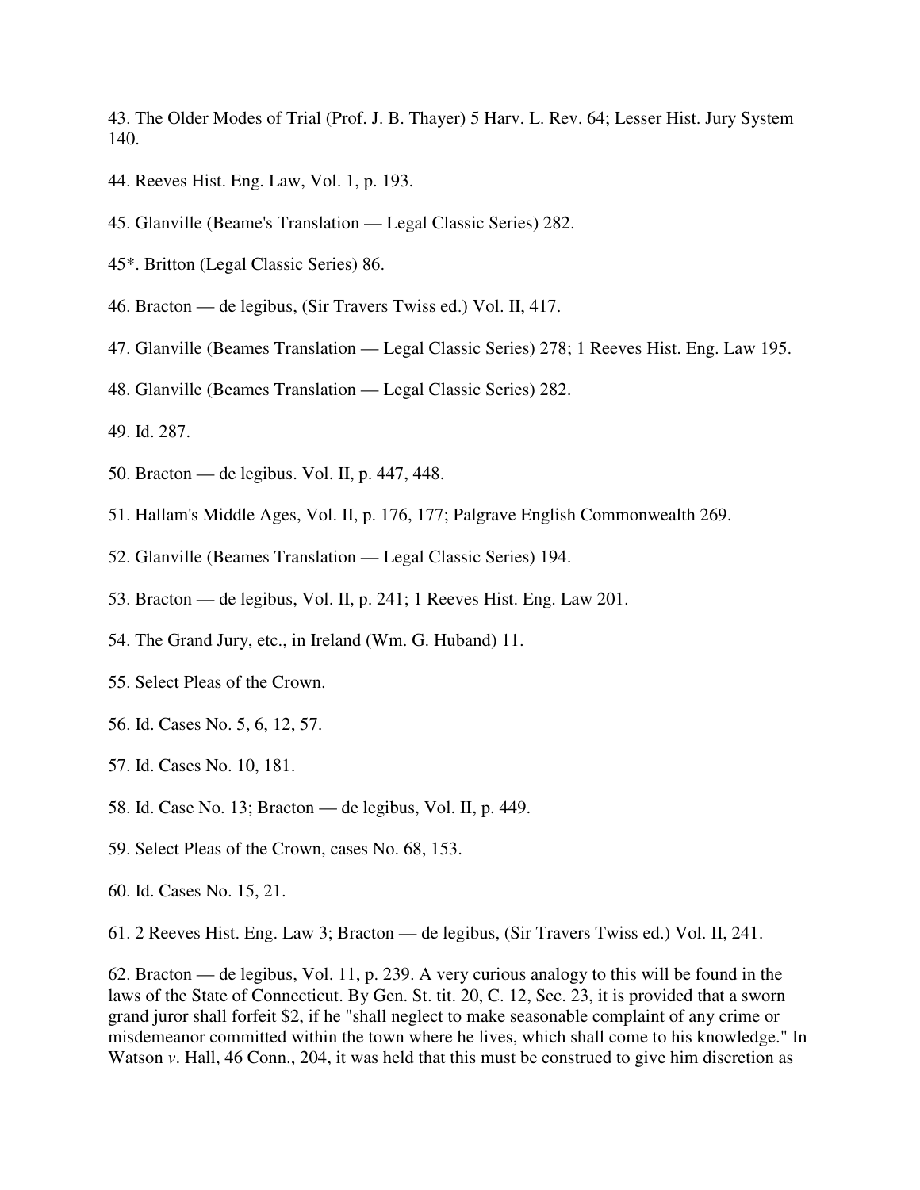43. The Older Modes of Trial (Prof. J. B. Thayer) 5 Harv. L. Rev. 64; Lesser Hist. Jury System 140.

44. Reeves Hist. Eng. Law, Vol. 1, p. 193.

45. Glanville (Beame's Translation — Legal Classic Series) 282.

45*. Britton (Legal Classic Series) 86.

46. Bracton — de legibus, (Sir Travers Twiss ed.) Vol. II, 417.

47. Glanville (Beames Translation — Legal Classic Series) 278; 1 Reeves Hist. Eng. Law 195.

48. Glanville (Beames Translation — Legal Classic Series) 282.

49. Id. 287.

50. Bracton — de legibus. Vol. II, p. 447, 448.

51. Hallam's Middle Ages, Vol. II, p. 176, 177; Palgrave English Commonwealth 269.

52. Glanville (Beames Translation — Legal Classic Series) 194.

53. Bracton — de legibus, Vol. II, p. 241; 1 Reeves Hist. Eng. Law 201.

54. The Grand Jury, etc., in Ireland (Wm. G. Huband) 11.

55. Select Pleas of the Crown.

56. Id. Cases No. 5, 6, 12, 57.

57. Id. Cases No. 10, 181.

58. Id. Case No. 13; Bracton — de legibus, Vol. II, p. 449.

59. Select Pleas of the Crown, cases No. 68, 153.

60. Id. Cases No. 15, 21.

61. 2 Reeves Hist. Eng. Law 3; Bracton — de legibus, (Sir Travers Twiss ed.) Vol. II, 241.

62. Bracton — de legibus, Vol. 11, p. 239. A very curious analogy to this will be found in the laws of the State of Connecticut. By Gen. St. tit. 20, C. 12, Sec. 23, it is provided that a sworn grand juror shall forfeit $2, if he "shall neglect to make seasonable complaint of any crime or misdemeanor committed within the town where he lives, which shall come to his knowledge." In Watson *v*. Hall, 46 Conn., 204, it was held that this must be construed to give him discretion as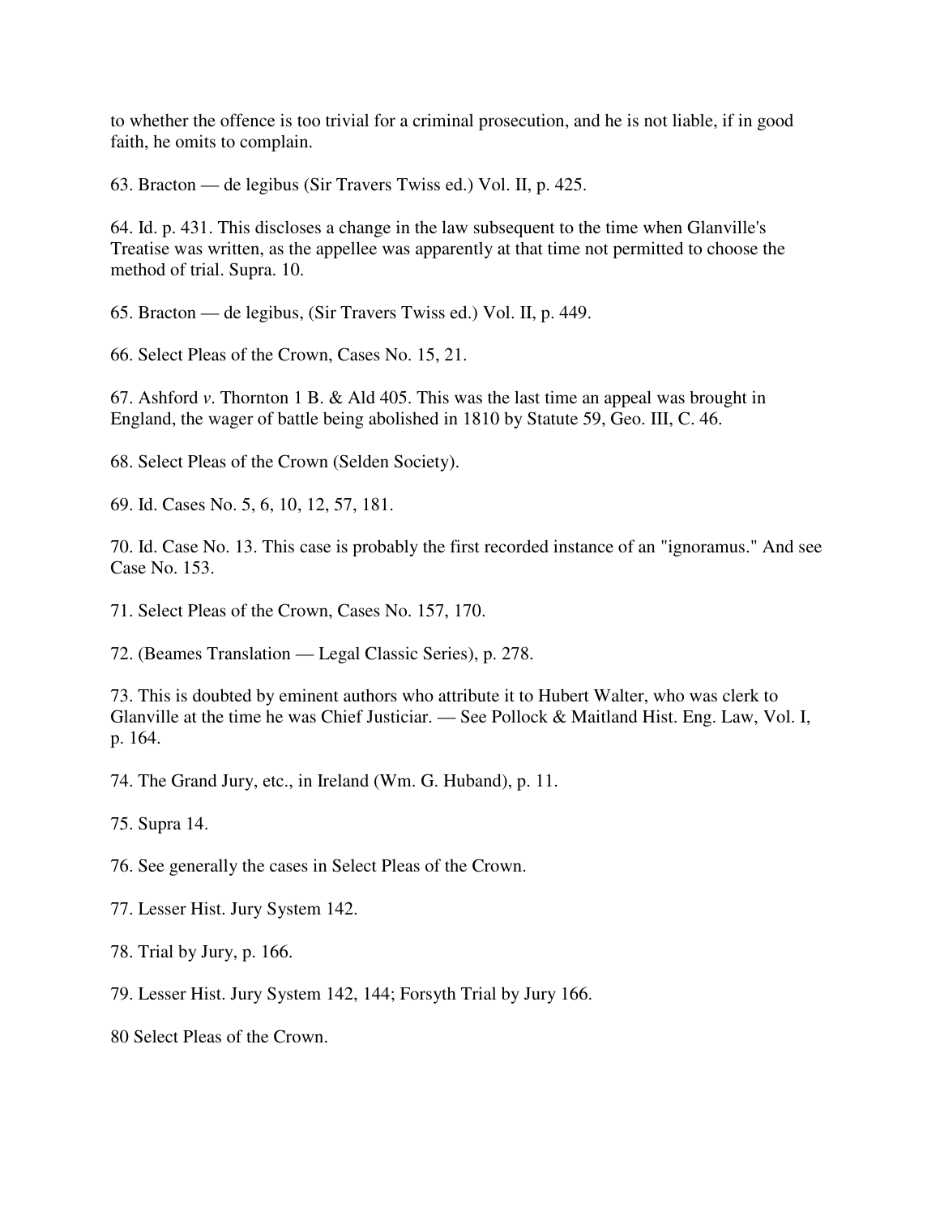to whether the offence is too trivial for a criminal prosecution, and he is not liable, if in good faith, he omits to complain.

63. Bracton — de legibus (Sir Travers Twiss ed.) Vol. II, p. 425.

64. Id. p. 431. This discloses a change in the law subsequent to the time when Glanville's Treatise was written, as the appellee was apparently at that time not permitted to choose the method of trial. Supra. 10.

65. Bracton — de legibus, (Sir Travers Twiss ed.) Vol. II, p. 449.

66. Select Pleas of the Crown, Cases No. 15, 21.

67. Ashford *v*. Thornton 1 B. & Ald 405. This was the last time an appeal was brought in England, the wager of battle being abolished in 1810 by Statute 59, Geo. III, C. 46.

68. Select Pleas of the Crown (Selden Society).

69. Id. Cases No. 5, 6, 10, 12, 57, 181.

70. Id. Case No. 13. This case is probably the first recorded instance of an "ignoramus." And see Case No. 153.

71. Select Pleas of the Crown, Cases No. 157, 170.

72. (Beames Translation — Legal Classic Series), p. 278.

73. This is doubted by eminent authors who attribute it to Hubert Walter, who was clerk to Glanville at the time he was Chief Justiciar. — See Pollock & Maitland Hist. Eng. Law, Vol. I, p. 164.

74. The Grand Jury, etc., in Ireland (Wm. G. Huband), p. 11.

75. Supra 14.

76. See generally the cases in Select Pleas of the Crown.

77. Lesser Hist. Jury System 142.

78. Trial by Jury, p. 166.

79. Lesser Hist. Jury System 142, 144; Forsyth Trial by Jury 166.

80 Select Pleas of the Crown.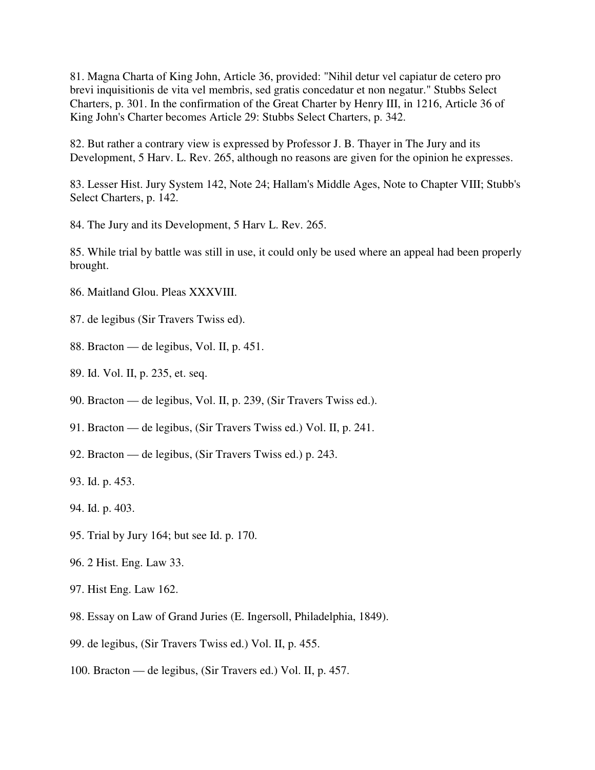81. Magna Charta of King John, Article 36, provided: "Nihil detur vel capiatur de cetero pro brevi inquisitionis de vita vel membris, sed gratis concedatur et non negatur." Stubbs Select Charters, p. 301. In the confirmation of the Great Charter by Henry III, in 1216, Article 36 of King John's Charter becomes Article 29: Stubbs Select Charters, p. 342.

82. But rather a contrary view is expressed by Professor J. B. Thayer in The Jury and its Development, 5 Harv. L. Rev. 265, although no reasons are given for the opinion he expresses.

83. Lesser Hist. Jury System 142, Note 24; Hallam's Middle Ages, Note to Chapter VIII; Stubb's Select Charters, p. 142.

84. The Jury and its Development, 5 Harv L. Rev. 265.

85. While trial by battle was still in use, it could only be used where an appeal had been properly brought.

86. Maitland Glou. Pleas XXXVIII.

87. de legibus (Sir Travers Twiss ed).

88. Bracton — de legibus, Vol. II, p. 451.

89. Id. Vol. II, p. 235, et. seq.

90. Bracton — de legibus, Vol. II, p. 239, (Sir Travers Twiss ed.).

91. Bracton — de legibus, (Sir Travers Twiss ed.) Vol. II, p. 241.

92. Bracton — de legibus, (Sir Travers Twiss ed.) p. 243.

93. Id. p. 453.

94. Id. p. 403.

95. Trial by Jury 164; but see Id. p. 170.

96. 2 Hist. Eng. Law 33.

97. Hist Eng. Law 162.

98. Essay on Law of Grand Juries (E. Ingersoll, Philadelphia, 1849).

99. de legibus, (Sir Travers Twiss ed.) Vol. II, p. 455.

100. Bracton — de legibus, (Sir Travers ed.) Vol. II, p. 457.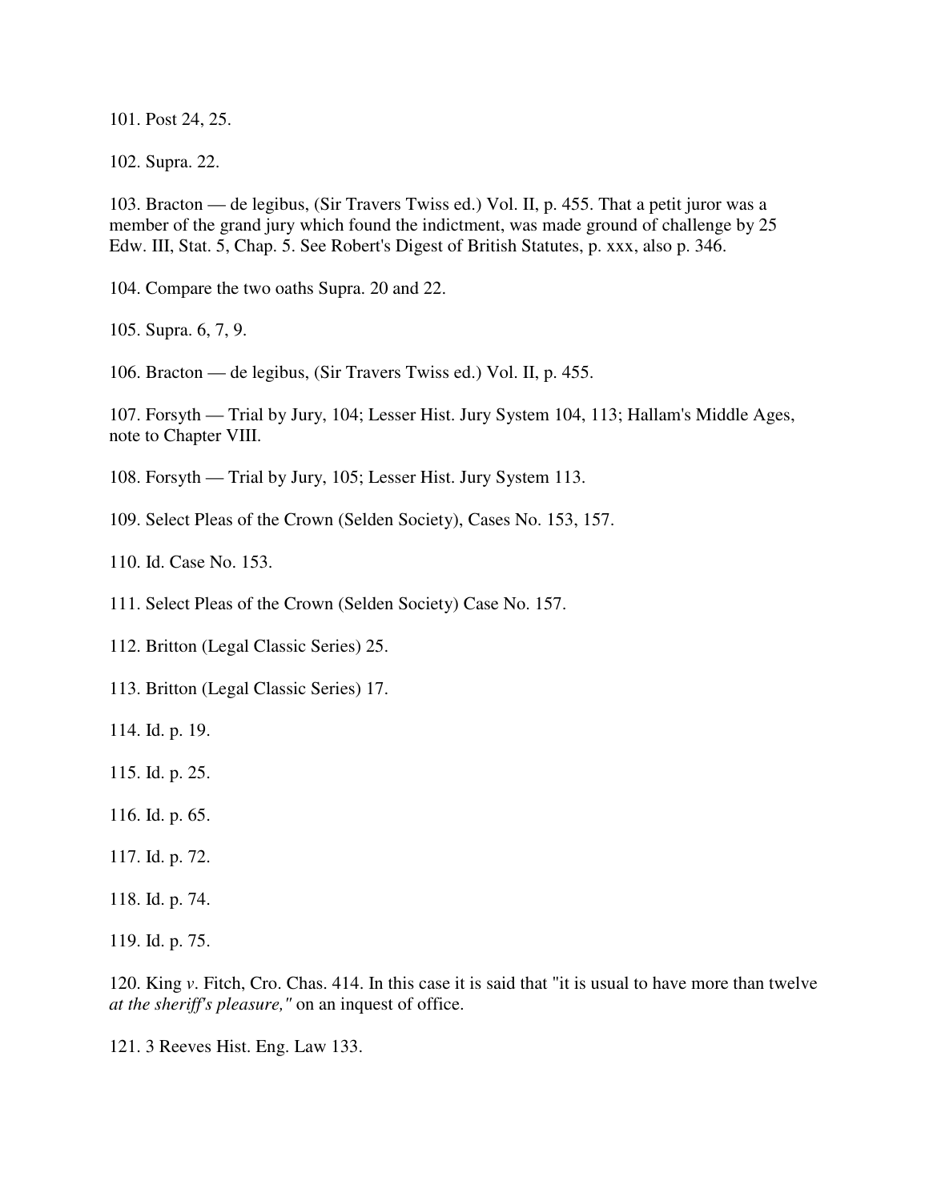101. Post 24, 25.

102. Supra. 22.

103. Bracton — de legibus, (Sir Travers Twiss ed.) Vol. II, p. 455. That a petit juror was a member of the grand jury which found the indictment, was made ground of challenge by 25 Edw. III, Stat. 5, Chap. 5. See Robert's Digest of British Statutes, p. xxx, also p. 346.

104. Compare the two oaths Supra. 20 and 22.

105. Supra. 6, 7, 9.

106. Bracton — de legibus, (Sir Travers Twiss ed.) Vol. II, p. 455.

107. Forsyth — Trial by Jury, 104; Lesser Hist. Jury System 104, 113; Hallam's Middle Ages, note to Chapter VIII.

108. Forsyth — Trial by Jury, 105; Lesser Hist. Jury System 113.

109. Select Pleas of the Crown (Selden Society), Cases No. 153, 157.

110. Id. Case No. 153.

111. Select Pleas of the Crown (Selden Society) Case No. 157.

112. Britton (Legal Classic Series) 25.

113. Britton (Legal Classic Series) 17.

114. Id. p. 19.

115. Id. p. 25.

116. Id. p. 65.

117. Id. p. 72.

118. Id. p. 74.

119. Id. p. 75.

120. King *v*. Fitch, Cro. Chas. 414. In this case it is said that "it is usual to have more than twelve *at the sheriff's pleasure,"* on an inquest of office.

121. 3 Reeves Hist. Eng. Law 133.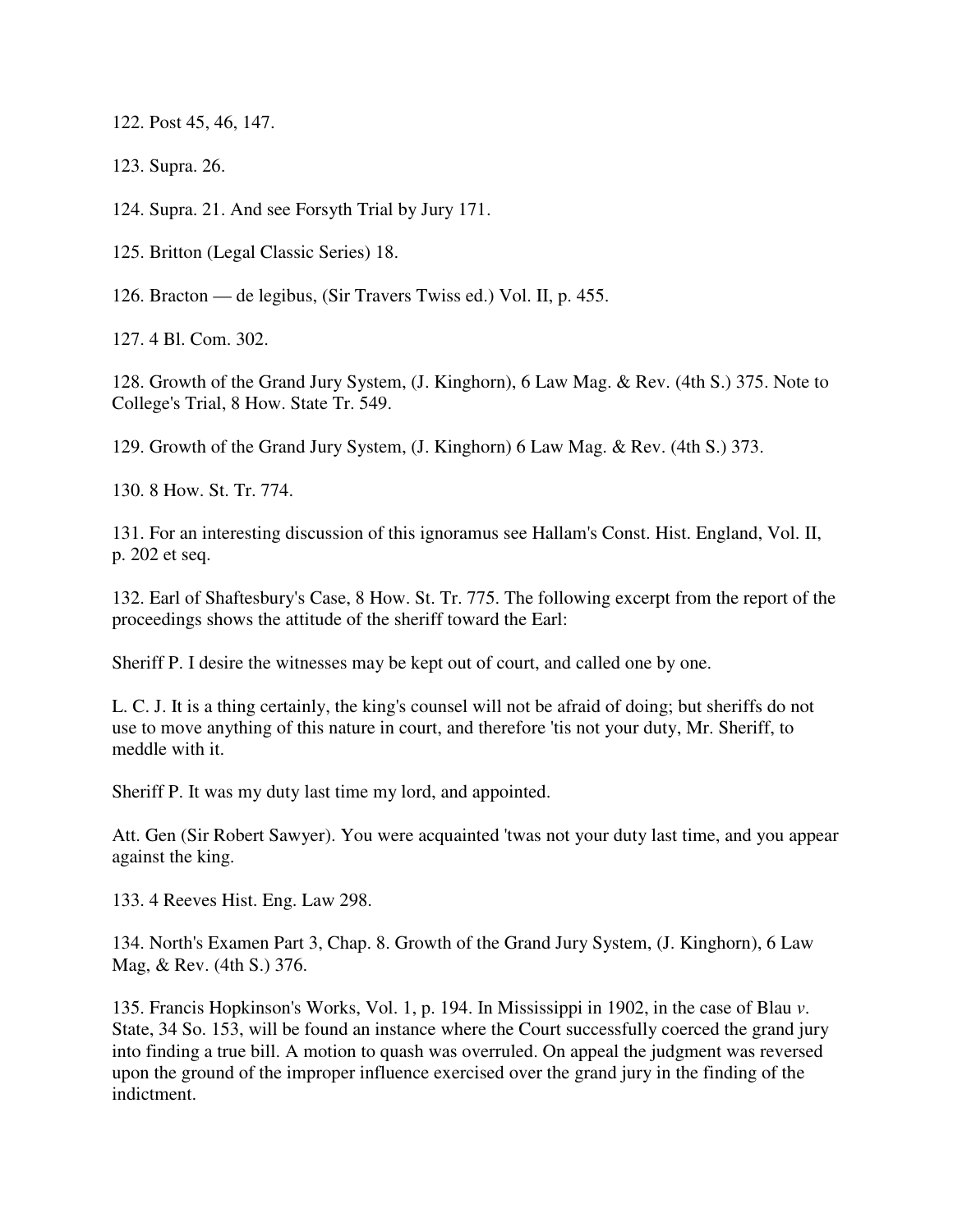122. Post 45, 46, 147.

123. Supra. 26.

124. Supra. 21. And see Forsyth Trial by Jury 171.

125. Britton (Legal Classic Series) 18.

126. Bracton — de legibus, (Sir Travers Twiss ed.) Vol. II, p. 455.

127. 4 Bl. Com. 302.

128. Growth of the Grand Jury System, (J. Kinghorn), 6 Law Mag. & Rev. (4th S.) 375. Note to College's Trial, 8 How. State Tr. 549.

129. Growth of the Grand Jury System, (J. Kinghorn) 6 Law Mag. & Rev. (4th S.) 373.

130. 8 How. St. Tr. 774.

131. For an interesting discussion of this ignoramus see Hallam's Const. Hist. England, Vol. II, p. 202 et seq.

132. Earl of Shaftesbury's Case, 8 How. St. Tr. 775. The following excerpt from the report of the proceedings shows the attitude of the sheriff toward the Earl:

Sheriff P. I desire the witnesses may be kept out of court, and called one by one.

L. C. J. It is a thing certainly, the king's counsel will not be afraid of doing; but sheriffs do not use to move anything of this nature in court, and therefore 'tis not your duty, Mr. Sheriff, to meddle with it.

Sheriff P. It was my duty last time my lord, and appointed.

Att. Gen (Sir Robert Sawyer). You were acquainted 'twas not your duty last time, and you appear against the king.

133. 4 Reeves Hist. Eng. Law 298.

134. North's Examen Part 3, Chap. 8. Growth of the Grand Jury System, (J. Kinghorn), 6 Law Mag, & Rev. (4th S.) 376.

135. Francis Hopkinson's Works, Vol. 1, p. 194. In Mississippi in 1902, in the case of Blau *v*. State, 34 So. 153, will be found an instance where the Court successfully coerced the grand jury into finding a true bill. A motion to quash was overruled. On appeal the judgment was reversed upon the ground of the improper influence exercised over the grand jury in the finding of the indictment.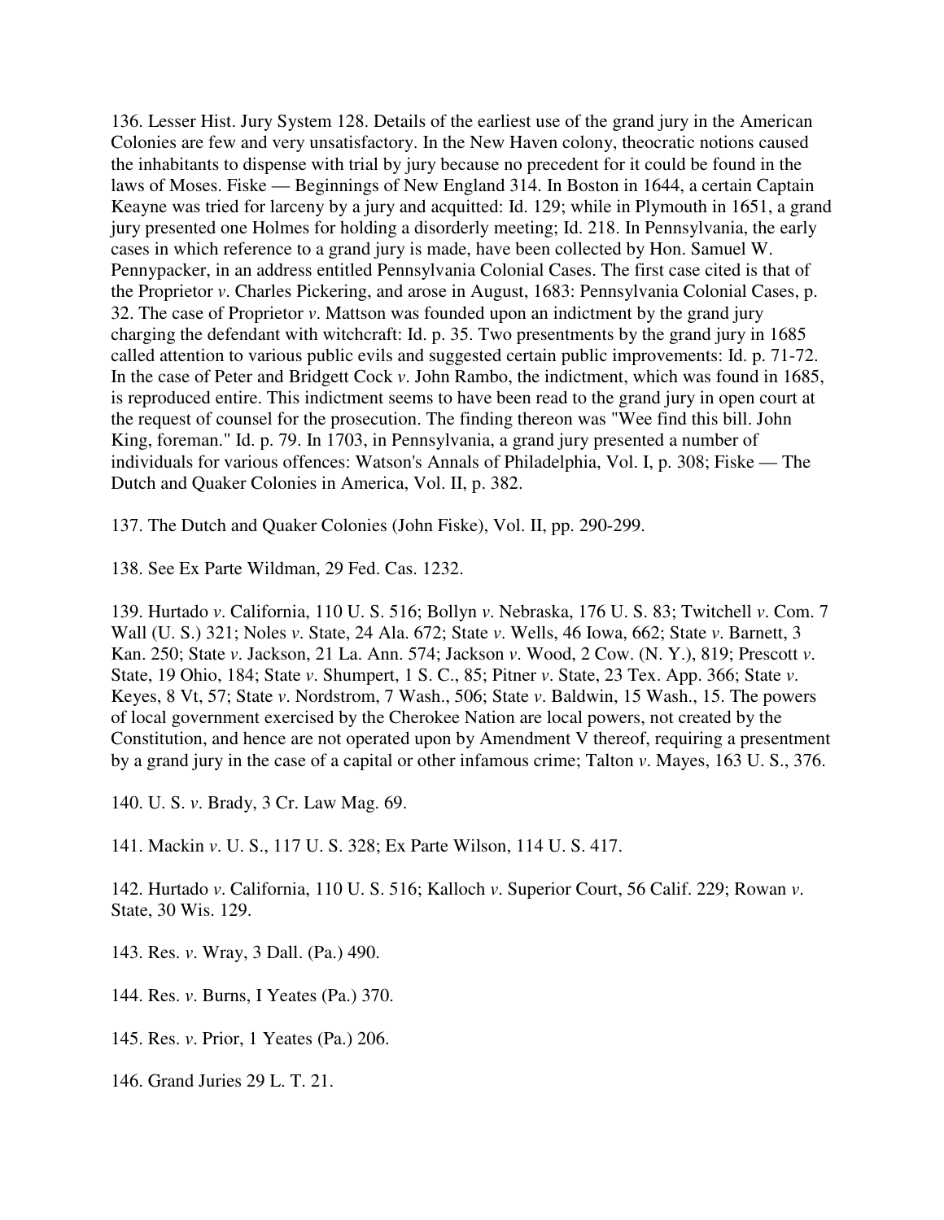136. Lesser Hist. Jury System 128. Details of the earliest use of the grand jury in the American Colonies are few and very unsatisfactory. In the New Haven colony, theocratic notions caused the inhabitants to dispense with trial by jury because no precedent for it could be found in the laws of Moses. Fiske — Beginnings of New England 314. In Boston in 1644, a certain Captain Keayne was tried for larceny by a jury and acquitted: Id. 129; while in Plymouth in 1651, a grand jury presented one Holmes for holding a disorderly meeting; Id. 218. In Pennsylvania, the early cases in which reference to a grand jury is made, have been collected by Hon. Samuel W. Pennypacker, in an address entitled Pennsylvania Colonial Cases. The first case cited is that of the Proprietor *v*. Charles Pickering, and arose in August, 1683: Pennsylvania Colonial Cases, p. 32. The case of Proprietor *v*. Mattson was founded upon an indictment by the grand jury charging the defendant with witchcraft: Id. p. 35. Two presentments by the grand jury in 1685 called attention to various public evils and suggested certain public improvements: Id. p. 71-72. In the case of Peter and Bridgett Cock *v*. John Rambo, the indictment, which was found in 1685, is reproduced entire. This indictment seems to have been read to the grand jury in open court at the request of counsel for the prosecution. The finding thereon was "Wee find this bill. John King, foreman." Id. p. 79. In 1703, in Pennsylvania, a grand jury presented a number of individuals for various offences: Watson's Annals of Philadelphia, Vol. I, p. 308; Fiske — The Dutch and Quaker Colonies in America, Vol. II, p. 382.

137. The Dutch and Quaker Colonies (John Fiske), Vol. II, pp. 290-299.

138. See Ex Parte Wildman, 29 Fed. Cas. 1232.

139. Hurtado *v*. California, 110 U. S. 516; Bollyn *v*. Nebraska, 176 U. S. 83; Twitchell *v*. Com. 7 Wall (U. S.) 321; Noles *v*. State, 24 Ala. 672; State *v*. Wells, 46 Iowa, 662; State *v*. Barnett, 3 Kan. 250; State *v*. Jackson, 21 La. Ann. 574; Jackson *v*. Wood, 2 Cow. (N. Y.), 819; Prescott *v*. State, 19 Ohio, 184; State *v*. Shumpert, 1 S. C., 85; Pitner *v*. State, 23 Tex. App. 366; State *v*. Keyes, 8 Vt, 57; State *v*. Nordstrom, 7 Wash., 506; State *v*. Baldwin, 15 Wash., 15. The powers of local government exercised by the Cherokee Nation are local powers, not created by the Constitution, and hence are not operated upon by Amendment V thereof, requiring a presentment by a grand jury in the case of a capital or other infamous crime; Talton *v*. Mayes, 163 U. S., 376.

140. U. S. *v*. Brady, 3 Cr. Law Mag. 69.

141. Mackin *v*. U. S., 117 U. S. 328; Ex Parte Wilson, 114 U. S. 417.

142. Hurtado *v*. California, 110 U. S. 516; Kalloch *v*. Superior Court, 56 Calif. 229; Rowan *v*. State, 30 Wis. 129.

143. Res. *v*. Wray, 3 Dall. (Pa.) 490.

144. Res. *v*. Burns, I Yeates (Pa.) 370.

145. Res. *v*. Prior, 1 Yeates (Pa.) 206.

146. Grand Juries 29 L. T. 21.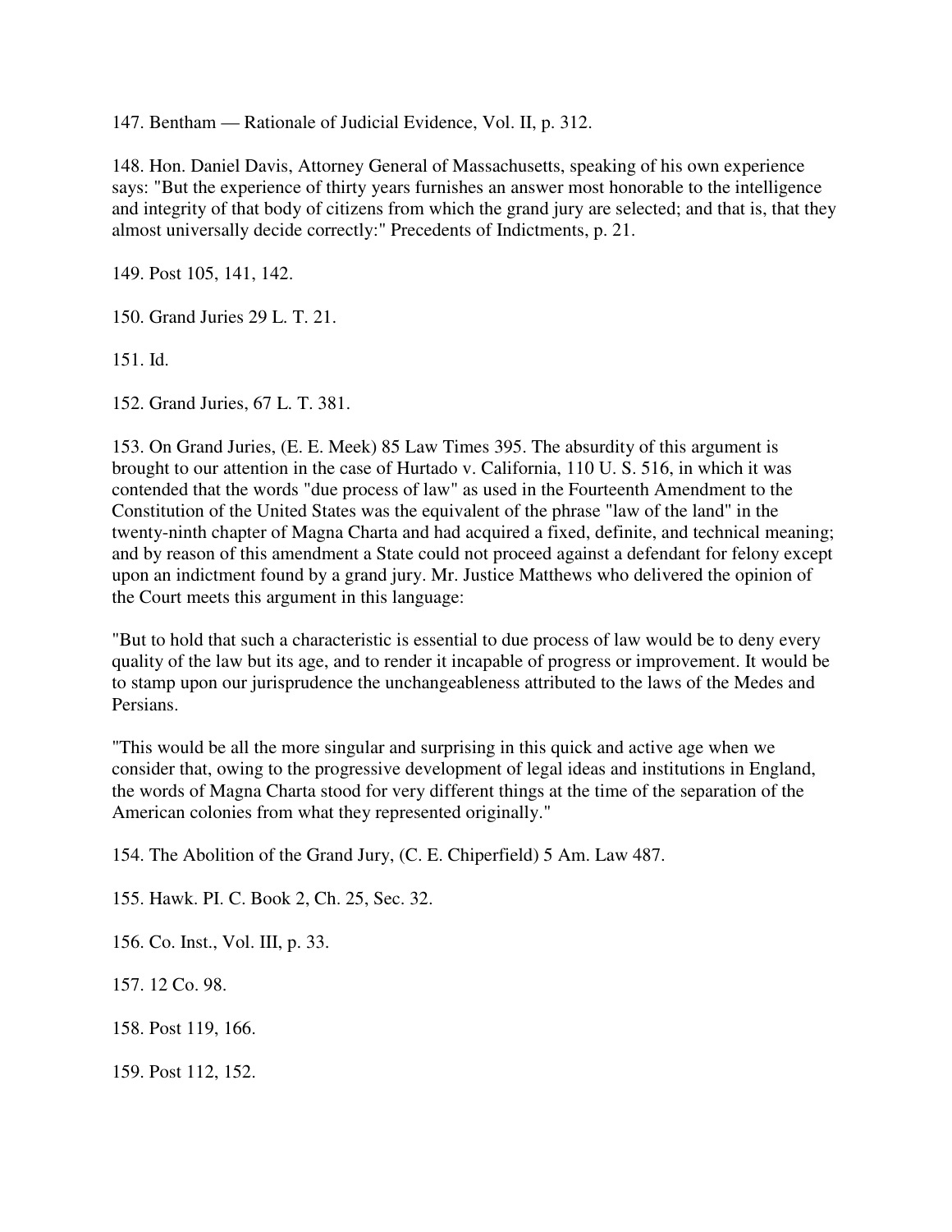147. Bentham — Rationale of Judicial Evidence, Vol. II, p. 312.

148. Hon. Daniel Davis, Attorney General of Massachusetts, speaking of his own experience says: "But the experience of thirty years furnishes an answer most honorable to the intelligence and integrity of that body of citizens from which the grand jury are selected; and that is, that they almost universally decide correctly:" Precedents of Indictments, p. 21.

149. Post 105, 141, 142.

150. Grand Juries 29 L. T. 21.

151. Id.

152. Grand Juries, 67 L. T. 381.

153. On Grand Juries, (E. E. Meek) 85 Law Times 395. The absurdity of this argument is brought to our attention in the case of Hurtado v. California, 110 U. S. 516, in which it was contended that the words "due process of law" as used in the Fourteenth Amendment to the Constitution of the United States was the equivalent of the phrase "law of the land" in the twenty-ninth chapter of Magna Charta and had acquired a fixed, definite, and technical meaning; and by reason of this amendment a State could not proceed against a defendant for felony except upon an indictment found by a grand jury. Mr. Justice Matthews who delivered the opinion of the Court meets this argument in this language:

"But to hold that such a characteristic is essential to due process of law would be to deny every quality of the law but its age, and to render it incapable of progress or improvement. It would be to stamp upon our jurisprudence the unchangeableness attributed to the laws of the Medes and Persians.

"This would be all the more singular and surprising in this quick and active age when we consider that, owing to the progressive development of legal ideas and institutions in England, the words of Magna Charta stood for very different things at the time of the separation of the American colonies from what they represented originally."

154. The Abolition of the Grand Jury, (C. E. Chiperfield) 5 Am. Law 487.

155. Hawk. Pl. C. Book 2, Ch. 25, Sec. 32.

156. Co. Inst., Vol. III, p. 33.

157. 12 Co. 98.

158. Post 119, 166.

159. Post 112, 152.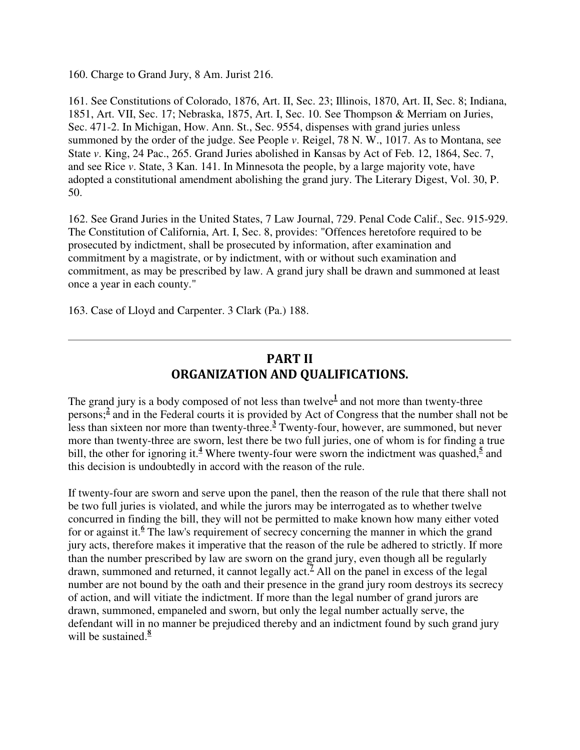160. Charge to Grand Jury, 8 Am. Jurist 216.

161. See Constitutions of Colorado, 1876, Art. II, Sec. 23; Illinois, 1870, Art. II, Sec. 8; Indiana, 1851, Art. VII, Sec. 17; Nebraska, 1875, Art. I, Sec. 10. See Thompson & Merriam on Juries, Sec. 471-2. In Michigan, How. Ann. St., Sec. 9554, dispenses with grand juries unless summoned by the order of the judge. See People *v*. Reigel, 78 N. W., 1017. As to Montana, see State *v*. King, 24 Pac., 265. Grand Juries abolished in Kansas by Act of Feb. 12, 1864, Sec. 7, and see Rice *v*. State, 3 Kan. 141. In Minnesota the people, by a large majority vote, have adopted a constitutional amendment abolishing the grand jury. The Literary Digest, Vol. 30, P. 50.

162. See Grand Juries in the United States, 7 Law Journal, 729. Penal Code Calif., Sec. 915-929. The Constitution of California, Art. I, Sec. 8, provides: "Offences heretofore required to be prosecuted by indictment, shall be prosecuted by information, after examination and commitment by a magistrate, or by indictment, with or without such examination and commitment, as may be prescribed by law. A grand jury shall be drawn and summoned at least once a year in each county."

163. Case of Lloyd and Carpenter. 3 Clark (Pa.) 188.

---

## PART II
## ORGANIZATION AND QUALIFICATIONS.

The grand jury is a body composed of not less than twelve[1] and not more than twenty-three persons;[2] and in the Federal courts it is provided by Act of Congress that the number shall not be less than sixteen nor more than twenty-three.[3] Twenty-four, however, are summoned, but never more than twenty-three are sworn, lest there be two full juries, one of whom is for finding a true bill, the other for ignoring it.[4] Where twenty-four were sworn the indictment was quashed,[5] and this decision is undoubtedly in accord with the reason of the rule.

If twenty-four are sworn and serve upon the panel, then the reason of the rule that there shall not be two full juries is violated, and while the jurors may be interrogated as to whether twelve concurred in finding the bill, they will not be permitted to make known how many either voted for or against it.[6] The law's requirement of secrecy concerning the manner in which the grand jury acts, therefore makes it imperative that the reason of the rule be adhered to strictly. If more than the number prescribed by law are sworn on the grand jury, even though all be regularly drawn, summoned and returned, it cannot legally act.[7] All on the panel in excess of the legal number are not bound by the oath and their presence in the grand jury room destroys its secrecy of action, and will vitiate the indictment. If more than the legal number of grand jurors are drawn, summoned, empaneled and sworn, but only the legal number actually serve, the defendant will in no manner be prejudiced thereby and an indictment found by such grand jury will be sustained.[8]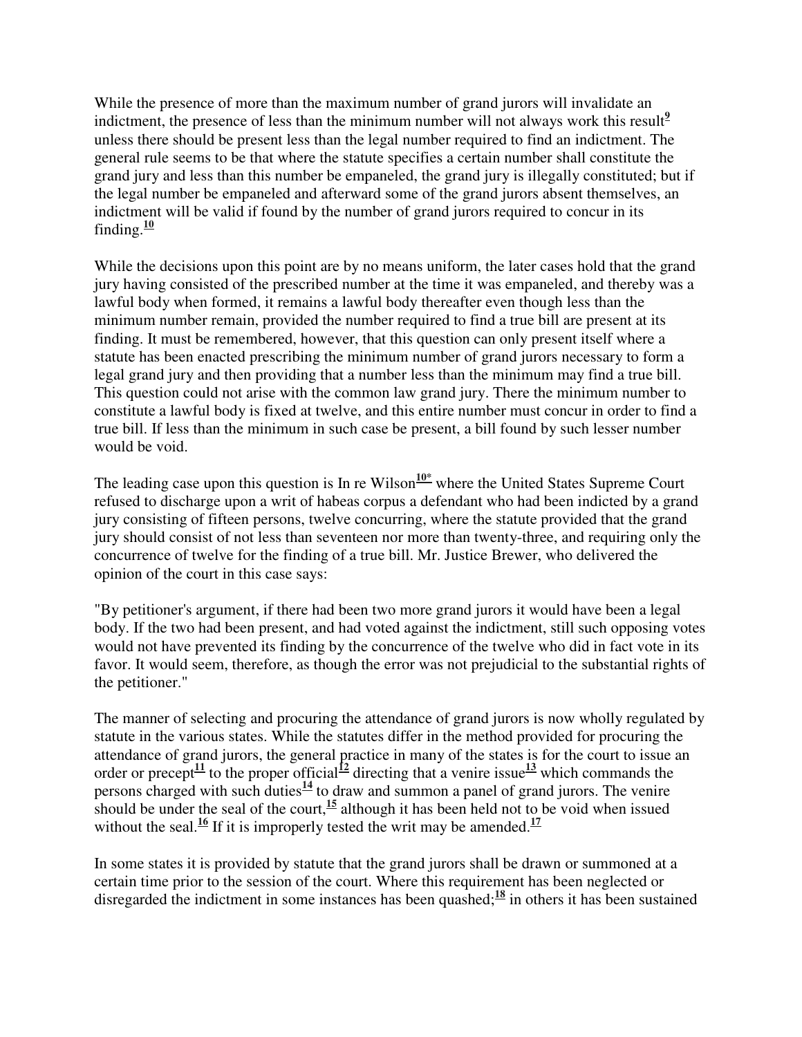While the presence of more than the maximum number of grand jurors will invalidate an indictment, the presence of less than the minimum number will not always work this result[9] unless there should be present less than the legal number required to find an indictment. The general rule seems to be that where the statute specifies a certain number shall constitute the grand jury and less than this number be empaneled, the grand jury is illegally constituted; but if the legal number be empaneled and afterward some of the grand jurors absent themselves, an indictment will be valid if found by the number of grand jurors required to concur in its finding.[10]

While the decisions upon this point are by no means uniform, the later cases hold that the grand jury having consisted of the prescribed number at the time it was empaneled, and thereby was a lawful body when formed, it remains a lawful body thereafter even though less than the minimum number remain, provided the number required to find a true bill are present at its finding. It must be remembered, however, that this question can only present itself where a statute has been enacted prescribing the minimum number of grand jurors necessary to form a legal grand jury and then providing that a number less than the minimum may find a true bill. This question could not arise with the common law grand jury. There the minimum number to constitute a lawful body is fixed at twelve, and this entire number must concur in order to find a true bill. If less than the minimum in such case be present, a bill found by such lesser number would be void.

The leading case upon this question is In re Wilson[10*] where the United States Supreme Court refused to discharge upon a writ of habeas corpus a defendant who had been indicted by a grand jury consisting of fifteen persons, twelve concurring, where the statute provided that the grand jury should consist of not less than seventeen nor more than twenty-three, and requiring only the concurrence of twelve for the finding of a true bill. Mr. Justice Brewer, who delivered the opinion of the court in this case says:

"By petitioner's argument, if there had been two more grand jurors it would have been a legal body. If the two had been present, and had voted against the indictment, still such opposing votes would not have prevented its finding by the concurrence of the twelve who did in fact vote in its favor. It would seem, therefore, as though the error was not prejudicial to the substantial rights of the petitioner."

The manner of selecting and procuring the attendance of grand jurors is now wholly regulated by statute in the various states. While the statutes differ in the method provided for procuring the attendance of grand jurors, the general practice in many of the states is for the court to issue an order or precept[11] to the proper official[12] directing that a venire issue[13] which commands the persons charged with such duties[14] to draw and summon a panel of grand jurors. The venire should be under the seal of the court,[15] although it has been held not to be void when issued without the seal.[16] If it is improperly tested the writ may be amended.[17]

In some states it is provided by statute that the grand jurors shall be drawn or summoned at a certain time prior to the session of the court. Where this requirement has been neglected or disregarded the indictment in some instances has been quashed;[18] in others it has been sustained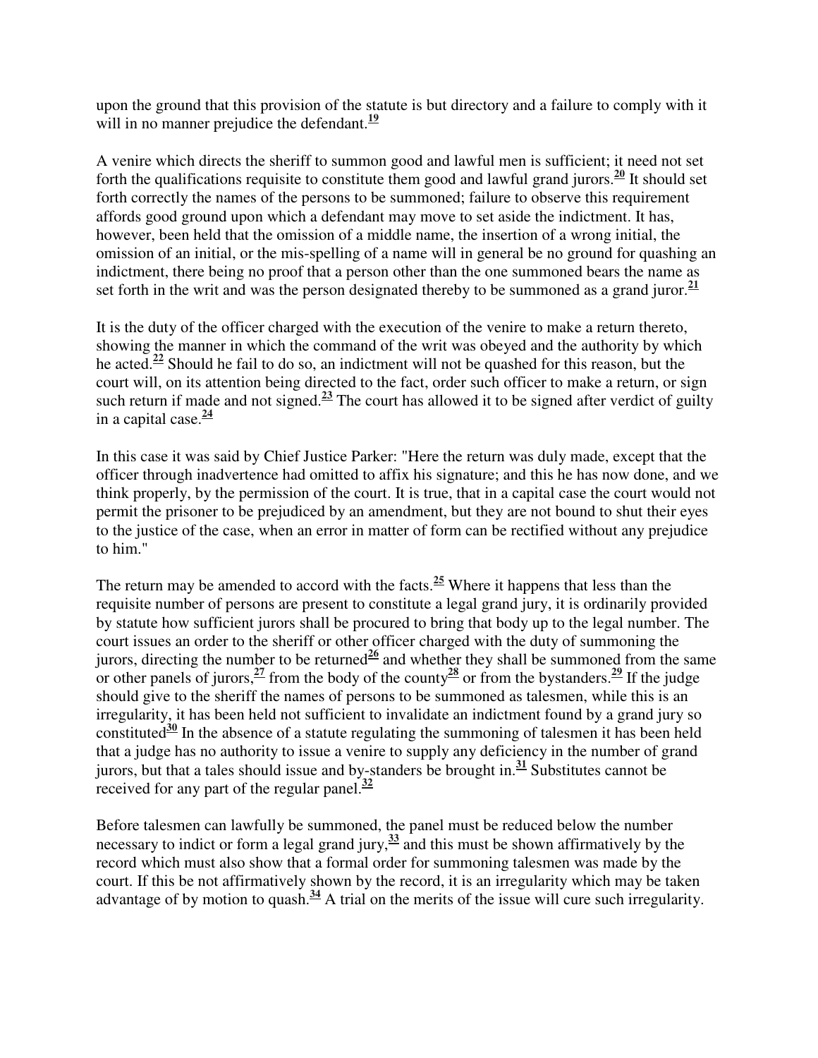upon the ground that this provision of the statute is but directory and a failure to comply with it will in no manner prejudice the defendant.[19]

A venire which directs the sheriff to summon good and lawful men is sufficient; it need not set forth the qualifications requisite to constitute them good and lawful grand jurors.[20] It should set forth correctly the names of the persons to be summoned; failure to observe this requirement affords good ground upon which a defendant may move to set aside the indictment. It has, however, been held that the omission of a middle name, the insertion of a wrong initial, the omission of an initial, or the mis-spelling of a name will in general be no ground for quashing an indictment, there being no proof that a person other than the one summoned bears the name as set forth in the writ and was the person designated thereby to be summoned as a grand juror.[21]

It is the duty of the officer charged with the execution of the venire to make a return thereto, showing the manner in which the command of the writ was obeyed and the authority by which he acted.[22] Should he fail to do so, an indictment will not be quashed for this reason, but the court will, on its attention being directed to the fact, order such officer to make a return, or sign such return if made and not signed.[23] The court has allowed it to be signed after verdict of guilty in a capital case.[24]

In this case it was said by Chief Justice Parker: "Here the return was duly made, except that the officer through inadvertence had omitted to affix his signature; and this he has now done, and we think properly, by the permission of the court. It is true, that in a capital case the court would not permit the prisoner to be prejudiced by an amendment, but they are not bound to shut their eyes to the justice of the case, when an error in matter of form can be rectified without any prejudice to him."

The return may be amended to accord with the facts.[25] Where it happens that less than the requisite number of persons are present to constitute a legal grand jury, it is ordinarily provided by statute how sufficient jurors shall be procured to bring that body up to the legal number. The court issues an order to the sheriff or other officer charged with the duty of summoning the jurors, directing the number to be returned[26] and whether they shall be summoned from the same or other panels of jurors,[27] from the body of the county[28] or from the bystanders.[29] If the judge should give to the sheriff the names of persons to be summoned as talesmen, while this is an irregularity, it has been held not sufficient to invalidate an indictment found by a grand jury so constituted[30] In the absence of a statute regulating the summoning of talesmen it has been held that a judge has no authority to issue a venire to supply any deficiency in the number of grand jurors, but that a tales should issue and by-standers be brought in.[31] Substitutes cannot be received for any part of the regular panel.[32]

Before talesmen can lawfully be summoned, the panel must be reduced below the number necessary to indict or form a legal grand jury,[33] and this must be shown affirmatively by the record which must also show that a formal order for summoning talesmen was made by the court. If this be not affirmatively shown by the record, it is an irregularity which may be taken advantage of by motion to quash.[34] A trial on the merits of the issue will cure such irregularity.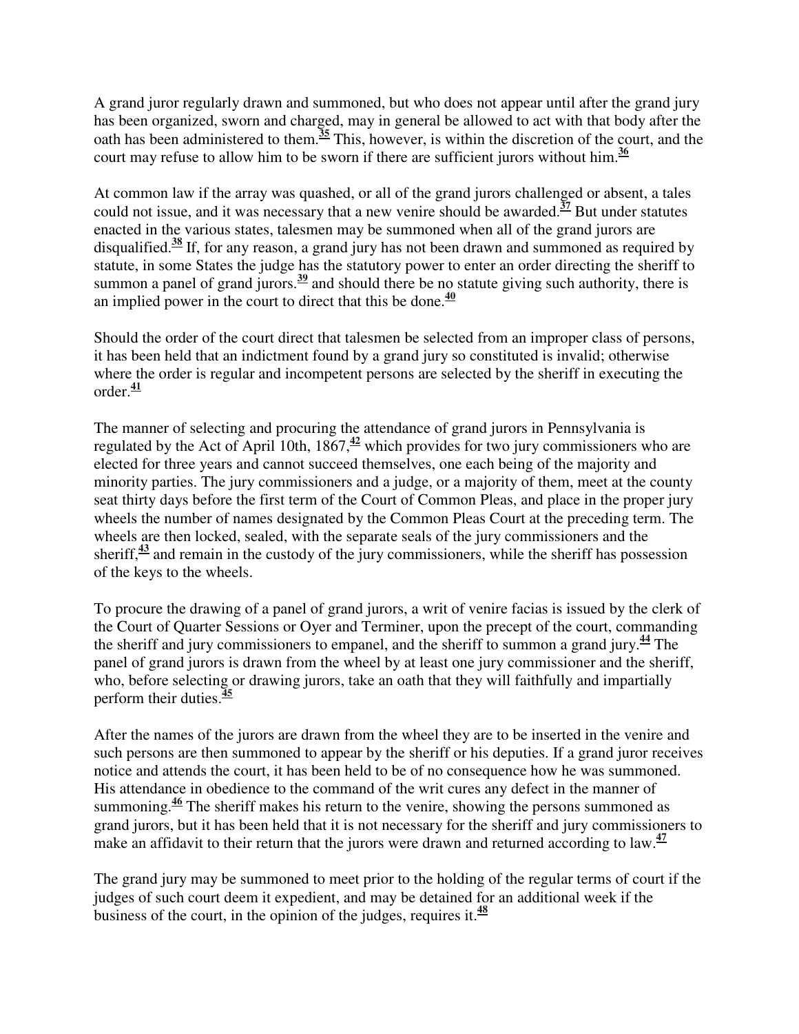A grand juror regularly drawn and summoned, but who does not appear until after the grand jury has been organized, sworn and charged, may in general be allowed to act with that body after the oath has been administered to them.[35] This, however, is within the discretion of the court, and the court may refuse to allow him to be sworn if there are sufficient jurors without him.[36]

At common law if the array was quashed, or all of the grand jurors challenged or absent, a tales could not issue, and it was necessary that a new venire should be awarded.[37] But under statutes enacted in the various states, talesmen may be summoned when all of the grand jurors are disqualified.[38] If, for any reason, a grand jury has not been drawn and summoned as required by statute, in some States the judge has the statutory power to enter an order directing the sheriff to summon a panel of grand jurors.[39] and should there be no statute giving such authority, there is an implied power in the court to direct that this be done.[40]

Should the order of the court direct that talesmen be selected from an improper class of persons, it has been held that an indictment found by a grand jury so constituted is invalid; otherwise where the order is regular and incompetent persons are selected by the sheriff in executing the order.[41]

The manner of selecting and procuring the attendance of grand jurors in Pennsylvania is regulated by the Act of April 10th, 1867,[42] which provides for two jury commissioners who are elected for three years and cannot succeed themselves, one each being of the majority and minority parties. The jury commissioners and a judge, or a majority of them, meet at the county seat thirty days before the first term of the Court of Common Pleas, and place in the proper jury wheels the number of names designated by the Common Pleas Court at the preceding term. The wheels are then locked, sealed, with the separate seals of the jury commissioners and the sheriff,[43] and remain in the custody of the jury commissioners, while the sheriff has possession of the keys to the wheels.

To procure the drawing of a panel of grand jurors, a writ of venire facias is issued by the clerk of the Court of Quarter Sessions or Oyer and Terminer, upon the precept of the court, commanding the sheriff and jury commissioners to empanel, and the sheriff to summon a grand jury.[44] The panel of grand jurors is drawn from the wheel by at least one jury commissioner and the sheriff, who, before selecting or drawing jurors, take an oath that they will faithfully and impartially perform their duties.[45]

After the names of the jurors are drawn from the wheel they are to be inserted in the venire and such persons are then summoned to appear by the sheriff or his deputies. If a grand juror receives notice and attends the court, it has been held to be of no consequence how he was summoned. His attendance in obedience to the command of the writ cures any defect in the manner of summoning.[46] The sheriff makes his return to the venire, showing the persons summoned as grand jurors, but it has been held that it is not necessary for the sheriff and jury commissioners to make an affidavit to their return that the jurors were drawn and returned according to law.[47]

The grand jury may be summoned to meet prior to the holding of the regular terms of court if the judges of such court deem it expedient, and may be detained for an additional week if the business of the court, in the opinion of the judges, requires it.[48]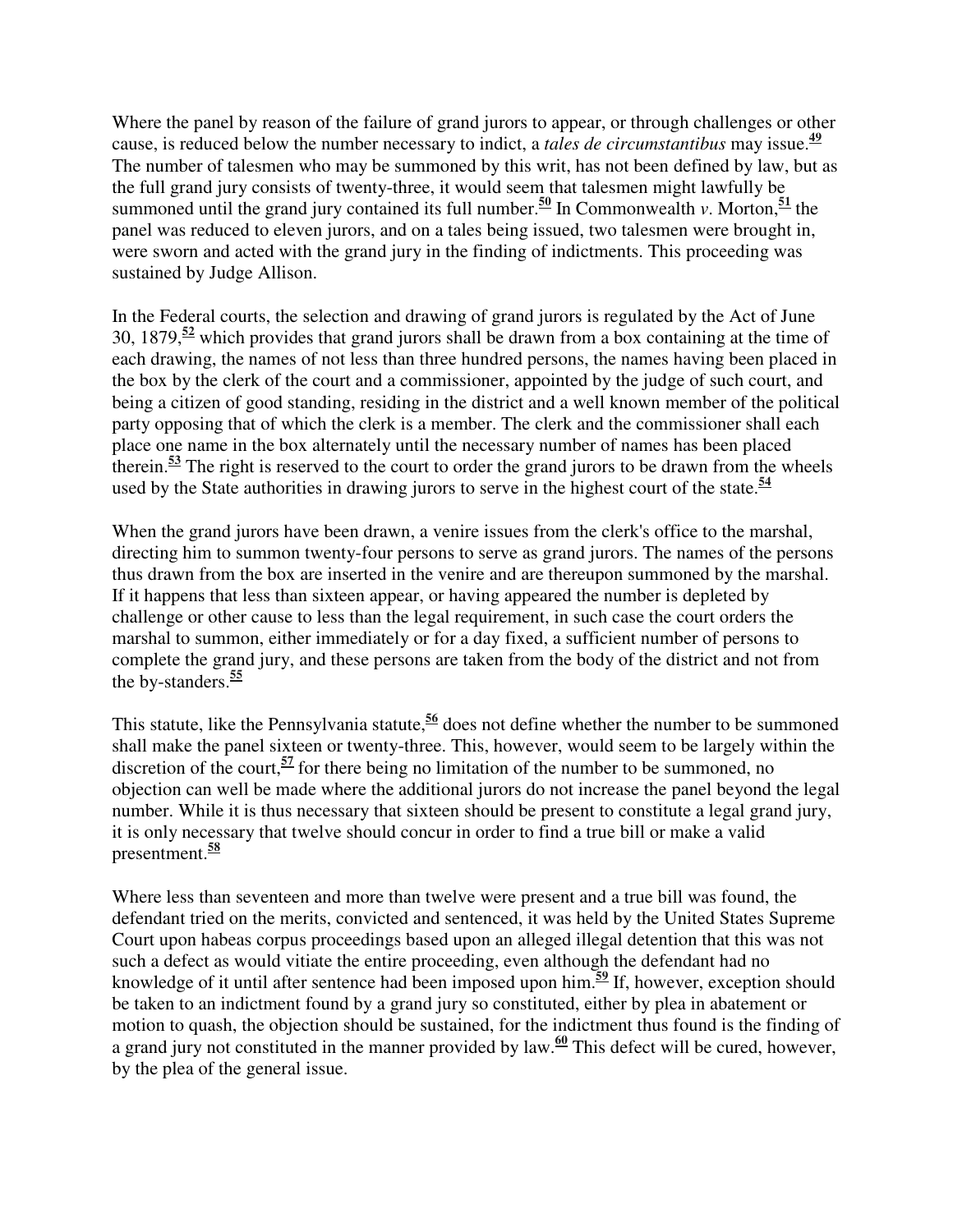Where the panel by reason of the failure of grand jurors to appear, or through challenges or other cause, is reduced below the number necessary to indict, a *tales de circumstantibus* may issue.[49] The number of talesmen who may be summoned by this writ, has not been defined by law, but as the full grand jury consists of twenty-three, it would seem that talesmen might lawfully be summoned until the grand jury contained its full number.[50] In Commonwealth *v*. Morton,[51] the panel was reduced to eleven jurors, and on a tales being issued, two talesmen were brought in, were sworn and acted with the grand jury in the finding of indictments. This proceeding was sustained by Judge Allison.

In the Federal courts, the selection and drawing of grand jurors is regulated by the Act of June 30, 1879,[52] which provides that grand jurors shall be drawn from a box containing at the time of each drawing, the names of not less than three hundred persons, the names having been placed in the box by the clerk of the court and a commissioner, appointed by the judge of such court, and being a citizen of good standing, residing in the district and a well known member of the political party opposing that of which the clerk is a member. The clerk and the commissioner shall each place one name in the box alternately until the necessary number of names has been placed therein.[53] The right is reserved to the court to order the grand jurors to be drawn from the wheels used by the State authorities in drawing jurors to serve in the highest court of the state.[54]

When the grand jurors have been drawn, a venire issues from the clerk's office to the marshal, directing him to summon twenty-four persons to serve as grand jurors. The names of the persons thus drawn from the box are inserted in the venire and are thereupon summoned by the marshal. If it happens that less than sixteen appear, or having appeared the number is depleted by challenge or other cause to less than the legal requirement, in such case the court orders the marshal to summon, either immediately or for a day fixed, a sufficient number of persons to complete the grand jury, and these persons are taken from the body of the district and not from the by-standers.[55]

This statute, like the Pennsylvania statute,[56] does not define whether the number to be summoned shall make the panel sixteen or twenty-three. This, however, would seem to be largely within the discretion of the court,[57] for there being no limitation of the number to be summoned, no objection can well be made where the additional jurors do not increase the panel beyond the legal number. While it is thus necessary that sixteen should be present to constitute a legal grand jury, it is only necessary that twelve should concur in order to find a true bill or make a valid presentment.[58]

Where less than seventeen and more than twelve were present and a true bill was found, the defendant tried on the merits, convicted and sentenced, it was held by the United States Supreme Court upon habeas corpus proceedings based upon an alleged illegal detention that this was not such a defect as would vitiate the entire proceeding, even although the defendant had no knowledge of it until after sentence had been imposed upon him.[59] If, however, exception should be taken to an indictment found by a grand jury so constituted, either by plea in abatement or motion to quash, the objection should be sustained, for the indictment thus found is the finding of a grand jury not constituted in the manner provided by law.[60] This defect will be cured, however, by the plea of the general issue.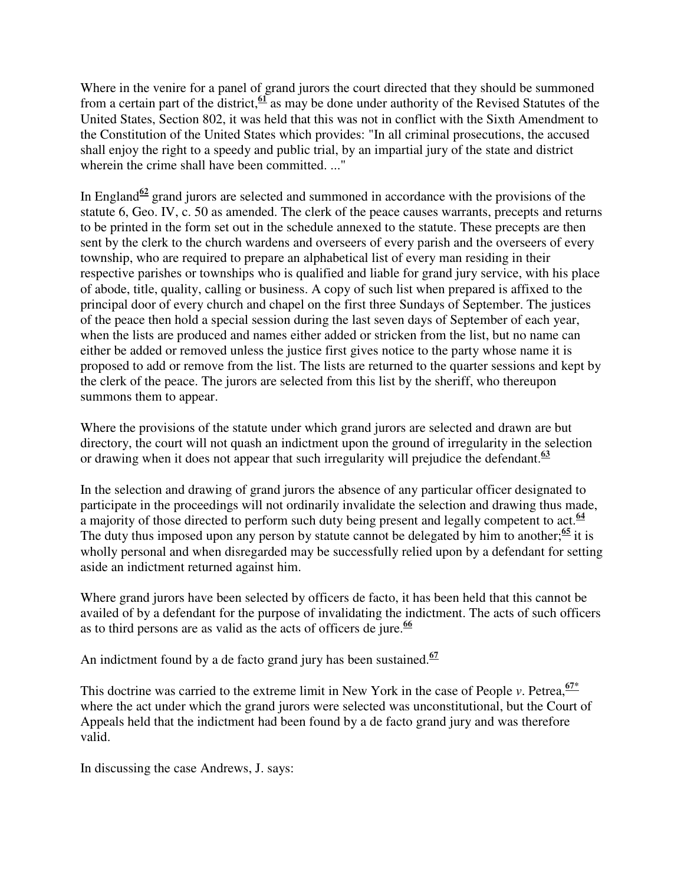Where in the venire for a panel of grand jurors the court directed that they should be summoned from a certain part of the district,[61] as may be done under authority of the Revised Statutes of the United States, Section 802, it was held that this was not in conflict with the Sixth Amendment to the Constitution of the United States which provides: "In all criminal prosecutions, the accused shall enjoy the right to a speedy and public trial, by an impartial jury of the state and district wherein the crime shall have been committed. ..."

In England[62] grand jurors are selected and summoned in accordance with the provisions of the statute 6, Geo. IV, c. 50 as amended. The clerk of the peace causes warrants, precepts and returns to be printed in the form set out in the schedule annexed to the statute. These precepts are then sent by the clerk to the church wardens and overseers of every parish and the overseers of every township, who are required to prepare an alphabetical list of every man residing in their respective parishes or townships who is qualified and liable for grand jury service, with his place of abode, title, quality, calling or business. A copy of such list when prepared is affixed to the principal door of every church and chapel on the first three Sundays of September. The justices of the peace then hold a special session during the last seven days of September of each year, when the lists are produced and names either added or stricken from the list, but no name can either be added or removed unless the justice first gives notice to the party whose name it is proposed to add or remove from the list. The lists are returned to the quarter sessions and kept by the clerk of the peace. The jurors are selected from this list by the sheriff, who thereupon summons them to appear.

Where the provisions of the statute under which grand jurors are selected and drawn are but directory, the court will not quash an indictment upon the ground of irregularity in the selection or drawing when it does not appear that such irregularity will prejudice the defendant.[63]

In the selection and drawing of grand jurors the absence of any particular officer designated to participate in the proceedings will not ordinarily invalidate the selection and drawing thus made, a majority of those directed to perform such duty being present and legally competent to act.[64] The duty thus imposed upon any person by statute cannot be delegated by him to another;[65] it is wholly personal and when disregarded may be successfully relied upon by a defendant for setting aside an indictment returned against him.

Where grand jurors have been selected by officers de facto, it has been held that this cannot be availed of by a defendant for the purpose of invalidating the indictment. The acts of such officers as to third persons are as valid as the acts of officers de jure.[66]

An indictment found by a de facto grand jury has been sustained.[67]

This doctrine was carried to the extreme limit in New York in the case of People *v.* Petrea,[67*] where the act under which the grand jurors were selected was unconstitutional, but the Court of Appeals held that the indictment had been found by a de facto grand jury and was therefore valid.

In discussing the case Andrews, J. says: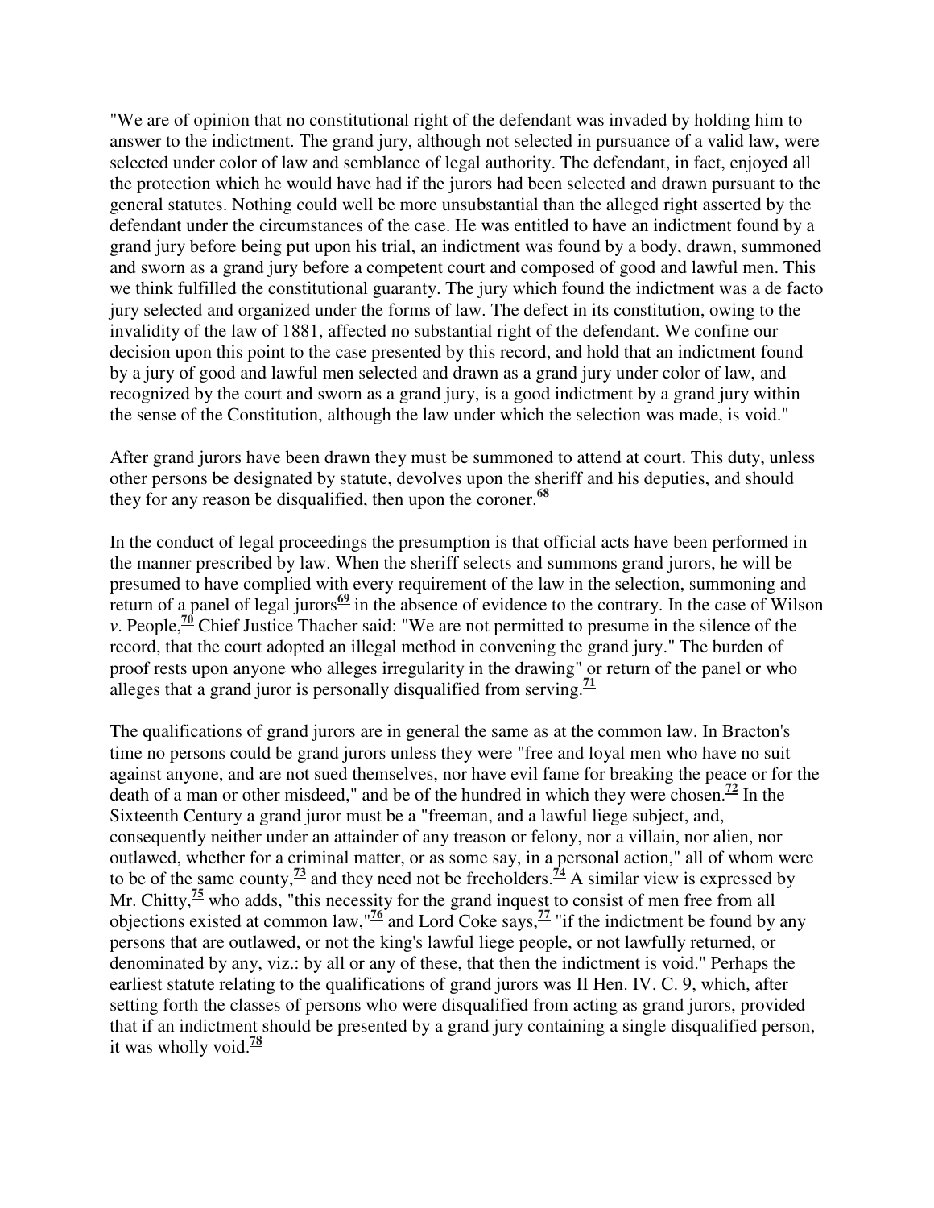"We are of opinion that no constitutional right of the defendant was invaded by holding him to answer to the indictment. The grand jury, although not selected in pursuance of a valid law, were selected under color of law and semblance of legal authority. The defendant, in fact, enjoyed all the protection which he would have had if the jurors had been selected and drawn pursuant to the general statutes. Nothing could well be more unsubstantial than the alleged right asserted by the defendant under the circumstances of the case. He was entitled to have an indictment found by a grand jury before being put upon his trial, an indictment was found by a body, drawn, summoned and sworn as a grand jury before a competent court and composed of good and lawful men. This we think fulfilled the constitutional guaranty. The jury which found the indictment was a de facto jury selected and organized under the forms of law. The defect in its constitution, owing to the invalidity of the law of 1881, affected no substantial right of the defendant. We confine our decision upon this point to the case presented by this record, and hold that an indictment found by a jury of good and lawful men selected and drawn as a grand jury under color of law, and recognized by the court and sworn as a grand jury, is a good indictment by a grand jury within the sense of the Constitution, although the law under which the selection was made, is void."

After grand jurors have been drawn they must be summoned to attend at court. This duty, unless other persons be designated by statute, devolves upon the sheriff and his deputies, and should they for any reason be disqualified, then upon the coroner.[68]

In the conduct of legal proceedings the presumption is that official acts have been performed in the manner prescribed by law. When the sheriff selects and summons grand jurors, he will be presumed to have complied with every requirement of the law in the selection, summoning and return of a panel of legal jurors[69] in the absence of evidence to the contrary. In the case of Wilson *v*. People,[70] Chief Justice Thacher said: "We are not permitted to presume in the silence of the record, that the court adopted an illegal method in convening the grand jury." The burden of proof rests upon anyone who alleges irregularity in the drawing" or return of the panel or who alleges that a grand juror is personally disqualified from serving.[71]

The qualifications of grand jurors are in general the same as at the common law. In Bracton's time no persons could be grand jurors unless they were "free and loyal men who have no suit against anyone, and are not sued themselves, nor have evil fame for breaking the peace or for the death of a man or other misdeed," and be of the hundred in which they were chosen.[72] In the Sixteenth Century a grand juror must be a "freeman, and a lawful liege subject, and, consequently neither under an attainder of any treason or felony, nor a villain, nor alien, nor outlawed, whether for a criminal matter, or as some say, in a personal action," all of whom were to be of the same county,[73] and they need not be freeholders.[74] A similar view is expressed by Mr. Chitty,[75] who adds, "this necessity for the grand inquest to consist of men free from all objections existed at common law,"[76] and Lord Coke says,[77] "if the indictment be found by any persons that are outlawed, or not the king's lawful liege people, or not lawfully returned, or denominated by any, viz.: by all or any of these, that then the indictment is void." Perhaps the earliest statute relating to the qualifications of grand jurors was II Hen. IV. C. 9, which, after setting forth the classes of persons who were disqualified from acting as grand jurors, provided that if an indictment should be presented by a grand jury containing a single disqualified person, it was wholly void.[78]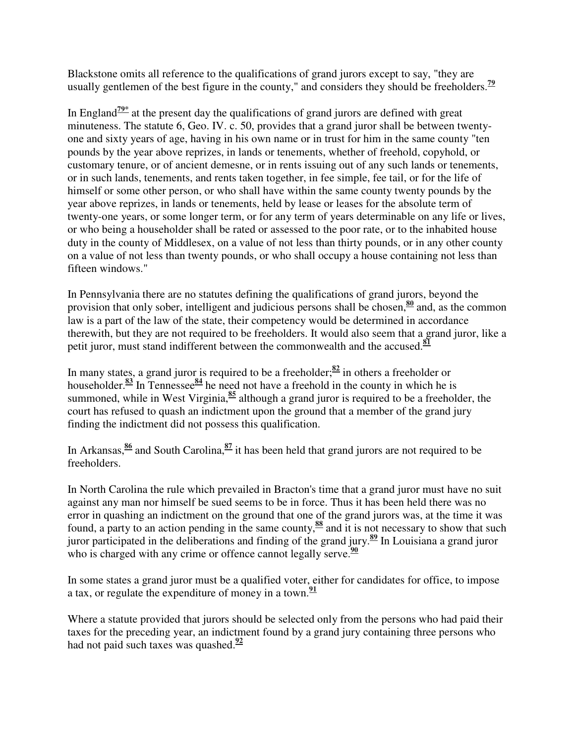Blackstone omits all reference to the qualifications of grand jurors except to say, "they are usually gentlemen of the best figure in the county," and considers they should be freeholders.[79]

In England[79*] at the present day the qualifications of grand jurors are defined with great minuteness. The statute 6, Geo. IV. c. 50, provides that a grand juror shall be between twenty-one and sixty years of age, having in his own name or in trust for him in the same county "ten pounds by the year above reprizes, in lands or tenements, whether of freehold, copyhold, or customary tenure, or of ancient demesne, or in rents issuing out of any such lands or tenements, or in such lands, tenements, and rents taken together, in fee simple, fee tail, or for the life of himself or some other person, or who shall have within the same county twenty pounds by the year above reprizes, in lands or tenements, held by lease or leases for the absolute term of twenty-one years, or some longer term, or for any term of years determinable on any life or lives, or who being a householder shall be rated or assessed to the poor rate, or to the inhabited house duty in the county of Middlesex, on a value of not less than thirty pounds, or in any other county on a value of not less than twenty pounds, or who shall occupy a house containing not less than fifteen windows."

In Pennsylvania there are no statutes defining the qualifications of grand jurors, beyond the provision that only sober, intelligent and judicious persons shall be chosen,[80] and, as the common law is a part of the law of the state, their competency would be determined in accordance therewith, but they are not required to be freeholders. It would also seem that a grand juror, like a petit juror, must stand indifferent between the commonwealth and the accused.[81]

In many states, a grand juror is required to be a freeholder;[82] in others a freeholder or householder.[83] In Tennessee[84] he need not have a freehold in the county in which he is summoned, while in West Virginia,[85] although a grand juror is required to be a freeholder, the court has refused to quash an indictment upon the ground that a member of the grand jury finding the indictment did not possess this qualification.

In Arkansas,[86] and South Carolina,[87] it has been held that grand jurors are not required to be freeholders.

In North Carolina the rule which prevailed in Bracton's time that a grand juror must have no suit against any man nor himself be sued seems to be in force. Thus it has been held there was no error in quashing an indictment on the ground that one of the grand jurors was, at the time it was found, a party to an action pending in the same county,[88] and it is not necessary to show that such juror participated in the deliberations and finding of the grand jury.[89] In Louisiana a grand juror who is charged with any crime or offence cannot legally serve.[90]

In some states a grand juror must be a qualified voter, either for candidates for office, to impose a tax, or regulate the expenditure of money in a town.[91]

Where a statute provided that jurors should be selected only from the persons who had paid their taxes for the preceding year, an indictment found by a grand jury containing three persons who had not paid such taxes was quashed.[92]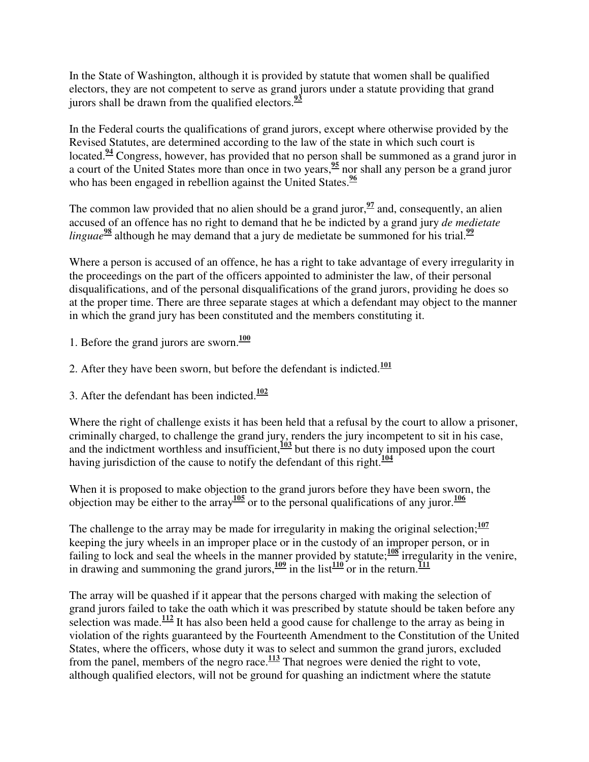In the State of Washington, although it is provided by statute that women shall be qualified electors, they are not competent to serve as grand jurors under a statute providing that grand jurors shall be drawn from the qualified electors.[93]

In the Federal courts the qualifications of grand jurors, except where otherwise provided by the Revised Statutes, are determined according to the law of the state in which such court is located.[94] Congress, however, has provided that no person shall be summoned as a grand juror in a court of the United States more than once in two years,[95] nor shall any person be a grand juror who has been engaged in rebellion against the United States.[96]

The common law provided that no alien should be a grand juror,[97] and, consequently, an alien accused of an offence has no right to demand that he be indicted by a grand jury *de medietate linguae*[98] although he may demand that a jury de medietate be summoned for his trial.[99]

Where a person is accused of an offence, he has a right to take advantage of every irregularity in the proceedings on the part of the officers appointed to administer the law, of their personal disqualifications, and of the personal disqualifications of the grand jurors, providing he does so at the proper time. There are three separate stages at which a defendant may object to the manner in which the grand jury has been constituted and the members constituting it.

1. Before the grand jurors are sworn.[100]

2. After they have been sworn, but before the defendant is indicted.[101]

3. After the defendant has been indicted.[102]

Where the right of challenge exists it has been held that a refusal by the court to allow a prisoner, criminally charged, to challenge the grand jury, renders the jury incompetent to sit in his case, and the indictment worthless and insufficient,[103] but there is no duty imposed upon the court having jurisdiction of the cause to notify the defendant of this right.[104]

When it is proposed to make objection to the grand jurors before they have been sworn, the objection may be either to the array[105] or to the personal qualifications of any juror.[106]

The challenge to the array may be made for irregularity in making the original selection;[107] keeping the jury wheels in an improper place or in the custody of an improper person, or in failing to lock and seal the wheels in the manner provided by statute;[108] irregularity in the venire, in drawing and summoning the grand jurors,[109] in the list[110] or in the return.[111]

The array will be quashed if it appear that the persons charged with making the selection of grand jurors failed to take the oath which it was prescribed by statute should be taken before any selection was made.[112] It has also been held a good cause for challenge to the array as being in violation of the rights guaranteed by the Fourteenth Amendment to the Constitution of the United States, where the officers, whose duty it was to select and summon the grand jurors, excluded from the panel, members of the negro race.[113] That negroes were denied the right to vote, although qualified electors, will not be ground for quashing an indictment where the statute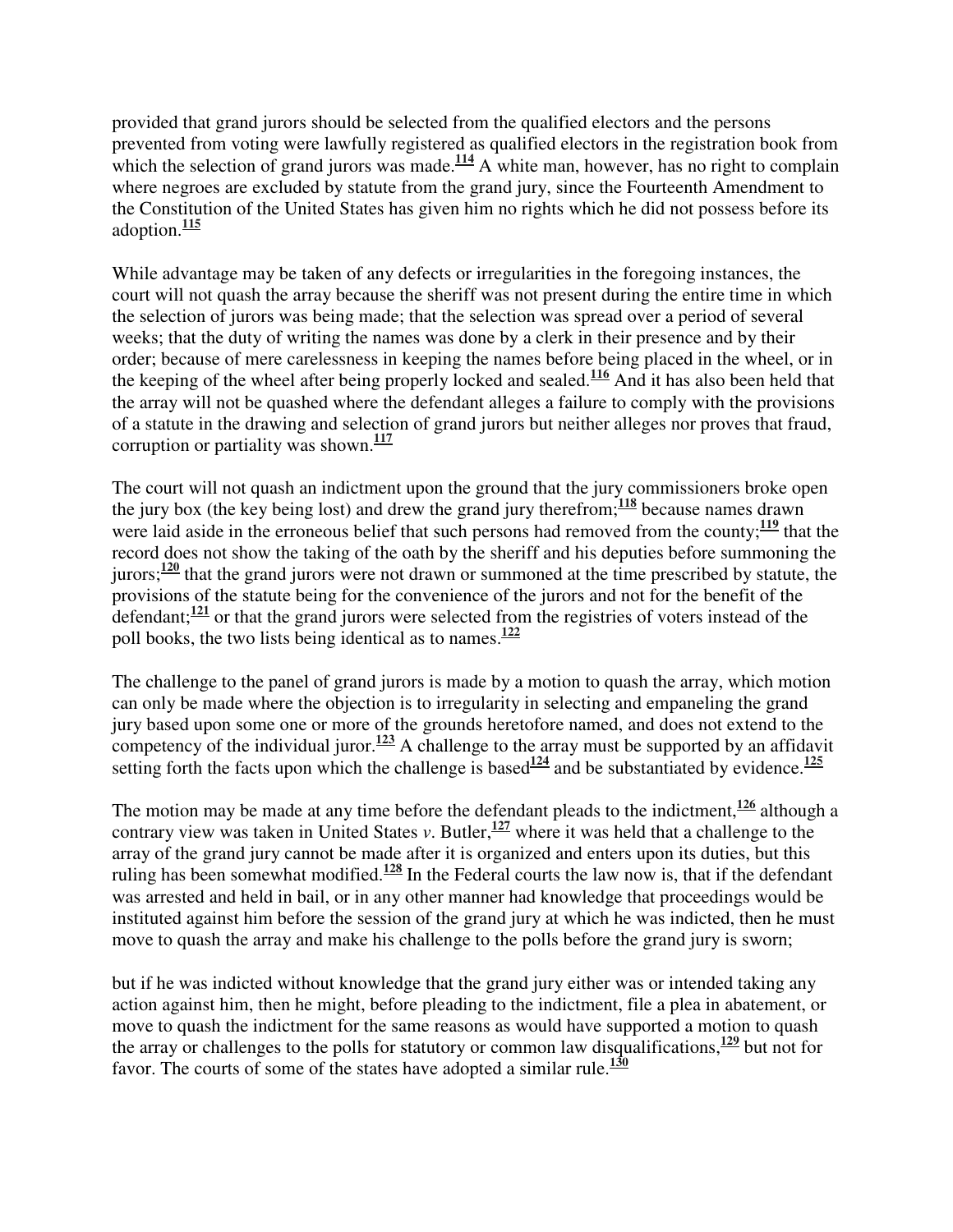provided that grand jurors should be selected from the qualified electors and the persons prevented from voting were lawfully registered as qualified electors in the registration book from which the selection of grand jurors was made.[114] A white man, however, has no right to complain where negroes are excluded by statute from the grand jury, since the Fourteenth Amendment to the Constitution of the United States has given him no rights which he did not possess before its adoption.[115]

While advantage may be taken of any defects or irregularities in the foregoing instances, the court will not quash the array because the sheriff was not present during the entire time in which the selection of jurors was being made; that the selection was spread over a period of several weeks; that the duty of writing the names was done by a clerk in their presence and by their order; because of mere carelessness in keeping the names before being placed in the wheel, or in the keeping of the wheel after being properly locked and sealed.[116] And it has also been held that the array will not be quashed where the defendant alleges a failure to comply with the provisions of a statute in the drawing and selection of grand jurors but neither alleges nor proves that fraud, corruption or partiality was shown.[117]

The court will not quash an indictment upon the ground that the jury commissioners broke open the jury box (the key being lost) and drew the grand jury therefrom;[118] because names drawn were laid aside in the erroneous belief that such persons had removed from the county;[119] that the record does not show the taking of the oath by the sheriff and his deputies before summoning the jurors;[120] that the grand jurors were not drawn or summoned at the time prescribed by statute, the provisions of the statute being for the convenience of the jurors and not for the benefit of the defendant;[121] or that the grand jurors were selected from the registries of voters instead of the poll books, the two lists being identical as to names.[122]

The challenge to the panel of grand jurors is made by a motion to quash the array, which motion can only be made where the objection is to irregularity in selecting and empaneling the grand jury based upon some one or more of the grounds heretofore named, and does not extend to the competency of the individual juror.[123] A challenge to the array must be supported by an affidavit setting forth the facts upon which the challenge is based[124] and be substantiated by evidence.[125]

The motion may be made at any time before the defendant pleads to the indictment,[126] although a contrary view was taken in United States *v*. Butler,[127] where it was held that a challenge to the array of the grand jury cannot be made after it is organized and enters upon its duties, but this ruling has been somewhat modified.[128] In the Federal courts the law now is, that if the defendant was arrested and held in bail, or in any other manner had knowledge that proceedings would be instituted against him before the session of the grand jury at which he was indicted, then he must move to quash the array and make his challenge to the polls before the grand jury is sworn;

but if he was indicted without knowledge that the grand jury either was or intended taking any action against him, then he might, before pleading to the indictment, file a plea in abatement, or move to quash the indictment for the same reasons as would have supported a motion to quash the array or challenges to the polls for statutory or common law disqualifications,[129] but not for favor. The courts of some of the states have adopted a similar rule.[130]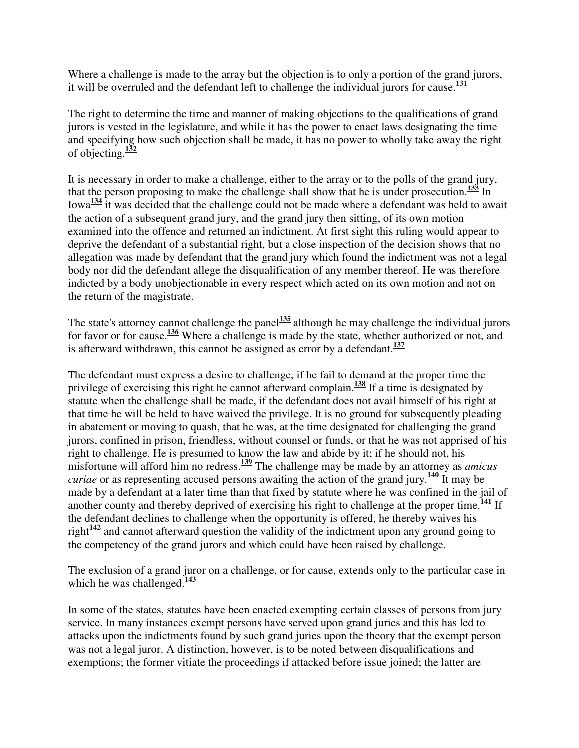Where a challenge is made to the array but the objection is to only a portion of the grand jurors, it will be overruled and the defendant left to challenge the individual jurors for cause.[131]

The right to determine the time and manner of making objections to the qualifications of grand jurors is vested in the legislature, and while it has the power to enact laws designating the time and specifying how such objection shall be made, it has no power to wholly take away the right of objecting.[132]

It is necessary in order to make a challenge, either to the array or to the polls of the grand jury, that the person proposing to make the challenge shall show that he is under prosecution.[133] In Iowa[134] it was decided that the challenge could not be made where a defendant was held to await the action of a subsequent grand jury, and the grand jury then sitting, of its own motion examined into the offence and returned an indictment. At first sight this ruling would appear to deprive the defendant of a substantial right, but a close inspection of the decision shows that no allegation was made by defendant that the grand jury which found the indictment was not a legal body nor did the defendant allege the disqualification of any member thereof. He was therefore indicted by a body unobjectionable in every respect which acted on its own motion and not on the return of the magistrate.

The state's attorney cannot challenge the panel[135] although he may challenge the individual jurors for favor or for cause.[136] Where a challenge is made by the state, whether authorized or not, and is afterward withdrawn, this cannot be assigned as error by a defendant.[137]

The defendant must express a desire to challenge; if he fail to demand at the proper time the privilege of exercising this right he cannot afterward complain.[138] If a time is designated by statute when the challenge shall be made, if the defendant does not avail himself of his right at that time he will be held to have waived the privilege. It is no ground for subsequently pleading in abatement or moving to quash, that he was, at the time designated for challenging the grand jurors, confined in prison, friendless, without counsel or funds, or that he was not apprised of his right to challenge. He is presumed to know the law and abide by it; if he should not, his misfortune will afford him no redress.[139] The challenge may be made by an attorney as *amicus curiae* or as representing accused persons awaiting the action of the grand jury.[140] It may be made by a defendant at a later time than that fixed by statute where he was confined in the jail of another county and thereby deprived of exercising his right to challenge at the proper time.[141] If the defendant declines to challenge when the opportunity is offered, he thereby waives his right[142] and cannot afterward question the validity of the indictment upon any ground going to the competency of the grand jurors and which could have been raised by challenge.

The exclusion of a grand juror on a challenge, or for cause, extends only to the particular case in which he was challenged.[143]

In some of the states, statutes have been enacted exempting certain classes of persons from jury service. In many instances exempt persons have served upon grand juries and this has led to attacks upon the indictments found by such grand juries upon the theory that the exempt person was not a legal juror. A distinction, however, is to be noted between disqualifications and exemptions; the former vitiate the proceedings if attacked before issue joined; the latter are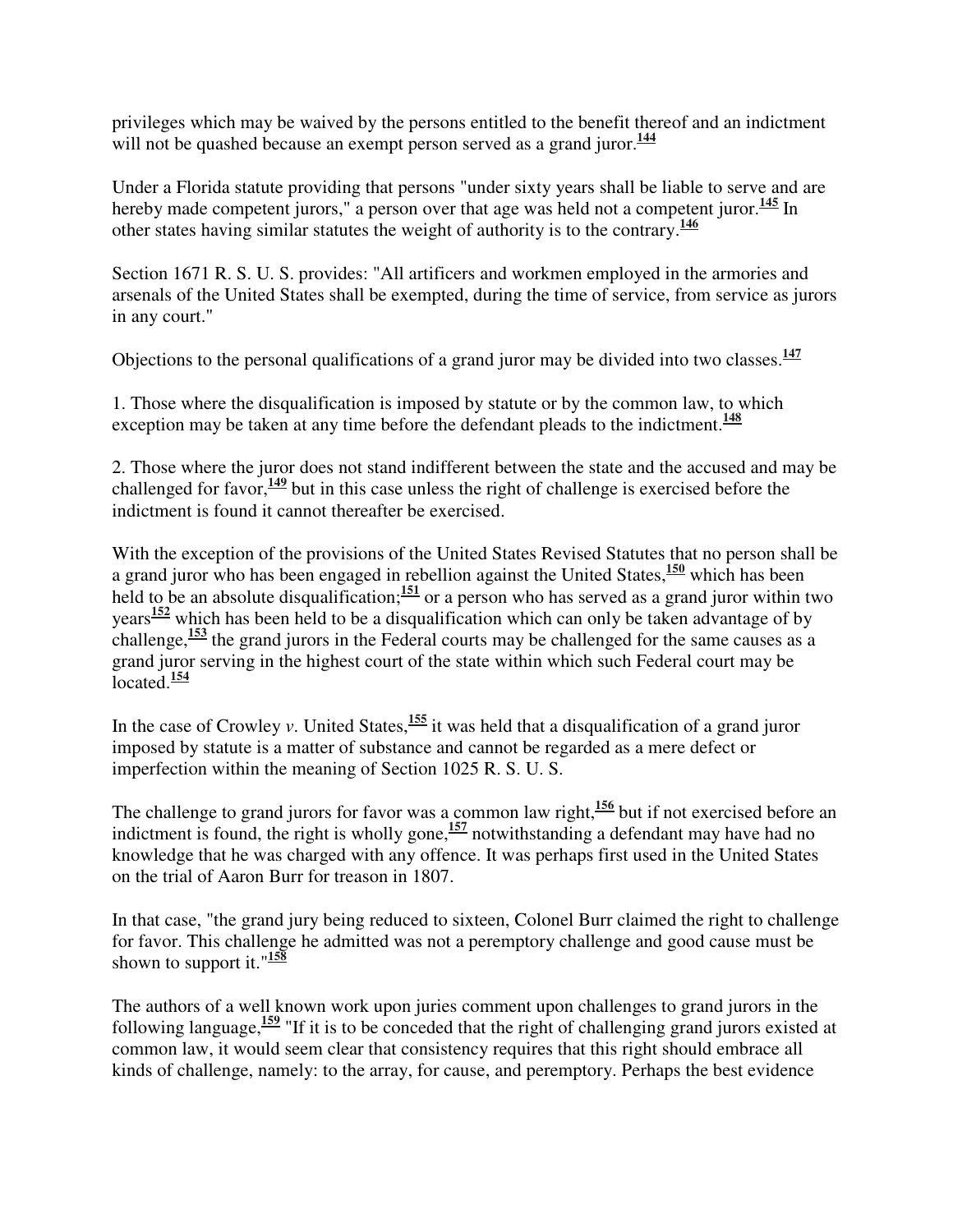privileges which may be waived by the persons entitled to the benefit thereof and an indictment will not be quashed because an exempt person served as a grand juror.[144]

Under a Florida statute providing that persons "under sixty years shall be liable to serve and are hereby made competent jurors," a person over that age was held not a competent juror.[145] In other states having similar statutes the weight of authority is to the contrary.[146]

Section 1671 R. S. U. S. provides: "All artificers and workmen employed in the armories and arsenals of the United States shall be exempted, during the time of service, from service as jurors in any court."

Objections to the personal qualifications of a grand juror may be divided into two classes.[147]

1. Those where the disqualification is imposed by statute or by the common law, to which exception may be taken at any time before the defendant pleads to the indictment.[148]

2. Those where the juror does not stand indifferent between the state and the accused and may be challenged for favor,[149] but in this case unless the right of challenge is exercised before the indictment is found it cannot thereafter be exercised.

With the exception of the provisions of the United States Revised Statutes that no person shall be a grand juror who has been engaged in rebellion against the United States,[150] which has been held to be an absolute disqualification;[151] or a person who has served as a grand juror within two years[152] which has been held to be a disqualification which can only be taken advantage of by challenge,[153] the grand jurors in the Federal courts may be challenged for the same causes as a grand juror serving in the highest court of the state within which such Federal court may be located.[154]

In the case of Crowley *v*. United States,[155] it was held that a disqualification of a grand juror imposed by statute is a matter of substance and cannot be regarded as a mere defect or imperfection within the meaning of Section 1025 R. S. U. S.

The challenge to grand jurors for favor was a common law right,[156] but if not exercised before an indictment is found, the right is wholly gone,[157] notwithstanding a defendant may have had no knowledge that he was charged with any offence. It was perhaps first used in the United States on the trial of Aaron Burr for treason in 1807.

In that case, "the grand jury being reduced to sixteen, Colonel Burr claimed the right to challenge for favor. This challenge he admitted was not a peremptory challenge and good cause must be shown to support it."[158]

The authors of a well known work upon juries comment upon challenges to grand jurors in the following language,[159] "If it is to be conceded that the right of challenging grand jurors existed at common law, it would seem clear that consistency requires that this right should embrace all kinds of challenge, namely: to the array, for cause, and peremptory. Perhaps the best evidence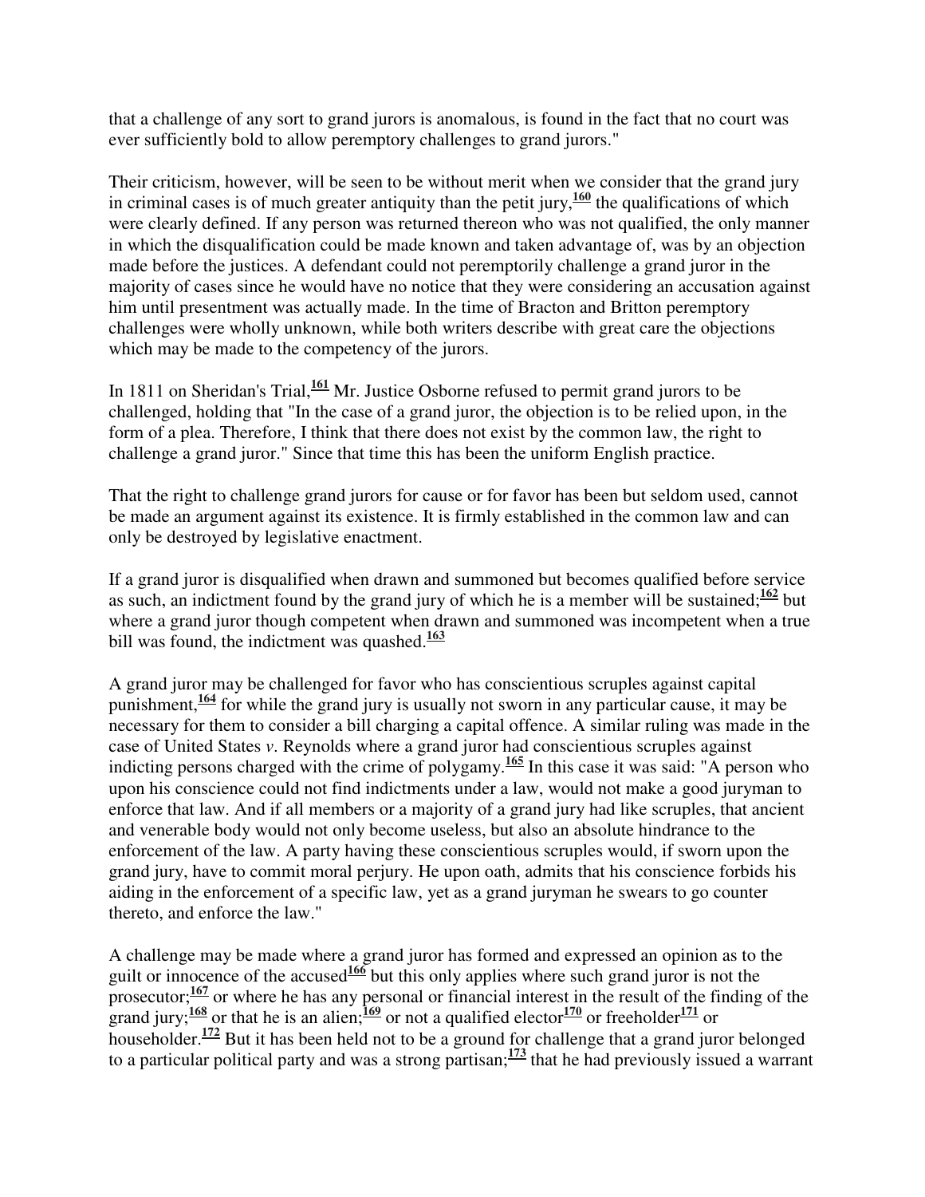that a challenge of any sort to grand jurors is anomalous, is found in the fact that no court was ever sufficiently bold to allow peremptory challenges to grand jurors."

Their criticism, however, will be seen to be without merit when we consider that the grand jury in criminal cases is of much greater antiquity than the petit jury,[160] the qualifications of which were clearly defined. If any person was returned thereon who was not qualified, the only manner in which the disqualification could be made known and taken advantage of, was by an objection made before the justices. A defendant could not peremptorily challenge a grand juror in the majority of cases since he would have no notice that they were considering an accusation against him until presentment was actually made. In the time of Bracton and Britton peremptory challenges were wholly unknown, while both writers describe with great care the objections which may be made to the competency of the jurors.

In 1811 on Sheridan's Trial,[161] Mr. Justice Osborne refused to permit grand jurors to be challenged, holding that "In the case of a grand juror, the objection is to be relied upon, in the form of a plea. Therefore, I think that there does not exist by the common law, the right to challenge a grand juror." Since that time this has been the uniform English practice.

That the right to challenge grand jurors for cause or for favor has been but seldom used, cannot be made an argument against its existence. It is firmly established in the common law and can only be destroyed by legislative enactment.

If a grand juror is disqualified when drawn and summoned but becomes qualified before service as such, an indictment found by the grand jury of which he is a member will be sustained;[162] but where a grand juror though competent when drawn and summoned was incompetent when a true bill was found, the indictment was quashed.[163]

A grand juror may be challenged for favor who has conscientious scruples against capital punishment,[164] for while the grand jury is usually not sworn in any particular cause, it may be necessary for them to consider a bill charging a capital offence. A similar ruling was made in the case of United States *v*. Reynolds where a grand juror had conscientious scruples against indicting persons charged with the crime of polygamy.[165] In this case it was said: "A person who upon his conscience could not find indictments under a law, would not make a good juryman to enforce that law. And if all members or a majority of a grand jury had like scruples, that ancient and venerable body would not only become useless, but also an absolute hindrance to the enforcement of the law. A party having these conscientious scruples would, if sworn upon the grand jury, have to commit moral perjury. He upon oath, admits that his conscience forbids his aiding in the enforcement of a specific law, yet as a grand juryman he swears to go counter thereto, and enforce the law."

A challenge may be made where a grand juror has formed and expressed an opinion as to the guilt or innocence of the accused[166] but this only applies where such grand juror is not the prosecutor;[167] or where he has any personal or financial interest in the result of the finding of the grand jury;[168] or that he is an alien;[169] or not a qualified elector[170] or freeholder[171] or householder.[172] But it has been held not to be a ground for challenge that a grand juror belonged to a particular political party and was a strong partisan;[173] that he had previously issued a warrant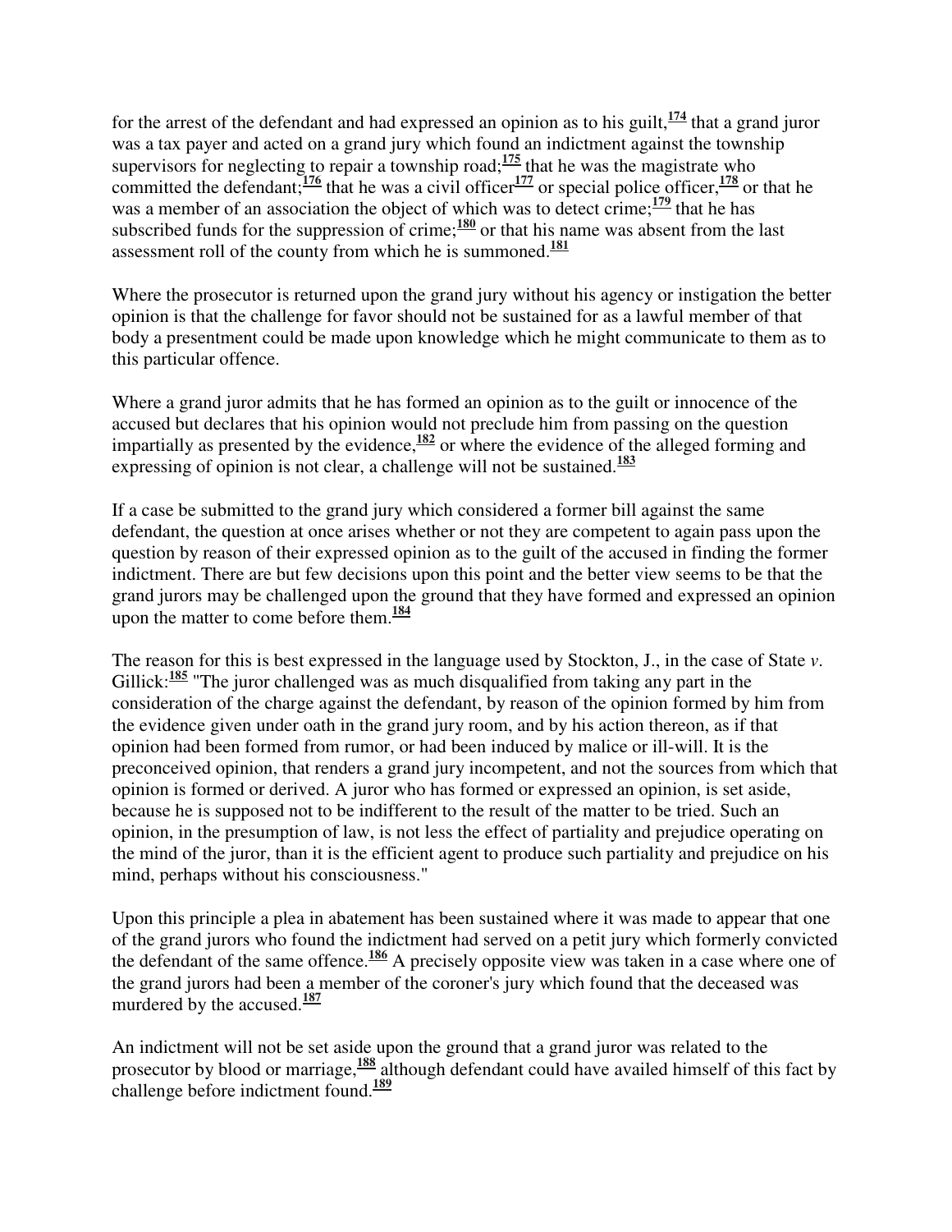for the arrest of the defendant and had expressed an opinion as to his guilt,[174] that a grand juror was a tax payer and acted on a grand jury which found an indictment against the township supervisors for neglecting to repair a township road;[175] that he was the magistrate who committed the defendant;[176] that he was a civil officer[177] or special police officer,[178] or that he was a member of an association the object of which was to detect crime;[179] that he has subscribed funds for the suppression of crime;[180] or that his name was absent from the last assessment roll of the county from which he is summoned.[181]

Where the prosecutor is returned upon the grand jury without his agency or instigation the better opinion is that the challenge for favor should not be sustained for as a lawful member of that body a presentment could be made upon knowledge which he might communicate to them as to this particular offence.

Where a grand juror admits that he has formed an opinion as to the guilt or innocence of the accused but declares that his opinion would not preclude him from passing on the question impartially as presented by the evidence,[182] or where the evidence of the alleged forming and expressing of opinion is not clear, a challenge will not be sustained.[183]

If a case be submitted to the grand jury which considered a former bill against the same defendant, the question at once arises whether or not they are competent to again pass upon the question by reason of their expressed opinion as to the guilt of the accused in finding the former indictment. There are but few decisions upon this point and the better view seems to be that the grand jurors may be challenged upon the ground that they have formed and expressed an opinion upon the matter to come before them.[184]

The reason for this is best expressed in the language used by Stockton, J., in the case of State *v.* Gillick:[185] "The juror challenged was as much disqualified from taking any part in the consideration of the charge against the defendant, by reason of the opinion formed by him from the evidence given under oath in the grand jury room, and by his action thereon, as if that opinion had been formed from rumor, or had been induced by malice or ill-will. It is the preconceived opinion, that renders a grand jury incompetent, and not the sources from which that opinion is formed or derived. A juror who has formed or expressed an opinion, is set aside, because he is supposed not to be indifferent to the result of the matter to be tried. Such an opinion, in the presumption of law, is not less the effect of partiality and prejudice operating on the mind of the juror, than it is the efficient agent to produce such partiality and prejudice on his mind, perhaps without his consciousness."

Upon this principle a plea in abatement has been sustained where it was made to appear that one of the grand jurors who found the indictment had served on a petit jury which formerly convicted the defendant of the same offence.[186] A precisely opposite view was taken in a case where one of the grand jurors had been a member of the coroner's jury which found that the deceased was murdered by the accused.[187]

An indictment will not be set aside upon the ground that a grand juror was related to the prosecutor by blood or marriage,[188] although defendant could have availed himself of this fact by challenge before indictment found.[189]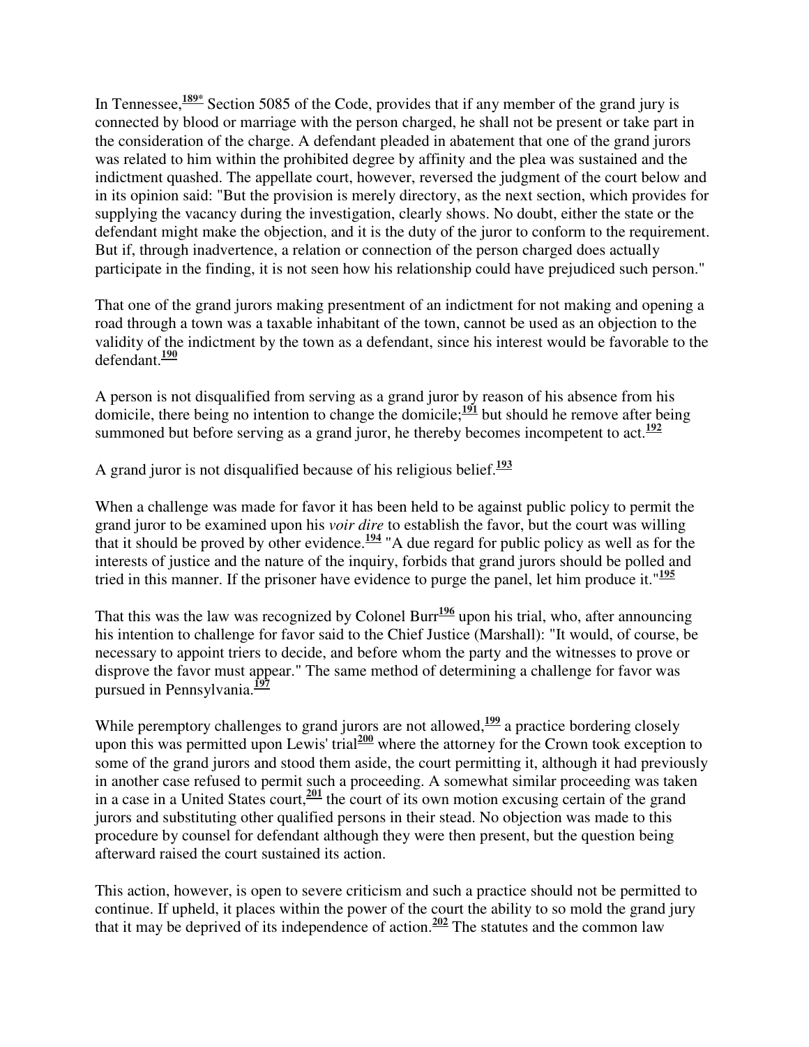In Tennessee,[189*] Section 5085 of the Code, provides that if any member of the grand jury is connected by blood or marriage with the person charged, he shall not be present or take part in the consideration of the charge. A defendant pleaded in abatement that one of the grand jurors was related to him within the prohibited degree by affinity and the plea was sustained and the indictment quashed. The appellate court, however, reversed the judgment of the court below and in its opinion said: "But the provision is merely directory, as the next section, which provides for supplying the vacancy during the investigation, clearly shows. No doubt, either the state or the defendant might make the objection, and it is the duty of the juror to conform to the requirement. But if, through inadvertence, a relation or connection of the person charged does actually participate in the finding, it is not seen how his relationship could have prejudiced such person."

That one of the grand jurors making presentment of an indictment for not making and opening a road through a town was a taxable inhabitant of the town, cannot be used as an objection to the validity of the indictment by the town as a defendant, since his interest would be favorable to the defendant.[190]

A person is not disqualified from serving as a grand juror by reason of his absence from his domicile, there being no intention to change the domicile;[191] but should he remove after being summoned but before serving as a grand juror, he thereby becomes incompetent to act.[192]

A grand juror is not disqualified because of his religious belief.[193]

When a challenge was made for favor it has been held to be against public policy to permit the grand juror to be examined upon his *voir dire* to establish the favor, but the court was willing that it should be proved by other evidence.[194] "A due regard for public policy as well as for the interests of justice and the nature of the inquiry, forbids that grand jurors should be polled and tried in this manner. If the prisoner have evidence to purge the panel, let him produce it."[195]

That this was the law was recognized by Colonel Burr[196] upon his trial, who, after announcing his intention to challenge for favor said to the Chief Justice (Marshall): "It would, of course, be necessary to appoint triers to decide, and before whom the party and the witnesses to prove or disprove the favor must appear." The same method of determining a challenge for favor was pursued in Pennsylvania.[197]

While peremptory challenges to grand jurors are not allowed,[199] a practice bordering closely upon this was permitted upon Lewis' trial[200] where the attorney for the Crown took exception to some of the grand jurors and stood them aside, the court permitting it, although it had previously in another case refused to permit such a proceeding. A somewhat similar proceeding was taken in a case in a United States court,[201] the court of its own motion excusing certain of the grand jurors and substituting other qualified persons in their stead. No objection was made to this procedure by counsel for defendant although they were then present, but the question being afterward raised the court sustained its action.

This action, however, is open to severe criticism and such a practice should not be permitted to continue. If upheld, it places within the power of the court the ability to so mold the grand jury that it may be deprived of its independence of action.[202] The statutes and the common law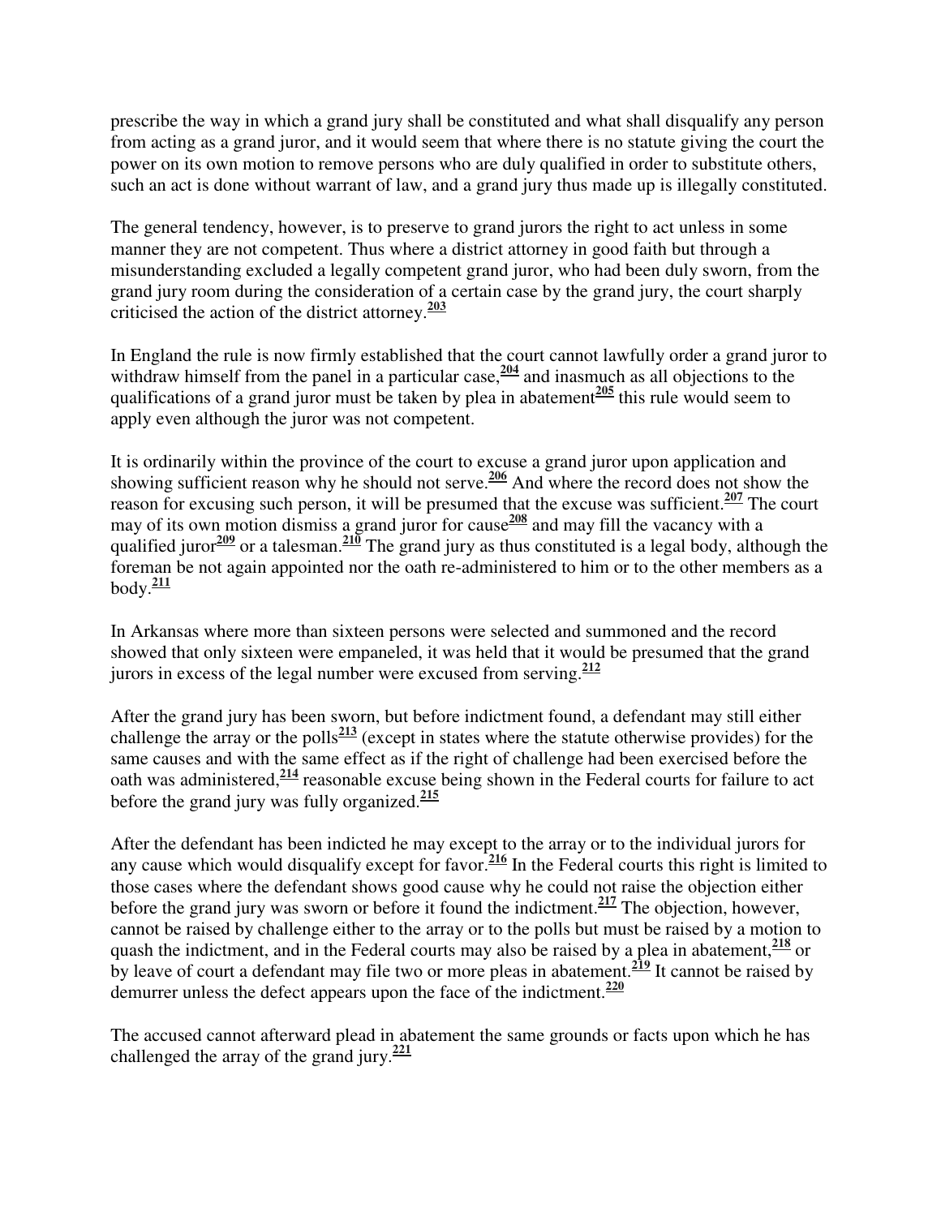prescribe the way in which a grand jury shall be constituted and what shall disqualify any person from acting as a grand juror, and it would seem that where there is no statute giving the court the power on its own motion to remove persons who are duly qualified in order to substitute others, such an act is done without warrant of law, and a grand jury thus made up is illegally constituted.

The general tendency, however, is to preserve to grand jurors the right to act unless in some manner they are not competent. Thus where a district attorney in good faith but through a misunderstanding excluded a legally competent grand juror, who had been duly sworn, from the grand jury room during the consideration of a certain case by the grand jury, the court sharply criticised the action of the district attorney.[203]

In England the rule is now firmly established that the court cannot lawfully order a grand juror to withdraw himself from the panel in a particular case,[204] and inasmuch as all objections to the qualifications of a grand juror must be taken by plea in abatement[205] this rule would seem to apply even although the juror was not competent.

It is ordinarily within the province of the court to excuse a grand juror upon application and showing sufficient reason why he should not serve.[206] And where the record does not show the reason for excusing such person, it will be presumed that the excuse was sufficient.[207] The court may of its own motion dismiss a grand juror for cause[208] and may fill the vacancy with a qualified juror[209] or a talesman.[210] The grand jury as thus constituted is a legal body, although the foreman be not again appointed nor the oath re-administered to him or to the other members as a body.[211]

In Arkansas where more than sixteen persons were selected and summoned and the record showed that only sixteen were empaneled, it was held that it would be presumed that the grand jurors in excess of the legal number were excused from serving.[212]

After the grand jury has been sworn, but before indictment found, a defendant may still either challenge the array or the polls[213] (except in states where the statute otherwise provides) for the same causes and with the same effect as if the right of challenge had been exercised before the oath was administered,[214] reasonable excuse being shown in the Federal courts for failure to act before the grand jury was fully organized.[215]

After the defendant has been indicted he may except to the array or to the individual jurors for any cause which would disqualify except for favor.[216] In the Federal courts this right is limited to those cases where the defendant shows good cause why he could not raise the objection either before the grand jury was sworn or before it found the indictment.[217] The objection, however, cannot be raised by challenge either to the array or to the polls but must be raised by a motion to quash the indictment, and in the Federal courts may also be raised by a plea in abatement,[218] or by leave of court a defendant may file two or more pleas in abatement.[219] It cannot be raised by demurrer unless the defect appears upon the face of the indictment.[220]

The accused cannot afterward plead in abatement the same grounds or facts upon which he has challenged the array of the grand jury.[221]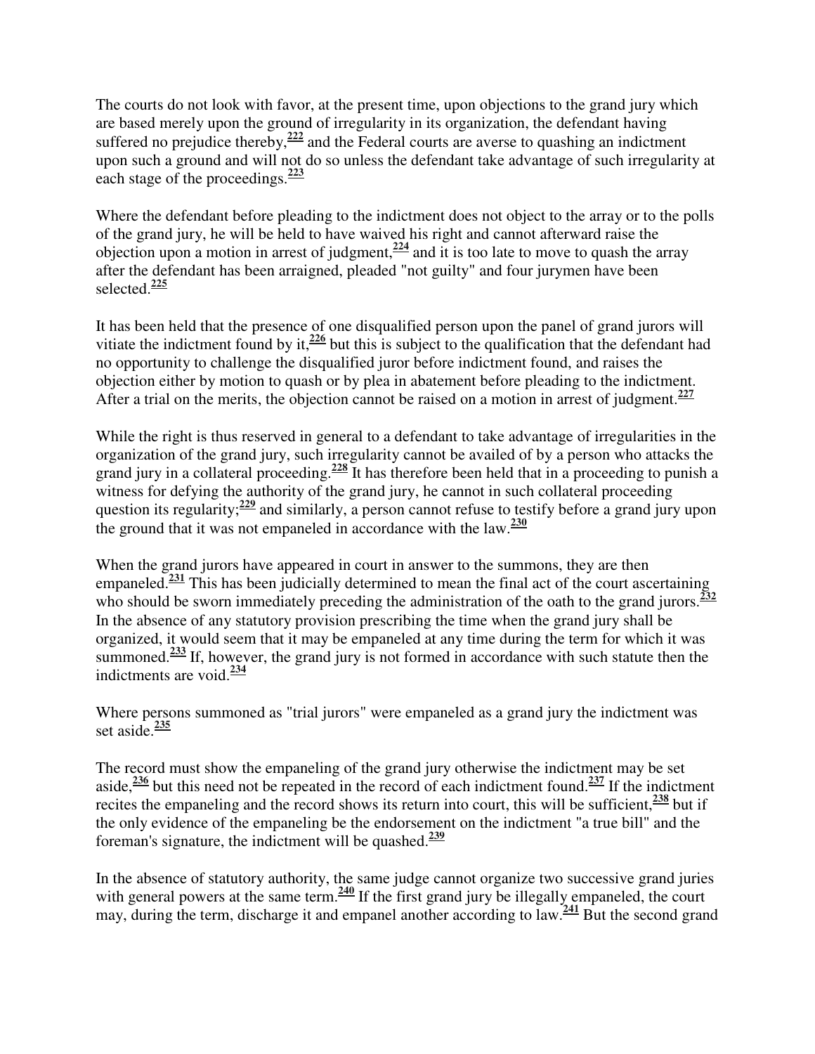The courts do not look with favor, at the present time, upon objections to the grand jury which are based merely upon the ground of irregularity in its organization, the defendant having suffered no prejudice thereby,[222] and the Federal courts are averse to quashing an indictment upon such a ground and will not do so unless the defendant take advantage of such irregularity at each stage of the proceedings.[223]

Where the defendant before pleading to the indictment does not object to the array or to the polls of the grand jury, he will be held to have waived his right and cannot afterward raise the objection upon a motion in arrest of judgment,[224] and it is too late to move to quash the array after the defendant has been arraigned, pleaded "not guilty" and four jurymen have been selected.[225]

It has been held that the presence of one disqualified person upon the panel of grand jurors will vitiate the indictment found by it,[226] but this is subject to the qualification that the defendant had no opportunity to challenge the disqualified juror before indictment found, and raises the objection either by motion to quash or by plea in abatement before pleading to the indictment. After a trial on the merits, the objection cannot be raised on a motion in arrest of judgment.[227]

While the right is thus reserved in general to a defendant to take advantage of irregularities in the organization of the grand jury, such irregularity cannot be availed of by a person who attacks the grand jury in a collateral proceeding.[228] It has therefore been held that in a proceeding to punish a witness for defying the authority of the grand jury, he cannot in such collateral proceeding question its regularity;[229] and similarly, a person cannot refuse to testify before a grand jury upon the ground that it was not empaneled in accordance with the law.[230]

When the grand jurors have appeared in court in answer to the summons, they are then empaneled.[231] This has been judicially determined to mean the final act of the court ascertaining who should be sworn immediately preceding the administration of the oath to the grand jurors.[232] In the absence of any statutory provision prescribing the time when the grand jury shall be organized, it would seem that it may be empaneled at any time during the term for which it was summoned.[233] If, however, the grand jury is not formed in accordance with such statute then the indictments are void.[234]

Where persons summoned as "trial jurors" were empaneled as a grand jury the indictment was set aside.[235]

The record must show the empaneling of the grand jury otherwise the indictment may be set aside,[236] but this need not be repeated in the record of each indictment found.[237] If the indictment recites the empaneling and the record shows its return into court, this will be sufficient,[238] but if the only evidence of the empaneling be the endorsement on the indictment "a true bill" and the foreman's signature, the indictment will be quashed.[239]

In the absence of statutory authority, the same judge cannot organize two successive grand juries with general powers at the same term.[240] If the first grand jury be illegally empaneled, the court may, during the term, discharge it and empanel another according to law.[241] But the second grand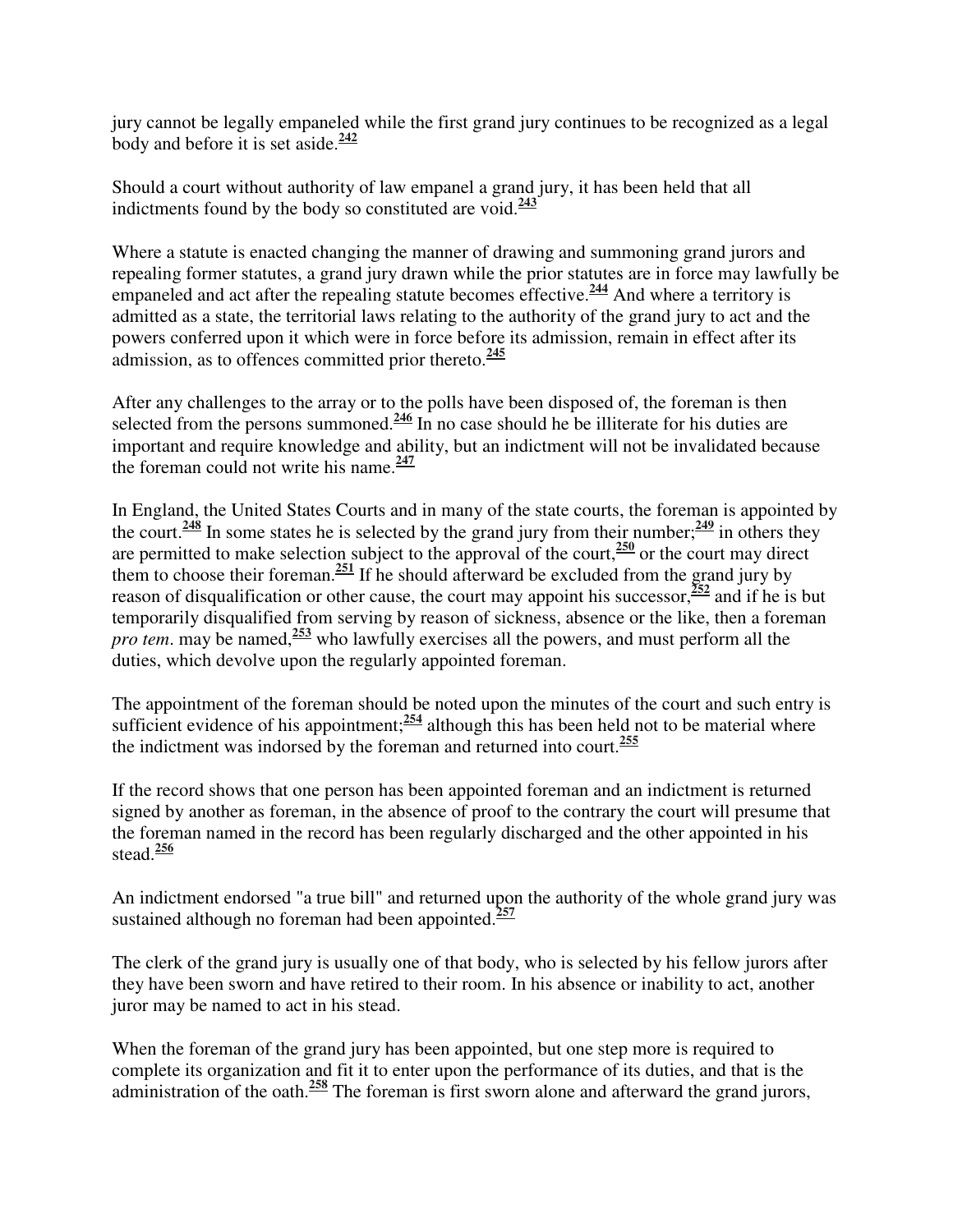jury cannot be legally empaneled while the first grand jury continues to be recognized as a legal body and before it is set aside.[242]

Should a court without authority of law empanel a grand jury, it has been held that all indictments found by the body so constituted are void.[243]

Where a statute is enacted changing the manner of drawing and summoning grand jurors and repealing former statutes, a grand jury drawn while the prior statutes are in force may lawfully be empaneled and act after the repealing statute becomes effective.[244] And where a territory is admitted as a state, the territorial laws relating to the authority of the grand jury to act and the powers conferred upon it which were in force before its admission, remain in effect after its admission, as to offences committed prior thereto.[245]

After any challenges to the array or to the polls have been disposed of, the foreman is then selected from the persons summoned.[246] In no case should he be illiterate for his duties are important and require knowledge and ability, but an indictment will not be invalidated because the foreman could not write his name.[247]

In England, the United States Courts and in many of the state courts, the foreman is appointed by the court.[248] In some states he is selected by the grand jury from their number;[249] in others they are permitted to make selection subject to the approval of the court,[250] or the court may direct them to choose their foreman.[251] If he should afterward be excluded from the grand jury by reason of disqualification or other cause, the court may appoint his successor,[252] and if he is but temporarily disqualified from serving by reason of sickness, absence or the like, then a foreman *pro tem*. may be named,[253] who lawfully exercises all the powers, and must perform all the duties, which devolve upon the regularly appointed foreman.

The appointment of the foreman should be noted upon the minutes of the court and such entry is sufficient evidence of his appointment;[254] although this has been held not to be material where the indictment was indorsed by the foreman and returned into court.[255]

If the record shows that one person has been appointed foreman and an indictment is returned signed by another as foreman, in the absence of proof to the contrary the court will presume that the foreman named in the record has been regularly discharged and the other appointed in his stead.[256]

An indictment endorsed "a true bill" and returned upon the authority of the whole grand jury was sustained although no foreman had been appointed.[257]

The clerk of the grand jury is usually one of that body, who is selected by his fellow jurors after they have been sworn and have retired to their room. In his absence or inability to act, another juror may be named to act in his stead.

When the foreman of the grand jury has been appointed, but one step more is required to complete its organization and fit it to enter upon the performance of its duties, and that is the administration of the oath.[258] The foreman is first sworn alone and afterward the grand jurors,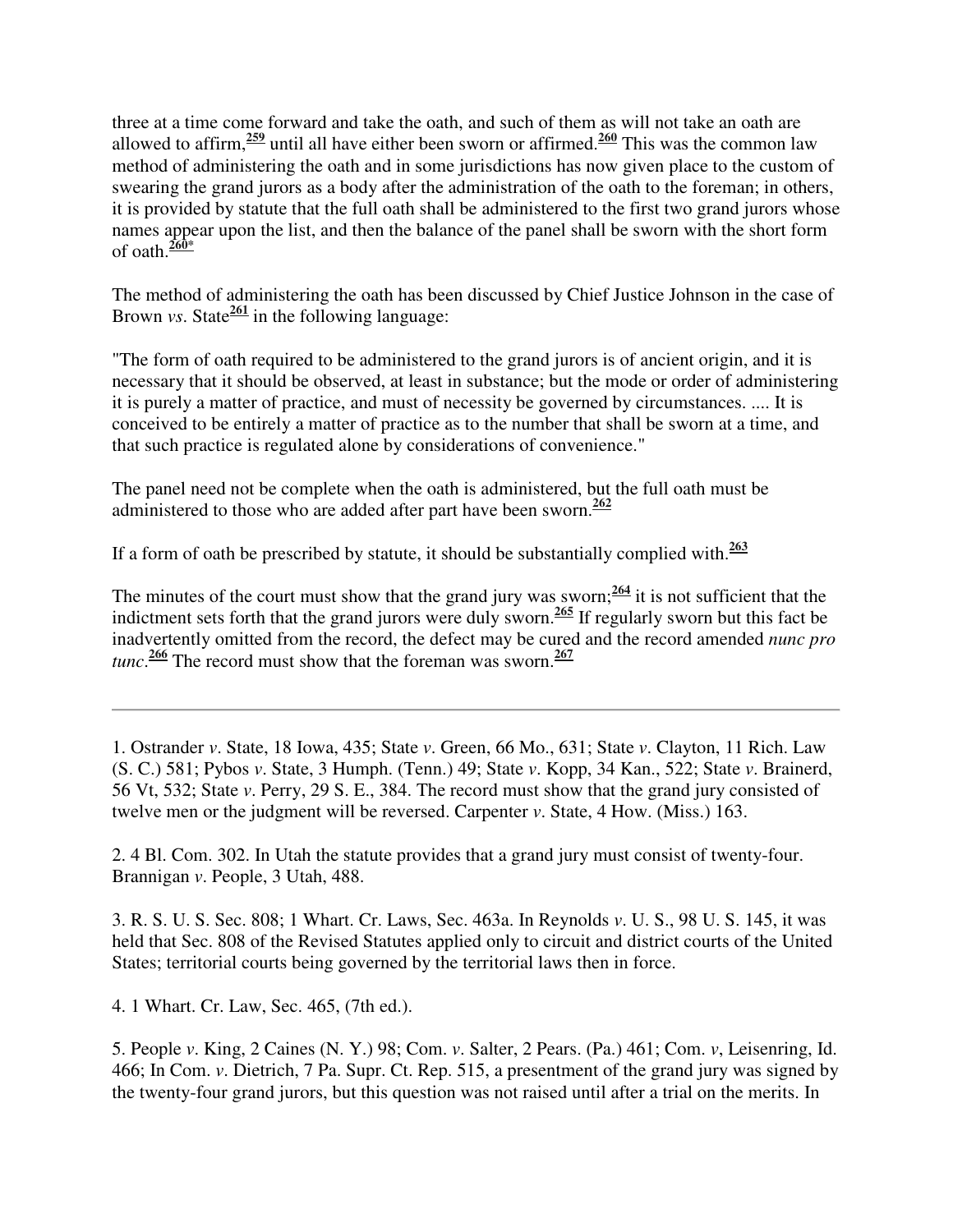three at a time come forward and take the oath, and such of them as will not take an oath are allowed to affirm,[259] until all have either been sworn or affirmed.[260] This was the common law method of administering the oath and in some jurisdictions has now given place to the custom of swearing the grand jurors as a body after the administration of the oath to the foreman; in others, it is provided by statute that the full oath shall be administered to the first two grand jurors whose names appear upon the list, and then the balance of the panel shall be sworn with the short form of oath.[260*]

The method of administering the oath has been discussed by Chief Justice Johnson in the case of Brown *vs*. State[261] in the following language:

"The form of oath required to be administered to the grand jurors is of ancient origin, and it is necessary that it should be observed, at least in substance; but the mode or order of administering it is purely a matter of practice, and must of necessity be governed by circumstances. .... It is conceived to be entirely a matter of practice as to the number that shall be sworn at a time, and that such practice is regulated alone by considerations of convenience."

The panel need not be complete when the oath is administered, but the full oath must be administered to those who are added after part have been sworn.[262]

If a form of oath be prescribed by statute, it should be substantially complied with.[263]

The minutes of the court must show that the grand jury was sworn;[264] it is not sufficient that the indictment sets forth that the grand jurors were duly sworn.[265] If regularly sworn but this fact be inadvertently omitted from the record, the defect may be cured and the record amended *nunc pro tunc*.[266] The record must show that the foreman was sworn.[267]

---

1. Ostrander *v*. State, 18 Iowa, 435; State *v*. Green, 66 Mo., 631; State *v*. Clayton, 11 Rich. Law (S. C.) 581; Pybos *v*. State, 3 Humph. (Tenn.) 49; State *v*. Kopp, 34 Kan., 522; State *v*. Brainerd, 56 Vt, 532; State *v*. Perry, 29 S. E., 384. The record must show that the grand jury consisted of twelve men or the judgment will be reversed. Carpenter *v*. State, 4 How. (Miss.) 163.

2. 4 Bl. Com. 302. In Utah the statute provides that a grand jury must consist of twenty-four. Brannigan *v*. People, 3 Utah, 488.

3. R. S. U. S. Sec. 808; 1 Whart. Cr. Laws, Sec. 463a. In Reynolds *v*. U. S., 98 U. S. 145, it was held that Sec. 808 of the Revised Statutes applied only to circuit and district courts of the United States; territorial courts being governed by the territorial laws then in force.

4. 1 Whart. Cr. Law, Sec. 465, (7th ed.).

5. People *v*. King, 2 Caines (N. Y.) 98; Com. *v*. Salter, 2 Pears. (Pa.) 461; Com. *v*, Leisenring, Id. 466; In Com. *v*. Dietrich, 7 Pa. Supr. Ct. Rep. 515, a presentment of the grand jury was signed by the twenty-four grand jurors, but this question was not raised until after a trial on the merits. In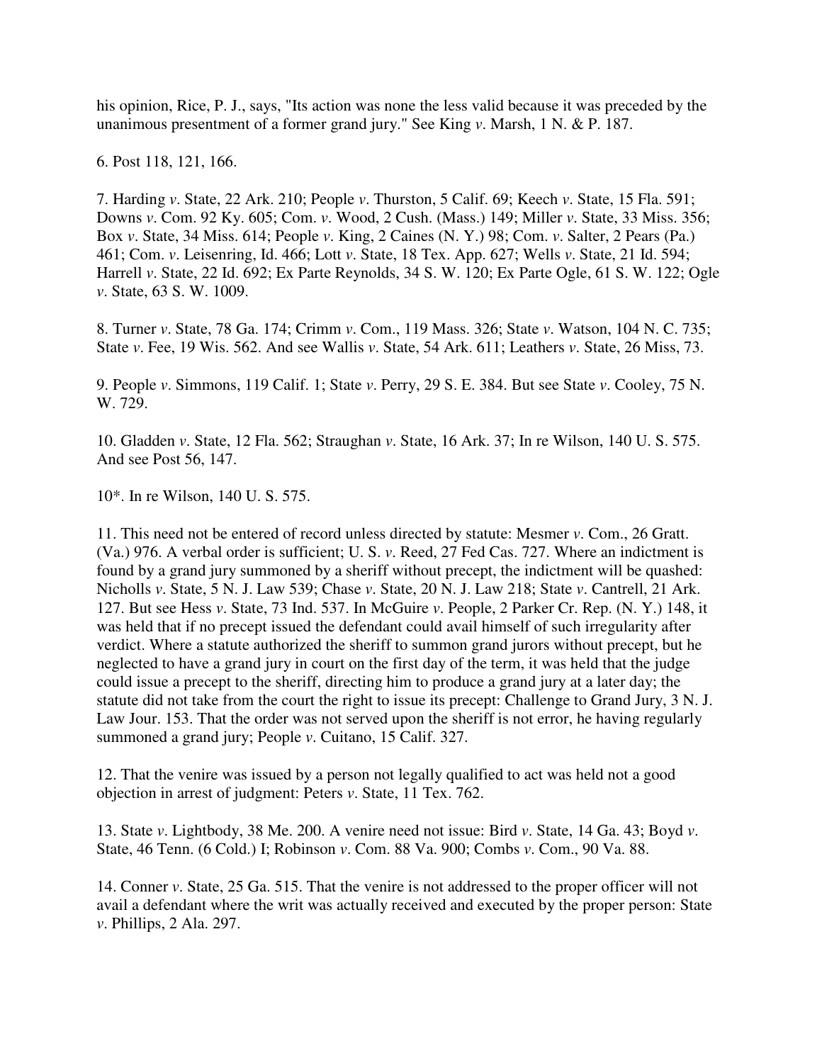his opinion, Rice, P. J., says, "Its action was none the less valid because it was preceded by the unanimous presentment of a former grand jury." See King *v*. Marsh, 1 N. & P. 187.

6. Post 118, 121, 166.

7. Harding *v*. State, 22 Ark. 210; People *v*. Thurston, 5 Calif. 69; Keech *v*. State, 15 Fla. 591; Downs *v*. Com. 92 Ky. 605; Com. *v*. Wood, 2 Cush. (Mass.) 149; Miller *v*. State, 33 Miss. 356; Box *v*. State, 34 Miss. 614; People *v*. King, 2 Caines (N. Y.) 98; Com. *v*. Salter, 2 Pears (Pa.) 461; Com. *v*. Leisenring, Id. 466; Lott *v*. State, 18 Tex. App. 627; Wells *v*. State, 21 Id. 594; Harrell *v*. State, 22 Id. 692; Ex Parte Reynolds, 34 S. W. 120; Ex Parte Ogle, 61 S. W. 122; Ogle *v*. State, 63 S. W. 1009.

8. Turner *v*. State, 78 Ga. 174; Crimm *v*. Com., 119 Mass. 326; State *v*. Watson, 104 N. C. 735; State *v*. Fee, 19 Wis. 562. And see Wallis *v*. State, 54 Ark. 611; Leathers *v*. State, 26 Miss, 73.

9. People *v*. Simmons, 119 Calif. 1; State *v*. Perry, 29 S. E. 384. But see State *v*. Cooley, 75 N. W. 729.

10. Gladden *v*. State, 12 Fla. 562; Straughan *v*. State, 16 Ark. 37; In re Wilson, 140 U. S. 575. And see Post 56, 147.

10*. In re Wilson, 140 U. S. 575.

11. This need not be entered of record unless directed by statute: Mesmer *v*. Com., 26 Gratt. (Va.) 976. A verbal order is sufficient; U. S. *v*. Reed, 27 Fed Cas. 727. Where an indictment is found by a grand jury summoned by a sheriff without precept, the indictment will be quashed: Nicholls *v*. State, 5 N. J. Law 539; Chase *v*. State, 20 N. J. Law 218; State *v*. Cantrell, 21 Ark. 127. But see Hess *v*. State, 73 Ind. 537. In McGuire *v*. People, 2 Parker Cr. Rep. (N. Y.) 148, it was held that if no precept issued the defendant could avail himself of such irregularity after verdict. Where a statute authorized the sheriff to summon grand jurors without precept, but he neglected to have a grand jury in court on the first day of the term, it was held that the judge could issue a precept to the sheriff, directing him to produce a grand jury at a later day; the statute did not take from the court the right to issue its precept: Challenge to Grand Jury, 3 N. J. Law Jour. 153. That the order was not served upon the sheriff is not error, he having regularly summoned a grand jury; People *v*. Cuitano, 15 Calif. 327.

12. That the venire was issued by a person not legally qualified to act was held not a good objection in arrest of judgment: Peters *v*. State, 11 Tex. 762.

13. State *v*. Lightbody, 38 Me. 200. A venire need not issue: Bird *v*. State, 14 Ga. 43; Boyd *v*. State, 46 Tenn. (6 Cold.) I; Robinson *v*. Com. 88 Va. 900; Combs *v*. Com., 90 Va. 88.

14. Conner *v*. State, 25 Ga. 515. That the venire is not addressed to the proper officer will not avail a defendant where the writ was actually received and executed by the proper person: State *v*. Phillips, 2 Ala. 297.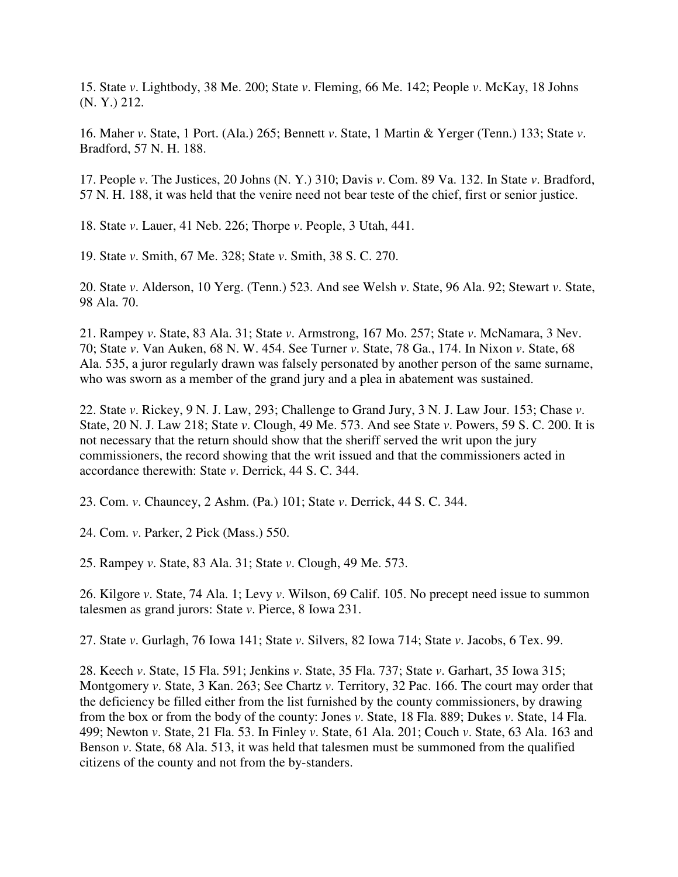15. State *v*. Lightbody, 38 Me. 200; State *v*. Fleming, 66 Me. 142; People *v*. McKay, 18 Johns (N. Y.) 212.

16. Maher *v*. State, 1 Port. (Ala.) 265; Bennett *v*. State, 1 Martin & Yerger (Tenn.) 133; State *v*. Bradford, 57 N. H. 188.

17. People *v*. The Justices, 20 Johns (N. Y.) 310; Davis *v*. Com. 89 Va. 132. In State *v*. Bradford, 57 N. H. 188, it was held that the venire need not bear teste of the chief, first or senior justice.

18. State *v*. Lauer, 41 Neb. 226; Thorpe *v*. People, 3 Utah, 441.

19. State *v*. Smith, 67 Me. 328; State *v*. Smith, 38 S. C. 270.

20. State *v*. Alderson, 10 Yerg. (Tenn.) 523. And see Welsh *v*. State, 96 Ala. 92; Stewart *v*. State, 98 Ala. 70.

21. Rampey *v*. State, 83 Ala. 31; State *v*. Armstrong, 167 Mo. 257; State *v*. McNamara, 3 Nev. 70; State *v*. Van Auken, 68 N. W. 454. See Turner *v*. State, 78 Ga., 174. In Nixon *v*. State, 68 Ala. 535, a juror regularly drawn was falsely personated by another person of the same surname, who was sworn as a member of the grand jury and a plea in abatement was sustained.

22. State *v*. Rickey, 9 N. J. Law, 293; Challenge to Grand Jury, 3 N. J. Law Jour. 153; Chase *v*. State, 20 N. J. Law 218; State *v*. Clough, 49 Me. 573. And see State *v*. Powers, 59 S. C. 200. It is not necessary that the return should show that the sheriff served the writ upon the jury commissioners, the record showing that the writ issued and that the commissioners acted in accordance therewith: State *v*. Derrick, 44 S. C. 344.

23. Com. *v*. Chauncey, 2 Ashm. (Pa.) 101; State *v*. Derrick, 44 S. C. 344.

24. Com. *v*. Parker, 2 Pick (Mass.) 550.

25. Rampey *v*. State, 83 Ala. 31; State *v*. Clough, 49 Me. 573.

26. Kilgore *v*. State, 74 Ala. 1; Levy *v*. Wilson, 69 Calif. 105. No precept need issue to summon talesmen as grand jurors: State *v*. Pierce, 8 Iowa 231.

27. State *v*. Gurlagh, 76 Iowa 141; State *v*. Silvers, 82 Iowa 714; State *v*. Jacobs, 6 Tex. 99.

28. Keech *v*. State, 15 Fla. 591; Jenkins *v*. State, 35 Fla. 737; State *v*. Garhart, 35 Iowa 315; Montgomery *v*. State, 3 Kan. 263; See Chartz *v*. Territory, 32 Pac. 166. The court may order that the deficiency be filled either from the list furnished by the county commissioners, by drawing from the box or from the body of the county: Jones *v*. State, 18 Fla. 889; Dukes *v*. State, 14 Fla. 499; Newton *v*. State, 21 Fla. 53. In Finley *v*. State, 61 Ala. 201; Couch *v*. State, 63 Ala. 163 and Benson *v*. State, 68 Ala. 513, it was held that talesmen must be summoned from the qualified citizens of the county and not from the by-standers.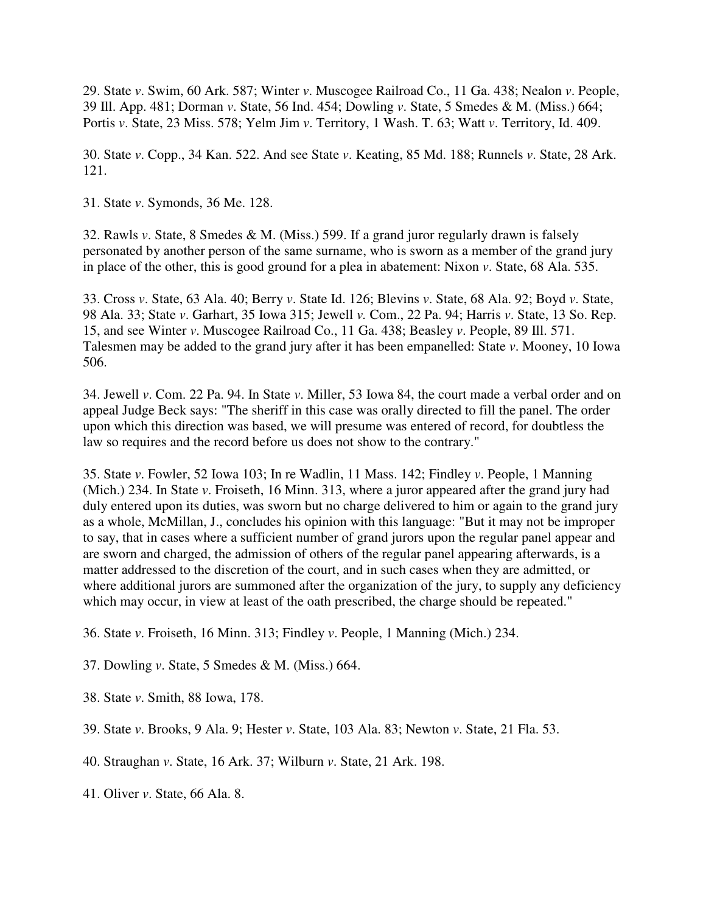29. State *v*. Swim, 60 Ark. 587; Winter *v*. Muscogee Railroad Co., 11 Ga. 438; Nealon *v*. People, 39 Ill. App. 481; Dorman *v*. State, 56 Ind. 454; Dowling *v*. State, 5 Smedes & M. (Miss.) 664; Portis *v*. State, 23 Miss. 578; Yelm Jim *v*. Territory, 1 Wash. T. 63; Watt *v*. Territory, Id. 409.

30. State *v*. Copp., 34 Kan. 522. And see State *v*. Keating, 85 Md. 188; Runnels *v*. State, 28 Ark. 121.

31. State *v*. Symonds, 36 Me. 128.

32. Rawls *v*. State, 8 Smedes & M. (Miss.) 599. If a grand juror regularly drawn is falsely personated by another person of the same surname, who is sworn as a member of the grand jury in place of the other, this is good ground for a plea in abatement: Nixon *v*. State, 68 Ala. 535.

33. Cross *v*. State, 63 Ala. 40; Berry *v*. State Id. 126; Blevins *v*. State, 68 Ala. 92; Boyd *v*. State, 98 Ala. 33; State *v*. Garhart, 35 Iowa 315; Jewell *v.* Com., 22 Pa. 94; Harris *v*. State, 13 So. Rep. 15, and see Winter *v*. Muscogee Railroad Co., 11 Ga. 438; Beasley *v*. People, 89 Ill. 571. Talesmen may be added to the grand jury after it has been empanelled: State *v*. Mooney, 10 Iowa 506.

34. Jewell *v*. Com. 22 Pa. 94. In State *v*. Miller, 53 Iowa 84, the court made a verbal order and on appeal Judge Beck says: "The sheriff in this case was orally directed to fill the panel. The order upon which this direction was based, we will presume was entered of record, for doubtless the law so requires and the record before us does not show to the contrary."

35. State *v*. Fowler, 52 Iowa 103; In re Wadlin, 11 Mass. 142; Findley *v*. People, 1 Manning (Mich.) 234. In State *v*. Froiseth, 16 Minn. 313, where a juror appeared after the grand jury had duly entered upon its duties, was sworn but no charge delivered to him or again to the grand jury as a whole, McMillan, J., concludes his opinion with this language: "But it may not be improper to say, that in cases where a sufficient number of grand jurors upon the regular panel appear and are sworn and charged, the admission of others of the regular panel appearing afterwards, is a matter addressed to the discretion of the court, and in such cases when they are admitted, or where additional jurors are summoned after the organization of the jury, to supply any deficiency which may occur, in view at least of the oath prescribed, the charge should be repeated."

36. State *v*. Froiseth, 16 Minn. 313; Findley *v*. People, 1 Manning (Mich.) 234.

37. Dowling *v*. State, 5 Smedes & M. (Miss.) 664.

38. State *v*. Smith, 88 Iowa, 178.

39. State *v*. Brooks, 9 Ala. 9; Hester *v*. State, 103 Ala. 83; Newton *v*. State, 21 Fla. 53.

40. Straughan *v*. State, 16 Ark. 37; Wilburn *v*. State, 21 Ark. 198.

41. Oliver *v*. State, 66 Ala. 8.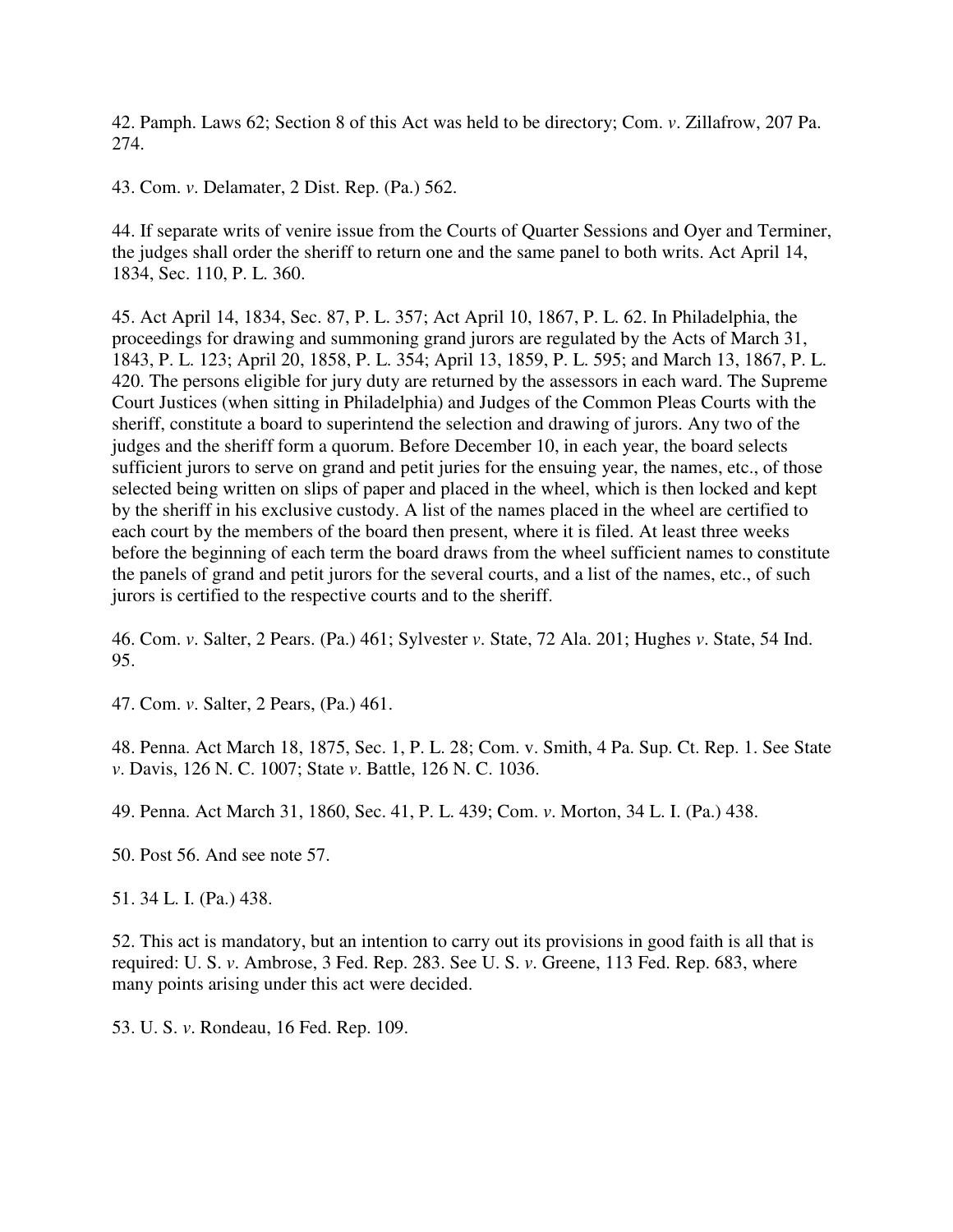42. Pamph. Laws 62; Section 8 of this Act was held to be directory; Com. *v*. Zillafrow, 207 Pa. 274.

43. Com. *v*. Delamater, 2 Dist. Rep. (Pa.) 562.

44. If separate writs of venire issue from the Courts of Quarter Sessions and Oyer and Terminer, the judges shall order the sheriff to return one and the same panel to both writs. Act April 14, 1834, Sec. 110, P. L. 360.

45. Act April 14, 1834, Sec. 87, P. L. 357; Act April 10, 1867, P. L. 62. In Philadelphia, the proceedings for drawing and summoning grand jurors are regulated by the Acts of March 31, 1843, P. L. 123; April 20, 1858, P. L. 354; April 13, 1859, P. L. 595; and March 13, 1867, P. L. 420. The persons eligible for jury duty are returned by the assessors in each ward. The Supreme Court Justices (when sitting in Philadelphia) and Judges of the Common Pleas Courts with the sheriff, constitute a board to superintend the selection and drawing of jurors. Any two of the judges and the sheriff form a quorum. Before December 10, in each year, the board selects sufficient jurors to serve on grand and petit juries for the ensuing year, the names, etc., of those selected being written on slips of paper and placed in the wheel, which is then locked and kept by the sheriff in his exclusive custody. A list of the names placed in the wheel are certified to each court by the members of the board then present, where it is filed. At least three weeks before the beginning of each term the board draws from the wheel sufficient names to constitute the panels of grand and petit jurors for the several courts, and a list of the names, etc., of such jurors is certified to the respective courts and to the sheriff.

46. Com. *v*. Salter, 2 Pears. (Pa.) 461; Sylvester *v*. State, 72 Ala. 201; Hughes *v*. State, 54 Ind. 95.

47. Com. *v*. Salter, 2 Pears, (Pa.) 461.

48. Penna. Act March 18, 1875, Sec. 1, P. L. 28; Com. v. Smith, 4 Pa. Sup. Ct. Rep. 1. See State *v*. Davis, 126 N. C. 1007; State *v*. Battle, 126 N. C. 1036.

49. Penna. Act March 31, 1860, Sec. 41, P. L. 439; Com. *v*. Morton, 34 L. I. (Pa.) 438.

50. Post 56. And see note 57.

51. 34 L. I. (Pa.) 438.

52. This act is mandatory, but an intention to carry out its provisions in good faith is all that is required: U. S. *v*. Ambrose, 3 Fed. Rep. 283. See U. S. *v*. Greene, 113 Fed. Rep. 683, where many points arising under this act were decided.

53. U. S. *v*. Rondeau, 16 Fed. Rep. 109.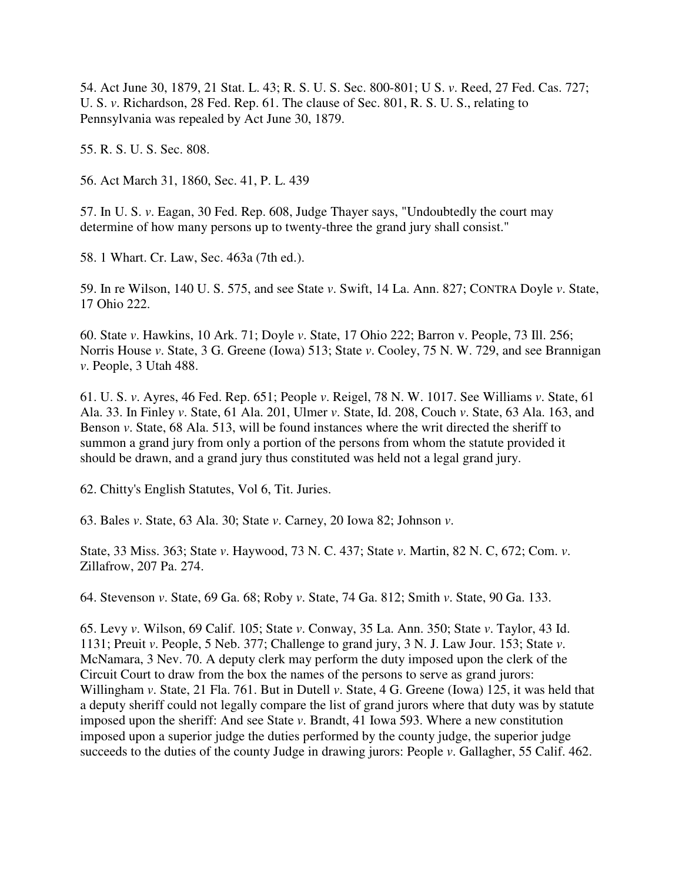54. Act June 30, 1879, 21 Stat. L. 43; R. S. U. S. Sec. 800-801; U S. *v*. Reed, 27 Fed. Cas. 727; U. S. *v*. Richardson, 28 Fed. Rep. 61. The clause of Sec. 801, R. S. U. S., relating to Pennsylvania was repealed by Act June 30, 1879.

55. R. S. U. S. Sec. 808.

56. Act March 31, 1860, Sec. 41, P. L. 439

57. In U. S. *v*. Eagan, 30 Fed. Rep. 608, Judge Thayer says, "Undoubtedly the court may determine of how many persons up to twenty-three the grand jury shall consist."

58. 1 Whart. Cr. Law, Sec. 463a (7th ed.).

59. In re Wilson, 140 U. S. 575, and see State *v*. Swift, 14 La. Ann. 827; CONTRA Doyle *v*. State, 17 Ohio 222.

60. State *v*. Hawkins, 10 Ark. 71; Doyle *v*. State, 17 Ohio 222; Barron v. People, 73 Ill. 256; Norris House *v*. State, 3 G. Greene (Iowa) 513; State *v*. Cooley, 75 N. W. 729, and see Brannigan *v*. People, 3 Utah 488.

61. U. S. *v*. Ayres, 46 Fed. Rep. 651; People *v*. Reigel, 78 N. W. 1017. See Williams *v*. State, 61 Ala. 33. In Finley *v*. State, 61 Ala. 201, Ulmer *v*. State, Id. 208, Couch *v*. State, 63 Ala. 163, and Benson *v*. State, 68 Ala. 513, will be found instances where the writ directed the sheriff to summon a grand jury from only a portion of the persons from whom the statute provided it should be drawn, and a grand jury thus constituted was held not a legal grand jury.

62. Chitty's English Statutes, Vol 6, Tit. Juries.

63. Bales *v*. State, 63 Ala. 30; State *v*. Carney, 20 Iowa 82; Johnson *v*.

State, 33 Miss. 363; State *v*. Haywood, 73 N. C. 437; State *v*. Martin, 82 N. C, 672; Com. *v*. Zillafrow, 207 Pa. 274.

64. Stevenson *v*. State, 69 Ga. 68; Roby *v*. State, 74 Ga. 812; Smith *v*. State, 90 Ga. 133.

65. Levy *v*. Wilson, 69 Calif. 105; State *v*. Conway, 35 La. Ann. 350; State *v*. Taylor, 43 Id. 1131; Preuit *v*. People, 5 Neb. 377; Challenge to grand jury, 3 N. J. Law Jour. 153; State *v*. McNamara, 3 Nev. 70. A deputy clerk may perform the duty imposed upon the clerk of the Circuit Court to draw from the box the names of the persons to serve as grand jurors: Willingham *v*. State, 21 Fla. 761. But in Dutell *v*. State, 4 G. Greene (Iowa) 125, it was held that a deputy sheriff could not legally compare the list of grand jurors where that duty was by statute imposed upon the sheriff: And see State *v*. Brandt, 41 Iowa 593. Where a new constitution imposed upon a superior judge the duties performed by the county judge, the superior judge succeeds to the duties of the county Judge in drawing jurors: People *v*. Gallagher, 55 Calif. 462.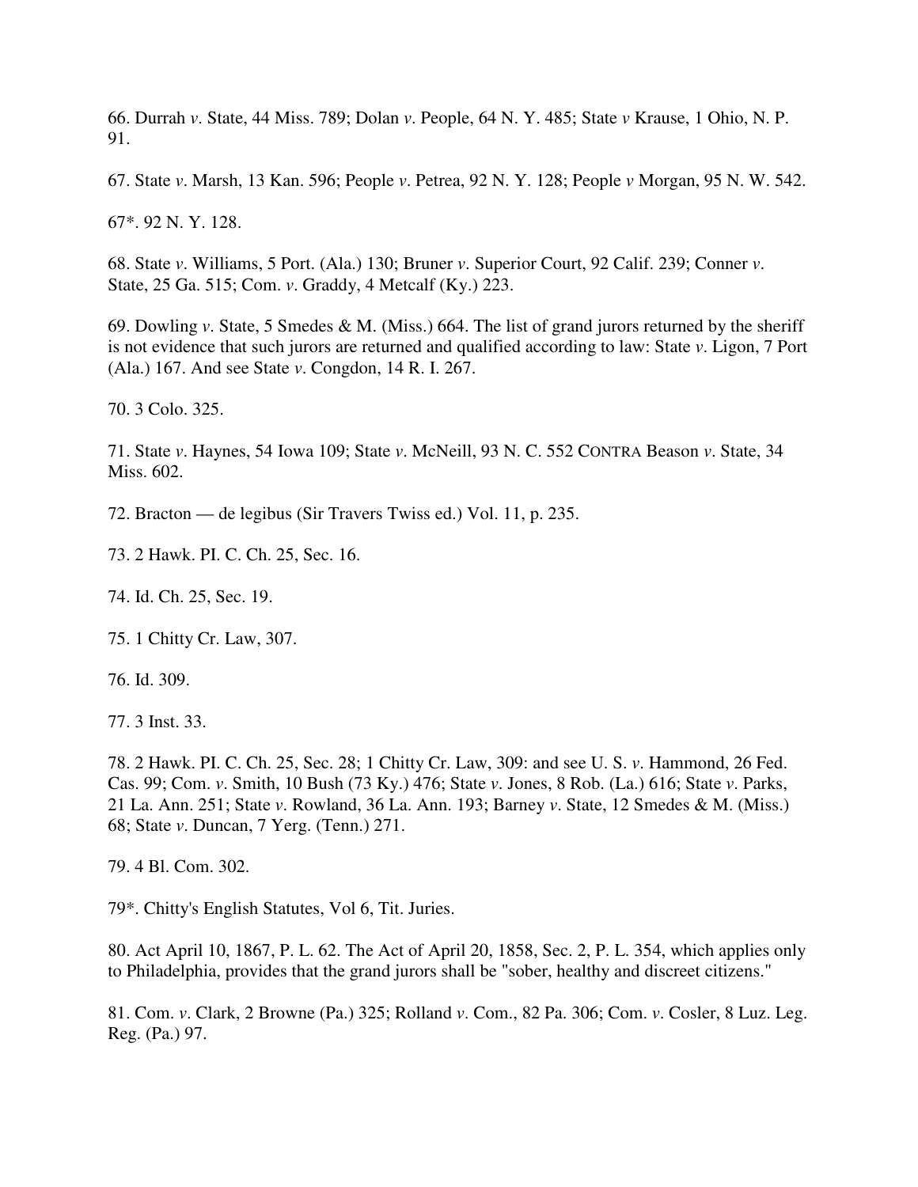66. Durrah *v*. State, 44 Miss. 789; Dolan *v*. People, 64 N. Y. 485; State *v* Krause, 1 Ohio, N. P. 91.

67. State *v*. Marsh, 13 Kan. 596; People *v*. Petrea, 92 N. Y. 128; People *v* Morgan, 95 N. W. 542.

67*. 92 N. Y. 128.

68. State *v*. Williams, 5 Port. (Ala.) 130; Bruner *v*. Superior Court, 92 Calif. 239; Conner *v*. State, 25 Ga. 515; Com. *v*. Graddy, 4 Metcalf (Ky.) 223.

69. Dowling *v*. State, 5 Smedes & M. (Miss.) 664. The list of grand jurors returned by the sheriff is not evidence that such jurors are returned and qualified according to law: State *v*. Ligon, 7 Port (Ala.) 167. And see State *v*. Congdon, 14 R. I. 267.

70. 3 Colo. 325.

71. State *v*. Haynes, 54 Iowa 109; State *v*. McNeill, 93 N. C. 552 CONTRA Beason *v*. State, 34 Miss. 602.

72. Bracton — de legibus (Sir Travers Twiss ed.) Vol. 11, p. 235.

73. 2 Hawk. PI. C. Ch. 25, Sec. 16.

74. Id. Ch. 25, Sec. 19.

75. 1 Chitty Cr. Law, 307.

76. Id. 309.

77. 3 Inst. 33.

78. 2 Hawk. PI. C. Ch. 25, Sec. 28; 1 Chitty Cr. Law, 309: and see U. S. *v*. Hammond, 26 Fed. Cas. 99; Com. *v*. Smith, 10 Bush (73 Ky.) 476; State *v*. Jones, 8 Rob. (La.) 616; State *v*. Parks, 21 La. Ann. 251; State *v*. Rowland, 36 La. Ann. 193; Barney *v*. State, 12 Smedes & M. (Miss.) 68; State *v*. Duncan, 7 Yerg. (Tenn.) 271.

79. 4 Bl. Com. 302.

79*. Chitty's English Statutes, Vol 6, Tit. Juries.

80. Act April 10, 1867, P. L. 62. The Act of April 20, 1858, Sec. 2, P. L. 354, which applies only to Philadelphia, provides that the grand jurors shall be "sober, healthy and discreet citizens."

81. Com. *v*. Clark, 2 Browne (Pa.) 325; Rolland *v*. Com., 82 Pa. 306; Com. *v*. Cosler, 8 Luz. Leg. Reg. (Pa.) 97.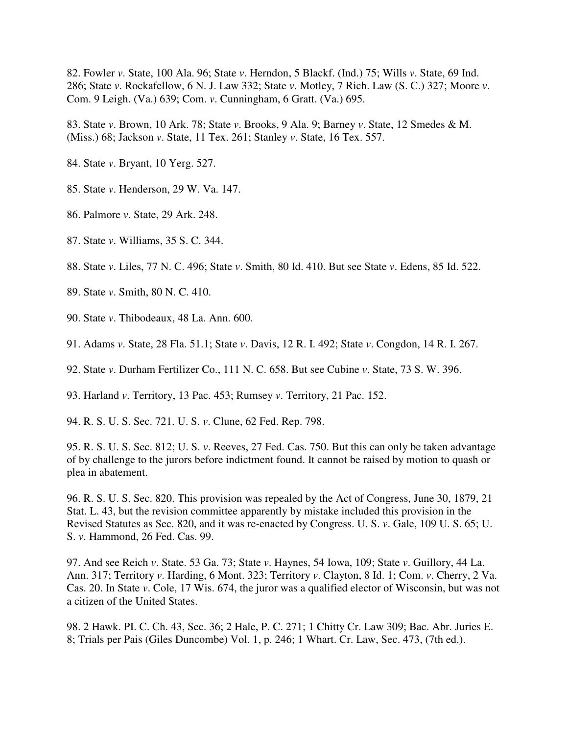82. Fowler *v*. State, 100 Ala. 96; State *v*. Herndon, 5 Blackf. (Ind.) 75; Wills *v*. State, 69 Ind. 286; State *v*. Rockafellow, 6 N. J. Law 332; State *v*. Motley, 7 Rich. Law (S. C.) 327; Moore *v*. Com. 9 Leigh. (Va.) 639; Com. *v*. Cunningham, 6 Gratt. (Va.) 695.

83. State *v*. Brown, 10 Ark. 78; State *v*. Brooks, 9 Ala. 9; Barney *v*. State, 12 Smedes & M. (Miss.) 68; Jackson *v*. State, 11 Tex. 261; Stanley *v*. State, 16 Tex. 557.

84. State *v*. Bryant, 10 Yerg. 527.

85. State *v*. Henderson, 29 W. Va. 147.

86. Palmore *v*. State, 29 Ark. 248.

87. State *v*. Williams, 35 S. C. 344.

88. State *v*. Liles, 77 N. C. 496; State *v*. Smith, 80 Id. 410. But see State *v*. Edens, 85 Id. 522.

89. State *v*. Smith, 80 N. C. 410.

90. State *v*. Thibodeaux, 48 La. Ann. 600.

91. Adams *v*. State, 28 Fla. 51.1; State *v*. Davis, 12 R. I. 492; State *v*. Congdon, 14 R. I. 267.

92. State *v*. Durham Fertilizer Co., 111 N. C. 658. But see Cubine *v*. State, 73 S. W. 396.

93. Harland *v*. Territory, 13 Pac. 453; Rumsey *v*. Territory, 21 Pac. 152.

94. R. S. U. S. Sec. 721. U. S. *v*. Clune, 62 Fed. Rep. 798.

95. R. S. U. S. Sec. 812; U. S. *v*. Reeves, 27 Fed. Cas. 750. But this can only be taken advantage of by challenge to the jurors before indictment found. It cannot be raised by motion to quash or plea in abatement.

96. R. S. U. S. Sec. 820. This provision was repealed by the Act of Congress, June 30, 1879, 21 Stat. L. 43, but the revision committee apparently by mistake included this provision in the Revised Statutes as Sec. 820, and it was re-enacted by Congress. U. S. *v*. Gale, 109 U. S. 65; U. S. *v*. Hammond, 26 Fed. Cas. 99.

97. And see Reich *v*. State. 53 Ga. 73; State *v*. Haynes, 54 Iowa, 109; State *v*. Guillory, 44 La. Ann. 317; Territory *v*. Harding, 6 Mont. 323; Territory *v*. Clayton, 8 Id. 1; Com. *v*. Cherry, 2 Va. Cas. 20. In State *v*. Cole, 17 Wis. 674, the juror was a qualified elector of Wisconsin, but was not a citizen of the United States.

98. 2 Hawk. PI. C. Ch. 43, Sec. 36; 2 Hale, P. C. 271; 1 Chitty Cr. Law 309; Bac. Abr. Juries E. 8; Trials per Pais (Giles Duncombe) Vol. 1, p. 246; 1 Whart. Cr. Law, Sec. 473, (7th ed.).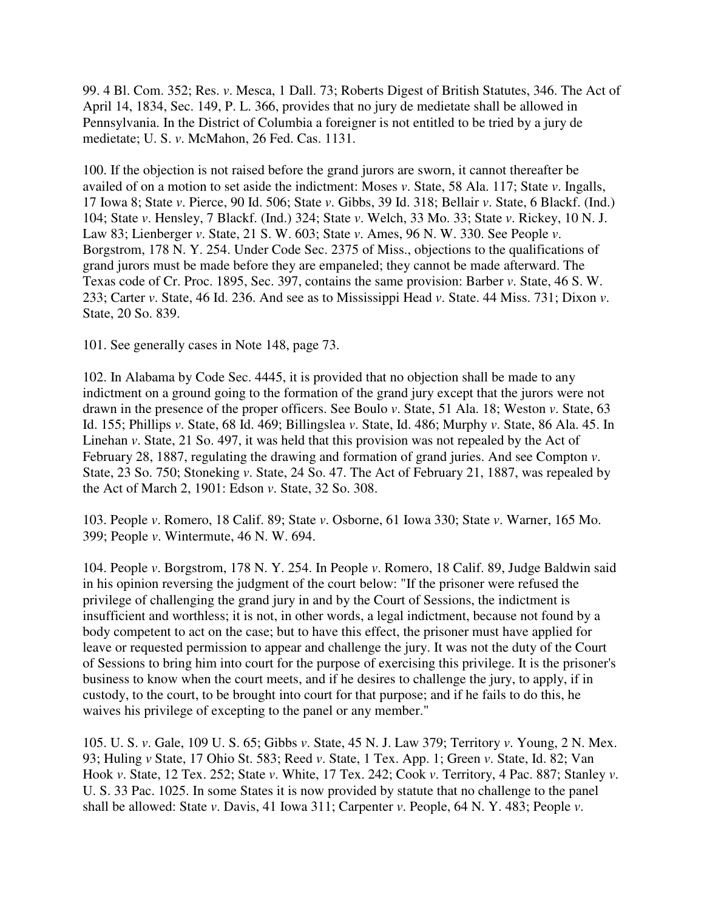99. 4 Bl. Com. 352; Res. *v*. Mesca, 1 Dall. 73; Roberts Digest of British Statutes, 346. The Act of April 14, 1834, Sec. 149, P. L. 366, provides that no jury de medietate shall be allowed in Pennsylvania. In the District of Columbia a foreigner is not entitled to be tried by a jury de medietate; U. S. *v*. McMahon, 26 Fed. Cas. 1131.

100. If the objection is not raised before the grand jurors are sworn, it cannot thereafter be availed of on a motion to set aside the indictment: Moses *v*. State, 58 Ala. 117; State *v*. Ingalls, 17 Iowa 8; State *v*. Pierce, 90 Id. 506; State *v*. Gibbs, 39 Id. 318; Bellair *v*. State, 6 Blackf. (Ind.) 104; State *v*. Hensley, 7 Blackf. (Ind.) 324; State *v*. Welch, 33 Mo. 33; State *v*. Rickey, 10 N. J. Law 83; Lienberger *v*. State, 21 S. W. 603; State *v*. Ames, 96 N. W. 330. See People *v*. Borgstrom, 178 N. Y. 254. Under Code Sec. 2375 of Miss., objections to the qualifications of grand jurors must be made before they are empaneled; they cannot be made afterward. The Texas code of Cr. Proc. 1895, Sec. 397, contains the same provision: Barber *v*. State, 46 S. W. 233; Carter *v*. State, 46 Id. 236. And see as to Mississippi Head *v*. State. 44 Miss. 731; Dixon *v*. State, 20 So. 839.

101. See generally cases in Note 148, page 73.

102. In Alabama by Code Sec. 4445, it is provided that no objection shall be made to any indictment on a ground going to the formation of the grand jury except that the jurors were not drawn in the presence of the proper officers. See Boulo *v*. State, 51 Ala. 18; Weston *v*. State, 63 Id. 155; Phillips *v*. State, 68 Id. 469; Billingslea *v*. State, Id. 486; Murphy *v*. State, 86 Ala. 45. In Linehan *v*. State, 21 So. 497, it was held that this provision was not repealed by the Act of February 28, 1887, regulating the drawing and formation of grand juries. And see Compton *v*. State, 23 So. 750; Stoneking *v*. State, 24 So. 47. The Act of February 21, 1887, was repealed by the Act of March 2, 1901: Edson *v*. State, 32 So. 308.

103. People *v*. Romero, 18 Calif. 89; State *v*. Osborne, 61 Iowa 330; State *v*. Warner, 165 Mo. 399; People *v*. Wintermute, 46 N. W. 694.

104. People *v*. Borgstrom, 178 N. Y. 254. In People *v*. Romero, 18 Calif. 89, Judge Baldwin said in his opinion reversing the judgment of the court below: "If the prisoner were refused the privilege of challenging the grand jury in and by the Court of Sessions, the indictment is insufficient and worthless; it is not, in other words, a legal indictment, because not found by a body competent to act on the case; but to have this effect, the prisoner must have applied for leave or requested permission to appear and challenge the jury. It was not the duty of the Court of Sessions to bring him into court for the purpose of exercising this privilege. It is the prisoner's business to know when the court meets, and if he desires to challenge the jury, to apply, if in custody, to the court, to be brought into court for that purpose; and if he fails to do this, he waives his privilege of excepting to the panel or any member."

105. U. S. *v*. Gale, 109 U. S. 65; Gibbs *v*. State, 45 N. J. Law 379; Territory *v*. Young, 2 N. Mex. 93; Huling *v* State, 17 Ohio St. 583; Reed *v*. State, 1 Tex. App. 1; Green *v*. State, Id. 82; Van Hook *v*. State, 12 Tex. 252; State *v*. White, 17 Tex. 242; Cook *v*. Territory, 4 Pac. 887; Stanley *v*. U. S. 33 Pac. 1025. In some States it is now provided by statute that no challenge to the panel shall be allowed: State *v*. Davis, 41 Iowa 311; Carpenter *v*. People, 64 N. Y. 483; People *v*.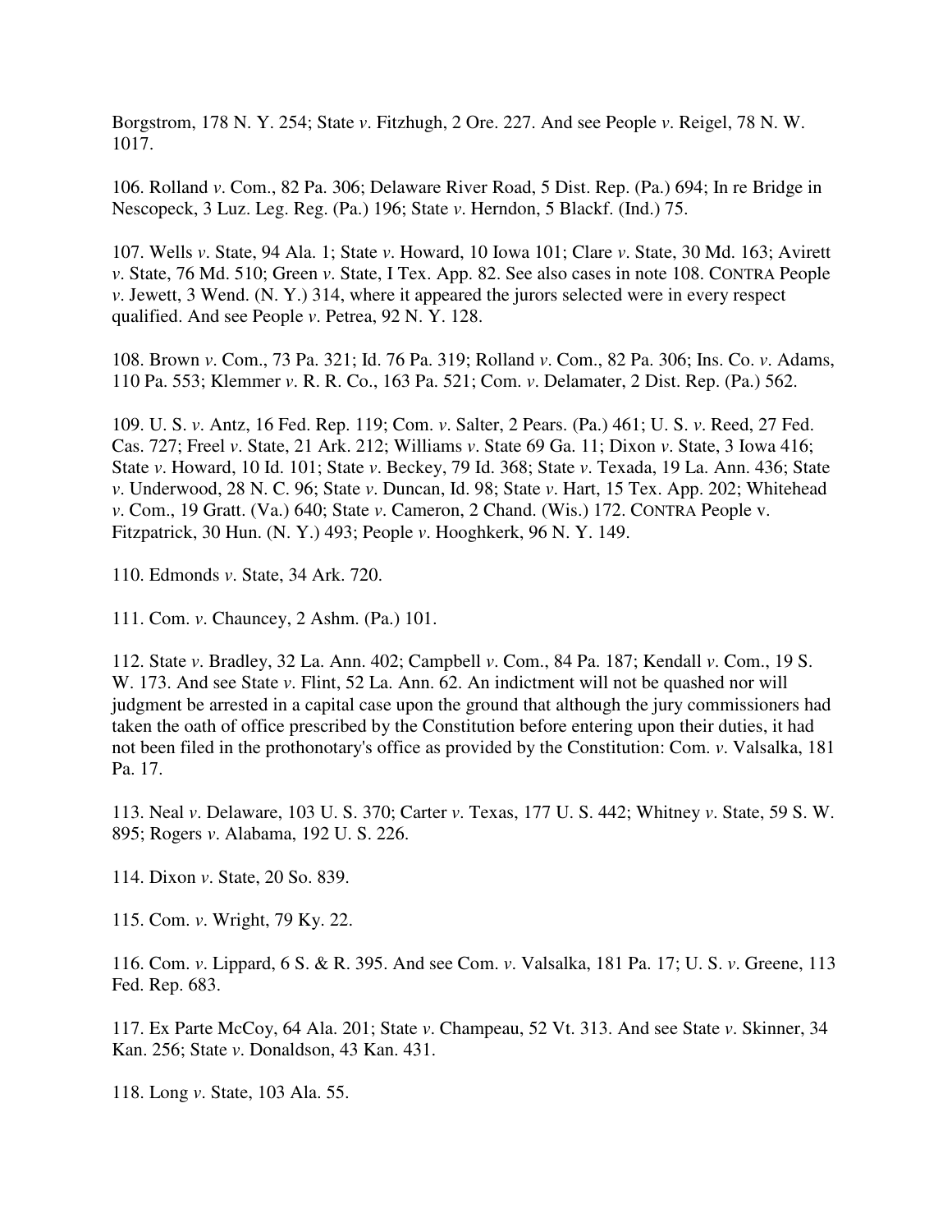Borgstrom, 178 N. Y. 254; State *v*. Fitzhugh, 2 Ore. 227. And see People *v*. Reigel, 78 N. W. 1017.

106. Rolland *v*. Com., 82 Pa. 306; Delaware River Road, 5 Dist. Rep. (Pa.) 694; In re Bridge in Nescopeck, 3 Luz. Leg. Reg. (Pa.) 196; State *v*. Herndon, 5 Blackf. (Ind.) 75.

107. Wells *v*. State, 94 Ala. 1; State *v*. Howard, 10 Iowa 101; Clare *v*. State, 30 Md. 163; Avirett *v*. State, 76 Md. 510; Green *v*. State, I Tex. App. 82. See also cases in note 108. CONTRA People *v*. Jewett, 3 Wend. (N. Y.) 314, where it appeared the jurors selected were in every respect qualified. And see People *v*. Petrea, 92 N. Y. 128.

108. Brown *v*. Com., 73 Pa. 321; Id. 76 Pa. 319; Rolland *v*. Com., 82 Pa. 306; Ins. Co. *v*. Adams, 110 Pa. 553; Klemmer *v*. R. R. Co., 163 Pa. 521; Com. *v*. Delamater, 2 Dist. Rep. (Pa.) 562.

109. U. S. *v*. Antz, 16 Fed. Rep. 119; Com. *v*. Salter, 2 Pears. (Pa.) 461; U. S. *v*. Reed, 27 Fed. Cas. 727; Freel *v*. State, 21 Ark. 212; Williams *v*. State 69 Ga. 11; Dixon *v*. State, 3 Iowa 416; State *v*. Howard, 10 Id. 101; State *v*. Beckey, 79 Id. 368; State *v*. Texada, 19 La. Ann. 436; State *v*. Underwood, 28 N. C. 96; State *v*. Duncan, Id. 98; State *v*. Hart, 15 Tex. App. 202; Whitehead *v*. Com., 19 Gratt. (Va.) 640; State *v*. Cameron, 2 Chand. (Wis.) 172. CONTRA People v. Fitzpatrick, 30 Hun. (N. Y.) 493; People *v*. Hooghkerk, 96 N. Y. 149.

110. Edmonds *v*. State, 34 Ark. 720.

111. Com. *v*. Chauncey, 2 Ashm. (Pa.) 101.

112. State *v*. Bradley, 32 La. Ann. 402; Campbell *v*. Com., 84 Pa. 187; Kendall *v*. Com., 19 S. W. 173. And see State *v*. Flint, 52 La. Ann. 62. An indictment will not be quashed nor will judgment be arrested in a capital case upon the ground that although the jury commissioners had taken the oath of office prescribed by the Constitution before entering upon their duties, it had not been filed in the prothonotary's office as provided by the Constitution: Com. *v*. Valsalka, 181 Pa. 17.

113. Neal *v*. Delaware, 103 U. S. 370; Carter *v*. Texas, 177 U. S. 442; Whitney *v*. State, 59 S. W. 895; Rogers *v*. Alabama, 192 U. S. 226.

114. Dixon *v*. State, 20 So. 839.

115. Com. *v*. Wright, 79 Ky. 22.

116. Com. *v*. Lippard, 6 S. & R. 395. And see Com. *v*. Valsalka, 181 Pa. 17; U. S. *v*. Greene, 113 Fed. Rep. 683.

117. Ex Parte McCoy, 64 Ala. 201; State *v*. Champeau, 52 Vt. 313. And see State *v*. Skinner, 34 Kan. 256; State *v*. Donaldson, 43 Kan. 431.

118. Long *v*. State, 103 Ala. 55.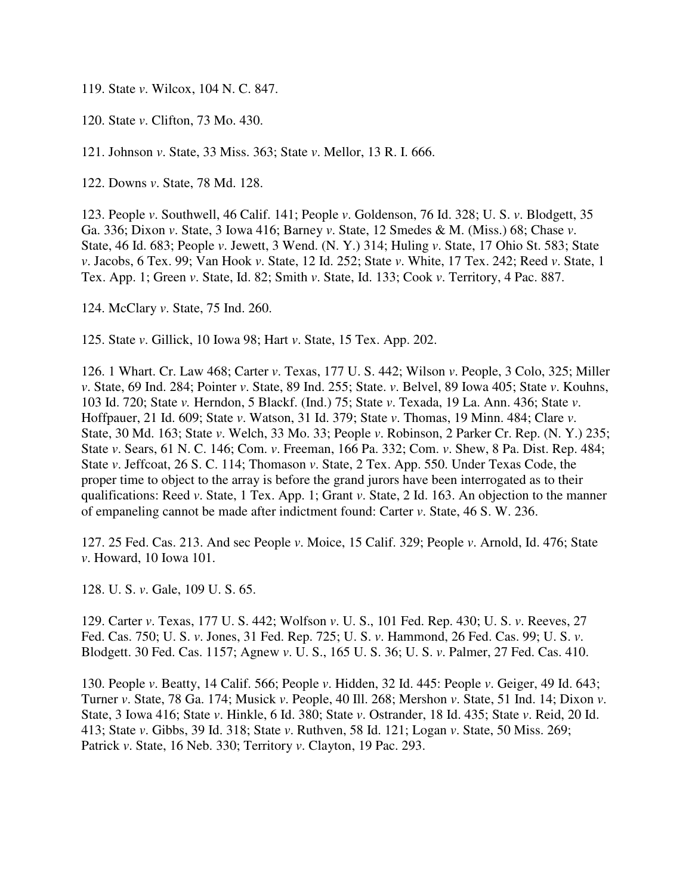119. State *v*. Wilcox, 104 N. C. 847.

120. State *v*. Clifton, 73 Mo. 430.

121. Johnson *v*. State, 33 Miss. 363; State *v*. Mellor, 13 R. I. 666.

122. Downs *v*. State, 78 Md. 128.

123. People *v*. Southwell, 46 Calif. 141; People *v*. Goldenson, 76 Id. 328; U. S. *v*. Blodgett, 35 Ga. 336; Dixon *v*. State, 3 Iowa 416; Barney *v*. State, 12 Smedes & M. (Miss.) 68; Chase *v*. State, 46 Id. 683; People *v*. Jewett, 3 Wend. (N. Y.) 314; Huling *v*. State, 17 Ohio St. 583; State *v*. Jacobs, 6 Tex. 99; Van Hook *v*. State, 12 Id. 252; State *v*. White, 17 Tex. 242; Reed *v*. State, 1 Tex. App. 1; Green *v*. State, Id. 82; Smith *v*. State, Id. 133; Cook *v*. Territory, 4 Pac. 887.

124. McClary *v*. State, 75 Ind. 260.

125. State *v*. Gillick, 10 Iowa 98; Hart *v*. State, 15 Tex. App. 202.

126. 1 Whart. Cr. Law 468; Carter *v*. Texas, 177 U. S. 442; Wilson *v*. People, 3 Colo, 325; Miller *v*. State, 69 Ind. 284; Pointer *v*. State, 89 Ind. 255; State. *v*. Belvel, 89 Iowa 405; State *v*. Kouhns, 103 Id. 720; State *v.* Herndon, 5 Blackf. (Ind.) 75; State *v*. Texada, 19 La. Ann. 436; State *v*. Hoffpauer, 21 Id. 609; State *v*. Watson, 31 Id. 379; State *v*. Thomas, 19 Minn. 484; Clare *v*. State, 30 Md. 163; State *v*. Welch, 33 Mo. 33; People *v*. Robinson, 2 Parker Cr. Rep. (N. Y.) 235; State *v*. Sears, 61 N. C. 146; Com. *v*. Freeman, 166 Pa. 332; Com. *v*. Shew, 8 Pa. Dist. Rep. 484; State *v*. Jeffcoat, 26 S. C. 114; Thomason *v*. State, 2 Tex. App. 550. Under Texas Code, the proper time to object to the array is before the grand jurors have been interrogated as to their qualifications: Reed *v*. State, 1 Tex. App. 1; Grant *v*. State, 2 Id. 163. An objection to the manner of empaneling cannot be made after indictment found: Carter *v*. State, 46 S. W. 236.

127. 25 Fed. Cas. 213. And sec People *v*. Moice, 15 Calif. 329; People *v*. Arnold, Id. 476; State *v*. Howard, 10 Iowa 101.

128. U. S. *v*. Gale, 109 U. S. 65.

129. Carter *v*. Texas, 177 U. S. 442; Wolfson *v*. U. S., 101 Fed. Rep. 430; U. S. *v*. Reeves, 27 Fed. Cas. 750; U. S. *v*. Jones, 31 Fed. Rep. 725; U. S. *v*. Hammond, 26 Fed. Cas. 99; U. S. *v*. Blodgett. 30 Fed. Cas. 1157; Agnew *v*. U. S., 165 U. S. 36; U. S. *v*. Palmer, 27 Fed. Cas. 410.

130. People *v*. Beatty, 14 Calif. 566; People *v*. Hidden, 32 Id. 445: People *v*. Geiger, 49 Id. 643; Turner *v*. State, 78 Ga. 174; Musick *v*. People, 40 Ill. 268; Mershon *v*. State, 51 Ind. 14; Dixon *v*. State, 3 Iowa 416; State *v*. Hinkle, 6 Id. 380; State *v*. Ostrander, 18 Id. 435; State *v*. Reid, 20 Id. 413; State *v*. Gibbs, 39 Id. 318; State *v*. Ruthven, 58 Id. 121; Logan *v*. State, 50 Miss. 269; Patrick *v*. State, 16 Neb. 330; Territory *v*. Clayton, 19 Pac. 293.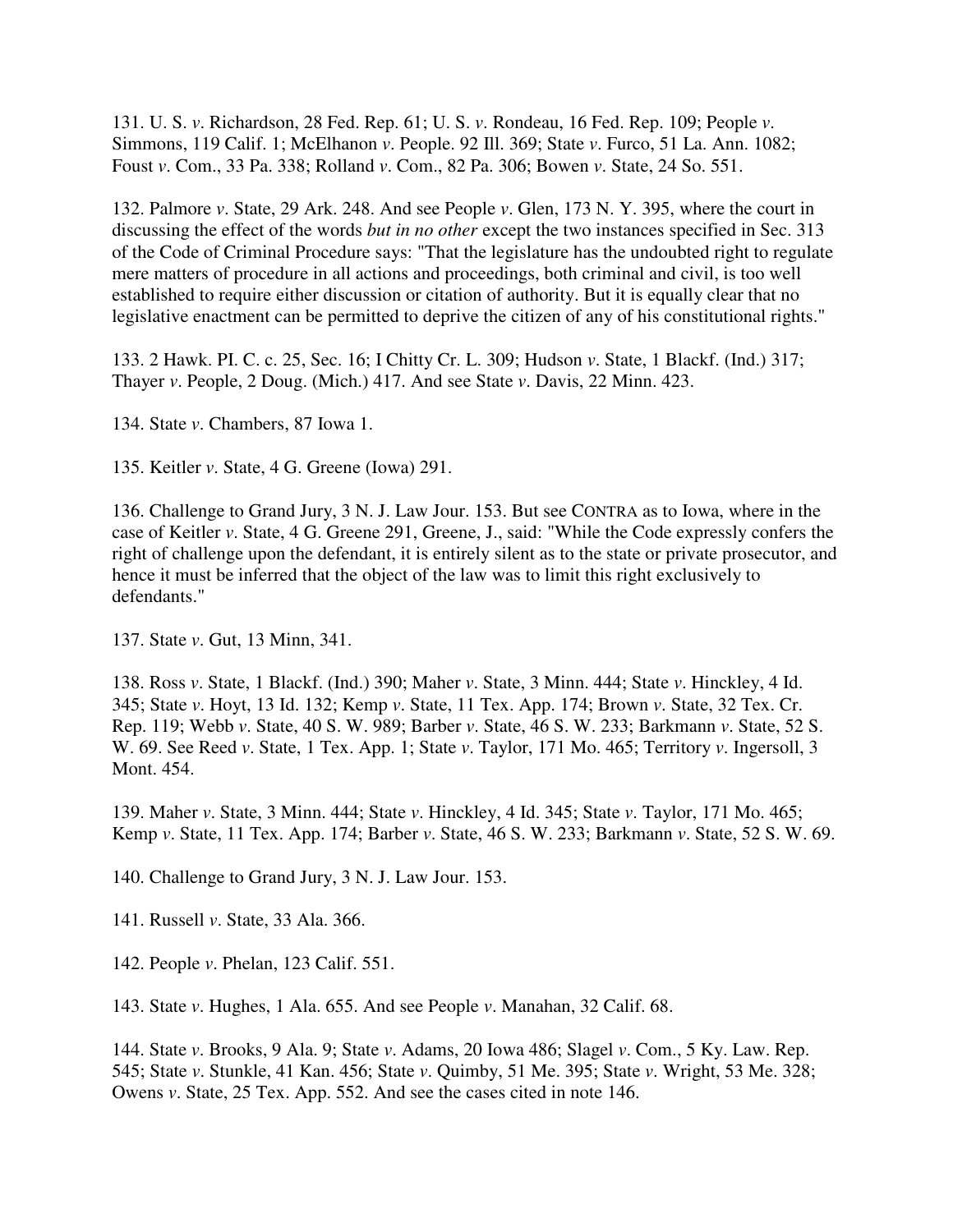131. U. S. *v*. Richardson, 28 Fed. Rep. 61; U. S. *v*. Rondeau, 16 Fed. Rep. 109; People *v*. Simmons, 119 Calif. 1; McElhanon *v*. People. 92 Ill. 369; State *v*. Furco, 51 La. Ann. 1082; Foust *v*. Com., 33 Pa. 338; Rolland *v*. Com., 82 Pa. 306; Bowen *v*. State, 24 So. 551.

132. Palmore *v*. State, 29 Ark. 248. And see People *v*. Glen, 173 N. Y. 395, where the court in discussing the effect of the words *but in no other* except the two instances specified in Sec. 313 of the Code of Criminal Procedure says: "That the legislature has the undoubted right to regulate mere matters of procedure in all actions and proceedings, both criminal and civil, is too well established to require either discussion or citation of authority. But it is equally clear that no legislative enactment can be permitted to deprive the citizen of any of his constitutional rights."

133. 2 Hawk. PI. C. c. 25, Sec. 16; I Chitty Cr. L. 309; Hudson *v*. State, 1 Blackf. (Ind.) 317; Thayer *v*. People, 2 Doug. (Mich.) 417. And see State *v*. Davis, 22 Minn. 423.

134. State *v*. Chambers, 87 Iowa 1.

135. Keitler *v*. State, 4 G. Greene (Iowa) 291.

136. Challenge to Grand Jury, 3 N. J. Law Jour. 153. But see CONTRA as to Iowa, where in the case of Keitler *v*. State, 4 G. Greene 291, Greene, J., said: "While the Code expressly confers the right of challenge upon the defendant, it is entirely silent as to the state or private prosecutor, and hence it must be inferred that the object of the law was to limit this right exclusively to defendants."

137. State *v*. Gut, 13 Minn, 341.

138. Ross *v*. State, 1 Blackf. (Ind.) 390; Maher *v*. State, 3 Minn. 444; State *v*. Hinckley, 4 Id. 345; State *v*. Hoyt, 13 Id. 132; Kemp *v*. State, 11 Tex. App. 174; Brown *v*. State, 32 Tex. Cr. Rep. 119; Webb *v*. State, 40 S. W. 989; Barber *v*. State, 46 S. W. 233; Barkmann *v*. State, 52 S. W. 69. See Reed *v*. State, 1 Tex. App. 1; State *v*. Taylor, 171 Mo. 465; Territory *v*. Ingersoll, 3 Mont. 454.

139. Maher *v*. State, 3 Minn. 444; State *v*. Hinckley, 4 Id. 345; State *v*. Taylor, 171 Mo. 465; Kemp *v*. State, 11 Tex. App. 174; Barber *v*. State, 46 S. W. 233; Barkmann *v*. State, 52 S. W. 69.

140. Challenge to Grand Jury, 3 N. J. Law Jour. 153.

141. Russell *v*. State, 33 Ala. 366.

142. People *v*. Phelan, 123 Calif. 551.

143. State *v*. Hughes, 1 Ala. 655. And see People *v*. Manahan, 32 Calif. 68.

144. State *v*. Brooks, 9 Ala. 9; State *v*. Adams, 20 Iowa 486; Slagel *v*. Com., 5 Ky. Law. Rep. 545; State *v*. Stunkle, 41 Kan. 456; State *v*. Quimby, 51 Me. 395; State *v*. Wright, 53 Me. 328; Owens *v*. State, 25 Tex. App. 552. And see the cases cited in note 146.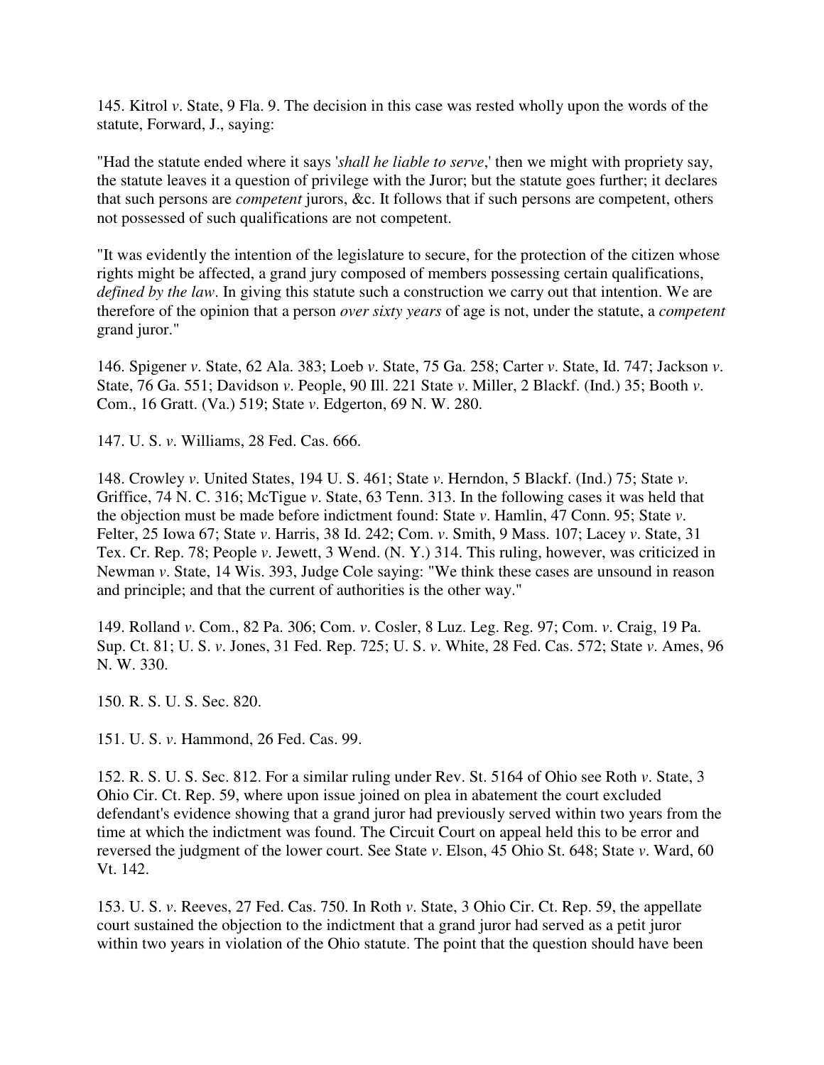145. Kitrol *v*. State, 9 Fla. 9. The decision in this case was rested wholly upon the words of the statute, Forward, J., saying:

"Had the statute ended where it says '*shall he liable to serve*,' then we might with propriety say, the statute leaves it a question of privilege with the Juror; but the statute goes further; it declares that such persons are *competent* jurors, &c. It follows that if such persons are competent, others not possessed of such qualifications are not competent.

"It was evidently the intention of the legislature to secure, for the protection of the citizen whose rights might be affected, a grand jury composed of members possessing certain qualifications, *defined by the law*. In giving this statute such a construction we carry out that intention. We are therefore of the opinion that a person *over sixty years* of age is not, under the statute, a *competent* grand juror."

146. Spigener *v*. State, 62 Ala. 383; Loeb *v*. State, 75 Ga. 258; Carter *v*. State, Id. 747; Jackson *v*. State, 76 Ga. 551; Davidson *v*. People, 90 Ill. 221 State *v*. Miller, 2 Blackf. (Ind.) 35; Booth *v*. Com., 16 Gratt. (Va.) 519; State *v*. Edgerton, 69 N. W. 280.

147. U. S. *v*. Williams, 28 Fed. Cas. 666.

148. Crowley *v*. United States, 194 U. S. 461; State *v*. Herndon, 5 Blackf. (Ind.) 75; State *v*. Griffice, 74 N. C. 316; McTigue *v*. State, 63 Tenn. 313. In the following cases it was held that the objection must be made before indictment found: State *v*. Hamlin, 47 Conn. 95; State *v*. Felter, 25 Iowa 67; State *v*. Harris, 38 Id. 242; Com. *v*. Smith, 9 Mass. 107; Lacey *v*. State, 31 Tex. Cr. Rep. 78; People *v*. Jewett, 3 Wend. (N. Y.) 314. This ruling, however, was criticized in Newman *v*. State, 14 Wis. 393, Judge Cole saying: "We think these cases are unsound in reason and principle; and that the current of authorities is the other way."

149. Rolland *v*. Com., 82 Pa. 306; Com. *v*. Cosler, 8 Luz. Leg. Reg. 97; Com. *v*. Craig, 19 Pa. Sup. Ct. 81; U. S. *v*. Jones, 31 Fed. Rep. 725; U. S. *v*. White, 28 Fed. Cas. 572; State *v*. Ames, 96 N. W. 330.

150. R. S. U. S. Sec. 820.

151. U. S. *v*. Hammond, 26 Fed. Cas. 99.

152. R. S. U. S. Sec. 812. For a similar ruling under Rev. St. 5164 of Ohio see Roth *v*. State, 3 Ohio Cir. Ct. Rep. 59, where upon issue joined on plea in abatement the court excluded defendant's evidence showing that a grand juror had previously served within two years from the time at which the indictment was found. The Circuit Court on appeal held this to be error and reversed the judgment of the lower court. See State *v*. Elson, 45 Ohio St. 648; State *v*. Ward, 60 Vt. 142.

153. U. S. *v*. Reeves, 27 Fed. Cas. 750. In Roth *v*. State, 3 Ohio Cir. Ct. Rep. 59, the appellate court sustained the objection to the indictment that a grand juror had served as a petit juror within two years in violation of the Ohio statute. The point that the question should have been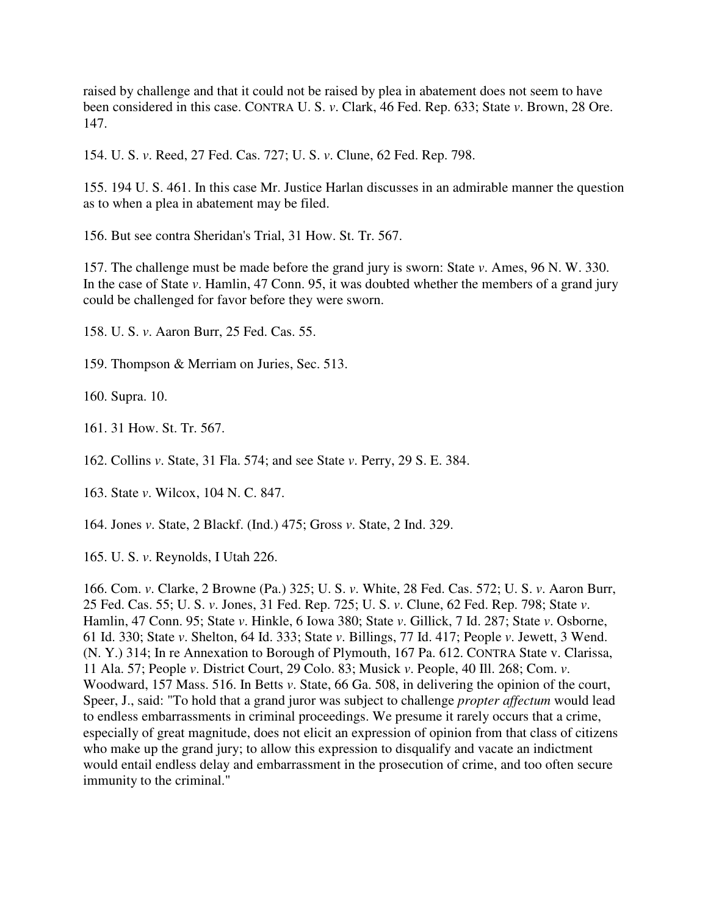raised by challenge and that it could not be raised by plea in abatement does not seem to have been considered in this case. CONTRA U. S. *v*. Clark, 46 Fed. Rep. 633; State *v*. Brown, 28 Ore. 147.

154. U. S. *v*. Reed, 27 Fed. Cas. 727; U. S. *v*. Clune, 62 Fed. Rep. 798.

155. 194 U. S. 461. In this case Mr. Justice Harlan discusses in an admirable manner the question as to when a plea in abatement may be filed.

156. But see contra Sheridan's Trial, 31 How. St. Tr. 567.

157. The challenge must be made before the grand jury is sworn: State *v*. Ames, 96 N. W. 330. In the case of State *v*. Hamlin, 47 Conn. 95, it was doubted whether the members of a grand jury could be challenged for favor before they were sworn.

158. U. S. *v*. Aaron Burr, 25 Fed. Cas. 55.

159. Thompson & Merriam on Juries, Sec. 513.

160. Supra. 10.

161. 31 How. St. Tr. 567.

162. Collins *v*. State, 31 Fla. 574; and see State *v*. Perry, 29 S. E. 384.

163. State *v*. Wilcox, 104 N. C. 847.

164. Jones *v*. State, 2 Blackf. (Ind.) 475; Gross *v*. State, 2 Ind. 329.

165. U. S. *v*. Reynolds, I Utah 226.

166. Com. *v*. Clarke, 2 Browne (Pa.) 325; U. S. *v*. White, 28 Fed. Cas. 572; U. S. *v*. Aaron Burr, 25 Fed. Cas. 55; U. S. *v*. Jones, 31 Fed. Rep. 725; U. S. *v*. Clune, 62 Fed. Rep. 798; State *v*. Hamlin, 47 Conn. 95; State *v*. Hinkle, 6 Iowa 380; State *v*. Gillick, 7 Id. 287; State *v*. Osborne, 61 Id. 330; State *v*. Shelton, 64 Id. 333; State *v*. Billings, 77 Id. 417; People *v*. Jewett, 3 Wend. (N. Y.) 314; In re Annexation to Borough of Plymouth, 167 Pa. 612. CONTRA State v. Clarissa, 11 Ala. 57; People *v*. District Court, 29 Colo. 83; Musick *v*. People, 40 Ill. 268; Com. *v*. Woodward, 157 Mass. 516. In Betts *v*. State, 66 Ga. 508, in delivering the opinion of the court, Speer, J., said: "To hold that a grand juror was subject to challenge *propter affectum* would lead to endless embarrassments in criminal proceedings. We presume it rarely occurs that a crime, especially of great magnitude, does not elicit an expression of opinion from that class of citizens who make up the grand jury; to allow this expression to disqualify and vacate an indictment would entail endless delay and embarrassment in the prosecution of crime, and too often secure immunity to the criminal."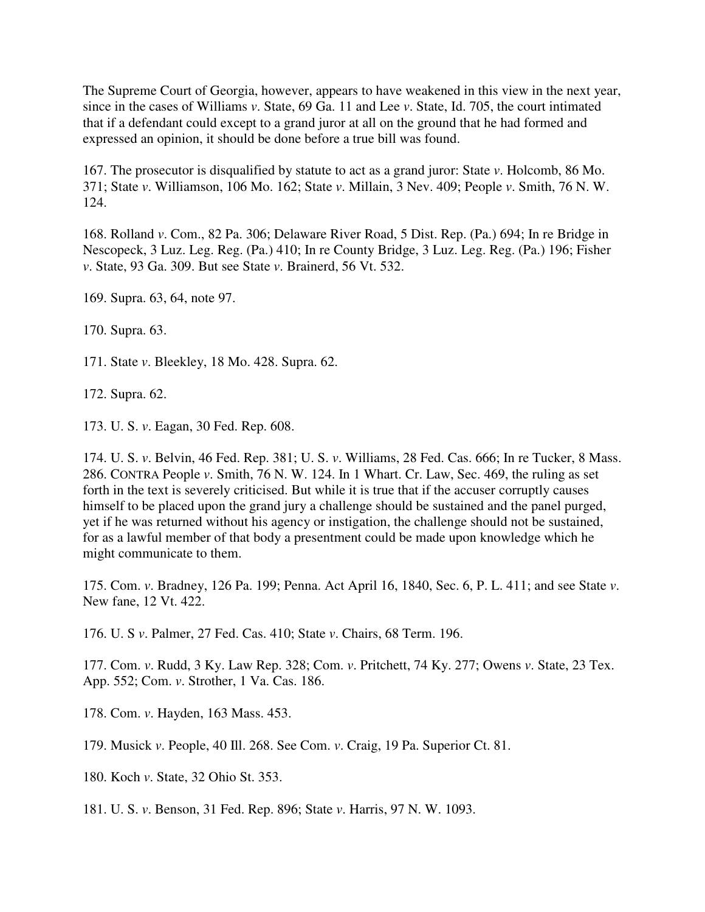The Supreme Court of Georgia, however, appears to have weakened in this view in the next year, since in the cases of Williams *v*. State, 69 Ga. 11 and Lee *v*. State, Id. 705, the court intimated that if a defendant could except to a grand juror at all on the ground that he had formed and expressed an opinion, it should be done before a true bill was found.

167. The prosecutor is disqualified by statute to act as a grand juror: State *v*. Holcomb, 86 Mo. 371; State *v*. Williamson, 106 Mo. 162; State *v*. Millain, 3 Nev. 409; People *v*. Smith, 76 N. W. 124.

168. Rolland *v*. Com., 82 Pa. 306; Delaware River Road, 5 Dist. Rep. (Pa.) 694; In re Bridge in Nescopeck, 3 Luz. Leg. Reg. (Pa.) 410; In re County Bridge, 3 Luz. Leg. Reg. (Pa.) 196; Fisher *v*. State, 93 Ga. 309. But see State *v*. Brainerd, 56 Vt. 532.

169. Supra. 63, 64, note 97.

170. Supra. 63.

171. State *v*. Bleekley, 18 Mo. 428. Supra. 62.

172. Supra. 62.

173. U. S. *v*. Eagan, 30 Fed. Rep. 608.

174. U. S. *v*. Belvin, 46 Fed. Rep. 381; U. S. *v*. Williams, 28 Fed. Cas. 666; In re Tucker, 8 Mass. 286. CONTRA People *v*. Smith, 76 N. W. 124. In 1 Whart. Cr. Law, Sec. 469, the ruling as set forth in the text is severely criticised. But while it is true that if the accuser corruptly causes himself to be placed upon the grand jury a challenge should be sustained and the panel purged, yet if he was returned without his agency or instigation, the challenge should not be sustained, for as a lawful member of that body a presentment could be made upon knowledge which he might communicate to them.

175. Com. *v*. Bradney, 126 Pa. 199; Penna. Act April 16, 1840, Sec. 6, P. L. 411; and see State *v*. New fane, 12 Vt. 422.

176. U. S *v*. Palmer, 27 Fed. Cas. 410; State *v*. Chairs, 68 Term. 196.

177. Com. *v*. Rudd, 3 Ky. Law Rep. 328; Com. *v*. Pritchett, 74 Ky. 277; Owens *v*. State, 23 Tex. App. 552; Com. *v*. Strother, 1 Va. Cas. 186.

178. Com. *v*. Hayden, 163 Mass. 453.

179. Musick *v*. People, 40 Ill. 268. See Com. *v*. Craig, 19 Pa. Superior Ct. 81.

180. Koch *v*. State, 32 Ohio St. 353.

181. U. S. *v*. Benson, 31 Fed. Rep. 896; State *v*. Harris, 97 N. W. 1093.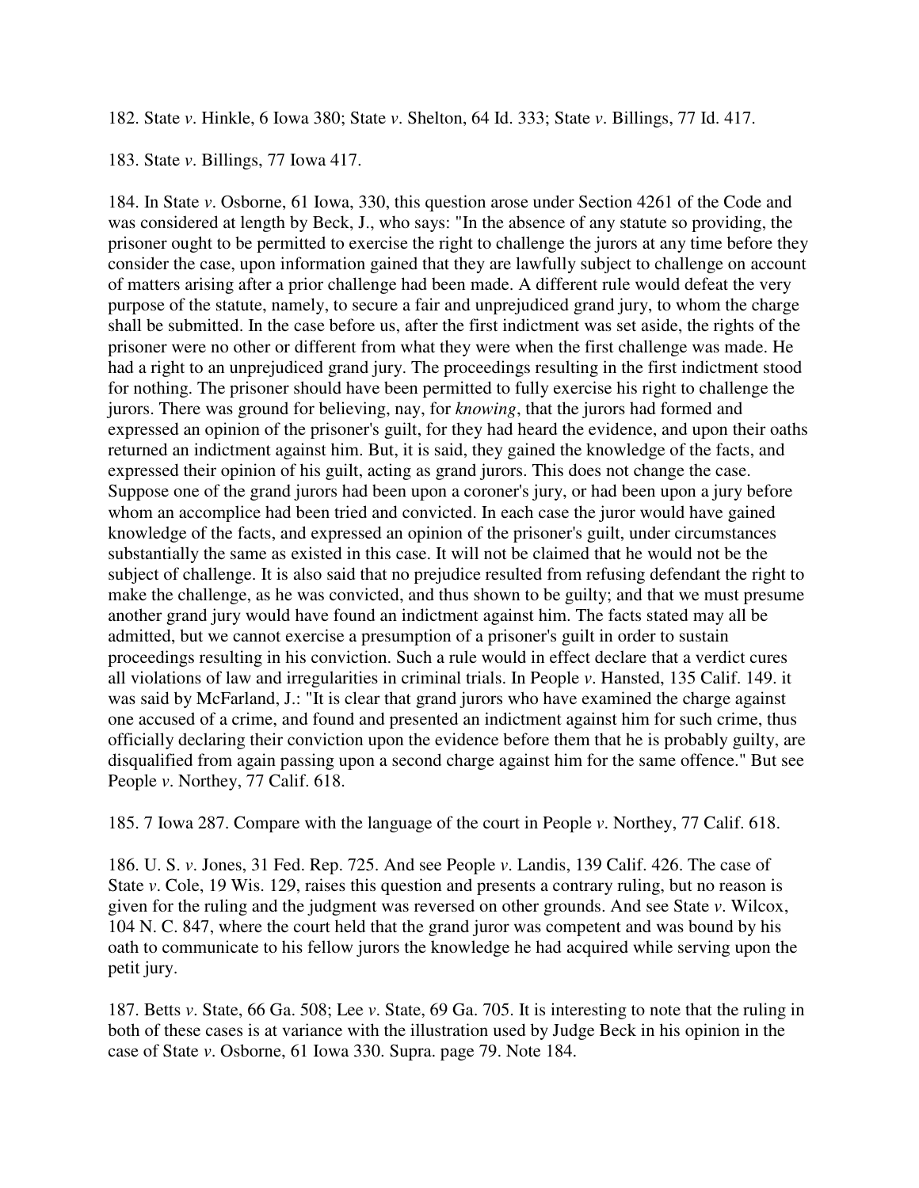182. State *v*. Hinkle, 6 Iowa 380; State *v*. Shelton, 64 Id. 333; State *v*. Billings, 77 Id. 417.

183. State *v*. Billings, 77 Iowa 417.

184. In State *v*. Osborne, 61 Iowa, 330, this question arose under Section 4261 of the Code and was considered at length by Beck, J., who says: "In the absence of any statute so providing, the prisoner ought to be permitted to exercise the right to challenge the jurors at any time before they consider the case, upon information gained that they are lawfully subject to challenge on account of matters arising after a prior challenge had been made. A different rule would defeat the very purpose of the statute, namely, to secure a fair and unprejudiced grand jury, to whom the charge shall be submitted. In the case before us, after the first indictment was set aside, the rights of the prisoner were no other or different from what they were when the first challenge was made. He had a right to an unprejudiced grand jury. The proceedings resulting in the first indictment stood for nothing. The prisoner should have been permitted to fully exercise his right to challenge the jurors. There was ground for believing, nay, for *knowing*, that the jurors had formed and expressed an opinion of the prisoner's guilt, for they had heard the evidence, and upon their oaths returned an indictment against him. But, it is said, they gained the knowledge of the facts, and expressed their opinion of his guilt, acting as grand jurors. This does not change the case. Suppose one of the grand jurors had been upon a coroner's jury, or had been upon a jury before whom an accomplice had been tried and convicted. In each case the juror would have gained knowledge of the facts, and expressed an opinion of the prisoner's guilt, under circumstances substantially the same as existed in this case. It will not be claimed that he would not be the subject of challenge. It is also said that no prejudice resulted from refusing defendant the right to make the challenge, as he was convicted, and thus shown to be guilty; and that we must presume another grand jury would have found an indictment against him. The facts stated may all be admitted, but we cannot exercise a presumption of a prisoner's guilt in order to sustain proceedings resulting in his conviction. Such a rule would in effect declare that a verdict cures all violations of law and irregularities in criminal trials. In People *v*. Hansted, 135 Calif. 149. it was said by McFarland, J.: "It is clear that grand jurors who have examined the charge against one accused of a crime, and found and presented an indictment against him for such crime, thus officially declaring their conviction upon the evidence before them that he is probably guilty, are disqualified from again passing upon a second charge against him for the same offence." But see People *v*. Northey, 77 Calif. 618.

185. 7 Iowa 287. Compare with the language of the court in People *v*. Northey, 77 Calif. 618.

186. U. S. *v*. Jones, 31 Fed. Rep. 725. And see People *v*. Landis, 139 Calif. 426. The case of State *v*. Cole, 19 Wis. 129, raises this question and presents a contrary ruling, but no reason is given for the ruling and the judgment was reversed on other grounds. And see State *v*. Wilcox, 104 N. C. 847, where the court held that the grand juror was competent and was bound by his oath to communicate to his fellow jurors the knowledge he had acquired while serving upon the petit jury.

187. Betts *v*. State, 66 Ga. 508; Lee *v*. State, 69 Ga. 705. It is interesting to note that the ruling in both of these cases is at variance with the illustration used by Judge Beck in his opinion in the case of State *v*. Osborne, 61 Iowa 330. Supra. page 79. Note 184.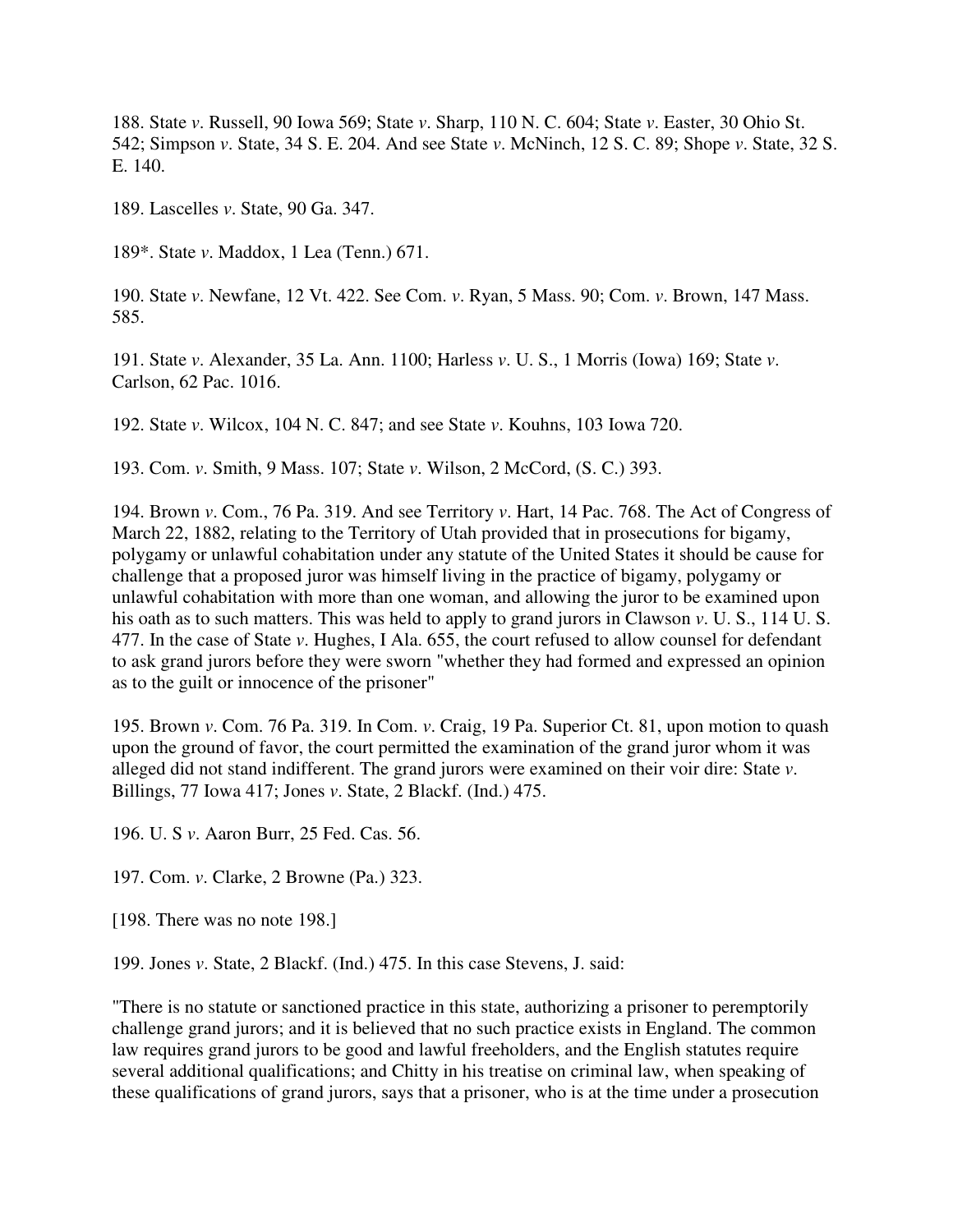188. State *v*. Russell, 90 Iowa 569; State *v*. Sharp, 110 N. C. 604; State *v*. Easter, 30 Ohio St. 542; Simpson *v*. State, 34 S. E. 204. And see State *v*. McNinch, 12 S. C. 89; Shope *v*. State, 32 S. E. 140.

189. Lascelles *v*. State, 90 Ga. 347.

189*. State *v*. Maddox, 1 Lea (Tenn.) 671.

190. State *v*. Newfane, 12 Vt. 422. See Com. *v*. Ryan, 5 Mass. 90; Com. *v*. Brown, 147 Mass. 585.

191. State *v*. Alexander, 35 La. Ann. 1100; Harless *v*. U. S., 1 Morris (Iowa) 169; State *v*. Carlson, 62 Pac. 1016.

192. State *v*. Wilcox, 104 N. C. 847; and see State *v*. Kouhns, 103 Iowa 720.

193. Com. *v*. Smith, 9 Mass. 107; State *v*. Wilson, 2 McCord, (S. C.) 393.

194. Brown *v*. Com., 76 Pa. 319. And see Territory *v*. Hart, 14 Pac. 768. The Act of Congress of March 22, 1882, relating to the Territory of Utah provided that in prosecutions for bigamy, polygamy or unlawful cohabitation under any statute of the United States it should be cause for challenge that a proposed juror was himself living in the practice of bigamy, polygamy or unlawful cohabitation with more than one woman, and allowing the juror to be examined upon his oath as to such matters. This was held to apply to grand jurors in Clawson *v*. U. S., 114 U. S. 477. In the case of State *v*. Hughes, I Ala. 655, the court refused to allow counsel for defendant to ask grand jurors before they were sworn "whether they had formed and expressed an opinion as to the guilt or innocence of the prisoner"

195. Brown *v*. Com. 76 Pa. 319. In Com. *v*. Craig, 19 Pa. Superior Ct. 81, upon motion to quash upon the ground of favor, the court permitted the examination of the grand juror whom it was alleged did not stand indifferent. The grand jurors were examined on their voir dire: State *v*. Billings, 77 Iowa 417; Jones *v*. State, 2 Blackf. (Ind.) 475.

196. U. S *v*. Aaron Burr, 25 Fed. Cas. 56.

197. Com. *v*. Clarke, 2 Browne (Pa.) 323.

[198. There was no note 198.]

199. Jones *v*. State, 2 Blackf. (Ind.) 475. In this case Stevens, J. said:

"There is no statute or sanctioned practice in this state, authorizing a prisoner to peremptorily challenge grand jurors; and it is believed that no such practice exists in England. The common law requires grand jurors to be good and lawful freeholders, and the English statutes require several additional qualifications; and Chitty in his treatise on criminal law, when speaking of these qualifications of grand jurors, says that a prisoner, who is at the time under a prosecution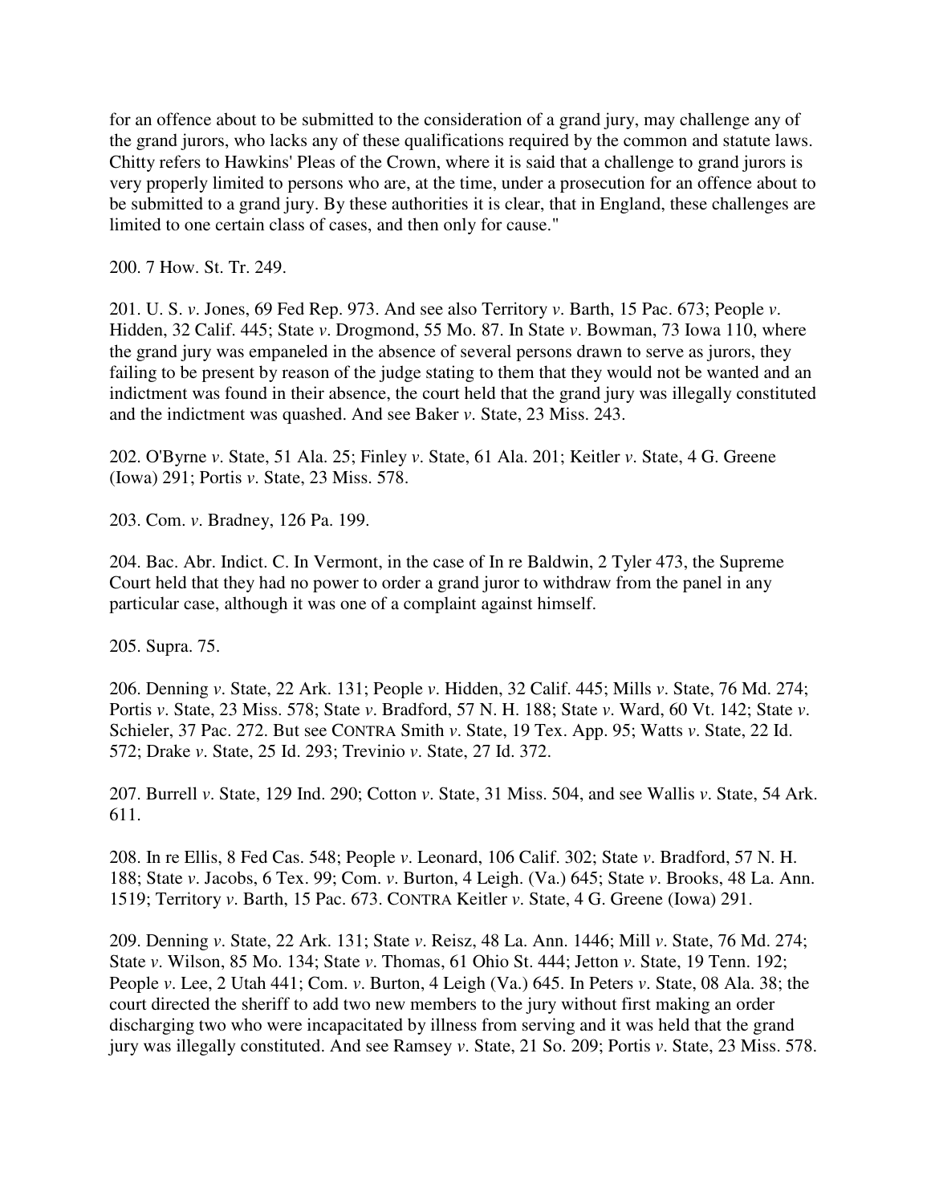for an offence about to be submitted to the consideration of a grand jury, may challenge any of the grand jurors, who lacks any of these qualifications required by the common and statute laws. Chitty refers to Hawkins' Pleas of the Crown, where it is said that a challenge to grand jurors is very properly limited to persons who are, at the time, under a prosecution for an offence about to be submitted to a grand jury. By these authorities it is clear, that in England, these challenges are limited to one certain class of cases, and then only for cause."

200. 7 How. St. Tr. 249.

201. U. S. *v*. Jones, 69 Fed Rep. 973. And see also Territory *v*. Barth, 15 Pac. 673; People *v*. Hidden, 32 Calif. 445; State *v*. Drogmond, 55 Mo. 87. In State *v*. Bowman, 73 Iowa 110, where the grand jury was empaneled in the absence of several persons drawn to serve as jurors, they failing to be present by reason of the judge stating to them that they would not be wanted and an indictment was found in their absence, the court held that the grand jury was illegally constituted and the indictment was quashed. And see Baker *v*. State, 23 Miss. 243.

202. O'Byrne *v*. State, 51 Ala. 25; Finley *v*. State, 61 Ala. 201; Keitler *v*. State, 4 G. Greene (Iowa) 291; Portis *v*. State, 23 Miss. 578.

203. Com. *v*. Bradney, 126 Pa. 199.

204. Bac. Abr. Indict. C. In Vermont, in the case of In re Baldwin, 2 Tyler 473, the Supreme Court held that they had no power to order a grand juror to withdraw from the panel in any particular case, although it was one of a complaint against himself.

205. Supra. 75.

206. Denning *v*. State, 22 Ark. 131; People *v*. Hidden, 32 Calif. 445; Mills *v*. State, 76 Md. 274; Portis *v*. State, 23 Miss. 578; State *v*. Bradford, 57 N. H. 188; State *v*. Ward, 60 Vt. 142; State *v*. Schieler, 37 Pac. 272. But see CONTRA Smith *v*. State, 19 Tex. App. 95; Watts *v*. State, 22 Id. 572; Drake *v*. State, 25 Id. 293; Trevinio *v*. State, 27 Id. 372.

207. Burrell *v*. State, 129 Ind. 290; Cotton *v*. State, 31 Miss. 504, and see Wallis *v*. State, 54 Ark. 611.

208. In re Ellis, 8 Fed Cas. 548; People *v*. Leonard, 106 Calif. 302; State *v*. Bradford, 57 N. H. 188; State *v*. Jacobs, 6 Tex. 99; Com. *v*. Burton, 4 Leigh. (Va.) 645; State *v*. Brooks, 48 La. Ann. 1519; Territory *v*. Barth, 15 Pac. 673. CONTRA Keitler *v*. State, 4 G. Greene (Iowa) 291.

209. Denning *v*. State, 22 Ark. 131; State *v*. Reisz, 48 La. Ann. 1446; Mill *v*. State, 76 Md. 274; State *v*. Wilson, 85 Mo. 134; State *v*. Thomas, 61 Ohio St. 444; Jetton *v*. State, 19 Tenn. 192; People *v*. Lee, 2 Utah 441; Com. *v*. Burton, 4 Leigh (Va.) 645. In Peters *v*. State, 08 Ala. 38; the court directed the sheriff to add two new members to the jury without first making an order discharging two who were incapacitated by illness from serving and it was held that the grand jury was illegally constituted. And see Ramsey *v*. State, 21 So. 209; Portis *v*. State, 23 Miss. 578.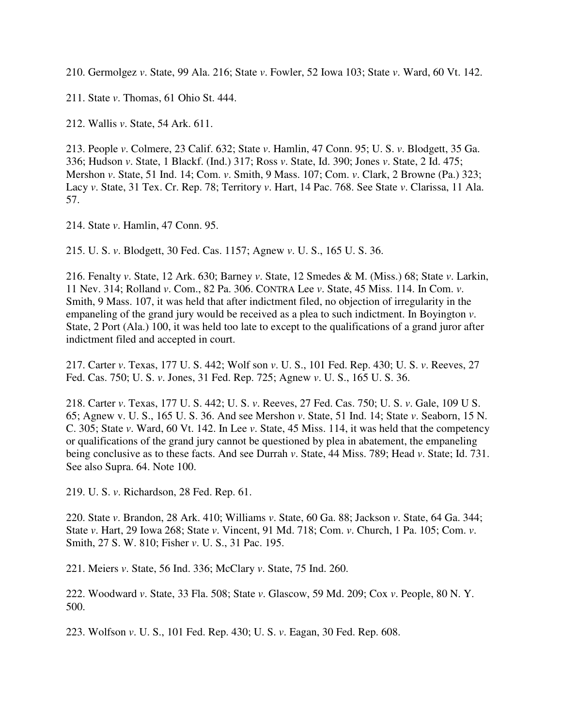210. Germolgez *v*. State, 99 Ala. 216; State *v*. Fowler, 52 Iowa 103; State *v*. Ward, 60 Vt. 142.

211. State *v*. Thomas, 61 Ohio St. 444.

212. Wallis *v*. State, 54 Ark. 611.

213. People *v*. Colmere, 23 Calif. 632; State *v*. Hamlin, 47 Conn. 95; U. S. *v*. Blodgett, 35 Ga. 336; Hudson *v*. State, 1 Blackf. (Ind.) 317; Ross *v*. State, Id. 390; Jones *v*. State, 2 Id. 475; Mershon *v*. State, 51 Ind. 14; Com. *v*. Smith, 9 Mass. 107; Com. *v*. Clark, 2 Browne (Pa.) 323; Lacy *v*. State, 31 Tex. Cr. Rep. 78; Territory *v*. Hart, 14 Pac. 768. See State *v*. Clarissa, 11 Ala. 57.

214. State *v*. Hamlin, 47 Conn. 95.

215. U. S. *v*. Blodgett, 30 Fed. Cas. 1157; Agnew *v*. U. S., 165 U. S. 36.

216. Fenalty *v*. State, 12 Ark. 630; Barney *v*. State, 12 Smedes & M. (Miss.) 68; State *v*. Larkin, 11 Nev. 314; Rolland *v*. Com., 82 Pa. 306. CONTRA Lee *v*. State, 45 Miss. 114. In Com. *v*. Smith, 9 Mass. 107, it was held that after indictment filed, no objection of irregularity in the empaneling of the grand jury would be received as a plea to such indictment. In Boyington *v*. State, 2 Port (Ala.) 100, it was held too late to except to the qualifications of a grand juror after indictment filed and accepted in court.

217. Carter *v*. Texas, 177 U. S. 442; Wolf son *v*. U. S., 101 Fed. Rep. 430; U. S. *v*. Reeves, 27 Fed. Cas. 750; U. S. *v*. Jones, 31 Fed. Rep. 725; Agnew *v*. U. S., 165 U. S. 36.

218. Carter *v*. Texas, 177 U. S. 442; U. S. *v*. Reeves, 27 Fed. Cas. 750; U. S. *v*. Gale, 109 U S. 65; Agnew v. U. S., 165 U. S. 36. And see Mershon *v*. State, 51 Ind. 14; State *v*. Seaborn, 15 N. C. 305; State *v*. Ward, 60 Vt. 142. In Lee *v*. State, 45 Miss. 114, it was held that the competency or qualifications of the grand jury cannot be questioned by plea in abatement, the empaneling being conclusive as to these facts. And see Durrah *v*. State, 44 Miss. 789; Head *v*. State; Id. 731. See also Supra. 64. Note 100.

219. U. S. *v*. Richardson, 28 Fed. Rep. 61.

220. State *v*. Brandon, 28 Ark. 410; Williams *v*. State, 60 Ga. 88; Jackson *v*. State, 64 Ga. 344; State *v*. Hart, 29 Iowa 268; State *v*. Vincent, 91 Md. 718; Com. *v*. Church, 1 Pa. 105; Com. *v*. Smith, 27 S. W. 810; Fisher *v*. U. S., 31 Pac. 195.

221. Meiers *v*. State, 56 Ind. 336; McClary *v*. State, 75 Ind. 260.

222. Woodward *v*. State, 33 Fla. 508; State *v*. Glascow, 59 Md. 209; Cox *v*. People, 80 N. Y. 500.

223. Wolfson *v*. U. S., 101 Fed. Rep. 430; U. S. *v*. Eagan, 30 Fed. Rep. 608.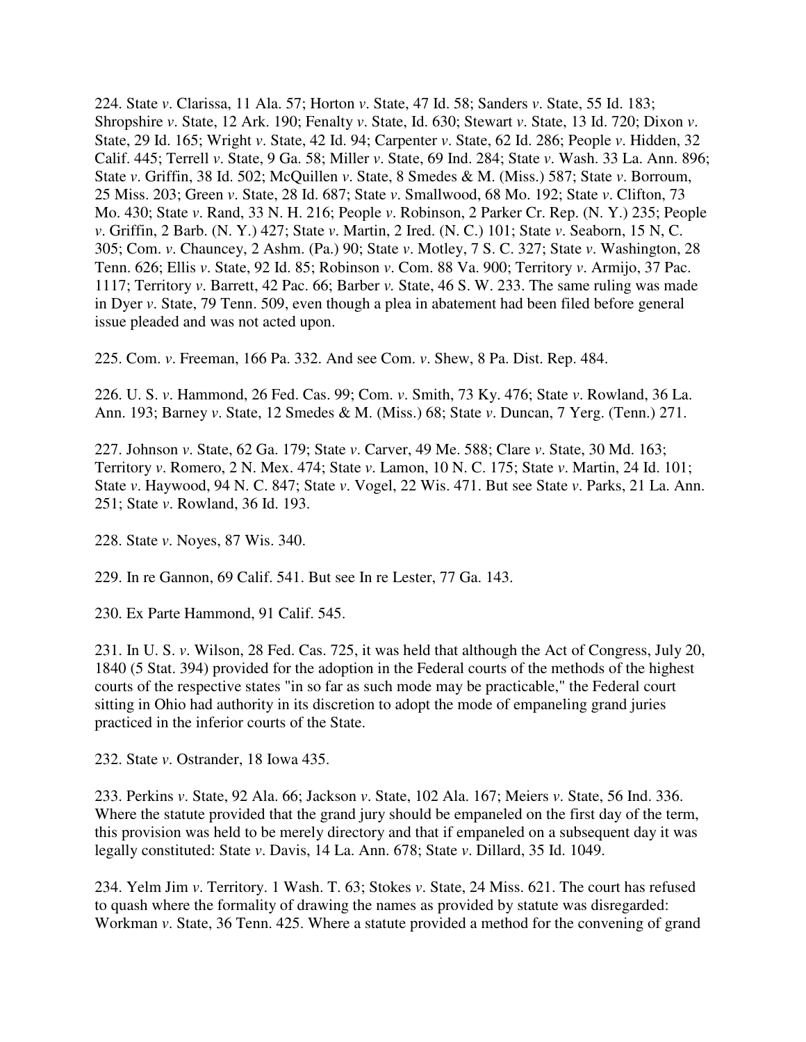224. State *v*. Clarissa, 11 Ala. 57; Horton *v*. State, 47 Id. 58; Sanders *v*. State, 55 Id. 183; Shropshire *v*. State, 12 Ark. 190; Fenalty *v*. State, Id. 630; Stewart *v*. State, 13 Id. 720; Dixon *v*. State, 29 Id. 165; Wright *v*. State, 42 Id. 94; Carpenter *v*. State, 62 Id. 286; People *v*. Hidden, 32 Calif. 445; Terrell *v*. State, 9 Ga. 58; Miller *v*. State, 69 Ind. 284; State *v*. Wash. 33 La. Ann. 896; State *v*. Griffin, 38 Id. 502; McQuillen *v*. State, 8 Smedes & M. (Miss.) 587; State *v*. Borroum, 25 Miss. 203; Green *v*. State, 28 Id. 687; State *v*. Smallwood, 68 Mo. 192; State *v*. Clifton, 73 Mo. 430; State *v*. Rand, 33 N. H. 216; People *v*. Robinson, 2 Parker Cr. Rep. (N. Y.) 235; People *v*. Griffin, 2 Barb. (N. Y.) 427; State *v*. Martin, 2 Ired. (N. C.) 101; State *v*. Seaborn, 15 N, C. 305; Com. *v*. Chauncey, 2 Ashm. (Pa.) 90; State *v*. Motley, 7 S. C. 327; State *v*. Washington, 28 Tenn. 626; Ellis *v*. State, 92 Id. 85; Robinson *v*. Com. 88 Va. 900; Territory *v*. Armijo, 37 Pac. 1117; Territory *v*. Barrett, 42 Pac. 66; Barber *v.* State, 46 S. W. 233. The same ruling was made in Dyer *v*. State, 79 Tenn. 509, even though a plea in abatement had been filed before general issue pleaded and was not acted upon.

225. Com. *v*. Freeman, 166 Pa. 332. And see Com. *v*. Shew, 8 Pa. Dist. Rep. 484.

226. U. S. *v*. Hammond, 26 Fed. Cas. 99; Com. *v*. Smith, 73 Ky. 476; State *v*. Rowland, 36 La. Ann. 193; Barney *v*. State, 12 Smedes & M. (Miss.) 68; State *v*. Duncan, 7 Yerg. (Tenn.) 271.

227. Johnson *v*. State, 62 Ga. 179; State *v*. Carver, 49 Me. 588; Clare *v*. State, 30 Md. 163; Territory *v*. Romero, 2 N. Mex. 474; State *v*. Lamon, 10 N. C. 175; State *v*. Martin, 24 Id. 101; State *v*. Haywood, 94 N. C. 847; State *v*. Vogel, 22 Wis. 471. But see State *v*. Parks, 21 La. Ann. 251; State *v*. Rowland, 36 Id. 193.

228. State *v*. Noyes, 87 Wis. 340.

229. In re Gannon, 69 Calif. 541. But see In re Lester, 77 Ga. 143.

230. Ex Parte Hammond, 91 Calif. 545.

231. In U. S. *v*. Wilson, 28 Fed. Cas. 725, it was held that although the Act of Congress, July 20, 1840 (5 Stat. 394) provided for the adoption in the Federal courts of the methods of the highest courts of the respective states "in so far as such mode may be practicable," the Federal court sitting in Ohio had authority in its discretion to adopt the mode of empaneling grand juries practiced in the inferior courts of the State.

232. State *v*. Ostrander, 18 Iowa 435.

233. Perkins *v*. State, 92 Ala. 66; Jackson *v*. State, 102 Ala. 167; Meiers *v*. State, 56 Ind. 336. Where the statute provided that the grand jury should be empaneled on the first day of the term, this provision was held to be merely directory and that if empaneled on a subsequent day it was legally constituted: State *v*. Davis, 14 La. Ann. 678; State *v*. Dillard, 35 Id. 1049.

234. Yelm Jim *v*. Territory. 1 Wash. T. 63; Stokes *v*. State, 24 Miss. 621. The court has refused to quash where the formality of drawing the names as provided by statute was disregarded: Workman *v*. State, 36 Tenn. 425. Where a statute provided a method for the convening of grand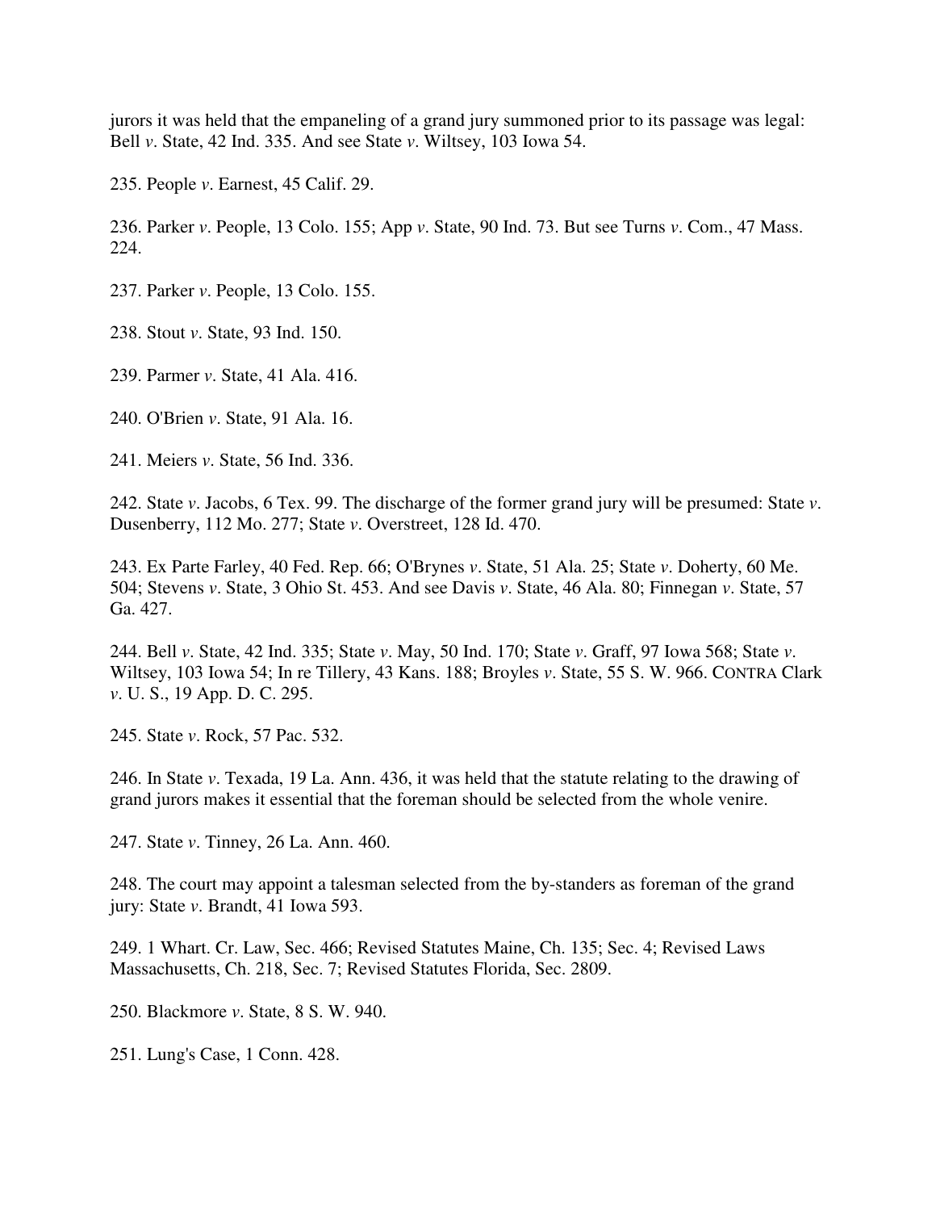jurors it was held that the empaneling of a grand jury summoned prior to its passage was legal: Bell *v*. State, 42 Ind. 335. And see State *v*. Wiltsey, 103 Iowa 54.

235. People *v*. Earnest, 45 Calif. 29.

236. Parker *v*. People, 13 Colo. 155; App *v*. State, 90 Ind. 73. But see Turns *v*. Com., 47 Mass. 224.

237. Parker *v*. People, 13 Colo. 155.

238. Stout *v*. State, 93 Ind. 150.

239. Parmer *v*. State, 41 Ala. 416.

240. O'Brien *v*. State, 91 Ala. 16.

241. Meiers *v*. State, 56 Ind. 336.

242. State *v*. Jacobs, 6 Tex. 99. The discharge of the former grand jury will be presumed: State *v*. Dusenberry, 112 Mo. 277; State *v*. Overstreet, 128 Id. 470.

243. Ex Parte Farley, 40 Fed. Rep. 66; O'Brynes *v*. State, 51 Ala. 25; State *v*. Doherty, 60 Me. 504; Stevens *v*. State, 3 Ohio St. 453. And see Davis *v*. State, 46 Ala. 80; Finnegan *v*. State, 57 Ga. 427.

244. Bell *v*. State, 42 Ind. 335; State *v*. May, 50 Ind. 170; State *v*. Graff, 97 Iowa 568; State *v*. Wiltsey, 103 Iowa 54; In re Tillery, 43 Kans. 188; Broyles *v*. State, 55 S. W. 966. CONTRA Clark *v*. U. S., 19 App. D. C. 295.

245. State *v*. Rock, 57 Pac. 532.

246. In State *v*. Texada, 19 La. Ann. 436, it was held that the statute relating to the drawing of grand jurors makes it essential that the foreman should be selected from the whole venire.

247. State *v*. Tinney, 26 La. Ann. 460.

248. The court may appoint a talesman selected from the by-standers as foreman of the grand jury: State *v*. Brandt, 41 Iowa 593.

249. 1 Whart. Cr. Law, Sec. 466; Revised Statutes Maine, Ch. 135; Sec. 4; Revised Laws Massachusetts, Ch. 218, Sec. 7; Revised Statutes Florida, Sec. 2809.

250. Blackmore *v*. State, 8 S. W. 940.

251. Lung's Case, 1 Conn. 428.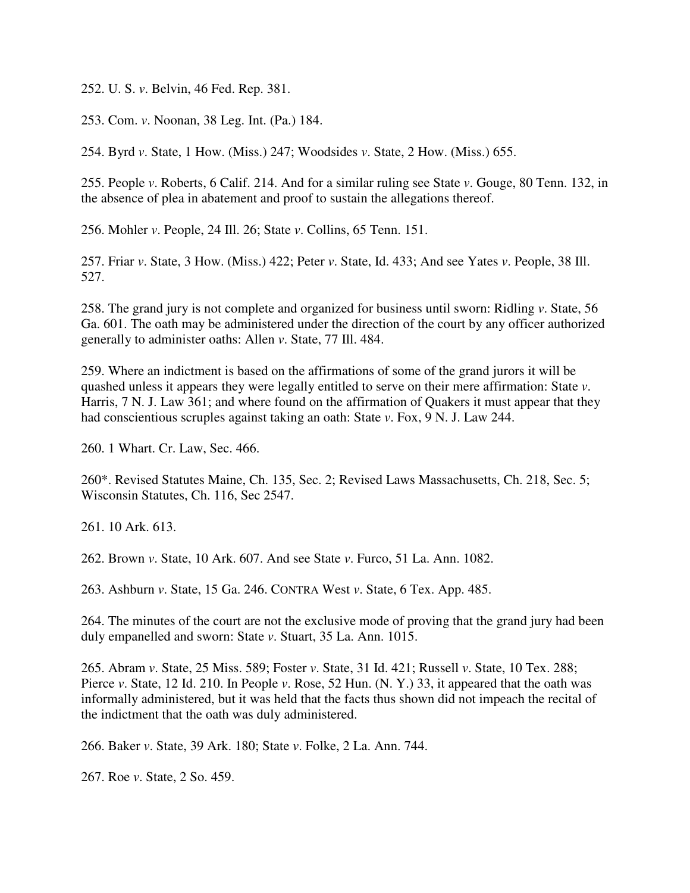252. U. S. *v*. Belvin, 46 Fed. Rep. 381.

253. Com. *v*. Noonan, 38 Leg. Int. (Pa.) 184.

254. Byrd *v*. State, 1 How. (Miss.) 247; Woodsides *v*. State, 2 How. (Miss.) 655.

255. People *v*. Roberts, 6 Calif. 214. And for a similar ruling see State *v*. Gouge, 80 Tenn. 132, in the absence of plea in abatement and proof to sustain the allegations thereof.

256. Mohler *v*. People, 24 Ill. 26; State *v*. Collins, 65 Tenn. 151.

257. Friar *v*. State, 3 How. (Miss.) 422; Peter *v*. State, Id. 433; And see Yates *v*. People, 38 Ill. 527.

258. The grand jury is not complete and organized for business until sworn: Ridling *v*. State, 56 Ga. 601. The oath may be administered under the direction of the court by any officer authorized generally to administer oaths: Allen *v*. State, 77 Ill. 484.

259. Where an indictment is based on the affirmations of some of the grand jurors it will be quashed unless it appears they were legally entitled to serve on their mere affirmation: State *v*. Harris, 7 N. J. Law 361; and where found on the affirmation of Quakers it must appear that they had conscientious scruples against taking an oath: State *v*. Fox, 9 N. J. Law 244.

260. 1 Whart. Cr. Law, Sec. 466.

260*. Revised Statutes Maine, Ch. 135, Sec. 2; Revised Laws Massachusetts, Ch. 218, Sec. 5; Wisconsin Statutes, Ch. 116, Sec 2547.

261. 10 Ark. 613.

262. Brown *v*. State, 10 Ark. 607. And see State *v*. Furco, 51 La. Ann. 1082.

263. Ashburn *v*. State, 15 Ga. 246. CONTRA West *v*. State, 6 Tex. App. 485.

264. The minutes of the court are not the exclusive mode of proving that the grand jury had been duly empanelled and sworn: State *v*. Stuart, 35 La. Ann. 1015.

265. Abram *v*. State, 25 Miss. 589; Foster *v*. State, 31 Id. 421; Russell *v*. State, 10 Tex. 288; Pierce *v*. State, 12 Id. 210. In People *v*. Rose, 52 Hun. (N. Y.) 33, it appeared that the oath was informally administered, but it was held that the facts thus shown did not impeach the recital of the indictment that the oath was duly administered.

266. Baker *v*. State, 39 Ark. 180; State *v*. Folke, 2 La. Ann. 744.

267. Roe *v*. State, 2 So. 459.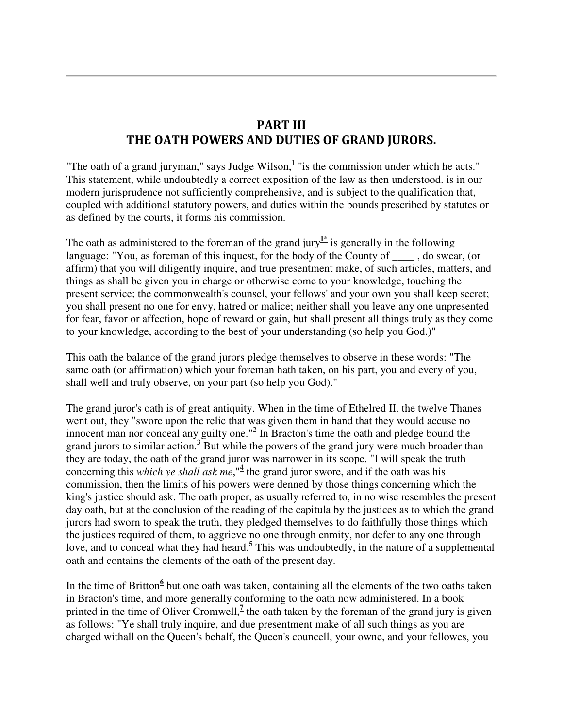# PART III
# THE OATH POWERS AND DUTIES OF GRAND JURORS.

"The oath of a grand juryman," says Judge Wilson,[1] "is the commission under which he acts." This statement, while undoubtedly a correct exposition of the law as then understood. is in our modern jurisprudence not sufficiently comprehensive, and is subject to the qualification that, coupled with additional statutory powers, and duties within the bounds prescribed by statutes or as defined by the courts, it forms his commission.

The oath as administered to the foreman of the grand jury[1*] is generally in the following language: "You, as foreman of this inquest, for the body of the County of ____ , do swear, (or affirm) that you will diligently inquire, and true presentment make, of such articles, matters, and things as shall be given you in charge or otherwise come to your knowledge, touching the present service; the commonwealth's counsel, your fellows' and your own you shall keep secret; you shall present no one for envy, hatred or malice; neither shall you leave any one unpresented for fear, favor or affection, hope of reward or gain, but shall present all things truly as they come to your knowledge, according to the best of your understanding (so help you God.)"

This oath the balance of the grand jurors pledge themselves to observe in these words: "The same oath (or affirmation) which your foreman hath taken, on his part, you and every of you, shall well and truly observe, on your part (so help you God)."

The grand juror's oath is of great antiquity. When in the time of Ethelred II. the twelve Thanes went out, they "swore upon the relic that was given them in hand that they would accuse no innocent man nor conceal any guilty one."[2] In Bracton's time the oath and pledge bound the grand jurors to similar action.[3] But while the powers of the grand jury were much broader than they are today, the oath of the grand juror was narrower in its scope. "I will speak the truth concerning this *which ye shall ask me*,"[4] the grand juror swore, and if the oath was his commission, then the limits of his powers were denned by those things concerning which the king's justice should ask. The oath proper, as usually referred to, in no wise resembles the present day oath, but at the conclusion of the reading of the capitula by the justices as to which the grand jurors had sworn to speak the truth, they pledged themselves to do faithfully those things which the justices required of them, to aggrieve no one through enmity, nor defer to any one through love, and to conceal what they had heard.[5] This was undoubtedly, in the nature of a supplemental oath and contains the elements of the oath of the present day.

In the time of Britton[6] but one oath was taken, containing all the elements of the two oaths taken in Bracton's time, and more generally conforming to the oath now administered. In a book printed in the time of Oliver Cromwell,[7] the oath taken by the foreman of the grand jury is given as follows: "Ye shall truly inquire, and due presentment make of all such things as you are charged withall on the Queen's behalf, the Queen's councell, your owne, and your fellowes, you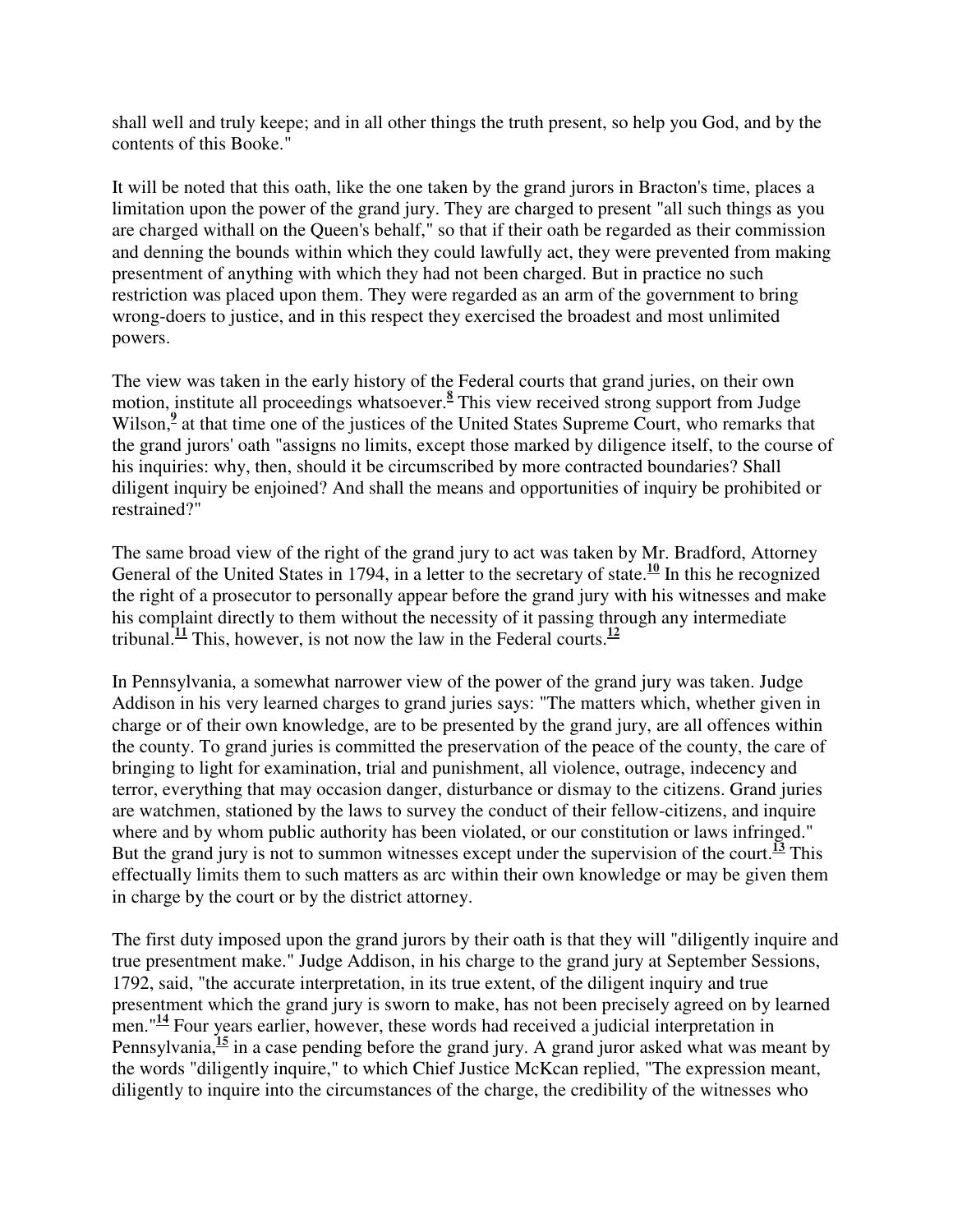shall well and truly keepe; and in all other things the truth present, so help you God, and by the contents of this Booke."

It will be noted that this oath, like the one taken by the grand jurors in Bracton's time, places a limitation upon the power of the grand jury. They are charged to present "all such things as you are charged withall on the Queen's behalf," so that if their oath be regarded as their commission and denning the bounds within which they could lawfully act, they were prevented from making presentment of anything with which they had not been charged. But in practice no such restriction was placed upon them. They were regarded as an arm of the government to bring wrong-doers to justice, and in this respect they exercised the broadest and most unlimited powers.

The view was taken in the early history of the Federal courts that grand juries, on their own motion, institute all proceedings whatsoever.[8] This view received strong support from Judge Wilson,[9] at that time one of the justices of the United States Supreme Court, who remarks that the grand jurors' oath "assigns no limits, except those marked by diligence itself, to the course of his inquiries: why, then, should it be circumscribed by more contracted boundaries? Shall diligent inquiry be enjoined? And shall the means and opportunities of inquiry be prohibited or restrained?"

The same broad view of the right of the grand jury to act was taken by Mr. Bradford, Attorney General of the United States in 1794, in a letter to the secretary of state.[10] In this he recognized the right of a prosecutor to personally appear before the grand jury with his witnesses and make his complaint directly to them without the necessity of it passing through any intermediate tribunal.[11] This, however, is not now the law in the Federal courts.[12]

In Pennsylvania, a somewhat narrower view of the power of the grand jury was taken. Judge Addison in his very learned charges to grand juries says: "The matters which, whether given in charge or of their own knowledge, are to be presented by the grand jury, are all offences within the county. To grand juries is committed the preservation of the peace of the county, the care of bringing to light for examination, trial and punishment, all violence, outrage, indecency and terror, everything that may occasion danger, disturbance or dismay to the citizens. Grand juries are watchmen, stationed by the laws to survey the conduct of their fellow-citizens, and inquire where and by whom public authority has been violated, or our constitution or laws infringed." But the grand jury is not to summon witnesses except under the supervision of the court.[13] This effectually limits them to such matters as arc within their own knowledge or may be given them in charge by the court or by the district attorney.

The first duty imposed upon the grand jurors by their oath is that they will "diligently inquire and true presentment make." Judge Addison, in his charge to the grand jury at September Sessions, 1792, said, "the accurate interpretation, in its true extent, of the diligent inquiry and true presentment which the grand jury is sworn to make, has not been precisely agreed on by learned men."[14] Four years earlier, however, these words had received a judicial interpretation in Pennsylvania,[15] in a case pending before the grand jury. A grand juror asked what was meant by the words "diligently inquire," to which Chief Justice McKcan replied, "The expression meant, diligently to inquire into the circumstances of the charge, the credibility of the witnesses who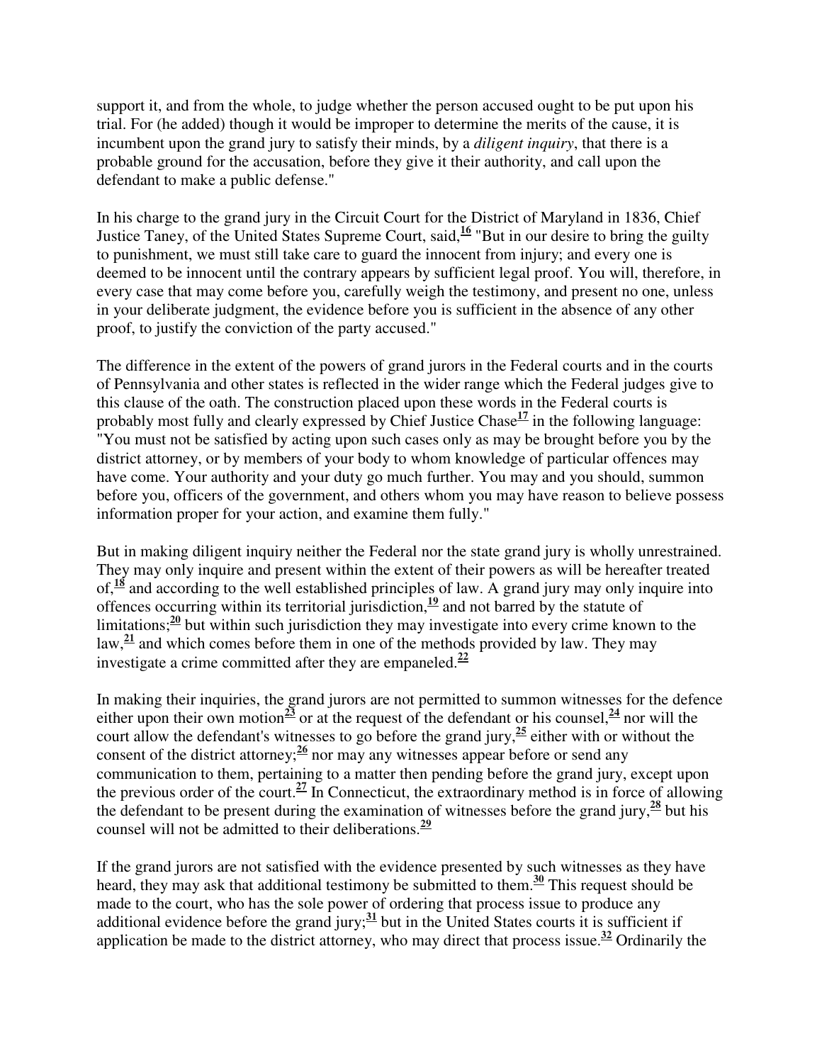support it, and from the whole, to judge whether the person accused ought to be put upon his trial. For (he added) though it would be improper to determine the merits of the cause, it is incumbent upon the grand jury to satisfy their minds, by a *diligent inquiry*, that there is a probable ground for the accusation, before they give it their authority, and call upon the defendant to make a public defense."

In his charge to the grand jury in the Circuit Court for the District of Maryland in 1836, Chief Justice Taney, of the United States Supreme Court, said,[16] "But in our desire to bring the guilty to punishment, we must still take care to guard the innocent from injury; and every one is deemed to be innocent until the contrary appears by sufficient legal proof. You will, therefore, in every case that may come before you, carefully weigh the testimony, and present no one, unless in your deliberate judgment, the evidence before you is sufficient in the absence of any other proof, to justify the conviction of the party accused."

The difference in the extent of the powers of grand jurors in the Federal courts and in the courts of Pennsylvania and other states is reflected in the wider range which the Federal judges give to this clause of the oath. The construction placed upon these words in the Federal courts is probably most fully and clearly expressed by Chief Justice Chase[17] in the following language: "You must not be satisfied by acting upon such cases only as may be brought before you by the district attorney, or by members of your body to whom knowledge of particular offences may have come. Your authority and your duty go much further. You may and you should, summon before you, officers of the government, and others whom you may have reason to believe possess information proper for your action, and examine them fully."

But in making diligent inquiry neither the Federal nor the state grand jury is wholly unrestrained. They may only inquire and present within the extent of their powers as will be hereafter treated of,[18] and according to the well established principles of law. A grand jury may only inquire into offences occurring within its territorial jurisdiction,[19] and not barred by the statute of limitations;[20] but within such jurisdiction they may investigate into every crime known to the law,[21] and which comes before them in one of the methods provided by law. They may investigate a crime committed after they are empaneled.[22]

In making their inquiries, the grand jurors are not permitted to summon witnesses for the defence either upon their own motion[23] or at the request of the defendant or his counsel,[24] nor will the court allow the defendant's witnesses to go before the grand jury,[25] either with or without the consent of the district attorney;[26] nor may any witnesses appear before or send any communication to them, pertaining to a matter then pending before the grand jury, except upon the previous order of the court.[27] In Connecticut, the extraordinary method is in force of allowing the defendant to be present during the examination of witnesses before the grand jury,[28] but his counsel will not be admitted to their deliberations.[29]

If the grand jurors are not satisfied with the evidence presented by such witnesses as they have heard, they may ask that additional testimony be submitted to them.[30] This request should be made to the court, who has the sole power of ordering that process issue to produce any additional evidence before the grand jury;[31] but in the United States courts it is sufficient if application be made to the district attorney, who may direct that process issue.[32] Ordinarily the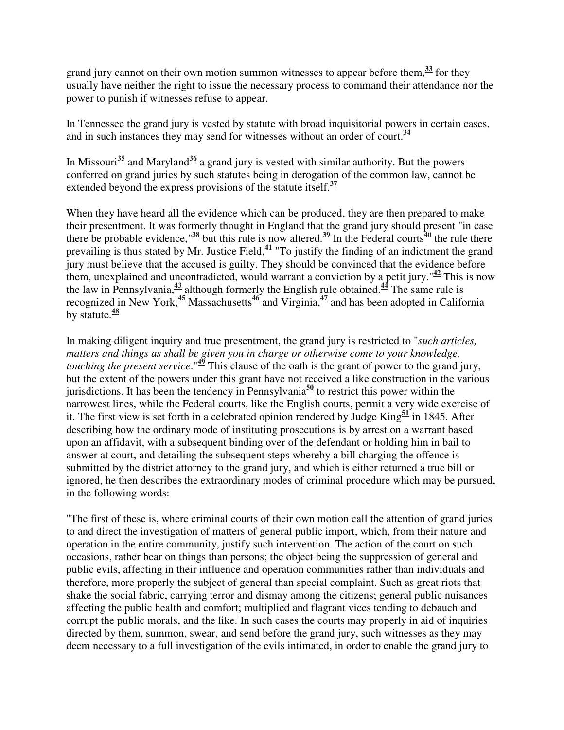grand jury cannot on their own motion summon witnesses to appear before them,[33] for they usually have neither the right to issue the necessary process to command their attendance nor the power to punish if witnesses refuse to appear.

In Tennessee the grand jury is vested by statute with broad inquisitorial powers in certain cases, and in such instances they may send for witnesses without an order of court.[34]

In Missouri[35] and Maryland[36] a grand jury is vested with similar authority. But the powers conferred on grand juries by such statutes being in derogation of the common law, cannot be extended beyond the express provisions of the statute itself.[37]

When they have heard all the evidence which can be produced, they are then prepared to make their presentment. It was formerly thought in England that the grand jury should present "in case there be probable evidence,"[38] but this rule is now altered.[39] In the Federal courts[40] the rule there prevailing is thus stated by Mr. Justice Field,[41] "To justify the finding of an indictment the grand jury must believe that the accused is guilty. They should be convinced that the evidence before them, unexplained and uncontradicted, would warrant a conviction by a petit jury."[42] This is now the law in Pennsylvania,[43] although formerly the English rule obtained.[44] The same rule is recognized in New York,[45] Massachusetts[46] and Virginia,[47] and has been adopted in California by statute.[48]

In making diligent inquiry and true presentment, the grand jury is restricted to "*such articles, matters and things as shall be given you in charge or otherwise come to your knowledge, touching the present service*."[49] This clause of the oath is the grant of power to the grand jury, but the extent of the powers under this grant have not received a like construction in the various jurisdictions. It has been the tendency in Pennsylvania[50] to restrict this power within the narrowest lines, while the Federal courts, like the English courts, permit a very wide exercise of it. The first view is set forth in a celebrated opinion rendered by Judge King[51] in 1845. After describing how the ordinary mode of instituting prosecutions is by arrest on a warrant based upon an affidavit, with a subsequent binding over of the defendant or holding him in bail to answer at court, and detailing the subsequent steps whereby a bill charging the offence is submitted by the district attorney to the grand jury, and which is either returned a true bill or ignored, he then describes the extraordinary modes of criminal procedure which may be pursued, in the following words:

"The first of these is, where criminal courts of their own motion call the attention of grand juries to and direct the investigation of matters of general public import, which, from their nature and operation in the entire community, justify such intervention. The action of the court on such occasions, rather bear on things than persons; the object being the suppression of general and public evils, affecting in their influence and operation communities rather than individuals and therefore, more properly the subject of general than special complaint. Such as great riots that shake the social fabric, carrying terror and dismay among the citizens; general public nuisances affecting the public health and comfort; multiplied and flagrant vices tending to debauch and corrupt the public morals, and the like. In such cases the courts may properly in aid of inquiries directed by them, summon, swear, and send before the grand jury, such witnesses as they may deem necessary to a full investigation of the evils intimated, in order to enable the grand jury to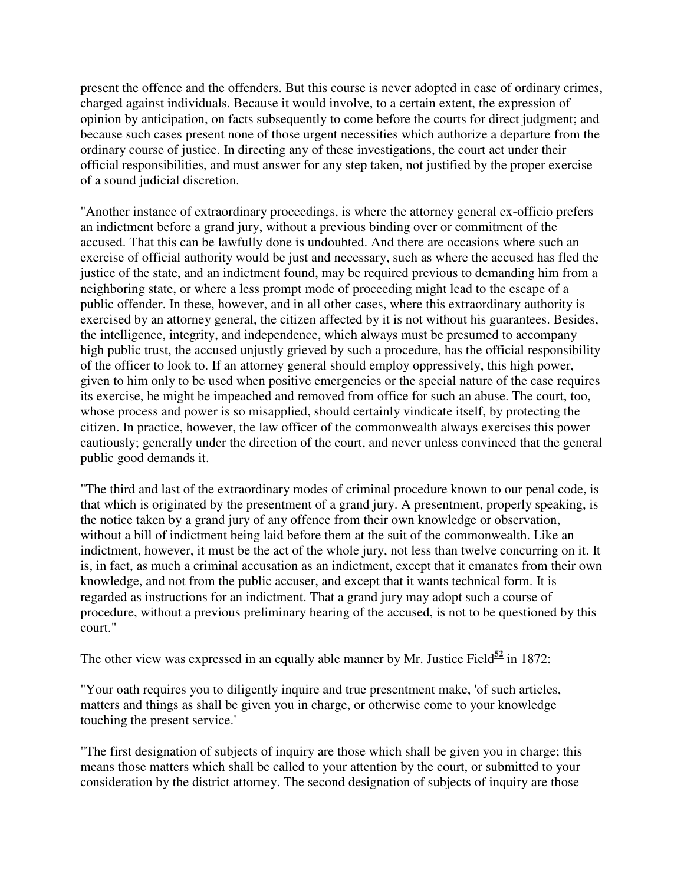present the offence and the offenders. But this course is never adopted in case of ordinary crimes, charged against individuals. Because it would involve, to a certain extent, the expression of opinion by anticipation, on facts subsequently to come before the courts for direct judgment; and because such cases present none of those urgent necessities which authorize a departure from the ordinary course of justice. In directing any of these investigations, the court act under their official responsibilities, and must answer for any step taken, not justified by the proper exercise of a sound judicial discretion.

"Another instance of extraordinary proceedings, is where the attorney general ex-officio prefers an indictment before a grand jury, without a previous binding over or commitment of the accused. That this can be lawfully done is undoubted. And there are occasions where such an exercise of official authority would be just and necessary, such as where the accused has fled the justice of the state, and an indictment found, may be required previous to demanding him from a neighboring state, or where a less prompt mode of proceeding might lead to the escape of a public offender. In these, however, and in all other cases, where this extraordinary authority is exercised by an attorney general, the citizen affected by it is not without his guarantees. Besides, the intelligence, integrity, and independence, which always must be presumed to accompany high public trust, the accused unjustly grieved by such a procedure, has the official responsibility of the officer to look to. If an attorney general should employ oppressively, this high power, given to him only to be used when positive emergencies or the special nature of the case requires its exercise, he might be impeached and removed from office for such an abuse. The court, too, whose process and power is so misapplied, should certainly vindicate itself, by protecting the citizen. In practice, however, the law officer of the commonwealth always exercises this power cautiously; generally under the direction of the court, and never unless convinced that the general public good demands it.

"The third and last of the extraordinary modes of criminal procedure known to our penal code, is that which is originated by the presentment of a grand jury. A presentment, properly speaking, is the notice taken by a grand jury of any offence from their own knowledge or observation, without a bill of indictment being laid before them at the suit of the commonwealth. Like an indictment, however, it must be the act of the whole jury, not less than twelve concurring on it. It is, in fact, as much a criminal accusation as an indictment, except that it emanates from their own knowledge, and not from the public accuser, and except that it wants technical form. It is regarded as instructions for an indictment. That a grand jury may adopt such a course of procedure, without a previous preliminary hearing of the accused, is not to be questioned by this court."

The other view was expressed in an equally able manner by Mr. Justice Field[52] in 1872:

"Your oath requires you to diligently inquire and true presentment make, 'of such articles, matters and things as shall be given you in charge, or otherwise come to your knowledge touching the present service.'

"The first designation of subjects of inquiry are those which shall be given you in charge; this means those matters which shall be called to your attention by the court, or submitted to your consideration by the district attorney. The second designation of subjects of inquiry are those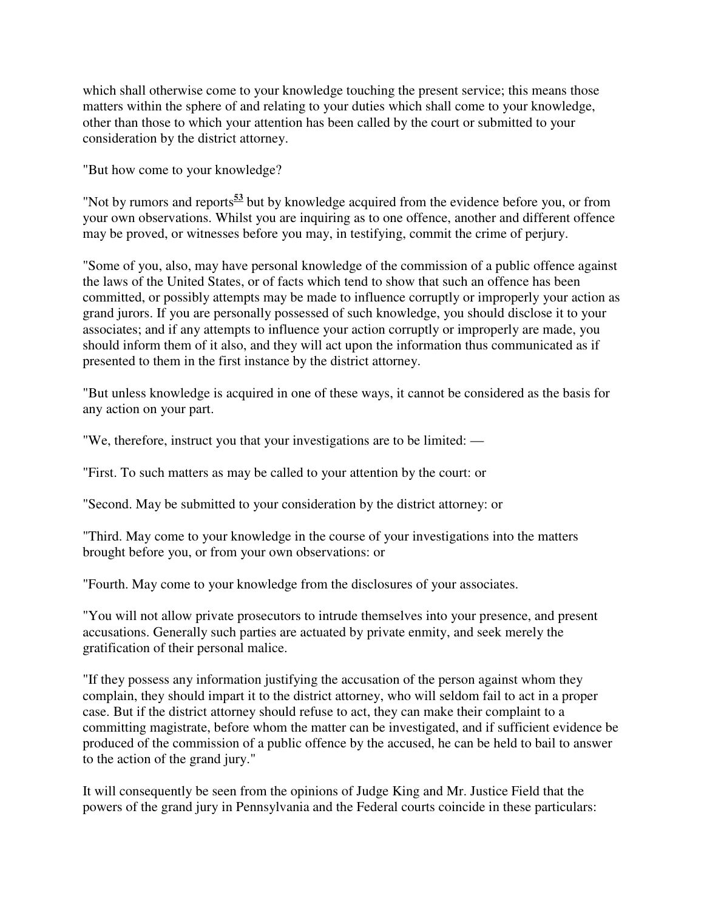which shall otherwise come to your knowledge touching the present service; this means those matters within the sphere of and relating to your duties which shall come to your knowledge, other than those to which your attention has been called by the court or submitted to your consideration by the district attorney.

"But how come to your knowledge?

"Not by rumors and reports[53] but by knowledge acquired from the evidence before you, or from your own observations. Whilst you are inquiring as to one offence, another and different offence may be proved, or witnesses before you may, in testifying, commit the crime of perjury.

"Some of you, also, may have personal knowledge of the commission of a public offence against the laws of the United States, or of facts which tend to show that such an offence has been committed, or possibly attempts may be made to influence corruptly or improperly your action as grand jurors. If you are personally possessed of such knowledge, you should disclose it to your associates; and if any attempts to influence your action corruptly or improperly are made, you should inform them of it also, and they will act upon the information thus communicated as if presented to them in the first instance by the district attorney.

"But unless knowledge is acquired in one of these ways, it cannot be considered as the basis for any action on your part.

"We, therefore, instruct you that your investigations are to be limited: —

"First. To such matters as may be called to your attention by the court: or

"Second. May be submitted to your consideration by the district attorney: or

"Third. May come to your knowledge in the course of your investigations into the matters brought before you, or from your own observations: or

"Fourth. May come to your knowledge from the disclosures of your associates.

"You will not allow private prosecutors to intrude themselves into your presence, and present accusations. Generally such parties are actuated by private enmity, and seek merely the gratification of their personal malice.

"If they possess any information justifying the accusation of the person against whom they complain, they should impart it to the district attorney, who will seldom fail to act in a proper case. But if the district attorney should refuse to act, they can make their complaint to a committing magistrate, before whom the matter can be investigated, and if sufficient evidence be produced of the commission of a public offence by the accused, he can be held to bail to answer to the action of the grand jury."

It will consequently be seen from the opinions of Judge King and Mr. Justice Field that the powers of the grand jury in Pennsylvania and the Federal courts coincide in these particulars: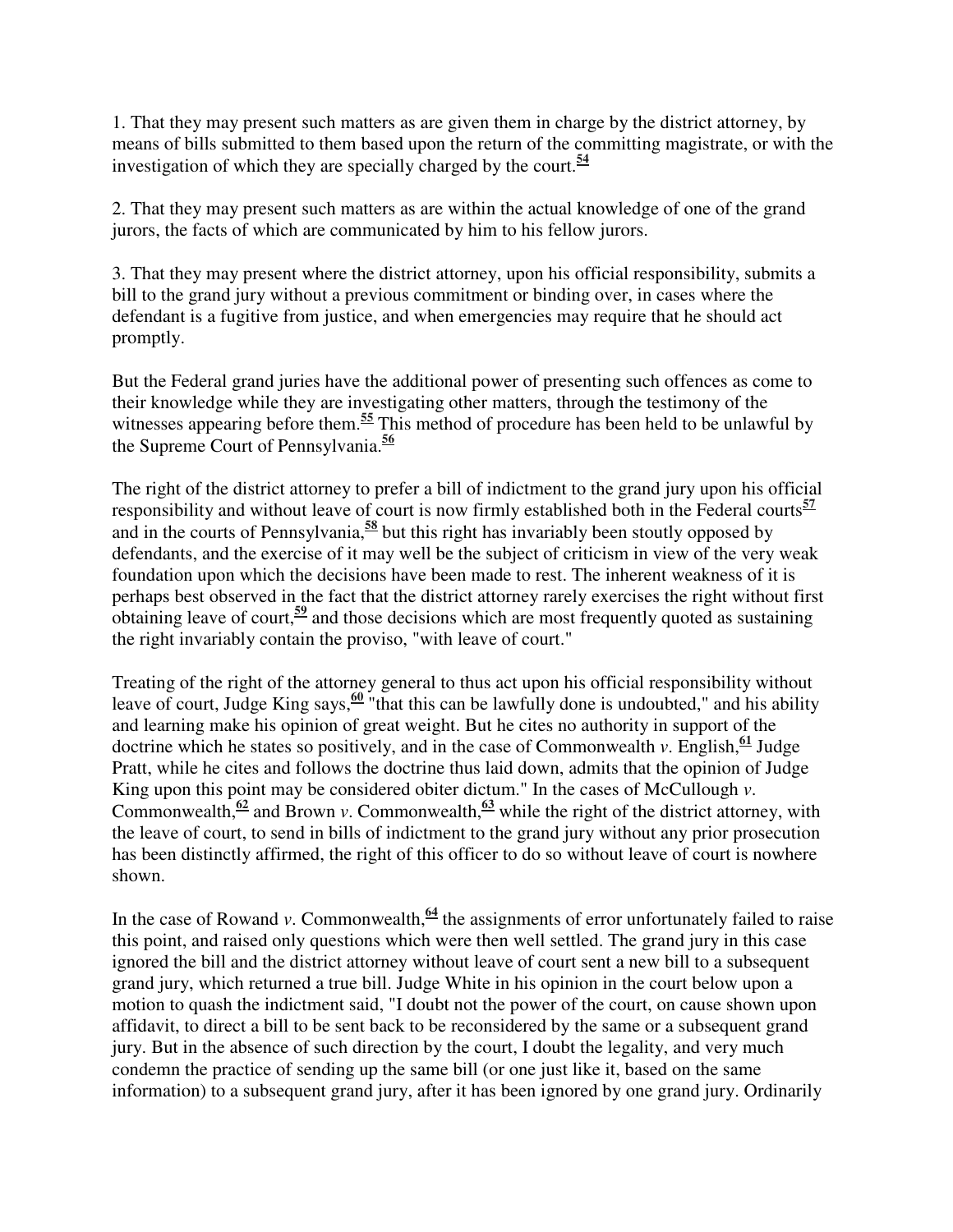1. That they may present such matters as are given them in charge by the district attorney, by means of bills submitted to them based upon the return of the committing magistrate, or with the investigation of which they are specially charged by the court.[54]

2. That they may present such matters as are within the actual knowledge of one of the grand jurors, the facts of which are communicated by him to his fellow jurors.

3. That they may present where the district attorney, upon his official responsibility, submits a bill to the grand jury without a previous commitment or binding over, in cases where the defendant is a fugitive from justice, and when emergencies may require that he should act promptly.

But the Federal grand juries have the additional power of presenting such offences as come to their knowledge while they are investigating other matters, through the testimony of the witnesses appearing before them.[55] This method of procedure has been held to be unlawful by the Supreme Court of Pennsylvania.[56]

The right of the district attorney to prefer a bill of indictment to the grand jury upon his official responsibility and without leave of court is now firmly established both in the Federal courts[57] and in the courts of Pennsylvania,[58] but this right has invariably been stoutly opposed by defendants, and the exercise of it may well be the subject of criticism in view of the very weak foundation upon which the decisions have been made to rest. The inherent weakness of it is perhaps best observed in the fact that the district attorney rarely exercises the right without first obtaining leave of court,[59] and those decisions which are most frequently quoted as sustaining the right invariably contain the proviso, "with leave of court."

Treating of the right of the attorney general to thus act upon his official responsibility without leave of court, Judge King says,[60] "that this can be lawfully done is undoubted," and his ability and learning make his opinion of great weight. But he cites no authority in support of the doctrine which he states so positively, and in the case of Commonwealth *v*. English,[61] Judge Pratt, while he cites and follows the doctrine thus laid down, admits that the opinion of Judge King upon this point may be considered obiter dictum." In the cases of McCullough *v*. Commonwealth,[62] and Brown *v*. Commonwealth,[63] while the right of the district attorney, with the leave of court, to send in bills of indictment to the grand jury without any prior prosecution has been distinctly affirmed, the right of this officer to do so without leave of court is nowhere shown.

In the case of Rowand *v*. Commonwealth,[64] the assignments of error unfortunately failed to raise this point, and raised only questions which were then well settled. The grand jury in this case ignored the bill and the district attorney without leave of court sent a new bill to a subsequent grand jury, which returned a true bill. Judge White in his opinion in the court below upon a motion to quash the indictment said, "I doubt not the power of the court, on cause shown upon affidavit, to direct a bill to be sent back to be reconsidered by the same or a subsequent grand jury. But in the absence of such direction by the court, I doubt the legality, and very much condemn the practice of sending up the same bill (or one just like it, based on the same information) to a subsequent grand jury, after it has been ignored by one grand jury. Ordinarily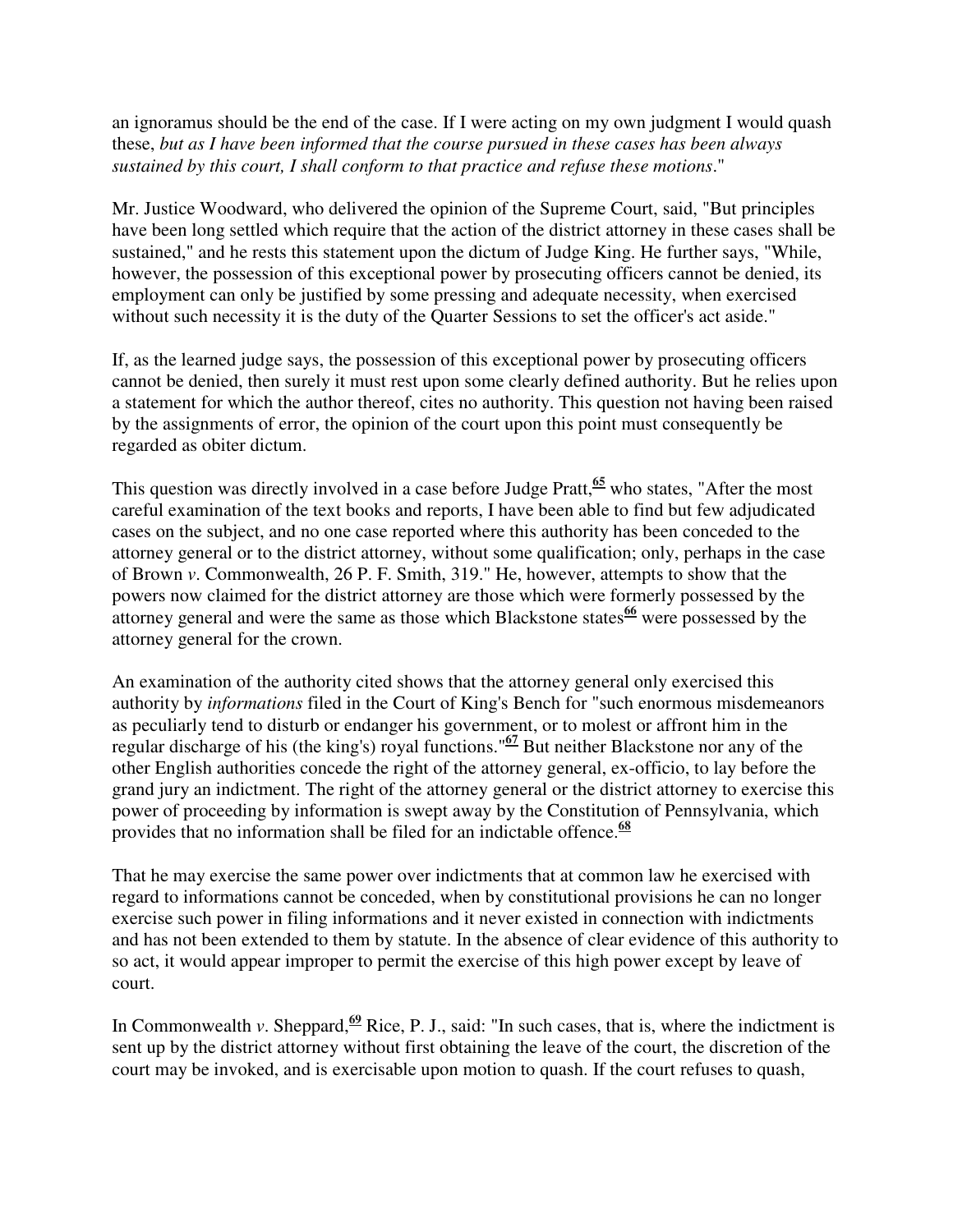an ignoramus should be the end of the case. If I were acting on my own judgment I would quash these, *but as I have been informed that the course pursued in these cases has been always sustained by this court, I shall conform to that practice and refuse these motions*."

Mr. Justice Woodward, who delivered the opinion of the Supreme Court, said, "But principles have been long settled which require that the action of the district attorney in these cases shall be sustained," and he rests this statement upon the dictum of Judge King. He further says, "While, however, the possession of this exceptional power by prosecuting officers cannot be denied, its employment can only be justified by some pressing and adequate necessity, when exercised without such necessity it is the duty of the Quarter Sessions to set the officer's act aside."

If, as the learned judge says, the possession of this exceptional power by prosecuting officers cannot be denied, then surely it must rest upon some clearly defined authority. But he relies upon a statement for which the author thereof, cites no authority. This question not having been raised by the assignments of error, the opinion of the court upon this point must consequently be regarded as obiter dictum.

This question was directly involved in a case before Judge Pratt,[65] who states, "After the most careful examination of the text books and reports, I have been able to find but few adjudicated cases on the subject, and no one case reported where this authority has been conceded to the attorney general or to the district attorney, without some qualification; only, perhaps in the case of Brown *v*. Commonwealth, 26 P. F. Smith, 319." He, however, attempts to show that the powers now claimed for the district attorney are those which were formerly possessed by the attorney general and were the same as those which Blackstone states[66] were possessed by the attorney general for the crown.

An examination of the authority cited shows that the attorney general only exercised this authority by *informations* filed in the Court of King's Bench for "such enormous misdemeanors as peculiarly tend to disturb or endanger his government, or to molest or affront him in the regular discharge of his (the king's) royal functions."[67] But neither Blackstone nor any of the other English authorities concede the right of the attorney general, ex-officio, to lay before the grand jury an indictment. The right of the attorney general or the district attorney to exercise this power of proceeding by information is swept away by the Constitution of Pennsylvania, which provides that no information shall be filed for an indictable offence.[68]

That he may exercise the same power over indictments that at common law he exercised with regard to informations cannot be conceded, when by constitutional provisions he can no longer exercise such power in filing informations and it never existed in connection with indictments and has not been extended to them by statute. In the absence of clear evidence of this authority to so act, it would appear improper to permit the exercise of this high power except by leave of court.

In Commonwealth *v*. Sheppard,[69] Rice, P. J., said: "In such cases, that is, where the indictment is sent up by the district attorney without first obtaining the leave of the court, the discretion of the court may be invoked, and is exercisable upon motion to quash. If the court refuses to quash,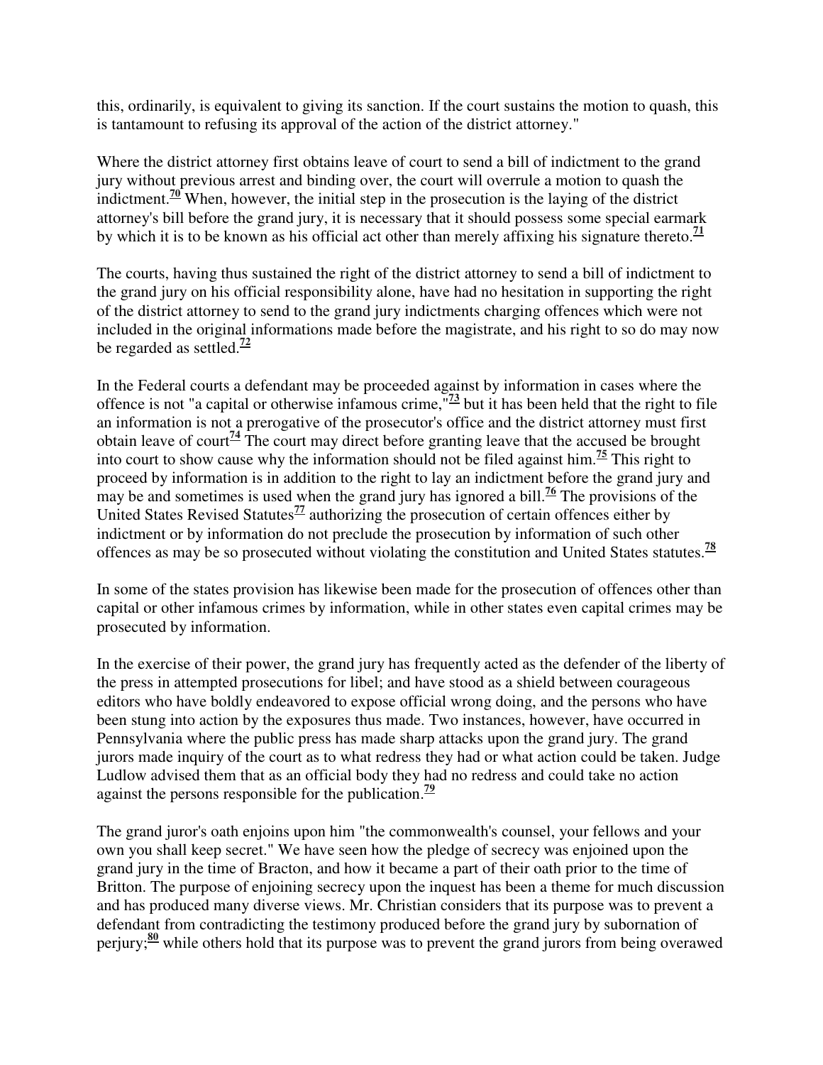this, ordinarily, is equivalent to giving its sanction. If the court sustains the motion to quash, this is tantamount to refusing its approval of the action of the district attorney."

Where the district attorney first obtains leave of court to send a bill of indictment to the grand jury without previous arrest and binding over, the court will overrule a motion to quash the indictment.[70] When, however, the initial step in the prosecution is the laying of the district attorney's bill before the grand jury, it is necessary that it should possess some special earmark by which it is to be known as his official act other than merely affixing his signature thereto.[71]

The courts, having thus sustained the right of the district attorney to send a bill of indictment to the grand jury on his official responsibility alone, have had no hesitation in supporting the right of the district attorney to send to the grand jury indictments charging offences which were not included in the original informations made before the magistrate, and his right to so do may now be regarded as settled.[72]

In the Federal courts a defendant may be proceeded against by information in cases where the offence is not "a capital or otherwise infamous crime,"[73] but it has been held that the right to file an information is not a prerogative of the prosecutor's office and the district attorney must first obtain leave of court[74] The court may direct before granting leave that the accused be brought into court to show cause why the information should not be filed against him.[75] This right to proceed by information is in addition to the right to lay an indictment before the grand jury and may be and sometimes is used when the grand jury has ignored a bill.[76] The provisions of the United States Revised Statutes[77] authorizing the prosecution of certain offences either by indictment or by information do not preclude the prosecution by information of such other offences as may be so prosecuted without violating the constitution and United States statutes.[78]

In some of the states provision has likewise been made for the prosecution of offences other than capital or other infamous crimes by information, while in other states even capital crimes may be prosecuted by information.

In the exercise of their power, the grand jury has frequently acted as the defender of the liberty of the press in attempted prosecutions for libel; and have stood as a shield between courageous editors who have boldly endeavored to expose official wrong doing, and the persons who have been stung into action by the exposures thus made. Two instances, however, have occurred in Pennsylvania where the public press has made sharp attacks upon the grand jury. The grand jurors made inquiry of the court as to what redress they had or what action could be taken. Judge Ludlow advised them that as an official body they had no redress and could take no action against the persons responsible for the publication.[79]

The grand juror's oath enjoins upon him "the commonwealth's counsel, your fellows and your own you shall keep secret." We have seen how the pledge of secrecy was enjoined upon the grand jury in the time of Bracton, and how it became a part of their oath prior to the time of Britton. The purpose of enjoining secrecy upon the inquest has been a theme for much discussion and has produced many diverse views. Mr. Christian considers that its purpose was to prevent a defendant from contradicting the testimony produced before the grand jury by subornation of perjury;[80] while others hold that its purpose was to prevent the grand jurors from being overawed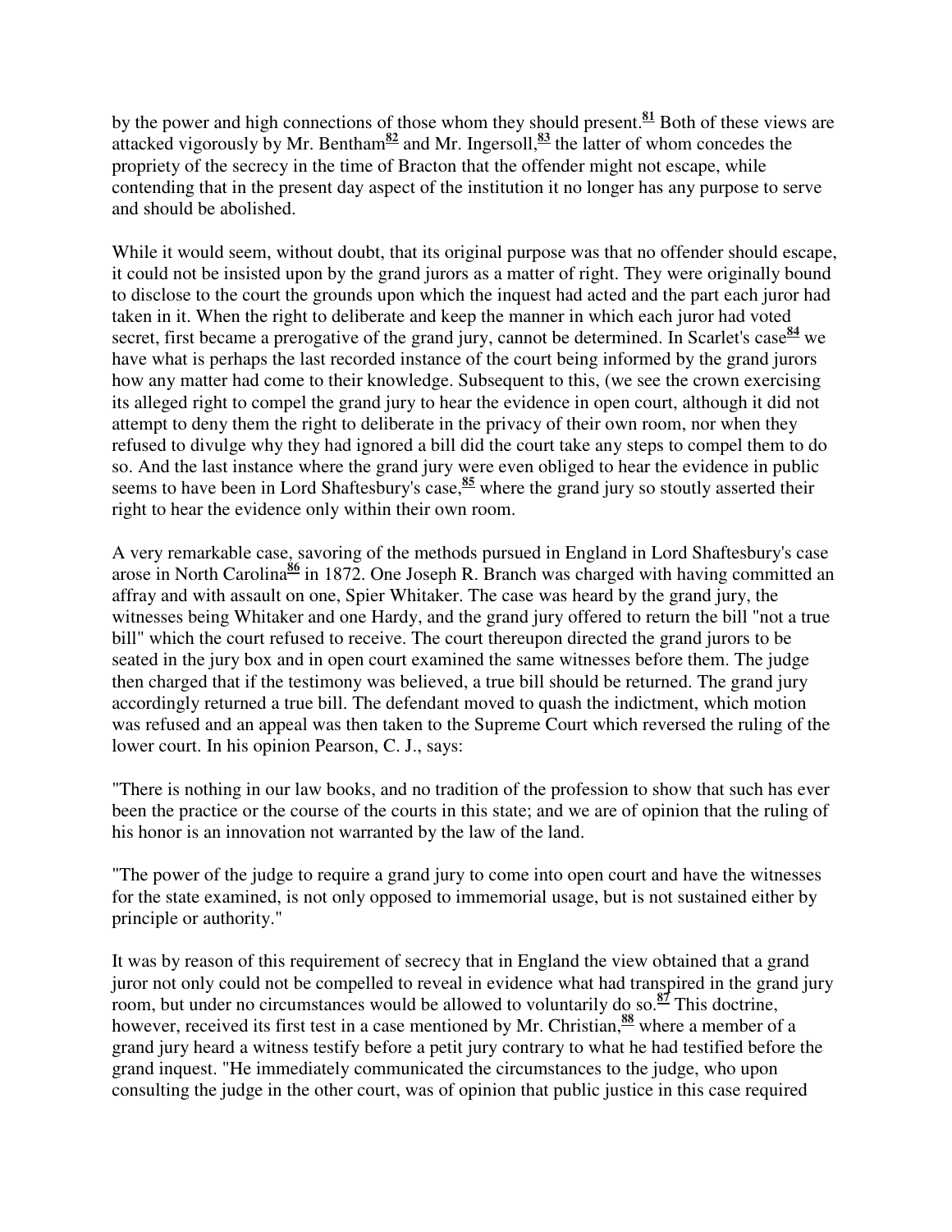by the power and high connections of those whom they should present.[81] Both of these views are attacked vigorously by Mr. Bentham[82] and Mr. Ingersoll,[83] the latter of whom concedes the propriety of the secrecy in the time of Bracton that the offender might not escape, while contending that in the present day aspect of the institution it no longer has any purpose to serve and should be abolished.

While it would seem, without doubt, that its original purpose was that no offender should escape, it could not be insisted upon by the grand jurors as a matter of right. They were originally bound to disclose to the court the grounds upon which the inquest had acted and the part each juror had taken in it. When the right to deliberate and keep the manner in which each juror had voted secret, first became a prerogative of the grand jury, cannot be determined. In Scarlet's case[84] we have what is perhaps the last recorded instance of the court being informed by the grand jurors how any matter had come to their knowledge. Subsequent to this, (we see the crown exercising its alleged right to compel the grand jury to hear the evidence in open court, although it did not attempt to deny them the right to deliberate in the privacy of their own room, nor when they refused to divulge why they had ignored a bill did the court take any steps to compel them to do so. And the last instance where the grand jury were even obliged to hear the evidence in public seems to have been in Lord Shaftesbury's case,[85] where the grand jury so stoutly asserted their right to hear the evidence only within their own room.

A very remarkable case, savoring of the methods pursued in England in Lord Shaftesbury's case arose in North Carolina[86] in 1872. One Joseph R. Branch was charged with having committed an affray and with assault on one, Spier Whitaker. The case was heard by the grand jury, the witnesses being Whitaker and one Hardy, and the grand jury offered to return the bill "not a true bill" which the court refused to receive. The court thereupon directed the grand jurors to be seated in the jury box and in open court examined the same witnesses before them. The judge then charged that if the testimony was believed, a true bill should be returned. The grand jury accordingly returned a true bill. The defendant moved to quash the indictment, which motion was refused and an appeal was then taken to the Supreme Court which reversed the ruling of the lower court. In his opinion Pearson, C. J., says:

"There is nothing in our law books, and no tradition of the profession to show that such has ever been the practice or the course of the courts in this state; and we are of opinion that the ruling of his honor is an innovation not warranted by the law of the land.

"The power of the judge to require a grand jury to come into open court and have the witnesses for the state examined, is not only opposed to immemorial usage, but is not sustained either by principle or authority."

It was by reason of this requirement of secrecy that in England the view obtained that a grand juror not only could not be compelled to reveal in evidence what had transpired in the grand jury room, but under no circumstances would be allowed to voluntarily do so.[87] This doctrine, however, received its first test in a case mentioned by Mr. Christian,[88] where a member of a grand jury heard a witness testify before a petit jury contrary to what he had testified before the grand inquest. "He immediately communicated the circumstances to the judge, who upon consulting the judge in the other court, was of opinion that public justice in this case required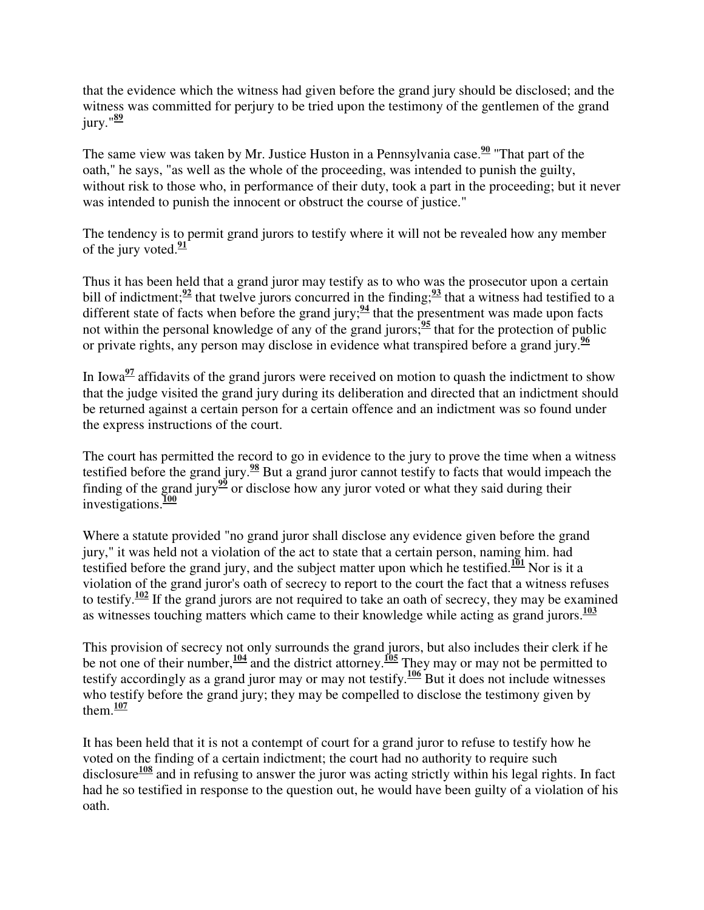that the evidence which the witness had given before the grand jury should be disclosed; and the witness was committed for perjury to be tried upon the testimony of the gentlemen of the grand jury."[89]

The same view was taken by Mr. Justice Huston in a Pennsylvania case.[90] "That part of the oath," he says, "as well as the whole of the proceeding, was intended to punish the guilty, without risk to those who, in performance of their duty, took a part in the proceeding; but it never was intended to punish the innocent or obstruct the course of justice."

The tendency is to permit grand jurors to testify where it will not be revealed how any member of the jury voted.[91]

Thus it has been held that a grand juror may testify as to who was the prosecutor upon a certain bill of indictment;[92] that twelve jurors concurred in the finding;[93] that a witness had testified to a different state of facts when before the grand jury;[94] that the presentment was made upon facts not within the personal knowledge of any of the grand jurors;[95] that for the protection of public or private rights, any person may disclose in evidence what transpired before a grand jury.[96]

In Iowa[97] affidavits of the grand jurors were received on motion to quash the indictment to show that the judge visited the grand jury during its deliberation and directed that an indictment should be returned against a certain person for a certain offence and an indictment was so found under the express instructions of the court.

The court has permitted the record to go in evidence to the jury to prove the time when a witness testified before the grand jury.[98] But a grand juror cannot testify to facts that would impeach the finding of the grand jury[99] or disclose how any juror voted or what they said during their investigations.[100]

Where a statute provided "no grand juror shall disclose any evidence given before the grand jury," it was held not a violation of the act to state that a certain person, naming him. had testified before the grand jury, and the subject matter upon which he testified.[101] Nor is it a violation of the grand juror's oath of secrecy to report to the court the fact that a witness refuses to testify.[102] If the grand jurors are not required to take an oath of secrecy, they may be examined as witnesses touching matters which came to their knowledge while acting as grand jurors.[103]

This provision of secrecy not only surrounds the grand jurors, but also includes their clerk if he be not one of their number,[104] and the district attorney.[105] They may or may not be permitted to testify accordingly as a grand juror may or may not testify.[106] But it does not include witnesses who testify before the grand jury; they may be compelled to disclose the testimony given by them.[107]

It has been held that it is not a contempt of court for a grand juror to refuse to testify how he voted on the finding of a certain indictment; the court had no authority to require such disclosure[108] and in refusing to answer the juror was acting strictly within his legal rights. In fact had he so testified in response to the question out, he would have been guilty of a violation of his oath.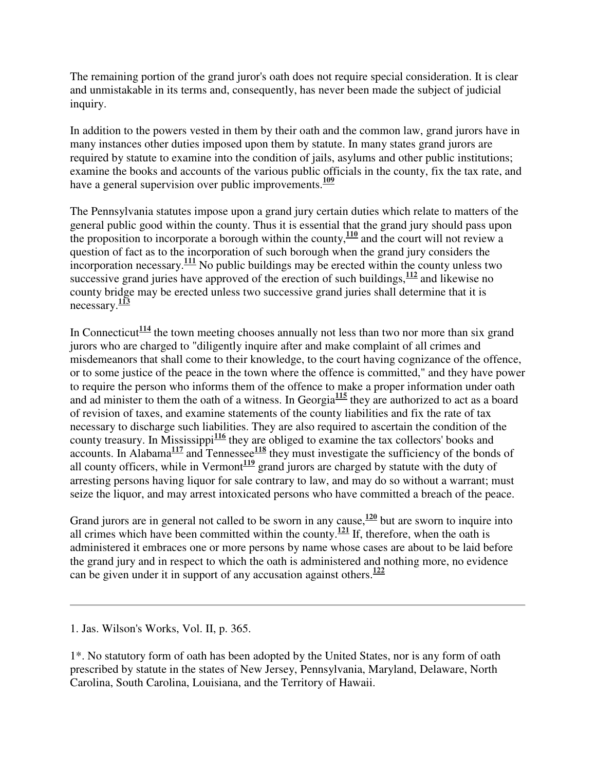The remaining portion of the grand juror's oath does not require special consideration. It is clear and unmistakable in its terms and, consequently, has never been made the subject of judicial inquiry.

In addition to the powers vested in them by their oath and the common law, grand jurors have in many instances other duties imposed upon them by statute. In many states grand jurors are required by statute to examine into the condition of jails, asylums and other public institutions; examine the books and accounts of the various public officials in the county, fix the tax rate, and have a general supervision over public improvements.[109]

The Pennsylvania statutes impose upon a grand jury certain duties which relate to matters of the general public good within the county. Thus it is essential that the grand jury should pass upon the proposition to incorporate a borough within the county,[110] and the court will not review a question of fact as to the incorporation of such borough when the grand jury considers the incorporation necessary.[111] No public buildings may be erected within the county unless two successive grand juries have approved of the erection of such buildings,[112] and likewise no county bridge may be erected unless two successive grand juries shall determine that it is necessary.[113]

In Connecticut[114] the town meeting chooses annually not less than two nor more than six grand jurors who are charged to "diligently inquire after and make complaint of all crimes and misdemeanors that shall come to their knowledge, to the court having cognizance of the offence, or to some justice of the peace in the town where the offence is committed," and they have power to require the person who informs them of the offence to make a proper information under oath and ad minister to them the oath of a witness. In Georgia[115] they are authorized to act as a board of revision of taxes, and examine statements of the county liabilities and fix the rate of tax necessary to discharge such liabilities. They are also required to ascertain the condition of the county treasury. In Mississippi[116] they are obliged to examine the tax collectors' books and accounts. In Alabama[117] and Tennessee[118] they must investigate the sufficiency of the bonds of all county officers, while in Vermont[119] grand jurors are charged by statute with the duty of arresting persons having liquor for sale contrary to law, and may do so without a warrant; must seize the liquor, and may arrest intoxicated persons who have committed a breach of the peace.

Grand jurors are in general not called to be sworn in any cause,[120] but are sworn to inquire into all crimes which have been committed within the county.[121] If, therefore, when the oath is administered it embraces one or more persons by name whose cases are about to be laid before the grand jury and in respect to which the oath is administered and nothing more, no evidence can be given under it in support of any accusation against others.[122]

---

1. Jas. Wilson's Works, Vol. II, p. 365.

1*. No statutory form of oath has been adopted by the United States, nor is any form of oath prescribed by statute in the states of New Jersey, Pennsylvania, Maryland, Delaware, North Carolina, South Carolina, Louisiana, and the Territory of Hawaii.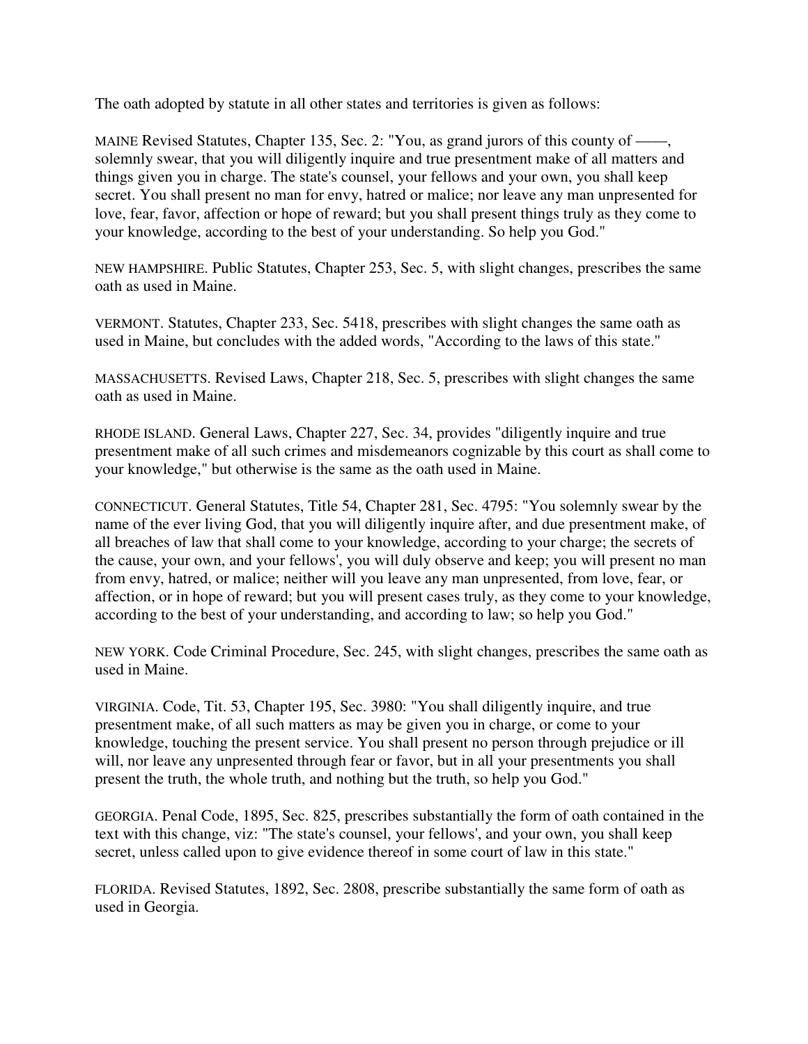The oath adopted by statute in all other states and territories is given as follows:

MAINE Revised Statutes, Chapter 135, Sec. 2: "You, as grand jurors of this county of ——, solemnly swear, that you will diligently inquire and true presentment make of all matters and things given you in charge. The state's counsel, your fellows and your own, you shall keep secret. You shall present no man for envy, hatred or malice; nor leave any man unpresented for love, fear, favor, affection or hope of reward; but you shall present things truly as they come to your knowledge, according to the best of your understanding. So help you God."

NEW HAMPSHIRE. Public Statutes, Chapter 253, Sec. 5, with slight changes, prescribes the same oath as used in Maine.

VERMONT. Statutes, Chapter 233, Sec. 5418, prescribes with slight changes the same oath as used in Maine, but concludes with the added words, "According to the laws of this state."

MASSACHUSETTS. Revised Laws, Chapter 218, Sec. 5, prescribes with slight changes the same oath as used in Maine.

RHODE ISLAND. General Laws, Chapter 227, Sec. 34, provides "diligently inquire and true presentment make of all such crimes and misdemeanors cognizable by this court as shall come to your knowledge," but otherwise is the same as the oath used in Maine.

CONNECTICUT. General Statutes, Title 54, Chapter 281, Sec. 4795: "You solemnly swear by the name of the ever living God, that you will diligently inquire after, and due presentment make, of all breaches of law that shall come to your knowledge, according to your charge; the secrets of the cause, your own, and your fellows', you will duly observe and keep; you will present no man from envy, hatred, or malice; neither will you leave any man unpresented, from love, fear, or affection, or in hope of reward; but you will present cases truly, as they come to your knowledge, according to the best of your understanding, and according to law; so help you God."

NEW YORK. Code Criminal Procedure, Sec. 245, with slight changes, prescribes the same oath as used in Maine.

VIRGINIA. Code, Tit. 53, Chapter 195, Sec. 3980: "You shall diligently inquire, and true presentment make, of all such matters as may be given you in charge, or come to your knowledge, touching the present service. You shall present no person through prejudice or ill will, nor leave any unpresented through fear or favor, but in all your presentments you shall present the truth, the whole truth, and nothing but the truth, so help you God."

GEORGIA. Penal Code, 1895, Sec. 825, prescribes substantially the form of oath contained in the text with this change, viz: "The state's counsel, your fellows', and your own, you shall keep secret, unless called upon to give evidence thereof in some court of law in this state."

FLORIDA. Revised Statutes, 1892, Sec. 2808, prescribe substantially the same form of oath as used in Georgia.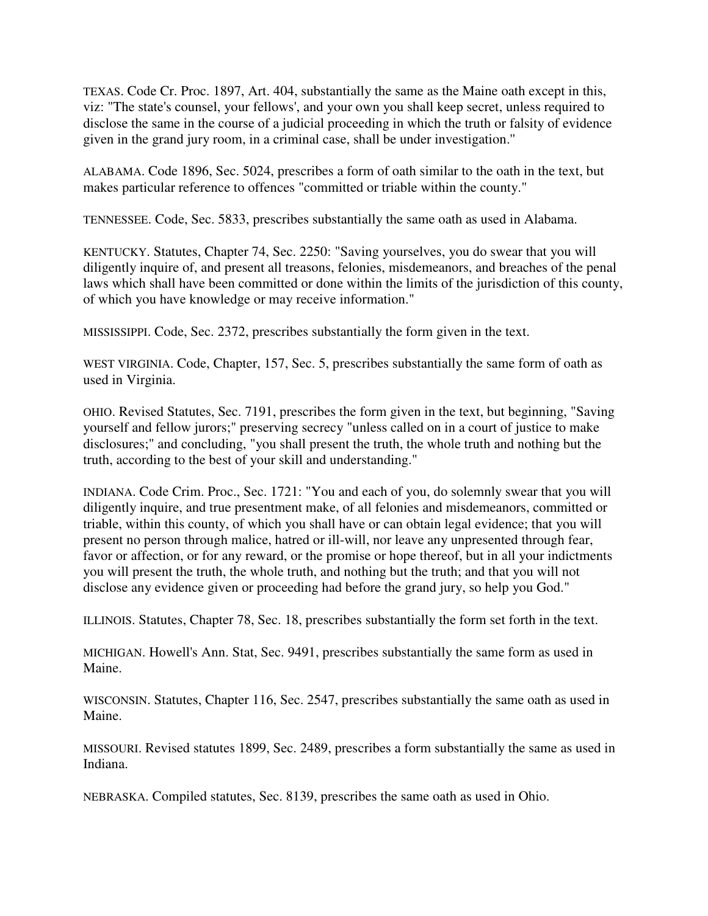TEXAS. Code Cr. Proc. 1897, Art. 404, substantially the same as the Maine oath except in this, viz: "The state's counsel, your fellows', and your own you shall keep secret, unless required to disclose the same in the course of a judicial proceeding in which the truth or falsity of evidence given in the grand jury room, in a criminal case, shall be under investigation."

ALABAMA. Code 1896, Sec. 5024, prescribes a form of oath similar to the oath in the text, but makes particular reference to offences "committed or triable within the county."

TENNESSEE. Code, Sec. 5833, prescribes substantially the same oath as used in Alabama.

KENTUCKY. Statutes, Chapter 74, Sec. 2250: "Saving yourselves, you do swear that you will diligently inquire of, and present all treasons, felonies, misdemeanors, and breaches of the penal laws which shall have been committed or done within the limits of the jurisdiction of this county, of which you have knowledge or may receive information."

MISSISSIPPI. Code, Sec. 2372, prescribes substantially the form given in the text.

WEST VIRGINIA. Code, Chapter, 157, Sec. 5, prescribes substantially the same form of oath as used in Virginia.

OHIO. Revised Statutes, Sec. 7191, prescribes the form given in the text, but beginning, "Saving yourself and fellow jurors;" preserving secrecy "unless called on in a court of justice to make disclosures;" and concluding, "you shall present the truth, the whole truth and nothing but the truth, according to the best of your skill and understanding."

INDIANA. Code Crim. Proc., Sec. 1721: "You and each of you, do solemnly swear that you will diligently inquire, and true presentment make, of all felonies and misdemeanors, committed or triable, within this county, of which you shall have or can obtain legal evidence; that you will present no person through malice, hatred or ill-will, nor leave any unpresented through fear, favor or affection, or for any reward, or the promise or hope thereof, but in all your indictments you will present the truth, the whole truth, and nothing but the truth; and that you will not disclose any evidence given or proceeding had before the grand jury, so help you God."

ILLINOIS. Statutes, Chapter 78, Sec. 18, prescribes substantially the form set forth in the text.

MICHIGAN. Howell's Ann. Stat, Sec. 9491, prescribes substantially the same form as used in Maine.

WISCONSIN. Statutes, Chapter 116, Sec. 2547, prescribes substantially the same oath as used in Maine.

MISSOURI. Revised statutes 1899, Sec. 2489, prescribes a form substantially the same as used in Indiana.

NEBRASKA. Compiled statutes, Sec. 8139, prescribes the same oath as used in Ohio.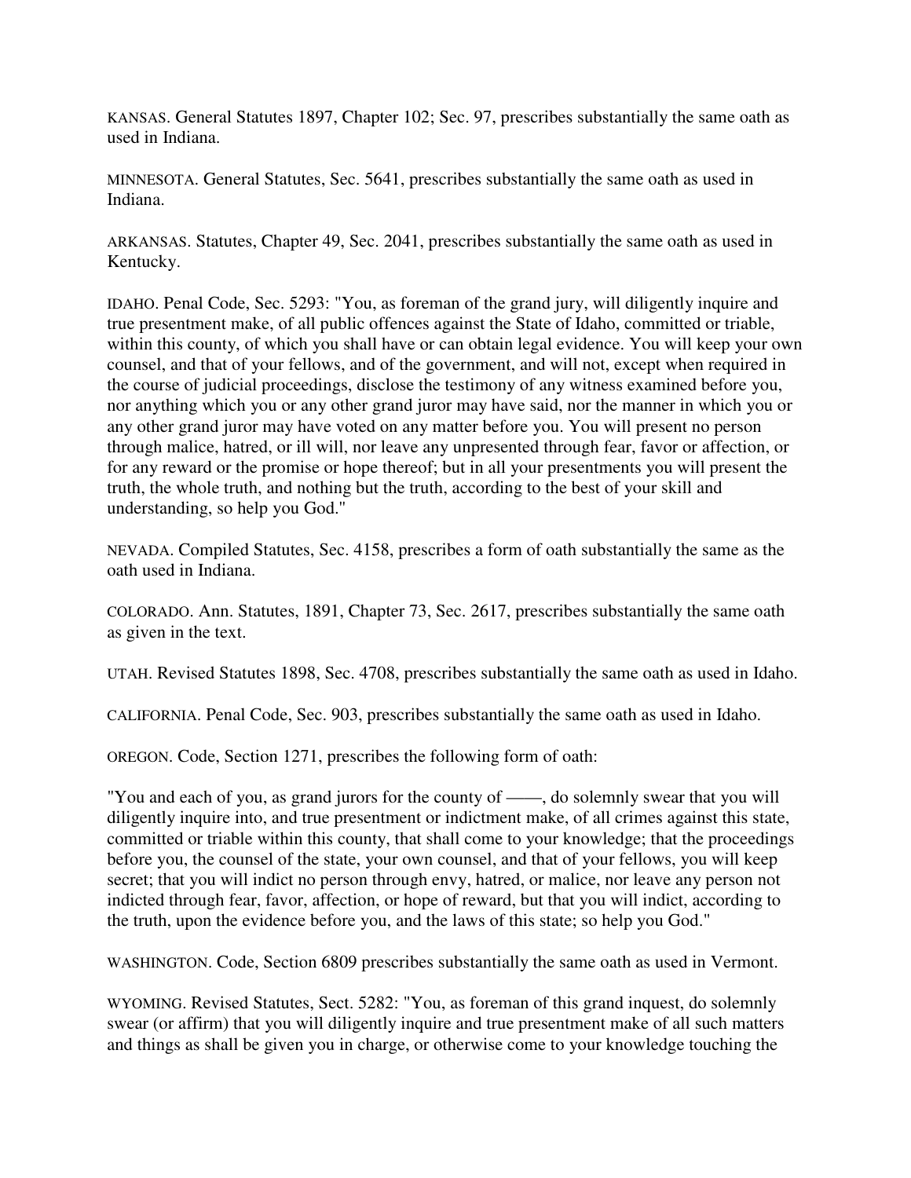KANSAS. General Statutes 1897, Chapter 102; Sec. 97, prescribes substantially the same oath as used in Indiana.

MINNESOTA. General Statutes, Sec. 5641, prescribes substantially the same oath as used in Indiana.

ARKANSAS. Statutes, Chapter 49, Sec. 2041, prescribes substantially the same oath as used in Kentucky.

IDAHO. Penal Code, Sec. 5293: "You, as foreman of the grand jury, will diligently inquire and true presentment make, of all public offences against the State of Idaho, committed or triable, within this county, of which you shall have or can obtain legal evidence. You will keep your own counsel, and that of your fellows, and of the government, and will not, except when required in the course of judicial proceedings, disclose the testimony of any witness examined before you, nor anything which you or any other grand juror may have said, nor the manner in which you or any other grand juror may have voted on any matter before you. You will present no person through malice, hatred, or ill will, nor leave any unpresented through fear, favor or affection, or for any reward or the promise or hope thereof; but in all your presentments you will present the truth, the whole truth, and nothing but the truth, according to the best of your skill and understanding, so help you God."

NEVADA. Compiled Statutes, Sec. 4158, prescribes a form of oath substantially the same as the oath used in Indiana.

COLORADO. Ann. Statutes, 1891, Chapter 73, Sec. 2617, prescribes substantially the same oath as given in the text.

UTAH. Revised Statutes 1898, Sec. 4708, prescribes substantially the same oath as used in Idaho.

CALIFORNIA. Penal Code, Sec. 903, prescribes substantially the same oath as used in Idaho.

OREGON. Code, Section 1271, prescribes the following form of oath:

"You and each of you, as grand jurors for the county of ——, do solemnly swear that you will diligently inquire into, and true presentment or indictment make, of all crimes against this state, committed or triable within this county, that shall come to your knowledge; that the proceedings before you, the counsel of the state, your own counsel, and that of your fellows, you will keep secret; that you will indict no person through envy, hatred, or malice, nor leave any person not indicted through fear, favor, affection, or hope of reward, but that you will indict, according to the truth, upon the evidence before you, and the laws of this state; so help you God."

WASHINGTON. Code, Section 6809 prescribes substantially the same oath as used in Vermont.

WYOMING. Revised Statutes, Sect. 5282: "You, as foreman of this grand inquest, do solemnly swear (or affirm) that you will diligently inquire and true presentment make of all such matters and things as shall be given you in charge, or otherwise come to your knowledge touching the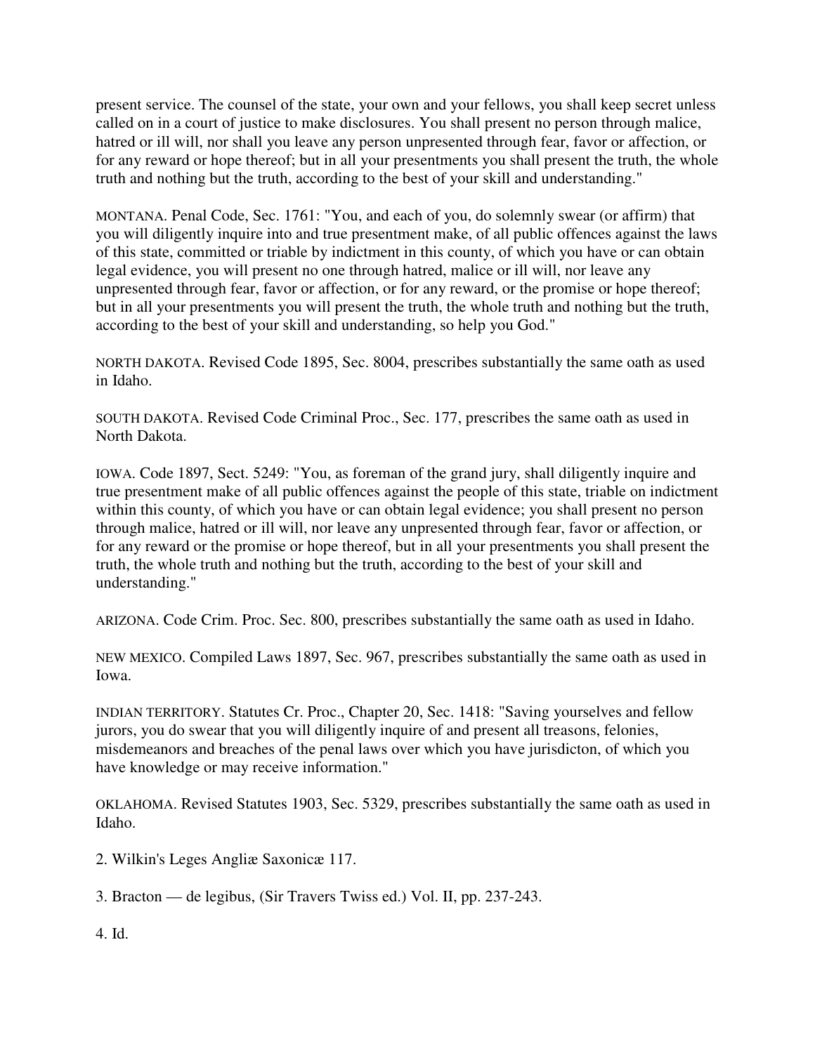present service. The counsel of the state, your own and your fellows, you shall keep secret unless called on in a court of justice to make disclosures. You shall present no person through malice, hatred or ill will, nor shall you leave any person unpresented through fear, favor or affection, or for any reward or hope thereof; but in all your presentments you shall present the truth, the whole truth and nothing but the truth, according to the best of your skill and understanding."

MONTANA. Penal Code, Sec. 1761: "You, and each of you, do solemnly swear (or affirm) that you will diligently inquire into and true presentment make, of all public offences against the laws of this state, committed or triable by indictment in this county, of which you have or can obtain legal evidence, you will present no one through hatred, malice or ill will, nor leave any unpresented through fear, favor or affection, or for any reward, or the promise or hope thereof; but in all your presentments you will present the truth, the whole truth and nothing but the truth, according to the best of your skill and understanding, so help you God."

NORTH DAKOTA. Revised Code 1895, Sec. 8004, prescribes substantially the same oath as used in Idaho.

SOUTH DAKOTA. Revised Code Criminal Proc., Sec. 177, prescribes the same oath as used in North Dakota.

IOWA. Code 1897, Sect. 5249: "You, as foreman of the grand jury, shall diligently inquire and true presentment make of all public offences against the people of this state, triable on indictment within this county, of which you have or can obtain legal evidence; you shall present no person through malice, hatred or ill will, nor leave any unpresented through fear, favor or affection, or for any reward or the promise or hope thereof, but in all your presentments you shall present the truth, the whole truth and nothing but the truth, according to the best of your skill and understanding."

ARIZONA. Code Crim. Proc. Sec. 800, prescribes substantially the same oath as used in Idaho.

NEW MEXICO. Compiled Laws 1897, Sec. 967, prescribes substantially the same oath as used in Iowa.

INDIAN TERRITORY. Statutes Cr. Proc., Chapter 20, Sec. 1418: "Saving yourselves and fellow jurors, you do swear that you will diligently inquire of and present all treasons, felonies, misdemeanors and breaches of the penal laws over which you have jurisdicton, of which you have knowledge or may receive information."

OKLAHOMA. Revised Statutes 1903, Sec. 5329, prescribes substantially the same oath as used in Idaho.

2. Wilkin's Leges Angliæ Saxonicæ 117.

3. Bracton — de legibus, (Sir Travers Twiss ed.) Vol. II, pp. 237-243.

4. Id.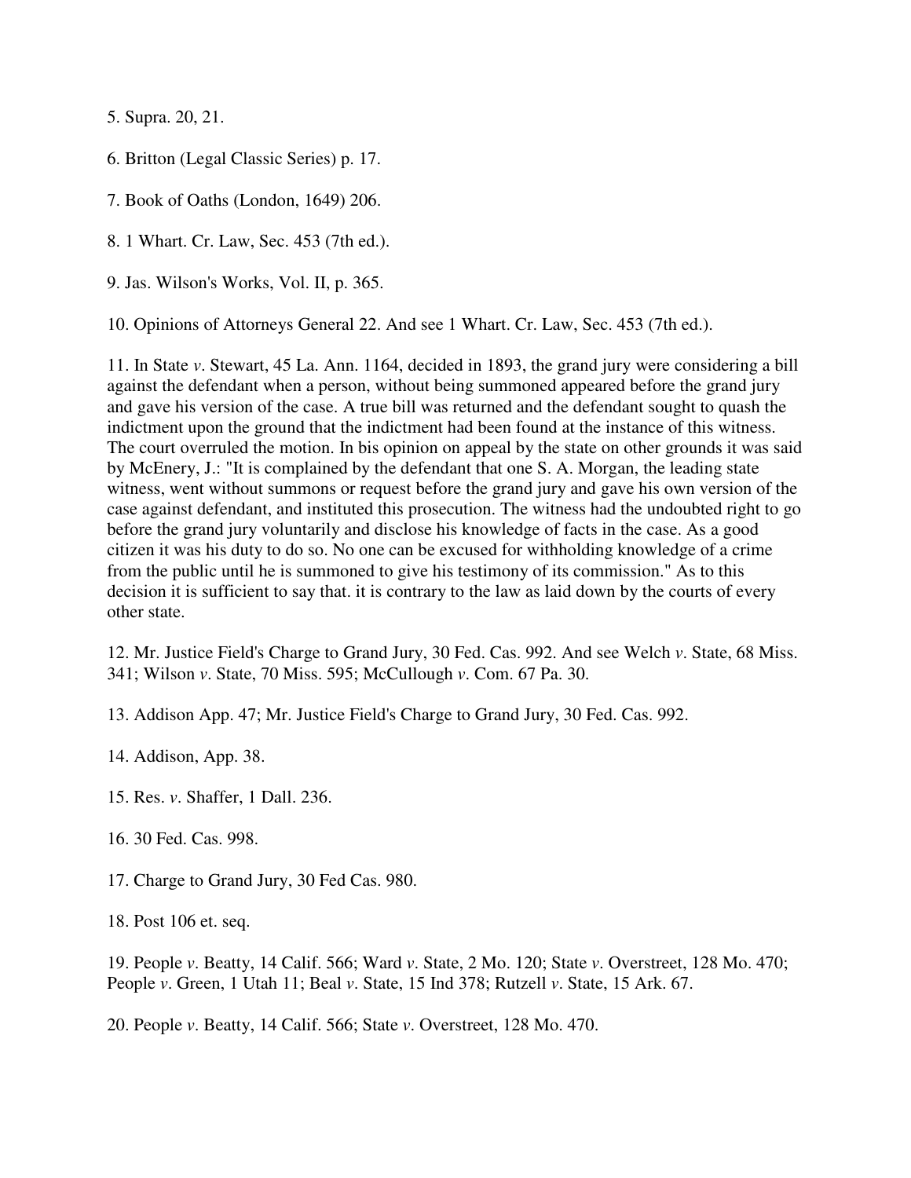5. Supra. 20, 21.

6. Britton (Legal Classic Series) p. 17.

7. Book of Oaths (London, 1649) 206.

8. 1 Whart. Cr. Law, Sec. 453 (7th ed.).

9. Jas. Wilson's Works, Vol. II, p. 365.

10. Opinions of Attorneys General 22. And see 1 Whart. Cr. Law, Sec. 453 (7th ed.).

11. In State *v*. Stewart, 45 La. Ann. 1164, decided in 1893, the grand jury were considering a bill against the defendant when a person, without being summoned appeared before the grand jury and gave his version of the case. A true bill was returned and the defendant sought to quash the indictment upon the ground that the indictment had been found at the instance of this witness. The court overruled the motion. In bis opinion on appeal by the state on other grounds it was said by McEnery, J.: "It is complained by the defendant that one S. A. Morgan, the leading state witness, went without summons or request before the grand jury and gave his own version of the case against defendant, and instituted this prosecution. The witness had the undoubted right to go before the grand jury voluntarily and disclose his knowledge of facts in the case. As a good citizen it was his duty to do so. No one can be excused for withholding knowledge of a crime from the public until he is summoned to give his testimony of its commission." As to this decision it is sufficient to say that. it is contrary to the law as laid down by the courts of every other state.

12. Mr. Justice Field's Charge to Grand Jury, 30 Fed. Cas. 992. And see Welch *v*. State, 68 Miss. 341; Wilson *v*. State, 70 Miss. 595; McCullough *v*. Com. 67 Pa. 30.

13. Addison App. 47; Mr. Justice Field's Charge to Grand Jury, 30 Fed. Cas. 992.

14. Addison, App. 38.

15. Res. *v*. Shaffer, 1 Dall. 236.

16. 30 Fed. Cas. 998.

17. Charge to Grand Jury, 30 Fed Cas. 980.

18. Post 106 et. seq.

19. People *v*. Beatty, 14 Calif. 566; Ward *v*. State, 2 Mo. 120; State *v*. Overstreet, 128 Mo. 470; People *v*. Green, 1 Utah 11; Beal *v*. State, 15 Ind 378; Rutzell *v*. State, 15 Ark. 67.

20. People *v*. Beatty, 14 Calif. 566; State *v*. Overstreet, 128 Mo. 470.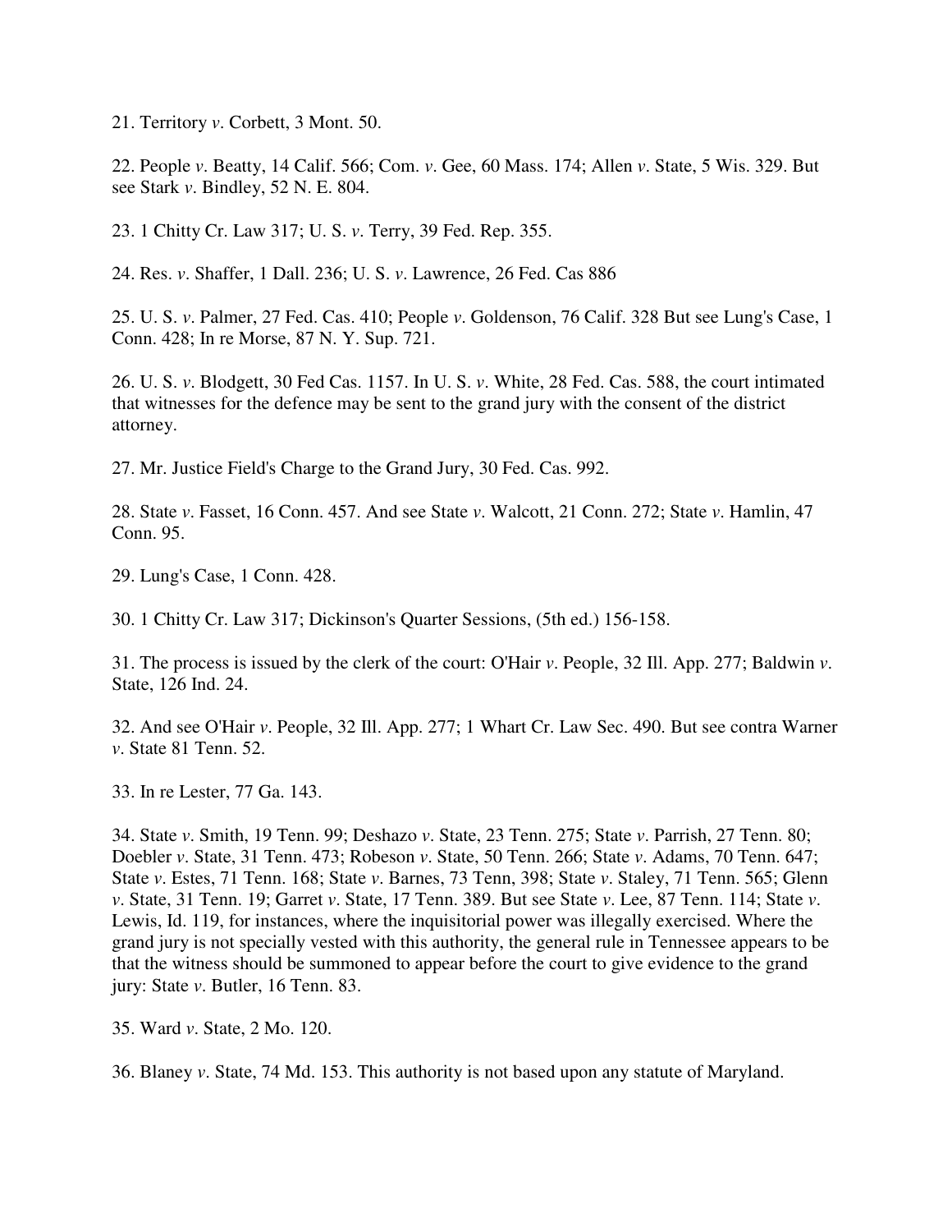21. Territory *v*. Corbett, 3 Mont. 50.

22. People *v*. Beatty, 14 Calif. 566; Com. *v*. Gee, 60 Mass. 174; Allen *v*. State, 5 Wis. 329. But see Stark *v*. Bindley, 52 N. E. 804.

23. 1 Chitty Cr. Law 317; U. S. *v*. Terry, 39 Fed. Rep. 355.

24. Res. *v*. Shaffer, 1 Dall. 236; U. S. *v*. Lawrence, 26 Fed. Cas 886

25. U. S. *v*. Palmer, 27 Fed. Cas. 410; People *v*. Goldenson, 76 Calif. 328 But see Lung's Case, 1 Conn. 428; In re Morse, 87 N. Y. Sup. 721.

26. U. S. *v*. Blodgett, 30 Fed Cas. 1157. In U. S. *v*. White, 28 Fed. Cas. 588, the court intimated that witnesses for the defence may be sent to the grand jury with the consent of the district attorney.

27. Mr. Justice Field's Charge to the Grand Jury, 30 Fed. Cas. 992.

28. State *v*. Fasset, 16 Conn. 457. And see State *v*. Walcott, 21 Conn. 272; State *v*. Hamlin, 47 Conn. 95.

29. Lung's Case, 1 Conn. 428.

30. 1 Chitty Cr. Law 317; Dickinson's Quarter Sessions, (5th ed.) 156-158.

31. The process is issued by the clerk of the court: O'Hair *v*. People, 32 Ill. App. 277; Baldwin *v*. State, 126 Ind. 24.

32. And see O'Hair *v*. People, 32 Ill. App. 277; 1 Whart Cr. Law Sec. 490. But see contra Warner *v*. State 81 Tenn. 52.

33. In re Lester, 77 Ga. 143.

34. State *v*. Smith, 19 Tenn. 99; Deshazo *v*. State, 23 Tenn. 275; State *v*. Parrish, 27 Tenn. 80; Doebler *v*. State, 31 Tenn. 473; Robeson *v*. State, 50 Tenn. 266; State *v*. Adams, 70 Tenn. 647; State *v*. Estes, 71 Tenn. 168; State *v*. Barnes, 73 Tenn, 398; State *v*. Staley, 71 Tenn. 565; Glenn *v*. State, 31 Tenn. 19; Garret *v*. State, 17 Tenn. 389. But see State *v*. Lee, 87 Tenn. 114; State *v*. Lewis, Id. 119, for instances, where the inquisitorial power was illegally exercised. Where the grand jury is not specially vested with this authority, the general rule in Tennessee appears to be that the witness should be summoned to appear before the court to give evidence to the grand jury: State *v*. Butler, 16 Tenn. 83.

35. Ward *v*. State, 2 Mo. 120.

36. Blaney *v*. State, 74 Md. 153. This authority is not based upon any statute of Maryland.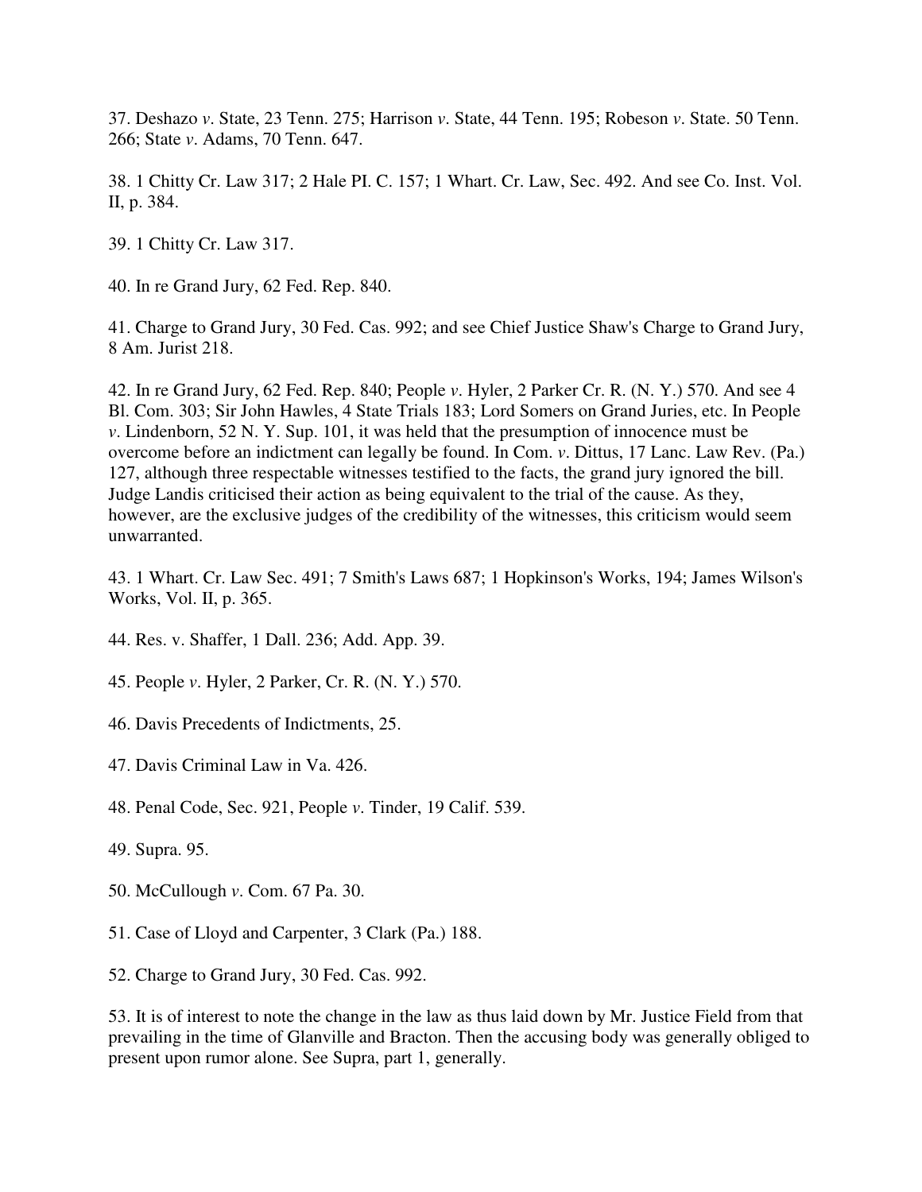37. Deshazo *v*. State, 23 Tenn. 275; Harrison *v*. State, 44 Tenn. 195; Robeson *v*. State. 50 Tenn. 266; State *v*. Adams, 70 Tenn. 647.

38. 1 Chitty Cr. Law 317; 2 Hale Pl. C. 157; 1 Whart. Cr. Law, Sec. 492. And see Co. Inst. Vol. II, p. 384.

39. 1 Chitty Cr. Law 317.

40. In re Grand Jury, 62 Fed. Rep. 840.

41. Charge to Grand Jury, 30 Fed. Cas. 992; and see Chief Justice Shaw's Charge to Grand Jury, 8 Am. Jurist 218.

42. In re Grand Jury, 62 Fed. Rep. 840; People *v*. Hyler, 2 Parker Cr. R. (N. Y.) 570. And see 4 Bl. Com. 303; Sir John Hawles, 4 State Trials 183; Lord Somers on Grand Juries, etc. In People *v*. Lindenborn, 52 N. Y. Sup. 101, it was held that the presumption of innocence must be overcome before an indictment can legally be found. In Com. *v*. Dittus, 17 Lanc. Law Rev. (Pa.) 127, although three respectable witnesses testified to the facts, the grand jury ignored the bill. Judge Landis criticised their action as being equivalent to the trial of the cause. As they, however, are the exclusive judges of the credibility of the witnesses, this criticism would seem unwarranted.

43. 1 Whart. Cr. Law Sec. 491; 7 Smith's Laws 687; 1 Hopkinson's Works, 194; James Wilson's Works, Vol. II, p. 365.

44. Res. v. Shaffer, 1 Dall. 236; Add. App. 39.

45. People *v*. Hyler, 2 Parker, Cr. R. (N. Y.) 570.

46. Davis Precedents of Indictments, 25.

47. Davis Criminal Law in Va. 426.

48. Penal Code, Sec. 921, People *v*. Tinder, 19 Calif. 539.

49. Supra. 95.

50. McCullough *v*. Com. 67 Pa. 30.

51. Case of Lloyd and Carpenter, 3 Clark (Pa.) 188.

52. Charge to Grand Jury, 30 Fed. Cas. 992.

53. It is of interest to note the change in the law as thus laid down by Mr. Justice Field from that prevailing in the time of Glanville and Bracton. Then the accusing body was generally obliged to present upon rumor alone. See Supra, part 1, generally.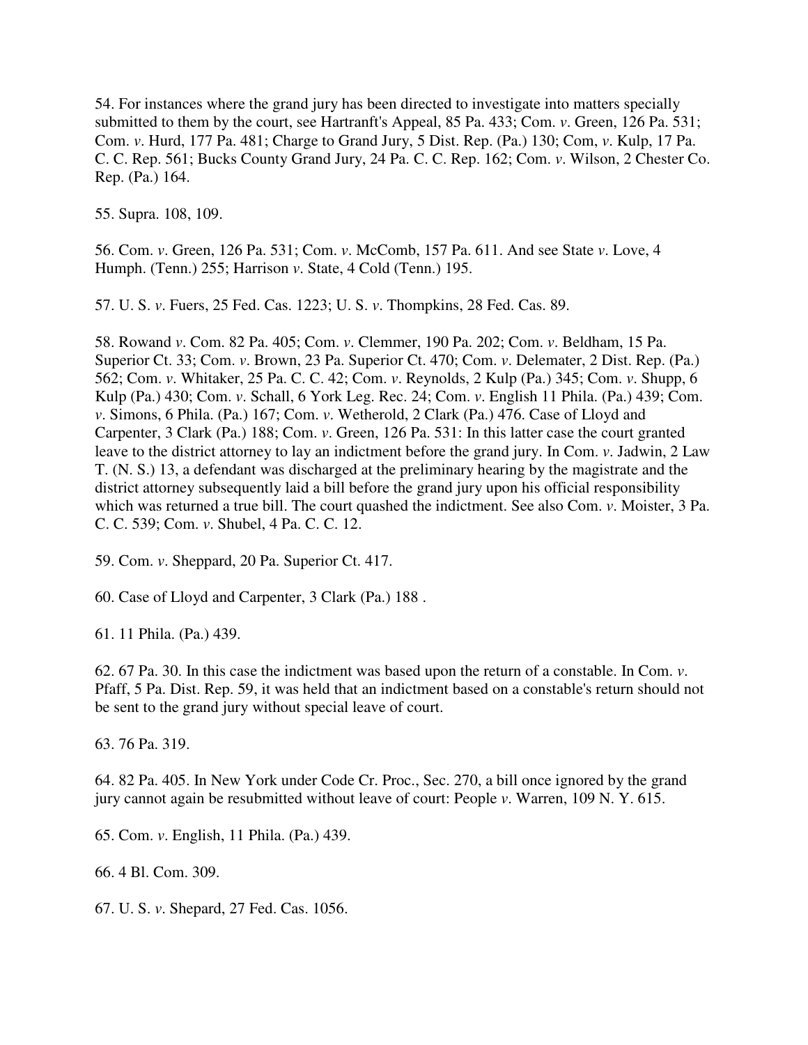54. For instances where the grand jury has been directed to investigate into matters specially submitted to them by the court, see Hartranft's Appeal, 85 Pa. 433; Com. *v*. Green, 126 Pa. 531; Com. *v*. Hurd, 177 Pa. 481; Charge to Grand Jury, 5 Dist. Rep. (Pa.) 130; Com, *v*. Kulp, 17 Pa. C. C. Rep. 561; Bucks County Grand Jury, 24 Pa. C. C. Rep. 162; Com. *v*. Wilson, 2 Chester Co. Rep. (Pa.) 164.

55. Supra. 108, 109.

56. Com. *v*. Green, 126 Pa. 531; Com. *v*. McComb, 157 Pa. 611. And see State *v*. Love, 4 Humph. (Tenn.) 255; Harrison *v*. State, 4 Cold (Tenn.) 195.

57. U. S. *v*. Fuers, 25 Fed. Cas. 1223; U. S. *v*. Thompkins, 28 Fed. Cas. 89.

58. Rowand *v*. Com. 82 Pa. 405; Com. *v*. Clemmer, 190 Pa. 202; Com. *v*. Beldham, 15 Pa. Superior Ct. 33; Com. *v*. Brown, 23 Pa. Superior Ct. 470; Com. *v*. Delemater, 2 Dist. Rep. (Pa.) 562; Com. *v*. Whitaker, 25 Pa. C. C. 42; Com. *v*. Reynolds, 2 Kulp (Pa.) 345; Com. *v*. Shupp, 6 Kulp (Pa.) 430; Com. *v*. Schall, 6 York Leg. Rec. 24; Com. *v*. English 11 Phila. (Pa.) 439; Com. *v*. Simons, 6 Phila. (Pa.) 167; Com. *v*. Wetherold, 2 Clark (Pa.) 476. Case of Lloyd and Carpenter, 3 Clark (Pa.) 188; Com. *v*. Green, 126 Pa. 531: In this latter case the court granted leave to the district attorney to lay an indictment before the grand jury. In Com. *v*. Jadwin, 2 Law T. (N. S.) 13, a defendant was discharged at the preliminary hearing by the magistrate and the district attorney subsequently laid a bill before the grand jury upon his official responsibility which was returned a true bill. The court quashed the indictment. See also Com. *v*. Moister, 3 Pa. C. C. 539; Com. *v*. Shubel, 4 Pa. C. C. 12.

59. Com. *v*. Sheppard, 20 Pa. Superior Ct. 417.

60. Case of Lloyd and Carpenter, 3 Clark (Pa.) 188 .

61. 11 Phila. (Pa.) 439.

62. 67 Pa. 30. In this case the indictment was based upon the return of a constable. In Com. *v*. Pfaff, 5 Pa. Dist. Rep. 59, it was held that an indictment based on a constable's return should not be sent to the grand jury without special leave of court.

63. 76 Pa. 319.

64. 82 Pa. 405. In New York under Code Cr. Proc., Sec. 270, a bill once ignored by the grand jury cannot again be resubmitted without leave of court: People *v*. Warren, 109 N. Y. 615.

65. Com. *v*. English, 11 Phila. (Pa.) 439.

66. 4 Bl. Com. 309.

67. U. S. *v*. Shepard, 27 Fed. Cas. 1056.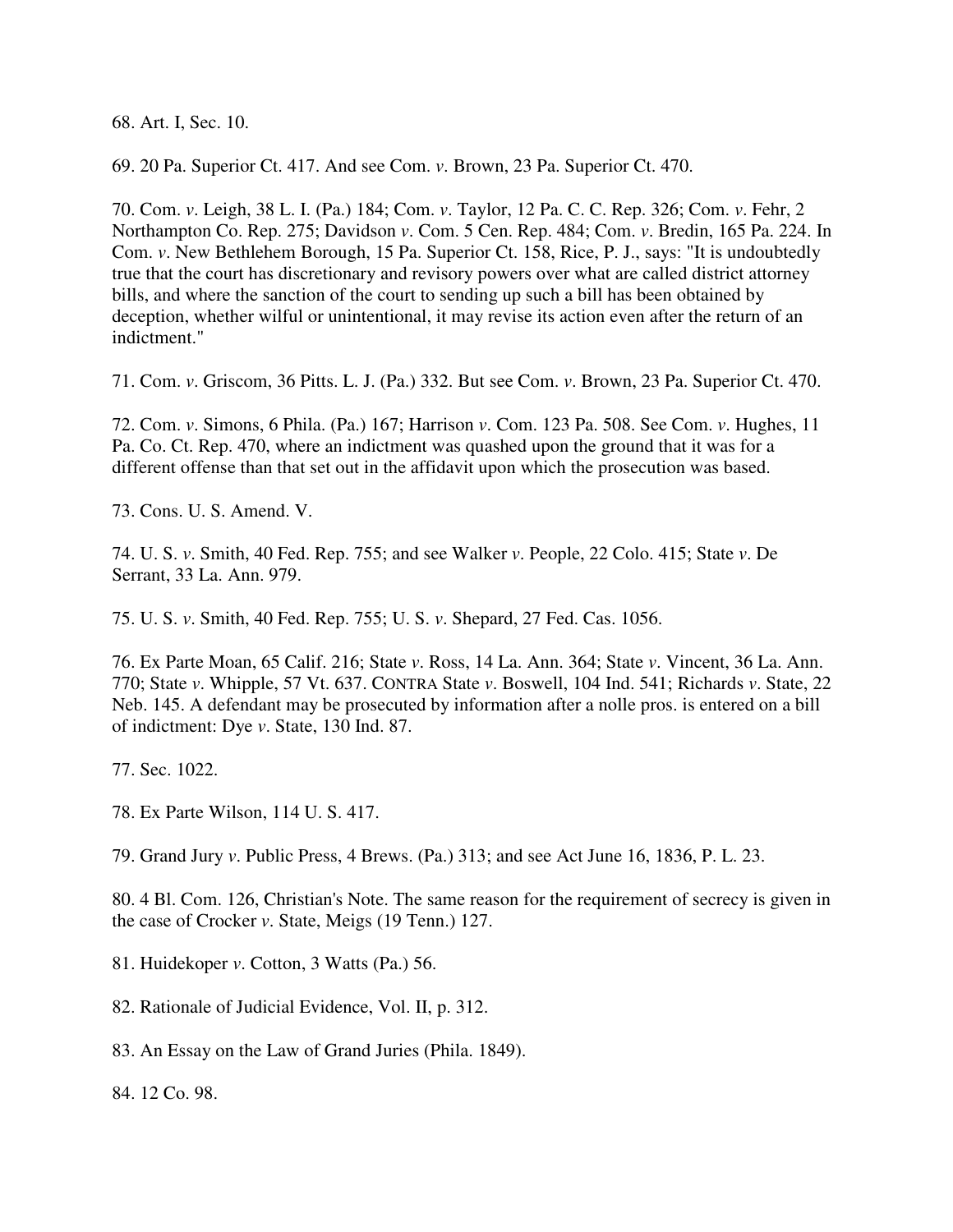68. Art. I, Sec. 10.

69. 20 Pa. Superior Ct. 417. And see Com. *v*. Brown, 23 Pa. Superior Ct. 470.

70. Com. *v*. Leigh, 38 L. I. (Pa.) 184; Com. *v*. Taylor, 12 Pa. C. C. Rep. 326; Com. *v*. Fehr, 2 Northampton Co. Rep. 275; Davidson *v*. Com. 5 Cen. Rep. 484; Com. *v*. Bredin, 165 Pa. 224. In Com. *v*. New Bethlehem Borough, 15 Pa. Superior Ct. 158, Rice, P. J., says: "It is undoubtedly true that the court has discretionary and revisory powers over what are called district attorney bills, and where the sanction of the court to sending up such a bill has been obtained by deception, whether wilful or unintentional, it may revise its action even after the return of an indictment."

71. Com. *v*. Griscom, 36 Pitts. L. J. (Pa.) 332. But see Com. *v*. Brown, 23 Pa. Superior Ct. 470.

72. Com. *v*. Simons, 6 Phila. (Pa.) 167; Harrison *v*. Com. 123 Pa. 508. See Com. *v*. Hughes, 11 Pa. Co. Ct. Rep. 470, where an indictment was quashed upon the ground that it was for a different offense than that set out in the affidavit upon which the prosecution was based.

73. Cons. U. S. Amend. V.

74. U. S. *v*. Smith, 40 Fed. Rep. 755; and see Walker *v*. People, 22 Colo. 415; State *v*. De Serrant, 33 La. Ann. 979.

75. U. S. *v*. Smith, 40 Fed. Rep. 755; U. S. *v*. Shepard, 27 Fed. Cas. 1056.

76. Ex Parte Moan, 65 Calif. 216; State *v*. Ross, 14 La. Ann. 364; State *v*. Vincent, 36 La. Ann. 770; State *v*. Whipple, 57 Vt. 637. CONTRA State *v*. Boswell, 104 Ind. 541; Richards *v*. State, 22 Neb. 145. A defendant may be prosecuted by information after a nolle pros. is entered on a bill of indictment: Dye *v*. State, 130 Ind. 87.

77. Sec. 1022.

78. Ex Parte Wilson, 114 U. S. 417.

79. Grand Jury *v*. Public Press, 4 Brews. (Pa.) 313; and see Act June 16, 1836, P. L. 23.

80. 4 Bl. Com. 126, Christian's Note. The same reason for the requirement of secrecy is given in the case of Crocker *v*. State, Meigs (19 Tenn.) 127.

81. Huidekoper *v*. Cotton, 3 Watts (Pa.) 56.

82. Rationale of Judicial Evidence, Vol. II, p. 312.

83. An Essay on the Law of Grand Juries (Phila. 1849).

84. 12 Co. 98.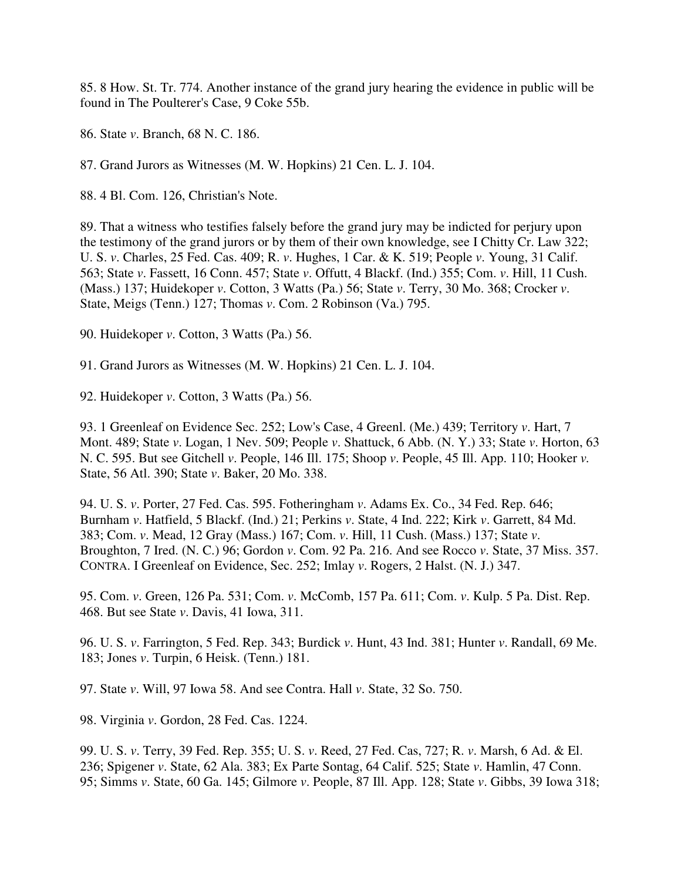85. 8 How. St. Tr. 774. Another instance of the grand jury hearing the evidence in public will be found in The Poulterer's Case, 9 Coke 55b.

86. State *v*. Branch, 68 N. C. 186.

87. Grand Jurors as Witnesses (M. W. Hopkins) 21 Cen. L. J. 104.

88. 4 Bl. Com. 126, Christian's Note.

89. That a witness who testifies falsely before the grand jury may be indicted for perjury upon the testimony of the grand jurors or by them of their own knowledge, see I Chitty Cr. Law 322; U. S. *v*. Charles, 25 Fed. Cas. 409; R. *v*. Hughes, 1 Car. & K. 519; People *v*. Young, 31 Calif. 563; State *v*. Fassett, 16 Conn. 457; State *v*. Offutt, 4 Blackf. (Ind.) 355; Com. *v*. Hill, 11 Cush. (Mass.) 137; Huidekoper *v*. Cotton, 3 Watts (Pa.) 56; State *v*. Terry, 30 Mo. 368; Crocker *v*. State, Meigs (Tenn.) 127; Thomas *v*. Com. 2 Robinson (Va.) 795.

90. Huidekoper *v*. Cotton, 3 Watts (Pa.) 56.

91. Grand Jurors as Witnesses (M. W. Hopkins) 21 Cen. L. J. 104.

92. Huidekoper *v*. Cotton, 3 Watts (Pa.) 56.

93. 1 Greenleaf on Evidence Sec. 252; Low's Case, 4 Greenl. (Me.) 439; Territory *v*. Hart, 7 Mont. 489; State *v*. Logan, 1 Nev. 509; People *v*. Shattuck, 6 Abb. (N. Y.) 33; State *v*. Horton, 63 N. C. 595. But see Gitchell *v*. People, 146 Ill. 175; Shoop *v*. People, 45 Ill. App. 110; Hooker *v*. State, 56 Atl. 390; State *v*. Baker, 20 Mo. 338.

94. U. S. *v*. Porter, 27 Fed. Cas. 595. Fotheringham *v*. Adams Ex. Co., 34 Fed. Rep. 646; Burnham *v*. Hatfield, 5 Blackf. (Ind.) 21; Perkins *v*. State, 4 Ind. 222; Kirk *v*. Garrett, 84 Md. 383; Com. *v*. Mead, 12 Gray (Mass.) 167; Com. *v*. Hill, 11 Cush. (Mass.) 137; State *v*. Broughton, 7 Ired. (N. C.) 96; Gordon *v*. Com. 92 Pa. 216. And see Rocco *v*. State, 37 Miss. 357. CONTRA. I Greenleaf on Evidence, Sec. 252; Imlay *v*. Rogers, 2 Halst. (N. J.) 347.

95. Com. *v*. Green, 126 Pa. 531; Com. *v*. McComb, 157 Pa. 611; Com. *v*. Kulp. 5 Pa. Dist. Rep. 468. But see State *v*. Davis, 41 Iowa, 311.

96. U. S. *v*. Farrington, 5 Fed. Rep. 343; Burdick *v*. Hunt, 43 Ind. 381; Hunter *v*. Randall, 69 Me. 183; Jones *v*. Turpin, 6 Heisk. (Tenn.) 181.

97. State *v*. Will, 97 Iowa 58. And see Contra. Hall *v*. State, 32 So. 750.

98. Virginia *v*. Gordon, 28 Fed. Cas. 1224.

99. U. S. *v*. Terry, 39 Fed. Rep. 355; U. S. *v*. Reed, 27 Fed. Cas, 727; R. *v*. Marsh, 6 Ad. & El. 236; Spigener *v*. State, 62 Ala. 383; Ex Parte Sontag, 64 Calif. 525; State *v*. Hamlin, 47 Conn. 95; Simms *v*. State, 60 Ga. 145; Gilmore *v*. People, 87 Ill. App. 128; State *v*. Gibbs, 39 Iowa 318;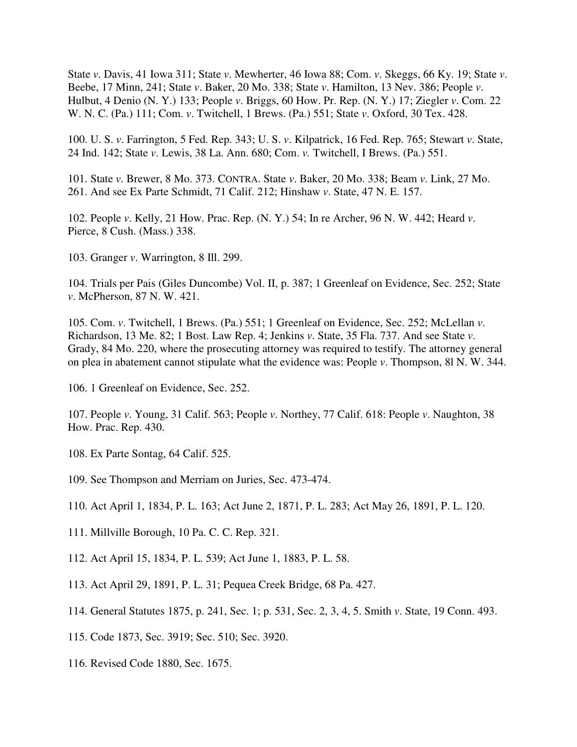State *v*. Davis, 41 Iowa 311; State *v*. Mewherter, 46 Iowa 88; Com. *v*. Skeggs, 66 Ky. 19; State *v*. Beebe, 17 Minn, 241; State *v*. Baker, 20 Mo. 338; State *v*. Hamilton, 13 Nev. 386; People *v*. Hulbut, 4 Denio (N. Y.) 133; People *v*. Briggs, 60 How. Pr. Rep. (N. Y.) 17; Ziegler *v*. Com. 22 W. N. C. (Pa.) 111; Com. *v*. Twitchell, 1 Brews. (Pa.) 551; State *v*. Oxford, 30 Tex. 428.

100. U. S. *v*. Farrington, 5 Fed. Rep. 343; U. S. *v*. Kilpatrick, 16 Fed. Rep. 765; Stewart *v*. State, 24 Ind. 142; State *v*. Lewis, 38 La. Ann. 680; Com. *v.* Twitchell, I Brews. (Pa.) 551.

101. State *v*. Brewer, 8 Mo. 373. CONTRA. State *v*. Baker, 20 Mo. 338; Beam *v*. Link, 27 Mo. 261. And see Ex Parte Schmidt, 71 Calif. 212; Hinshaw *v*. State, 47 N. E. 157.

102. People *v*. Kelly, 21 How. Prac. Rep. (N. Y.) 54; In re Archer, 96 N. W. 442; Heard *v*. Pierce, 8 Cush. (Mass.) 338.

103. Granger *v*. Warrington, 8 Ill. 299.

104. Trials per Pais (Giles Duncombe) Vol. II, p. 387; 1 Greenleaf on Evidence, Sec. 252; State *v*. McPherson, 87 N. W. 421.

105. Com. *v*. Twitchell, 1 Brews. (Pa.) 551; 1 Greenleaf on Evidence, Sec. 252; McLellan *v*. Richardson, 13 Me. 82; 1 Bost. Law Rep. 4; Jenkins *v*. State, 35 Fla. 737. And see State *v*. Grady, 84 Mo. 220, where the prosecuting attorney was required to testify. The attorney general on plea in abatement cannot stipulate what the evidence was: People *v*. Thompson, 8l N. W. 344.

106. 1 Greenleaf on Evidence, Sec. 252.

107. People *v*. Young, 31 Calif. 563; People *v*. Northey, 77 Calif. 618: People *v*. Naughton, 38 How. Prac. Rep. 430.

108. Ex Parte Sontag, 64 Calif. 525.

109. See Thompson and Merriam on Juries, Sec. 473-474.

110. Act April 1, 1834, P. L. 163; Act June 2, 1871, P. L. 283; Act May 26, 1891, P. L. 120.

111. Millville Borough, 10 Pa. C. C. Rep. 321.

112. Act April 15, 1834, P. L. 539; Act June 1, 1883, P. L. 58.

113. Act April 29, 1891, P. L. 31; Pequea Creek Bridge, 68 Pa. 427.

114. General Statutes 1875, p. 241, Sec. 1; p. 531, Sec. 2, 3, 4, 5. Smith *v*. State, 19 Conn. 493.

115. Code 1873, Sec. 3919; Sec. 510; Sec. 3920.

116. Revised Code 1880, Sec. 1675.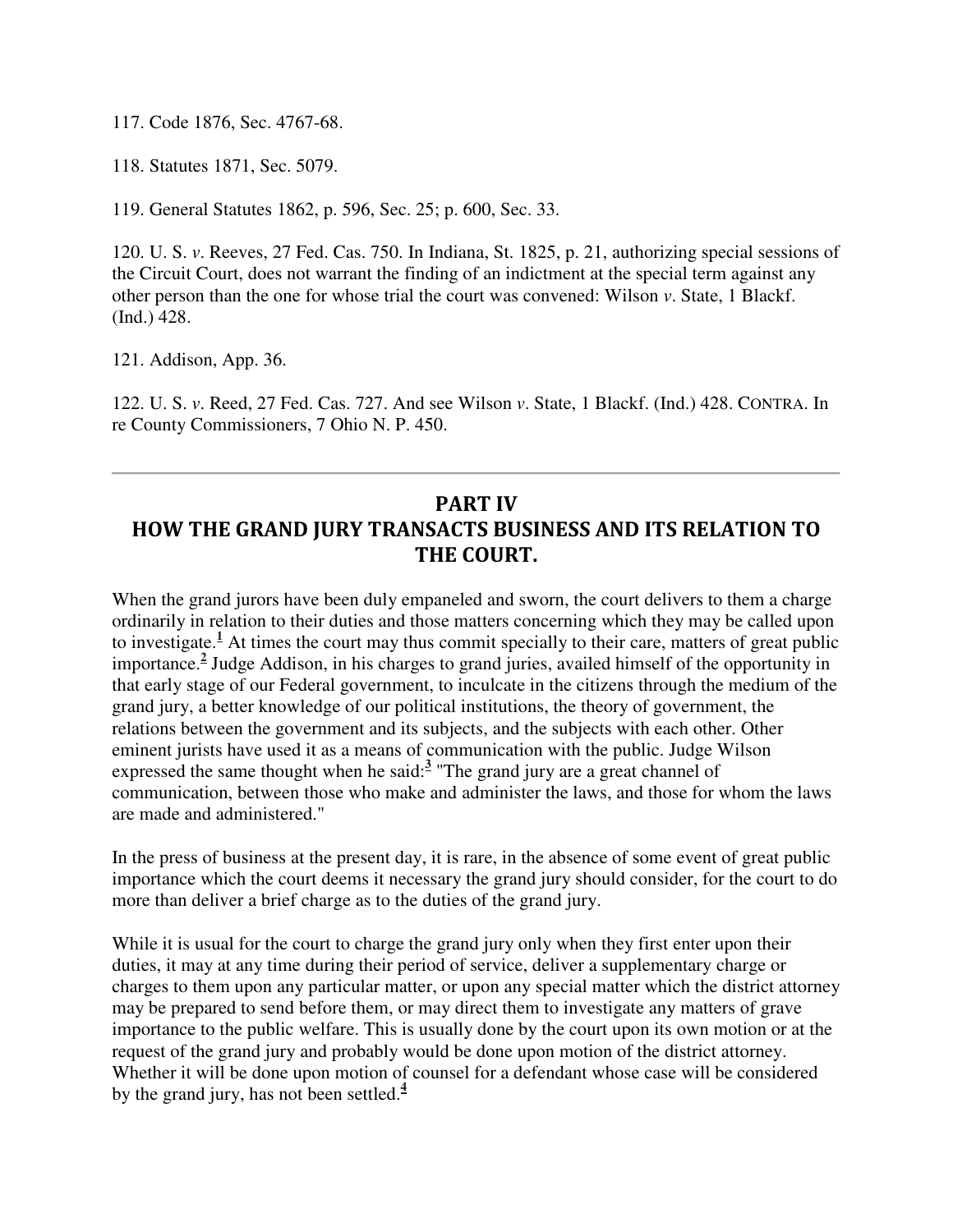117. Code 1876, Sec. 4767-68.

118. Statutes 1871, Sec. 5079.

119. General Statutes 1862, p. 596, Sec. 25; p. 600, Sec. 33.

120. U. S. *v*. Reeves, 27 Fed. Cas. 750. In Indiana, St. 1825, p. 21, authorizing special sessions of the Circuit Court, does not warrant the finding of an indictment at the special term against any other person than the one for whose trial the court was convened: Wilson *v*. State, 1 Blackf. (Ind.) 428.

121. Addison, App. 36.

122. U. S. *v*. Reed, 27 Fed. Cas. 727. And see Wilson *v*. State, 1 Blackf. (Ind.) 428. CONTRA. In re County Commissioners, 7 Ohio N. P. 450.

---

## PART IV
## HOW THE GRAND JURY TRANSACTS BUSINESS AND ITS RELATION TO THE COURT.

When the grand jurors have been duly empaneled and sworn, the court delivers to them a charge ordinarily in relation to their duties and those matters concerning which they may be called upon to investigate.[1] At times the court may thus commit specially to their care, matters of great public importance.[2] Judge Addison, in his charges to grand juries, availed himself of the opportunity in that early stage of our Federal government, to inculcate in the citizens through the medium of the grand jury, a better knowledge of our political institutions, the theory of government, the relations between the government and its subjects, and the subjects with each other. Other eminent jurists have used it as a means of communication with the public. Judge Wilson expressed the same thought when he said:[3] "The grand jury are a great channel of communication, between those who make and administer the laws, and those for whom the laws are made and administered."

In the press of business at the present day, it is rare, in the absence of some event of great public importance which the court deems it necessary the grand jury should consider, for the court to do more than deliver a brief charge as to the duties of the grand jury.

While it is usual for the court to charge the grand jury only when they first enter upon their duties, it may at any time during their period of service, deliver a supplementary charge or charges to them upon any particular matter, or upon any special matter which the district attorney may be prepared to send before them, or may direct them to investigate any matters of grave importance to the public welfare. This is usually done by the court upon its own motion or at the request of the grand jury and probably would be done upon motion of the district attorney. Whether it will be done upon motion of counsel for a defendant whose case will be considered by the grand jury, has not been settled.[4]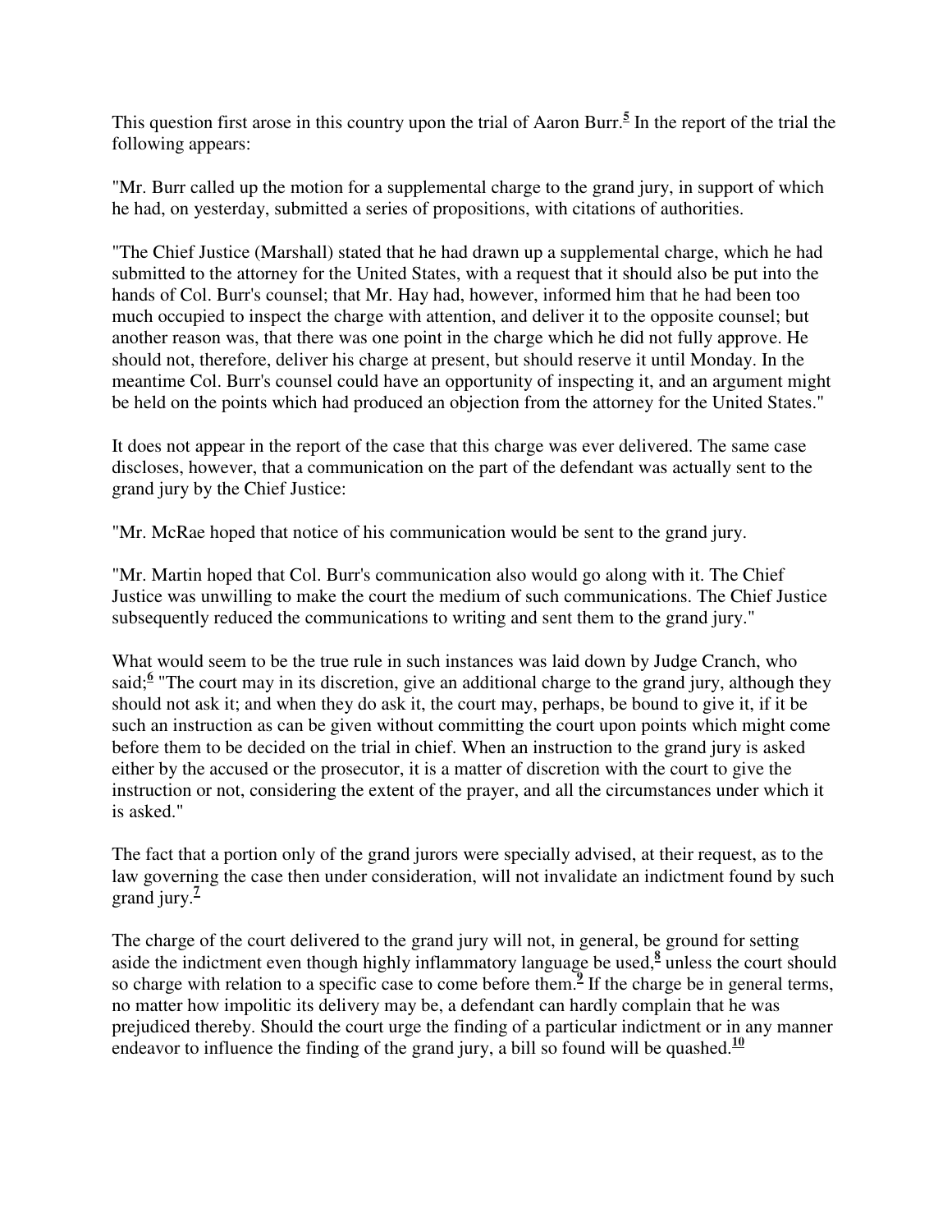This question first arose in this country upon the trial of Aaron Burr.[5] In the report of the trial the following appears:

"Mr. Burr called up the motion for a supplemental charge to the grand jury, in support of which he had, on yesterday, submitted a series of propositions, with citations of authorities.

"The Chief Justice (Marshall) stated that he had drawn up a supplemental charge, which he had submitted to the attorney for the United States, with a request that it should also be put into the hands of Col. Burr's counsel; that Mr. Hay had, however, informed him that he had been too much occupied to inspect the charge with attention, and deliver it to the opposite counsel; but another reason was, that there was one point in the charge which he did not fully approve. He should not, therefore, deliver his charge at present, but should reserve it until Monday. In the meantime Col. Burr's counsel could have an opportunity of inspecting it, and an argument might be held on the points which had produced an objection from the attorney for the United States."

It does not appear in the report of the case that this charge was ever delivered. The same case discloses, however, that a communication on the part of the defendant was actually sent to the grand jury by the Chief Justice:

"Mr. McRae hoped that notice of his communication would be sent to the grand jury.

"Mr. Martin hoped that Col. Burr's communication also would go along with it. The Chief Justice was unwilling to make the court the medium of such communications. The Chief Justice subsequently reduced the communications to writing and sent them to the grand jury."

What would seem to be the true rule in such instances was laid down by Judge Cranch, who said;[6] "The court may in its discretion, give an additional charge to the grand jury, although they should not ask it; and when they do ask it, the court may, perhaps, be bound to give it, if it be such an instruction as can be given without committing the court upon points which might come before them to be decided on the trial in chief. When an instruction to the grand jury is asked either by the accused or the prosecutor, it is a matter of discretion with the court to give the instruction or not, considering the extent of the prayer, and all the circumstances under which it is asked."

The fact that a portion only of the grand jurors were specially advised, at their request, as to the law governing the case then under consideration, will not invalidate an indictment found by such grand jury.[7]

The charge of the court delivered to the grand jury will not, in general, be ground for setting aside the indictment even though highly inflammatory language be used,[8] unless the court should so charge with relation to a specific case to come before them.[9] If the charge be in general terms, no matter how impolitic its delivery may be, a defendant can hardly complain that he was prejudiced thereby. Should the court urge the finding of a particular indictment or in any manner endeavor to influence the finding of the grand jury, a bill so found will be quashed.[10]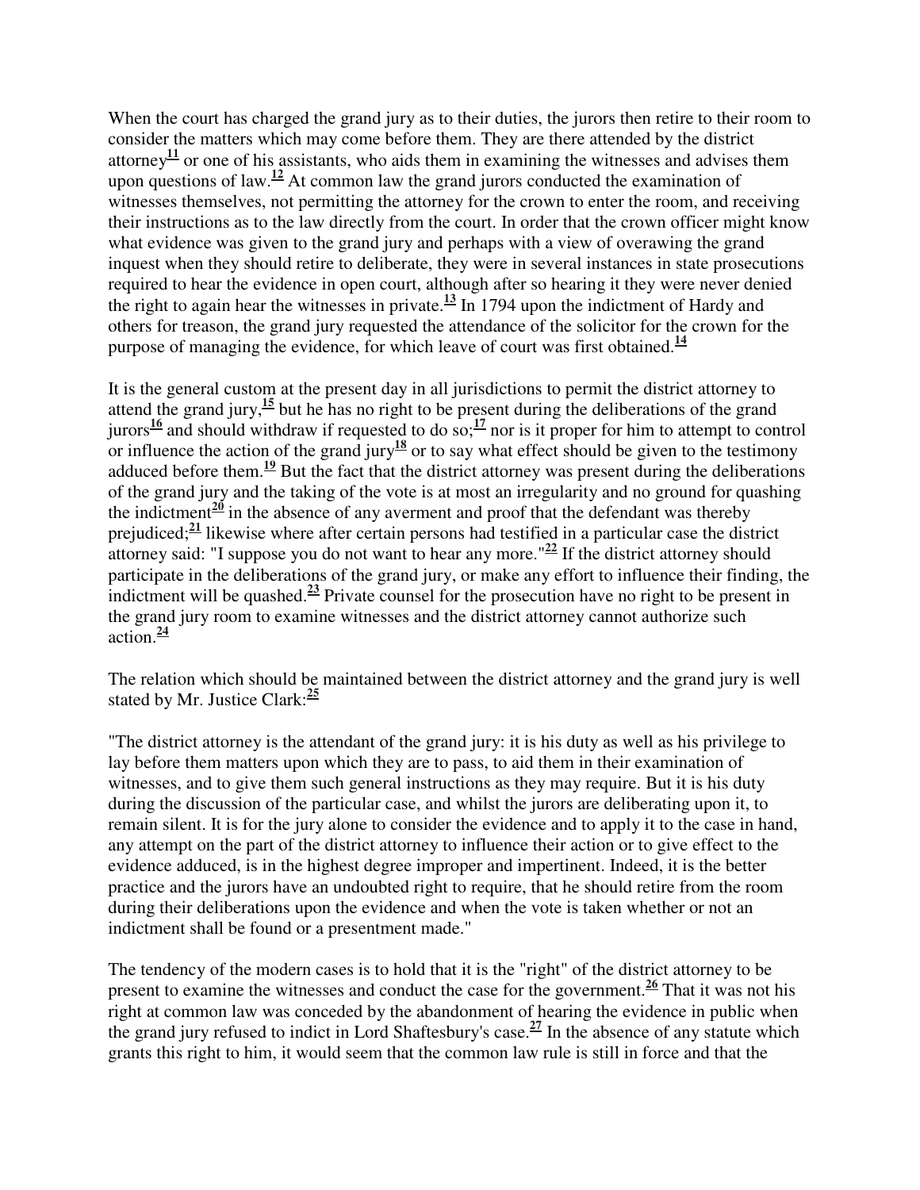When the court has charged the grand jury as to their duties, the jurors then retire to their room to consider the matters which may come before them. They are there attended by the district attorney[11] or one of his assistants, who aids them in examining the witnesses and advises them upon questions of law.[12] At common law the grand jurors conducted the examination of witnesses themselves, not permitting the attorney for the crown to enter the room, and receiving their instructions as to the law directly from the court. In order that the crown officer might know what evidence was given to the grand jury and perhaps with a view of overawing the grand inquest when they should retire to deliberate, they were in several instances in state prosecutions required to hear the evidence in open court, although after so hearing it they were never denied the right to again hear the witnesses in private.[13] In 1794 upon the indictment of Hardy and others for treason, the grand jury requested the attendance of the solicitor for the crown for the purpose of managing the evidence, for which leave of court was first obtained.[14]

It is the general custom at the present day in all jurisdictions to permit the district attorney to attend the grand jury,[15] but he has no right to be present during the deliberations of the grand jurors[16] and should withdraw if requested to do so;[17] nor is it proper for him to attempt to control or influence the action of the grand jury[18] or to say what effect should be given to the testimony adduced before them.[19] But the fact that the district attorney was present during the deliberations of the grand jury and the taking of the vote is at most an irregularity and no ground for quashing the indictment[20] in the absence of any averment and proof that the defendant was thereby prejudiced;[21] likewise where after certain persons had testified in a particular case the district attorney said: "I suppose you do not want to hear any more."[22] If the district attorney should participate in the deliberations of the grand jury, or make any effort to influence their finding, the indictment will be quashed.[23] Private counsel for the prosecution have no right to be present in the grand jury room to examine witnesses and the district attorney cannot authorize such action.[24]

The relation which should be maintained between the district attorney and the grand jury is well stated by Mr. Justice Clark:[25]

"The district attorney is the attendant of the grand jury: it is his duty as well as his privilege to lay before them matters upon which they are to pass, to aid them in their examination of witnesses, and to give them such general instructions as they may require. But it is his duty during the discussion of the particular case, and whilst the jurors are deliberating upon it, to remain silent. It is for the jury alone to consider the evidence and to apply it to the case in hand, any attempt on the part of the district attorney to influence their action or to give effect to the evidence adduced, is in the highest degree improper and impertinent. Indeed, it is the better practice and the jurors have an undoubted right to require, that he should retire from the room during their deliberations upon the evidence and when the vote is taken whether or not an indictment shall be found or a presentment made."

The tendency of the modern cases is to hold that it is the "right" of the district attorney to be present to examine the witnesses and conduct the case for the government.[26] That it was not his right at common law was conceded by the abandonment of hearing the evidence in public when the grand jury refused to indict in Lord Shaftesbury's case.[27] In the absence of any statute which grants this right to him, it would seem that the common law rule is still in force and that the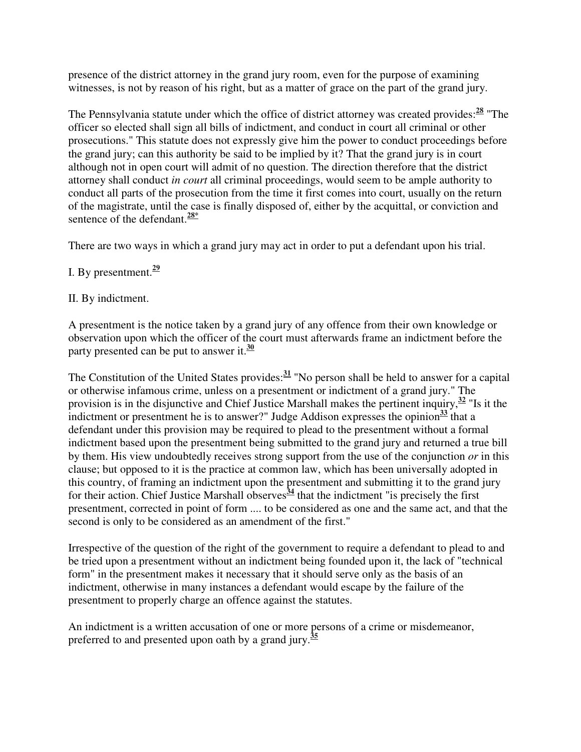presence of the district attorney in the grand jury room, even for the purpose of examining witnesses, is not by reason of his right, but as a matter of grace on the part of the grand jury.

The Pennsylvania statute under which the office of district attorney was created provides:[28] "The officer so elected shall sign all bills of indictment, and conduct in court all criminal or other prosecutions." This statute does not expressly give him the power to conduct proceedings before the grand jury; can this authority be said to be implied by it? That the grand jury is in court although not in open court will admit of no question. The direction therefore that the district attorney shall conduct *in court* all criminal proceedings, would seem to be ample authority to conduct all parts of the prosecution from the time it first comes into court, usually on the return of the magistrate, until the case is finally disposed of, either by the acquittal, or conviction and sentence of the defendant.[28*]

There are two ways in which a grand jury may act in order to put a defendant upon his trial.

I. By presentment.[29]

II. By indictment.

A presentment is the notice taken by a grand jury of any offence from their own knowledge or observation upon which the officer of the court must afterwards frame an indictment before the party presented can be put to answer it.[30]

The Constitution of the United States provides:[31] "No person shall be held to answer for a capital or otherwise infamous crime, unless on a presentment or indictment of a grand jury." The provision is in the disjunctive and Chief Justice Marshall makes the pertinent inquiry,[32] "Is it the indictment or presentment he is to answer?" Judge Addison expresses the opinion[33] that a defendant under this provision may be required to plead to the presentment without a formal indictment based upon the presentment being submitted to the grand jury and returned a true bill by them. His view undoubtedly receives strong support from the use of the conjunction *or* in this clause; but opposed to it is the practice at common law, which has been universally adopted in this country, of framing an indictment upon the presentment and submitting it to the grand jury for their action. Chief Justice Marshall observes[34] that the indictment "is precisely the first presentment, corrected in point of form .... to be considered as one and the same act, and that the second is only to be considered as an amendment of the first."

Irrespective of the question of the right of the government to require a defendant to plead to and be tried upon a presentment without an indictment being founded upon it, the lack of "technical form" in the presentment makes it necessary that it should serve only as the basis of an indictment, otherwise in many instances a defendant would escape by the failure of the presentment to properly charge an offence against the statutes.

An indictment is a written accusation of one or more persons of a crime or misdemeanor, preferred to and presented upon oath by a grand jury.[35]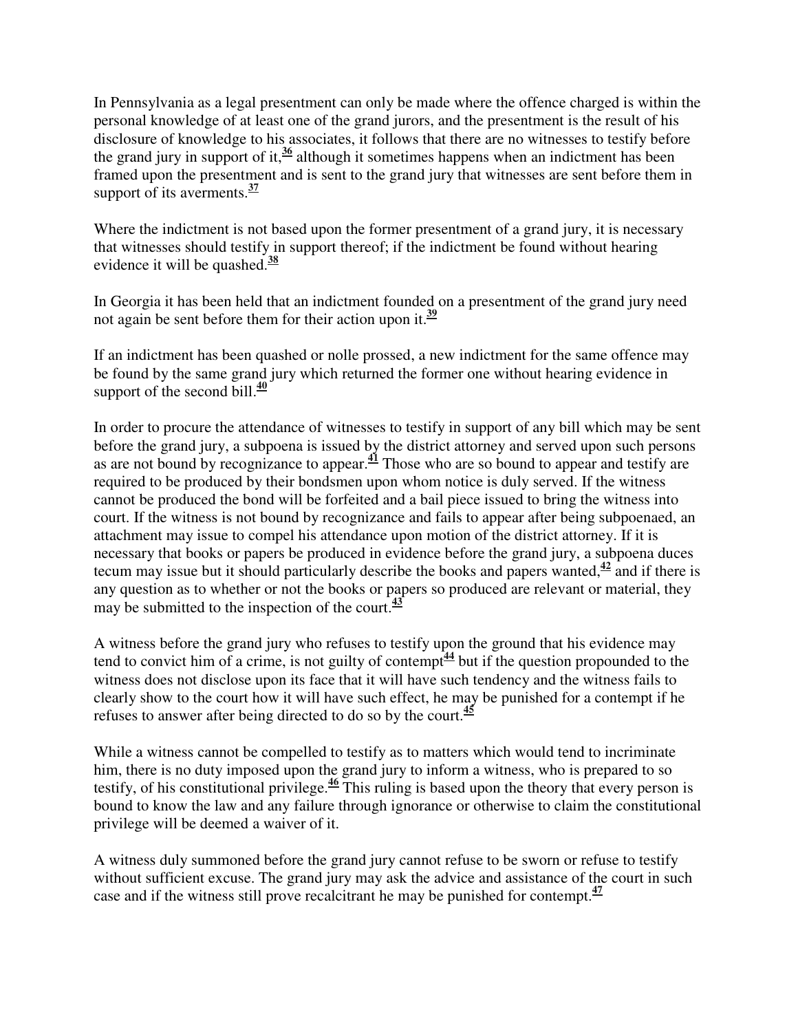In Pennsylvania as a legal presentment can only be made where the offence charged is within the personal knowledge of at least one of the grand jurors, and the presentment is the result of his disclosure of knowledge to his associates, it follows that there are no witnesses to testify before the grand jury in support of it,[36] although it sometimes happens when an indictment has been framed upon the presentment and is sent to the grand jury that witnesses are sent before them in support of its averments.[37]

Where the indictment is not based upon the former presentment of a grand jury, it is necessary that witnesses should testify in support thereof; if the indictment be found without hearing evidence it will be quashed.[38]

In Georgia it has been held that an indictment founded on a presentment of the grand jury need not again be sent before them for their action upon it.[39]

If an indictment has been quashed or nolle prossed, a new indictment for the same offence may be found by the same grand jury which returned the former one without hearing evidence in support of the second bill.[40]

In order to procure the attendance of witnesses to testify in support of any bill which may be sent before the grand jury, a subpoena is issued by the district attorney and served upon such persons as are not bound by recognizance to appear.[41] Those who are so bound to appear and testify are required to be produced by their bondsmen upon whom notice is duly served. If the witness cannot be produced the bond will be forfeited and a bail piece issued to bring the witness into court. If the witness is not bound by recognizance and fails to appear after being subpoenaed, an attachment may issue to compel his attendance upon motion of the district attorney. If it is necessary that books or papers be produced in evidence before the grand jury, a subpoena duces tecum may issue but it should particularly describe the books and papers wanted,[42] and if there is any question as to whether or not the books or papers so produced are relevant or material, they may be submitted to the inspection of the court.[43]

A witness before the grand jury who refuses to testify upon the ground that his evidence may tend to convict him of a crime, is not guilty of contempt[44] but if the question propounded to the witness does not disclose upon its face that it will have such tendency and the witness fails to clearly show to the court how it will have such effect, he may be punished for a contempt if he refuses to answer after being directed to do so by the court.[45]

While a witness cannot be compelled to testify as to matters which would tend to incriminate him, there is no duty imposed upon the grand jury to inform a witness, who is prepared to so testify, of his constitutional privilege.[46] This ruling is based upon the theory that every person is bound to know the law and any failure through ignorance or otherwise to claim the constitutional privilege will be deemed a waiver of it.

A witness duly summoned before the grand jury cannot refuse to be sworn or refuse to testify without sufficient excuse. The grand jury may ask the advice and assistance of the court in such case and if the witness still prove recalcitrant he may be punished for contempt.[47]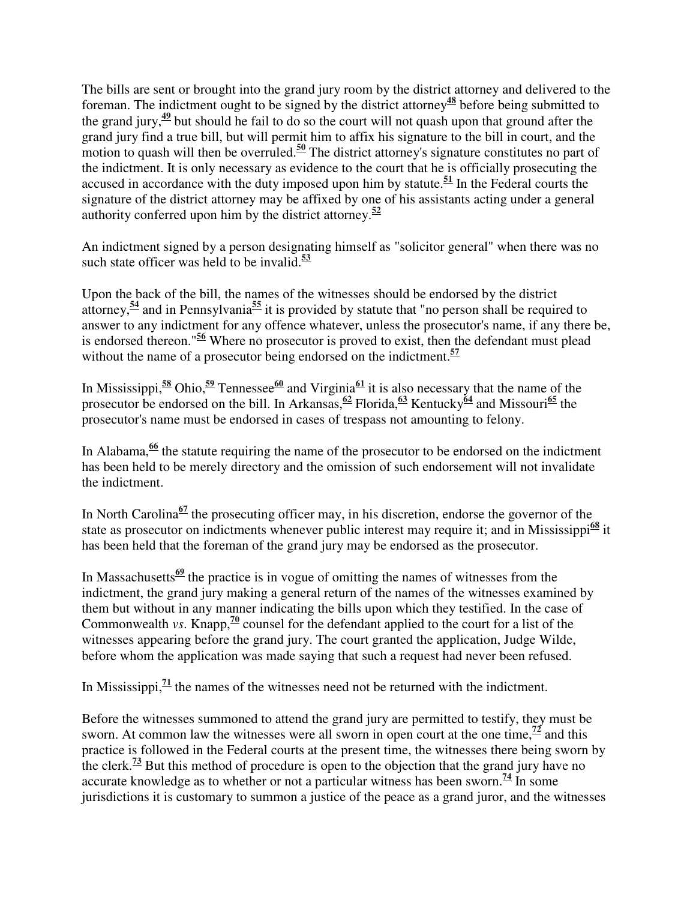The bills are sent or brought into the grand jury room by the district attorney and delivered to the foreman. The indictment ought to be signed by the district attorney[48] before being submitted to the grand jury,[49] but should he fail to do so the court will not quash upon that ground after the grand jury find a true bill, but will permit him to affix his signature to the bill in court, and the motion to quash will then be overruled.[50] The district attorney's signature constitutes no part of the indictment. It is only necessary as evidence to the court that he is officially prosecuting the accused in accordance with the duty imposed upon him by statute.[51] In the Federal courts the signature of the district attorney may be affixed by one of his assistants acting under a general authority conferred upon him by the district attorney.[52]

An indictment signed by a person designating himself as "solicitor general" when there was no such state officer was held to be invalid.[53]

Upon the back of the bill, the names of the witnesses should be endorsed by the district attorney,[54] and in Pennsylvania[55] it is provided by statute that "no person shall be required to answer to any indictment for any offence whatever, unless the prosecutor's name, if any there be, is endorsed thereon."[56] Where no prosecutor is proved to exist, then the defendant must plead without the name of a prosecutor being endorsed on the indictment.[57]

In Mississippi,[58] Ohio,[59] Tennessee[60] and Virginia[61] it is also necessary that the name of the prosecutor be endorsed on the bill. In Arkansas,[62] Florida,[63] Kentucky[64] and Missouri[65] the prosecutor's name must be endorsed in cases of trespass not amounting to felony.

In Alabama,[66] the statute requiring the name of the prosecutor to be endorsed on the indictment has been held to be merely directory and the omission of such endorsement will not invalidate the indictment.

In North Carolina[67] the prosecuting officer may, in his discretion, endorse the governor of the state as prosecutor on indictments whenever public interest may require it; and in Mississippi[68] it has been held that the foreman of the grand jury may be endorsed as the prosecutor.

In Massachusetts[69] the practice is in vogue of omitting the names of witnesses from the indictment, the grand jury making a general return of the names of the witnesses examined by them but without in any manner indicating the bills upon which they testified. In the case of Commonwealth *vs.* Knapp,[70] counsel for the defendant applied to the court for a list of the witnesses appearing before the grand jury. The court granted the application, Judge Wilde, before whom the application was made saying that such a request had never been refused.

In Mississippi,[71] the names of the witnesses need not be returned with the indictment.

Before the witnesses summoned to attend the grand jury are permitted to testify, they must be sworn. At common law the witnesses were all sworn in open court at the one time,[72] and this practice is followed in the Federal courts at the present time, the witnesses there being sworn by the clerk.[73] But this method of procedure is open to the objection that the grand jury have no accurate knowledge as to whether or not a particular witness has been sworn.[74] In some jurisdictions it is customary to summon a justice of the peace as a grand juror, and the witnesses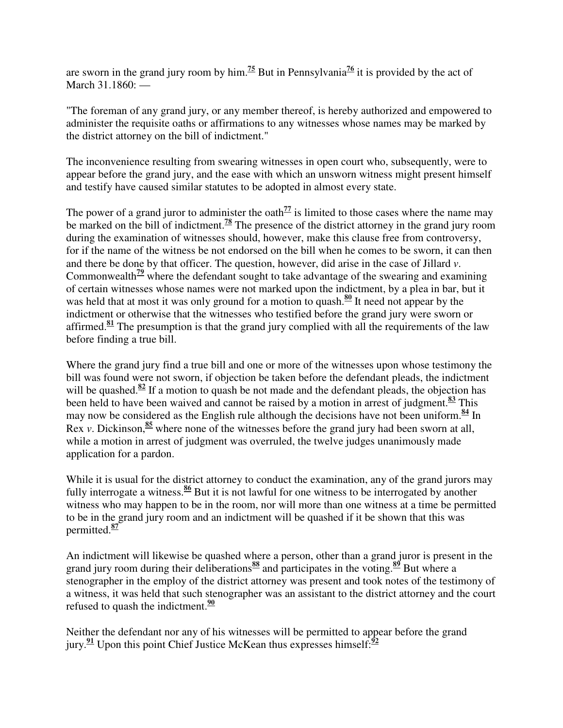are sworn in the grand jury room by him.[75] But in Pennsylvania[76] it is provided by the act of March 31.1860: —

"The foreman of any grand jury, or any member thereof, is hereby authorized and empowered to administer the requisite oaths or affirmations to any witnesses whose names may be marked by the district attorney on the bill of indictment."

The inconvenience resulting from swearing witnesses in open court who, subsequently, were to appear before the grand jury, and the ease with which an unsworn witness might present himself and testify have caused similar statutes to be adopted in almost every state.

The power of a grand juror to administer the oath[77] is limited to those cases where the name may be marked on the bill of indictment.[78] The presence of the district attorney in the grand jury room during the examination of witnesses should, however, make this clause free from controversy, for if the name of the witness be not endorsed on the bill when he comes to be sworn, it can then and there be done by that officer. The question, however, did arise in the case of Jillard *v*. Commonwealth[79] where the defendant sought to take advantage of the swearing and examining of certain witnesses whose names were not marked upon the indictment, by a plea in bar, but it was held that at most it was only ground for a motion to quash.[80] It need not appear by the indictment or otherwise that the witnesses who testified before the grand jury were sworn or affirmed.[81] The presumption is that the grand jury complied with all the requirements of the law before finding a true bill.

Where the grand jury find a true bill and one or more of the witnesses upon whose testimony the bill was found were not sworn, if objection be taken before the defendant pleads, the indictment will be quashed.[82] If a motion to quash be not made and the defendant pleads, the objection has been held to have been waived and cannot be raised by a motion in arrest of judgment.[83] This may now be considered as the English rule although the decisions have not been uniform.[84] In Rex *v*. Dickinson,[85] where none of the witnesses before the grand jury had been sworn at all, while a motion in arrest of judgment was overruled, the twelve judges unanimously made application for a pardon.

While it is usual for the district attorney to conduct the examination, any of the grand jurors may fully interrogate a witness.[86] But it is not lawful for one witness to be interrogated by another witness who may happen to be in the room, nor will more than one witness at a time be permitted to be in the grand jury room and an indictment will be quashed if it be shown that this was permitted.[87]

An indictment will likewise be quashed where a person, other than a grand juror is present in the grand jury room during their deliberations[88] and participates in the voting.[89] But where a stenographer in the employ of the district attorney was present and took notes of the testimony of a witness, it was held that such stenographer was an assistant to the district attorney and the court refused to quash the indictment.[90]

Neither the defendant nor any of his witnesses will be permitted to appear before the grand jury.[91] Upon this point Chief Justice McKean thus expresses himself:[92]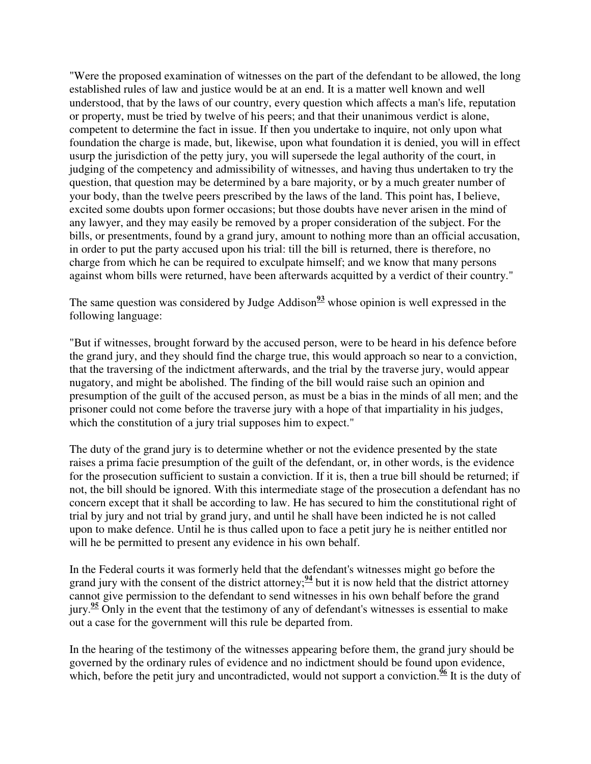"Were the proposed examination of witnesses on the part of the defendant to be allowed, the long established rules of law and justice would be at an end. It is a matter well known and well understood, that by the laws of our country, every question which affects a man's life, reputation or property, must be tried by twelve of his peers; and that their unanimous verdict is alone, competent to determine the fact in issue. If then you undertake to inquire, not only upon what foundation the charge is made, but, likewise, upon what foundation it is denied, you will in effect usurp the jurisdiction of the petty jury, you will supersede the legal authority of the court, in judging of the competency and admissibility of witnesses, and having thus undertaken to try the question, that question may be determined by a bare majority, or by a much greater number of your body, than the twelve peers prescribed by the laws of the land. This point has, I believe, excited some doubts upon former occasions; but those doubts have never arisen in the mind of any lawyer, and they may easily be removed by a proper consideration of the subject. For the bills, or presentments, found by a grand jury, amount to nothing more than an official accusation, in order to put the party accused upon his trial: till the bill is returned, there is therefore, no charge from which he can be required to exculpate himself; and we know that many persons against whom bills were returned, have been afterwards acquitted by a verdict of their country."

The same question was considered by Judge Addison[93] whose opinion is well expressed in the following language:

"But if witnesses, brought forward by the accused person, were to be heard in his defence before the grand jury, and they should find the charge true, this would approach so near to a conviction, that the traversing of the indictment afterwards, and the trial by the traverse jury, would appear nugatory, and might be abolished. The finding of the bill would raise such an opinion and presumption of the guilt of the accused person, as must be a bias in the minds of all men; and the prisoner could not come before the traverse jury with a hope of that impartiality in his judges, which the constitution of a jury trial supposes him to expect."

The duty of the grand jury is to determine whether or not the evidence presented by the state raises a prima facie presumption of the guilt of the defendant, or, in other words, is the evidence for the prosecution sufficient to sustain a conviction. If it is, then a true bill should be returned; if not, the bill should be ignored. With this intermediate stage of the prosecution a defendant has no concern except that it shall be according to law. He has secured to him the constitutional right of trial by jury and not trial by grand jury, and until he shall have been indicted he is not called upon to make defence. Until he is thus called upon to face a petit jury he is neither entitled nor will he be permitted to present any evidence in his own behalf.

In the Federal courts it was formerly held that the defendant's witnesses might go before the grand jury with the consent of the district attorney;[94] but it is now held that the district attorney cannot give permission to the defendant to send witnesses in his own behalf before the grand jury.[95] Only in the event that the testimony of any of defendant's witnesses is essential to make out a case for the government will this rule be departed from.

In the hearing of the testimony of the witnesses appearing before them, the grand jury should be governed by the ordinary rules of evidence and no indictment should be found upon evidence, which, before the petit jury and uncontradicted, would not support a conviction.[96] It is the duty of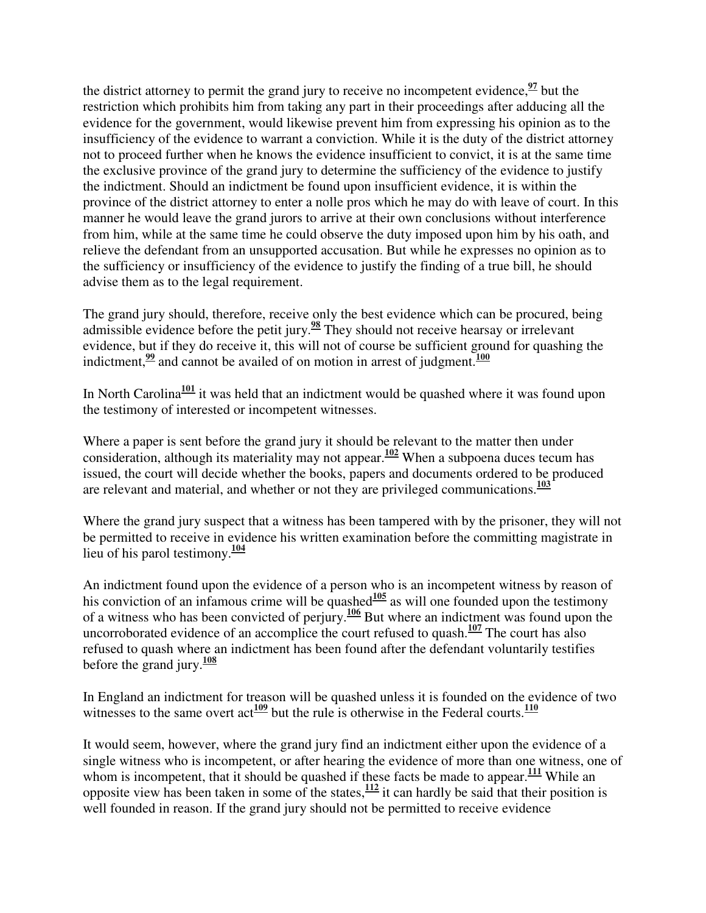the district attorney to permit the grand jury to receive no incompetent evidence,[97] but the restriction which prohibits him from taking any part in their proceedings after adducing all the evidence for the government, would likewise prevent him from expressing his opinion as to the insufficiency of the evidence to warrant a conviction. While it is the duty of the district attorney not to proceed further when he knows the evidence insufficient to convict, it is at the same time the exclusive province of the grand jury to determine the sufficiency of the evidence to justify the indictment. Should an indictment be found upon insufficient evidence, it is within the province of the district attorney to enter a nolle pros which he may do with leave of court. In this manner he would leave the grand jurors to arrive at their own conclusions without interference from him, while at the same time he could observe the duty imposed upon him by his oath, and relieve the defendant from an unsupported accusation. But while he expresses no opinion as to the sufficiency or insufficiency of the evidence to justify the finding of a true bill, he should advise them as to the legal requirement.

The grand jury should, therefore, receive only the best evidence which can be procured, being admissible evidence before the petit jury.[98] They should not receive hearsay or irrelevant evidence, but if they do receive it, this will not of course be sufficient ground for quashing the indictment,[99] and cannot be availed of on motion in arrest of judgment.[100]

In North Carolina[101] it was held that an indictment would be quashed where it was found upon the testimony of interested or incompetent witnesses.

Where a paper is sent before the grand jury it should be relevant to the matter then under consideration, although its materiality may not appear.[102] When a subpoena duces tecum has issued, the court will decide whether the books, papers and documents ordered to be produced are relevant and material, and whether or not they are privileged communications.[103]

Where the grand jury suspect that a witness has been tampered with by the prisoner, they will not be permitted to receive in evidence his written examination before the committing magistrate in lieu of his parol testimony.[104]

An indictment found upon the evidence of a person who is an incompetent witness by reason of his conviction of an infamous crime will be quashed[105] as will one founded upon the testimony of a witness who has been convicted of perjury.[106] But where an indictment was found upon the uncorroborated evidence of an accomplice the court refused to quash.[107] The court has also refused to quash where an indictment has been found after the defendant voluntarily testifies before the grand jury.[108]

In England an indictment for treason will be quashed unless it is founded on the evidence of two witnesses to the same overt act[109] but the rule is otherwise in the Federal courts.[110]

It would seem, however, where the grand jury find an indictment either upon the evidence of a single witness who is incompetent, or after hearing the evidence of more than one witness, one of whom is incompetent, that it should be quashed if these facts be made to appear.[111] While an opposite view has been taken in some of the states,[112] it can hardly be said that their position is well founded in reason. If the grand jury should not be permitted to receive evidence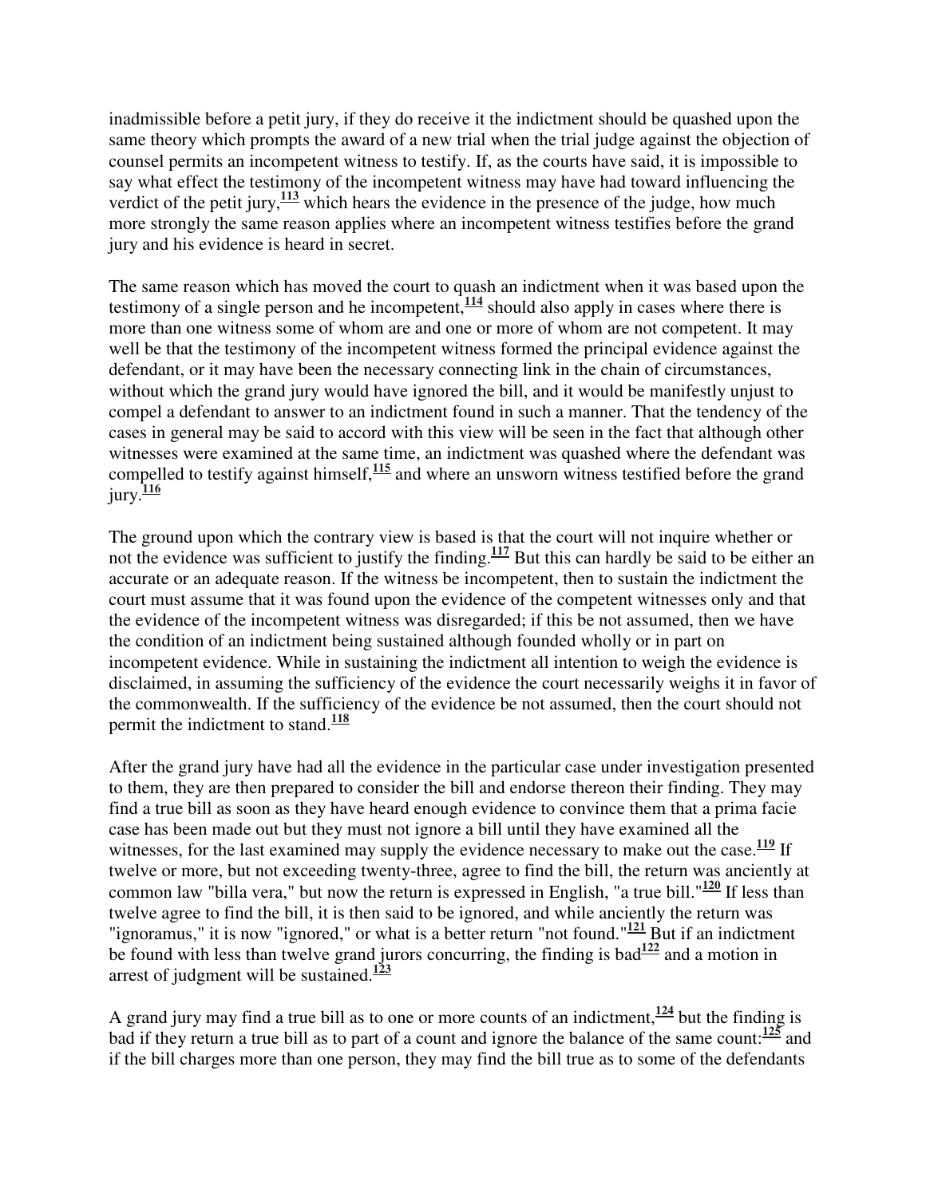inadmissible before a petit jury, if they do receive it the indictment should be quashed upon the same theory which prompts the award of a new trial when the trial judge against the objection of counsel permits an incompetent witness to testify. If, as the courts have said, it is impossible to say what effect the testimony of the incompetent witness may have had toward influencing the verdict of the petit jury,[113] which hears the evidence in the presence of the judge, how much more strongly the same reason applies where an incompetent witness testifies before the grand jury and his evidence is heard in secret.

The same reason which has moved the court to quash an indictment when it was based upon the testimony of a single person and he incompetent,[114] should also apply in cases where there is more than one witness some of whom are and one or more of whom are not competent. It may well be that the testimony of the incompetent witness formed the principal evidence against the defendant, or it may have been the necessary connecting link in the chain of circumstances, without which the grand jury would have ignored the bill, and it would be manifestly unjust to compel a defendant to answer to an indictment found in such a manner. That the tendency of the cases in general may be said to accord with this view will be seen in the fact that although other witnesses were examined at the same time, an indictment was quashed where the defendant was compelled to testify against himself,[115] and where an unsworn witness testified before the grand jury.[116]

The ground upon which the contrary view is based is that the court will not inquire whether or not the evidence was sufficient to justify the finding.[117] But this can hardly be said to be either an accurate or an adequate reason. If the witness be incompetent, then to sustain the indictment the court must assume that it was found upon the evidence of the competent witnesses only and that the evidence of the incompetent witness was disregarded; if this be not assumed, then we have the condition of an indictment being sustained although founded wholly or in part on incompetent evidence. While in sustaining the indictment all intention to weigh the evidence is disclaimed, in assuming the sufficiency of the evidence the court necessarily weighs it in favor of the commonwealth. If the sufficiency of the evidence be not assumed, then the court should not permit the indictment to stand.[118]

After the grand jury have had all the evidence in the particular case under investigation presented to them, they are then prepared to consider the bill and endorse thereon their finding. They may find a true bill as soon as they have heard enough evidence to convince them that a prima facie case has been made out but they must not ignore a bill until they have examined all the witnesses, for the last examined may supply the evidence necessary to make out the case.[119] If twelve or more, but not exceeding twenty-three, agree to find the bill, the return was anciently at common law "billa vera," but now the return is expressed in English, "a true bill."[120] If less than twelve agree to find the bill, it is then said to be ignored, and while anciently the return was "ignoramus," it is now "ignored," or what is a better return "not found."[121] But if an indictment be found with less than twelve grand jurors concurring, the finding is bad[122] and a motion in arrest of judgment will be sustained.[123]

A grand jury may find a true bill as to one or more counts of an indictment,[124] but the finding is bad if they return a true bill as to part of a count and ignore the balance of the same count:[125] and if the bill charges more than one person, they may find the bill true as to some of the defendants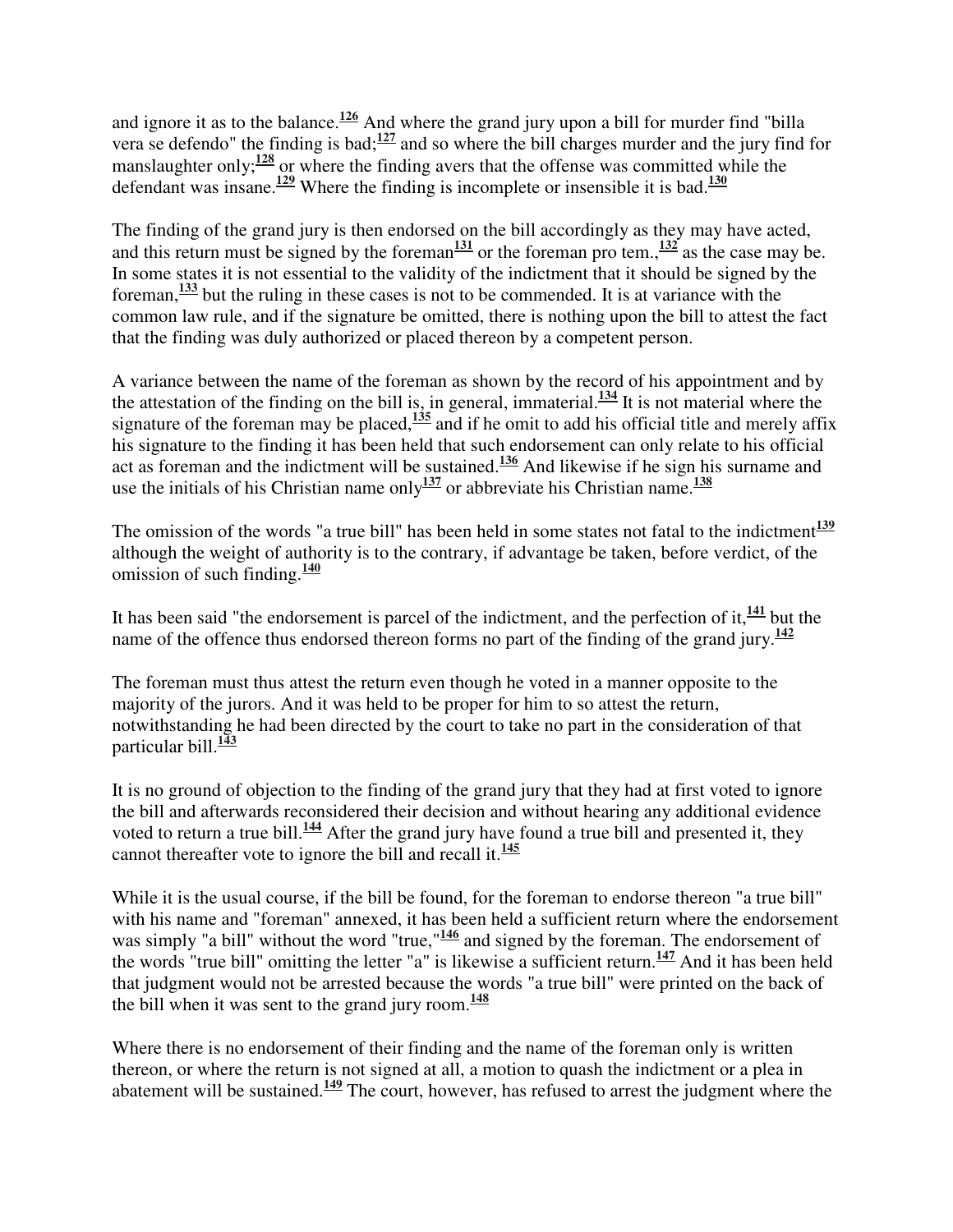and ignore it as to the balance.[126] And where the grand jury upon a bill for murder find "billa vera se defendo" the finding is bad;[127] and so where the bill charges murder and the jury find for manslaughter only;[128] or where the finding avers that the offense was committed while the defendant was insane.[129] Where the finding is incomplete or insensible it is bad.[130]

The finding of the grand jury is then endorsed on the bill accordingly as they may have acted, and this return must be signed by the foreman[131] or the foreman pro tem.,[132] as the case may be. In some states it is not essential to the validity of the indictment that it should be signed by the foreman,[133] but the ruling in these cases is not to be commended. It is at variance with the common law rule, and if the signature be omitted, there is nothing upon the bill to attest the fact that the finding was duly authorized or placed thereon by a competent person.

A variance between the name of the foreman as shown by the record of his appointment and by the attestation of the finding on the bill is, in general, immaterial.[134] It is not material where the signature of the foreman may be placed,[135] and if he omit to add his official title and merely affix his signature to the finding it has been held that such endorsement can only relate to his official act as foreman and the indictment will be sustained.[136] And likewise if he sign his surname and use the initials of his Christian name only[137] or abbreviate his Christian name.[138]

The omission of the words "a true bill" has been held in some states not fatal to the indictment[139] although the weight of authority is to the contrary, if advantage be taken, before verdict, of the omission of such finding.[140]

It has been said "the endorsement is parcel of the indictment, and the perfection of it,[141] but the name of the offence thus endorsed thereon forms no part of the finding of the grand jury.[142]

The foreman must thus attest the return even though he voted in a manner opposite to the majority of the jurors. And it was held to be proper for him to so attest the return, notwithstanding he had been directed by the court to take no part in the consideration of that particular bill.[143]

It is no ground of objection to the finding of the grand jury that they had at first voted to ignore the bill and afterwards reconsidered their decision and without hearing any additional evidence voted to return a true bill.[144] After the grand jury have found a true bill and presented it, they cannot thereafter vote to ignore the bill and recall it.[145]

While it is the usual course, if the bill be found, for the foreman to endorse thereon "a true bill" with his name and "foreman" annexed, it has been held a sufficient return where the endorsement was simply "a bill" without the word "true,"[146] and signed by the foreman. The endorsement of the words "true bill" omitting the letter "a" is likewise a sufficient return.[147] And it has been held that judgment would not be arrested because the words "a true bill" were printed on the back of the bill when it was sent to the grand jury room.[148]

Where there is no endorsement of their finding and the name of the foreman only is written thereon, or where the return is not signed at all, a motion to quash the indictment or a plea in abatement will be sustained.[149] The court, however, has refused to arrest the judgment where the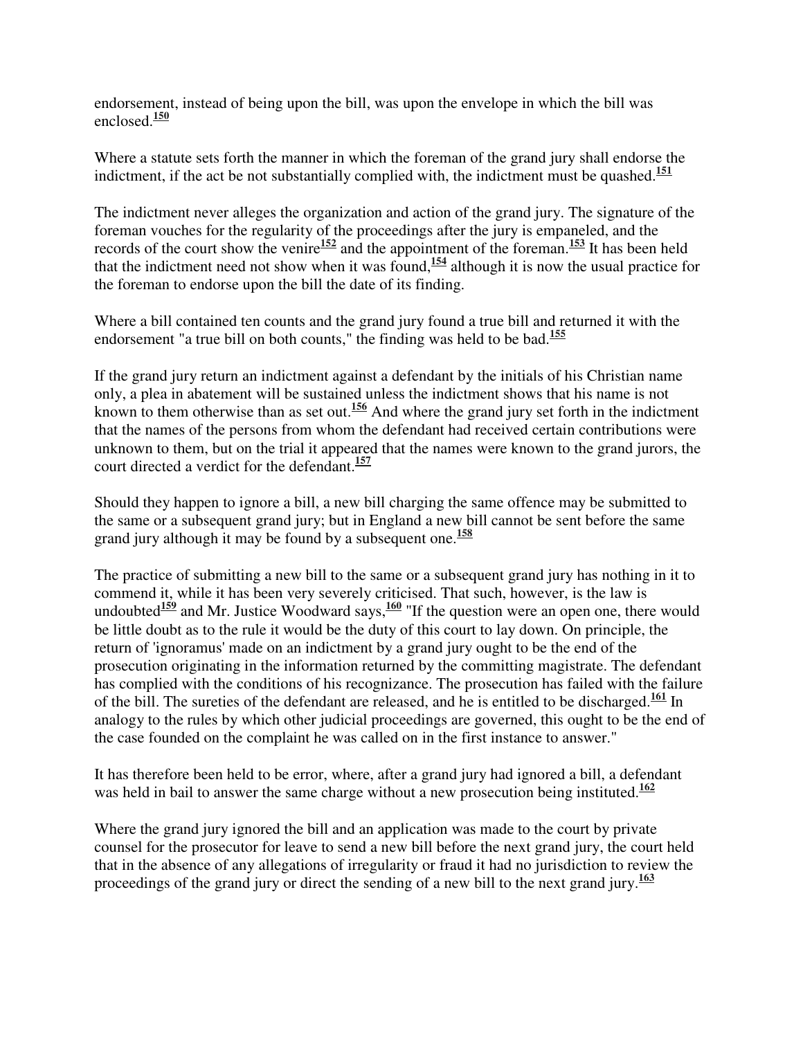endorsement, instead of being upon the bill, was upon the envelope in which the bill was enclosed.[150]

Where a statute sets forth the manner in which the foreman of the grand jury shall endorse the indictment, if the act be not substantially complied with, the indictment must be quashed.[151]

The indictment never alleges the organization and action of the grand jury. The signature of the foreman vouches for the regularity of the proceedings after the jury is empaneled, and the records of the court show the venire[152] and the appointment of the foreman.[153] It has been held that the indictment need not show when it was found,[154] although it is now the usual practice for the foreman to endorse upon the bill the date of its finding.

Where a bill contained ten counts and the grand jury found a true bill and returned it with the endorsement "a true bill on both counts," the finding was held to be bad.[155]

If the grand jury return an indictment against a defendant by the initials of his Christian name only, a plea in abatement will be sustained unless the indictment shows that his name is not known to them otherwise than as set out.[156] And where the grand jury set forth in the indictment that the names of the persons from whom the defendant had received certain contributions were unknown to them, but on the trial it appeared that the names were known to the grand jurors, the court directed a verdict for the defendant.[157]

Should they happen to ignore a bill, a new bill charging the same offence may be submitted to the same or a subsequent grand jury; but in England a new bill cannot be sent before the same grand jury although it may be found by a subsequent one.[158]

The practice of submitting a new bill to the same or a subsequent grand jury has nothing in it to commend it, while it has been very severely criticised. That such, however, is the law is undoubted[159] and Mr. Justice Woodward says,[160] "If the question were an open one, there would be little doubt as to the rule it would be the duty of this court to lay down. On principle, the return of 'ignoramus' made on an indictment by a grand jury ought to be the end of the prosecution originating in the information returned by the committing magistrate. The defendant has complied with the conditions of his recognizance. The prosecution has failed with the failure of the bill. The sureties of the defendant are released, and he is entitled to be discharged.[161] In analogy to the rules by which other judicial proceedings are governed, this ought to be the end of the case founded on the complaint he was called on in the first instance to answer."

It has therefore been held to be error, where, after a grand jury had ignored a bill, a defendant was held in bail to answer the same charge without a new prosecution being instituted.[162]

Where the grand jury ignored the bill and an application was made to the court by private counsel for the prosecutor for leave to send a new bill before the next grand jury, the court held that in the absence of any allegations of irregularity or fraud it had no jurisdiction to review the proceedings of the grand jury or direct the sending of a new bill to the next grand jury.[163]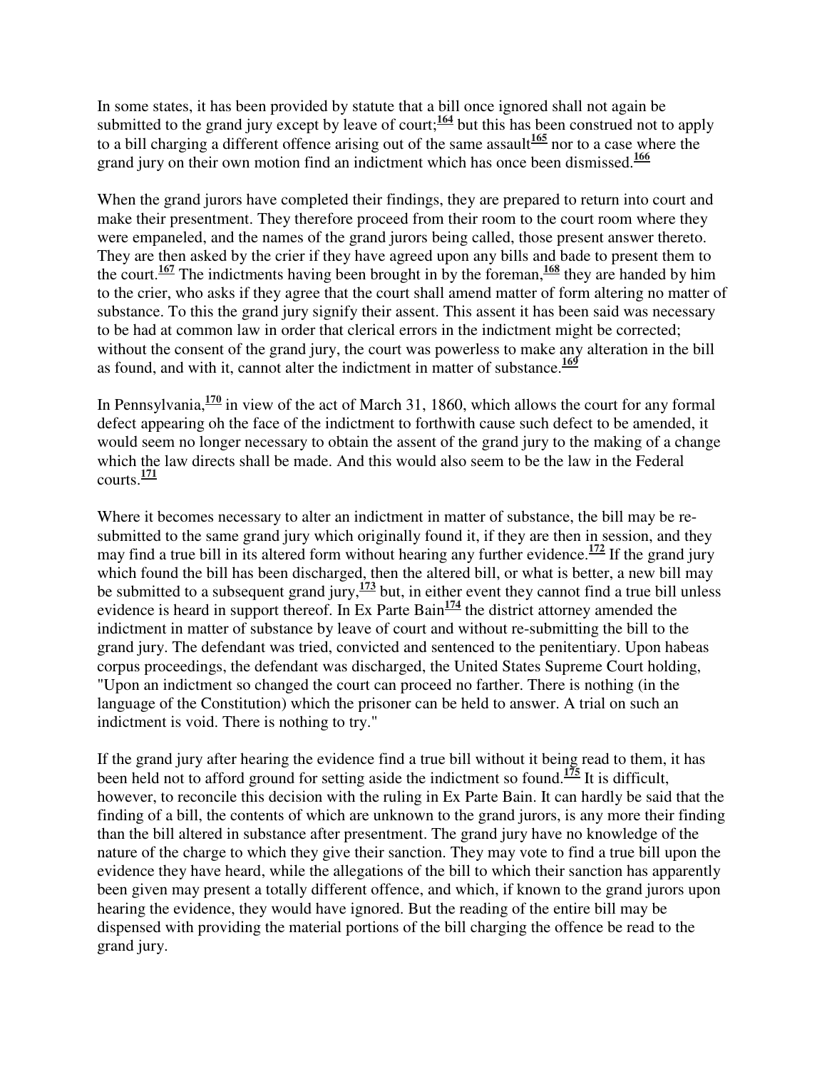In some states, it has been provided by statute that a bill once ignored shall not again be submitted to the grand jury except by leave of court;[164] but this has been construed not to apply to a bill charging a different offence arising out of the same assault[165] nor to a case where the grand jury on their own motion find an indictment which has once been dismissed.[166]

When the grand jurors have completed their findings, they are prepared to return into court and make their presentment. They therefore proceed from their room to the court room where they were empaneled, and the names of the grand jurors being called, those present answer thereto. They are then asked by the crier if they have agreed upon any bills and bade to present them to the court.[167] The indictments having been brought in by the foreman,[168] they are handed by him to the crier, who asks if they agree that the court shall amend matter of form altering no matter of substance. To this the grand jury signify their assent. This assent it has been said was necessary to be had at common law in order that clerical errors in the indictment might be corrected; without the consent of the grand jury, the court was powerless to make any alteration in the bill as found, and with it, cannot alter the indictment in matter of substance.[169]

In Pennsylvania,[170] in view of the act of March 31, 1860, which allows the court for any formal defect appearing oh the face of the indictment to forthwith cause such defect to be amended, it would seem no longer necessary to obtain the assent of the grand jury to the making of a change which the law directs shall be made. And this would also seem to be the law in the Federal courts.[171]

Where it becomes necessary to alter an indictment in matter of substance, the bill may be re-submitted to the same grand jury which originally found it, if they are then in session, and they may find a true bill in its altered form without hearing any further evidence.[172] If the grand jury which found the bill has been discharged, then the altered bill, or what is better, a new bill may be submitted to a subsequent grand jury,[173] but, in either event they cannot find a true bill unless evidence is heard in support thereof. In Ex Parte Bain[174] the district attorney amended the indictment in matter of substance by leave of court and without re-submitting the bill to the grand jury. The defendant was tried, convicted and sentenced to the penitentiary. Upon habeas corpus proceedings, the defendant was discharged, the United States Supreme Court holding, "Upon an indictment so changed the court can proceed no farther. There is nothing (in the language of the Constitution) which the prisoner can be held to answer. A trial on such an indictment is void. There is nothing to try."

If the grand jury after hearing the evidence find a true bill without it being read to them, it has been held not to afford ground for setting aside the indictment so found.[175] It is difficult, however, to reconcile this decision with the ruling in Ex Parte Bain. It can hardly be said that the finding of a bill, the contents of which are unknown to the grand jurors, is any more their finding than the bill altered in substance after presentment. The grand jury have no knowledge of the nature of the charge to which they give their sanction. They may vote to find a true bill upon the evidence they have heard, while the allegations of the bill to which their sanction has apparently been given may present a totally different offence, and which, if known to the grand jurors upon hearing the evidence, they would have ignored. But the reading of the entire bill may be dispensed with providing the material portions of the bill charging the offence be read to the grand jury.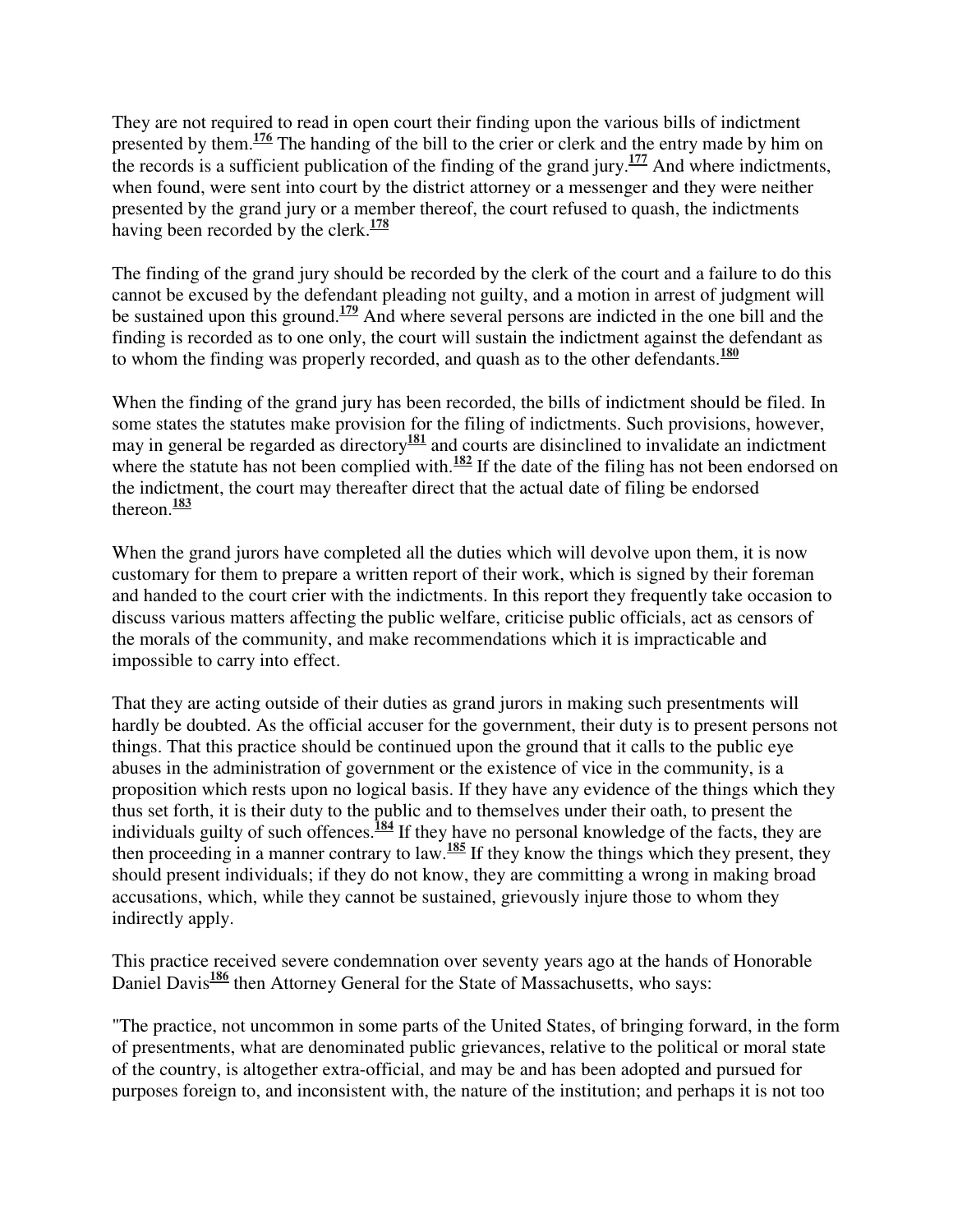They are not required to read in open court their finding upon the various bills of indictment presented by them.[176] The handing of the bill to the crier or clerk and the entry made by him on the records is a sufficient publication of the finding of the grand jury.[177] And where indictments, when found, were sent into court by the district attorney or a messenger and they were neither presented by the grand jury or a member thereof, the court refused to quash, the indictments having been recorded by the clerk.[178]

The finding of the grand jury should be recorded by the clerk of the court and a failure to do this cannot be excused by the defendant pleading not guilty, and a motion in arrest of judgment will be sustained upon this ground.[179] And where several persons are indicted in the one bill and the finding is recorded as to one only, the court will sustain the indictment against the defendant as to whom the finding was properly recorded, and quash as to the other defendants.[180]

When the finding of the grand jury has been recorded, the bills of indictment should be filed. In some states the statutes make provision for the filing of indictments. Such provisions, however, may in general be regarded as directory[181] and courts are disinclined to invalidate an indictment where the statute has not been complied with.[182] If the date of the filing has not been endorsed on the indictment, the court may thereafter direct that the actual date of filing be endorsed thereon.[183]

When the grand jurors have completed all the duties which will devolve upon them, it is now customary for them to prepare a written report of their work, which is signed by their foreman and handed to the court crier with the indictments. In this report they frequently take occasion to discuss various matters affecting the public welfare, criticise public officials, act as censors of the morals of the community, and make recommendations which it is impracticable and impossible to carry into effect.

That they are acting outside of their duties as grand jurors in making such presentments will hardly be doubted. As the official accuser for the government, their duty is to present persons not things. That this practice should be continued upon the ground that it calls to the public eye abuses in the administration of government or the existence of vice in the community, is a proposition which rests upon no logical basis. If they have any evidence of the things which they thus set forth, it is their duty to the public and to themselves under their oath, to present the individuals guilty of such offences.[184] If they have no personal knowledge of the facts, they are then proceeding in a manner contrary to law.[185] If they know the things which they present, they should present individuals; if they do not know, they are committing a wrong in making broad accusations, which, while they cannot be sustained, grievously injure those to whom they indirectly apply.

This practice received severe condemnation over seventy years ago at the hands of Honorable Daniel Davis[186] then Attorney General for the State of Massachusetts, who says:

"The practice, not uncommon in some parts of the United States, of bringing forward, in the form of presentments, what are denominated public grievances, relative to the political or moral state of the country, is altogether extra-official, and may be and has been adopted and pursued for purposes foreign to, and inconsistent with, the nature of the institution; and perhaps it is not too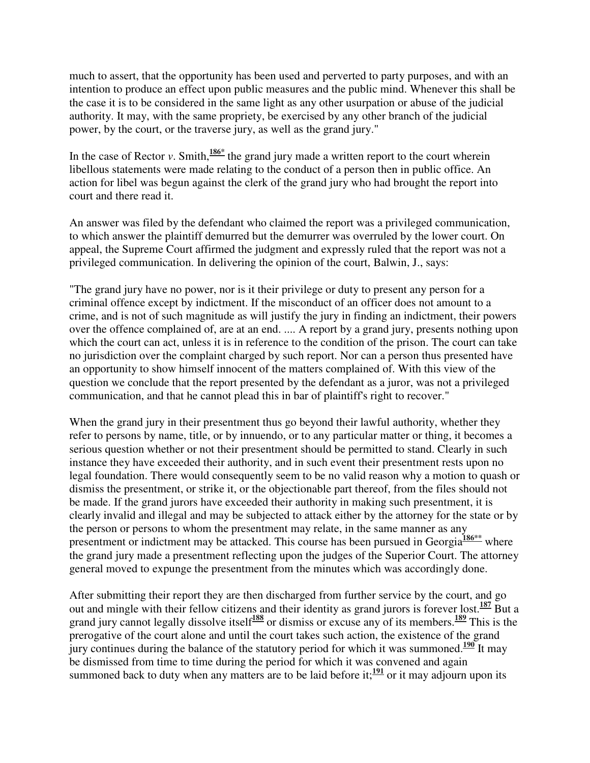much to assert, that the opportunity has been used and perverted to party purposes, and with an intention to produce an effect upon public measures and the public mind. Whenever this shall be the case it is to be considered in the same light as any other usurpation or abuse of the judicial authority. It may, with the same propriety, be exercised by any other branch of the judicial power, by the court, or the traverse jury, as well as the grand jury."

In the case of Rector *v*. Smith,[186*] the grand jury made a written report to the court wherein libellous statements were made relating to the conduct of a person then in public office. An action for libel was begun against the clerk of the grand jury who had brought the report into court and there read it.

An answer was filed by the defendant who claimed the report was a privileged communication, to which answer the plaintiff demurred but the demurrer was overruled by the lower court. On appeal, the Supreme Court affirmed the judgment and expressly ruled that the report was not a privileged communication. In delivering the opinion of the court, Balwin, J., says:

"The grand jury have no power, nor is it their privilege or duty to present any person for a criminal offence except by indictment. If the misconduct of an officer does not amount to a crime, and is not of such magnitude as will justify the jury in finding an indictment, their powers over the offence complained of, are at an end. .... A report by a grand jury, presents nothing upon which the court can act, unless it is in reference to the condition of the prison. The court can take no jurisdiction over the complaint charged by such report. Nor can a person thus presented have an opportunity to show himself innocent of the matters complained of. With this view of the question we conclude that the report presented by the defendant as a juror, was not a privileged communication, and that he cannot plead this in bar of plaintiff's right to recover."

When the grand jury in their presentment thus go beyond their lawful authority, whether they refer to persons by name, title, or by innuendo, or to any particular matter or thing, it becomes a serious question whether or not their presentment should be permitted to stand. Clearly in such instance they have exceeded their authority, and in such event their presentment rests upon no legal foundation. There would consequently seem to be no valid reason why a motion to quash or dismiss the presentment, or strike it, or the objectionable part thereof, from the files should not be made. If the grand jurors have exceeded their authority in making such presentment, it is clearly invalid and illegal and may be subjected to attack either by the attorney for the state or by the person or persons to whom the presentment may relate, in the same manner as any presentment or indictment may be attacked. This course has been pursued in Georgia[186**] where the grand jury made a presentment reflecting upon the judges of the Superior Court. The attorney general moved to expunge the presentment from the minutes which was accordingly done.

After submitting their report they are then discharged from further service by the court, and go out and mingle with their fellow citizens and their identity as grand jurors is forever lost.[187] But a grand jury cannot legally dissolve itself[188] or dismiss or excuse any of its members.[189] This is the prerogative of the court alone and until the court takes such action, the existence of the grand jury continues during the balance of the statutory period for which it was summoned.[190] It may be dismissed from time to time during the period for which it was convened and again summoned back to duty when any matters are to be laid before it;[191] or it may adjourn upon its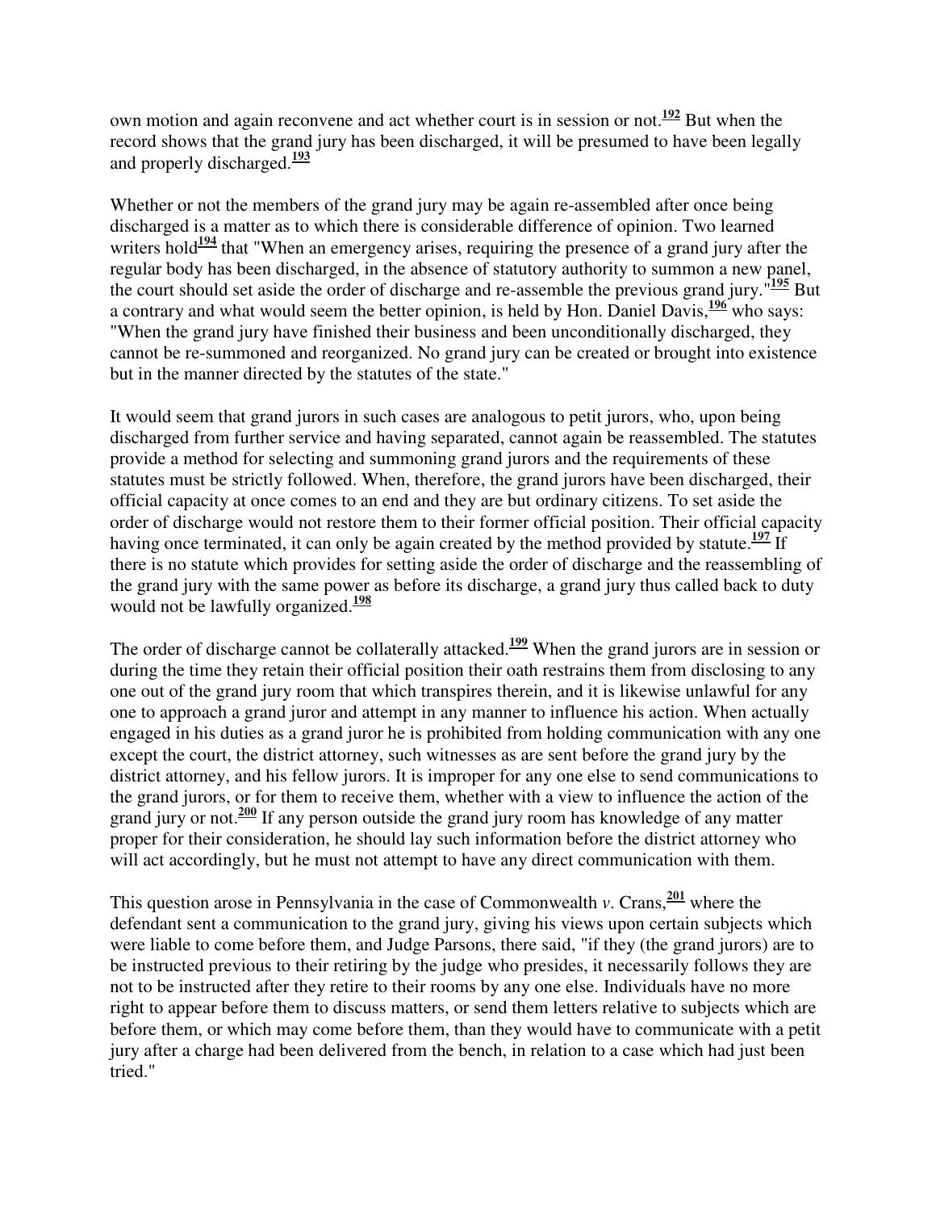own motion and again reconvene and act whether court is in session or not.[192] But when the record shows that the grand jury has been discharged, it will be presumed to have been legally and properly discharged.[193]

Whether or not the members of the grand jury may be again re-assembled after once being discharged is a matter as to which there is considerable difference of opinion. Two learned writers hold[194] that "When an emergency arises, requiring the presence of a grand jury after the regular body has been discharged, in the absence of statutory authority to summon a new panel, the court should set aside the order of discharge and re-assemble the previous grand jury."[195] But a contrary and what would seem the better opinion, is held by Hon. Daniel Davis,[196] who says: "When the grand jury have finished their business and been unconditionally discharged, they cannot be re-summoned and reorganized. No grand jury can be created or brought into existence but in the manner directed by the statutes of the state."

It would seem that grand jurors in such cases are analogous to petit jurors, who, upon being discharged from further service and having separated, cannot again be reassembled. The statutes provide a method for selecting and summoning grand jurors and the requirements of these statutes must be strictly followed. When, therefore, the grand jurors have been discharged, their official capacity at once comes to an end and they are but ordinary citizens. To set aside the order of discharge would not restore them to their former official position. Their official capacity having once terminated, it can only be again created by the method provided by statute.[197] If there is no statute which provides for setting aside the order of discharge and the reassembling of the grand jury with the same power as before its discharge, a grand jury thus called back to duty would not be lawfully organized.[198]

The order of discharge cannot be collaterally attacked.[199] When the grand jurors are in session or during the time they retain their official position their oath restrains them from disclosing to any one out of the grand jury room that which transpires therein, and it is likewise unlawful for any one to approach a grand juror and attempt in any manner to influence his action. When actually engaged in his duties as a grand juror he is prohibited from holding communication with any one except the court, the district attorney, such witnesses as are sent before the grand jury by the district attorney, and his fellow jurors. It is improper for any one else to send communications to the grand jurors, or for them to receive them, whether with a view to influence the action of the grand jury or not.[200] If any person outside the grand jury room has knowledge of any matter proper for their consideration, he should lay such information before the district attorney who will act accordingly, but he must not attempt to have any direct communication with them.

This question arose in Pennsylvania in the case of Commonwealth *v*. Crans,[201] where the defendant sent a communication to the grand jury, giving his views upon certain subjects which were liable to come before them, and Judge Parsons, there said, "if they (the grand jurors) are to be instructed previous to their retiring by the judge who presides, it necessarily follows they are not to be instructed after they retire to their rooms by any one else. Individuals have no more right to appear before them to discuss matters, or send them letters relative to subjects which are before them, or which may come before them, than they would have to communicate with a petit jury after a charge had been delivered from the bench, in relation to a case which had just been tried."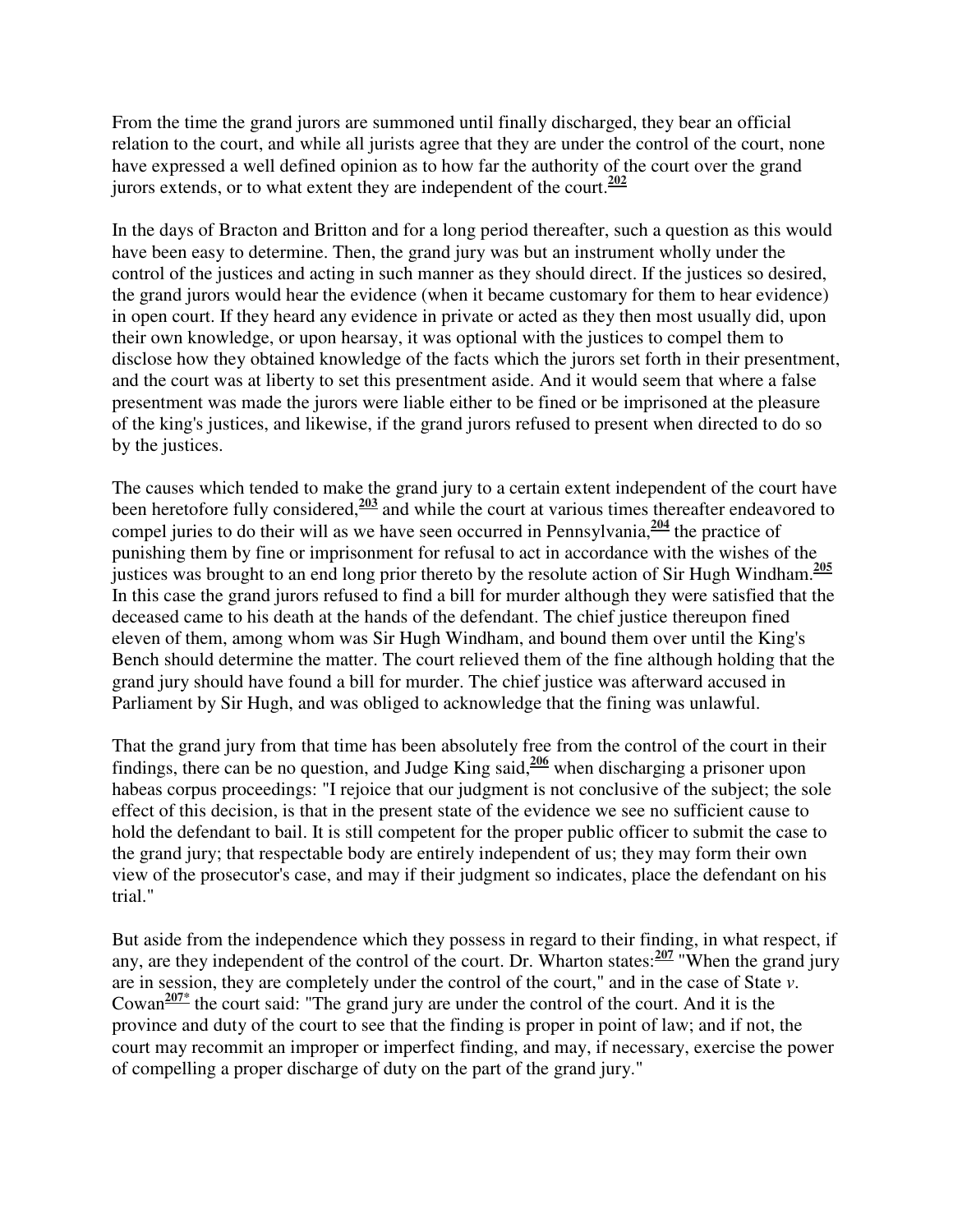From the time the grand jurors are summoned until finally discharged, they bear an official relation to the court, and while all jurists agree that they are under the control of the court, none have expressed a well defined opinion as to how far the authority of the court over the grand jurors extends, or to what extent they are independent of the court.[202]

In the days of Bracton and Britton and for a long period thereafter, such a question as this would have been easy to determine. Then, the grand jury was but an instrument wholly under the control of the justices and acting in such manner as they should direct. If the justices so desired, the grand jurors would hear the evidence (when it became customary for them to hear evidence) in open court. If they heard any evidence in private or acted as they then most usually did, upon their own knowledge, or upon hearsay, it was optional with the justices to compel them to disclose how they obtained knowledge of the facts which the jurors set forth in their presentment, and the court was at liberty to set this presentment aside. And it would seem that where a false presentment was made the jurors were liable either to be fined or be imprisoned at the pleasure of the king's justices, and likewise, if the grand jurors refused to present when directed to do so by the justices.

The causes which tended to make the grand jury to a certain extent independent of the court have been heretofore fully considered,[203] and while the court at various times thereafter endeavored to compel juries to do their will as we have seen occurred in Pennsylvania,[204] the practice of punishing them by fine or imprisonment for refusal to act in accordance with the wishes of the justices was brought to an end long prior thereto by the resolute action of Sir Hugh Windham.[205] In this case the grand jurors refused to find a bill for murder although they were satisfied that the deceased came to his death at the hands of the defendant. The chief justice thereupon fined eleven of them, among whom was Sir Hugh Windham, and bound them over until the King's Bench should determine the matter. The court relieved them of the fine although holding that the grand jury should have found a bill for murder. The chief justice was afterward accused in Parliament by Sir Hugh, and was obliged to acknowledge that the fining was unlawful.

That the grand jury from that time has been absolutely free from the control of the court in their findings, there can be no question, and Judge King said,[206] when discharging a prisoner upon habeas corpus proceedings: "I rejoice that our judgment is not conclusive of the subject; the sole effect of this decision, is that in the present state of the evidence we see no sufficient cause to hold the defendant to bail. It is still competent for the proper public officer to submit the case to the grand jury; that respectable body are entirely independent of us; they may form their own view of the prosecutor's case, and may if their judgment so indicates, place the defendant on his trial."

But aside from the independence which they possess in regard to their finding, in what respect, if any, are they independent of the control of the court. Dr. Wharton states:[207] "When the grand jury are in session, they are completely under the control of the court," and in the case of State *v.* Cowan[207*] the court said: "The grand jury are under the control of the court. And it is the province and duty of the court to see that the finding is proper in point of law; and if not, the court may recommit an improper or imperfect finding, and may, if necessary, exercise the power of compelling a proper discharge of duty on the part of the grand jury."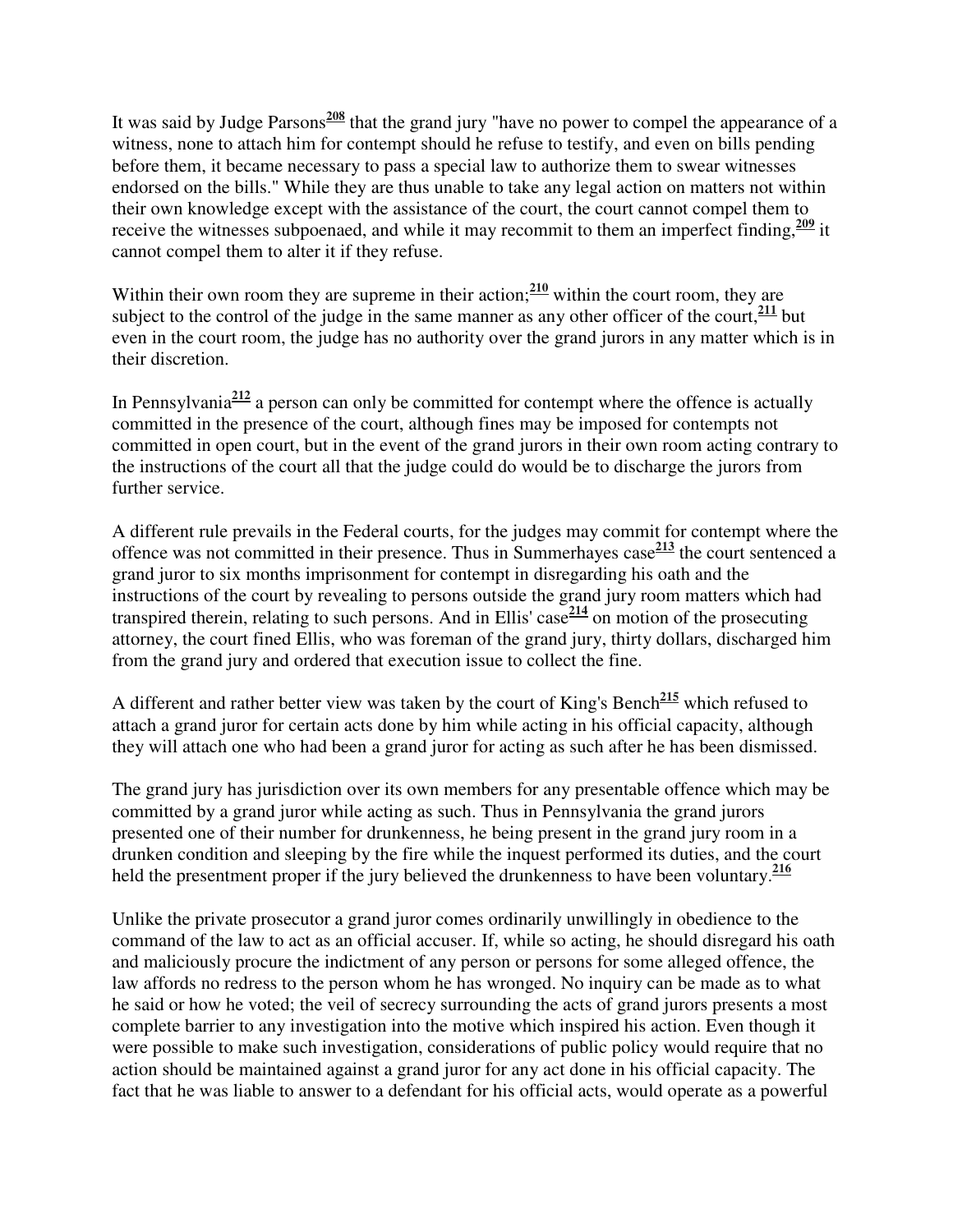It was said by Judge Parsons[208] that the grand jury "have no power to compel the appearance of a witness, none to attach him for contempt should he refuse to testify, and even on bills pending before them, it became necessary to pass a special law to authorize them to swear witnesses endorsed on the bills." While they are thus unable to take any legal action on matters not within their own knowledge except with the assistance of the court, the court cannot compel them to receive the witnesses subpoenaed, and while it may recommit to them an imperfect finding,[209] it cannot compel them to alter it if they refuse.

Within their own room they are supreme in their action;[210] within the court room, they are subject to the control of the judge in the same manner as any other officer of the court,[211] but even in the court room, the judge has no authority over the grand jurors in any matter which is in their discretion.

In Pennsylvania[212] a person can only be committed for contempt where the offence is actually committed in the presence of the court, although fines may be imposed for contempts not committed in open court, but in the event of the grand jurors in their own room acting contrary to the instructions of the court all that the judge could do would be to discharge the jurors from further service.

A different rule prevails in the Federal courts, for the judges may commit for contempt where the offence was not committed in their presence. Thus in Summerhayes case[213] the court sentenced a grand juror to six months imprisonment for contempt in disregarding his oath and the instructions of the court by revealing to persons outside the grand jury room matters which had transpired therein, relating to such persons. And in Ellis' case[214] on motion of the prosecuting attorney, the court fined Ellis, who was foreman of the grand jury, thirty dollars, discharged him from the grand jury and ordered that execution issue to collect the fine.

A different and rather better view was taken by the court of King's Bench[215] which refused to attach a grand juror for certain acts done by him while acting in his official capacity, although they will attach one who had been a grand juror for acting as such after he has been dismissed.

The grand jury has jurisdiction over its own members for any presentable offence which may be committed by a grand juror while acting as such. Thus in Pennsylvania the grand jurors presented one of their number for drunkenness, he being present in the grand jury room in a drunken condition and sleeping by the fire while the inquest performed its duties, and the court held the presentment proper if the jury believed the drunkenness to have been voluntary.[216]

Unlike the private prosecutor a grand juror comes ordinarily unwillingly in obedience to the command of the law to act as an official accuser. If, while so acting, he should disregard his oath and maliciously procure the indictment of any person or persons for some alleged offence, the law affords no redress to the person whom he has wronged. No inquiry can be made as to what he said or how he voted; the veil of secrecy surrounding the acts of grand jurors presents a most complete barrier to any investigation into the motive which inspired his action. Even though it were possible to make such investigation, considerations of public policy would require that no action should be maintained against a grand juror for any act done in his official capacity. The fact that he was liable to answer to a defendant for his official acts, would operate as a powerful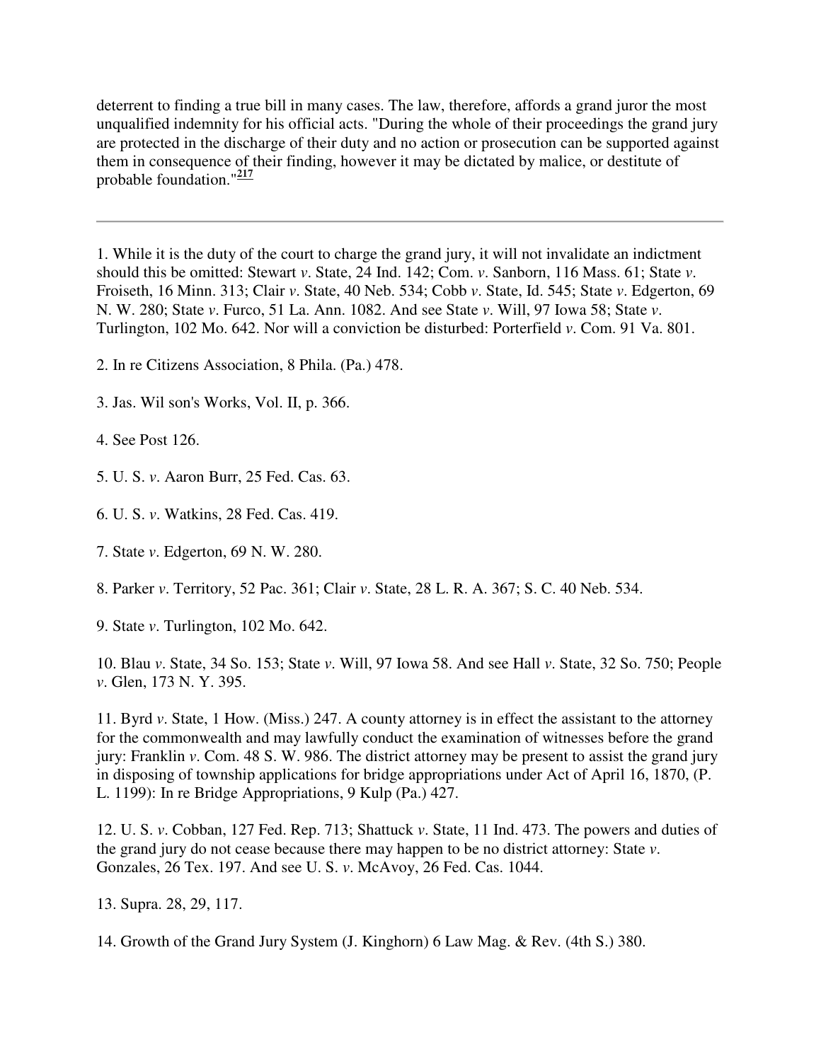deterrent to finding a true bill in many cases. The law, therefore, affords a grand juror the most unqualified indemnity for his official acts. "During the whole of their proceedings the grand jury are protected in the discharge of their duty and no action or prosecution can be supported against them in consequence of their finding, however it may be dictated by malice, or destitute of probable foundation."[217]

---

1. While it is the duty of the court to charge the grand jury, it will not invalidate an indictment should this be omitted: Stewart *v*. State, 24 Ind. 142; Com. *v*. Sanborn, 116 Mass. 61; State *v*. Froiseth, 16 Minn. 313; Clair *v*. State, 40 Neb. 534; Cobb *v*. State, Id. 545; State *v*. Edgerton, 69 N. W. 280; State *v*. Furco, 51 La. Ann. 1082. And see State *v*. Will, 97 Iowa 58; State *v*. Turlington, 102 Mo. 642. Nor will a conviction be disturbed: Porterfield *v*. Com. 91 Va. 801.

2. In re Citizens Association, 8 Phila. (Pa.) 478.

3. Jas. Wil son's Works, Vol. II, p. 366.

4. See Post 126.

5. U. S. *v*. Aaron Burr, 25 Fed. Cas. 63.

6. U. S. *v*. Watkins, 28 Fed. Cas. 419.

7. State *v*. Edgerton, 69 N. W. 280.

8. Parker *v*. Territory, 52 Pac. 361; Clair *v*. State, 28 L. R. A. 367; S. C. 40 Neb. 534.

9. State *v*. Turlington, 102 Mo. 642.

10. Blau *v*. State, 34 So. 153; State *v*. Will, 97 Iowa 58. And see Hall *v*. State, 32 So. 750; People *v*. Glen, 173 N. Y. 395.

11. Byrd *v*. State, 1 How. (Miss.) 247. A county attorney is in effect the assistant to the attorney for the commonwealth and may lawfully conduct the examination of witnesses before the grand jury: Franklin *v*. Com. 48 S. W. 986. The district attorney may be present to assist the grand jury in disposing of township applications for bridge appropriations under Act of April 16, 1870, (P. L. 1199): In re Bridge Appropriations, 9 Kulp (Pa.) 427.

12. U. S. *v*. Cobban, 127 Fed. Rep. 713; Shattuck *v*. State, 11 Ind. 473. The powers and duties of the grand jury do not cease because there may happen to be no district attorney: State *v*. Gonzales, 26 Tex. 197. And see U. S. *v*. McAvoy, 26 Fed. Cas. 1044.

13. Supra. 28, 29, 117.

14. Growth of the Grand Jury System (J. Kinghorn) 6 Law Mag. & Rev. (4th S.) 380.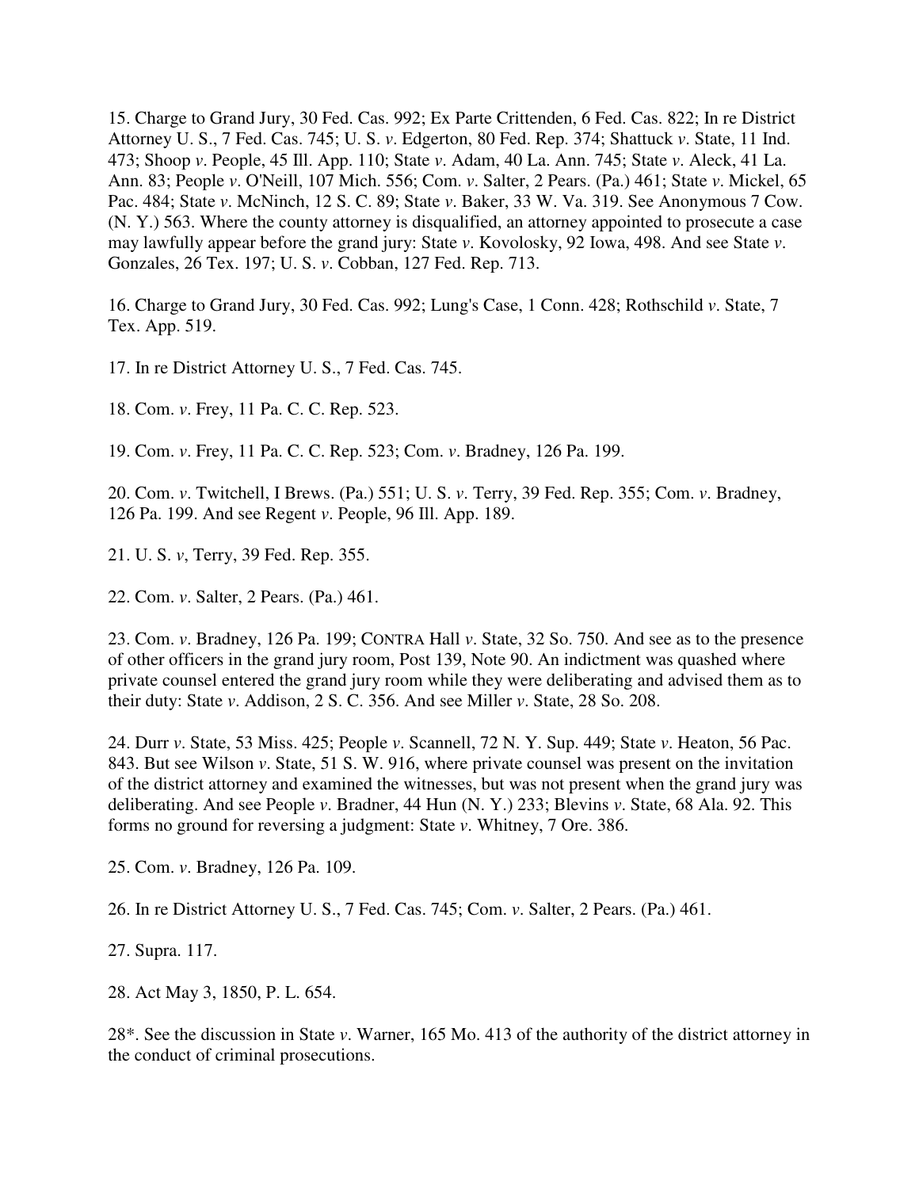15. Charge to Grand Jury, 30 Fed. Cas. 992; Ex Parte Crittenden, 6 Fed. Cas. 822; In re District Attorney U. S., 7 Fed. Cas. 745; U. S. *v*. Edgerton, 80 Fed. Rep. 374; Shattuck *v*. State, 11 Ind. 473; Shoop *v*. People, 45 Ill. App. 110; State *v*. Adam, 40 La. Ann. 745; State *v*. Aleck, 41 La. Ann. 83; People *v*. O'Neill, 107 Mich. 556; Com. *v*. Salter, 2 Pears. (Pa.) 461; State *v*. Mickel, 65 Pac. 484; State *v*. McNinch, 12 S. C. 89; State *v*. Baker, 33 W. Va. 319. See Anonymous 7 Cow. (N. Y.) 563. Where the county attorney is disqualified, an attorney appointed to prosecute a case may lawfully appear before the grand jury: State *v*. Kovolosky, 92 Iowa, 498. And see State *v*. Gonzales, 26 Tex. 197; U. S. *v*. Cobban, 127 Fed. Rep. 713.

16. Charge to Grand Jury, 30 Fed. Cas. 992; Lung's Case, 1 Conn. 428; Rothschild *v*. State, 7 Tex. App. 519.

17. In re District Attorney U. S., 7 Fed. Cas. 745.

18. Com. *v*. Frey, 11 Pa. C. C. Rep. 523.

19. Com. *v*. Frey, 11 Pa. C. C. Rep. 523; Com. *v*. Bradney, 126 Pa. 199.

20. Com. *v*. Twitchell, I Brews. (Pa.) 551; U. S. *v*. Terry, 39 Fed. Rep. 355; Com. *v*. Bradney, 126 Pa. 199. And see Regent *v*. People, 96 Ill. App. 189.

21. U. S. *v*, Terry, 39 Fed. Rep. 355.

22. Com. *v*. Salter, 2 Pears. (Pa.) 461.

23. Com. *v*. Bradney, 126 Pa. 199; CONTRA Hall *v*. State, 32 So. 750. And see as to the presence of other officers in the grand jury room, Post 139, Note 90. An indictment was quashed where private counsel entered the grand jury room while they were deliberating and advised them as to their duty: State *v*. Addison, 2 S. C. 356. And see Miller *v*. State, 28 So. 208.

24. Durr *v*. State, 53 Miss. 425; People *v*. Scannell, 72 N. Y. Sup. 449; State *v*. Heaton, 56 Pac. 843. But see Wilson *v*. State, 51 S. W. 916, where private counsel was present on the invitation of the district attorney and examined the witnesses, but was not present when the grand jury was deliberating. And see People *v*. Bradner, 44 Hun (N. Y.) 233; Blevins *v*. State, 68 Ala. 92. This forms no ground for reversing a judgment: State *v*. Whitney, 7 Ore. 386.

25. Com. *v*. Bradney, 126 Pa. 109.

26. In re District Attorney U. S., 7 Fed. Cas. 745; Com. *v*. Salter, 2 Pears. (Pa.) 461.

27. Supra. 117.

28. Act May 3, 1850, P. L. 654.

28*. See the discussion in State *v*. Warner, 165 Mo. 413 of the authority of the district attorney in the conduct of criminal prosecutions.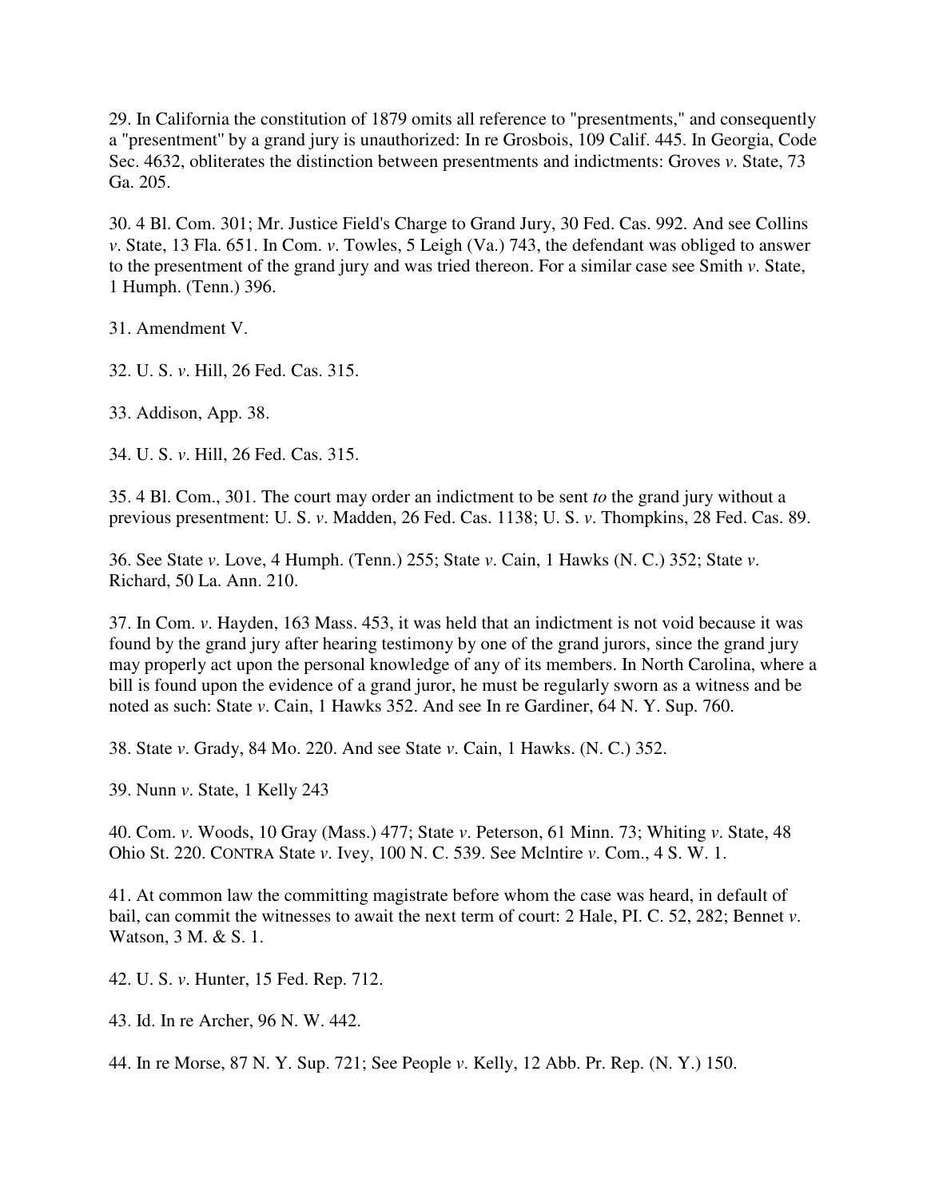29. In California the constitution of 1879 omits all reference to "presentments," and consequently a "presentment" by a grand jury is unauthorized: In re Grosbois, 109 Calif. 445. In Georgia, Code Sec. 4632, obliterates the distinction between presentments and indictments: Groves *v*. State, 73 Ga. 205.

30. 4 Bl. Com. 301; Mr. Justice Field's Charge to Grand Jury, 30 Fed. Cas. 992. And see Collins *v*. State, 13 Fla. 651. In Com. *v*. Towles, 5 Leigh (Va.) 743, the defendant was obliged to answer to the presentment of the grand jury and was tried thereon. For a similar case see Smith *v*. State, 1 Humph. (Tenn.) 396.

31. Amendment V.

32. U. S. *v*. Hill, 26 Fed. Cas. 315.

33. Addison, App. 38.

34. U. S. *v*. Hill, 26 Fed. Cas. 315.

35. 4 Bl. Com., 301. The court may order an indictment to be sent *to* the grand jury without a previous presentment: U. S. *v*. Madden, 26 Fed. Cas. 1138; U. S. *v*. Thompkins, 28 Fed. Cas. 89.

36. See State *v*. Love, 4 Humph. (Tenn.) 255; State *v*. Cain, 1 Hawks (N. C.) 352; State *v*. Richard, 50 La. Ann. 210.

37. In Com. *v*. Hayden, 163 Mass. 453, it was held that an indictment is not void because it was found by the grand jury after hearing testimony by one of the grand jurors, since the grand jury may properly act upon the personal knowledge of any of its members. In North Carolina, where a bill is found upon the evidence of a grand juror, he must be regularly sworn as a witness and be noted as such: State *v*. Cain, 1 Hawks 352. And see In re Gardiner, 64 N. Y. Sup. 760.

38. State *v*. Grady, 84 Mo. 220. And see State *v*. Cain, 1 Hawks. (N. C.) 352.

39. Nunn *v*. State, 1 Kelly 243

40. Com. *v*. Woods, 10 Gray (Mass.) 477; State *v*. Peterson, 61 Minn. 73; Whiting *v*. State, 48 Ohio St. 220. CONTRA State *v*. Ivey, 100 N. C. 539. See McIntire *v*. Com., 4 S. W. 1.

41. At common law the committing magistrate before whom the case was heard, in default of bail, can commit the witnesses to await the next term of court: 2 Hale, PI. C. 52, 282; Bennet *v*. Watson, 3 M. & S. 1.

42. U. S. *v*. Hunter, 15 Fed. Rep. 712.

43. Id. In re Archer, 96 N. W. 442.

44. In re Morse, 87 N. Y. Sup. 721; See People *v*. Kelly, 12 Abb. Pr. Rep. (N. Y.) 150.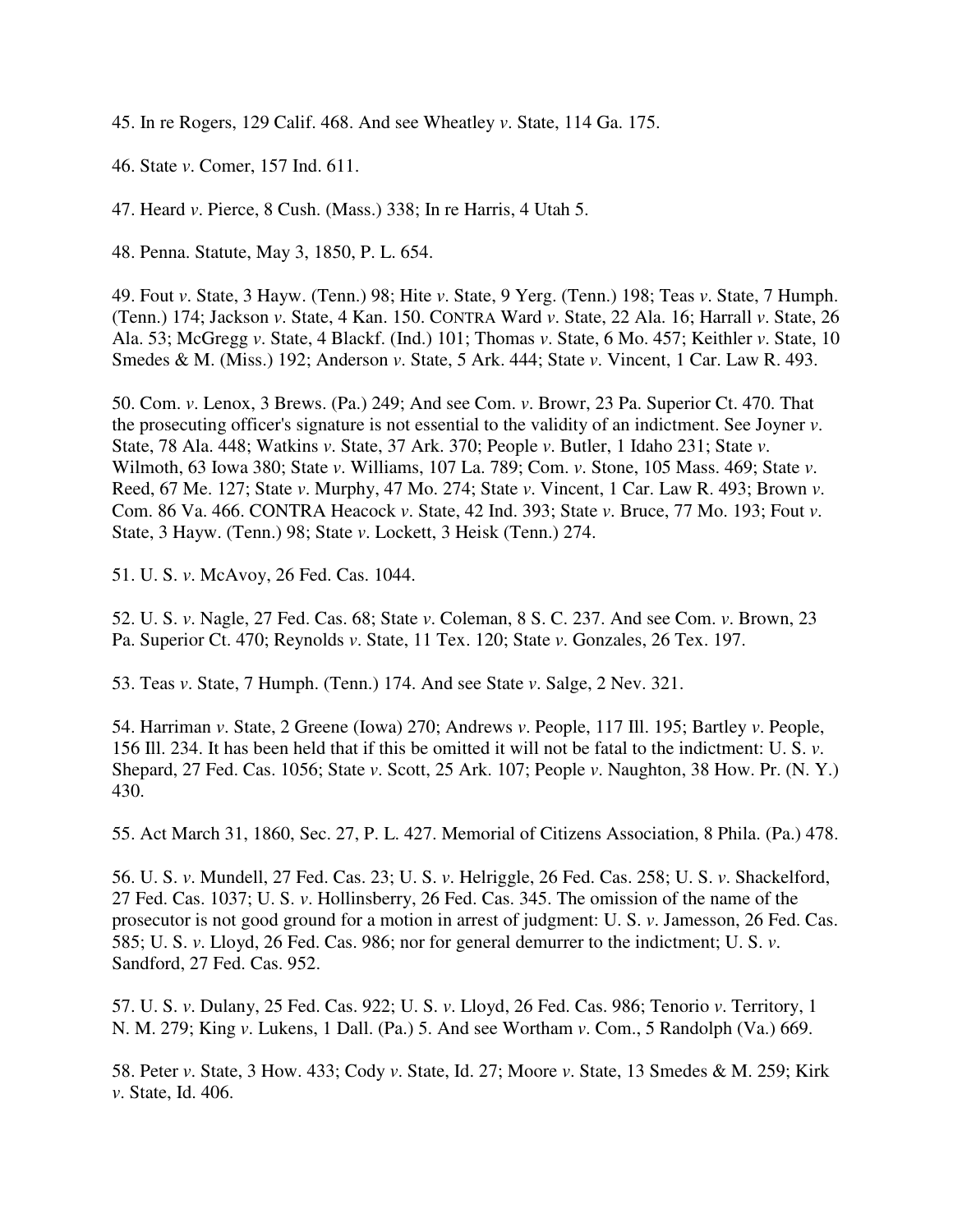45. In re Rogers, 129 Calif. 468. And see Wheatley *v*. State, 114 Ga. 175.

46. State *v*. Comer, 157 Ind. 611.

47. Heard *v*. Pierce, 8 Cush. (Mass.) 338; In re Harris, 4 Utah 5.

48. Penna. Statute, May 3, 1850, P. L. 654.

49. Fout *v*. State, 3 Hayw. (Tenn.) 98; Hite *v*. State, 9 Yerg. (Tenn.) 198; Teas *v*. State, 7 Humph. (Tenn.) 174; Jackson *v*. State, 4 Kan. 150. CONTRA Ward *v*. State, 22 Ala. 16; Harrall *v*. State, 26 Ala. 53; McGregg *v*. State, 4 Blackf. (Ind.) 101; Thomas *v*. State, 6 Mo. 457; Keithler *v*. State, 10 Smedes & M. (Miss.) 192; Anderson *v*. State, 5 Ark. 444; State *v*. Vincent, 1 Car. Law R. 493.

50. Com. *v*. Lenox, 3 Brews. (Pa.) 249; And see Com. *v*. Browr, 23 Pa. Superior Ct. 470. That the prosecuting officer's signature is not essential to the validity of an indictment. See Joyner *v*. State, 78 Ala. 448; Watkins *v*. State, 37 Ark. 370; People *v*. Butler, 1 Idaho 231; State *v*. Wilmoth, 63 Iowa 380; State *v*. Williams, 107 La. 789; Com. *v*. Stone, 105 Mass. 469; State *v*. Reed, 67 Me. 127; State *v*. Murphy, 47 Mo. 274; State *v*. Vincent, 1 Car. Law R. 493; Brown *v*. Com. 86 Va. 466. CONTRA Heacock *v*. State, 42 Ind. 393; State *v*. Bruce, 77 Mo. 193; Fout *v*. State, 3 Hayw. (Tenn.) 98; State *v*. Lockett, 3 Heisk (Tenn.) 274.

51. U. S. *v*. McAvoy, 26 Fed. Cas. 1044.

52. U. S. *v*. Nagle, 27 Fed. Cas. 68; State *v*. Coleman, 8 S. C. 237. And see Com. *v*. Brown, 23 Pa. Superior Ct. 470; Reynolds *v*. State, 11 Tex. 120; State *v*. Gonzales, 26 Tex. 197.

53. Teas *v*. State, 7 Humph. (Tenn.) 174. And see State *v*. Salge, 2 Nev. 321.

54. Harriman *v*. State, 2 Greene (Iowa) 270; Andrews *v*. People, 117 Ill. 195; Bartley *v*. People, 156 Ill. 234. It has been held that if this be omitted it will not be fatal to the indictment: U. S. *v*. Shepard, 27 Fed. Cas. 1056; State *v*. Scott, 25 Ark. 107; People *v*. Naughton, 38 How. Pr. (N. Y.) 430.

55. Act March 31, 1860, Sec. 27, P. L. 427. Memorial of Citizens Association, 8 Phila. (Pa.) 478.

56. U. S. *v*. Mundell, 27 Fed. Cas. 23; U. S. *v*. Helriggle, 26 Fed. Cas. 258; U. S. *v*. Shackelford, 27 Fed. Cas. 1037; U. S. *v*. Hollinsberry, 26 Fed. Cas. 345. The omission of the name of the prosecutor is not good ground for a motion in arrest of judgment: U. S. *v*. Jamesson, 26 Fed. Cas. 585; U. S. *v*. Lloyd, 26 Fed. Cas. 986; nor for general demurrer to the indictment; U. S. *v*. Sandford, 27 Fed. Cas. 952.

57. U. S. *v*. Dulany, 25 Fed. Cas. 922; U. S. *v*. Lloyd, 26 Fed. Cas. 986; Tenorio *v*. Territory, 1 N. M. 279; King *v*. Lukens, 1 Dall. (Pa.) 5. And see Wortham *v*. Com., 5 Randolph (Va.) 669.

58. Peter *v*. State, 3 How. 433; Cody *v*. State, Id. 27; Moore *v*. State, 13 Smedes & M. 259; Kirk *v*. State, Id. 406.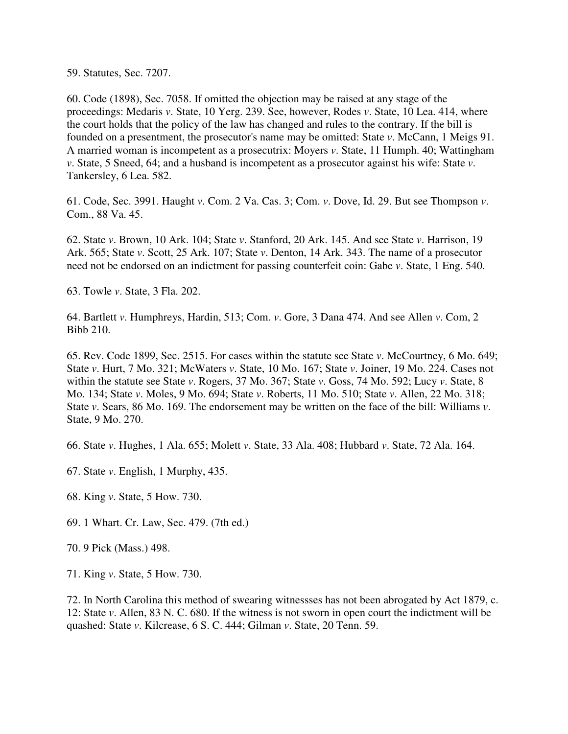59. Statutes, Sec. 7207.

60. Code (1898), Sec. 7058. If omitted the objection may be raised at any stage of the proceedings: Medaris *v*. State, 10 Yerg. 239. See, however, Rodes *v*. State, 10 Lea. 414, where the court holds that the policy of the law has changed and rules to the contrary. If the bill is founded on a presentment, the prosecutor's name may be omitted: State *v*. McCann, 1 Meigs 91. A married woman is incompetent as a prosecutrix: Moyers *v*. State, 11 Humph. 40; Wattingham *v*. State, 5 Sneed, 64; and a husband is incompetent as a prosecutor against his wife: State *v*. Tankersley, 6 Lea. 582.

61. Code, Sec. 3991. Haught *v*. Com. 2 Va. Cas. 3; Com. *v*. Dove, Id. 29. But see Thompson *v*. Com., 88 Va. 45.

62. State *v*. Brown, 10 Ark. 104; State *v*. Stanford, 20 Ark. 145. And see State *v*. Harrison, 19 Ark. 565; State *v*. Scott, 25 Ark. 107; State *v*. Denton, 14 Ark. 343. The name of a prosecutor need not be endorsed on an indictment for passing counterfeit coin: Gabe *v*. State, 1 Eng. 540.

63. Towle *v*. State, 3 Fla. 202.

64. Bartlett *v*. Humphreys, Hardin, 513; Com. *v*. Gore, 3 Dana 474. And see Allen *v*. Com, 2 Bibb 210.

65. Rev. Code 1899, Sec. 2515. For cases within the statute see State *v*. McCourtney, 6 Mo. 649; State *v*. Hurt, 7 Mo. 321; McWaters *v*. State, 10 Mo. 167; State *v*. Joiner, 19 Mo. 224. Cases not within the statute see State *v*. Rogers, 37 Mo. 367; State *v*. Goss, 74 Mo. 592; Lucy *v*. State, 8 Mo. 134; State *v*. Moles, 9 Mo. 694; State *v*. Roberts, 11 Mo. 510; State *v*. Allen, 22 Mo. 318; State *v*. Sears, 86 Mo. 169. The endorsement may be written on the face of the bill: Williams *v*. State, 9 Mo. 270.

66. State *v*. Hughes, 1 Ala. 655; Molett *v*. State, 33 Ala. 408; Hubbard *v*. State, 72 Ala. 164.

67. State *v*. English, 1 Murphy, 435.

68. King *v*. State, 5 How. 730.

69. 1 Whart. Cr. Law, Sec. 479. (7th ed.)

70. 9 Pick (Mass.) 498.

71. King *v*. State, 5 How. 730.

72. In North Carolina this method of swearing witnessses has not been abrogated by Act 1879, c. 12: State *v*. Allen, 83 N. C. 680. If the witness is not sworn in open court the indictment will be quashed: State *v*. Kilcrease, 6 S. C. 444; Gilman *v*. State, 20 Tenn. 59.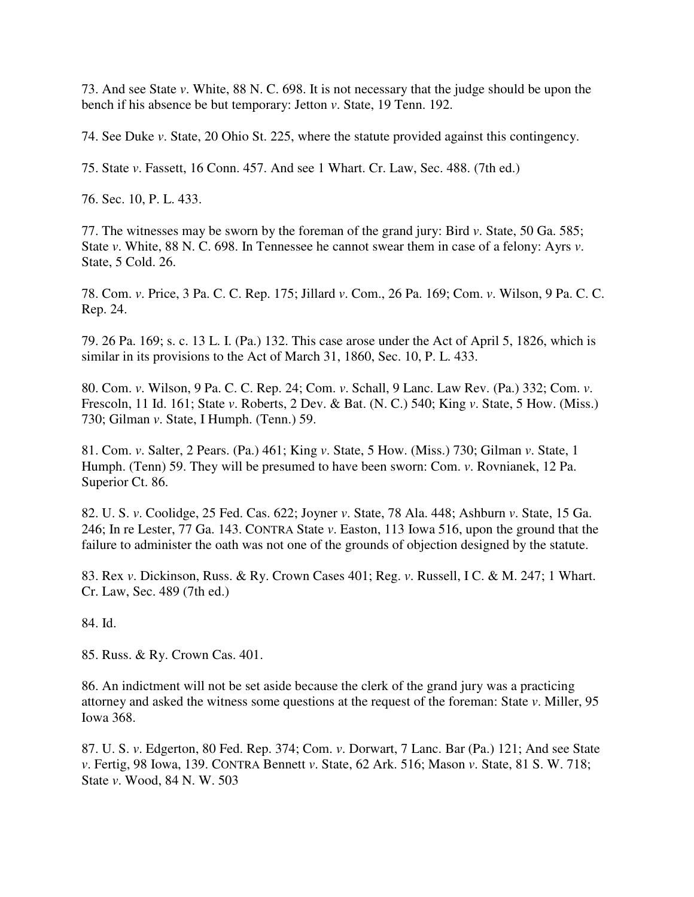73. And see State *v*. White, 88 N. C. 698. It is not necessary that the judge should be upon the bench if his absence be but temporary: Jetton *v*. State, 19 Tenn. 192.

74. See Duke *v*. State, 20 Ohio St. 225, where the statute provided against this contingency.

75. State *v*. Fassett, 16 Conn. 457. And see 1 Whart. Cr. Law, Sec. 488. (7th ed.)

76. Sec. 10, P. L. 433.

77. The witnesses may be sworn by the foreman of the grand jury: Bird *v*. State, 50 Ga. 585; State *v*. White, 88 N. C. 698. In Tennessee he cannot swear them in case of a felony: Ayrs *v*. State, 5 Cold. 26.

78. Com. *v*. Price, 3 Pa. C. C. Rep. 175; Jillard *v*. Com., 26 Pa. 169; Com. *v*. Wilson, 9 Pa. C. C. Rep. 24.

79. 26 Pa. 169; s. c. 13 L. I. (Pa.) 132. This case arose under the Act of April 5, 1826, which is similar in its provisions to the Act of March 31, 1860, Sec. 10, P. L. 433.

80. Com. *v*. Wilson, 9 Pa. C. C. Rep. 24; Com. *v*. Schall, 9 Lanc. Law Rev. (Pa.) 332; Com. *v*. Frescoln, 11 Id. 161; State *v*. Roberts, 2 Dev. & Bat. (N. C.) 540; King *v*. State, 5 How. (Miss.) 730; Gilman *v*. State, I Humph. (Tenn.) 59.

81. Com. *v*. Salter, 2 Pears. (Pa.) 461; King *v*. State, 5 How. (Miss.) 730; Gilman *v*. State, 1 Humph. (Tenn) 59. They will be presumed to have been sworn: Com. *v*. Rovnianek, 12 Pa. Superior Ct. 86.

82. U. S. *v*. Coolidge, 25 Fed. Cas. 622; Joyner *v*. State, 78 Ala. 448; Ashburn *v*. State, 15 Ga. 246; In re Lester, 77 Ga. 143. CONTRA State *v*. Easton, 113 Iowa 516, upon the ground that the failure to administer the oath was not one of the grounds of objection designed by the statute.

83. Rex *v*. Dickinson, Russ. & Ry. Crown Cases 401; Reg. *v*. Russell, I C. & M. 247; 1 Whart. Cr. Law, Sec. 489 (7th ed.)

84. Id.

85. Russ. & Ry. Crown Cas. 401.

86. An indictment will not be set aside because the clerk of the grand jury was a practicing attorney and asked the witness some questions at the request of the foreman: State *v*. Miller, 95 Iowa 368.

87. U. S. *v*. Edgerton, 80 Fed. Rep. 374; Com. *v*. Dorwart, 7 Lanc. Bar (Pa.) 121; And see State *v*. Fertig, 98 Iowa, 139. CONTRA Bennett *v*. State, 62 Ark. 516; Mason *v*. State, 81 S. W. 718; State *v*. Wood, 84 N. W. 503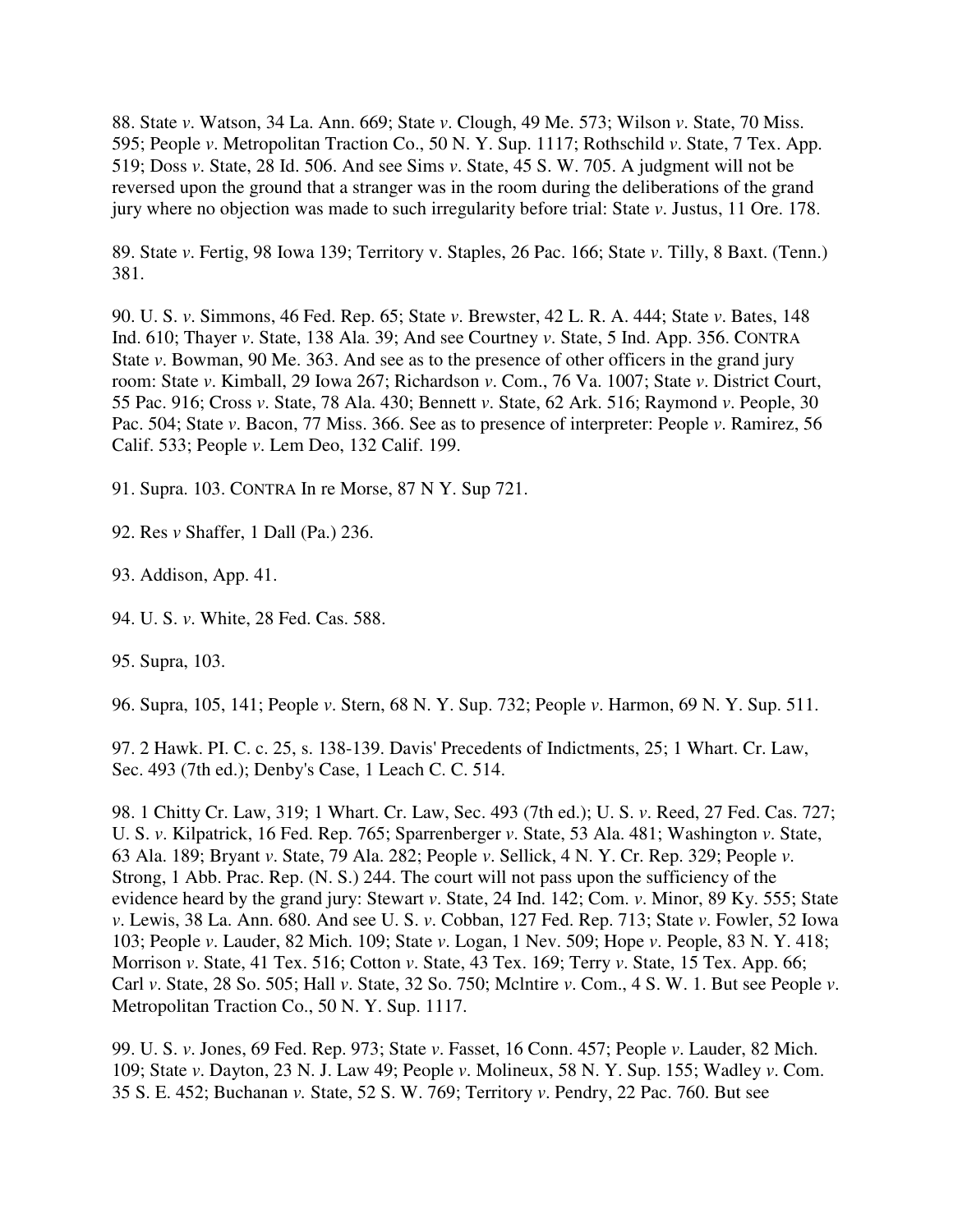88. State *v*. Watson, 34 La. Ann. 669; State *v*. Clough, 49 Me. 573; Wilson *v*. State, 70 Miss. 595; People *v*. Metropolitan Traction Co., 50 N. Y. Sup. 1117; Rothschild *v*. State, 7 Tex. App. 519; Doss *v*. State, 28 Id. 506. And see Sims *v*. State, 45 S. W. 705. A judgment will not be reversed upon the ground that a stranger was in the room during the deliberations of the grand jury where no objection was made to such irregularity before trial: State *v*. Justus, 11 Ore. 178.

89. State *v*. Fertig, 98 Iowa 139; Territory v. Staples, 26 Pac. 166; State *v*. Tilly, 8 Baxt. (Tenn.) 381.

90. U. S. *v*. Simmons, 46 Fed. Rep. 65; State *v*. Brewster, 42 L. R. A. 444; State *v*. Bates, 148 Ind. 610; Thayer *v*. State, 138 Ala. 39; And see Courtney *v*. State, 5 Ind. App. 356. CONTRA State *v*. Bowman, 90 Me. 363. And see as to the presence of other officers in the grand jury room: State *v*. Kimball, 29 Iowa 267; Richardson *v*. Com., 76 Va. 1007; State *v*. District Court, 55 Pac. 916; Cross *v*. State, 78 Ala. 430; Bennett *v*. State, 62 Ark. 516; Raymond *v*. People, 30 Pac. 504; State *v*. Bacon, 77 Miss. 366. See as to presence of interpreter: People *v*. Ramirez, 56 Calif. 533; People *v*. Lem Deo, 132 Calif. 199.

91. Supra. 103. CONTRA In re Morse, 87 N Y. Sup 721.

92. Res *v* Shaffer, 1 Dall (Pa.) 236.

93. Addison, App. 41.

94. U. S. *v*. White, 28 Fed. Cas. 588.

95. Supra, 103.

96. Supra, 105, 141; People *v*. Stern, 68 N. Y. Sup. 732; People *v*. Harmon, 69 N. Y. Sup. 511.

97. 2 Hawk. PI. C. c. 25, s. 138-139. Davis' Precedents of Indictments, 25; 1 Whart. Cr. Law, Sec. 493 (7th ed.); Denby's Case, 1 Leach C. C. 514.

98. 1 Chitty Cr. Law, 319; 1 Whart. Cr. Law, Sec. 493 (7th ed.); U. S. *v*. Reed, 27 Fed. Cas. 727; U. S. *v*. Kilpatrick, 16 Fed. Rep. 765; Sparrenberger *v*. State, 53 Ala. 481; Washington *v*. State, 63 Ala. 189; Bryant *v*. State, 79 Ala. 282; People *v*. Sellick, 4 N. Y. Cr. Rep. 329; People *v*. Strong, 1 Abb. Prac. Rep. (N. S.) 244. The court will not pass upon the sufficiency of the evidence heard by the grand jury: Stewart *v*. State, 24 Ind. 142; Com. *v*. Minor, 89 Ky. 555; State *v*. Lewis, 38 La. Ann. 680. And see U. S. *v*. Cobban, 127 Fed. Rep. 713; State *v*. Fowler, 52 Iowa 103; People *v*. Lauder, 82 Mich. 109; State *v*. Logan, 1 Nev. 509; Hope *v*. People, 83 N. Y. 418; Morrison *v*. State, 41 Tex. 516; Cotton *v*. State, 43 Tex. 169; Terry *v*. State, 15 Tex. App. 66; Carl *v*. State, 28 So. 505; Hall *v*. State, 32 So. 750; McIntire *v*. Com., 4 S. W. 1. But see People *v*. Metropolitan Traction Co., 50 N. Y. Sup. 1117.

99. U. S. *v*. Jones, 69 Fed. Rep. 973; State *v*. Fasset, 16 Conn. 457; People *v*. Lauder, 82 Mich. 109; State *v*. Dayton, 23 N. J. Law 49; People *v*. Molineux, 58 N. Y. Sup. 155; Wadley *v*. Com. 35 S. E. 452; Buchanan *v.* State, 52 S. W. 769; Territory *v*. Pendry, 22 Pac. 760. But see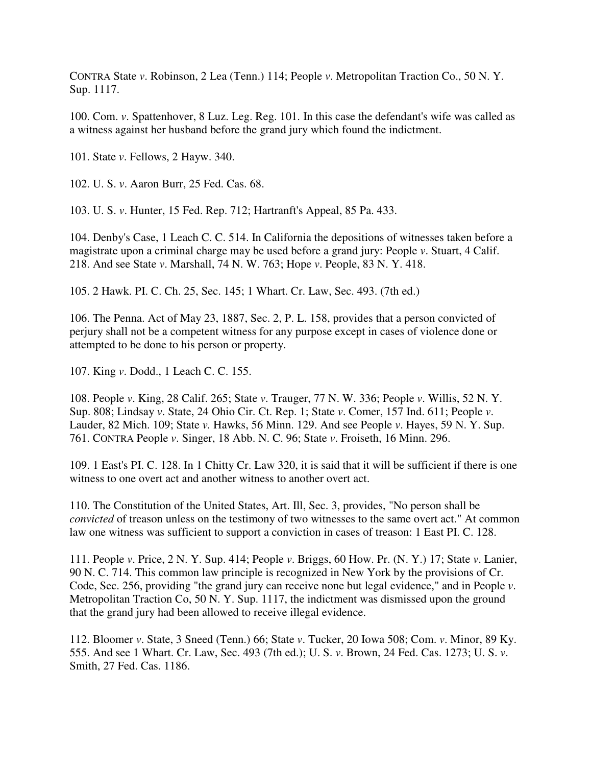CONTRA State *v*. Robinson, 2 Lea (Tenn.) 114; People *v*. Metropolitan Traction Co., 50 N. Y. Sup. 1117.

100. Com. *v*. Spattenhover, 8 Luz. Leg. Reg. 101. In this case the defendant's wife was called as a witness against her husband before the grand jury which found the indictment.

101. State *v*. Fellows, 2 Hayw. 340.

102. U. S. *v*. Aaron Burr, 25 Fed. Cas. 68.

103. U. S. *v*. Hunter, 15 Fed. Rep. 712; Hartranft's Appeal, 85 Pa. 433.

104. Denby's Case, 1 Leach C. C. 514. In California the depositions of witnesses taken before a magistrate upon a criminal charge may be used before a grand jury: People *v*. Stuart, 4 Calif. 218. And see State *v*. Marshall, 74 N. W. 763; Hope *v*. People, 83 N. Y. 418.

105. 2 Hawk. Pl. C. Ch. 25, Sec. 145; 1 Whart. Cr. Law, Sec. 493. (7th ed.)

106. The Penna. Act of May 23, 1887, Sec. 2, P. L. 158, provides that a person convicted of perjury shall not be a competent witness for any purpose except in cases of violence done or attempted to be done to his person or property.

107. King *v*. Dodd., 1 Leach C. C. 155.

108. People *v*. King, 28 Calif. 265; State *v*. Trauger, 77 N. W. 336; People *v*. Willis, 52 N. Y. Sup. 808; Lindsay *v*. State, 24 Ohio Cir. Ct. Rep. 1; State *v*. Comer, 157 Ind. 611; People *v*. Lauder, 82 Mich. 109; State *v.* Hawks, 56 Minn. 129. And see People *v*. Hayes, 59 N. Y. Sup. 761. CONTRA People *v*. Singer, 18 Abb. N. C. 96; State *v*. Froiseth, 16 Minn. 296.

109. 1 East's Pl. C. 128. In 1 Chitty Cr. Law 320, it is said that it will be sufficient if there is one witness to one overt act and another witness to another overt act.

110. The Constitution of the United States, Art. III, Sec. 3, provides, "No person shall be *convicted* of treason unless on the testimony of two witnesses to the same overt act." At common law one witness was sufficient to support a conviction in cases of treason: 1 East Pl. C. 128.

111. People *v*. Price, 2 N. Y. Sup. 414; People *v*. Briggs, 60 How. Pr. (N. Y.) 17; State *v*. Lanier, 90 N. C. 714. This common law principle is recognized in New York by the provisions of Cr. Code, Sec. 256, providing "the grand jury can receive none but legal evidence," and in People *v*. Metropolitan Traction Co, 50 N. Y. Sup. 1117, the indictment was dismissed upon the ground that the grand jury had been allowed to receive illegal evidence.

112. Bloomer *v*. State, 3 Sneed (Tenn.) 66; State *v*. Tucker, 20 Iowa 508; Com. *v*. Minor, 89 Ky. 555. And see 1 Whart. Cr. Law, Sec. 493 (7th ed.); U. S. *v*. Brown, 24 Fed. Cas. 1273; U. S. *v*. Smith, 27 Fed. Cas. 1186.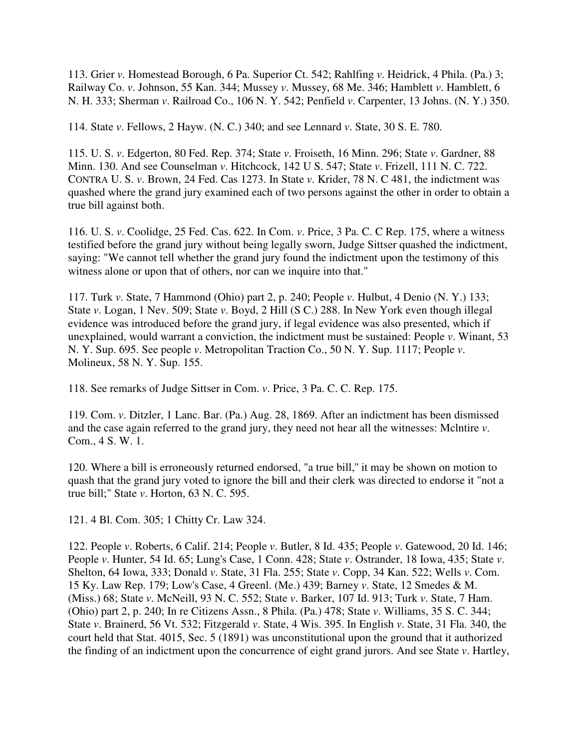113. Grier *v*. Homestead Borough, 6 Pa. Superior Ct. 542; Rahlfing *v*. Heidrick, 4 Phila. (Pa.) 3; Railway Co. *v*. Johnson, 55 Kan. 344; Mussey *v*. Mussey, 68 Me. 346; Hamblett *v*. Hamblett, 6 N. H. 333; Sherman *v*. Railroad Co., 106 N. Y. 542; Penfield *v*. Carpenter, 13 Johns. (N. Y.) 350.

114. State *v*. Fellows, 2 Hayw. (N. C.) 340; and see Lennard *v*. State, 30 S. E. 780.

115. U. S. *v*. Edgerton, 80 Fed. Rep. 374; State *v*. Froiseth, 16 Minn. 296; State *v*. Gardner, 88 Minn. 130. And see Counselman *v*. Hitchcock, 142 U S. 547; State *v*. Frizell, 111 N. C. 722. CONTRA U. S. *v*. Brown, 24 Fed. Cas 1273. In State *v*. Krider, 78 N. C 481, the indictment was quashed where the grand jury examined each of two persons against the other in order to obtain a true bill against both.

116. U. S. *v*. Coolidge, 25 Fed. Cas. 622. In Com. *v*. Price, 3 Pa. C. C Rep. 175, where a witness testified before the grand jury without being legally sworn, Judge Sittser quashed the indictment, saying: "We cannot tell whether the grand jury found the indictment upon the testimony of this witness alone or upon that of others, nor can we inquire into that."

117. Turk *v*. State, 7 Hammond (Ohio) part 2, p. 240; People *v*. Hulbut, 4 Denio (N. Y.) 133; State *v*. Logan, 1 Nev. 509; State *v*. Boyd, 2 Hill (S C.) 288. In New York even though illegal evidence was introduced before the grand jury, if legal evidence was also presented, which if unexplained, would warrant a conviction, the indictment must be sustained: People *v*. Winant, 53 N. Y. Sup. 695. See people *v*. Metropolitan Traction Co., 50 N. Y. Sup. 1117; People *v*. Molineux, 58 N. Y. Sup. 155.

118. See remarks of Judge Sittser in Com. *v*. Price, 3 Pa. C. C. Rep. 175.

119. Com. *v*. Ditzler, 1 Lanc. Bar. (Pa.) Aug. 28, 1869. After an indictment has been dismissed and the case again referred to the grand jury, they need not hear all the witnesses: Mclntire *v*. Com., 4 S. W. 1.

120. Where a bill is erroneously returned endorsed, "a true bill," it may be shown on motion to quash that the grand jury voted to ignore the bill and their clerk was directed to endorse it "not a true bill;" State *v*. Horton, 63 N. C. 595.

121. 4 Bl. Com. 305; 1 Chitty Cr. Law 324.

122. People *v*. Roberts, 6 Calif. 214; People *v*. Butler, 8 Id. 435; People *v*. Gatewood, 20 Id. 146; People *v*. Hunter, 54 Id. 65; Lung's Case, 1 Conn. 428; State *v*. Ostrander, 18 Iowa, 435; State *v*. Shelton, 64 Iowa, 333; Donald *v*. State, 31 Fla. 255; State *v*. Copp, 34 Kan. 522; Wells *v*. Com. 15 Ky. Law Rep. 179; Low's Case, 4 Greenl. (Me.) 439; Barney *v*. State, 12 Smedes & M. (Miss.) 68; State *v*. McNeill, 93 N. C. 552; State *v*. Barker, 107 Id. 913; Turk *v*. State, 7 Ham. (Ohio) part 2, p. 240; In re Citizens Assn., 8 Phila. (Pa.) 478; State *v*. Williams, 35 S. C. 344; State *v*. Brainerd, 56 Vt. 532; Fitzgerald *v*. State, 4 Wis. 395. In English *v*. State, 31 Fla. 340, the court held that Stat. 4015, Sec. 5 (1891) was unconstitutional upon the ground that it authorized the finding of an indictment upon the concurrence of eight grand jurors. And see State *v*. Hartley,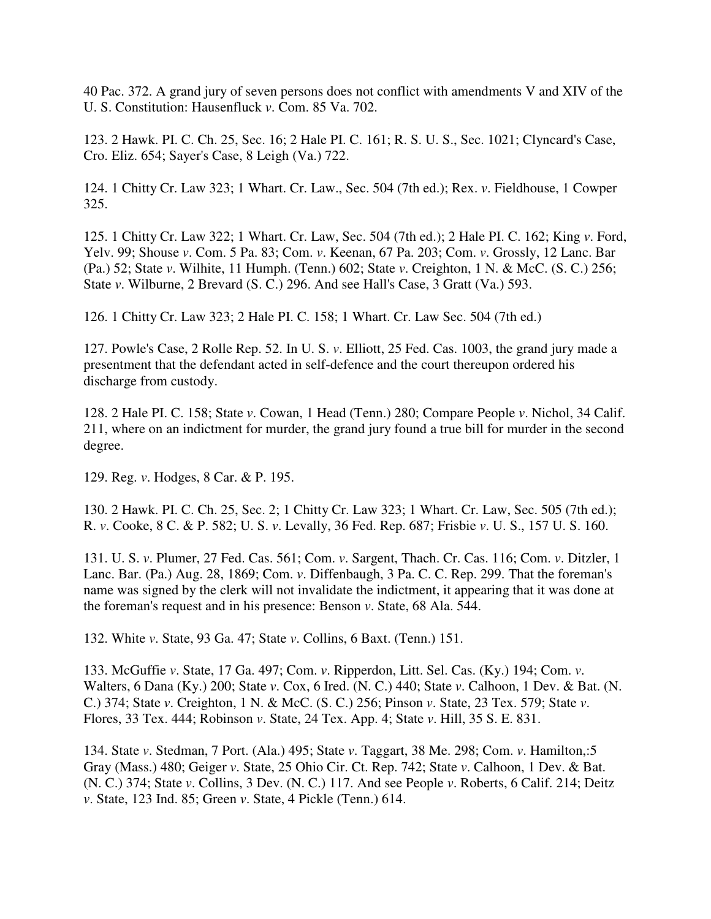40 Pac. 372. A grand jury of seven persons does not conflict with amendments V and XIV of the U. S. Constitution: Hausenfluck *v*. Com. 85 Va. 702.

123. 2 Hawk. PI. C. Ch. 25, Sec. 16; 2 Hale PI. C. 161; R. S. U. S., Sec. 1021; Clyncard's Case, Cro. Eliz. 654; Sayer's Case, 8 Leigh (Va.) 722.

124. 1 Chitty Cr. Law 323; 1 Whart. Cr. Law., Sec. 504 (7th ed.); Rex. *v*. Fieldhouse, 1 Cowper 325.

125. 1 Chitty Cr. Law 322; 1 Whart. Cr. Law, Sec. 504 (7th ed.); 2 Hale PI. C. 162; King *v*. Ford, Yelv. 99; Shouse *v*. Com. 5 Pa. 83; Com. *v*. Keenan, 67 Pa. 203; Com. *v*. Grossly, 12 Lanc. Bar (Pa.) 52; State *v*. Wilhite, 11 Humph. (Tenn.) 602; State *v*. Creighton, 1 N. & McC. (S. C.) 256; State *v*. Wilburne, 2 Brevard (S. C.) 296. And see Hall's Case, 3 Gratt (Va.) 593.

126. 1 Chitty Cr. Law 323; 2 Hale PI. C. 158; 1 Whart. Cr. Law Sec. 504 (7th ed.)

127. Powle's Case, 2 Rolle Rep. 52. In U. S. *v*. Elliott, 25 Fed. Cas. 1003, the grand jury made a presentment that the defendant acted in self-defence and the court thereupon ordered his discharge from custody.

128. 2 Hale PI. C. 158; State *v*. Cowan, 1 Head (Tenn.) 280; Compare People *v*. Nichol, 34 Calif. 211, where on an indictment for murder, the grand jury found a true bill for murder in the second degree.

129. Reg. *v*. Hodges, 8 Car. & P. 195.

130. 2 Hawk. PI. C. Ch. 25, Sec. 2; 1 Chitty Cr. Law 323; 1 Whart. Cr. Law, Sec. 505 (7th ed.); R. *v*. Cooke, 8 C. & P. 582; U. S. *v*. Levally, 36 Fed. Rep. 687; Frisbie *v*. U. S., 157 U. S. 160.

131. U. S. *v*. Plumer, 27 Fed. Cas. 561; Com. *v*. Sargent, Thach. Cr. Cas. 116; Com. *v*. Ditzler, 1 Lanc. Bar. (Pa.) Aug. 28, 1869; Com. *v*. Diffenbaugh, 3 Pa. C. C. Rep. 299. That the foreman's name was signed by the clerk will not invalidate the indictment, it appearing that it was done at the foreman's request and in his presence: Benson *v*. State, 68 Ala. 544.

132. White *v*. State, 93 Ga. 47; State *v*. Collins, 6 Baxt. (Tenn.) 151.

133. McGuffie *v*. State, 17 Ga. 497; Com. *v*. Ripperdon, Litt. Sel. Cas. (Ky.) 194; Com. *v*. Walters, 6 Dana (Ky.) 200; State *v*. Cox, 6 Ired. (N. C.) 440; State *v*. Calhoon, 1 Dev. & Bat. (N. C.) 374; State *v*. Creighton, 1 N. & McC. (S. C.) 256; Pinson *v*. State, 23 Tex. 579; State *v*. Flores, 33 Tex. 444; Robinson *v*. State, 24 Tex. App. 4; State *v*. Hill, 35 S. E. 831.

134. State *v*. Stedman, 7 Port. (Ala.) 495; State *v*. Taggart, 38 Me. 298; Com. *v*. Hamilton,:5 Gray (Mass.) 480; Geiger *v*. State, 25 Ohio Cir. Ct. Rep. 742; State *v*. Calhoon, 1 Dev. & Bat. (N. C.) 374; State *v*. Collins, 3 Dev. (N. C.) 117. And see People *v*. Roberts, 6 Calif. 214; Deitz *v*. State, 123 Ind. 85; Green *v*. State, 4 Pickle (Tenn.) 614.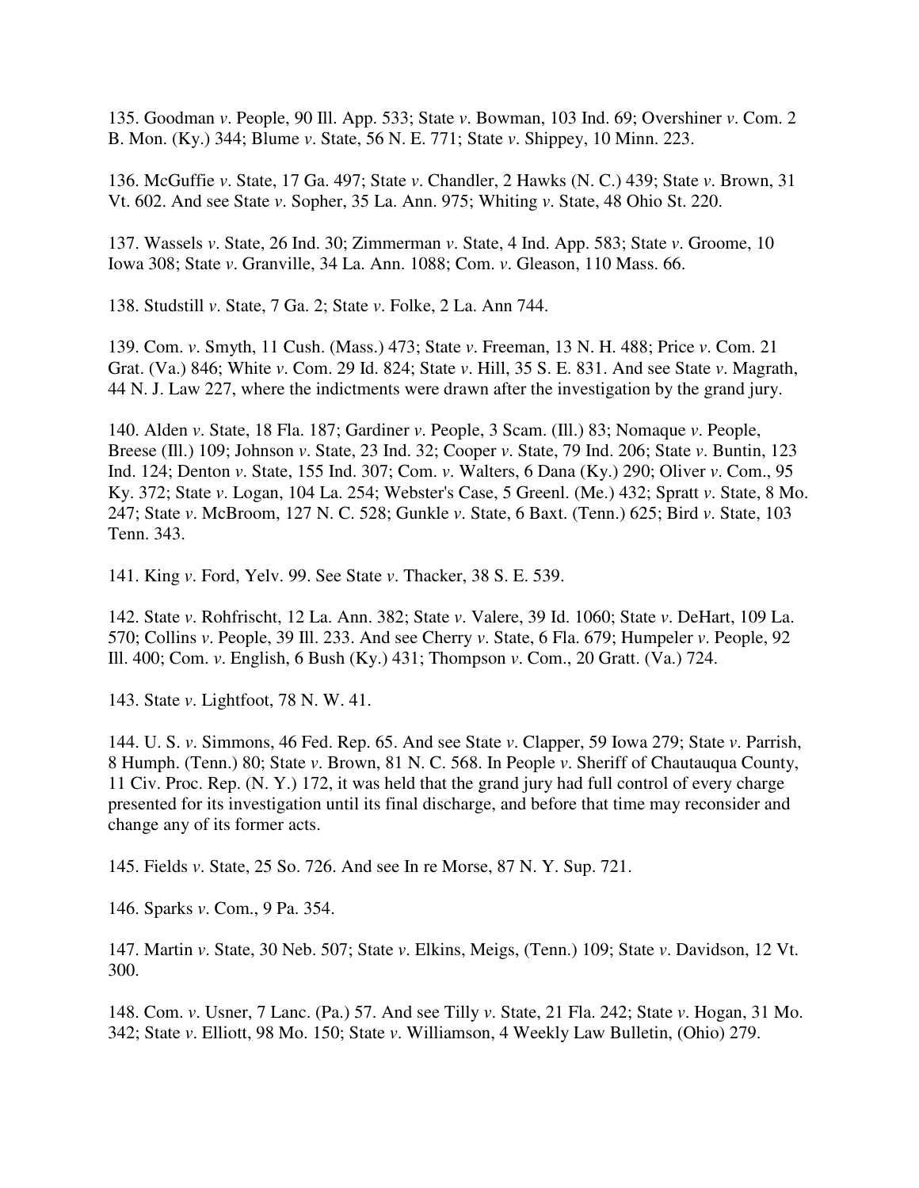135. Goodman *v*. People, 90 Ill. App. 533; State *v*. Bowman, 103 Ind. 69; Overshiner *v*. Com. 2 B. Mon. (Ky.) 344; Blume *v*. State, 56 N. E. 771; State *v*. Shippey, 10 Minn. 223.

136. McGuffie *v*. State, 17 Ga. 497; State *v*. Chandler, 2 Hawks (N. C.) 439; State *v*. Brown, 31 Vt. 602. And see State *v*. Sopher, 35 La. Ann. 975; Whiting *v*. State, 48 Ohio St. 220.

137. Wassels *v*. State, 26 Ind. 30; Zimmerman *v*. State, 4 Ind. App. 583; State *v*. Groome, 10 Iowa 308; State *v*. Granville, 34 La. Ann. 1088; Com. *v*. Gleason, 110 Mass. 66.

138. Studstill *v*. State, 7 Ga. 2; State *v*. Folke, 2 La. Ann 744.

139. Com. *v*. Smyth, 11 Cush. (Mass.) 473; State *v*. Freeman, 13 N. H. 488; Price *v*. Com. 21 Grat. (Va.) 846; White *v*. Com. 29 Id. 824; State *v*. Hill, 35 S. E. 831. And see State *v*. Magrath, 44 N. J. Law 227, where the indictments were drawn after the investigation by the grand jury.

140. Alden *v*. State, 18 Fla. 187; Gardiner *v*. People, 3 Scam. (Ill.) 83; Nomaque *v*. People, Breese (Ill.) 109; Johnson *v*. State, 23 Ind. 32; Cooper *v*. State, 79 Ind. 206; State *v*. Buntin, 123 Ind. 124; Denton *v*. State, 155 Ind. 307; Com. *v*. Walters, 6 Dana (Ky.) 290; Oliver *v*. Com., 95 Ky. 372; State *v*. Logan, 104 La. 254; Webster's Case, 5 Greenl. (Me.) 432; Spratt *v*. State, 8 Mo. 247; State *v*. McBroom, 127 N. C. 528; Gunkle *v*. State, 6 Baxt. (Tenn.) 625; Bird *v*. State, 103 Tenn. 343.

141. King *v*. Ford, Yelv. 99. See State *v*. Thacker, 38 S. E. 539.

142. State *v*. Rohfrischt, 12 La. Ann. 382; State *v*. Valere, 39 Id. 1060; State *v*. DeHart, 109 La. 570; Collins *v*. People, 39 Ill. 233. And see Cherry *v*. State, 6 Fla. 679; Humpeler *v*. People, 92 Ill. 400; Com. *v*. English, 6 Bush (Ky.) 431; Thompson *v*. Com., 20 Gratt. (Va.) 724.

143. State *v*. Lightfoot, 78 N. W. 41.

144. U. S. *v*. Simmons, 46 Fed. Rep. 65. And see State *v*. Clapper, 59 Iowa 279; State *v*. Parrish, 8 Humph. (Tenn.) 80; State *v*. Brown, 81 N. C. 568. In People *v*. Sheriff of Chautauqua County, 11 Civ. Proc. Rep. (N. Y.) 172, it was held that the grand jury had full control of every charge presented for its investigation until its final discharge, and before that time may reconsider and change any of its former acts.

145. Fields *v*. State, 25 So. 726. And see In re Morse, 87 N. Y. Sup. 721.

146. Sparks *v*. Com., 9 Pa. 354.

147. Martin *v*. State, 30 Neb. 507; State *v*. Elkins, Meigs, (Tenn.) 109; State *v*. Davidson, 12 Vt. 300.

148. Com. *v*. Usner, 7 Lanc. (Pa.) 57. And see Tilly *v*. State, 21 Fla. 242; State *v*. Hogan, 31 Mo. 342; State *v*. Elliott, 98 Mo. 150; State *v*. Williamson, 4 Weekly Law Bulletin, (Ohio) 279.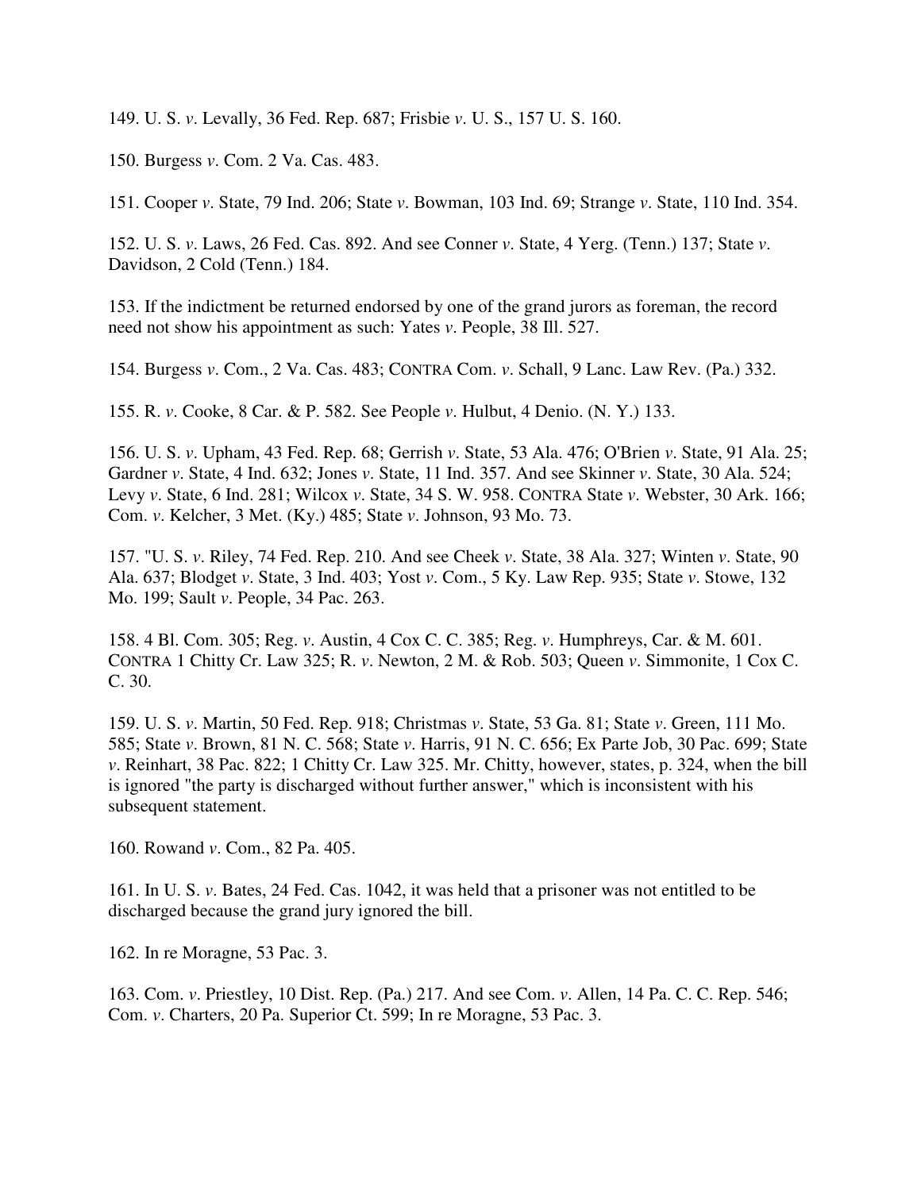149. U. S. *v*. Levally, 36 Fed. Rep. 687; Frisbie *v*. U. S., 157 U. S. 160.

150. Burgess *v*. Com. 2 Va. Cas. 483.

151. Cooper *v*. State, 79 Ind. 206; State *v*. Bowman, 103 Ind. 69; Strange *v*. State, 110 Ind. 354.

152. U. S. *v*. Laws, 26 Fed. Cas. 892. And see Conner *v*. State, 4 Yerg. (Tenn.) 137; State *v*. Davidson, 2 Cold (Tenn.) 184.

153. If the indictment be returned endorsed by one of the grand jurors as foreman, the record need not show his appointment as such: Yates *v*. People, 38 Ill. 527.

154. Burgess *v*. Com., 2 Va. Cas. 483; CONTRA Com. *v*. Schall, 9 Lanc. Law Rev. (Pa.) 332.

155. R. *v*. Cooke, 8 Car. & P. 582. See People *v*. Hulbut, 4 Denio. (N. Y.) 133.

156. U. S. *v*. Upham, 43 Fed. Rep. 68; Gerrish *v*. State, 53 Ala. 476; O'Brien *v*. State, 91 Ala. 25; Gardner *v*. State, 4 Ind. 632; Jones *v*. State, 11 Ind. 357. And see Skinner *v*. State, 30 Ala. 524; Levy *v*. State, 6 Ind. 281; Wilcox *v*. State, 34 S. W. 958. CONTRA State *v*. Webster, 30 Ark. 166; Com. *v*. Kelcher, 3 Met. (Ky.) 485; State *v*. Johnson, 93 Mo. 73.

157. "U. S. *v*. Riley, 74 Fed. Rep. 210. And see Cheek *v*. State, 38 Ala. 327; Winten *v*. State, 90 Ala. 637; Blodget *v*. State, 3 Ind. 403; Yost *v*. Com., 5 Ky. Law Rep. 935; State *v*. Stowe, 132 Mo. 199; Sault *v*. People, 34 Pac. 263.

158. 4 Bl. Com. 305; Reg. *v*. Austin, 4 Cox C. C. 385; Reg. *v*. Humphreys, Car. & M. 601. CONTRA 1 Chitty Cr. Law 325; R. *v*. Newton, 2 M. & Rob. 503; Queen *v*. Simmonite, 1 Cox C. C. 30.

159. U. S. *v*. Martin, 50 Fed. Rep. 918; Christmas *v*. State, 53 Ga. 81; State *v*. Green, 111 Mo. 585; State *v*. Brown, 81 N. C. 568; State *v*. Harris, 91 N. C. 656; Ex Parte Job, 30 Pac. 699; State *v*. Reinhart, 38 Pac. 822; 1 Chitty Cr. Law 325. Mr. Chitty, however, states, p. 324, when the bill is ignored "the party is discharged without further answer," which is inconsistent with his subsequent statement.

160. Rowand *v*. Com., 82 Pa. 405.

161. In U. S. *v*. Bates, 24 Fed. Cas. 1042, it was held that a prisoner was not entitled to be discharged because the grand jury ignored the bill.

162. In re Moragne, 53 Pac. 3.

163. Com. *v*. Priestley, 10 Dist. Rep. (Pa.) 217. And see Com. *v*. Allen, 14 Pa. C. C. Rep. 546; Com. *v*. Charters, 20 Pa. Superior Ct. 599; In re Moragne, 53 Pac. 3.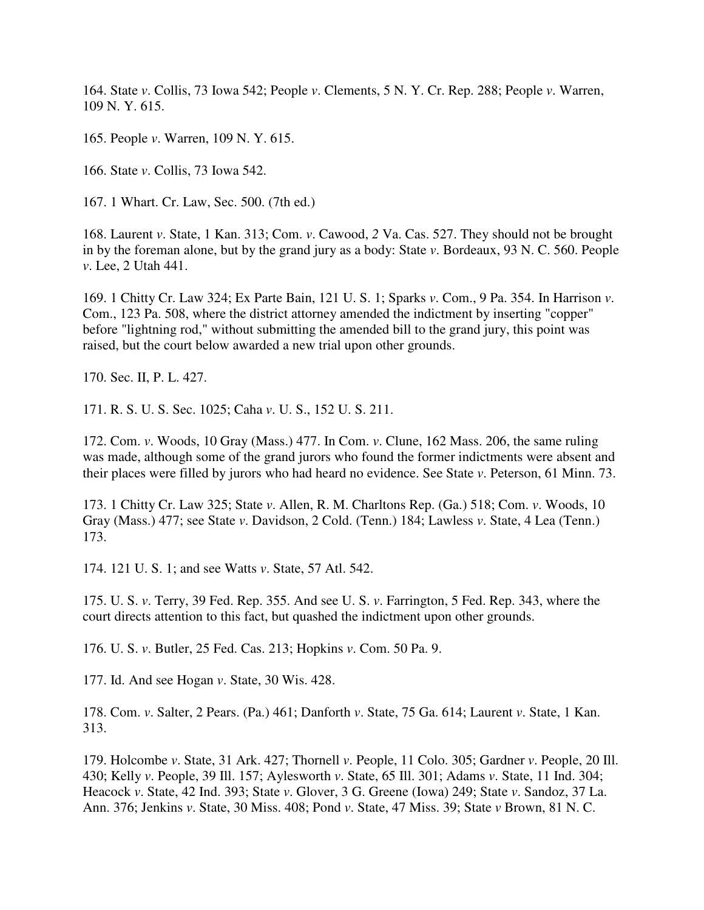164. State *v*. Collis, 73 Iowa 542; People *v*. Clements, 5 N. Y. Cr. Rep. 288; People *v*. Warren, 109 N. Y. 615.

165. People *v*. Warren, 109 N. Y. 615.

166. State *v*. Collis, 73 Iowa 542.

167. 1 Whart. Cr. Law, Sec. 500. (7th ed.)

168. Laurent *v*. State, 1 Kan. 313; Com. *v*. Cawood, *2* Va. Cas. 527. They should not be brought in by the foreman alone, but by the grand jury as a body: State *v*. Bordeaux, 93 N. C. 560. People *v*. Lee, 2 Utah 441.

169. 1 Chitty Cr. Law 324; Ex Parte Bain, 121 U. S. 1; Sparks *v*. Com., 9 Pa. 354. In Harrison *v*. Com., 123 Pa. 508, where the district attorney amended the indictment by inserting "copper" before "lightning rod," without submitting the amended bill to the grand jury, this point was raised, but the court below awarded a new trial upon other grounds.

170. Sec. II, P. L. 427.

171. R. S. U. S. Sec. 1025; Caha *v*. U. S., 152 U. S. 211.

172. Com. *v*. Woods, 10 Gray (Mass.) 477. In Com. *v*. Clune, 162 Mass. 206, the same ruling was made, although some of the grand jurors who found the former indictments were absent and their places were filled by jurors who had heard no evidence. See State *v*. Peterson, 61 Minn. 73.

173. 1 Chitty Cr. Law 325; State *v*. Allen, R. M. Charltons Rep. (Ga.) 518; Com. *v*. Woods, 10 Gray (Mass.) 477; see State *v*. Davidson, 2 Cold. (Tenn.) 184; Lawless *v*. State, 4 Lea (Tenn.) 173.

174. 121 U. S. 1; and see Watts *v*. State, 57 Atl. 542.

175. U. S. *v*. Terry, 39 Fed. Rep. 355. And see U. S. *v*. Farrington, 5 Fed. Rep. 343, where the court directs attention to this fact, but quashed the indictment upon other grounds.

176. U. S. *v*. Butler, 25 Fed. Cas. 213; Hopkins *v*. Com. 50 Pa. 9.

177. Id. And see Hogan *v*. State, 30 Wis. 428.

178. Com. *v*. Salter, 2 Pears. (Pa.) 461; Danforth *v*. State, 75 Ga. 614; Laurent *v*. State, 1 Kan. 313.

179. Holcombe *v*. State, 31 Ark. 427; Thornell *v*. People, 11 Colo. 305; Gardner *v*. People, 20 Ill. 430; Kelly *v*. People, 39 Ill. 157; Aylesworth *v*. State, 65 Ill. 301; Adams *v*. State, 11 Ind. 304; Heacock *v*. State, 42 Ind. 393; State *v*. Glover, 3 G. Greene (Iowa) 249; State *v*. Sandoz, 37 La. Ann. 376; Jenkins *v*. State, 30 Miss. 408; Pond *v*. State, 47 Miss. 39; State *v* Brown, 81 N. C.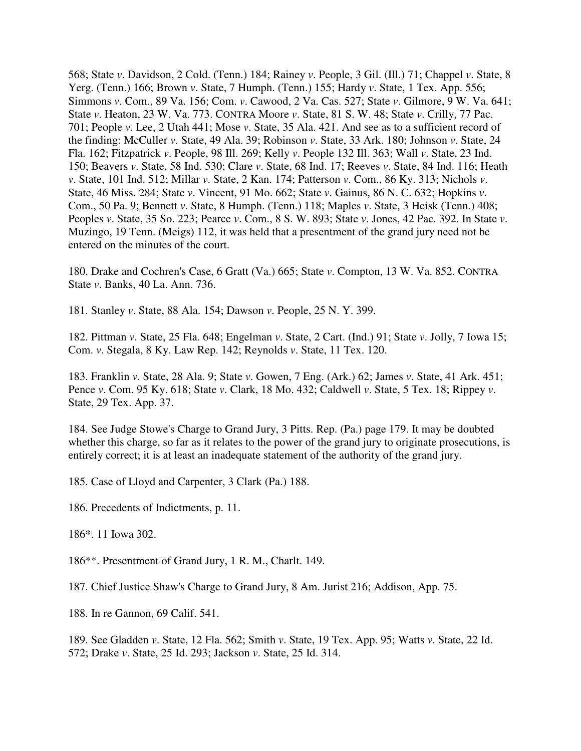568; State *v*. Davidson, 2 Cold. (Tenn.) 184; Rainey *v*. People, 3 Gil. (Ill.) 71; Chappel *v*. State, 8 Yerg. (Tenn.) 166; Brown *v*. State, 7 Humph. (Tenn.) 155; Hardy *v*. State, 1 Tex. App. 556; Simmons *v*. Com., 89 Va. 156; Com. *v*. Cawood, 2 Va. Cas. 527; State *v*. Gilmore, 9 W. Va. 641; State *v*. Heaton, 23 W. Va. 773. CONTRA Moore *v*. State, 81 S. W. 48; State *v*. Crilly, 77 Pac. 701; People *v*. Lee, 2 Utah 441; Mose *v*. State, 35 Ala. 421. And see as to a sufficient record of the finding: McCuller *v*. State, 49 Ala. 39; Robinson *v*. State, 33 Ark. 180; Johnson *v*. State, 24 Fla. 162; Fitzpatrick *v*. People, 98 Ill. 269; Kelly *v*. People 132 Ill. 363; Wall *v*. State, 23 Ind. 150; Beavers *v*. State, 58 Ind. 530; Clare *v*. State, 68 Ind. 17; Reeves *v*. State, 84 Ind. 116; Heath *v*. State, 101 Ind. 512; Millar *v*. State, 2 Kan. 174; Patterson *v*. Com., 86 Ky. 313; Nichols *v*. State, 46 Miss. 284; State *v*. Vincent, 91 Mo. 662; State *v*. Gainus, 86 N. C. 632; Hopkins *v*. Com., 50 Pa. 9; Bennett *v*. State, 8 Humph. (Tenn.) 118; Maples *v*. State, 3 Heisk (Tenn.) 408; Peoples *v*. State, 35 So. 223; Pearce *v*. Com., 8 S. W. 893; State *v*. Jones, 42 Pac. 392. In State *v*. Muzingo, 19 Tenn. (Meigs) 112, it was held that a presentment of the grand jury need not be entered on the minutes of the court.

180. Drake and Cochren's Case, 6 Gratt (Va.) 665; State *v*. Compton, 13 W. Va. 852. CONTRA State *v*. Banks, 40 La. Ann. 736.

181. Stanley *v*. State, 88 Ala. 154; Dawson *v*. People, 25 N. Y. 399.

182. Pittman *v*. State, 25 Fla. 648; Engelman *v*. State, 2 Cart. (Ind.) 91; State *v*. Jolly, 7 Iowa 15; Com. *v*. Stegala, 8 Ky. Law Rep. 142; Reynolds *v*. State, 11 Tex. 120.

183. Franklin *v*. State, 28 Ala. 9; State *v*. Gowen, 7 Eng. (Ark.) 62; James *v*. State, 41 Ark. 451; Pence *v*. Com. 95 Ky. 618; State *v*. Clark, 18 Mo. 432; Caldwell *v*. State, 5 Tex. 18; Rippey *v*. State, 29 Tex. App. 37.

184. See Judge Stowe's Charge to Grand Jury, 3 Pitts. Rep. (Pa.) page 179. It may be doubted whether this charge, so far as it relates to the power of the grand jury to originate prosecutions, is entirely correct; it is at least an inadequate statement of the authority of the grand jury.

185. Case of Lloyd and Carpenter, 3 Clark (Pa.) 188.

186. Precedents of Indictments, p. 11.

186*. 11 Iowa 302.

186**. Presentment of Grand Jury, 1 R. M., Charlt. 149.

187. Chief Justice Shaw's Charge to Grand Jury, 8 Am. Jurist 216; Addison, App. 75.

188. In re Gannon, 69 Calif. 541.

189. See Gladden *v*. State, 12 Fla. 562; Smith *v*. State, 19 Tex. App. 95; Watts *v*. State, 22 Id. 572; Drake *v*. State, 25 Id. 293; Jackson *v*. State, 25 Id. 314.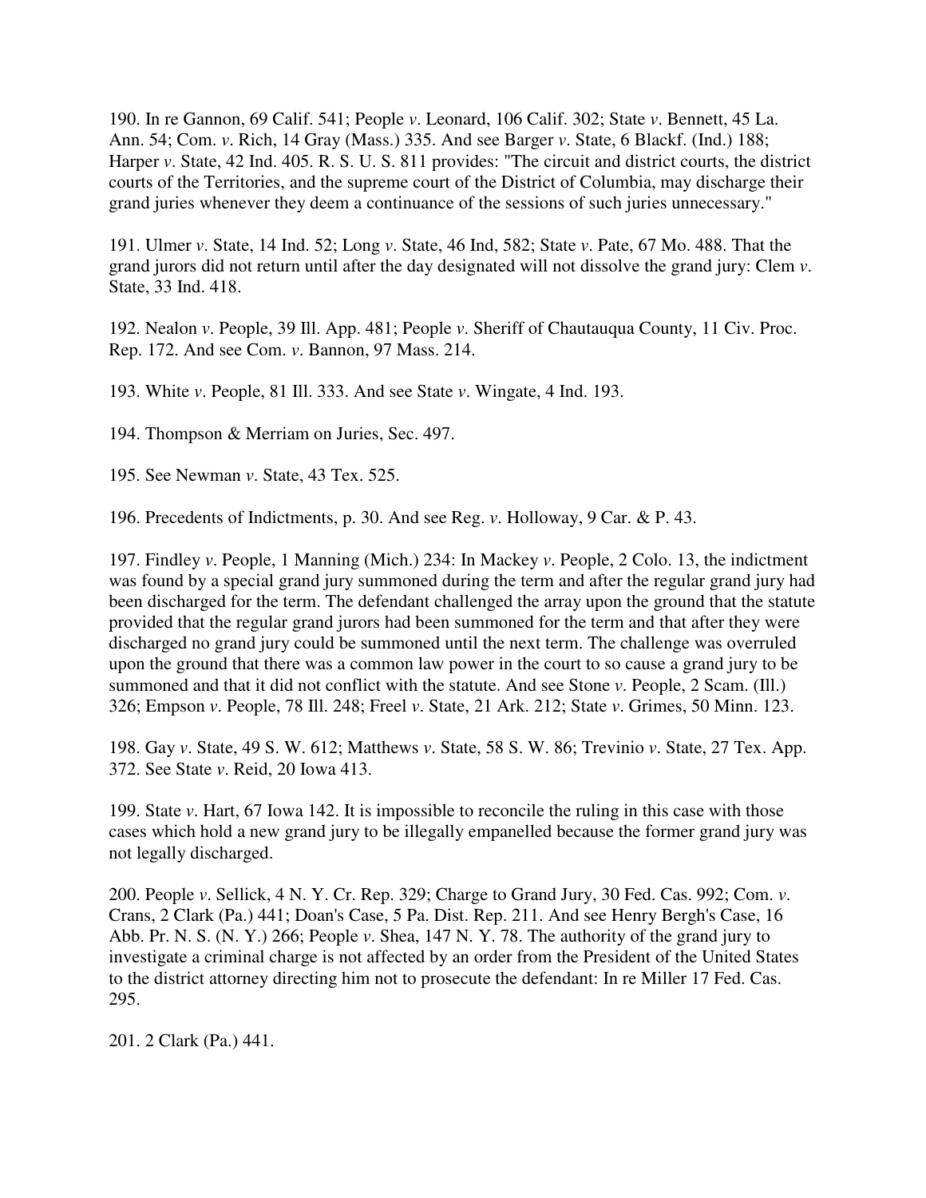190. In re Gannon, 69 Calif. 541; People *v*. Leonard, 106 Calif. 302; State *v*. Bennett, 45 La. Ann. 54; Com. *v*. Rich, 14 Gray (Mass.) 335. And see Barger *v*. State, 6 Blackf. (Ind.) 188; Harper *v*. State, 42 Ind. 405. R. S. U. S. 811 provides: "The circuit and district courts, the district courts of the Territories, and the supreme court of the District of Columbia, may discharge their grand juries whenever they deem a continuance of the sessions of such juries unnecessary."

191. Ulmer *v*. State, 14 Ind. 52; Long *v*. State, 46 Ind, 582; State *v*. Pate, 67 Mo. 488. That the grand jurors did not return until after the day designated will not dissolve the grand jury: Clem *v*. State, 33 Ind. 418.

192. Nealon *v*. People, 39 Ill. App. 481; People *v*. Sheriff of Chautauqua County, 11 Civ. Proc. Rep. 172. And see Com. *v*. Bannon, 97 Mass. 214.

193. White *v*. People, 81 Ill. 333. And see State *v*. Wingate, 4 Ind. 193.

194. Thompson & Merriam on Juries, Sec. 497.

195. See Newman *v*. State, 43 Tex. 525.

196. Precedents of Indictments, p. 30. And see Reg. *v*. Holloway, 9 Car. & P. 43.

197. Findley *v*. People, 1 Manning (Mich.) 234: In Mackey *v*. People, 2 Colo. 13, the indictment was found by a special grand jury summoned during the term and after the regular grand jury had been discharged for the term. The defendant challenged the array upon the ground that the statute provided that the regular grand jurors had been summoned for the term and that after they were discharged no grand jury could be summoned until the next term. The challenge was overruled upon the ground that there was a common law power in the court to so cause a grand jury to be summoned and that it did not conflict with the statute. And see Stone *v*. People, 2 Scam. (Ill.) 326; Empson *v*. People, 78 Ill. 248; Freel *v*. State, 21 Ark. 212; State *v*. Grimes, 50 Minn. 123.

198. Gay *v*. State, 49 S. W. 612; Matthews *v*. State, 58 S. W. 86; Trevinio *v*. State, 27 Tex. App. 372. See State *v*. Reid, 20 Iowa 413.

199. State *v*. Hart, 67 Iowa 142. It is impossible to reconcile the ruling in this case with those cases which hold a new grand jury to be illegally empanelled because the former grand jury was not legally discharged.

200. People *v*. Sellick, 4 N. Y. Cr. Rep. 329; Charge to Grand Jury, 30 Fed. Cas. 992; Com. *v*. Crans, 2 Clark (Pa.) 441; Doan's Case, 5 Pa. Dist. Rep. 211. And see Henry Bergh's Case, 16 Abb. Pr. N. S. (N. Y.) 266; People *v*. Shea, 147 N. Y. 78. The authority of the grand jury to investigate a criminal charge is not affected by an order from the President of the United States to the district attorney directing him not to prosecute the defendant: In re Miller 17 Fed. Cas. 295.

201. 2 Clark (Pa.) 441.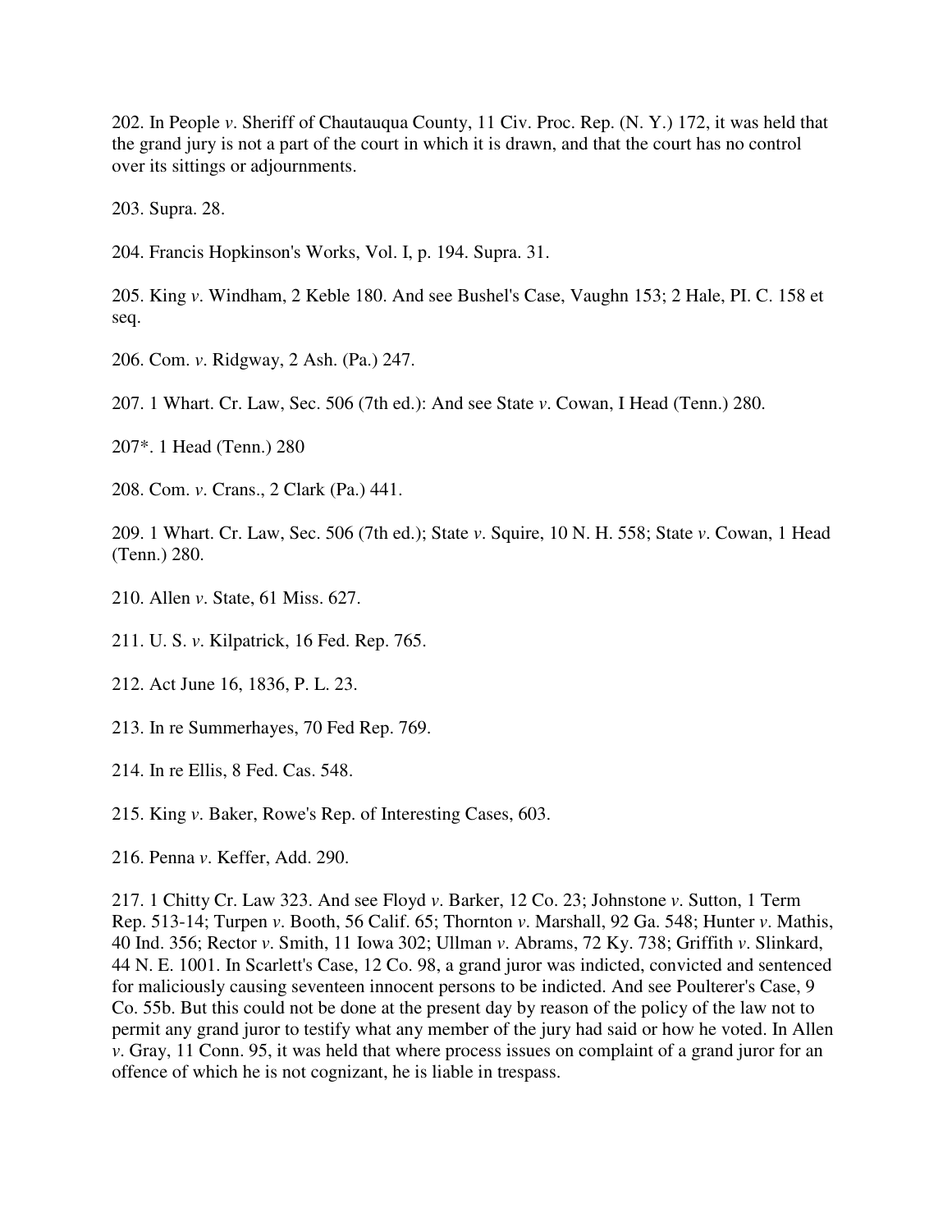202. In People *v*. Sheriff of Chautauqua County, 11 Civ. Proc. Rep. (N. Y.) 172, it was held that the grand jury is not a part of the court in which it is drawn, and that the court has no control over its sittings or adjournments.

203. Supra. 28.

204. Francis Hopkinson's Works, Vol. I, p. 194. Supra. 31.

205. King *v*. Windham, 2 Keble 180. And see Bushel's Case, Vaughn 153; 2 Hale, Pl. C. 158 et seq.

206. Com. *v*. Ridgway, 2 Ash. (Pa.) 247.

207. 1 Whart. Cr. Law, Sec. 506 (7th ed.): And see State *v*. Cowan, I Head (Tenn.) 280.

207*. 1 Head (Tenn.) 280

208. Com. *v*. Crans., 2 Clark (Pa.) 441.

209. 1 Whart. Cr. Law, Sec. 506 (7th ed.); State *v*. Squire, 10 N. H. 558; State *v*. Cowan, 1 Head (Tenn.) 280.

210. Allen *v*. State, 61 Miss. 627.

211. U. S. *v*. Kilpatrick, 16 Fed. Rep. 765.

212. Act June 16, 1836, P. L. 23.

213. In re Summerhayes, 70 Fed Rep. 769.

214. In re Ellis, 8 Fed. Cas. 548.

215. King *v*. Baker, Rowe's Rep. of Interesting Cases, 603.

216. Penna *v*. Keffer, Add. 290.

217. 1 Chitty Cr. Law 323. And see Floyd *v*. Barker, 12 Co. 23; Johnstone *v*. Sutton, 1 Term Rep. 513-14; Turpen *v*. Booth, 56 Calif. 65; Thornton *v*. Marshall, 92 Ga. 548; Hunter *v*. Mathis, 40 Ind. 356; Rector *v*. Smith, 11 Iowa 302; Ullman *v*. Abrams, 72 Ky. 738; Griffith *v*. Slinkard, 44 N. E. 1001. In Scarlett's Case, 12 Co. 98, a grand juror was indicted, convicted and sentenced for maliciously causing seventeen innocent persons to be indicted. And see Poulterer's Case, 9 Co. 55b. But this could not be done at the present day by reason of the policy of the law not to permit any grand juror to testify what any member of the jury had said or how he voted. In Allen *v*. Gray, 11 Conn. 95, it was held that where process issues on complaint of a grand juror for an offence of which he is not cognizant, he is liable in trespass.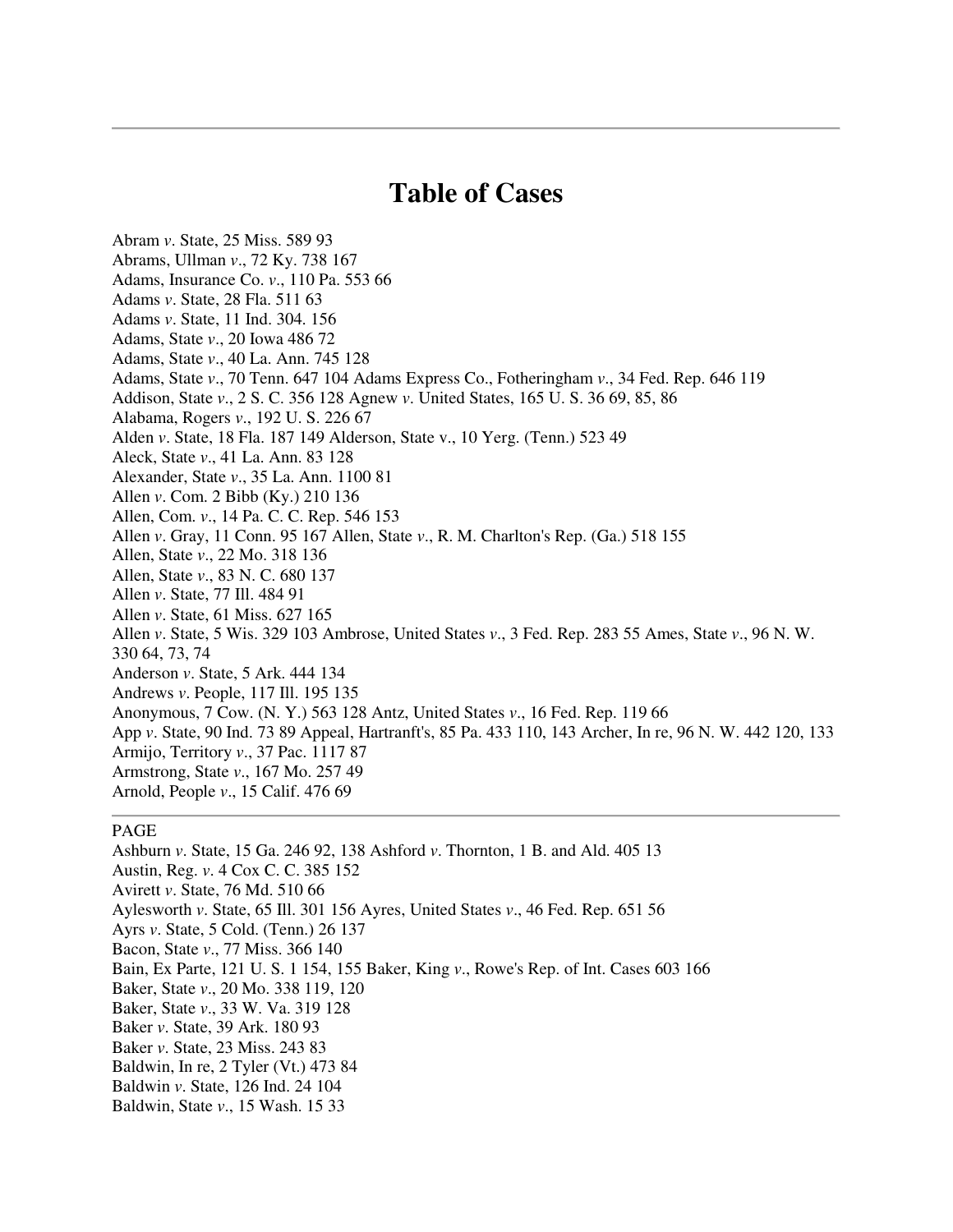# Table of Cases

Abram *v*. State, 25 Miss. 589 93
Abrams, Ullman *v*., 72 Ky. 738 167
Adams, Insurance Co. *v*., 110 Pa. 553 66
Adams *v*. State, 28 Fla. 511 63
Adams *v*. State, 11 Ind. 304. 156
Adams, State *v*., 20 Iowa 486 72
Adams, State *v*., 40 La. Ann. 745 128
Adams, State *v*., 70 Tenn. 647 104 Adams Express Co., Fotheringham *v*., 34 Fed. Rep. 646 119
Addison, State *v*., 2 S. C. 356 128 Agnew *v*. United States, 165 U. S. 36 69, 85, 86
Alabama, Rogers *v*., 192 U. S. 226 67
Alden *v*. State, 18 Fla. 187 149 Alderson, State v., 10 Yerg. (Tenn.) 523 49
Aleck, State *v*., 41 La. Ann. 83 128
Alexander, State *v*., 35 La. Ann. 1100 81
Allen *v*. Com. 2 Bibb (Ky.) 210 136
Allen, Com. *v*., 14 Pa. C. C. Rep. 546 153
Allen *v*. Gray, 11 Conn. 95 167 Allen, State *v*., R. M. Charlton's Rep. (Ga.) 518 155
Allen, State *v*., 22 Mo. 318 136
Allen, State *v*., 83 N. C. 680 137
Allen *v*. State, 77 Ill. 484 91
Allen *v*. State, 61 Miss. 627 165
Allen *v*. State, 5 Wis. 329 103 Ambrose, United States *v*., 3 Fed. Rep. 283 55 Ames, State *v*., 96 N. W. 330 64, 73, 74
Anderson *v*. State, 5 Ark. 444 134
Andrews *v*. People, 117 Ill. 195 135
Anonymous, 7 Cow. (N. Y.) 563 128 Antz, United States *v*., 16 Fed. Rep. 119 66
App *v*. State, 90 Ind. 73 89 Appeal, Hartranft's, 85 Pa. 433 110, 143 Archer, In re, 96 N. W. 442 120, 133
Armijo, Territory *v*., 37 Pac. 1117 87
Armstrong, State *v*., 167 Mo. 257 49
Arnold, People *v*., 15 Calif. 476 69

PAGE
Ashburn *v*. State, 15 Ga. 246 92, 138 Ashford *v*. Thornton, 1 B. and Ald. 405 13
Austin, Reg. *v*. 4 Cox C. C. 385 152
Avirett *v*. State, 76 Md. 510 66
Aylesworth *v*. State, 65 Ill. 301 156 Ayres, United States *v*., 46 Fed. Rep. 651 56
Ayrs *v*. State, 5 Cold. (Tenn.) 26 137
Bacon, State *v*., 77 Miss. 366 140
Bain, Ex Parte, 121 U. S. 1 154, 155 Baker, King *v*., Rowe's Rep. of Int. Cases 603 166
Baker, State *v*., 20 Mo. 338 119, 120
Baker, State *v*., 33 W. Va. 319 128
Baker *v*. State, 39 Ark. 180 93
Baker *v*. State, 23 Miss. 243 83
Baldwin, In re, 2 Tyler (Vt.) 473 84
Baldwin *v*. State, 126 Ind. 24 104
Baldwin, State *v*., 15 Wash. 15 33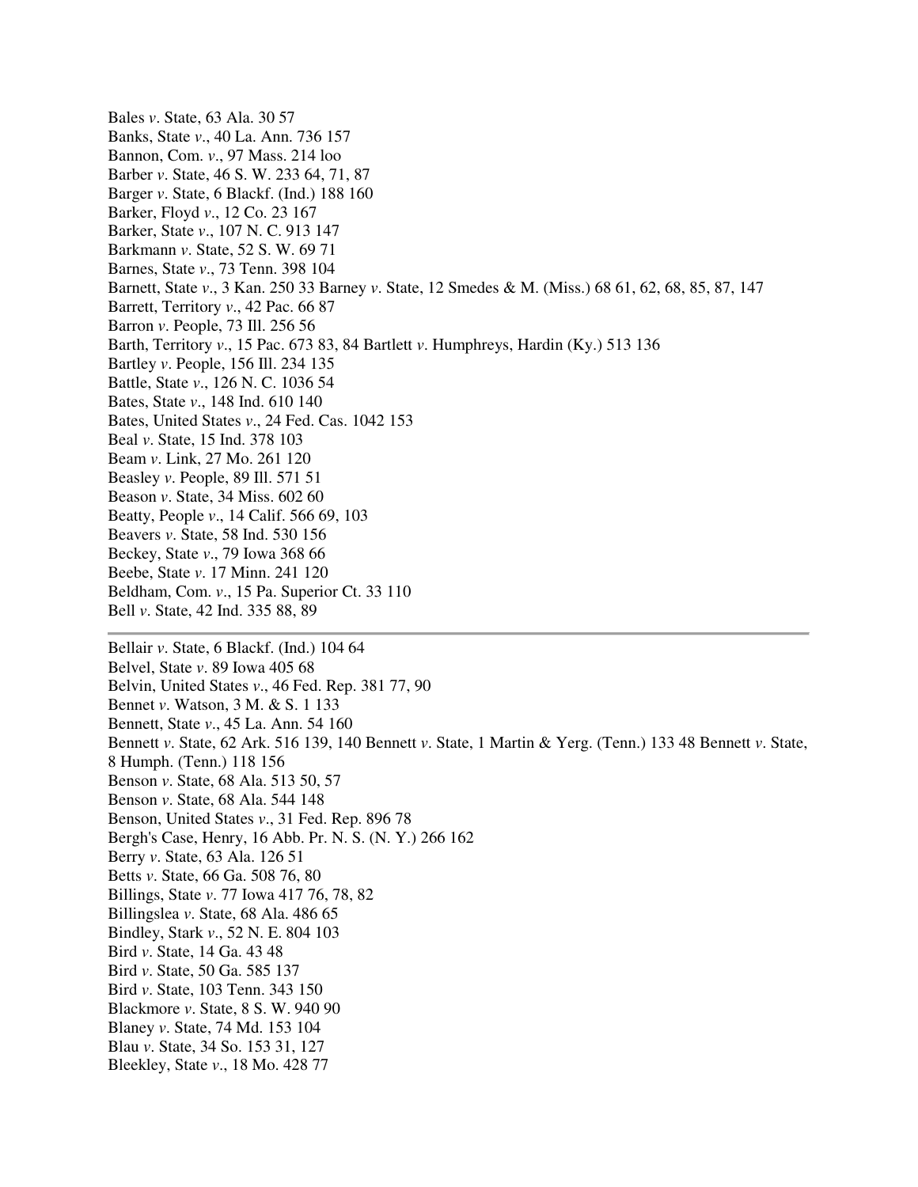Bales *v*. State, 63 Ala. 30 57
Banks, State *v*., 40 La. Ann. 736 157
Bannon, Com. *v*., 97 Mass. 214 loo
Barber *v*. State, 46 S. W. 233 64, 71, 87
Barger *v*. State, 6 Blackf. (Ind.) 188 160
Barker, Floyd *v*., 12 Co. 23 167
Barker, State *v*., 107 N. C. 913 147
Barkmann *v*. State, 52 S. W. 69 71
Barnes, State *v*., 73 Tenn. 398 104
Barnett, State *v*., 3 Kan. 250 33 Barney *v*. State, 12 Smedes & M. (Miss.) 68 61, 62, 68, 85, 87, 147
Barrett, Territory *v*., 42 Pac. 66 87
Barron *v*. People, 73 Ill. 256 56
Barth, Territory *v*., 15 Pac. 673 83, 84 Bartlett *v*. Humphreys, Hardin (Ky.) 513 136
Bartley *v*. People, 156 Ill. 234 135
Battle, State *v*., 126 N. C. 1036 54
Bates, State *v*., 148 Ind. 610 140
Bates, United States *v*., 24 Fed. Cas. 1042 153
Beal *v*. State, 15 Ind. 378 103
Beam *v*. Link, 27 Mo. 261 120
Beasley *v*. People, 89 Ill. 571 51
Beason *v*. State, 34 Miss. 602 60
Beatty, People *v*., 14 Calif. 566 69, 103
Beavers *v*. State, 58 Ind. 530 156
Beckey, State *v*., 79 Iowa 368 66
Beebe, State *v*. 17 Minn. 241 120
Beldham, Com. *v*., 15 Pa. Superior Ct. 33 110
Bell *v*. State, 42 Ind. 335 88, 89

---

Bellair *v*. State, 6 Blackf. (Ind.) 104 64
Belvel, State *v*. 89 Iowa 405 68
Belvin, United States *v*., 46 Fed. Rep. 381 77, 90
Bennet *v*. Watson, 3 M. & S. 1 133
Bennett, State *v*., 45 La. Ann. 54 160
Bennett *v*. State, 62 Ark. 516 139, 140 Bennett *v*. State, 1 Martin & Yerg. (Tenn.) 133 48 Bennett *v*. State, 8 Humph. (Tenn.) 118 156
Benson *v*. State, 68 Ala. 513 50, 57
Benson *v*. State, 68 Ala. 544 148
Benson, United States *v*., 31 Fed. Rep. 896 78
Bergh's Case, Henry, 16 Abb. Pr. N. S. (N. Y.) 266 162
Berry *v*. State, 63 Ala. 126 51
Betts *v*. State, 66 Ga. 508 76, 80
Billings, State *v*. 77 Iowa 417 76, 78, 82
Billingslea *v*. State, 68 Ala. 486 65
Bindley, Stark *v*., 52 N. E. 804 103
Bird *v*. State, 14 Ga. 43 48
Bird *v*. State, 50 Ga. 585 137
Bird *v*. State, 103 Tenn. 343 150
Blackmore *v*. State, 8 S. W. 940 90
Blaney *v*. State, 74 Md. 153 104
Blau *v*. State, 34 So. 153 31, 127
Bleekley, State *v*., 18 Mo. 428 77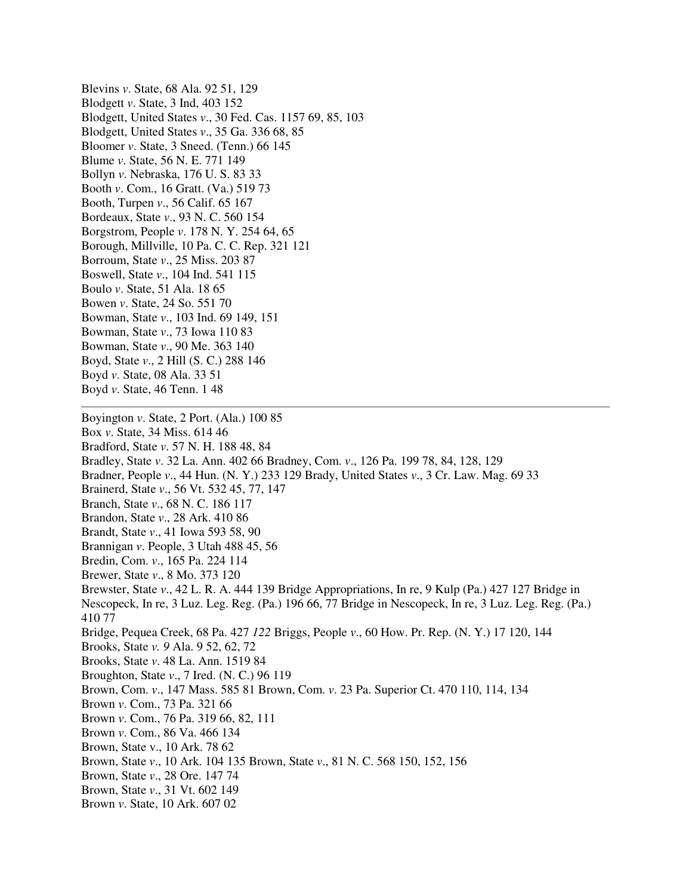Blevins *v*. State, 68 Ala. 92 51, 129
Blodgett *v*. State, 3 Ind, 403 152
Blodgett, United States *v*., 30 Fed. Cas. 1157 69, 85, 103
Blodgett, United States *v*., 35 Ga. 336 68, 85
Bloomer *v*. State, 3 Sneed. (Tenn.) 66 145
Blume *v*. State, 56 N. E. 771 149
Bollyn *v*. Nebraska, 176 U. S. 83 33
Booth *v*. Com., 16 Gratt. (Va.) 519 73
Booth, Turpen *v*., 56 Calif. 65 167
Bordeaux, State *v*., 93 N. C. 560 154
Borgstrom, People *v*. 178 N. Y. 254 64, 65
Borough, Millville, 10 Pa. C. C. Rep. 321 121
Borroum, State *v*., 25 Miss. 203 87
Boswell, State *v*., 104 Ind. 541 115
Boulo *v*. State, 51 Ala. 18 65
Bowen *v*. State, 24 So. 551 70
Bowman, State *v*., 103 Ind. 69 149, 151
Bowman, State *v*., 73 Iowa 110 83
Bowman, State *v*., 90 Me. 363 140
Boyd, State *v*., 2 Hill (S. C.) 288 146
Boyd *v*. State, 08 Ala. 33 51
Boyd *v*. State, 46 Tenn. 1 48

---

Boyington *v*. State, 2 Port. (Ala.) 100 85
Box *v*. State, 34 Miss. 614 46
Bradford, State *v*. 57 N. H. 188 48, 84
Bradley, State *v*. 32 La. Ann. 402 66 Bradney, Com. *v*., 126 Pa. 199 78, 84, 128, 129
Bradner, People *v*., 44 Hun. (N. Y.) 233 129 Brady, United States *v*., 3 Cr. Law. Mag. 69 33
Brainerd, State *v*., 56 Vt. 532 45, 77, 147
Branch, State *v*., 68 N. C. 186 117
Brandon, State *v*., 28 Ark. 410 86
Brandt, State *v*., 41 Iowa 593 58, 90
Brannigan *v*. People, 3 Utah 488 45, 56
Bredin, Com. *v*., 165 Pa. 224 114
Brewer, State *v*., 8 Mo. 373 120
Brewster, State *v*., 42 L. R. A. 444 139 Bridge Appropriations, In re, 9 Kulp (Pa.) 427 127 Bridge in Nescopeck, In re, 3 Luz. Leg. Reg. (Pa.) 196 66, 77 Bridge in Nescopeck, In re, 3 Luz. Leg. Reg. (Pa.) 410 77
Bridge, Pequea Creek, 68 Pa. 427 *122* Briggs, People *v*., 60 How. Pr. Rep. (N. Y.) 17 120, 144
Brooks, State *v. 9* Ala. 9 52, 62, 72
Brooks, State *v*. 48 La. Ann. 1519 84
Broughton, State *v*., 7 Ired. (N. C.) 96 119
Brown, Com. *v*., 147 Mass. 585 81 Brown, Com. *v*. 23 Pa. Superior Ct. 470 110, 114, 134
Brown *v*. Com., 73 Pa. 321 66
Brown *v*. Com., 76 Pa. 319 66, 82, 111
Brown *v*. Com., 86 Va. 466 134
Brown, State v., 10 Ark. 78 62
Brown, State *v*., 10 Ark. 104 135 Brown, State *v*., 81 N. C. 568 150, 152, 156
Brown, State *v*., 28 Ore. 147 74
Brown, State *v*., 31 Vt. 602 149
Brown *v*. State, 10 Ark. 607 02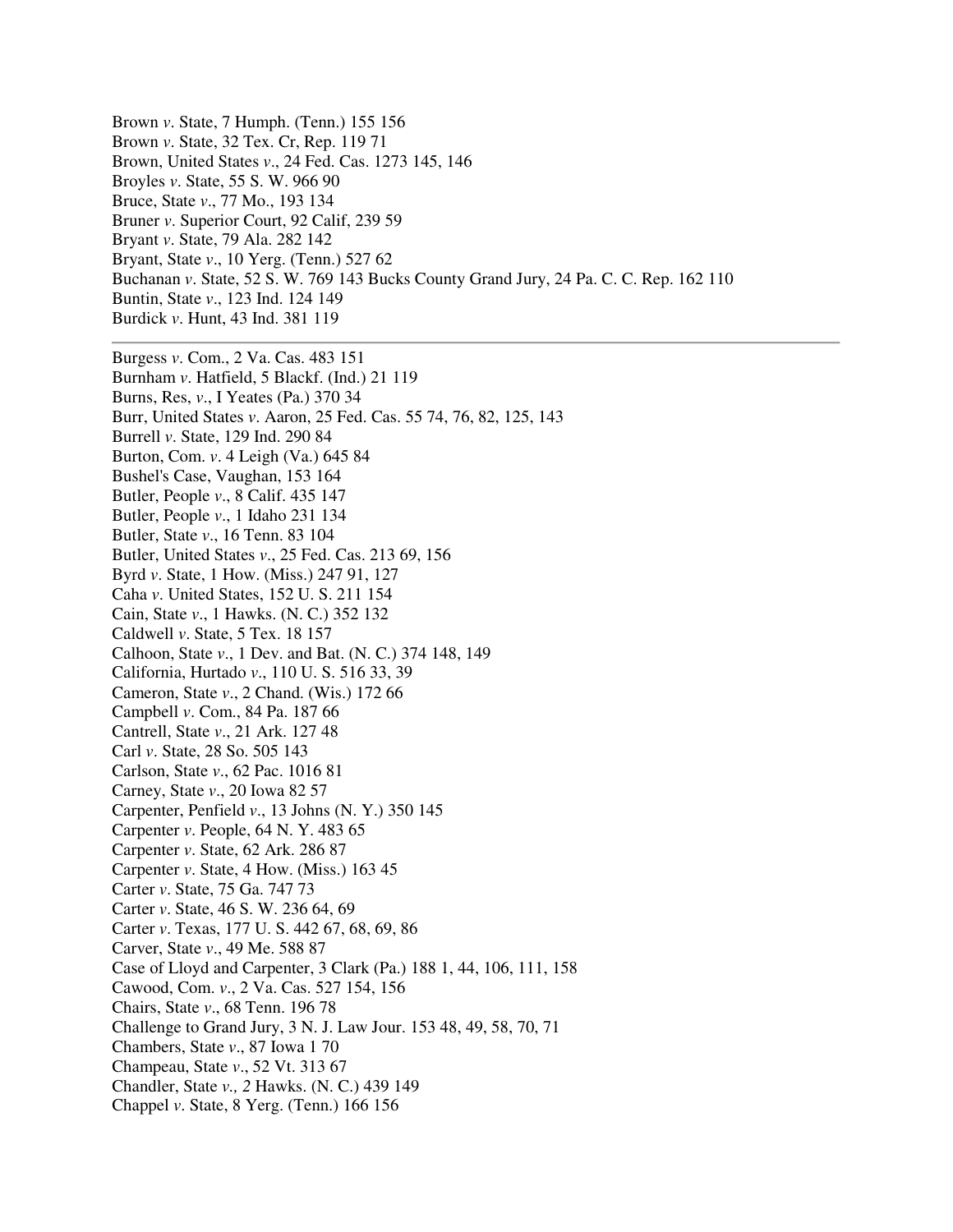Brown *v*. State, 7 Humph. (Tenn.) 155 156
Brown *v*. State, 32 Tex. Cr, Rep. 119 71
Brown, United States *v*., 24 Fed. Cas. 1273 145, 146
Broyles *v*. State, 55 S. W. 966 90
Bruce, State *v*., 77 Mo., 193 134
Bruner *v*. Superior Court, 92 Calif, 239 59
Bryant *v*. State, 79 Ala. 282 142
Bryant, State *v*., 10 Yerg. (Tenn.) 527 62
Buchanan *v*. State, 52 S. W. 769 143 Bucks County Grand Jury, 24 Pa. C. C. Rep. 162 110
Buntin, State *v*., 123 Ind. 124 149
Burdick *v*. Hunt, 43 Ind. 381 119

---

Burgess *v*. Com., 2 Va. Cas. 483 151
Burnham *v*. Hatfield, 5 Blackf. (Ind.) 21 119
Burns, Res, *v*., I Yeates (Pa.) 370 34
Burr, United States *v*. Aaron, 25 Fed. Cas. 55 74, 76, 82, 125, 143
Burrell *v*. State, 129 Ind. 290 84
Burton, Com. *v*. 4 Leigh (Va.) 645 84
Bushel's Case, Vaughan, 153 164
Butler, People *v*., 8 Calif. 435 147
Butler, People *v*., 1 Idaho 231 134
Butler, State *v*., 16 Tenn. 83 104
Butler, United States *v*., 25 Fed. Cas. 213 69, 156
Byrd *v*. State, 1 How. (Miss.) 247 91, 127
Caha *v*. United States, 152 U. S. 211 154
Cain, State *v*., 1 Hawks. (N. C.) 352 132
Caldwell *v*. State, 5 Tex. 18 157
Calhoon, State *v*., 1 Dev. and Bat. (N. C.) 374 148, 149
California, Hurtado *v*., 110 U. S. 516 33, 39
Cameron, State *v*., 2 Chand. (Wis.) 172 66
Campbell *v*. Com., 84 Pa. 187 66
Cantrell, State *v*., 21 Ark. 127 48
Carl *v*. State, 28 So. 505 143
Carlson, State *v*., 62 Pac. 1016 81
Carney, State *v*., 20 Iowa 82 57
Carpenter, Penfield *v*., 13 Johns (N. Y.) 350 145
Carpenter *v*. People, 64 N. Y. 483 65
Carpenter *v*. State, 62 Ark. 286 87
Carpenter *v*. State, 4 How. (Miss.) 163 45
Carter *v*. State, 75 Ga. 747 73
Carter *v*. State, 46 S. W. 236 64, 69
Carter *v*. Texas, 177 U. S. 442 67, 68, 69, 86
Carver, State *v*., 49 Me. 588 87
Case of Lloyd and Carpenter, 3 Clark (Pa.) 188 1, 44, 106, 111, 158
Cawood, Com. *v*., 2 Va. Cas. 527 154, 156
Chairs, State *v*., 68 Tenn. 196 78
Challenge to Grand Jury, 3 N. J. Law Jour. 153 48, 49, 58, 70, 71
Chambers, State *v*., 87 Iowa 1 70
Champeau, State *v*., 52 Vt. 313 67
Chandler, State *v*., *2* Hawks. (N. C.) 439 149
Chappel *v*. State, 8 Yerg. (Tenn.) 166 156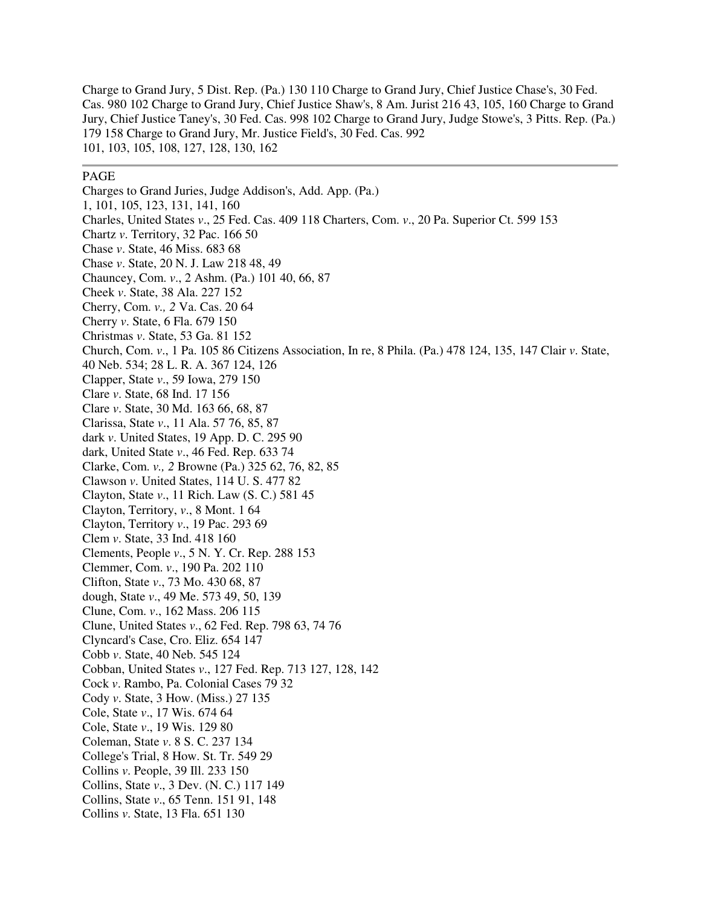Charge to Grand Jury, 5 Dist. Rep. (Pa.) 130 110 Charge to Grand Jury, Chief Justice Chase's, 30 Fed. Cas. 980 102 Charge to Grand Jury, Chief Justice Shaw's, 8 Am. Jurist 216 43, 105, 160 Charge to Grand Jury, Chief Justice Taney's, 30 Fed. Cas. 998 102 Charge to Grand Jury, Judge Stowe's, 3 Pitts. Rep. (Pa.) 179 158 Charge to Grand Jury, Mr. Justice Field's, 30 Fed. Cas. 992
101, 103, 105, 108, 127, 128, 130, 162

---

PAGE

Charges to Grand Juries, Judge Addison's, Add. App. (Pa.)
1, 101, 105, 123, 131, 141, 160
Charles, United States *v*., 25 Fed. Cas. 409 118 Charters, Com. *v*., 20 Pa. Superior Ct. 599 153
Chartz *v*. Territory, 32 Pac. 166 50
Chase *v*. State, 46 Miss. 683 68
Chase *v*. State, 20 N. J. Law 218 48, 49
Chauncey, Com. *v*., 2 Ashm. (Pa.) 101 40, 66, 87
Cheek *v*. State, 38 Ala. 227 152
Cherry, Com. *v., 2* Va. Cas. 20 64
Cherry *v*. State, 6 Fla. 679 150
Christmas *v*. State, 53 Ga. 81 152
Church, Com. *v*., 1 Pa. 105 86 Citizens Association, In re, 8 Phila. (Pa.) 478 124, 135, 147 Clair *v*. State, 40 Neb. 534; 28 L. R. A. 367 124, 126
Clapper, State *v*., 59 Iowa, 279 150
Clare *v*. State, 68 Ind. 17 156
Clare *v*. State, 30 Md. 163 66, 68, 87
Clarissa, State *v*., 11 Ala. 57 76, 85, 87
dark *v*. United States, 19 App. D. C. 295 90
dark, United State *v*., 46 Fed. Rep. 633 74
Clarke, Com. *v., 2* Browne (Pa.) 325 62, 76, 82, 85
Clawson *v*. United States, 114 U. S. 477 82
Clayton, State *v*., 11 Rich. Law (S. C.) 581 45
Clayton, Territory, *v*., 8 Mont. 1 64
Clayton, Territory *v*., 19 Pac. 293 69
Clem *v*. State, 33 Ind. 418 160
Clements, People *v*., 5 N. Y. Cr. Rep. 288 153
Clemmer, Com. *v*., 190 Pa. 202 110
Clifton, State *v*., 73 Mo. 430 68, 87
dough, State *v*., 49 Me. 573 49, 50, 139
Clune, Com. *v*., 162 Mass. 206 115
Clune, United States *v*., 62 Fed. Rep. 798 63, 74 76
Clyncard's Case, Cro. Eliz. 654 147
Cobb *v*. State, 40 Neb. 545 124
Cobban, United States *v*., 127 Fed. Rep. 713 127, 128, 142
Cock *v*. Rambo, Pa. Colonial Cases 79 32
Cody *v*. State, 3 How. (Miss.) 27 135
Cole, State *v*., 17 Wis. 674 64
Cole, State *v*., 19 Wis. 129 80
Coleman, State *v*. 8 S. C. 237 134
College's Trial, 8 How. St. Tr. 549 29
Collins *v*. People, 39 Ill. 233 150
Collins, State *v*., 3 Dev. (N. C.) 117 149
Collins, State *v*., 65 Tenn. 151 91, 148
Collins *v*. State, 13 Fla. 651 130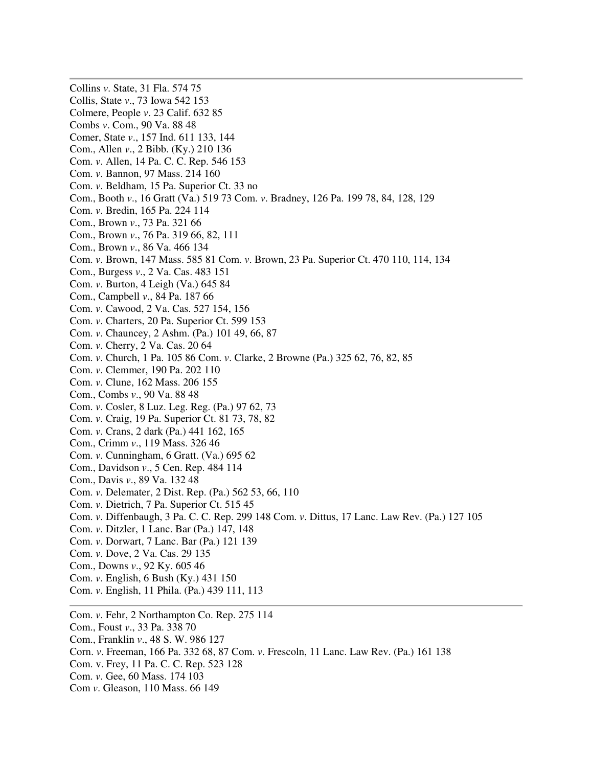Collins *v*. State, 31 Fla. 574 75
Collis, State *v*., 73 Iowa 542 153
Colmere, People *v*. 23 Calif. 632 85
Combs *v*. Com., 90 Va. 88 48
Comer, State *v*., 157 Ind. 611 133, 144
Com., Allen *v*., 2 Bibb. (Ky.) 210 136
Com. *v*. Allen, 14 Pa. C. C. Rep. 546 153
Com. *v*. Bannon, 97 Mass. 214 160
Com. *v*. Beldham, 15 Pa. Superior Ct. 33 no
Com., Booth *v*., 16 Gratt (Va.) 519 73 Com. *v*. Bradney, 126 Pa. 199 78, 84, 128, 129
Com. *v*. Bredin, 165 Pa. 224 114
Com., Brown *v*., 73 Pa. 321 66
Com., Brown *v*., 76 Pa. 319 66, 82, 111
Com., Brown *v*., 86 Va. 466 134
Com. *v*. Brown, 147 Mass. 585 81 Com. *v*. Brown, 23 Pa. Superior Ct. 470 110, 114, 134
Com., Burgess *v*., 2 Va. Cas. 483 151
Com. *v*. Burton, 4 Leigh (Va.) 645 84
Com., Campbell *v*., 84 Pa. 187 66
Com. *v*. Cawood, 2 Va. Cas. 527 154, 156
Com. *v*. Charters, 20 Pa. Superior Ct. 599 153
Com. *v*. Chauncey, 2 Ashm. (Pa.) 101 49, 66, 87
Com. *v*. Cherry, 2 Va. Cas. 20 64
Com. *v*. Church, 1 Pa. 105 86 Com. *v*. Clarke, 2 Browne (Pa.) 325 62, 76, 82, 85
Com. *v*. Clemmer, 190 Pa. 202 110
Com. *v*. Clune, 162 Mass. 206 155
Com., Combs *v*., 90 Va. 88 48
Com. *v*. Cosler, 8 Luz. Leg. Reg. (Pa.) 97 62, 73
Com. *v*. Craig, 19 Pa. Superior Ct. 81 73, 78, 82
Com. *v*. Crans, 2 dark (Pa.) 441 162, 165
Com., Crimm *v*., 119 Mass. 326 46
Com. *v*. Cunningham, 6 Gratt. (Va.) 695 62
Com., Davidson *v*., 5 Cen. Rep. 484 114
Com., Davis *v*., 89 Va. 132 48
Com. *v*. Delemater, 2 Dist. Rep. (Pa.) 562 53, 66, 110
Com. *v*. Dietrich, 7 Pa. Superior Ct. 515 45
Com. *v*. Diffenbaugh, 3 Pa. C. C. Rep. 299 148 Com. *v*. Dittus, 17 Lanc. Law Rev. (Pa.) 127 105
Com. *v*. Ditzler, 1 Lanc. Bar (Pa.) 147, 148
Com. *v*. Dorwart, 7 Lanc. Bar (Pa.) 121 139
Com. *v*. Dove, 2 Va. Cas. 29 135
Com., Downs *v*., 92 Ky. 605 46
Com. *v*. English, 6 Bush (Ky.) 431 150
Com. *v*. English, 11 Phila. (Pa.) 439 111, 113

---

Com. *v*. Fehr, 2 Northampton Co. Rep. 275 114
Com., Foust *v*., 33 Pa. 338 70
Com., Franklin *v*., 48 S. W. 986 127
Corn. *v*. Freeman, 166 Pa. 332 68, 87 Com. *v*. Frescoln, 11 Lanc. Law Rev. (Pa.) 161 138
Com. v. Frey, 11 Pa. C. C. Rep. 523 128
Com. *v*. Gee, 60 Mass. 174 103
Com *v*. Gleason, 110 Mass. 66 149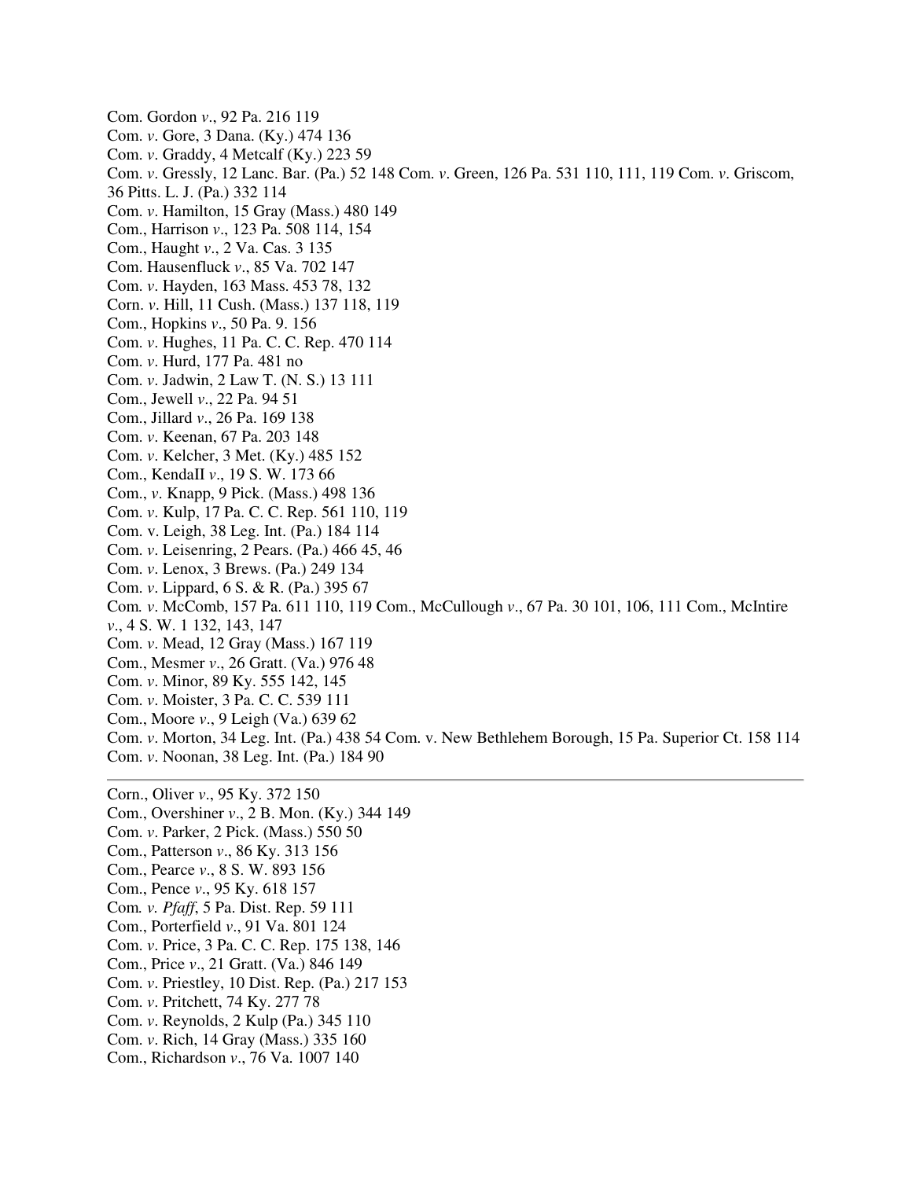Com. Gordon *v*., 92 Pa. 216 119
Com. *v*. Gore, 3 Dana. (Ky.) 474 136
Com. *v*. Graddy, 4 Metcalf (Ky.) 223 59
Com. *v*. Gressly, 12 Lanc. Bar. (Pa.) 52 148 Com. *v*. Green, 126 Pa. 531 110, 111, 119 Com. *v*. Griscom, 36 Pitts. L. J. (Pa.) 332 114
Com. *v*. Hamilton, 15 Gray (Mass.) 480 149
Com., Harrison *v*., 123 Pa. 508 114, 154
Com., Haught *v*., 2 Va. Cas. 3 135
Com. Hausenfluck *v*., 85 Va. 702 147
Com. *v*. Hayden, 163 Mass. 453 78, 132
Corn. *v*. Hill, 11 Cush. (Mass.) 137 118, 119
Com., Hopkins *v*., 50 Pa. 9. 156
Com. *v*. Hughes, 11 Pa. C. C. Rep. 470 114
Com. *v*. Hurd, 177 Pa. 481 no
Com. *v*. Jadwin, 2 Law T. (N. S.) 13 111
Com., Jewell *v*., 22 Pa. 94 51
Com., Jillard *v*., 26 Pa. 169 138
Com. *v*. Keenan, 67 Pa. 203 148
Com. *v*. Kelcher, 3 Met. (Ky.) 485 152
Com., KendaII *v*., 19 S. W. 173 66
Com., *v*. Knapp, 9 Pick. (Mass.) 498 136
Com. *v*. Kulp, 17 Pa. C. C. Rep. 561 110, 119
Com. v. Leigh, 38 Leg. Int. (Pa.) 184 114
Com. *v*. Leisenring, 2 Pears. (Pa.) 466 45, 46
Com. *v*. Lenox, 3 Brews. (Pa.) 249 134
Com. *v*. Lippard, 6 S. & R. (Pa.) 395 67
Com. *v*. McComb, 157 Pa. 611 110, 119 Com., McCullough *v*., 67 Pa. 30 101, 106, 111 Com., McIntire *v*., 4 S. W. 1 132, 143, 147
Com. *v*. Mead, 12 Gray (Mass.) 167 119
Com., Mesmer *v*., 26 Gratt. (Va.) 976 48
Com. *v*. Minor, 89 Ky. 555 142, 145
Com. *v*. Moister, 3 Pa. C. C. 539 111
Com., Moore *v*., 9 Leigh (Va.) 639 62
Com. *v*. Morton, 34 Leg. Int. (Pa.) 438 54 Com. v. New Bethlehem Borough, 15 Pa. Superior Ct. 158 114
Com. *v*. Noonan, 38 Leg. Int. (Pa.) 184 90

---

Corn., Oliver *v*., 95 Ky. 372 150
Com., Overshiner *v*., 2 B. Mon. (Ky.) 344 149
Com. *v*. Parker, 2 Pick. (Mass.) 550 50
Com., Patterson *v*., 86 Ky. 313 156
Com., Pearce *v*., 8 S. W. 893 156
Com., Pence *v*., 95 Ky. 618 157
Com. *v. Pfaff*, 5 Pa. Dist. Rep. 59 111
Com., Porterfield *v*., 91 Va. 801 124
Com. *v*. Price, 3 Pa. C. C. Rep. 175 138, 146
Com., Price *v*., 21 Gratt. (Va.) 846 149
Com. *v*. Priestley, 10 Dist. Rep. (Pa.) 217 153
Com. *v*. Pritchett, 74 Ky. 277 78
Com. *v*. Reynolds, 2 Kulp (Pa.) 345 110
Com. *v*. Rich, 14 Gray (Mass.) 335 160
Com., Richardson *v*., 76 Va. 1007 140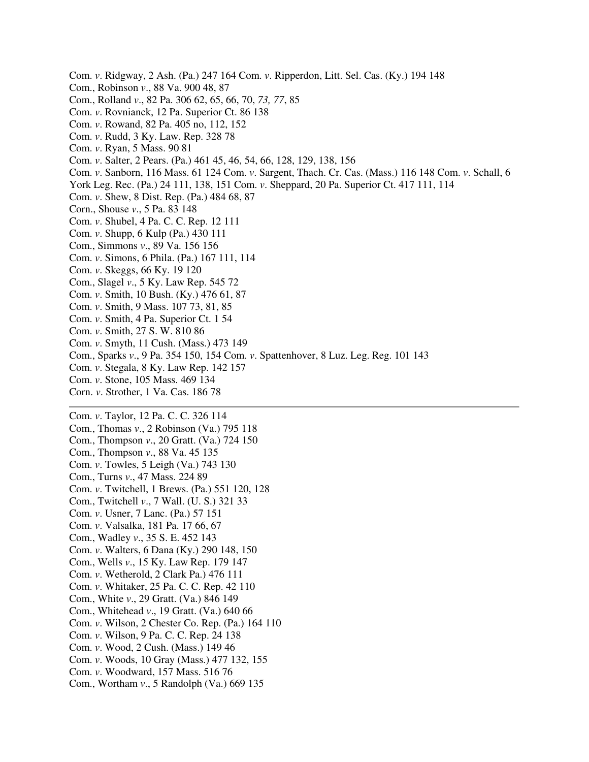Com. *v*. Ridgway, 2 Ash. (Pa.) 247 164 Com. *v*. Ripperdon, Litt. Sel. Cas. (Ky.) 194 148
Com., Robinson *v*., 88 Va. 900 48, 87
Com., Rolland *v*., 82 Pa. 306 62, 65, 66, 70, *73, 77*, 85
Com. *v*. Rovnianck, 12 Pa. Superior Ct. 86 138
Com. *v*. Rowand, 82 Pa. 405 no, 112, 152
Com. *v*. Rudd, 3 Ky. Law. Rep. 328 78
Com. *v*. Ryan, 5 Mass. 90 81
Com. *v*. Salter, 2 Pears. (Pa.) 461 45, 46, 54, 66, 128, 129, 138, 156
Com. *v*. Sanborn, 116 Mass. 61 124 Com. *v*. Sargent, Thach. Cr. Cas. (Mass.) 116 148 Com. *v*. Schall, 6 York Leg. Rec. (Pa.) 24 111, 138, 151 Com. *v*. Sheppard, 20 Pa. Superior Ct. 417 111, 114
Com. *v*. Shew, 8 Dist. Rep. (Pa.) 484 68, 87
Corn., Shouse *v*., 5 Pa. 83 148
Com. *v*. Shubel, 4 Pa. C. C. Rep. 12 111
Com. *v*. Shupp, 6 Kulp (Pa.) 430 111
Com., Simmons *v*., 89 Va. 156 156
Com. *v*. Simons, 6 Phila. (Pa.) 167 111, 114
Com. *v*. Skeggs, 66 Ky. 19 120
Com., Slagel *v*., 5 Ky. Law Rep. 545 72
Com. *v*. Smith, 10 Bush. (Ky.) 476 61, 87
Com. *v*. Smith, 9 Mass. 107 73, 81, 85
Com. *v*. Smith, 4 Pa. Superior Ct. 1 54
Com. *v*. Smith, 27 S. W. 810 86
Com. *v*. Smyth, 11 Cush. (Mass.) 473 149
Com., Sparks *v*., 9 Pa. 354 150, 154 Com. *v*. Spattenhover, 8 Luz. Leg. Reg. 101 143
Com. *v*. Stegala, 8 Ky. Law Rep. 142 157
Com. *v*. Stone, 105 Mass. 469 134
Corn. *v*. Strother, 1 Va. Cas. 186 78

---

Com. *v*. Taylor, 12 Pa. C. C. 326 114
Com., Thomas *v*., 2 Robinson (Va.) 795 118
Com., Thompson *v*., 20 Gratt. (Va.) 724 150
Com., Thompson *v*., 88 Va. 45 135
Com. *v*. Towles, 5 Leigh (Va.) 743 130
Com., Turns *v*., 47 Mass. 224 89
Com. *v*. Twitchell, 1 Brews. (Pa.) 551 120, 128
Com., Twitchell *v*., 7 Wall. (U. S.) 321 33
Com. *v*. Usner, 7 Lanc. (Pa.) 57 151
Com. *v*. Valsalka, 181 Pa. 17 66, 67
Com., Wadley *v*., 35 S. E. 452 143
Com. *v*. Walters, 6 Dana (Ky.) 290 148, 150
Com., Wells *v*., 15 Ky. Law Rep. 179 147
Com. *v*. Wetherold, 2 Clark Pa.) 476 111
Com. *v*. Whitaker, 25 Pa. C. C. Rep. 42 110
Com., White *v*., 29 Gratt. (Va.) 846 149
Com., Whitehead *v*., 19 Gratt. (Va.) 640 66
Com. *v*. Wilson, 2 Chester Co. Rep. (Pa.) 164 110
Com. *v*. Wilson, 9 Pa. C. C. Rep. 24 138
Com. *v*. Wood, 2 Cush. (Mass.) 149 46
Com. *v*. Woods, 10 Gray (Mass.) 477 132, 155
Com. *v*. Woodward, 157 Mass. 516 76
Com., Wortham *v*., 5 Randolph (Va.) 669 135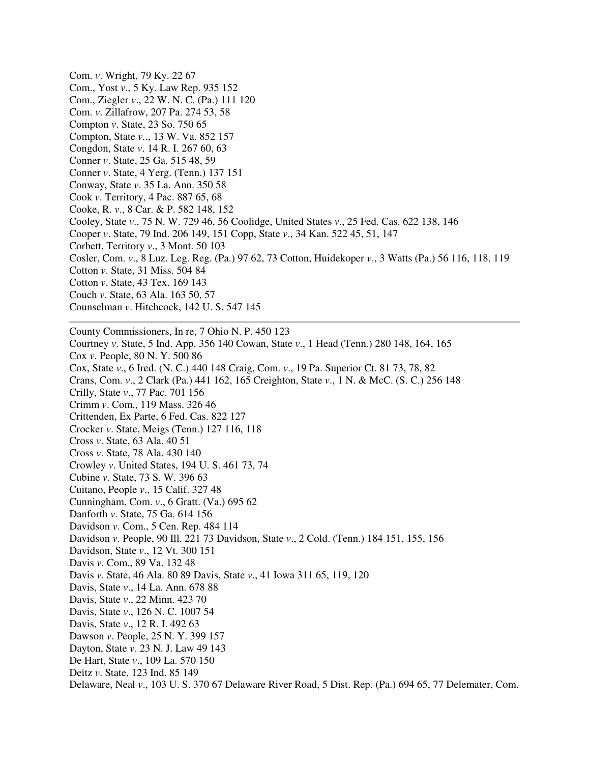Com. *v*. Wright, 79 Ky. 22 67
Com., Yost *v*., 5 Ky. Law Rep. 935 152
Com., Ziegler *v*., 22 W. N. C. (Pa.) 111 120
Com. *v*. Zillafrow, 207 Pa. 274 53, 58
Compton *v*. State, 23 So. 750 65
Compton, State *v*.., 13 W. Va. 852 157
Congdon, State *v*. 14 R. I. 267 60, 63
Conner *v*. State, 25 Ga. 515 48, 59
Conner *v*. State, 4 Yerg. (Tenn.) 137 151
Conway, State *v*. 35 La. Ann. 350 58
Cook *v*. Territory, 4 Pac. 887 65, 68
Cooke, R. *v*., 8 Car. & P. 582 148, 152
Cooley, State *v*., 75 N. W. 729 46, 56 Coolidge, United States *v*., 25 Fed. Cas. 622 138, 146
Cooper *v*. State, 79 Ind. 206 149, 151 Copp, State *v*., 34 Kan. 522 45, 51, 147
Corbett, Territory *v*., 3 Mont. 50 103
Cosler, Com. *v*., 8 Luz. Leg. Reg. (Pa.) 97 62, 73 Cotton, Huidekoper *v*., 3 Watts (Pa.) 56 116, 118, 119
Cotton *v*. State, 31 Miss. 504 84
Cotton *v*. State, 43 Tex. 169 143
Couch *v*. State, 63 Ala. 163 50, 57
Counselman *v*. Hitchcock, 142 U. S. 547 145

---

County Commissioners, In re, 7 Ohio N. P. 450 123
Courtney *v*. State, 5 Ind. App. 356 140 Cowan, State *v*., 1 Head (Tenn.) 280 148, 164, 165
Cox *v*. People, 80 N. Y. 500 86
Cox, State *v*., 6 Ired. (N. C.) 440 148 Craig, Com. *v*., 19 Pa. Superior Ct. 81 73, 78, 82
Crans, Com. *v*., 2 Clark (Pa.) 441 162, 165 Creighton, State *v*., 1 N. & McC. (S. C.) 256 148
Crilly, State *v*., 77 Pac. 701 156
Crimm *v*. Com., 119 Mass. 326 46
Crittenden, Ex Parte, 6 Fed. Cas. 822 127
Crocker *v*. State, Meigs (Tenn.) 127 116, 118
Cross *v*. State, 63 Ala. 40 51
Cross *v*. State, 78 Ala. 430 140
Crowley *v*. United States, 194 U. S. 461 73, 74
Cubine *v*. State, 73 S. W. 396 63
Cuitano, People *v*., 15 Calif. 327 48
Cunningham, Com. *v*., 6 Gratt. (Va.) 695 62
Danforth *v*. State, 75 Ga. 614 156
Davidson *v*. Com., 5 Cen. Rep. 484 114
Davidson *v*. People, 90 Ill. 221 73 Davidson, State *v*., 2 Cold. (Tenn.) 184 151, 155, 156
Davidson, State *v*., 12 Vt. 300 151
Davis *v*. Com., 89 Va. 132 48
Davis *v*. State, 46 Ala. 80 89 Davis, State *v*., 41 Iowa 311 65, 119, 120
Davis, State *v*., 14 La. Ann. 678 88
Davis, State *v*., 22 Minn. 423 70
Davis, State *v*., 126 N. C. 1007 54
Davis, State *v*., 12 R. I. 492 63
Dawson *v*. People, 25 N. Y. 399 157
Dayton, State *v*. 23 N. J. Law 49 143
De Hart, State *v*., 109 La. 570 150
Deitz *v*. State, 123 Ind. 85 149
Delaware, Neal *v*., 103 U. S. 370 67 Delaware River Road, 5 Dist. Rep. (Pa.) 694 65, 77 Delemater, Com.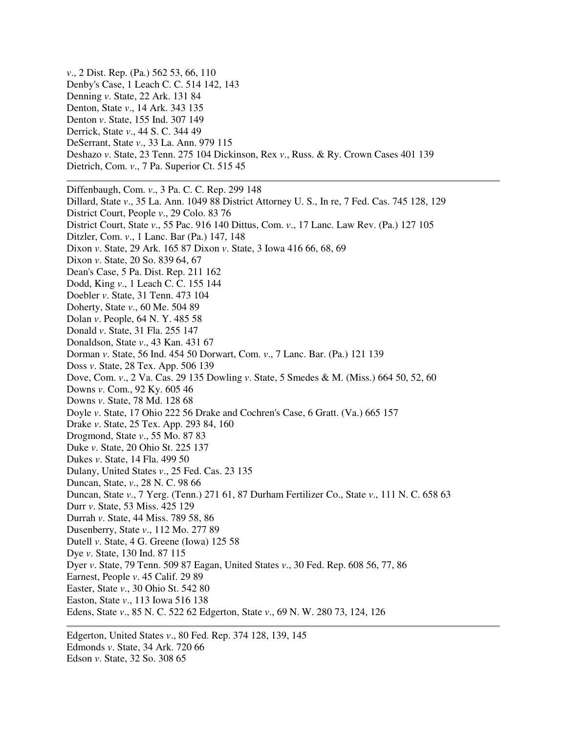*v*., 2 Dist. Rep. (Pa.) 562 53, 66, 110
Denby's Case, 1 Leach C. C. 514 142, 143
Denning *v*. State, 22 Ark. 131 84
Denton, State *v*., 14 Ark. 343 135
Denton *v*. State, 155 Ind. 307 149
Derrick, State *v*., 44 S. C. 344 49
DeSerrant, State *v*., 33 La. Ann. 979 115
Deshazo *v*. State, 23 Tenn. 275 104 Dickinson, Rex *v*., Russ. & Ry. Crown Cases 401 139
Dietrich, Com. *v*., 7 Pa. Superior Ct. 515 45

---

Diffenbaugh, Com. *v*., 3 Pa. C. C. Rep. 299 148
Dillard, State *v*., 35 La. Ann. 1049 88 District Attorney U. S., In re, 7 Fed. Cas. 745 128, 129
District Court, People *v*., 29 Colo. 83 76
District Court, State *v*., 55 Pac. 916 140 Dittus, Com. *v*., 17 Lanc. Law Rev. (Pa.) 127 105
Ditzler, Com. *v*., 1 Lanc. Bar (Pa.) 147, 148
Dixon *v*. State, 29 Ark. 165 87 Dixon *v*. State, 3 Iowa 416 66, 68, 69
Dixon *v*. State, 20 So. 839 64, 67
Dean's Case, 5 Pa. Dist. Rep. 211 162
Dodd, King *v*., 1 Leach C. C. 155 144
Doebler *v*. State, 31 Tenn. 473 104
Doherty, State *v*., 60 Me. 504 89
Dolan *v*. People, 64 N. Y. 485 58
Donald *v*. State, 31 Fla. 255 147
Donaldson, State *v*., 43 Kan. 431 67
Dorman *v*. State, 56 Ind. 454 50 Dorwart, Com. *v*., 7 Lanc. Bar. (Pa.) 121 139
Doss *v*. State, 28 Tex. App. 506 139
Dove, Com. *v*., 2 Va. Cas. 29 135 Dowling *v*. State, 5 Smedes & M. (Miss.) 664 50, 52, 60
Downs *v*. Com., 92 Ky. 605 46
Downs *v*. State, 78 Md. 128 68
Doyle *v*. State, 17 Ohio 222 56 Drake and Cochren's Case, 6 Gratt. (Va.) 665 157
Drake *v*. State, 25 Tex. App. 293 84, 160
Drogmond, State *v*., 55 Mo. 87 83
Duke *v*. State, 20 Ohio St. 225 137
Dukes *v*. State, 14 Fla. 499 50
Dulany, United States *v*., 25 Fed. Cas. 23 135
Duncan, State, *v*., 28 N. C. 98 66
Duncan, State *v*., 7 Yerg. (Tenn.) 271 61, 87 Durham Fertilizer Co., State *v*., 111 N. C. 658 63
Durr *v*. State, 53 Miss. 425 129
Durrah *v*. State, 44 Miss. 789 58, 86
Dusenberry, State *v*., 112 Mo. 277 89
Dutell *v*. State, 4 G. Greene (Iowa) 125 58
Dye *v*. State, 130 Ind. 87 115
Dyer *v*. State, 79 Tenn. 509 87 Eagan, United States *v*., 30 Fed. Rep. 608 56, 77, 86
Earnest, People *v*. 45 Calif. 29 89
Easter, State *v*., 30 Ohio St. 542 80
Easton, State *v*., 113 Iowa 516 138
Edens, State *v*., 85 N. C. 522 62 Edgerton, State *v*., 69 N. W. 280 73, 124, 126

---

Edgerton, United States *v*., 80 Fed. Rep. 374 128, 139, 145
Edmonds *v*. State, 34 Ark. 720 66
Edson *v*. State, 32 So. 308 65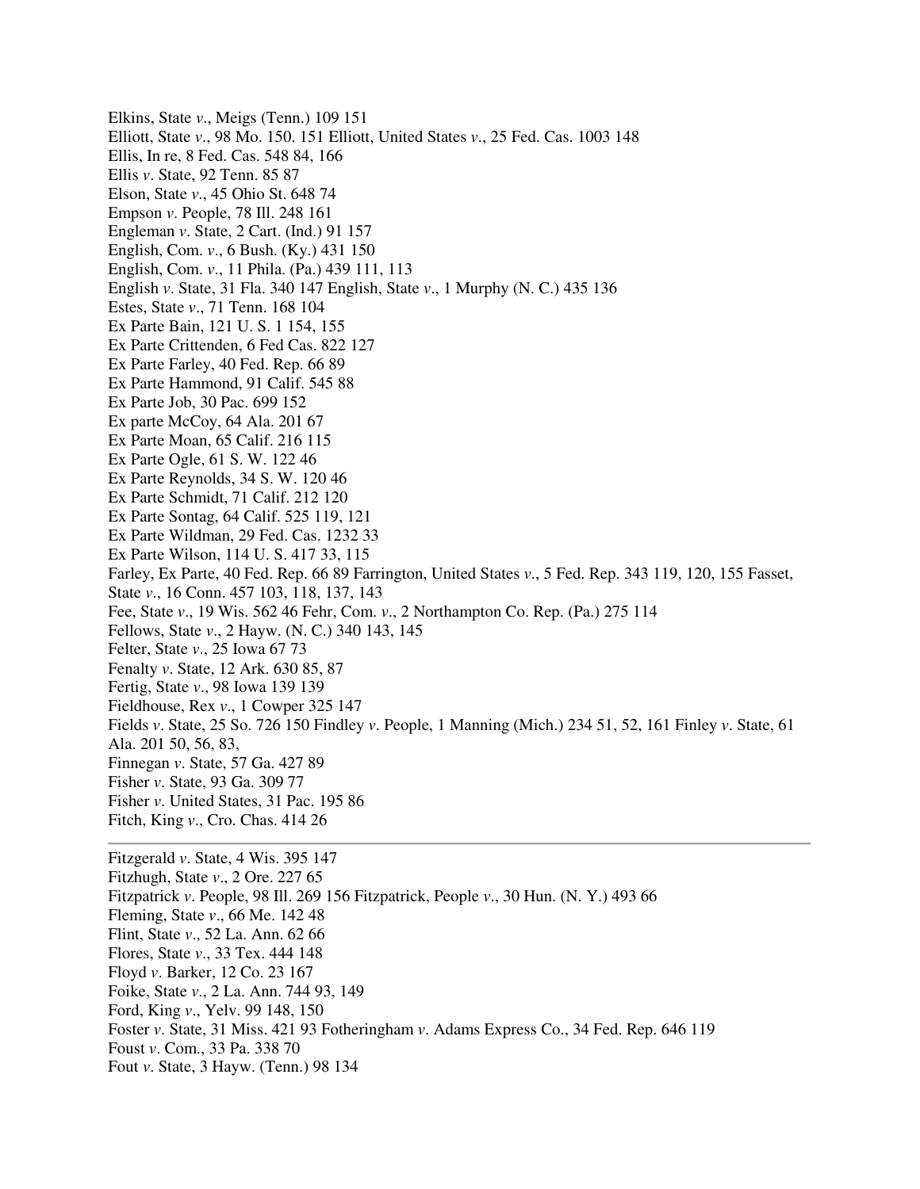Elkins, State *v*., Meigs (Tenn.) 109 151
Elliott, State *v*., 98 Mo. 150. 151 Elliott, United States *v*., 25 Fed. Cas. 1003 148
Ellis, In re, 8 Fed. Cas. 548 84, 166
Ellis *v*. State, 92 Tenn. 85 87
Elson, State *v*., 45 Ohio St. 648 74
Empson *v*. People, 78 Ill. 248 161
Engleman *v*. State, 2 Cart. (Ind.) 91 157
English, Com. *v*., 6 Bush. (Ky.) 431 150
English, Com. *v*., 11 Phila. (Pa.) 439 111, 113
English *v*. State, 31 Fla. 340 147 English, State *v*., 1 Murphy (N. C.) 435 136
Estes, State *v*., 71 Tenn. 168 104
Ex Parte Bain, 121 U. S. 1 154, 155
Ex Parte Crittenden, 6 Fed Cas. 822 127
Ex Parte Farley, 40 Fed. Rep. 66 89
Ex Parte Hammond, 91 Calif. 545 88
Ex Parte Job, 30 Pac. 699 152
Ex parte McCoy, 64 Ala. 201 67
Ex Parte Moan, 65 Calif. 216 115
Ex Parte Ogle, 61 S. W. 122 46
Ex Parte Reynolds, 34 S. W. 120 46
Ex Parte Schmidt, 71 Calif. 212 120
Ex Parte Sontag, 64 Calif. 525 119, 121
Ex Parte Wildman, 29 Fed. Cas. 1232 33
Ex Parte Wilson, 114 U. S. 417 33, 115
Farley, Ex Parte, 40 Fed. Rep. 66 89 Farrington, United States *v*., 5 Fed. Rep. 343 119, 120, 155 Fasset, State *v*., 16 Conn. 457 103, 118, 137, 143
Fee, State *v*., 19 Wis. 562 46 Fehr, Com. *v*., 2 Northampton Co. Rep. (Pa.) 275 114
Fellows, State *v*., 2 Hayw. (N. C.) 340 143, 145
Felter, State *v*., 25 Iowa 67 73
Fenalty *v*. State, 12 Ark. 630 85, 87
Fertig, State *v*., 98 Iowa 139 139
Fieldhouse, Rex *v*., 1 Cowper 325 147
Fields *v*. State, 25 So. 726 150 Findley *v*. People, 1 Manning (Mich.) 234 51, 52, 161 Finley *v*. State, 61 Ala. 201 50, 56, 83,
Finnegan *v*. State, 57 Ga. 427 89
Fisher *v*. State, 93 Ga. 309 77
Fisher *v*. United States, 31 Pac. 195 86
Fitch, King *v*., Cro. Chas. 414 26

---

Fitzgerald *v*. State, 4 Wis. 395 147
Fitzhugh, State *v*., 2 Ore. 227 65
Fitzpatrick *v*. People, 98 Ill. 269 156 Fitzpatrick, People *v*., 30 Hun. (N. Y.) 493 66
Fleming, State *v*., 66 Me. 142 48
Flint, State *v*., 52 La. Ann. 62 66
Flores, State *v*., 33 Tex. 444 148
Floyd *v*. Barker, 12 Co. 23 167
Foike, State *v*., 2 La. Ann. 744 93, 149
Ford, King *v*., Yelv. 99 148, 150
Foster *v*. State, 31 Miss. 421 93 Fotheringham *v*. Adams Express Co., 34 Fed. Rep. 646 119
Foust *v*. Com., 33 Pa. 338 70
Fout *v*. State, 3 Hayw. (Tenn.) 98 134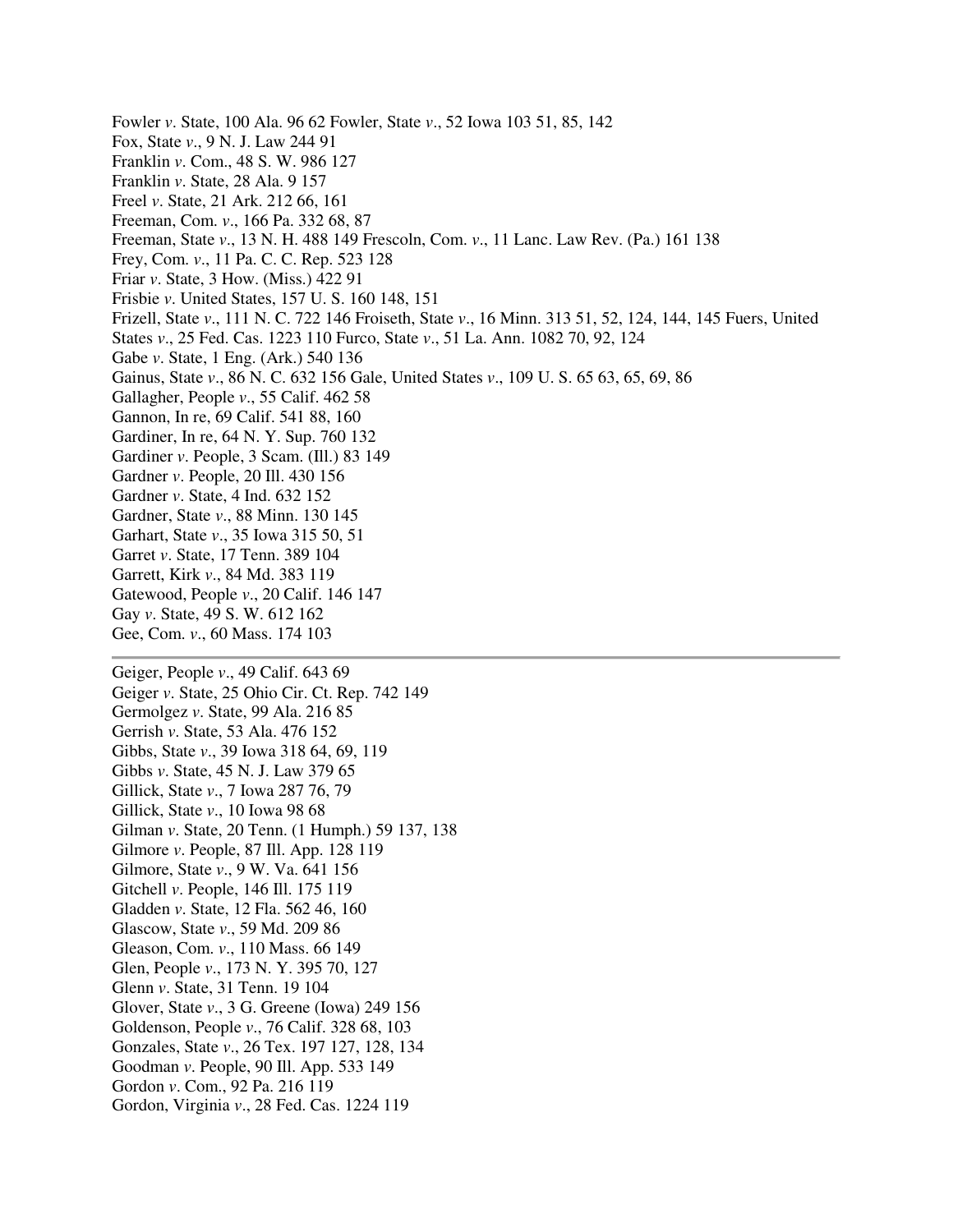Fowler *v*. State, 100 Ala. 96 62 Fowler, State *v*., 52 Iowa 103 51, 85, 142
Fox, State *v*., 9 N. J. Law 244 91
Franklin *v*. Com., 48 S. W. 986 127
Franklin *v*. State, 28 Ala. 9 157
Freel *v*. State, 21 Ark. 212 66, 161
Freeman, Com. *v*., 166 Pa. 332 68, 87
Freeman, State *v*., 13 N. H. 488 149 Frescoln, Com. *v*., 11 Lanc. Law Rev. (Pa.) 161 138
Frey, Com. *v*., 11 Pa. C. C. Rep. 523 128
Friar *v*. State, 3 How. (Miss.) 422 91
Frisbie *v*. United States, 157 U. S. 160 148, 151
Frizell, State *v*., 111 N. C. 722 146 Froiseth, State *v*., 16 Minn. 313 51, 52, 124, 144, 145 Fuers, United States *v*., 25 Fed. Cas. 1223 110 Furco, State *v*., 51 La. Ann. 1082 70, 92, 124
Gabe *v*. State, 1 Eng. (Ark.) 540 136
Gainus, State *v*., 86 N. C. 632 156 Gale, United States *v*., 109 U. S. 65 63, 65, 69, 86
Gallagher, People *v*., 55 Calif. 462 58
Gannon, In re, 69 Calif. 541 88, 160
Gardiner, In re, 64 N. Y. Sup. 760 132
Gardiner *v*. People, 3 Scam. (Ill.) 83 149
Gardner *v*. People, 20 Ill. 430 156
Gardner *v*. State, 4 Ind. 632 152
Gardner, State *v*., 88 Minn. 130 145
Garhart, State *v*., 35 Iowa 315 50, 51
Garret *v*. State, 17 Tenn. 389 104
Garrett, Kirk *v*., 84 Md. 383 119
Gatewood, People *v*., 20 Calif. 146 147
Gay *v*. State, 49 S. W. 612 162
Gee, Com. *v*., 60 Mass. 174 103

---

Geiger, People *v*., 49 Calif. 643 69
Geiger *v*. State, 25 Ohio Cir. Ct. Rep. 742 149
Germolgez *v*. State, 99 Ala. 216 85
Gerrish *v*. State, 53 Ala. 476 152
Gibbs, State *v*., 39 Iowa 318 64, 69, 119
Gibbs *v*. State, 45 N. J. Law 379 65
Gillick, State *v*., 7 Iowa 287 76, 79
Gillick, State *v*., 10 Iowa 98 68
Gilman *v*. State, 20 Tenn. (1 Humph.) 59 137, 138
Gilmore *v*. People, 87 Ill. App. 128 119
Gilmore, State *v*., 9 W. Va. 641 156
Gitchell *v*. People, 146 Ill. 175 119
Gladden *v*. State, 12 Fla. 562 46, 160
Glascow, State *v*., 59 Md. 209 86
Gleason, Com. *v*., 110 Mass. 66 149
Glen, People *v*., 173 N. Y. 395 70, 127
Glenn *v*. State, 31 Tenn. 19 104
Glover, State *v*., 3 G. Greene (Iowa) 249 156
Goldenson, People *v*., 76 Calif. 328 68, 103
Gonzales, State *v*., 26 Tex. 197 127, 128, 134
Goodman *v*. People, 90 Ill. App. 533 149
Gordon *v*. Com., 92 Pa. 216 119
Gordon, Virginia *v*., 28 Fed. Cas. 1224 119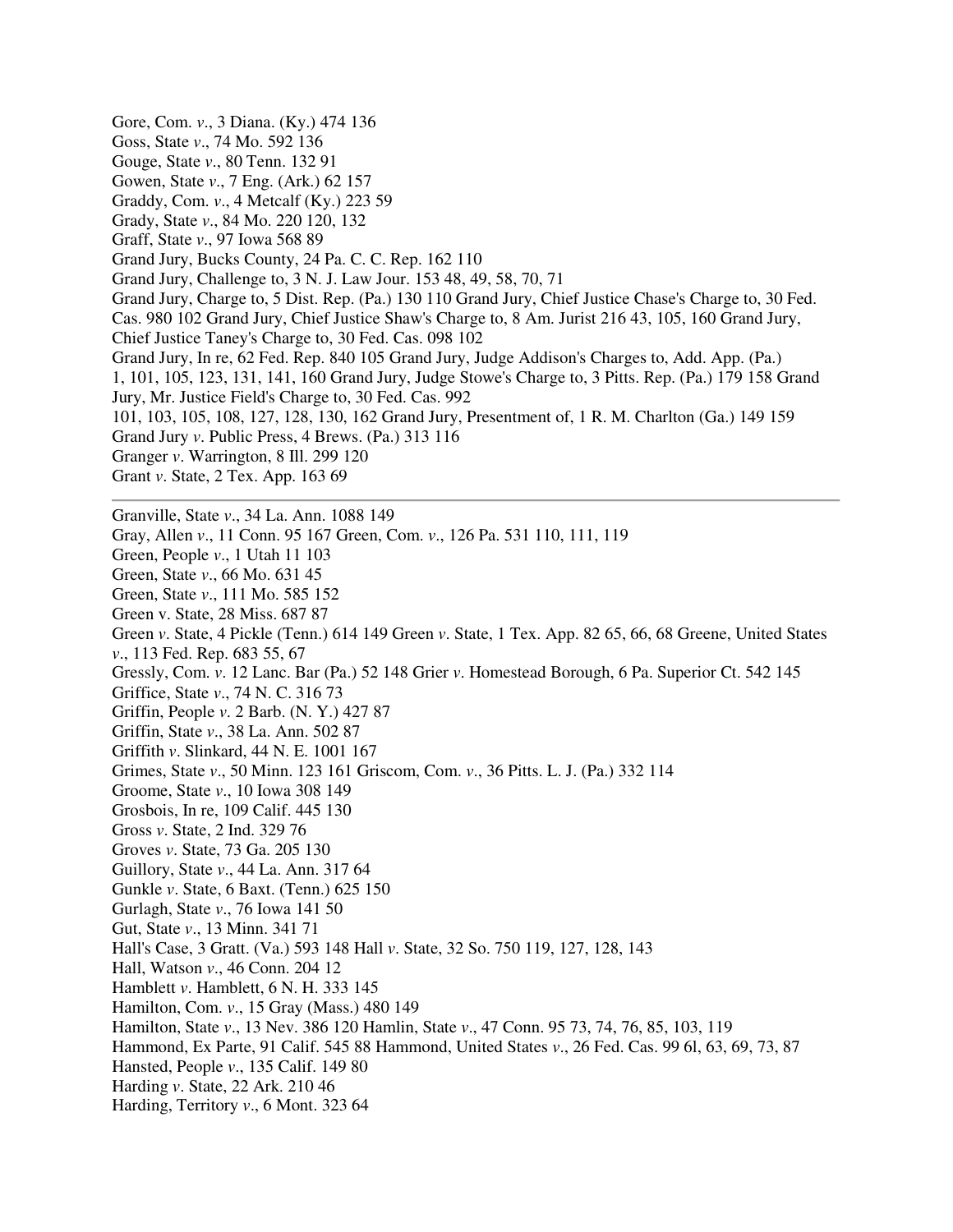Gore, Com. *v*., 3 Diana. (Ky.) 474 136
Goss, State *v*., 74 Mo. 592 136
Gouge, State *v*., 80 Tenn. 132 91
Gowen, State *v*., 7 Eng. (Ark.) 62 157
Graddy, Com. *v*., 4 Metcalf (Ky.) 223 59
Grady, State *v*., 84 Mo. 220 120, 132
Graff, State *v*., 97 Iowa 568 89
Grand Jury, Bucks County, 24 Pa. C. C. Rep. 162 110
Grand Jury, Challenge to, 3 N. J. Law Jour. 153 48, 49, 58, 70, 71
Grand Jury, Charge to, 5 Dist. Rep. (Pa.) 130 110 Grand Jury, Chief Justice Chase's Charge to, 30 Fed. Cas. 980 102 Grand Jury, Chief Justice Shaw's Charge to, 8 Am. Jurist 216 43, 105, 160 Grand Jury, Chief Justice Taney's Charge to, 30 Fed. Cas. 098 102
Grand Jury, In re, 62 Fed. Rep. 840 105 Grand Jury, Judge Addison's Charges to, Add. App. (Pa.) 1, 101, 105, 123, 131, 141, 160 Grand Jury, Judge Stowe's Charge to, 3 Pitts. Rep. (Pa.) 179 158 Grand Jury, Mr. Justice Field's Charge to, 30 Fed. Cas. 992
101, 103, 105, 108, 127, 128, 130, 162 Grand Jury, Presentment of, 1 R. M. Charlton (Ga.) 149 159
Grand Jury *v*. Public Press, 4 Brews. (Pa.) 313 116
Granger *v*. Warrington, 8 Ill. 299 120
Grant *v*. State, 2 Tex. App. 163 69

---

Granville, State *v*., 34 La. Ann. 1088 149
Gray, Allen *v*., 11 Conn. 95 167 Green, Com. *v*., 126 Pa. 531 110, 111, 119
Green, People *v*., 1 Utah 11 103
Green, State *v*., 66 Mo. 631 45
Green, State *v*., 111 Mo. 585 152
Green v. State, 28 Miss. 687 87
Green *v*. State, 4 Pickle (Tenn.) 614 149 Green *v*. State, 1 Tex. App. 82 65, 66, 68 Greene, United States *v*., 113 Fed. Rep. 683 55, 67
Gressly, Com. *v*. 12 Lanc. Bar (Pa.) 52 148 Grier *v*. Homestead Borough, 6 Pa. Superior Ct. 542 145
Griffice, State *v*., 74 N. C. 316 73
Griffin, People *v*. 2 Barb. (N. Y.) 427 87
Griffin, State *v*., 38 La. Ann. 502 87
Griffith *v*. Slinkard, 44 N. E. 1001 167
Grimes, State *v*., 50 Minn. 123 161 Griscom, Com. *v*., 36 Pitts. L. J. (Pa.) 332 114
Groome, State *v*., 10 Iowa 308 149
Grosbois, In re, 109 Calif. 445 130
Gross *v*. State, 2 Ind. 329 76
Groves *v*. State, 73 Ga. 205 130
Guillory, State *v*., 44 La. Ann. 317 64
Gunkle *v*. State, 6 Baxt. (Tenn.) 625 150
Gurlagh, State *v*., 76 Iowa 141 50
Gut, State *v*., 13 Minn. 341 71
Hall's Case, 3 Gratt. (Va.) 593 148 Hall *v*. State, 32 So. 750 119, 127, 128, 143
Hall, Watson *v*., 46 Conn. 204 12
Hamblett *v*. Hamblett, 6 N. H. 333 145
Hamilton, Com. *v*., 15 Gray (Mass.) 480 149
Hamilton, State *v*., 13 Nev. 386 120 Hamlin, State *v*., 47 Conn. 95 73, 74, 76, 85, 103, 119
Hammond, Ex Parte, 91 Calif. 545 88 Hammond, United States *v*., 26 Fed. Cas. 99 6l, 63, 69, 73, 87
Hansted, People *v*., 135 Calif. 149 80
Harding *v*. State, 22 Ark. 210 46
Harding, Territory *v*., 6 Mont. 323 64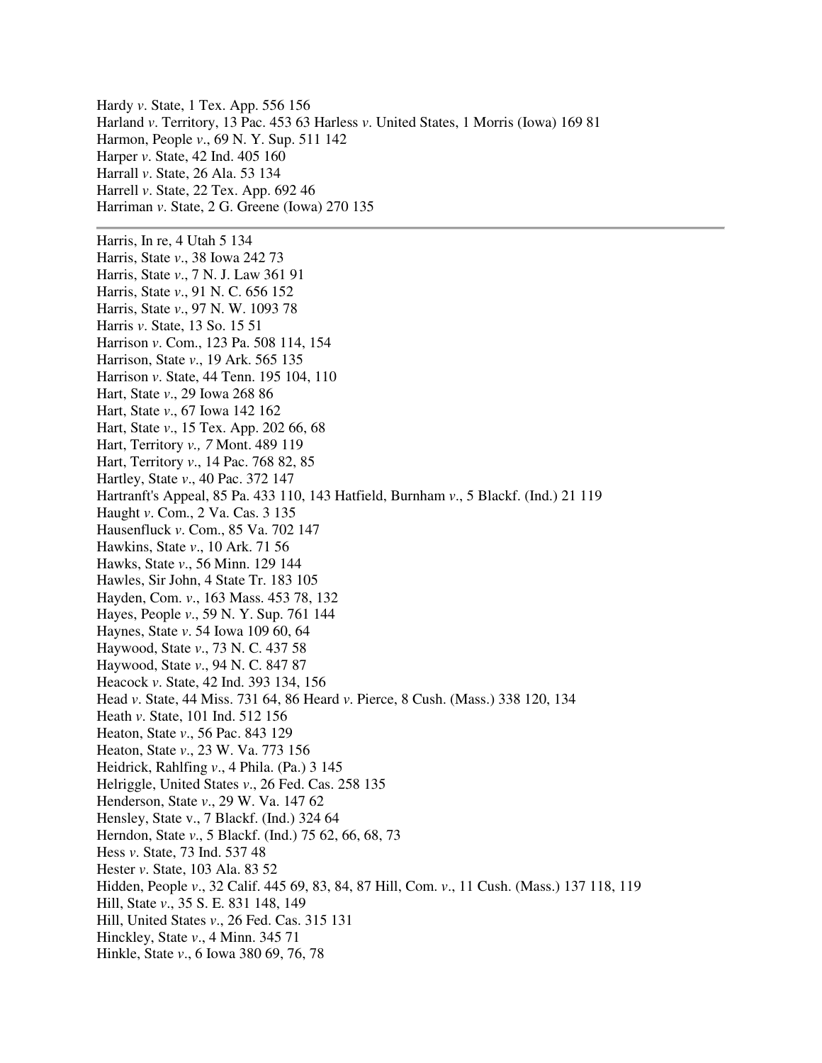Hardy *v*. State, 1 Tex. App. 556 156  
Harland *v*. Territory, 13 Pac. 453 63 Harless *v*. United States, 1 Morris (Iowa) 169 81  
Harmon, People *v*., 69 N. Y. Sup. 511 142  
Harper *v*. State, 42 Ind. 405 160  
Harrall *v*. State, 26 Ala. 53 134  
Harrell *v*. State, 22 Tex. App. 692 46  
Harriman *v*. State, 2 G. Greene (Iowa) 270 135

---

Harris, In re, 4 Utah 5 134  
Harris, State *v*., 38 Iowa 242 73  
Harris, State *v*., 7 N. J. Law 361 91  
Harris, State *v*., 91 N. C. 656 152  
Harris, State *v*., 97 N. W. 1093 78  
Harris *v*. State, 13 So. 15 51  
Harrison *v*. Com., 123 Pa. 508 114, 154  
Harrison, State *v*., 19 Ark. 565 135  
Harrison *v*. State, 44 Tenn. 195 104, 110  
Hart, State *v*., 29 Iowa 268 86  
Hart, State *v*., 67 Iowa 142 162  
Hart, State *v*., 15 Tex. App. 202 66, 68  
Hart, Territory *v., 7* Mont. 489 119  
Hart, Territory *v*., 14 Pac. 768 82, 85  
Hartley, State *v*., 40 Pac. 372 147  
Hartranft's Appeal, 85 Pa. 433 110, 143 Hatfield, Burnham *v*., 5 Blackf. (Ind.) 21 119  
Haught *v*. Com., 2 Va. Cas. 3 135  
Hausenfluck *v*. Com., 85 Va. 702 147  
Hawkins, State *v*., 10 Ark. 71 56  
Hawks, State *v*., 56 Minn. 129 144  
Hawles, Sir John, 4 State Tr. 183 105  
Hayden, Com. *v*., 163 Mass. 453 78, 132  
Hayes, People *v*., 59 N. Y. Sup. 761 144  
Haynes, State *v*. 54 Iowa 109 60, 64  
Haywood, State *v*., 73 N. C. 437 58  
Haywood, State *v*., 94 N. C. 847 87  
Heacock *v*. State, 42 Ind. 393 134, 156  
Head *v*. State, 44 Miss. 731 64, 86 Heard *v*. Pierce, 8 Cush. (Mass.) 338 120, 134  
Heath *v*. State, 101 Ind. 512 156  
Heaton, State *v*., 56 Pac. 843 129  
Heaton, State *v*., 23 W. Va. 773 156  
Heidrick, Rahlfing *v*., 4 Phila. (Pa.) 3 145  
Helriggle, United States *v*., 26 Fed. Cas. 258 135  
Henderson, State *v*., 29 W. Va. 147 62  
Hensley, State v., 7 Blackf. (Ind.) 324 64  
Herndon, State *v*., 5 Blackf. (Ind.) 75 62, 66, 68, 73  
Hess *v*. State, 73 Ind. 537 48  
Hester *v*. State, 103 Ala. 83 52  
Hidden, People *v*., 32 Calif. 445 69, 83, 84, 87 Hill, Com. *v*., 11 Cush. (Mass.) 137 118, 119  
Hill, State *v*., 35 S. E. 831 148, 149  
Hill, United States *v*., 26 Fed. Cas. 315 131  
Hinckley, State *v*., 4 Minn. 345 71  
Hinkle, State *v*., 6 Iowa 380 69, 76, 78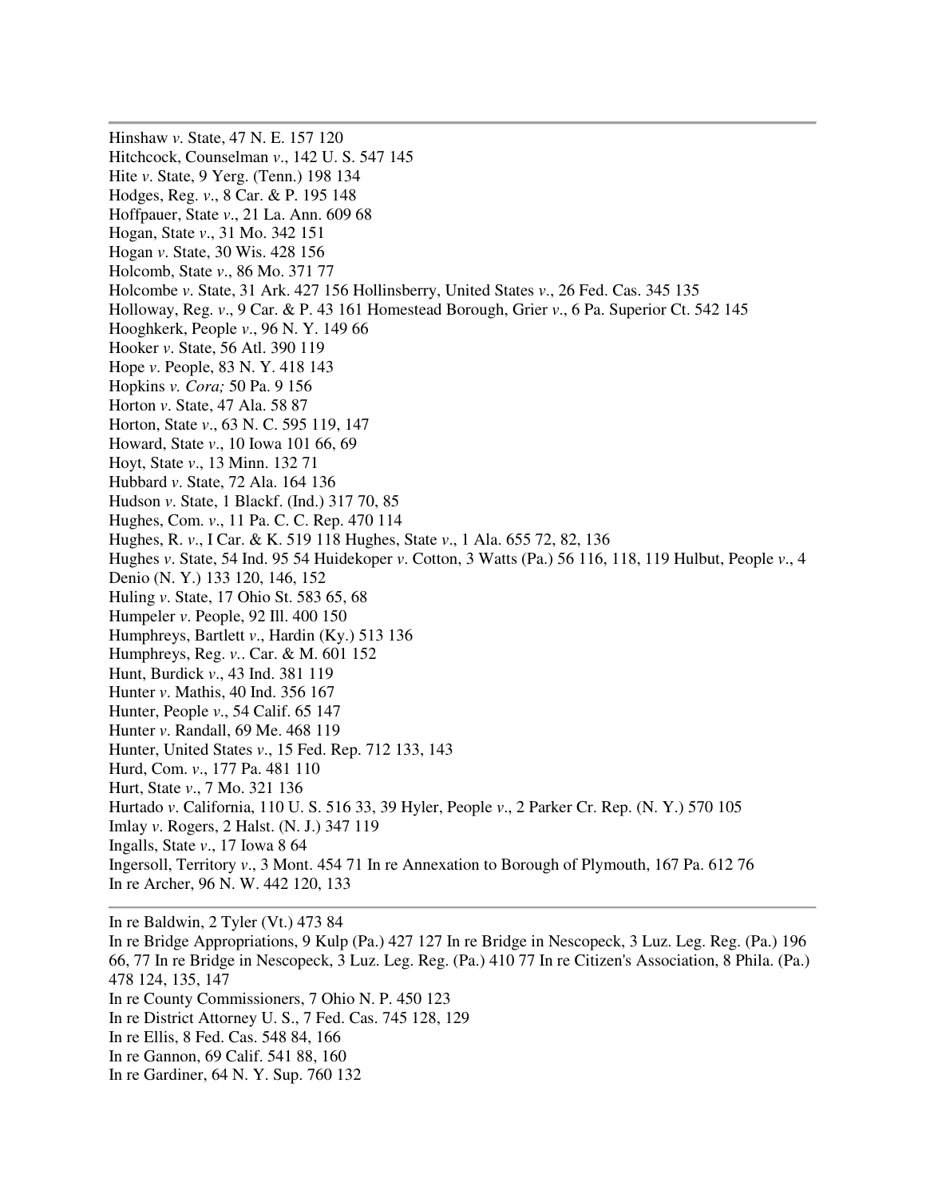Hinshaw *v*. State, 47 N. E. 157 120
Hitchcock, Counselman *v*., 142 U. S. 547 145
Hite *v*. State, 9 Yerg. (Tenn.) 198 134
Hodges, Reg. *v*., 8 Car. & P. 195 148
Hoffpauer, State *v*., 21 La. Ann. 609 68
Hogan, State *v*., 31 Mo. 342 151
Hogan *v*. State, 30 Wis. 428 156
Holcomb, State *v*., 86 Mo. 371 77
Holcombe *v*. State, 31 Ark. 427 156 Hollinsberry, United States *v*., 26 Fed. Cas. 345 135
Holloway, Reg. *v*., 9 Car. & P. 43 161 Homestead Borough, Grier *v*., 6 Pa. Superior Ct. 542 145
Hooghkerk, People *v*., 96 N. Y. 149 66
Hooker *v*. State, 56 Atl. 390 119
Hope *v*. People, 83 N. Y. 418 143
Hopkins *v. Cora;* 50 Pa. 9 156
Horton *v*. State, 47 Ala. 58 87
Horton, State *v*., 63 N. C. 595 119, 147
Howard, State *v*., 10 Iowa 101 66, 69
Hoyt, State *v*., 13 Minn. 132 71
Hubbard *v*. State, 72 Ala. 164 136
Hudson *v*. State, 1 Blackf. (Ind.) 317 70, 85
Hughes, Com. *v*., 11 Pa. C. C. Rep. 470 114
Hughes, R. *v*., I Car. & K. 519 118 Hughes, State *v*., 1 Ala. 655 72, 82, 136
Hughes *v*. State, 54 Ind. 95 54 Huidekoper *v*. Cotton, 3 Watts (Pa.) 56 116, 118, 119 Hulbut, People *v*., 4 Denio (N. Y.) 133 120, 146, 152
Huling *v*. State, 17 Ohio St. 583 65, 68
Humpeler *v*. People, 92 Ill. 400 150
Humphreys, Bartlett *v*., Hardin (Ky.) 513 136
Humphreys, Reg. *v*.. Car. & M. 601 152
Hunt, Burdick *v*., 43 Ind. 381 119
Hunter *v*. Mathis, 40 Ind. 356 167
Hunter, People *v*., 54 Calif. 65 147
Hunter *v*. Randall, 69 Me. 468 119
Hunter, United States *v*., 15 Fed. Rep. 712 133, 143
Hurd, Com. *v*., 177 Pa. 481 110
Hurt, State *v*., 7 Mo. 321 136
Hurtado *v*. California, 110 U. S. 516 33, 39 Hyler, People *v*., 2 Parker Cr. Rep. (N. Y.) 570 105
Imlay *v*. Rogers, 2 Halst. (N. J.) 347 119
Ingalls, State *v*., 17 Iowa 8 64
Ingersoll, Territory *v*., 3 Mont. 454 71 In re Annexation to Borough of Plymouth, 167 Pa. 612 76
In re Archer, 96 N. W. 442 120, 133

---

In re Baldwin, 2 Tyler (Vt.) 473 84
In re Bridge Appropriations, 9 Kulp (Pa.) 427 127 In re Bridge in Nescopeck, 3 Luz. Leg. Reg. (Pa.) 196 66, 77 In re Bridge in Nescopeck, 3 Luz. Leg. Reg. (Pa.) 410 77 In re Citizen's Association, 8 Phila. (Pa.) 478 124, 135, 147
In re County Commissioners, 7 Ohio N. P. 450 123
In re District Attorney U. S., 7 Fed. Cas. 745 128, 129
In re Ellis, 8 Fed. Cas. 548 84, 166
In re Gannon, 69 Calif. 541 88, 160
In re Gardiner, 64 N. Y. Sup. 760 132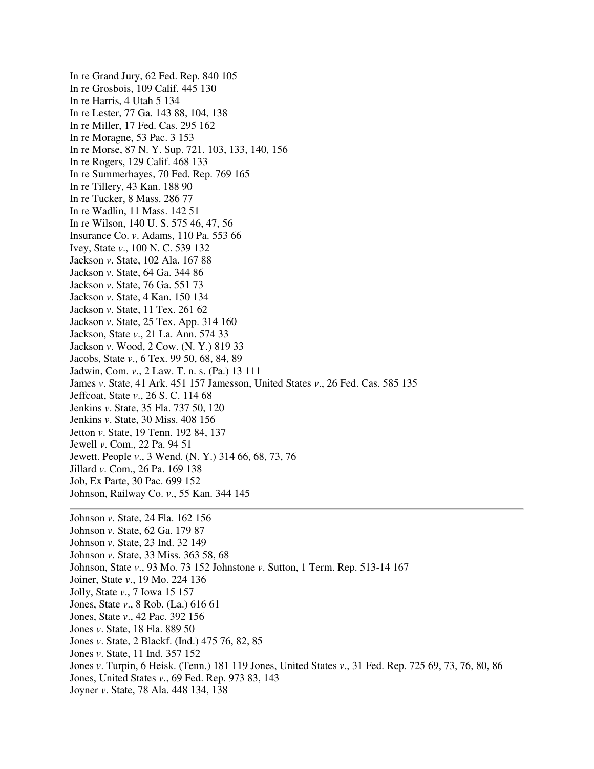In re Grand Jury, 62 Fed. Rep. 840 105
In re Grosbois, 109 Calif. 445 130
In re Harris, 4 Utah 5 134
In re Lester, 77 Ga. 143 88, 104, 138
In re Miller, 17 Fed. Cas. 295 162
In re Moragne, 53 Pac. 3 153
In re Morse, 87 N. Y. Sup. 721. 103, 133, 140, 156
In re Rogers, 129 Calif. 468 133
In re Summerhayes, 70 Fed. Rep. 769 165
In re Tillery, 43 Kan. 188 90
In re Tucker, 8 Mass. 286 77
In re Wadlin, 11 Mass. 142 51
In re Wilson, 140 U. S. 575 46, 47, 56
Insurance Co. *v*. Adams, 110 Pa. 553 66
Ivey, State *v*., 100 N. C. 539 132
Jackson *v*. State, 102 Ala. 167 88
Jackson *v*. State, 64 Ga. 344 86
Jackson *v*. State, 76 Ga. 551 73
Jackson *v*. State, 4 Kan. 150 134
Jackson *v*. State, 11 Tex. 261 62
Jackson *v*. State, 25 Tex. App. 314 160
Jackson, State *v*., 21 La. Ann. 574 33
Jackson *v*. Wood, 2 Cow. (N. Y.) 819 33
Jacobs, State *v*., 6 Tex. 99 50, 68, 84, 89
Jadwin, Com. *v*., 2 Law. T. n. s. (Pa.) 13 111
James *v*. State, 41 Ark. 451 157 Jamesson, United States *v*., 26 Fed. Cas. 585 135
Jeffcoat, State *v*., 26 S. C. 114 68
Jenkins *v*. State, 35 Fla. 737 50, 120
Jenkins *v*. State, 30 Miss. 408 156
Jetton *v*. State, 19 Tenn. 192 84, 137
Jewell *v*. Com., 22 Pa. 94 51
Jewett. People *v*., 3 Wend. (N. Y.) 314 66, 68, 73, 76
Jillard *v*. Com., 26 Pa. 169 138
Job, Ex Parte, 30 Pac. 699 152
Johnson, Railway Co. *v*., 55 Kan. 344 145

---

Johnson *v*. State, 24 Fla. 162 156
Johnson *v*. State, 62 Ga. 179 87
Johnson *v*. State, 23 Ind. 32 149
Johnson *v*. State, 33 Miss. 363 58, 68
Johnson, State *v*., 93 Mo. 73 152 Johnstone *v*. Sutton, 1 Term. Rep. 513-14 167
Joiner, State *v*., 19 Mo. 224 136
Jolly, State *v*., 7 Iowa 15 157
Jones, State *v*., 8 Rob. (La.) 616 61
Jones, State *v*., 42 Pac. 392 156
Jones *v*. State, 18 Fla. 889 50
Jones *v*. State, 2 Blackf. (Ind.) 475 76, 82, 85
Jones *v*. State, 11 Ind. 357 152
Jones *v*. Turpin, 6 Heisk. (Tenn.) 181 119 Jones, United States *v*., 31 Fed. Rep. 725 69, 73, 76, 80, 86
Jones, United States *v*., 69 Fed. Rep. 973 83, 143
Joyner *v*. State, 78 Ala. 448 134, 138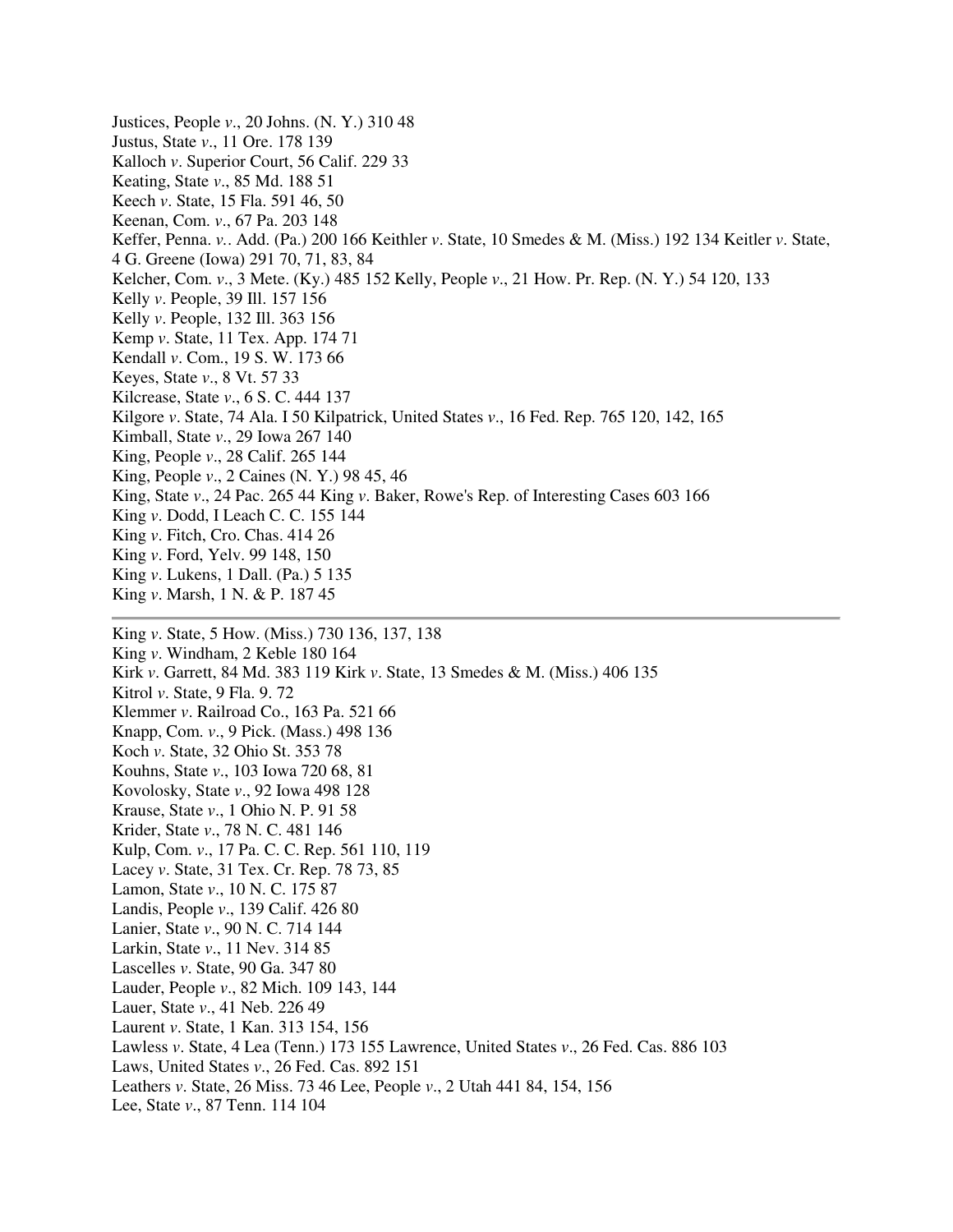Justices, People *v*., 20 Johns. (N. Y.) 310 48
Justus, State *v*., 11 Ore. 178 139
Kalloch *v*. Superior Court, 56 Calif. 229 33
Keating, State *v*., 85 Md. 188 51
Keech *v*. State, 15 Fla. 591 46, 50
Keenan, Com. *v*., 67 Pa. 203 148
Keffer, Penna. *v*.. Add. (Pa.) 200 166 Keithler *v*. State, 10 Smedes & M. (Miss.) 192 134 Keitler *v*. State, 4 G. Greene (Iowa) 291 70, 71, 83, 84
Kelcher, Com. *v*., 3 Metc. (Ky.) 485 152 Kelly, People *v*., 21 How. Pr. Rep. (N. Y.) 54 120, 133
Kelly *v*. People, 39 Ill. 157 156
Kelly *v*. People, 132 Ill. 363 156
Kemp *v*. State, 11 Tex. App. 174 71
Kendall *v*. Com., 19 S. W. 173 66
Keyes, State *v*., 8 Vt. 57 33
Kilcrease, State *v*., 6 S. C. 444 137
Kilgore *v*. State, 74 Ala. I 50 Kilpatrick, United States *v*., 16 Fed. Rep. 765 120, 142, 165
Kimball, State *v*., 29 Iowa 267 140
King, People *v*., 28 Calif. 265 144
King, People *v*., 2 Caines (N. Y.) 98 45, 46
King, State *v*., 24 Pac. 265 44 King *v*. Baker, Rowe's Rep. of Interesting Cases 603 166
King *v*. Dodd, I Leach C. C. 155 144
King *v*. Fitch, Cro. Chas. 414 26
King *v*. Ford, Yelv. 99 148, 150
King *v*. Lukens, 1 Dall. (Pa.) 5 135
King *v*. Marsh, 1 N. & P. 187 45

---

King *v*. State, 5 How. (Miss.) 730 136, 137, 138
King *v*. Windham, 2 Keble 180 164
Kirk *v*. Garrett, 84 Md. 383 119 Kirk *v*. State, 13 Smedes & M. (Miss.) 406 135
Kitrol *v*. State, 9 Fla. 9. 72
Klemmer *v*. Railroad Co., 163 Pa. 521 66
Knapp, Com. *v*., 9 Pick. (Mass.) 498 136
Koch *v*. State, 32 Ohio St. 353 78
Kouhns, State *v*., 103 Iowa 720 68, 81
Kovolosky, State *v*., 92 Iowa 498 128
Krause, State *v*., 1 Ohio N. P. 91 58
Krider, State *v*., 78 N. C. 481 146
Kulp, Com. *v*., 17 Pa. C. C. Rep. 561 110, 119
Lacey *v*. State, 31 Tex. Cr. Rep. 78 73, 85
Lamon, State *v*., 10 N. C. 175 87
Landis, People *v*., 139 Calif. 426 80
Lanier, State *v*., 90 N. C. 714 144
Larkin, State *v*., 11 Nev. 314 85
Lascelles *v*. State, 90 Ga. 347 80
Lauder, People *v*., 82 Mich. 109 143, 144
Lauer, State *v*., 41 Neb. 226 49
Laurent *v*. State, 1 Kan. 313 154, 156
Lawless *v*. State, 4 Lea (Tenn.) 173 155 Lawrence, United States *v*., 26 Fed. Cas. 886 103
Laws, United States *v*., 26 Fed. Cas. 892 151
Leathers *v*. State, 26 Miss. 73 46 Lee, People *v*., 2 Utah 441 84, 154, 156
Lee, State *v*., 87 Tenn. 114 104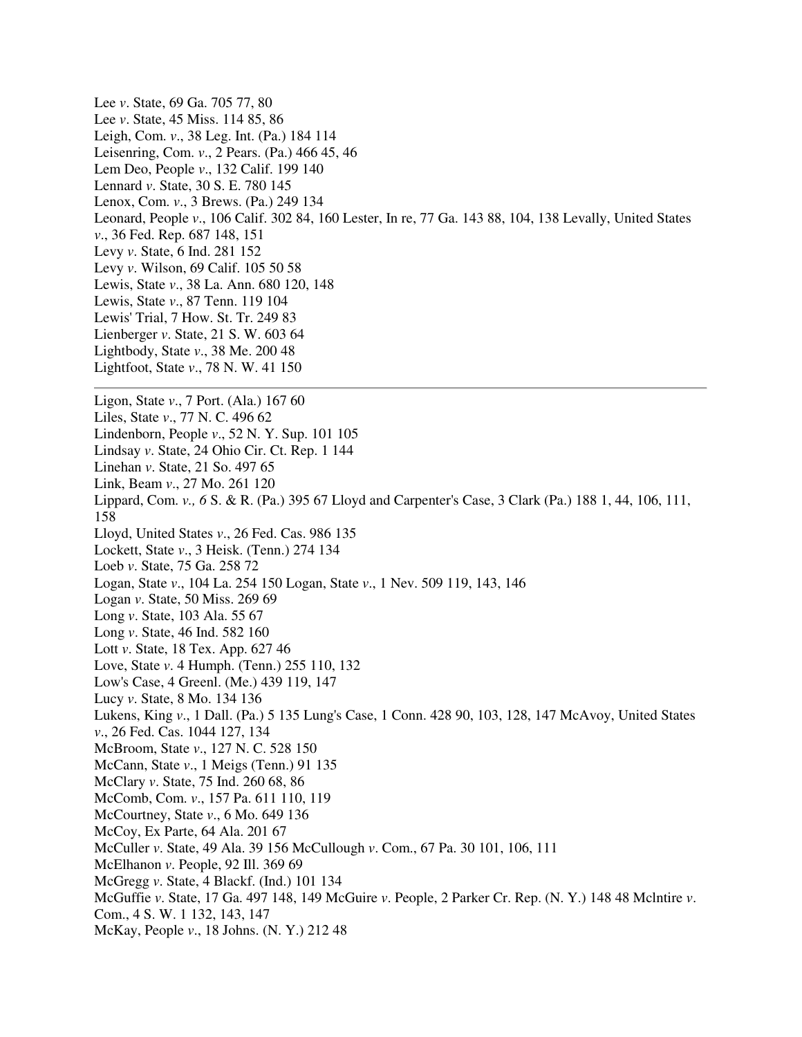Lee *v*. State, 69 Ga. 705 77, 80
Lee *v*. State, 45 Miss. 114 85, 86
Leigh, Com. *v*., 38 Leg. Int. (Pa.) 184 114
Leisenring, Com. *v*., 2 Pears. (Pa.) 466 45, 46
Lem Deo, People *v*., 132 Calif. 199 140
Lennard *v*. State, 30 S. E. 780 145
Lenox, Com. *v*., 3 Brews. (Pa.) 249 134
Leonard, People *v*., 106 Calif. 302 84, 160 Lester, In re, 77 Ga. 143 88, 104, 138 Levally, United States *v*., 36 Fed. Rep. 687 148, 151
Levy *v*. State, 6 Ind. 281 152
Levy *v*. Wilson, 69 Calif. 105 50 58
Lewis, State *v*., 38 La. Ann. 680 120, 148
Lewis, State *v*., 87 Tenn. 119 104
Lewis' Trial, 7 How. St. Tr. 249 83
Lienberger *v*. State, 21 S. W. 603 64
Lightbody, State *v*., 38 Me. 200 48
Lightfoot, State *v*., 78 N. W. 41 150

---

Ligon, State *v*., 7 Port. (Ala.) 167 60
Liles, State *v*., 77 N. C. 496 62
Lindenborn, People *v*., 52 N. Y. Sup. 101 105
Lindsay *v*. State, 24 Ohio Cir. Ct. Rep. 1 144
Linehan *v*. State, 21 So. 497 65
Link, Beam *v*., 27 Mo. 261 120
Lippard, Com. *v*., *6* S. & R. (Pa.) 395 67 Lloyd and Carpenter's Case, 3 Clark (Pa.) 188 1, 44, 106, 111, 158
Lloyd, United States *v*., 26 Fed. Cas. 986 135
Lockett, State *v*., 3 Heisk. (Tenn.) 274 134
Loeb *v*. State, 75 Ga. 258 72
Logan, State *v*., 104 La. 254 150 Logan, State *v*., 1 Nev. 509 119, 143, 146
Logan *v*. State, 50 Miss. 269 69
Long *v*. State, 103 Ala. 55 67
Long *v*. State, 46 Ind. 582 160
Lott *v*. State, 18 Tex. App. 627 46
Love, State *v*. 4 Humph. (Tenn.) 255 110, 132
Low's Case, 4 Greenl. (Me.) 439 119, 147
Lucy *v*. State, 8 Mo. 134 136
Lukens, King *v*., 1 Dall. (Pa.) 5 135 Lung's Case, 1 Conn. 428 90, 103, 128, 147 McAvoy, United States *v*., 26 Fed. Cas. 1044 127, 134
McBroom, State *v*., 127 N. C. 528 150
McCann, State *v*., 1 Meigs (Tenn.) 91 135
McClary *v*. State, 75 Ind. 260 68, 86
McComb, Com. *v*., 157 Pa. 611 110, 119
McCourtney, State *v*., 6 Mo. 649 136
McCoy, Ex Parte, 64 Ala. 201 67
McCuller *v*. State, 49 Ala. 39 156 McCullough *v*. Com., 67 Pa. 30 101, 106, 111
McElhanon *v*. People, 92 Ill. 369 69
McGregg *v*. State, 4 Blackf. (Ind.) 101 134
McGuffie *v*. State, 17 Ga. 497 148, 149 McGuire *v*. People, 2 Parker Cr. Rep. (N. Y.) 148 48 McIntire *v*. Com., 4 S. W. 1 132, 143, 147
McKay, People *v*., 18 Johns. (N. Y.) 212 48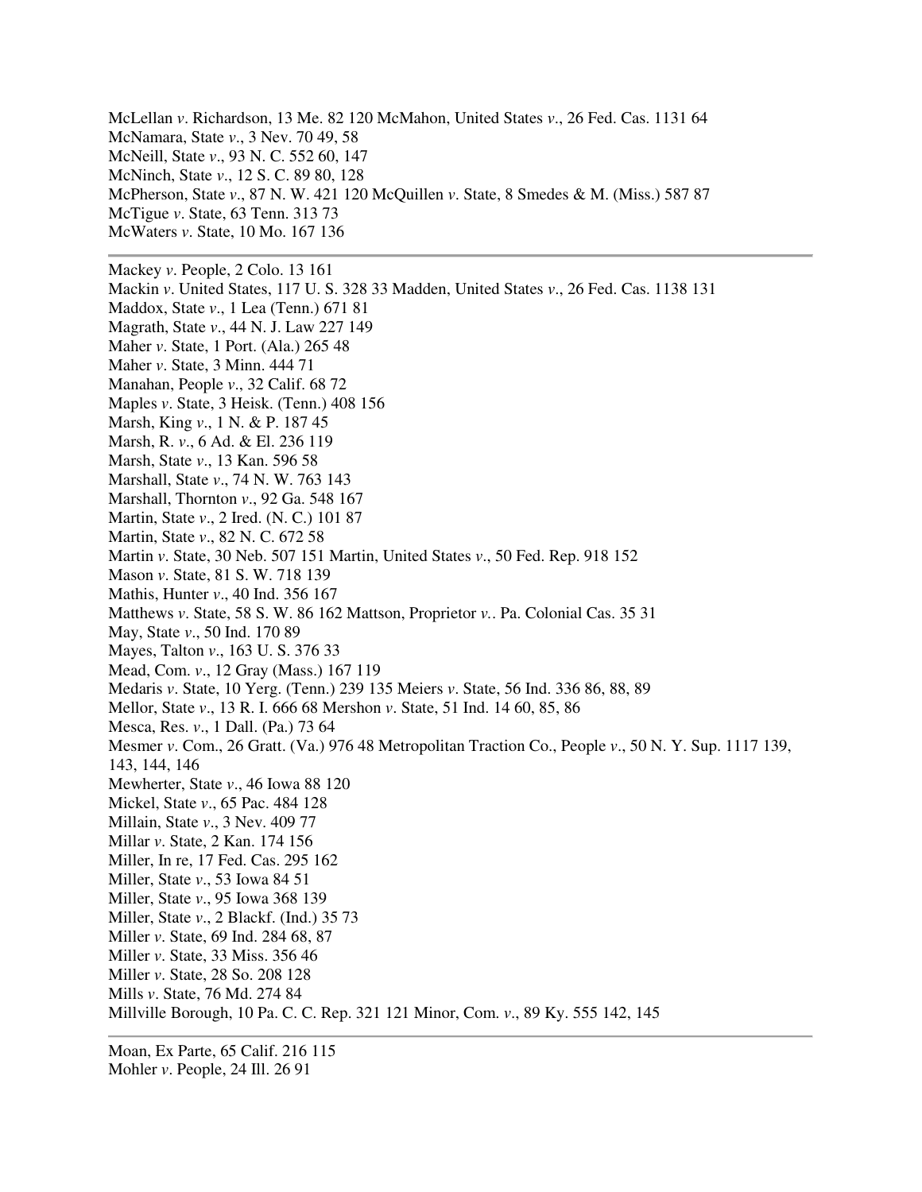McLellan *v*. Richardson, 13 Me. 82 120 McMahon, United States *v*., 26 Fed. Cas. 1131 64
McNamara, State *v*., 3 Nev. 70 49, 58
McNeill, State *v*., 93 N. C. 552 60, 147
McNinch, State *v*., 12 S. C. 89 80, 128
McPherson, State *v*., 87 N. W. 421 120 McQuillen *v*. State, 8 Smedes & M. (Miss.) 587 87
McTigue *v*. State, 63 Tenn. 313 73
McWaters *v*. State, 10 Mo. 167 136

---

Mackey *v*. People, 2 Colo. 13 161
Mackin *v*. United States, 117 U. S. 328 33 Madden, United States *v*., 26 Fed. Cas. 1138 131
Maddox, State *v*., 1 Lea (Tenn.) 671 81
Magrath, State *v*., 44 N. J. Law 227 149
Maher *v*. State, 1 Port. (Ala.) 265 48
Maher *v*. State, 3 Minn. 444 71
Manahan, People *v*., 32 Calif. 68 72
Maples *v*. State, 3 Heisk. (Tenn.) 408 156
Marsh, King *v*., 1 N. & P. 187 45
Marsh, R. *v*., 6 Ad. & El. 236 119
Marsh, State *v*., 13 Kan. 596 58
Marshall, State *v*., 74 N. W. 763 143
Marshall, Thornton *v*., 92 Ga. 548 167
Martin, State *v*., 2 Ired. (N. C.) 101 87
Martin, State *v*., 82 N. C. 672 58
Martin *v*. State, 30 Neb. 507 151 Martin, United States *v*., 50 Fed. Rep. 918 152
Mason *v*. State, 81 S. W. 718 139
Mathis, Hunter *v*., 40 Ind. 356 167
Matthews *v*. State, 58 S. W. 86 162 Mattson, Proprietor *v*.. Pa. Colonial Cas. 35 31
May, State *v*., 50 Ind. 170 89
Mayes, Talton *v*., 163 U. S. 376 33
Mead, Com. *v*., 12 Gray (Mass.) 167 119
Medaris *v*. State, 10 Yerg. (Tenn.) 239 135 Meiers *v*. State, 56 Ind. 336 86, 88, 89
Mellor, State *v*., 13 R. I. 666 68 Mershon *v*. State, 51 Ind. 14 60, 85, 86
Mesca, Res. *v*., 1 Dall. (Pa.) 73 64
Mesmer *v*. Com., 26 Gratt. (Va.) 976 48 Metropolitan Traction Co., People *v*., 50 N. Y. Sup. 1117 139, 143, 144, 146
Mewherter, State *v*., 46 Iowa 88 120
Mickel, State *v*., 65 Pac. 484 128
Millain, State *v*., 3 Nev. 409 77
Millar *v*. State, 2 Kan. 174 156
Miller, In re, 17 Fed. Cas. 295 162
Miller, State *v*., 53 Iowa 84 51
Miller, State *v*., 95 Iowa 368 139
Miller, State *v*., 2 Blackf. (Ind.) 35 73
Miller *v*. State, 69 Ind. 284 68, 87
Miller *v*. State, 33 Miss. 356 46
Miller *v*. State, 28 So. 208 128
Mills *v*. State, 76 Md. 274 84
Millville Borough, 10 Pa. C. C. Rep. 321 121 Minor, Com. *v*., 89 Ky. 555 142, 145

---

Moan, Ex Parte, 65 Calif. 216 115
Mohler *v*. People, 24 Ill. 26 91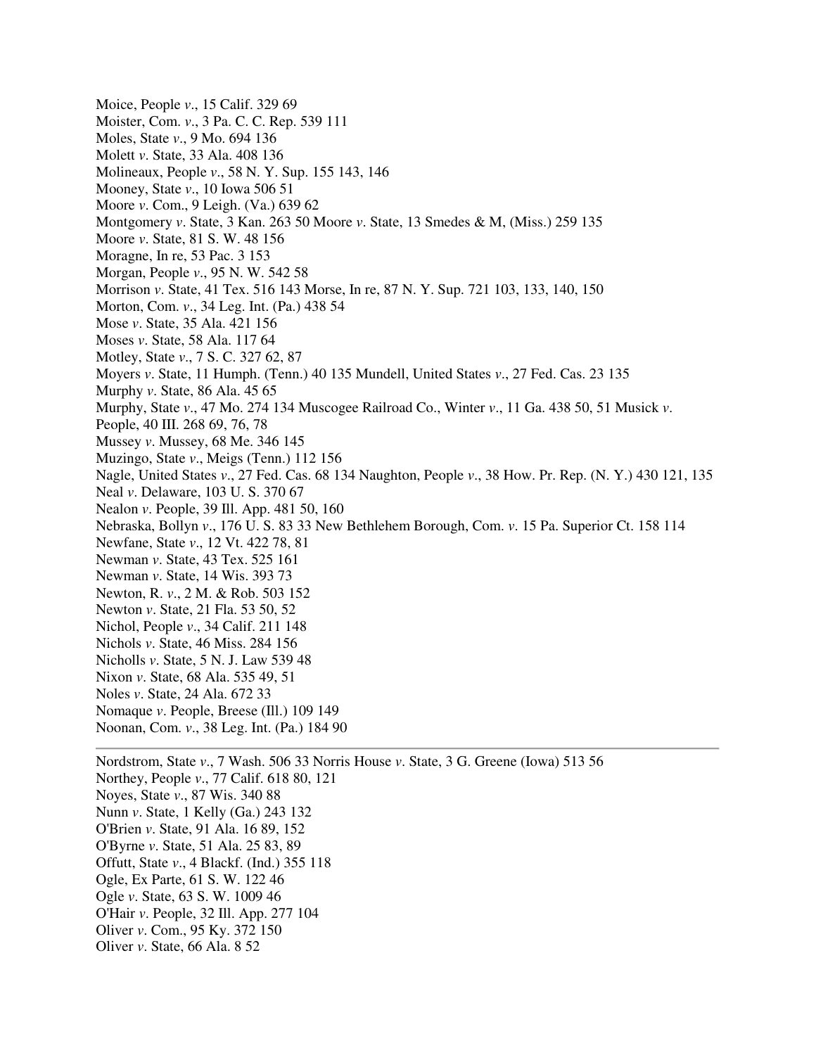Moice, People *v*., 15 Calif. 329 69
Moister, Com. *v*., 3 Pa. C. C. Rep. 539 111
Moles, State *v*., 9 Mo. 694 136
Molett *v*. State, 33 Ala. 408 136
Molineaux, People *v*., 58 N. Y. Sup. 155 143, 146
Mooney, State *v*., 10 Iowa 506 51
Moore *v*. Com., 9 Leigh. (Va.) 639 62
Montgomery *v*. State, 3 Kan. 263 50 Moore *v*. State, 13 Smedes & M, (Miss.) 259 135
Moore *v*. State, 81 S. W. 48 156
Moragne, In re, 53 Pac. 3 153
Morgan, People *v*., 95 N. W. 542 58
Morrison *v*. State, 41 Tex. 516 143 Morse, In re, 87 N. Y. Sup. 721 103, 133, 140, 150
Morton, Com. *v*., 34 Leg. Int. (Pa.) 438 54
Mose *v*. State, 35 Ala. 421 156
Moses *v*. State, 58 Ala. 117 64
Motley, State *v*., 7 S. C. 327 62, 87
Moyers *v*. State, 11 Humph. (Tenn.) 40 135 Mundell, United States *v*., 27 Fed. Cas. 23 135
Murphy *v*. State, 86 Ala. 45 65
Murphy, State *v*., 47 Mo. 274 134 Muscogee Railroad Co., Winter *v*., 11 Ga. 438 50, 51 Musick *v*. People, 40 Ill. 268 69, 76, 78
Mussey *v*. Mussey, 68 Me. 346 145
Muzingo, State *v*., Meigs (Tenn.) 112 156
Nagle, United States *v*., 27 Fed. Cas. 68 134 Naughton, People *v*., 38 How. Pr. Rep. (N. Y.) 430 121, 135
Neal *v*. Delaware, 103 U. S. 370 67
Nealon *v*. People, 39 Ill. App. 481 50, 160
Nebraska, Bollyn *v*., 176 U. S. 83 33 New Bethlehem Borough, Com. *v*. 15 Pa. Superior Ct. 158 114
Newfane, State *v*., 12 Vt. 422 78, 81
Newman *v*. State, 43 Tex. 525 161
Newman *v*. State, 14 Wis. 393 73
Newton, R. *v*., 2 M. & Rob. 503 152
Newton *v*. State, 21 Fla. 53 50, 52
Nichol, People *v*., 34 Calif. 211 148
Nichols *v*. State, 46 Miss. 284 156
Nicholls *v*. State, 5 N. J. Law 539 48
Nixon *v*. State, 68 Ala. 535 49, 51
Noles *v*. State, 24 Ala. 672 33
Nomaque *v*. People, Breese (Ill.) 109 149
Noonan, Com. *v*., 38 Leg. Int. (Pa.) 184 90

---

Nordstrom, State *v*., 7 Wash. 506 33 Norris House *v*. State, 3 G. Greene (Iowa) 513 56
Northey, People *v*., 77 Calif. 618 80, 121
Noyes, State *v*., 87 Wis. 340 88
Nunn *v*. State, 1 Kelly (Ga.) 243 132
O'Brien *v*. State, 91 Ala. 16 89, 152
O'Byrne *v*. State, 51 Ala. 25 83, 89
Offutt, State *v*., 4 Blackf. (Ind.) 355 118
Ogle, Ex Parte, 61 S. W. 122 46
Ogle *v*. State, 63 S. W. 1009 46
O'Hair *v*. People, 32 Ill. App. 277 104
Oliver *v*. Com., 95 Ky. 372 150
Oliver *v*. State, 66 Ala. 8 52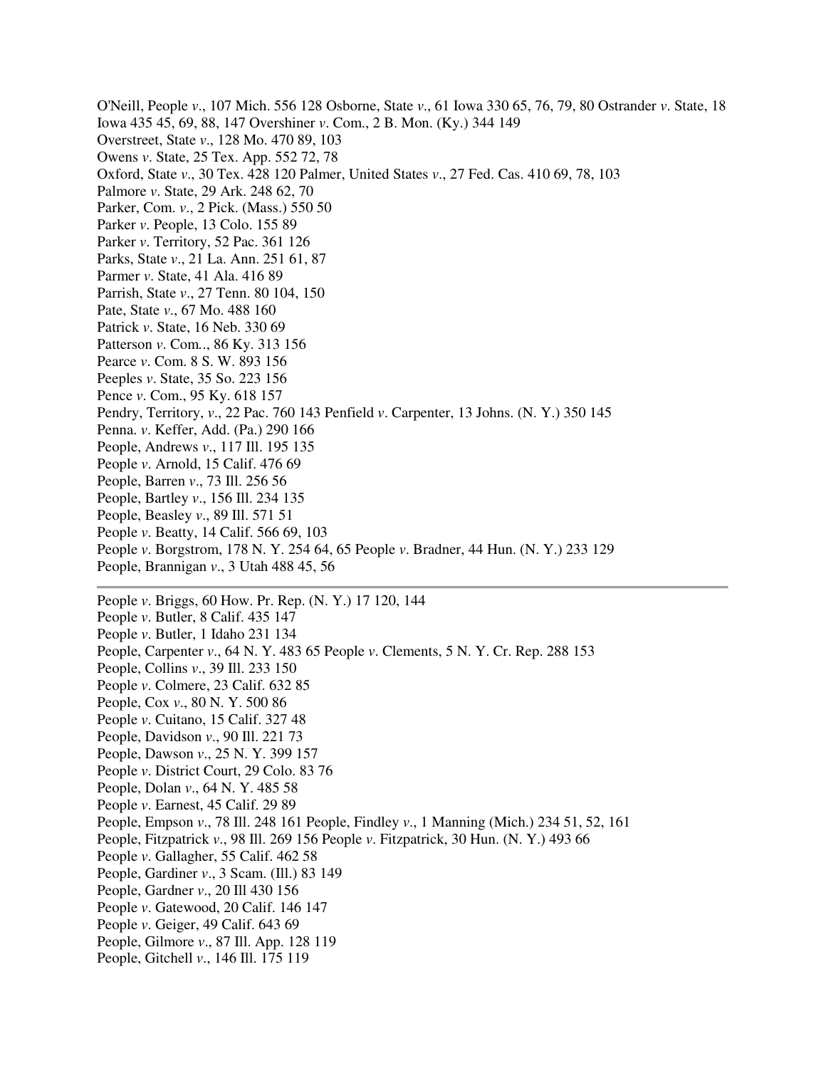O'Neill, People *v*., 107 Mich. 556 128 Osborne, State *v*., 61 Iowa 330 65, 76, 79, 80 Ostrander *v*. State, 18 Iowa 435 45, 69, 88, 147 Overshiner *v*. Com., 2 B. Mon. (Ky.) 344 149
Overstreet, State *v*., 128 Mo. 470 89, 103
Owens *v*. State, 25 Tex. App. 552 72, 78
Oxford, State *v*., 30 Tex. 428 120 Palmer, United States *v*., 27 Fed. Cas. 410 69, 78, 103
Palmore *v*. State, 29 Ark. 248 62, 70
Parker, Com. *v*., 2 Pick. (Mass.) 550 50
Parker *v*. People, 13 Colo. 155 89
Parker *v*. Territory, 52 Pac. 361 126
Parks, State *v*., 21 La. Ann. 251 61, 87
Parmer *v*. State, 41 Ala. 416 89
Parrish, State *v*., 27 Tenn. 80 104, 150
Pate, State *v*., 67 Mo. 488 160
Patrick *v*. State, 16 Neb. 330 69
Patterson *v*. Com.., 86 Ky. 313 156
Pearce *v*. Com. 8 S. W. 893 156
Peeples *v*. State, 35 So. 223 156
Pence *v*. Com., 95 Ky. 618 157
Pendry, Territory, *v*., 22 Pac. 760 143 Penfield *v*. Carpenter, 13 Johns. (N. Y.) 350 145
Penna. *v*. Keffer, Add. (Pa.) 290 166
People, Andrews *v*., 117 Ill. 195 135
People *v*. Arnold, 15 Calif. 476 69
People, Barren *v*., 73 Ill. 256 56
People, Bartley *v*., 156 Ill. 234 135
People, Beasley *v*., 89 Ill. 571 51
People *v*. Beatty, 14 Calif. 566 69, 103
People *v*. Borgstrom, 178 N. Y. 254 64, 65 People *v*. Bradner, 44 Hun. (N. Y.) 233 129
People, Brannigan *v*., 3 Utah 488 45, 56

---

People *v*. Briggs, 60 How. Pr. Rep. (N. Y.) 17 120, 144
People *v*. Butler, 8 Calif. 435 147
People *v*. Butler, 1 Idaho 231 134
People, Carpenter *v*., 64 N. Y. 483 65 People *v*. Clements, 5 N. Y. Cr. Rep. 288 153
People, Collins *v*., 39 Ill. 233 150
People *v*. Colmere, 23 Calif. 632 85
People, Cox *v*., 80 N. Y. 500 86
People *v*. Cuitano, 15 Calif. 327 48
People, Davidson *v*., 90 Ill. 221 73
People, Dawson *v*., 25 N. Y. 399 157
People *v*. District Court, 29 Colo. 83 76
People, Dolan *v*., 64 N. Y. 485 58
People *v*. Earnest, 45 Calif. 29 89
People, Empson *v*., 78 Ill. 248 161 People, Findley *v*., 1 Manning (Mich.) 234 51, 52, 161
People, Fitzpatrick *v*., 98 Ill. 269 156 People *v*. Fitzpatrick, 30 Hun. (N. Y.) 493 66
People *v*. Gallagher, 55 Calif. 462 58
People, Gardiner *v*., 3 Scam. (Ill.) 83 149
People, Gardner *v*., 20 Ill 430 156
People *v*. Gatewood, 20 Calif. 146 147
People *v*. Geiger, 49 Calif. 643 69
People, Gilmore *v*., 87 Ill. App. 128 119
People, Gitchell *v*., 146 Ill. 175 119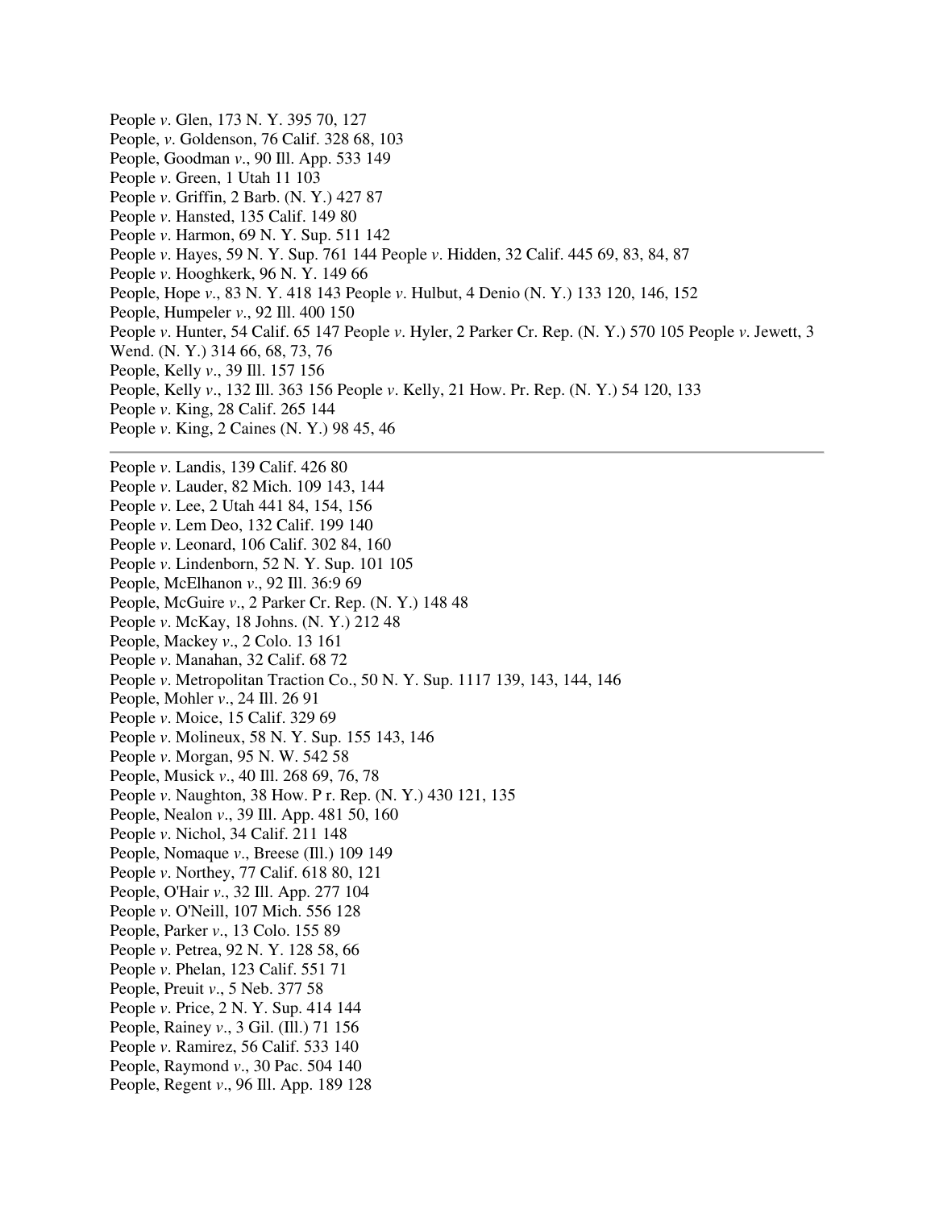People *v*. Glen, 173 N. Y. 395 70, 127
People, *v*. Goldenson, 76 Calif. 328 68, 103
People, Goodman *v*., 90 Ill. App. 533 149
People *v*. Green, 1 Utah 11 103
People *v*. Griffin, 2 Barb. (N. Y.) 427 87
People *v*. Hansted, 135 Calif. 149 80
People *v*. Harmon, 69 N. Y. Sup. 511 142
People *v*. Hayes, 59 N. Y. Sup. 761 144 People *v*. Hidden, 32 Calif. 445 69, 83, 84, 87
People *v*. Hooghkerk, 96 N. Y. 149 66
People, Hope *v*., 83 N. Y. 418 143 People *v*. Hulbut, 4 Denio (N. Y.) 133 120, 146, 152
People, Humpeler *v*., 92 Ill. 400 150
People *v*. Hunter, 54 Calif. 65 147 People *v*. Hyler, 2 Parker Cr. Rep. (N. Y.) 570 105 People *v*. Jewett, 3 Wend. (N. Y.) 314 66, 68, 73, 76
People, Kelly *v*., 39 Ill. 157 156
People, Kelly *v*., 132 Ill. 363 156 People *v*. Kelly, 21 How. Pr. Rep. (N. Y.) 54 120, 133
People *v*. King, 28 Calif. 265 144
People *v*. King, 2 Caines (N. Y.) 98 45, 46

---

People *v*. Landis, 139 Calif. 426 80
People *v*. Lauder, 82 Mich. 109 143, 144
People *v*. Lee, 2 Utah 441 84, 154, 156
People *v*. Lem Deo, 132 Calif. 199 140
People *v*. Leonard, 106 Calif. 302 84, 160
People *v*. Lindenborn, 52 N. Y. Sup. 101 105
People, McElhanon *v*., 92 Ill. 36:9 69
People, McGuire *v*., 2 Parker Cr. Rep. (N. Y.) 148 48
People *v*. McKay, 18 Johns. (N. Y.) 212 48
People, Mackey *v*., 2 Colo. 13 161
People *v*. Manahan, 32 Calif. 68 72
People *v*. Metropolitan Traction Co., 50 N. Y. Sup. 1117 139, 143, 144, 146
People, Mohler *v*., 24 Ill. 26 91
People *v*. Moice, 15 Calif. 329 69
People *v*. Molineux, 58 N. Y. Sup. 155 143, 146
People *v*. Morgan, 95 N. W. 542 58
People, Musick *v*., 40 Ill. 268 69, 76, 78
People *v*. Naughton, 38 How. P r. Rep. (N. Y.) 430 121, 135
People, Nealon *v*., 39 Ill. App. 481 50, 160
People *v*. Nichol, 34 Calif. 211 148
People, Nomaque *v*., Breese (Ill.) 109 149
People *v*. Northey, 77 Calif. 618 80, 121
People, O'Hair *v*., 32 Ill. App. 277 104
People *v*. O'Neill, 107 Mich. 556 128
People, Parker *v*., 13 Colo. 155 89
People *v*. Petrea, 92 N. Y. 128 58, 66
People *v*. Phelan, 123 Calif. 551 71
People, Preuit *v*., 5 Neb. 377 58
People *v*. Price, 2 N. Y. Sup. 414 144
People, Rainey *v*., 3 Gil. (Ill.) 71 156
People *v*. Ramirez, 56 Calif. 533 140
People, Raymond *v*., 30 Pac. 504 140
People, Regent *v*., 96 Ill. App. 189 128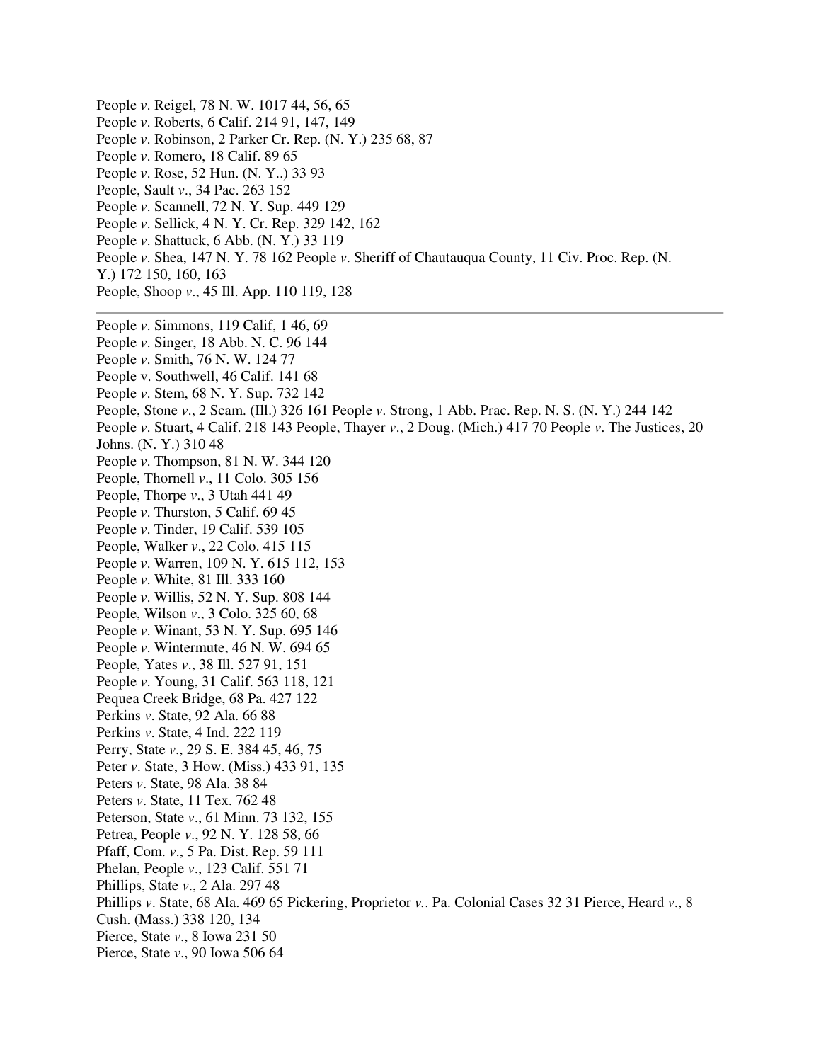People *v*. Reigel, 78 N. W. 1017 44, 56, 65
People *v*. Roberts, 6 Calif. 214 91, 147, 149
People *v*. Robinson, 2 Parker Cr. Rep. (N. Y.) 235 68, 87
People *v*. Romero, 18 Calif. 89 65
People *v*. Rose, 52 Hun. (N. Y..) 33 93
People, Sault *v*., 34 Pac. 263 152
People *v*. Scannell, 72 N. Y. Sup. 449 129
People *v*. Sellick, 4 N. Y. Cr. Rep. 329 142, 162
People *v*. Shattuck, 6 Abb. (N. Y.) 33 119
People *v*. Shea, 147 N. Y. 78 162 People *v*. Sheriff of Chautauqua County, 11 Civ. Proc. Rep. (N. Y.) 172 150, 160, 163
People, Shoop *v*., 45 Ill. App. 110 119, 128

---

People *v*. Simmons, 119 Calif, 1 46, 69
People *v*. Singer, 18 Abb. N. C. 96 144
People *v*. Smith, 76 N. W. 124 77
People v. Southwell, 46 Calif. 141 68
People *v*. Stem, 68 N. Y. Sup. 732 142
People, Stone *v*., 2 Scam. (Ill.) 326 161 People *v*. Strong, 1 Abb. Prac. Rep. N. S. (N. Y.) 244 142
People *v*. Stuart, 4 Calif. 218 143 People, Thayer *v*., 2 Doug. (Mich.) 417 70 People *v*. The Justices, 20 Johns. (N. Y.) 310 48
People *v*. Thompson, 81 N. W. 344 120
People, Thornell *v*., 11 Colo. 305 156
People, Thorpe *v*., 3 Utah 441 49
People *v*. Thurston, 5 Calif. 69 45
People *v*. Tinder, 19 Calif. 539 105
People, Walker *v*., 22 Colo. 415 115
People *v*. Warren, 109 N. Y. 615 112, 153
People *v*. White, 81 Ill. 333 160
People *v*. Willis, 52 N. Y. Sup. 808 144
People, Wilson *v*., 3 Colo. 325 60, 68
People *v*. Winant, 53 N. Y. Sup. 695 146
People *v*. Wintermute, 46 N. W. 694 65
People, Yates *v*., 38 Ill. 527 91, 151
People *v*. Young, 31 Calif. 563 118, 121
Pequea Creek Bridge, 68 Pa. 427 122
Perkins *v*. State, 92 Ala. 66 88
Perkins *v*. State, 4 Ind. 222 119
Perry, State *v*., 29 S. E. 384 45, 46, 75
Peter *v*. State, 3 How. (Miss.) 433 91, 135
Peters *v*. State, 98 Ala. 38 84
Peters *v*. State, 11 Tex. 762 48
Peterson, State *v*., 61 Minn. 73 132, 155
Petrea, People *v*., 92 N. Y. 128 58, 66
Pfaff, Com. *v*., 5 Pa. Dist. Rep. 59 111
Phelan, People *v*., 123 Calif. 551 71
Phillips, State *v*., 2 Ala. 297 48
Phillips *v*. State, 68 Ala. 469 65 Pickering, Proprietor *v*.. Pa. Colonial Cases 32 31 Pierce, Heard *v*., 8 Cush. (Mass.) 338 120, 134
Pierce, State *v*., 8 Iowa 231 50
Pierce, State *v*., 90 Iowa 506 64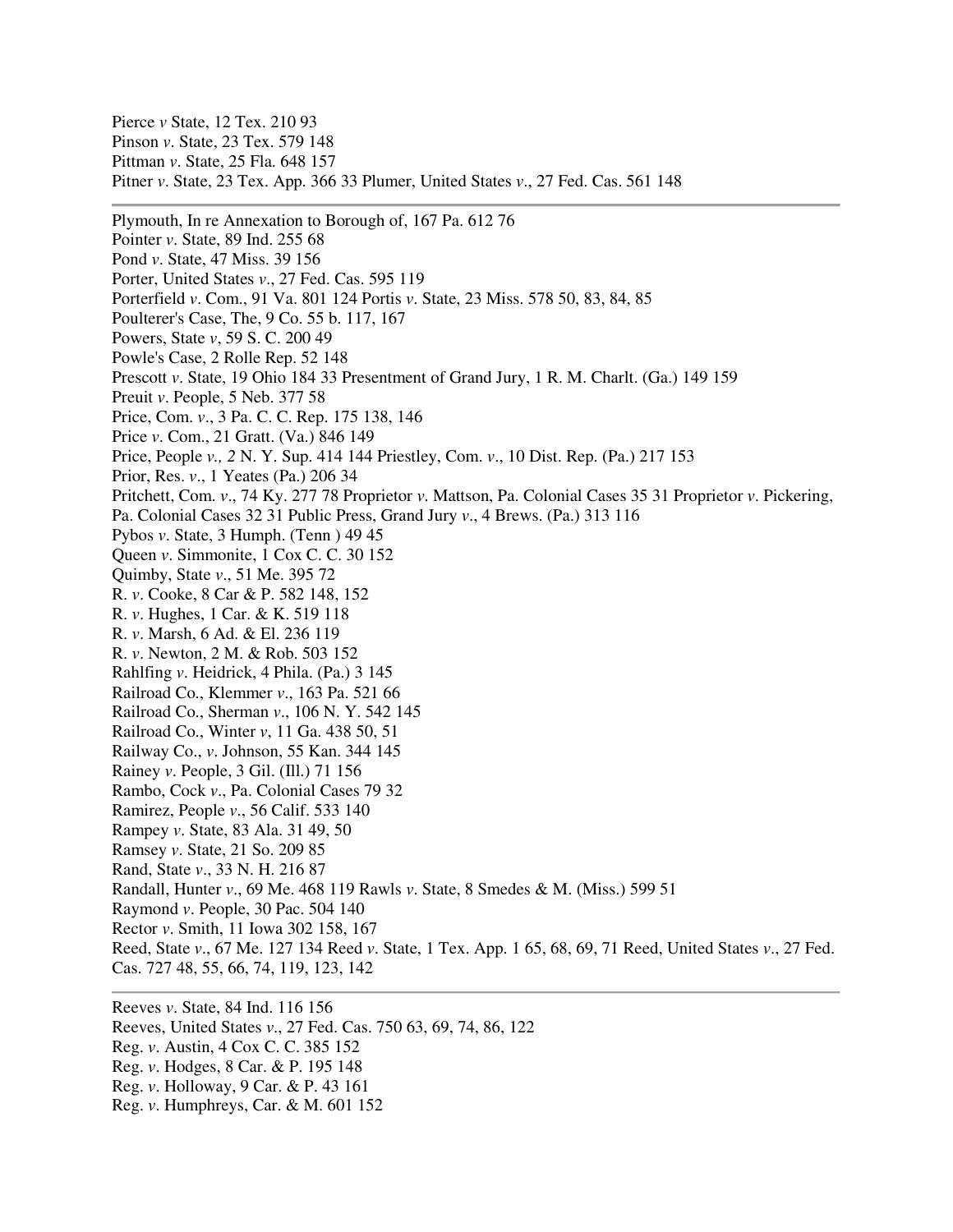Pierce *v* State, 12 Tex. 210 93
Pinson *v*. State, 23 Tex. 579 148
Pittman *v*. State, 25 Fla. 648 157
Pitner *v*. State, 23 Tex. App. 366 33 Plumer, United States *v*., 27 Fed. Cas. 561 148

---

Plymouth, In re Annexation to Borough of, 167 Pa. 612 76
Pointer *v*. State, 89 Ind. 255 68
Pond *v*. State, 47 Miss. 39 156
Porter, United States *v*., 27 Fed. Cas. 595 119
Porterfield *v*. Com., 91 Va. 801 124 Portis *v*. State, 23 Miss. 578 50, 83, 84, 85
Poulterer's Case, The, 9 Co. 55 b. 117, 167
Powers, State *v*, 59 S. C. 200 49
Powle's Case, 2 Rolle Rep. 52 148
Prescott *v*. State, 19 Ohio 184 33 Presentment of Grand Jury, 1 R. M. Charlt. (Ga.) 149 159
Preuit *v*. People, 5 Neb. 377 58
Price, Com. *v*., 3 Pa. C. C. Rep. 175 138, 146
Price *v*. Com., 21 Gratt. (Va.) 846 149
Price, People *v., 2* N. Y. Sup. 414 144 Priestley, Com. *v*., 10 Dist. Rep. (Pa.) 217 153
Prior, Res. *v*., 1 Yeates (Pa.) 206 34
Pritchett, Com. *v*., 74 Ky. 277 78 Proprietor *v*. Mattson, Pa. Colonial Cases 35 31 Proprietor *v*. Pickering, Pa. Colonial Cases 32 31 Public Press, Grand Jury *v*., 4 Brews. (Pa.) 313 116
Pybos *v*. State, 3 Humph. (Tenn ) 49 45
Queen *v*. Simmonite, 1 Cox C. C. 30 152
Quimby, State *v*., 51 Me. 395 72
R. *v*. Cooke, 8 Car & P. 582 148, 152
R. *v*. Hughes, 1 Car. & K. 519 118
R. *v*. Marsh, 6 Ad. & El. 236 119
R. *v*. Newton, 2 M. & Rob. 503 152
Rahlfing *v*. Heidrick, 4 Phila. (Pa.) 3 145
Railroad Co., Klemmer *v*., 163 Pa. 521 66
Railroad Co., Sherman *v*., 106 N. Y. 542 145
Railroad Co., Winter *v*, 11 Ga. 438 50, 51
Railway Co., *v*. Johnson, 55 Kan. 344 145
Rainey *v*. People, 3 Gil. (Ill.) 71 156
Rambo, Cock *v*., Pa. Colonial Cases 79 32
Ramirez, People *v*., 56 Calif. 533 140
Rampey *v*. State, 83 Ala. 31 49, 50
Ramsey *v*. State, 21 So. 209 85
Rand, State *v*., 33 N. H. 216 87
Randall, Hunter *v*., 69 Me. 468 119 Rawls *v*. State, 8 Smedes & M. (Miss.) 599 51
Raymond *v*. People, 30 Pac. 504 140
Rector *v*. Smith, 11 Iowa 302 158, 167
Reed, State *v*., 67 Me. 127 134 Reed *v*. State, 1 Tex. App. 1 65, 68, 69, 71 Reed, United States *v*., 27 Fed. Cas. 727 48, 55, 66, 74, 119, 123, 142

---

Reeves *v*. State, 84 Ind. 116 156
Reeves, United States *v*., 27 Fed. Cas. 750 63, 69, 74, 86, 122
Reg. *v*. Austin, 4 Cox C. C. 385 152
Reg. *v*. Hodges, 8 Car. & P. 195 148
Reg. *v*. Holloway, 9 Car. & P. 43 161
Reg. *v*. Humphreys, Car. & M. 601 152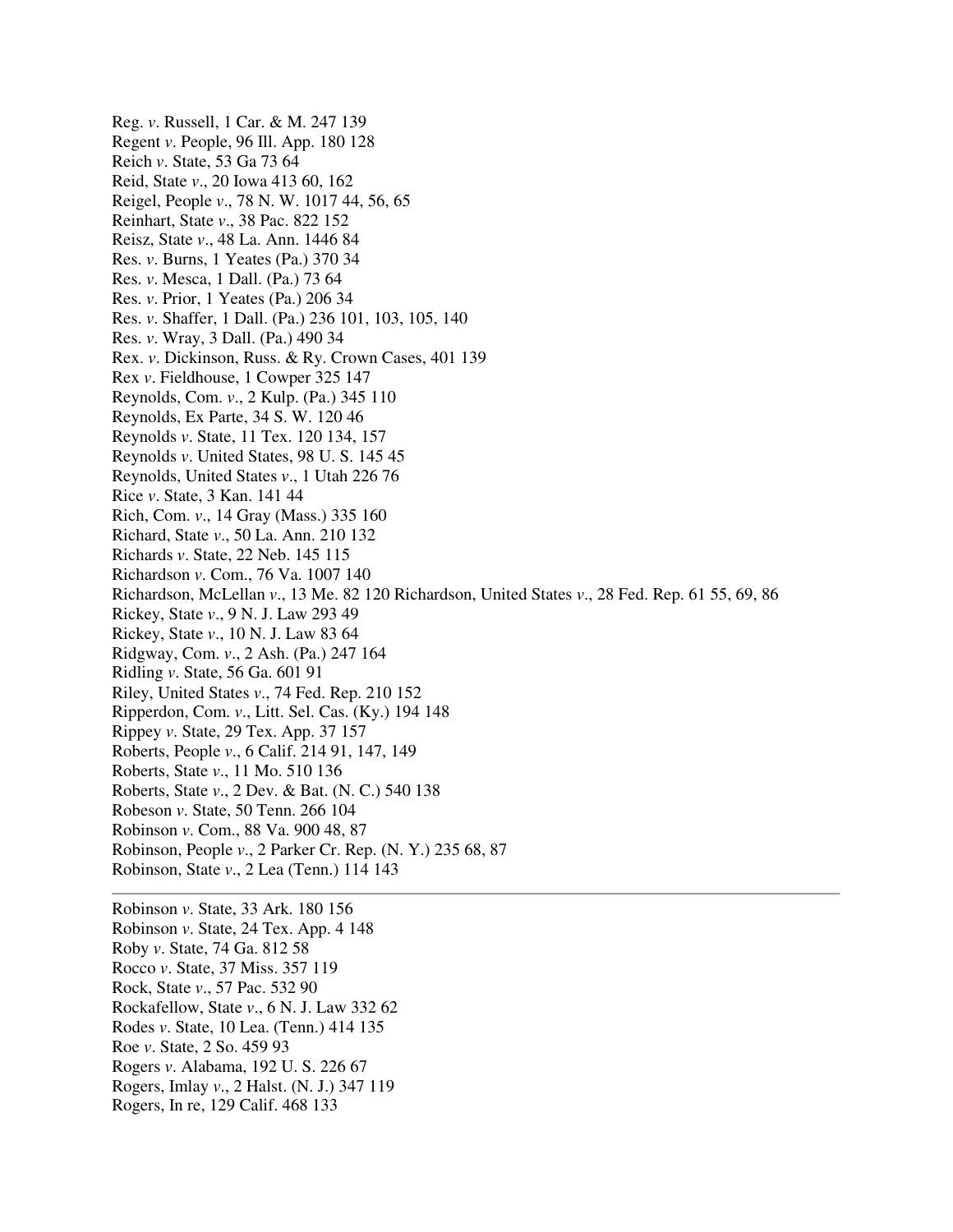Reg. *v*. Russell, 1 Car. & M. 247 139
Regent *v*. People, 96 Ill. App. 180 128
Reich *v*. State, 53 Ga 73 64
Reid, State *v*., 20 Iowa 413 60, 162
Reigel, People *v*., 78 N. W. 1017 44, 56, 65
Reinhart, State *v*., 38 Pac. 822 152
Reisz, State *v*., 48 La. Ann. 1446 84
Res. *v*. Burns, 1 Yeates (Pa.) 370 34
Res. *v*. Mesca, 1 Dall. (Pa.) 73 64
Res. *v*. Prior, 1 Yeates (Pa.) 206 34
Res. *v*. Shaffer, 1 Dall. (Pa.) 236 101, 103, 105, 140
Res. *v*. Wray, 3 Dall. (Pa.) 490 34
Rex. *v*. Dickinson, Russ. & Ry. Crown Cases, 401 139
Rex *v*. Fieldhouse, 1 Cowper 325 147
Reynolds, Com. *v*., 2 Kulp. (Pa.) 345 110
Reynolds, Ex Parte, 34 S. W. 120 46
Reynolds *v*. State, 11 Tex. 120 134, 157
Reynolds *v*. United States, 98 U. S. 145 45
Reynolds, United States *v*., 1 Utah 226 76
Rice *v*. State, 3 Kan. 141 44
Rich, Com. *v*., 14 Gray (Mass.) 335 160
Richard, State *v*., 50 La. Ann. 210 132
Richards *v*. State, 22 Neb. 145 115
Richardson *v*. Com., 76 Va. 1007 140
Richardson, McLellan *v*., 13 Me. 82 120 Richardson, United States *v*., 28 Fed. Rep. 61 55, 69, 86
Rickey, State *v*., 9 N. J. Law 293 49
Rickey, State *v*., 10 N. J. Law 83 64
Ridgway, Com. *v*., 2 Ash. (Pa.) 247 164
Ridling *v*. State, 56 Ga. 601 91
Riley, United States *v*., 74 Fed. Rep. 210 152
Ripperdon, Com. *v*., Litt. Sel. Cas. (Ky.) 194 148
Rippey *v*. State, 29 Tex. App. 37 157
Roberts, People *v*., 6 Calif. 214 91, 147, 149
Roberts, State *v*., 11 Mo. 510 136
Roberts, State *v*., 2 Dev. & Bat. (N. C.) 540 138
Robeson *v*. State, 50 Tenn. 266 104
Robinson *v*. Com., 88 Va. 900 48, 87
Robinson, People *v*., 2 Parker Cr. Rep. (N. Y.) 235 68, 87
Robinson, State *v*., 2 Lea (Tenn.) 114 143

---

Robinson *v*. State, 33 Ark. 180 156
Robinson *v*. State, 24 Tex. App. 4 148
Roby *v*. State, 74 Ga. 812 58
Rocco *v*. State, 37 Miss. 357 119
Rock, State *v*., 57 Pac. 532 90
Rockafellow, State *v*., 6 N. J. Law 332 62
Rodes *v*. State, 10 Lea. (Tenn.) 414 135
Roe *v*. State, 2 So. 459 93
Rogers *v*. Alabama, 192 U. S. 226 67
Rogers, Imlay *v*., 2 Halst. (N. J.) 347 119
Rogers, In re, 129 Calif. 468 133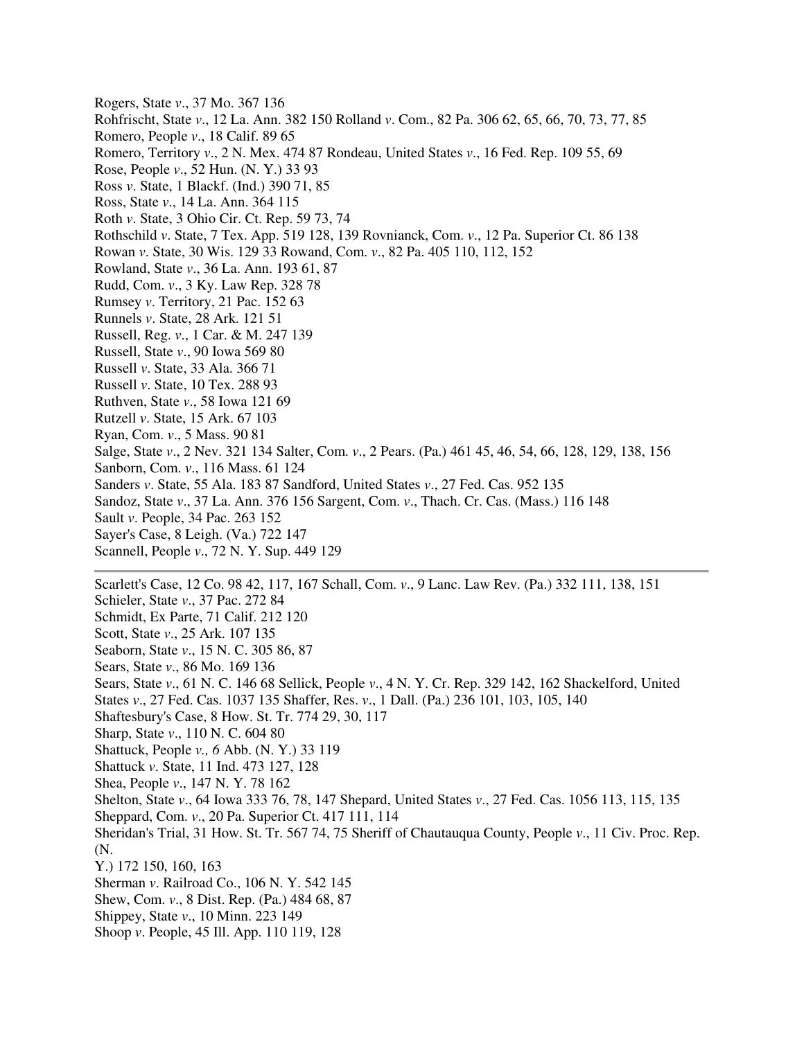Rogers, State *v*., 37 Mo. 367 136
Rohfrischt, State *v*., 12 La. Ann. 382 150 Rolland *v*. Com., 82 Pa. 306 62, 65, 66, 70, 73, 77, 85
Romero, People *v*., 18 Calif. 89 65
Romero, Territory *v*., 2 N. Mex. 474 87 Rondeau, United States *v*., 16 Fed. Rep. 109 55, 69
Rose, People *v*., 52 Hun. (N. Y.) 33 93
Ross *v*. State, 1 Blackf. (Ind.) 390 71, 85
Ross, State *v*., 14 La. Ann. 364 115
Roth *v*. State, 3 Ohio Cir. Ct. Rep. 59 73, 74
Rothschild *v*. State, 7 Tex. App. 519 128, 139 Rovnianck, Com. *v*., 12 Pa. Superior Ct. 86 138
Rowan *v*. State, 30 Wis. 129 33 Rowand, Com. *v*., 82 Pa. 405 110, 112, 152
Rowland, State *v*., 36 La. Ann. 193 61, 87
Rudd, Com. *v*., 3 Ky. Law Rep. 328 78
Rumsey *v*. Territory, 21 Pac. 152 63
Runnels *v*. State, 28 Ark. 121 51
Russell, Reg. *v*., 1 Car. & M. 247 139
Russell, State *v*., 90 Iowa 569 80
Russell *v*. State, 33 Ala. 366 71
Russell *v*. State, 10 Tex. 288 93
Ruthven, State *v*., 58 Iowa 121 69
Rutzell *v*. State, 15 Ark. 67 103
Ryan, Com. *v*., 5 Mass. 90 81
Salge, State *v*., 2 Nev. 321 134 Salter, Com. *v*., 2 Pears. (Pa.) 461 45, 46, 54, 66, 128, 129, 138, 156
Sanborn, Com. *v*., 116 Mass. 61 124
Sanders *v*. State, 55 Ala. 183 87 Sandford, United States *v*., 27 Fed. Cas. 952 135
Sandoz, State *v*., 37 La. Ann. 376 156 Sargent, Com. *v*., Thach. Cr. Cas. (Mass.) 116 148
Sault *v*. People, 34 Pac. 263 152
Sayer's Case, 8 Leigh. (Va.) 722 147
Scannell, People *v*., 72 N. Y. Sup. 449 129

---

Scarlett's Case, 12 Co. 98 42, 117, 167 Schall, Com. *v*., 9 Lanc. Law Rev. (Pa.) 332 111, 138, 151
Schieler, State *v*., 37 Pac. 272 84
Schmidt, Ex Parte, 71 Calif. 212 120
Scott, State *v*., 25 Ark. 107 135
Seaborn, State *v*., 15 N. C. 305 86, 87
Sears, State *v*., 86 Mo. 169 136
Sears, State *v*., 61 N. C. 146 68 Sellick, People *v*., 4 N. Y. Cr. Rep. 329 142, 162 Shackelford, United States *v*., 27 Fed. Cas. 1037 135 Shaffer, Res. *v*., 1 Dall. (Pa.) 236 101, 103, 105, 140
Shaftesbury's Case, 8 How. St. Tr. 774 29, 30, 117
Sharp, State *v*., 110 N. C. 604 80
Shattuck, People *v., 6* Abb. (N. Y.) 33 119
Shattuck *v*. State, 11 Ind. 473 127, 128
Shea, People *v*., 147 N. Y. 78 162
Shelton, State *v*., 64 Iowa 333 76, 78, 147 Shepard, United States *v*., 27 Fed. Cas. 1056 113, 115, 135
Sheppard, Com. *v*., 20 Pa. Superior Ct. 417 111, 114
Sheridan's Trial, 31 How. St. Tr. 567 74, 75 Sheriff of Chautauqua County, People *v*., 11 Civ. Proc. Rep. (N. Y.) 172 150, 160, 163
Sherman *v*. Railroad Co., 106 N. Y. 542 145
Shew, Com. *v*., 8 Dist. Rep. (Pa.) 484 68, 87
Shippey, State *v*., 10 Minn. 223 149
Shoop *v*. People, 45 Ill. App. 110 119, 128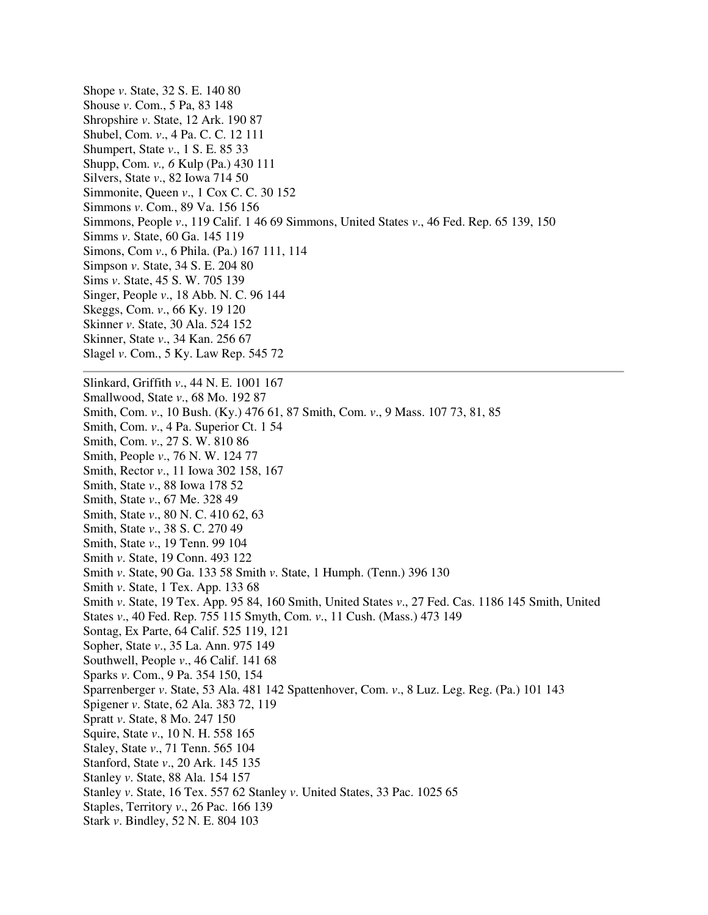Shope *v*. State, 32 S. E. 140 80
Shouse *v*. Com., 5 Pa, 83 148
Shropshire *v*. State, 12 Ark. 190 87
Shubel, Com. *v*., 4 Pa. C. C. 12 111
Shumpert, State *v*., 1 S. E. 85 33
Shupp, Com. *v., 6* Kulp (Pa.) 430 111
Silvers, State *v*., 82 Iowa 714 50
Simmonite, Queen *v*., 1 Cox C. C. 30 152
Simmons *v*. Com., 89 Va. 156 156
Simmons, People *v*., 119 Calif. 1 46 69 Simmons, United States *v*., 46 Fed. Rep. 65 139, 150
Simms *v*. State, 60 Ga. 145 119
Simons, Com *v*., 6 Phila. (Pa.) 167 111, 114
Simpson *v*. State, 34 S. E. 204 80
Sims *v*. State, 45 S. W. 705 139
Singer, People *v*., 18 Abb. N. C. 96 144
Skeggs, Com. *v*., 66 Ky. 19 120
Skinner *v*. State, 30 Ala. 524 152
Skinner, State *v*., 34 Kan. 256 67
Slagel *v*. Com., 5 Ky. Law Rep. 545 72

---

Slinkard, Griffith *v*., 44 N. E. 1001 167
Smallwood, State *v*., 68 Mo. 192 87
Smith, Com. *v*., 10 Bush. (Ky.) 476 61, 87 Smith, Com. *v*., 9 Mass. 107 73, 81, 85
Smith, Com. *v*., 4 Pa. Superior Ct. 1 54
Smith, Com. *v*., 27 S. W. 810 86
Smith, People *v*., 76 N. W. 124 77
Smith, Rector *v*., 11 Iowa 302 158, 167
Smith, State *v*., 88 Iowa 178 52
Smith, State *v*., 67 Me. 328 49
Smith, State *v*., 80 N. C. 410 62, 63
Smith, State *v*., 38 S. C. 270 49
Smith, State *v*., 19 Tenn. 99 104
Smith *v*. State, 19 Conn. 493 122
Smith *v*. State, 90 Ga. 133 58 Smith *v*. State, 1 Humph. (Tenn.) 396 130
Smith *v*. State, 1 Tex. App. 133 68
Smith *v*. State, 19 Tex. App. 95 84, 160 Smith, United States *v*., 27 Fed. Cas. 1186 145 Smith, United States *v*., 40 Fed. Rep. 755 115 Smyth, Com. *v*., 11 Cush. (Mass.) 473 149
Sontag, Ex Parte, 64 Calif. 525 119, 121
Sopher, State *v*., 35 La. Ann. 975 149
Southwell, People *v*., 46 Calif. 141 68
Sparks *v*. Com., 9 Pa. 354 150, 154
Sparrenberger *v*. State, 53 Ala. 481 142 Spattenhover, Com. *v*., 8 Luz. Leg. Reg. (Pa.) 101 143
Spigener *v*. State, 62 Ala. 383 72, 119
Spratt *v*. State, 8 Mo. 247 150
Squire, State *v*., 10 N. H. 558 165
Staley, State *v*., 71 Tenn. 565 104
Stanford, State *v*., 20 Ark. 145 135
Stanley *v*. State, 88 Ala. 154 157
Stanley *v*. State, 16 Tex. 557 62 Stanley *v*. United States, 33 Pac. 1025 65
Staples, Territory *v*., 26 Pac. 166 139
Stark *v*. Bindley, 52 N. E. 804 103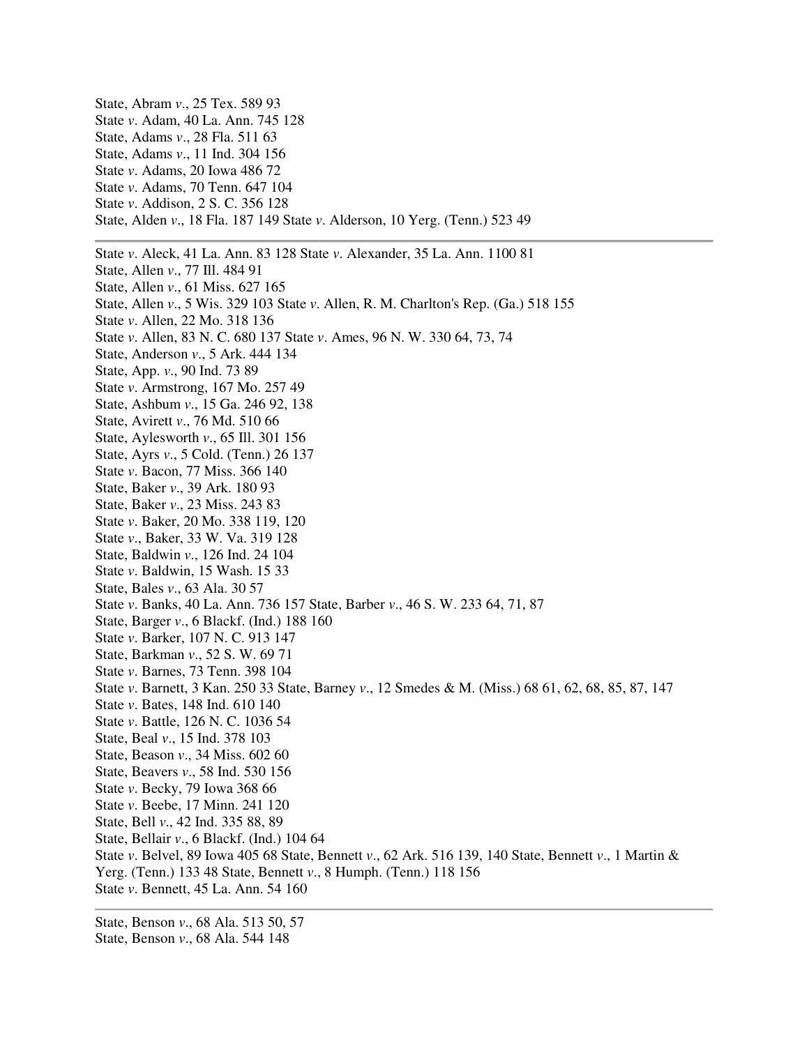State, Abram *v*., 25 Tex. 589 93
State *v*. Adam, 40 La. Ann. 745 128
State, Adams *v*., 28 Fla. 511 63
State, Adams *v*., 11 Ind. 304 156
State *v*. Adams, 20 Iowa 486 72
State *v*. Adams, 70 Tenn. 647 104
State *v*. Addison, 2 S. C. 356 128
State, Alden *v*., 18 Fla. 187 149 State *v*. Alderson, 10 Yerg. (Tenn.) 523 49

---

State *v*. Aleck, 41 La. Ann. 83 128 State *v*. Alexander, 35 La. Ann. 1100 81
State, Allen *v*., 77 Ill. 484 91
State, Allen *v*., 61 Miss. 627 165
State, Allen *v*., 5 Wis. 329 103 State *v*. Allen, R. M. Charlton's Rep. (Ga.) 518 155
State *v*. Allen, 22 Mo. 318 136
State *v*. Allen, 83 N. C. 680 137 State *v*. Ames, 96 N. W. 330 64, 73, 74
State, Anderson *v*., 5 Ark. 444 134
State, App. *v*., 90 Ind. 73 89
State *v*. Armstrong, 167 Mo. 257 49
State, Ashbum *v*., 15 Ga. 246 92, 138
State, Avirett *v*., 76 Md. 510 66
State, Aylesworth *v*., 65 Ill. 301 156
State, Ayrs *v*., 5 Cold. (Tenn.) 26 137
State *v*. Bacon, 77 Miss. 366 140
State, Baker *v*., 39 Ark. 180 93
State, Baker *v*., 23 Miss. 243 83
State *v*. Baker, 20 Mo. 338 119, 120
State *v*., Baker, 33 W. Va. 319 128
State, Baldwin *v*., 126 Ind. 24 104
State *v*. Baldwin, 15 Wash. 15 33
State, Bales *v*., 63 Ala. 30 57
State *v*. Banks, 40 La. Ann. 736 157 State, Barber *v*., 46 S. W. 233 64, 71, 87
State, Barger *v*., 6 Blackf. (Ind.) 188 160
State *v*. Barker, 107 N. C. 913 147
State, Barkman *v*., 52 S. W. 69 71
State *v*. Barnes, 73 Tenn. 398 104
State *v*. Barnett, 3 Kan. 250 33 State, Barney *v*., 12 Smedes & M. (Miss.) 68 61, 62, 68, 85, 87, 147
State *v*. Bates, 148 Ind. 610 140
State *v*. Battle, 126 N. C. 1036 54
State, Beal *v*., 15 Ind. 378 103
State, Beason *v*., 34 Miss. 602 60
State, Beavers *v*., 58 Ind. 530 156
State *v*. Becky, 79 Iowa 368 66
State *v*. Beebe, 17 Minn. 241 120
State, Bell *v*., 42 Ind. 335 88, 89
State, Bellair *v*., 6 Blackf. (Ind.) 104 64
State *v*. Belvel, 89 Iowa 405 68 State, Bennett *v*., 62 Ark. 516 139, 140 State, Bennett *v*., 1 Martin & Yerg. (Tenn.) 133 48 State, Bennett *v*., 8 Humph. (Tenn.) 118 156
State *v*. Bennett, 45 La. Ann. 54 160

---

State, Benson *v*., 68 Ala. 513 50, 57
State, Benson *v*., 68 Ala. 544 148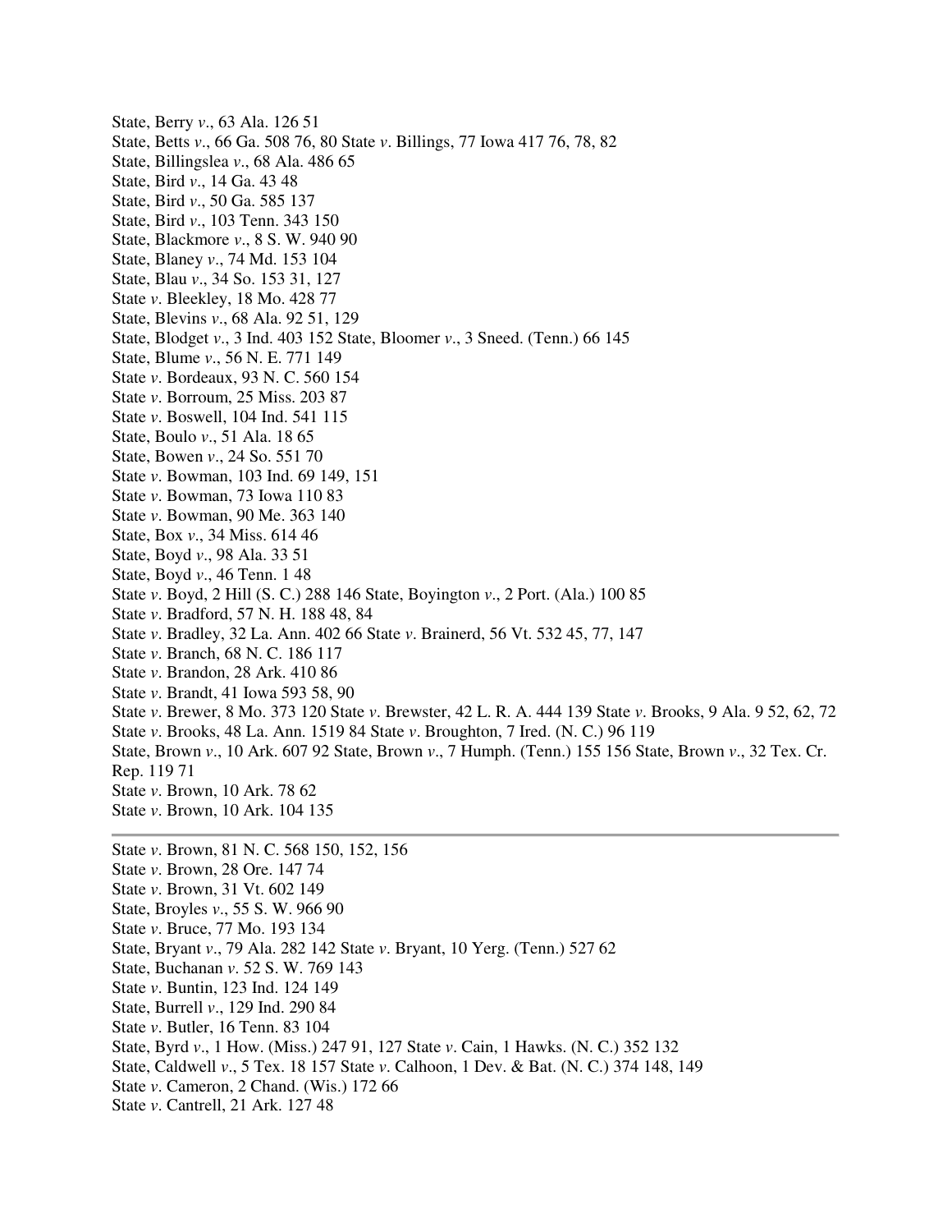State, Berry *v*., 63 Ala. 126 51
State, Betts *v*., 66 Ga. 508 76, 80 State *v*. Billings, 77 Iowa 417 76, 78, 82
State, Billingslea *v*., 68 Ala. 486 65
State, Bird *v*., 14 Ga. 43 48
State, Bird *v*., 50 Ga. 585 137
State, Bird *v*., 103 Tenn. 343 150
State, Blackmore *v*., 8 S. W. 940 90
State, Blaney *v*., 74 Md. 153 104
State, Blau *v*., 34 So. 153 31, 127
State *v*. Bleekley, 18 Mo. 428 77
State, Blevins *v*., 68 Ala. 92 51, 129
State, Blodget *v*., 3 Ind. 403 152 State, Bloomer *v*., 3 Sneed. (Tenn.) 66 145
State, Blume *v*., 56 N. E. 771 149
State *v*. Bordeaux, 93 N. C. 560 154
State *v*. Borroum, 25 Miss. 203 87
State *v*. Boswell, 104 Ind. 541 115
State, Boulo *v*., 51 Ala. 18 65
State, Bowen *v*., 24 So. 551 70
State *v*. Bowman, 103 Ind. 69 149, 151
State *v*. Bowman, 73 Iowa 110 83
State *v*. Bowman, 90 Me. 363 140
State, Box *v*., 34 Miss. 614 46
State, Boyd *v*., 98 Ala. 33 51
State, Boyd *v*., 46 Tenn. 1 48
State *v*. Boyd, 2 Hill (S. C.) 288 146 State, Boyington *v*., 2 Port. (Ala.) 100 85
State *v*. Bradford, 57 N. H. 188 48, 84
State *v*. Bradley, 32 La. Ann. 402 66 State *v*. Brainerd, 56 Vt. 532 45, 77, 147
State *v*. Branch, 68 N. C. 186 117
State *v*. Brandon, 28 Ark. 410 86
State *v*. Brandt, 41 Iowa 593 58, 90
State *v*. Brewer, 8 Mo. 373 120 State *v*. Brewster, 42 L. R. A. 444 139 State *v*. Brooks, 9 Ala. 9 52, 62, 72
State *v*. Brooks, 48 La. Ann. 1519 84 State *v*. Broughton, 7 Ired. (N. C.) 96 119
State, Brown *v*., 10 Ark. 607 92 State, Brown *v*., 7 Humph. (Tenn.) 155 156 State, Brown *v*., 32 Tex. Cr. Rep. 119 71
State *v*. Brown, 10 Ark. 78 62
State *v*. Brown, 10 Ark. 104 135

---

State *v*. Brown, 81 N. C. 568 150, 152, 156
State *v*. Brown, 28 Ore. 147 74
State *v*. Brown, 31 Vt. 602 149
State, Broyles *v*., 55 S. W. 966 90
State *v*. Bruce, 77 Mo. 193 134
State, Bryant *v*., 79 Ala. 282 142 State *v*. Bryant, 10 Yerg. (Tenn.) 527 62
State, Buchanan *v*. 52 S. W. 769 143
State *v*. Buntin, 123 Ind. 124 149
State, Burrell *v*., 129 Ind. 290 84
State *v*. Butler, 16 Tenn. 83 104
State, Byrd *v*., 1 How. (Miss.) 247 91, 127 State *v*. Cain, 1 Hawks. (N. C.) 352 132
State, Caldwell *v*., 5 Tex. 18 157 State *v*. Calhoon, 1 Dev. & Bat. (N. C.) 374 148, 149
State *v*. Cameron, 2 Chand. (Wis.) 172 66
State *v*. Cantrell, 21 Ark. 127 48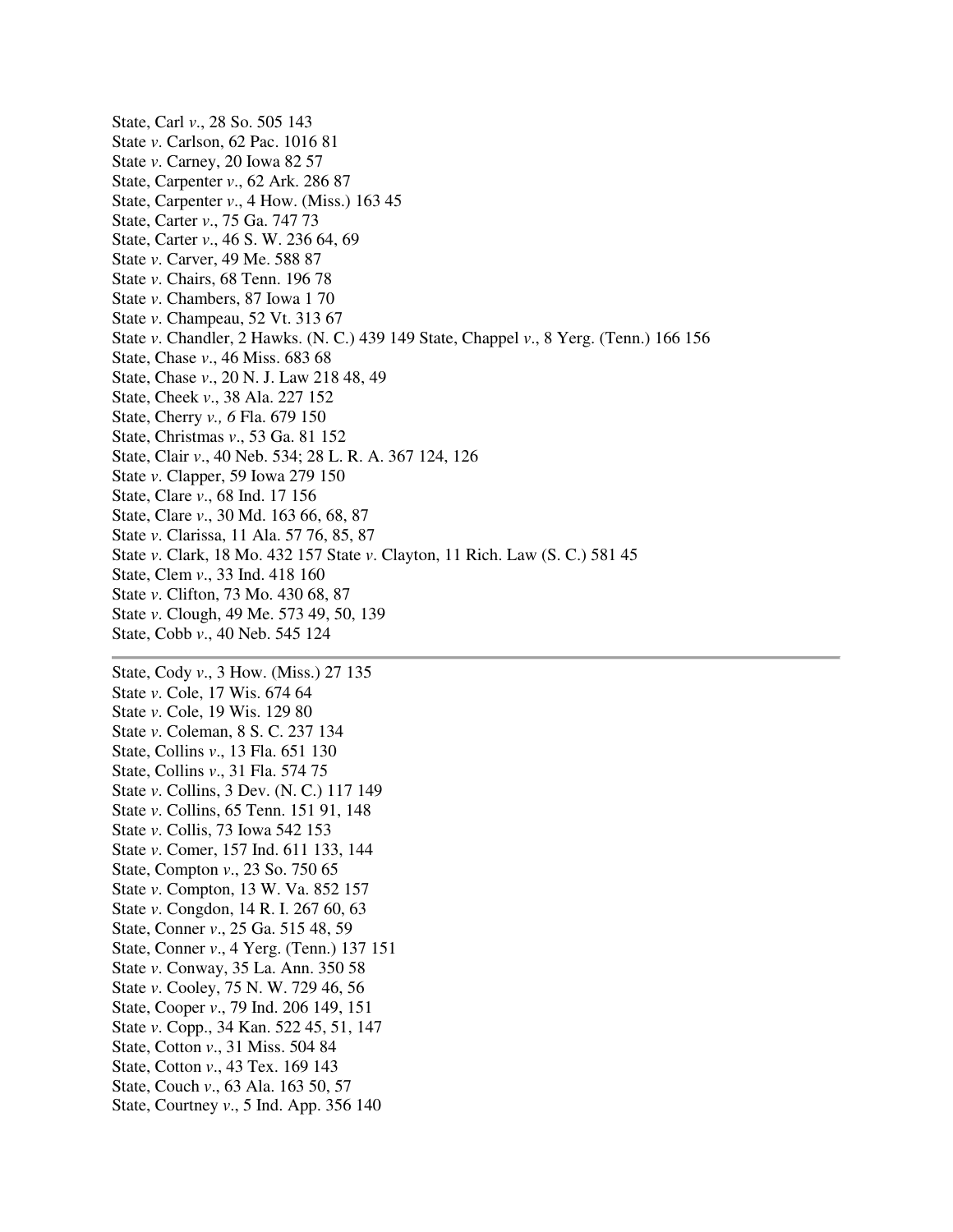State, Carl *v*., 28 So. 505 143
State *v*. Carlson, 62 Pac. 1016 81
State *v*. Carney, 20 Iowa 82 57
State, Carpenter *v*., 62 Ark. 286 87
State, Carpenter *v*., 4 How. (Miss.) 163 45
State, Carter *v*., 75 Ga. 747 73
State, Carter *v*., 46 S. W. 236 64, 69
State *v*. Carver, 49 Me. 588 87
State *v*. Chairs, 68 Tenn. 196 78
State *v*. Chambers, 87 Iowa 1 70
State *v*. Champeau, 52 Vt. 313 67
State *v*. Chandler, 2 Hawks. (N. C.) 439 149 State, Chappel *v*., 8 Yerg. (Tenn.) 166 156
State, Chase *v*., 46 Miss. 683 68
State, Chase *v*., 20 N. J. Law 218 48, 49
State, Cheek *v*., 38 Ala. 227 152
State, Cherry *v., 6* Fla. 679 150
State, Christmas *v*., 53 Ga. 81 152
State, Clair *v*., 40 Neb. 534; 28 L. R. A. 367 124, 126
State *v*. Clapper, 59 Iowa 279 150
State, Clare *v*., 68 Ind. 17 156
State, Clare *v*., 30 Md. 163 66, 68, 87
State *v*. Clarissa, 11 Ala. 57 76, 85, 87
State *v*. Clark, 18 Mo. 432 157 State *v*. Clayton, 11 Rich. Law (S. C.) 581 45
State, Clem *v*., 33 Ind. 418 160
State *v*. Clifton, 73 Mo. 430 68, 87
State *v*. Clough, 49 Me. 573 49, 50, 139
State, Cobb *v*., 40 Neb. 545 124

---

State, Cody *v*., 3 How. (Miss.) 27 135
State *v*. Cole, 17 Wis. 674 64
State *v*. Cole, 19 Wis. 129 80
State *v*. Coleman, 8 S. C. 237 134
State, Collins *v*., 13 Fla. 651 130
State, Collins *v*., 31 Fla. 574 75
State *v*. Collins, 3 Dev. (N. C.) 117 149
State *v*. Collins, 65 Tenn. 151 91, 148
State *v*. Collis, 73 Iowa 542 153
State *v*. Comer, 157 Ind. 611 133, 144
State, Compton *v*., 23 So. 750 65
State *v*. Compton, 13 W. Va. 852 157
State *v*. Congdon, 14 R. I. 267 60, 63
State, Conner *v*., 25 Ga. 515 48, 59
State, Conner *v*., 4 Yerg. (Tenn.) 137 151
State *v*. Conway, 35 La. Ann. 350 58
State *v*. Cooley, 75 N. W. 729 46, 56
State, Cooper *v*., 79 Ind. 206 149, 151
State *v*. Copp., 34 Kan. 522 45, 51, 147
State, Cotton *v*., 31 Miss. 504 84
State, Cotton *v*., 43 Tex. 169 143
State, Couch *v*., 63 Ala. 163 50, 57
State, Courtney *v*., 5 Ind. App. 356 140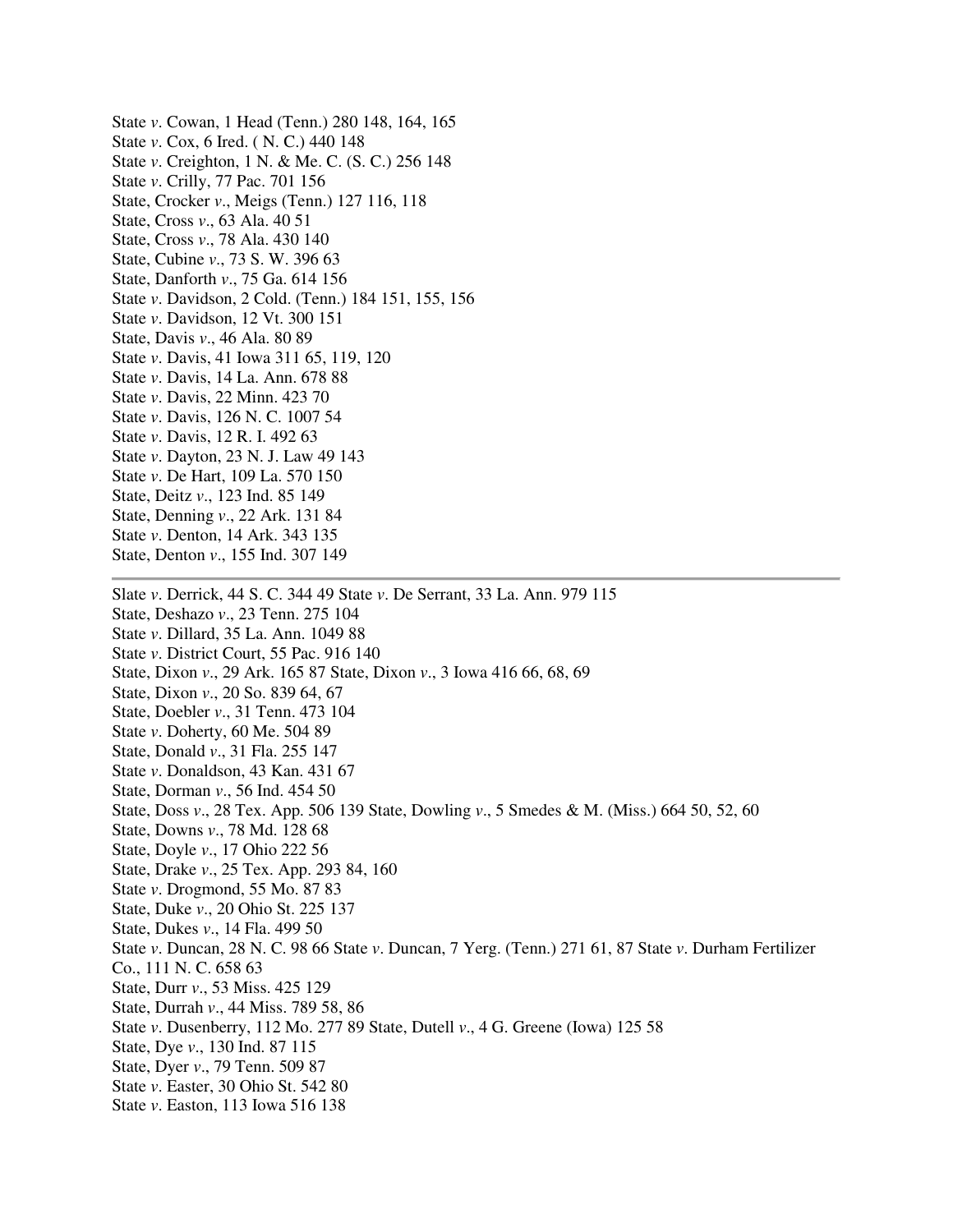State *v*. Cowan, 1 Head (Tenn.) 280 148, 164, 165
State *v*. Cox, 6 Ired. ( N. C.) 440 148
State *v*. Creighton, 1 N. & Me. C. (S. C.) 256 148
State *v*. Crilly, 77 Pac. 701 156
State, Crocker *v*., Meigs (Tenn.) 127 116, 118
State, Cross *v*., 63 Ala. 40 51
State, Cross *v*., 78 Ala. 430 140
State, Cubine *v*., 73 S. W. 396 63
State, Danforth *v*., 75 Ga. 614 156
State *v*. Davidson, 2 Cold. (Tenn.) 184 151, 155, 156
State *v*. Davidson, 12 Vt. 300 151
State, Davis *v*., 46 Ala. 80 89
State *v*. Davis, 41 Iowa 311 65, 119, 120
State *v*. Davis, 14 La. Ann. 678 88
State *v*. Davis, 22 Minn. 423 70
State *v*. Davis, 126 N. C. 1007 54
State *v*. Davis, 12 R. I. 492 63
State *v*. Dayton, 23 N. J. Law 49 143
State *v*. De Hart, 109 La. 570 150
State, Deitz *v*., 123 Ind. 85 149
State, Denning *v*., 22 Ark. 131 84
State *v*. Denton, 14 Ark. 343 135
State, Denton *v*., 155 Ind. 307 149

---

Slate *v*. Derrick, 44 S. C. 344 49 State *v*. De Serrant, 33 La. Ann. 979 115
State, Deshazo *v*., 23 Tenn. 275 104
State *v*. Dillard, 35 La. Ann. 1049 88
State *v*. District Court, 55 Pac. 916 140
State, Dixon *v*., 29 Ark. 165 87 State, Dixon *v*., 3 Iowa 416 66, 68, 69
State, Dixon *v*., 20 So. 839 64, 67
State, Doebler *v*., 31 Tenn. 473 104
State *v*. Doherty, 60 Me. 504 89
State, Donald *v*., 31 Fla. 255 147
State *v*. Donaldson, 43 Kan. 431 67
State, Dorman *v*., 56 Ind. 454 50
State, Doss *v*., 28 Tex. App. 506 139 State, Dowling *v*., 5 Smedes & M. (Miss.) 664 50, 52, 60
State, Downs *v*., 78 Md. 128 68
State, Doyle *v*., 17 Ohio 222 56
State, Drake *v*., 25 Tex. App. 293 84, 160
State *v*. Drogmond, 55 Mo. 87 83
State, Duke *v*., 20 Ohio St. 225 137
State, Dukes *v*., 14 Fla. 499 50
State *v*. Duncan, 28 N. C. 98 66 State *v*. Duncan, 7 Yerg. (Tenn.) 271 61, 87 State *v*. Durham Fertilizer Co., 111 N. C. 658 63
State, Durr *v*., 53 Miss. 425 129
State, Durrah *v*., 44 Miss. 789 58, 86
State *v*. Dusenberry, 112 Mo. 277 89 State, Dutell *v*., 4 G. Greene (Iowa) 125 58
State, Dye *v*., 130 Ind. 87 115
State, Dyer *v*., 79 Tenn. 509 87
State *v*. Easter, 30 Ohio St. 542 80
State *v*. Easton, 113 Iowa 516 138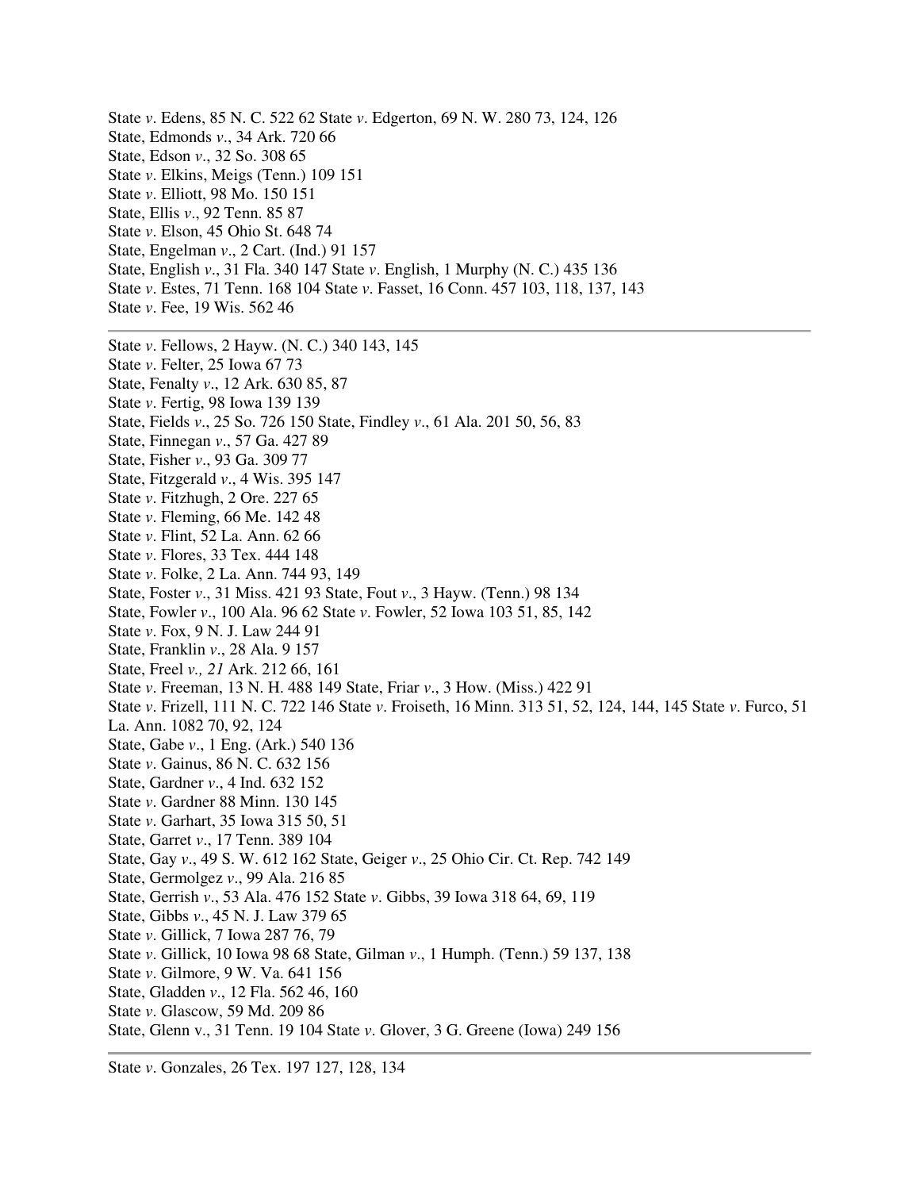State *v*. Edens, 85 N. C. 522 62 State *v*. Edgerton, 69 N. W. 280 73, 124, 126
State, Edmonds *v*., 34 Ark. 720 66
State, Edson *v*., 32 So. 308 65
State *v*. Elkins, Meigs (Tenn.) 109 151
State *v*. Elliott, 98 Mo. 150 151
State, Ellis *v*., 92 Tenn. 85 87
State *v*. Elson, 45 Ohio St. 648 74
State, Engelman *v*., 2 Cart. (Ind.) 91 157
State, English *v*., 31 Fla. 340 147 State *v*. English, 1 Murphy (N. C.) 435 136
State *v*. Estes, 71 Tenn. 168 104 State *v*. Fasset, 16 Conn. 457 103, 118, 137, 143
State *v*. Fee, 19 Wis. 562 46

---

State *v*. Fellows, 2 Hayw. (N. C.) 340 143, 145
State *v*. Felter, 25 Iowa 67 73
State, Fenalty *v*., 12 Ark. 630 85, 87
State *v*. Fertig, 98 Iowa 139 139
State, Fields *v*., 25 So. 726 150 State, Findley *v*., 61 Ala. 201 50, 56, 83
State, Finnegan *v*., 57 Ga. 427 89
State, Fisher *v*., 93 Ga. 309 77
State, Fitzgerald *v*., 4 Wis. 395 147
State *v*. Fitzhugh, 2 Ore. 227 65
State *v*. Fleming, 66 Me. 142 48
State *v*. Flint, 52 La. Ann. 62 66
State *v*. Flores, 33 Tex. 444 148
State *v*. Folke, 2 La. Ann. 744 93, 149
State, Foster *v*., 31 Miss. 421 93 State, Fout *v*., 3 Hayw. (Tenn.) 98 134
State, Fowler *v*., 100 Ala. 96 62 State *v*. Fowler, 52 Iowa 103 51, 85, 142
State *v*. Fox, 9 N. J. Law 244 91
State, Franklin *v*., 28 Ala. 9 157
State, Freel *v., 21* Ark. 212 66, 161
State *v*. Freeman, 13 N. H. 488 149 State, Friar *v*., 3 How. (Miss.) 422 91
State *v*. Frizell, 111 N. C. 722 146 State *v*. Froiseth, 16 Minn. 313 51, 52, 124, 144, 145 State *v*. Furco, 51 La. Ann. 1082 70, 92, 124
State, Gabe *v*., 1 Eng. (Ark.) 540 136
State *v*. Gainus, 86 N. C. 632 156
State, Gardner *v*., 4 Ind. 632 152
State *v*. Gardner 88 Minn. 130 145
State *v*. Garhart, 35 Iowa 315 50, 51
State, Garret *v*., 17 Tenn. 389 104
State, Gay *v*., 49 S. W. 612 162 State, Geiger *v*., 25 Ohio Cir. Ct. Rep. 742 149
State, Germolgez *v*., 99 Ala. 216 85
State, Gerrish *v*., 53 Ala. 476 152 State *v*. Gibbs, 39 Iowa 318 64, 69, 119
State, Gibbs *v*., 45 N. J. Law 379 65
State *v*. Gillick, 7 Iowa 287 76, 79
State *v*. Gillick, 10 Iowa 98 68 State, Gilman *v*., 1 Humph. (Tenn.) 59 137, 138
State *v*. Gilmore, 9 W. Va. 641 156
State, Gladden *v*., 12 Fla. 562 46, 160
State *v*. Glascow, 59 Md. 209 86
State, Glenn v., 31 Tenn. 19 104 State *v*. Glover, 3 G. Greene (Iowa) 249 156

---

State *v*. Gonzales, 26 Tex. 197 127, 128, 134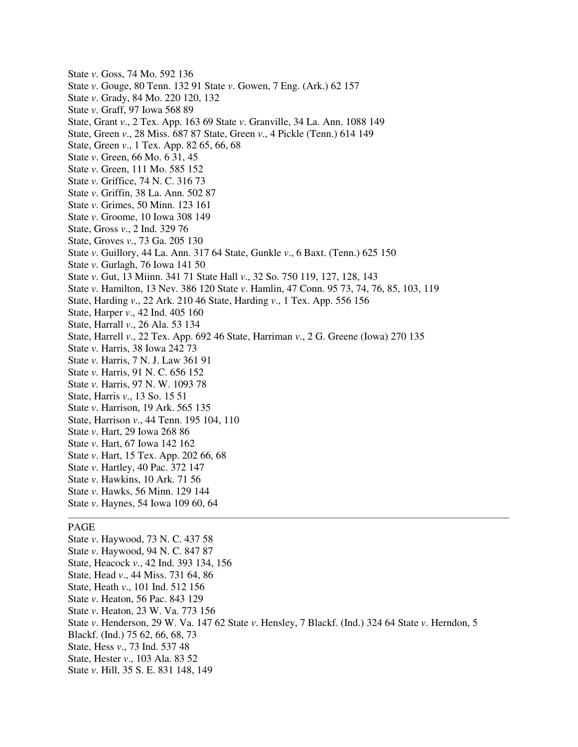State *v*. Goss, 74 Mo. 592 136
State *v*. Gouge, 80 Tenn. 132 91 State *v*. Gowen, 7 Eng. (Ark.) 62 157
State *v*. Grady, 84 Mo. 220 120, 132
State *v*. Graff, 97 Iowa 568 89
State, Grant *v*., 2 Tex. App. 163 69 State *v*. Granville, 34 La. Ann. 1088 149
State, Green *v*., 28 Miss. 687 87 State, Green *v*., 4 Pickle (Tenn.) 614 149
State, Green *v*., 1 Tex. App. 82 65, 66, 68
State *v*. Green, 66 Mo. 6 31, 45
State *v*. Green, 111 Mo. 585 152
State *v*. Griffice, 74 N. C. 316 73
State *v*. Griffin, 38 La. Ann. 502 87
State *v*. Grimes, 50 Minn. 123 161
State *v*. Groome, 10 Iowa 308 149
State, Gross *v*., 2 Ind. 329 76
State, Groves *v*., 73 Ga. 205 130
State *v*. Guillory, 44 La. Ann. 317 64 State, Gunkle *v*., 6 Baxt. (Tenn.) 625 150
State *v*. Gurlagh, 76 Iowa 141 50
State *v*. Gut, 13 Miinn. 341 71 State Hall *v*., 32 So. 750 119, 127, 128, 143
State *v*. Hamilton, 13 Nev. 386 120 State *v*. Hamlin, 47 Conn. 95 73, 74, 76, 85, 103, 119
State, Harding *v*., 22 Ark. 210 46 State, Harding *v*., 1 Tex. App. 556 156
State, Harper *v*., 42 Ind. 405 160
State, Harrall *v*., 26 Ala. 53 134
State, Harrell *v*., 22 Tex. App. 692 46 State, Harriman *v*., 2 G. Greene (Iowa) 270 135
State *v*. Harris, 38 Iowa 242 73
State *v*. Harris, 7 N. J. Law 361 91
State *v*. Harris, 91 N. C. 656 152
State *v*. Harris, 97 N. W. 1093 78
State, Harris *v*., 13 So. 15 51
State *v*. Harrison, 19 Ark. 565 135
State, Harrison *v*., 44 Tenn. 195 104, 110
State *v*. Hart, 29 Iowa 268 86
State *v*. Hart, 67 Iowa 142 162
State *v*. Hart, 15 Tex. App. 202 66, 68
State *v*. Hartley, 40 Pac. 372 147
State *v*. Hawkins, 10 Ark. 71 56
State *v*. Hawks, 56 Minn. 129 144
State *v*. Haynes, 54 Iowa 109 60, 64

---

PAGE

State *v*. Haywood, 73 N. C. 437 58
State *v*. Haywood, 94 N. C. 847 87
State, Heacock *v*., 42 Ind. 393 134, 156
State, Head *v*., 44 Miss. 731 64, 86
State, Heath *v*., 101 Ind. 512 156
State *v*. Heaton, 56 Pac. 843 129
State *v*. Heaton, 23 W. Va. 773 156
State *v*. Henderson, 29 W. Va. 147 62 State *v*. Hensley, 7 Blackf. (Ind.) 324 64 State *v*. Herndon, 5 Blackf. (Ind.) 75 62, 66, 68, 73
State, Hess *v*., 73 Ind. 537 48
State, Hester *v*., 103 Ala. 83 52
State *v*. Hill, 35 S. E. 831 148, 149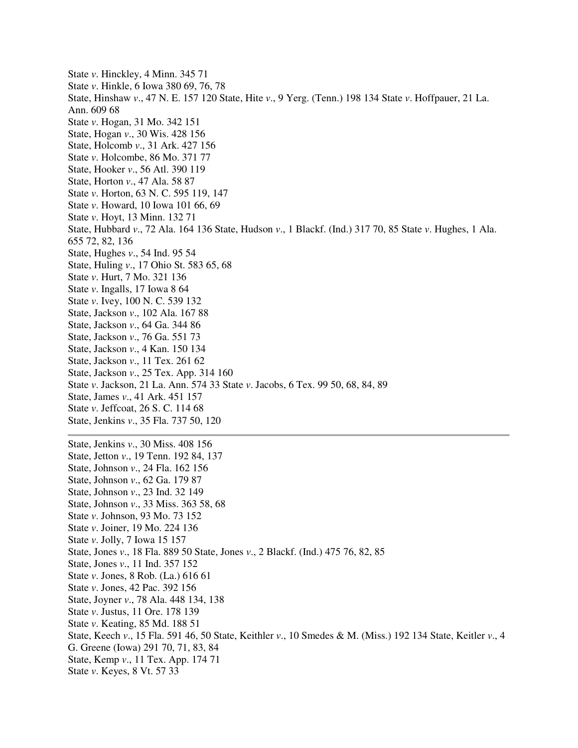State *v*. Hinckley, 4 Minn. 345 71
State *v*. Hinkle, 6 Iowa 380 69, 76, 78
State, Hinshaw *v*., 47 N. E. 157 120 State, Hite *v*., 9 Yerg. (Tenn.) 198 134 State *v*. Hoffpauer, 21 La. Ann. 609 68
State *v*. Hogan, 31 Mo. 342 151
State, Hogan *v*., 30 Wis. 428 156
State, Holcomb *v*., 31 Ark. 427 156
State *v*. Holcombe, 86 Mo. 371 77
State, Hooker *v*., 56 Atl. 390 119
State, Horton *v*., 47 Ala. 58 87
State *v*. Horton, 63 N. C. 595 119, 147
State *v*. Howard, 10 Iowa 101 66, 69
State *v*. Hoyt, 13 Minn. 132 71
State, Hubbard *v*., 72 Ala. 164 136 State, Hudson *v*., 1 Blackf. (Ind.) 317 70, 85 State *v*. Hughes, 1 Ala. 655 72, 82, 136
State, Hughes *v*., 54 Ind. 95 54
State, Huling *v*., 17 Ohio St. 583 65, 68
State *v*. Hurt, 7 Mo. 321 136
State *v*. Ingalls, 17 Iowa 8 64
State *v*. Ivey, 100 N. C. 539 132
State, Jackson *v*., 102 Ala. 167 88
State, Jackson *v*., 64 Ga. 344 86
State, Jackson *v*., 76 Ga. 551 73
State, Jackson *v*., 4 Kan. 150 134
State, Jackson *v*., 11 Tex. 261 62
State, Jackson *v*., 25 Tex. App. 314 160
State *v*. Jackson, 21 La. Ann. 574 33 State *v*. Jacobs, 6 Tex. 99 50, 68, 84, 89
State, James *v*., 41 Ark. 451 157
State *v*. Jeffcoat, 26 S. C. 114 68
State, Jenkins *v*., 35 Fla. 737 50, 120

---

State, Jenkins *v*., 30 Miss. 408 156
State, Jetton *v*., 19 Tenn. 192 84, 137
State, Johnson *v*., 24 Fla. 162 156
State, Johnson *v*., 62 Ga. 179 87
State, Johnson *v*., 23 Ind. 32 149
State, Johnson *v*., 33 Miss. 363 58, 68
State *v*. Johnson, 93 Mo. 73 152
State *v*. Joiner, 19 Mo. 224 136
State *v*. Jolly, 7 Iowa 15 157
State, Jones *v*., 18 Fla. 889 50 State, Jones *v*., 2 Blackf. (Ind.) 475 76, 82, 85
State, Jones *v*., 11 Ind. 357 152
State *v*. Jones, 8 Rob. (La.) 616 61
State *v*. Jones, 42 Pac. 392 156
State, Joyner *v*., 78 Ala. 448 134, 138
State *v*. Justus, 11 Ore. 178 139
State *v*. Keating, 85 Md. 188 51
State, Keech *v*., 15 Fla. 591 46, 50 State, Keithler *v*., 10 Smedes & M. (Miss.) 192 134 State, Keitler *v*., 4 G. Greene (Iowa) 291 70, 71, 83, 84
State, Kemp *v*., 11 Tex. App. 174 71
State *v*. Keyes, 8 Vt. 57 33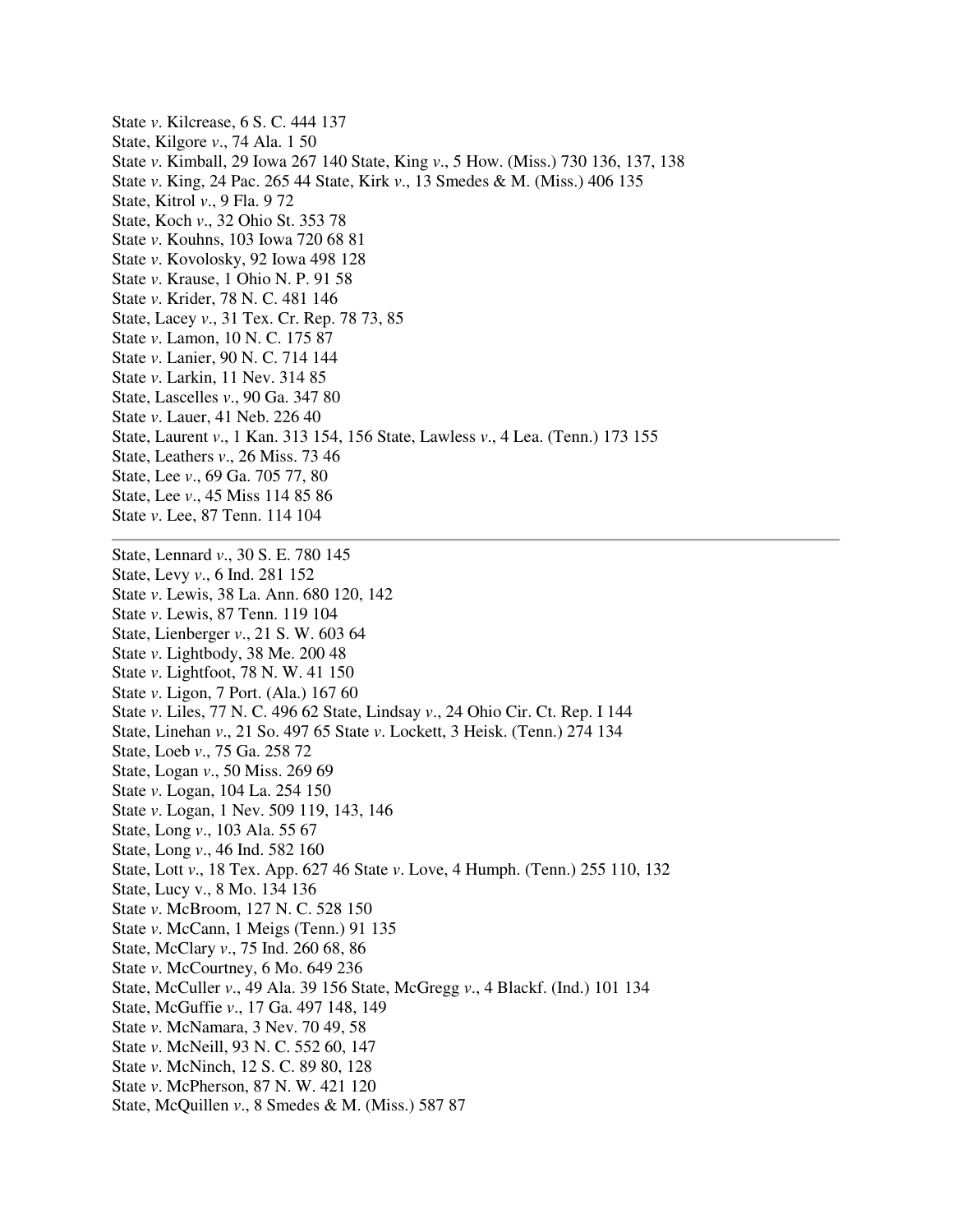State *v*. Kilcrease, 6 S. C. 444 137

State, Kilgore *v*., 74 Ala. 1 50

State *v*. Kimball, 29 Iowa 267 140 State, King *v*., 5 How. (Miss.) 730 136, 137, 138

State *v*. King, 24 Pac. 265 44 State, Kirk *v*., 13 Smedes & M. (Miss.) 406 135

State, Kitrol *v*., 9 Fla. 9 72

State, Koch *v*., 32 Ohio St. 353 78

State *v*. Kouhns, 103 Iowa 720 68 81

State *v*. Kovolosky, 92 Iowa 498 128

State *v*. Krause, 1 Ohio N. P. 91 58

State *v*. Krider, 78 N. C. 481 146

State, Lacey *v*., 31 Tex. Cr. Rep. 78 73, 85

State *v*. Lamon, 10 N. C. 175 87

State *v*. Lanier, 90 N. C. 714 144

State *v*. Larkin, 11 Nev. 314 85

State, Lascelles *v*., 90 Ga. 347 80

State *v*. Lauer, 41 Neb. 226 40

State, Laurent *v*., 1 Kan. 313 154, 156 State, Lawless *v*., 4 Lea. (Tenn.) 173 155

State, Leathers *v*., 26 Miss. 73 46

State, Lee *v*., 69 Ga. 705 77, 80

State, Lee *v*., 45 Miss 114 85 86

State *v*. Lee, 87 Tenn. 114 104

---

State, Lennard *v*., 30 S. E. 780 145

State, Levy *v*., 6 Ind. 281 152

State *v*. Lewis, 38 La. Ann. 680 120, 142

State *v*. Lewis, 87 Tenn. 119 104

State, Lienberger *v*., 21 S. W. 603 64

State *v*. Lightbody, 38 Me. 200 48

State *v*. Lightfoot, 78 N. W. 41 150

State *v*. Ligon, 7 Port. (Ala.) 167 60

State *v*. Liles, 77 N. C. 496 62 State, Lindsay *v*., 24 Ohio Cir. Ct. Rep. I 144

State, Linehan *v*., 21 So. 497 65 State *v*. Lockett, 3 Heisk. (Tenn.) 274 134

State, Loeb *v*., 75 Ga. 258 72

State, Logan *v*., 50 Miss. 269 69

State *v*. Logan, 104 La. 254 150

State *v*. Logan, 1 Nev. 509 119, 143, 146

State, Long *v*., 103 Ala. 55 67

State, Long *v*., 46 Ind. 582 160

State, Lott *v*., 18 Tex. App. 627 46 State *v*. Love, 4 Humph. (Tenn.) 255 110, 132

State, Lucy v., 8 Mo. 134 136

State *v*. McBroom, 127 N. C. 528 150

State *v*. McCann, 1 Meigs (Tenn.) 91 135

State, McClary *v*., 75 Ind. 260 68, 86

State *v*. McCourtney, 6 Mo. 649 236

State, McCuller *v*., 49 Ala. 39 156 State, McGregg *v*., 4 Blackf. (Ind.) 101 134

State, McGuffie *v*., 17 Ga. 497 148, 149

State *v*. McNamara, 3 Nev. 70 49, 58

State *v*. McNeill, 93 N. C. 552 60, 147

State *v*. McNinch, 12 S. C. 89 80, 128

State *v*. McPherson, 87 N. W. 421 120

State, McQuillen *v*., 8 Smedes & M. (Miss.) 587 87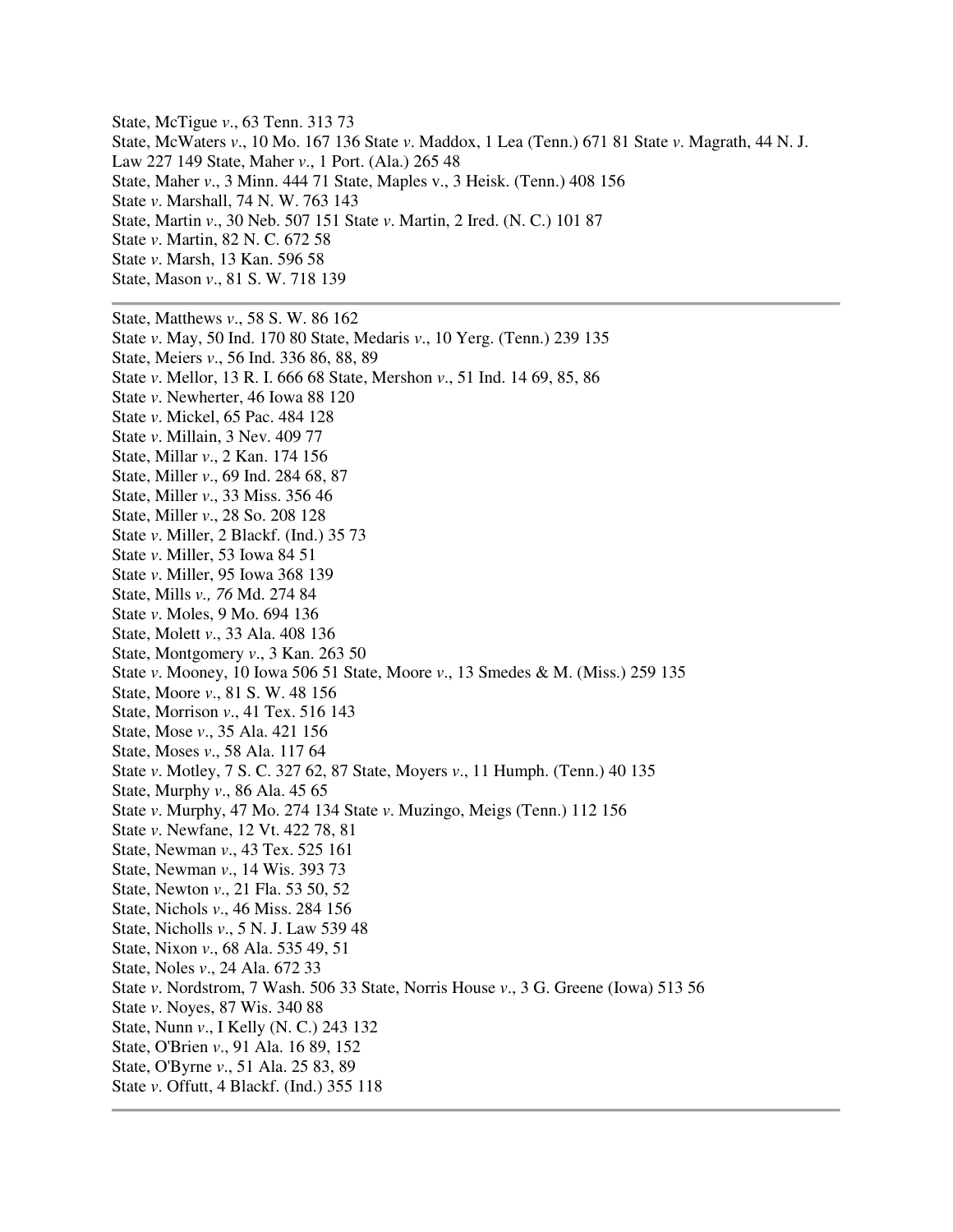State, McTigue *v*., 63 Tenn. 313 73
State, McWaters *v*., 10 Mo. 167 136 State *v*. Maddox, 1 Lea (Tenn.) 671 81 State *v*. Magrath, 44 N. J. Law 227 149 State, Maher *v*., 1 Port. (Ala.) 265 48
State, Maher *v*., 3 Minn. 444 71 State, Maples v., 3 Heisk. (Tenn.) 408 156
State *v*. Marshall, 74 N. W. 763 143
State, Martin *v*., 30 Neb. 507 151 State *v*. Martin, 2 Ired. (N. C.) 101 87
State *v*. Martin, 82 N. C. 672 58
State *v*. Marsh, 13 Kan. 596 58
State, Mason *v*., 81 S. W. 718 139

---

State, Matthews *v*., 58 S. W. 86 162
State *v*. May, 50 Ind. 170 80 State, Medaris *v*., 10 Yerg. (Tenn.) 239 135
State, Meiers *v*., 56 Ind. 336 86, 88, 89
State *v*. Mellor, 13 R. I. 666 68 State, Mershon *v*., 51 Ind. 14 69, 85, 86
State *v*. Newherter, 46 Iowa 88 120
State *v*. Mickel, 65 Pac. 484 128
State *v*. Millain, 3 Nev. 409 77
State, Millar *v*., 2 Kan. 174 156
State, Miller *v*., 69 Ind. 284 68, 87
State, Miller *v*., 33 Miss. 356 46
State, Miller *v*., 28 So. 208 128
State *v*. Miller, 2 Blackf. (Ind.) 35 73
State *v*. Miller, 53 Iowa 84 51
State *v*. Miller, 95 Iowa 368 139
State, Mills *v., 76* Md. 274 84
State *v*. Moles, 9 Mo. 694 136
State, Molett *v*., 33 Ala. 408 136
State, Montgomery *v*., 3 Kan. 263 50
State *v*. Mooney, 10 Iowa 506 51 State, Moore *v*., 13 Smedes & M. (Miss.) 259 135
State, Moore *v*., 81 S. W. 48 156
State, Morrison *v*., 41 Tex. 516 143
State, Mose *v*., 35 Ala. 421 156
State, Moses *v*., 58 Ala. 117 64
State *v*. Motley, 7 S. C. 327 62, 87 State, Moyers *v*., 11 Humph. (Tenn.) 40 135
State, Murphy *v*., 86 Ala. 45 65
State *v*. Murphy, 47 Mo. 274 134 State *v*. Muzingo, Meigs (Tenn.) 112 156
State *v*. Newfane, 12 Vt. 422 78, 81
State, Newman *v*., 43 Tex. 525 161
State, Newman *v*., 14 Wis. 393 73
State, Newton *v*., 21 Fla. 53 50, 52
State, Nichols *v*., 46 Miss. 284 156
State, Nicholls *v*., 5 N. J. Law 539 48
State, Nixon *v*., 68 Ala. 535 49, 51
State, Noles *v*., 24 Ala. 672 33
State *v*. Nordstrom, 7 Wash. 506 33 State, Norris House *v*., 3 G. Greene (Iowa) 513 56
State *v*. Noyes, 87 Wis. 340 88
State, Nunn *v*., I Kelly (N. C.) 243 132
State, O'Brien *v*., 91 Ala. 16 89, 152
State, O'Byrne *v*., 51 Ala. 25 83, 89
State *v*. Offutt, 4 Blackf. (Ind.) 355 118

---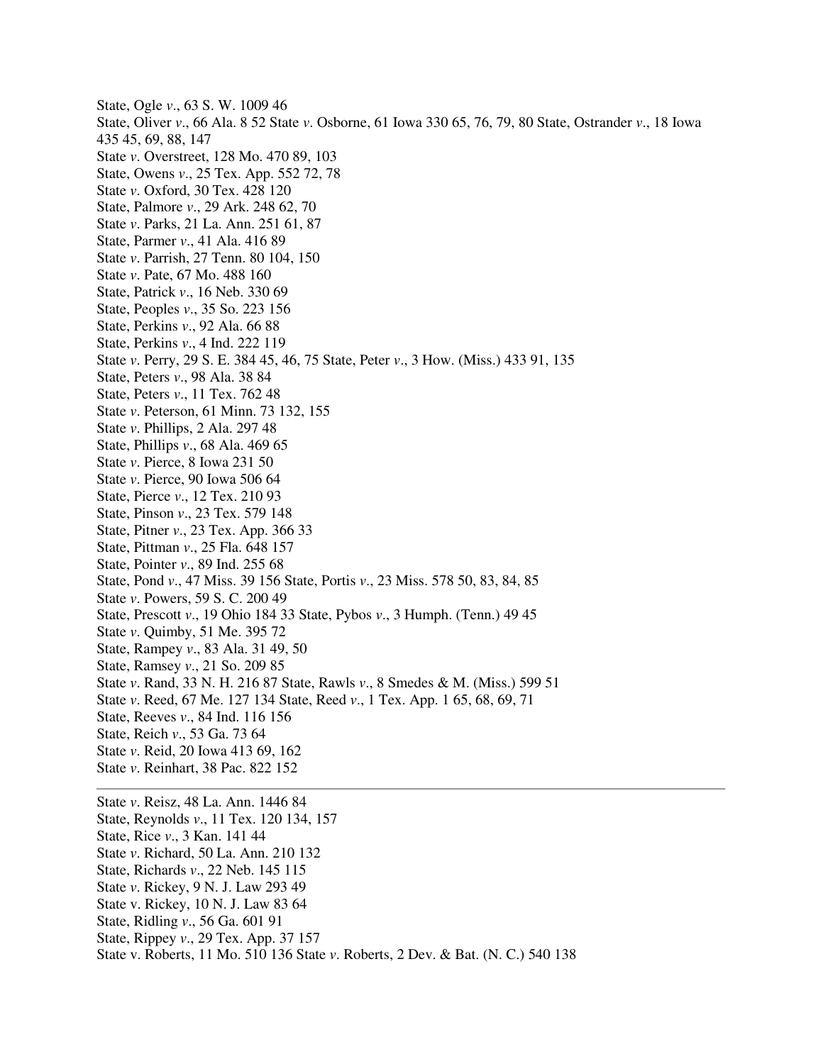State, Ogle *v*., 63 S. W. 1009 46

State, Oliver *v*., 66 Ala. 8 52 State *v*. Osborne, 61 Iowa 330 65, 76, 79, 80 State, Ostrander *v*., 18 Iowa 435 45, 69, 88, 147

State *v*. Overstreet, 128 Mo. 470 89, 103

State, Owens *v*., 25 Tex. App. 552 72, 78

State *v*. Oxford, 30 Tex. 428 120

State, Palmore *v*., 29 Ark. 248 62, 70

State *v*. Parks, 21 La. Ann. 251 61, 87

State, Parmer *v*., 41 Ala. 416 89

State *v*. Parrish, 27 Tenn. 80 104, 150

State *v*. Pate, 67 Mo. 488 160

State, Patrick *v*., 16 Neb. 330 69

State, Peoples *v*., 35 So. 223 156

State, Perkins *v*., 92 Ala. 66 88

State, Perkins *v*., 4 Ind. 222 119

State *v*. Perry, 29 S. E. 384 45, 46, 75 State, Peter *v*., 3 How. (Miss.) 433 91, 135

State, Peters *v*., 98 Ala. 38 84

State, Peters *v*., 11 Tex. 762 48

State *v*. Peterson, 61 Minn. 73 132, 155

State *v*. Phillips, 2 Ala. 297 48

State, Phillips *v*., 68 Ala. 469 65

State *v*. Pierce, 8 Iowa 231 50

State *v*. Pierce, 90 Iowa 506 64

State, Pierce *v*., 12 Tex. 210 93

State, Pinson *v*., 23 Tex. 579 148

State, Pitner *v*., 23 Tex. App. 366 33

State, Pittman *v*., 25 Fla. 648 157

State, Pointer *v*., 89 Ind. 255 68

State, Pond *v*., 47 Miss. 39 156 State, Portis *v*., 23 Miss. 578 50, 83, 84, 85

State *v*. Powers, 59 S. C. 200 49

State, Prescott *v*., 19 Ohio 184 33 State, Pybos *v*., 3 Humph. (Tenn.) 49 45

State *v*. Quimby, 51 Me. 395 72

State, Rampey *v*., 83 Ala. 31 49, 50

State, Ramsey *v*., 21 So. 209 85

State *v*. Rand, 33 N. H. 216 87 State, Rawls *v*., 8 Smedes & M. (Miss.) 599 51

State *v*. Reed, 67 Me. 127 134 State, Reed *v*., 1 Tex. App. 1 65, 68, 69, 71

State, Reeves *v*., 84 Ind. 116 156

State, Reich *v*., 53 Ga. 73 64

State *v*. Reid, 20 Iowa 413 69, 162

State *v*. Reinhart, 38 Pac. 822 152

---

State *v*. Reisz, 48 La. Ann. 1446 84

State, Reynolds *v*., 11 Tex. 120 134, 157

State, Rice *v*., 3 Kan. 141 44

State *v*. Richard, 50 La. Ann. 210 132

State, Richards *v*., 22 Neb. 145 115

State *v*. Rickey, 9 N. J. Law 293 49

State v. Rickey, 10 N. J. Law 83 64

State, Ridling *v*., 56 Ga. 601 91

State, Rippey *v*., 29 Tex. App. 37 157

State v. Roberts, 11 Mo. 510 136 State *v*. Roberts, 2 Dev. & Bat. (N. C.) 540 138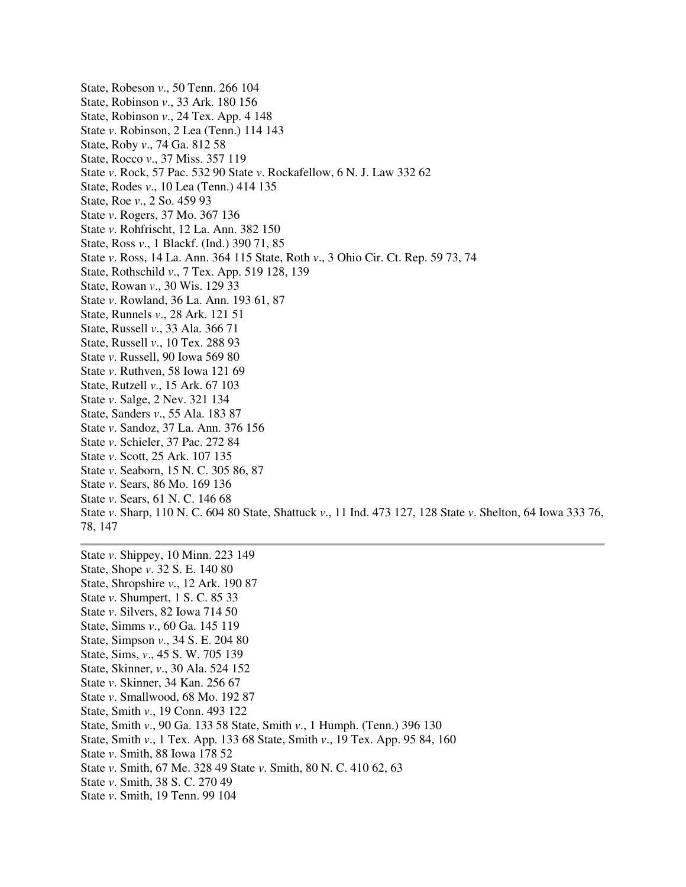State, Robeson *v*., 50 Tenn. 266 104  
State, Robinson *v*., 33 Ark. 180 156  
State, Robinson *v*., 24 Tex. App. 4 148  
State *v*. Robinson, 2 Lea (Tenn.) 114 143  
State, Roby *v*., 74 Ga. 812 58  
State, Rocco *v*., 37 Miss. 357 119  
State *v*. Rock, 57 Pac. 532 90 State *v*. Rockafellow, 6 N. J. Law 332 62  
State, Rodes *v*., 10 Lea (Tenn.) 414 135  
State, Roe *v*., 2 So. 459 93  
State *v*. Rogers, 37 Mo. 367 136  
State *v*. Rohfrischt, 12 La. Ann. 382 150  
State, Ross *v*., 1 Blackf. (Ind.) 390 71, 85  
State *v*. Ross, 14 La. Ann. 364 115 State, Roth *v*., 3 Ohio Cir. Ct. Rep. 59 73, 74  
State, Rothschild *v*., 7 Tex. App. 519 128, 139  
State, Rowan *v*., 30 Wis. 129 33  
State *v*. Rowland, 36 La. Ann. 193 61, 87  
State, Runnels *v*., 28 Ark. 121 51  
State, Russell *v*., 33 Ala. 366 71  
State, Russell *v*., 10 Tex. 288 93  
State *v*. Russell, 90 Iowa 569 80  
State *v*. Ruthven, 58 Iowa 121 69  
State, Rutzell *v*., 15 Ark. 67 103  
State *v*. Salge, 2 Nev. 321 134  
State, Sanders *v*., 55 Ala. 183 87  
State *v*. Sandoz, 37 La. Ann. 376 156  
State *v*. Schieler, 37 Pac. 272 84  
State *v*. Scott, 25 Ark. 107 135  
State *v*. Seaborn, 15 N. C. 305 86, 87  
State *v*. Sears, 86 Mo. 169 136  
State *v*. Sears, 61 N. C. 146 68  
State *v*. Sharp, 110 N. C. 604 80 State, Shattuck *v*., 11 Ind. 473 127, 128 State *v*. Shelton, 64 Iowa 333 76, 78, 147

---

State *v*. Shippey, 10 Minn. 223 149  
State, Shope *v*. 32 S. E. 140 80  
State, Shropshire *v*., 12 Ark. 190 87  
State *v*. Shumpert, 1 S. C. 85 33  
State *v*. Silvers, 82 Iowa 714 50  
State, Simms *v*., 60 Ga. 145 119  
State, Simpson *v*., 34 S. E. 204 80  
State, Sims, *v*., 45 S. W. 705 139  
State, Skinner, *v*., 30 Ala. 524 152  
State *v*. Skinner, 34 Kan. 256 67  
State *v*. Smallwood, 68 Mo. 192 87  
State, Smith *v*., 19 Conn. 493 122  
State, Smith *v*., 90 Ga. 133 58 State, Smith *v*., 1 Humph. (Tenn.) 396 130  
State, Smith *v*., 1 Tex. App. 133 68 State, Smith *v*., 19 Tex. App. 95 84, 160  
State *v*. Smith, 88 Iowa 178 52  
State *v*. Smith, 67 Me. 328 49 State *v*. Smith, 80 N. C. 410 62, 63  
State *v*. Smith, 38 S. C. 270 49  
State *v*. Smith, 19 Tenn. 99 104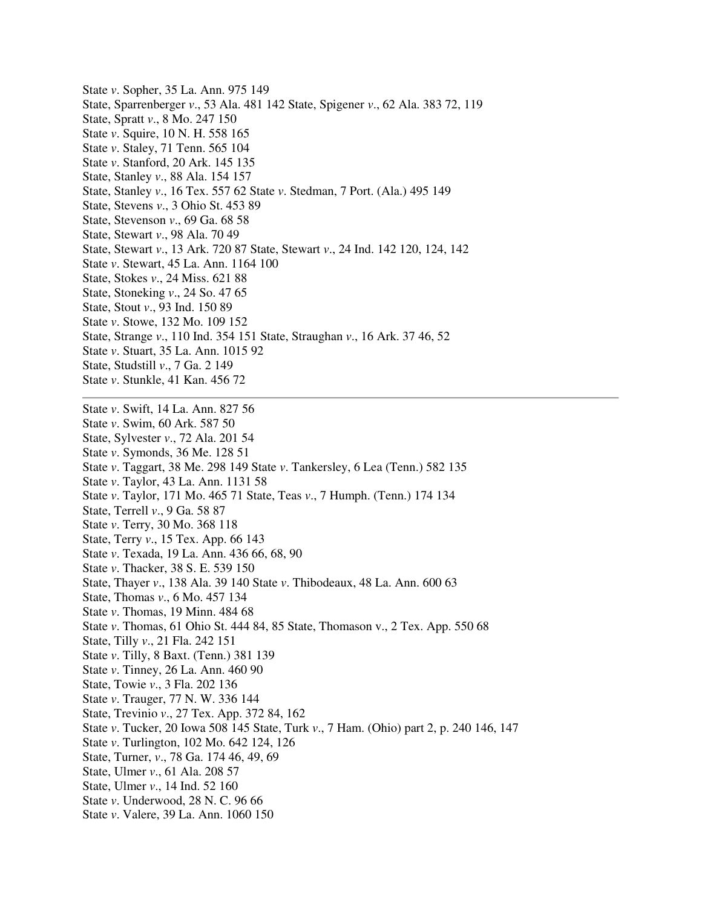State *v*. Sopher, 35 La. Ann. 975 149

State, Sparrenberger *v*., 53 Ala. 481 142 State, Spigener *v*., 62 Ala. 383 72, 119

State, Spratt *v*., 8 Mo. 247 150

State *v*. Squire, 10 N. H. 558 165

State *v*. Staley, 71 Tenn. 565 104

State *v*. Stanford, 20 Ark. 145 135

State, Stanley *v*., 88 Ala. 154 157

State, Stanley *v*., 16 Tex. 557 62 State *v*. Stedman, 7 Port. (Ala.) 495 149

State, Stevens *v*., 3 Ohio St. 453 89

State, Stevenson *v*., 69 Ga. 68 58

State, Stewart *v*., 98 Ala. 70 49

State, Stewart *v*., 13 Ark. 720 87 State, Stewart *v*., 24 Ind. 142 120, 124, 142

State *v*. Stewart, 45 La. Ann. 1164 100

State, Stokes *v*., 24 Miss. 621 88

State, Stoneking *v*., 24 So. 47 65

State, Stout *v*., 93 Ind. 150 89

State *v*. Stowe, 132 Mo. 109 152

State, Strange *v*., 110 Ind. 354 151 State, Straughan *v*., 16 Ark. 37 46, 52

State *v*. Stuart, 35 La. Ann. 1015 92

State, Studstill *v*., 7 Ga. 2 149

State *v*. Stunkle, 41 Kan. 456 72

---

State *v*. Swift, 14 La. Ann. 827 56

State *v*. Swim, 60 Ark. 587 50

State, Sylvester *v*., 72 Ala. 201 54

State *v*. Symonds, 36 Me. 128 51

State *v*. Taggart, 38 Me. 298 149 State *v*. Tankersley, 6 Lea (Tenn.) 582 135

State *v*. Taylor, 43 La. Ann. 1131 58

State *v*. Taylor, 171 Mo. 465 71 State, Teas *v*., 7 Humph. (Tenn.) 174 134

State, Terrell *v*., 9 Ga. 58 87

State *v*. Terry, 30 Mo. 368 118

State, Terry *v*., 15 Tex. App. 66 143

State *v*. Texada, 19 La. Ann. 436 66, 68, 90

State *v*. Thacker, 38 S. E. 539 150

State, Thayer *v*., 138 Ala. 39 140 State *v*. Thibodeaux, 48 La. Ann. 600 63

State, Thomas *v*., 6 Mo. 457 134

State *v*. Thomas, 19 Minn. 484 68

State *v*. Thomas, 61 Ohio St. 444 84, 85 State, Thomason v., 2 Tex. App. 550 68

State, Tilly *v*., 21 Fla. 242 151

State *v*. Tilly, 8 Baxt. (Tenn.) 381 139

State *v*. Tinney, 26 La. Ann. 460 90

State, Towie *v*., 3 Fla. 202 136

State *v*. Trauger, 77 N. W. 336 144

State, Trevinio *v*., 27 Tex. App. 372 84, 162

State *v*. Tucker, 20 Iowa 508 145 State, Turk *v*., 7 Ham. (Ohio) part 2, p. 240 146, 147

State *v*. Turlington, 102 Mo. 642 124, 126

State, Turner, *v*., 78 Ga. 174 46, 49, 69

State, Ulmer *v*., 61 Ala. 208 57

State, Ulmer *v*., 14 Ind. 52 160

State *v*. Underwood, 28 N. C. 96 66

State *v*. Valere, 39 La. Ann. 1060 150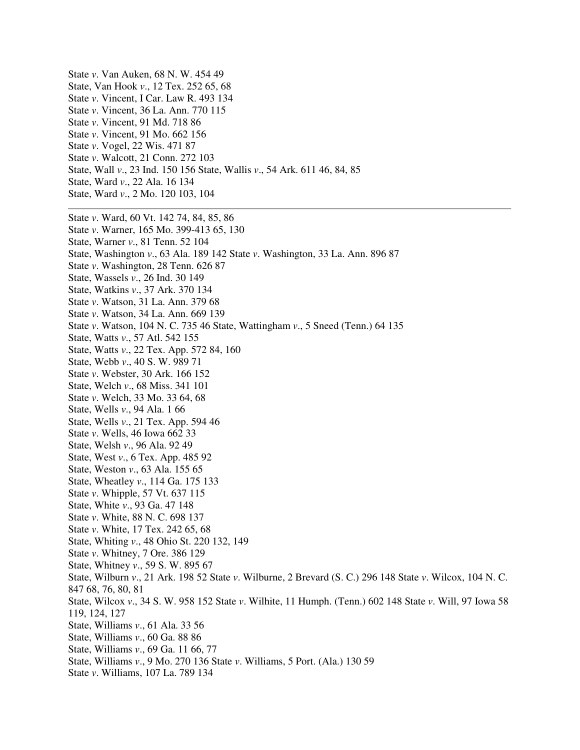State *v*. Van Auken, 68 N. W. 454 49
State, Van Hook *v*., 12 Tex. 252 65, 68
State *v*. Vincent, I Car. Law R. 493 134
State *v*. Vincent, 36 La. Ann. 770 115
State *v*. Vincent, 91 Md. 718 86
State *v*. Vincent, 91 Mo. 662 156
State *v*. Vogel, 22 Wis. 471 87
State *v*. Walcott, 21 Conn. 272 103
State, Wall *v*., 23 Ind. 150 156 State, Wallis *v*., 54 Ark. 611 46, 84, 85
State, Ward *v*., 22 Ala. 16 134
State, Ward *v*., 2 Mo. 120 103, 104

---

State *v*. Ward, 60 Vt. 142 74, 84, 85, 86
State *v*. Warner, 165 Mo. 399-413 65, 130
State, Warner *v*., 81 Tenn. 52 104
State, Washington *v*., 63 Ala. 189 142 State *v*. Washington, 33 La. Ann. 896 87
State *v*. Washington, 28 Tenn. 626 87
State, Wassels *v*., 26 Ind. 30 149
State, Watkins *v*., 37 Ark. 370 134
State *v*. Watson, 31 La. Ann. 379 68
State *v*. Watson, 34 La. Ann. 669 139
State *v*. Watson, 104 N. C. 735 46 State, Wattingham *v*., 5 Sneed (Tenn.) 64 135
State, Watts *v*., 57 Atl. 542 155
State, Watts *v*., 22 Tex. App. 572 84, 160
State, Webb *v*., 40 S. W. 989 71
State *v*. Webster, 30 Ark. 166 152
State, Welch *v*., 68 Miss. 341 101
State *v*. Welch, 33 Mo. 33 64, 68
State, Wells *v*., 94 Ala. 1 66
State, Wells *v*., 21 Tex. App. 594 46
State *v*. Wells, 46 Iowa 662 33
State, Welsh *v*., 96 Ala. 92 49
State, West *v*., 6 Tex. App. 485 92
State, Weston *v*., 63 Ala. 155 65
State, Wheatley *v*., 114 Ga. 175 133
State *v*. Whipple, 57 Vt. 637 115
State, White *v*., 93 Ga. 47 148
State *v*. White, 88 N. C. 698 137
State *v*. White, 17 Tex. 242 65, 68
State, Whiting *v*., 48 Ohio St. 220 132, 149
State *v*. Whitney, 7 Ore. 386 129
State, Whitney *v*., 59 S. W. 895 67
State, Wilburn *v*., 21 Ark. 198 52 State *v*. Wilburne, 2 Brevard (S. C.) 296 148 State *v*. Wilcox, 104 N. C. 847 68, 76, 80, 81
State, Wilcox *v*., 34 S. W. 958 152 State *v*. Wilhite, 11 Humph. (Tenn.) 602 148 State *v*. Will, 97 Iowa 58 119, 124, 127
State, Williams *v*., 61 Ala. 33 56
State, Williams *v*., 60 Ga. 88 86
State, Williams *v*., 69 Ga. 11 66, 77
State, Williams *v*., 9 Mo. 270 136 State *v*. Williams, 5 Port. (Ala.) 130 59
State *v*. Williams, 107 La. 789 134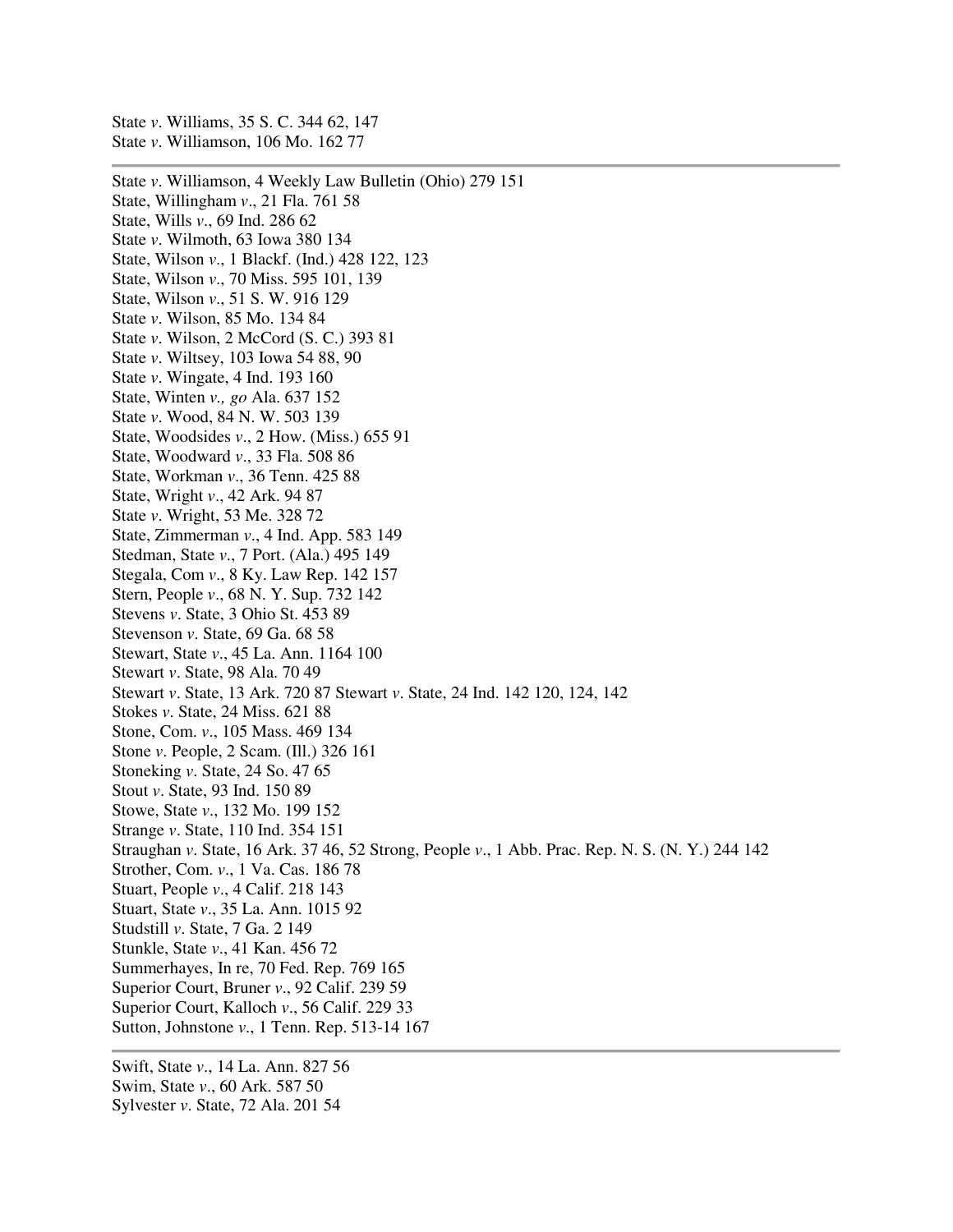State *v*. Williams, 35 S. C. 344 62, 147
State *v*. Williamson, 106 Mo. 162 77

---

State *v*. Williamson, 4 Weekly Law Bulletin (Ohio) 279 151
State, Willingham *v*., 21 Fla. 761 58
State, Wills *v*., 69 Ind. 286 62
State *v*. Wilmoth, 63 Iowa 380 134
State, Wilson *v*., 1 Blackf. (Ind.) 428 122, 123
State, Wilson *v*., 70 Miss. 595 101, 139
State, Wilson *v*., 51 S. W. 916 129
State *v*. Wilson, 85 Mo. 134 84
State *v*. Wilson, 2 McCord (S. C.) 393 81
State *v*. Wiltsey, 103 Iowa 54 88, 90
State *v*. Wingate, 4 Ind. 193 160
State, Winten *v., go* Ala. 637 152
State *v*. Wood, 84 N. W. 503 139
State, Woodsides *v*., 2 How. (Miss.) 655 91
State, Woodward *v*., 33 Fla. 508 86
State, Workman *v*., 36 Tenn. 425 88
State, Wright *v*., 42 Ark. 94 87
State *v*. Wright, 53 Me. 328 72
State, Zimmerman *v*., 4 Ind. App. 583 149
Stedman, State *v*., 7 Port. (Ala.) 495 149
Stegala, Com *v*., 8 Ky. Law Rep. 142 157
Stern, People *v*., 68 N. Y. Sup. 732 142
Stevens *v*. State, 3 Ohio St. 453 89
Stevenson *v*. State, 69 Ga. 68 58
Stewart, State *v*., 45 La. Ann. 1164 100
Stewart *v*. State, 98 Ala. 70 49
Stewart *v*. State, 13 Ark. 720 87 Stewart *v*. State, 24 Ind. 142 120, 124, 142
Stokes *v*. State, 24 Miss. 621 88
Stone, Com. *v*., 105 Mass. 469 134
Stone *v*. People, 2 Scam. (Ill.) 326 161
Stoneking *v*. State, 24 So. 47 65
Stout *v*. State, 93 Ind. 150 89
Stowe, State *v*., 132 Mo. 199 152
Strange *v*. State, 110 Ind. 354 151
Straughan *v*. State, 16 Ark. 37 46, 52 Strong, People *v*., 1 Abb. Prac. Rep. N. S. (N. Y.) 244 142
Strother, Com. *v*., 1 Va. Cas. 186 78
Stuart, People *v*., 4 Calif. 218 143
Stuart, State *v*., 35 La. Ann. 1015 92
Studstill *v*. State, 7 Ga. 2 149
Stunkle, State *v*., 41 Kan. 456 72
Summerhayes, In re, 70 Fed. Rep. 769 165
Superior Court, Bruner *v*., 92 Calif. 239 59
Superior Court, Kalloch *v*., 56 Calif. 229 33
Sutton, Johnstone *v*., 1 Tenn. Rep. 513-14 167

---

Swift, State *v*., 14 La. Ann. 827 56
Swim, State *v*., 60 Ark. 587 50
Sylvester *v*. State, 72 Ala. 201 54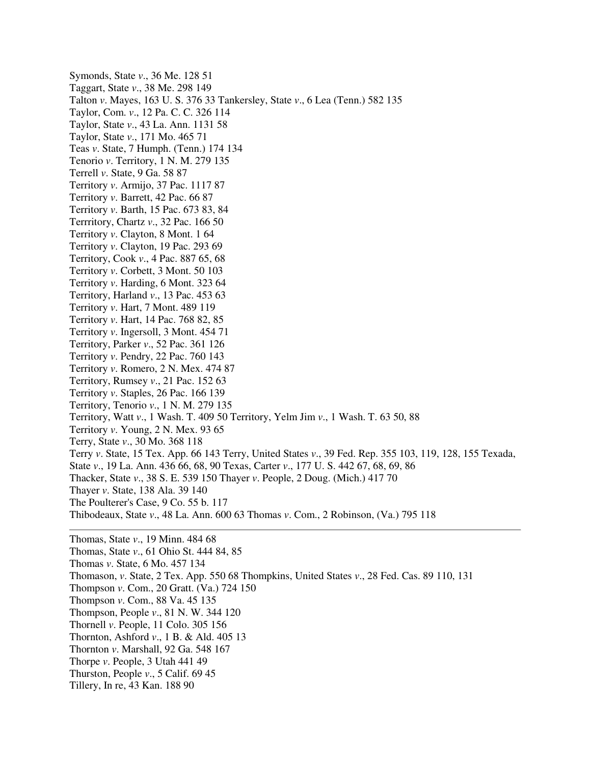Symonds, State *v*., 36 Me. 128 51
Taggart, State *v*., 38 Me. 298 149
Talton *v*. Mayes, 163 U. S. 376 33 Tankersley, State *v*., 6 Lea (Tenn.) 582 135
Taylor, Com. *v*., 12 Pa. C. C. 326 114
Taylor, State *v*., 43 La. Ann. 1131 58
Taylor, State *v*., 171 Mo. 465 71
Teas *v*. State, 7 Humph. (Tenn.) 174 134
Tenorio *v*. Territory, 1 N. M. 279 135
Terrell *v*. State, 9 Ga. 58 87
Territory *v*. Armijo, 37 Pac. 1117 87
Territory *v*. Barrett, 42 Pac. 66 87
Territory *v*. Barth, 15 Pac. 673 83, 84
Terrritory, Chartz *v*., 32 Pac. 166 50
Territory *v*. Clayton, 8 Mont. 1 64
Territory *v*. Clayton, 19 Pac. 293 69
Territory, Cook *v*., 4 Pac. 887 65, 68
Territory *v*. Corbett, 3 Mont. 50 103
Territory *v*. Harding, 6 Mont. 323 64
Territory, Harland *v*., 13 Pac. 453 63
Territory *v*. Hart, 7 Mont. 489 119
Territory *v*. Hart, 14 Pac. 768 82, 85
Territory *v*. Ingersoll, 3 Mont. 454 71
Territory, Parker *v*., 52 Pac. 361 126
Territory *v*. Pendry, 22 Pac. 760 143
Territory *v*. Romero, 2 N. Mex. 474 87
Territory, Rumsey *v*., 21 Pac. 152 63
Territory *v*. Staples, 26 Pac. 166 139
Territory, Tenorio *v*., 1 N. M. 279 135
Territory, Watt *v*., 1 Wash. T. 409 50 Territory, Yelm Jim *v*., 1 Wash. T. 63 50, 88
Territory *v*. Young, 2 N. Mex. 93 65
Terry, State *v*., 30 Mo. 368 118
Terry *v*. State, 15 Tex. App. 66 143 Terry, United States *v*., 39 Fed. Rep. 355 103, 119, 128, 155 Texada, State *v*., 19 La. Ann. 436 66, 68, 90 Texas, Carter *v*., 177 U. S. 442 67, 68, 69, 86
Thacker, State *v*., 38 S. E. 539 150 Thayer *v*. People, 2 Doug. (Mich.) 417 70
Thayer *v*. State, 138 Ala. 39 140
The Poulterer's Case, 9 Co. 55 b. 117
Thibodeaux, State *v*., 48 La. Ann. 600 63 Thomas *v*. Com., 2 Robinson, (Va.) 795 118

---

Thomas, State *v*., 19 Minn. 484 68
Thomas, State *v*., 61 Ohio St. 444 84, 85
Thomas *v*. State, 6 Mo. 457 134
Thomason, *v*. State, 2 Tex. App. 550 68 Thompkins, United States *v*., 28 Fed. Cas. 89 110, 131
Thompson *v*. Com., 20 Gratt. (Va.) 724 150
Thompson *v*. Com., 88 Va. 45 135
Thompson, People *v*., 81 N. W. 344 120
Thornell *v*. People, 11 Colo. 305 156
Thornton, Ashford *v*., 1 B. & Ald. 405 13
Thornton *v*. Marshall, 92 Ga. 548 167
Thorpe *v*. People, 3 Utah 441 49
Thurston, People *v*., 5 Calif. 69 45
Tillery, In re, 43 Kan. 188 90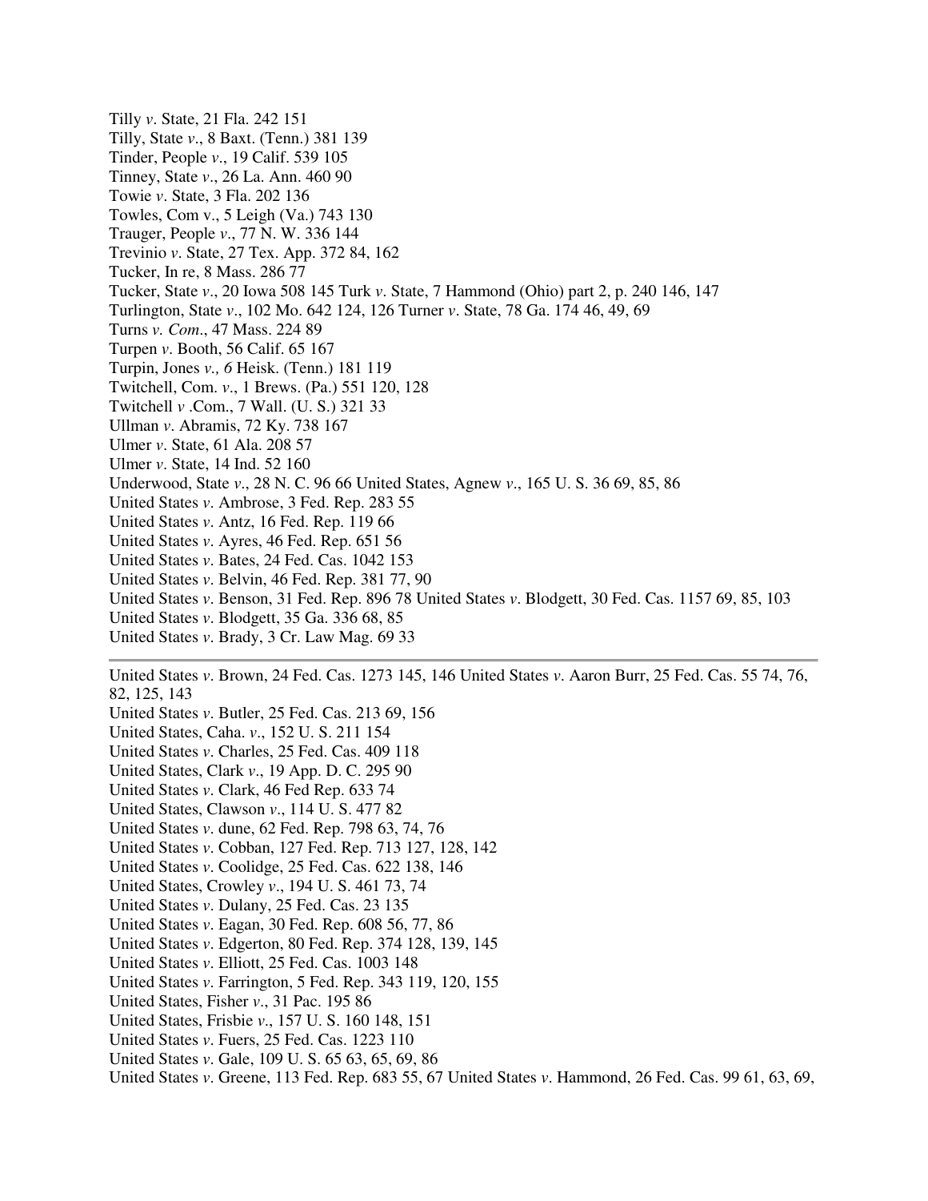Tilly *v*. State, 21 Fla. 242 151
Tilly, State *v*., 8 Baxt. (Tenn.) 381 139
Tinder, People *v*., 19 Calif. 539 105
Tinney, State *v*., 26 La. Ann. 460 90
Towie *v*. State, 3 Fla. 202 136
Towles, Com v., 5 Leigh (Va.) 743 130
Trauger, People *v*., 77 N. W. 336 144
Trevinio *v*. State, 27 Tex. App. 372 84, 162
Tucker, In re, 8 Mass. 286 77
Tucker, State *v*., 20 Iowa 508 145 Turk *v*. State, 7 Hammond (Ohio) part 2, p. 240 146, 147
Turlington, State *v*., 102 Mo. 642 124, 126 Turner *v*. State, 78 Ga. 174 46, 49, 69
Turns *v. Com*., 47 Mass. 224 89
Turpen *v*. Booth, 56 Calif. 65 167
Turpin, Jones *v., 6* Heisk. (Tenn.) 181 119
Twitchell, Com. *v*., 1 Brews. (Pa.) 551 120, 128
Twitchell *v* .Com., 7 Wall. (U. S.) 321 33
Ullman *v*. Abramis, 72 Ky. 738 167
Ulmer *v*. State, 61 Ala. 208 57
Ulmer *v*. State, 14 Ind. 52 160
Underwood, State *v*., 28 N. C. 96 66 United States, Agnew *v*., 165 U. S. 36 69, 85, 86
United States *v*. Ambrose, 3 Fed. Rep. 283 55
United States *v*. Antz, 16 Fed. Rep. 119 66
United States *v*. Ayres, 46 Fed. Rep. 651 56
United States *v*. Bates, 24 Fed. Cas. 1042 153
United States *v*. Belvin, 46 Fed. Rep. 381 77, 90
United States *v*. Benson, 31 Fed. Rep. 896 78 United States *v*. Blodgett, 30 Fed. Cas. 1157 69, 85, 103
United States *v*. Blodgett, 35 Ga. 336 68, 85
United States *v*. Brady, 3 Cr. Law Mag. 69 33

---

United States *v*. Brown, 24 Fed. Cas. 1273 145, 146 United States *v*. Aaron Burr, 25 Fed. Cas. 55 74, 76, 82, 125, 143
United States *v*. Butler, 25 Fed. Cas. 213 69, 156
United States, Caha. *v*., 152 U. S. 211 154
United States *v*. Charles, 25 Fed. Cas. 409 118
United States, Clark *v*., 19 App. D. C. 295 90
United States *v*. Clark, 46 Fed Rep. 633 74
United States, Clawson *v*., 114 U. S. 477 82
United States *v*. dune, 62 Fed. Rep. 798 63, 74, 76
United States *v*. Cobban, 127 Fed. Rep. 713 127, 128, 142
United States *v*. Coolidge, 25 Fed. Cas. 622 138, 146
United States, Crowley *v*., 194 U. S. 461 73, 74
United States *v*. Dulany, 25 Fed. Cas. 23 135
United States *v*. Eagan, 30 Fed. Rep. 608 56, 77, 86
United States *v*. Edgerton, 80 Fed. Rep. 374 128, 139, 145
United States *v*. Elliott, 25 Fed. Cas. 1003 148
United States *v*. Farrington, 5 Fed. Rep. 343 119, 120, 155
United States, Fisher *v*., 31 Pac. 195 86
United States, Frisbie *v*., 157 U. S. 160 148, 151
United States *v*. Fuers, 25 Fed. Cas. 1223 110
United States *v*. Gale, 109 U. S. 65 63, 65, 69, 86
United States *v*. Greene, 113 Fed. Rep. 683 55, 67 United States *v*. Hammond, 26 Fed. Cas. 99 61, 63, 69,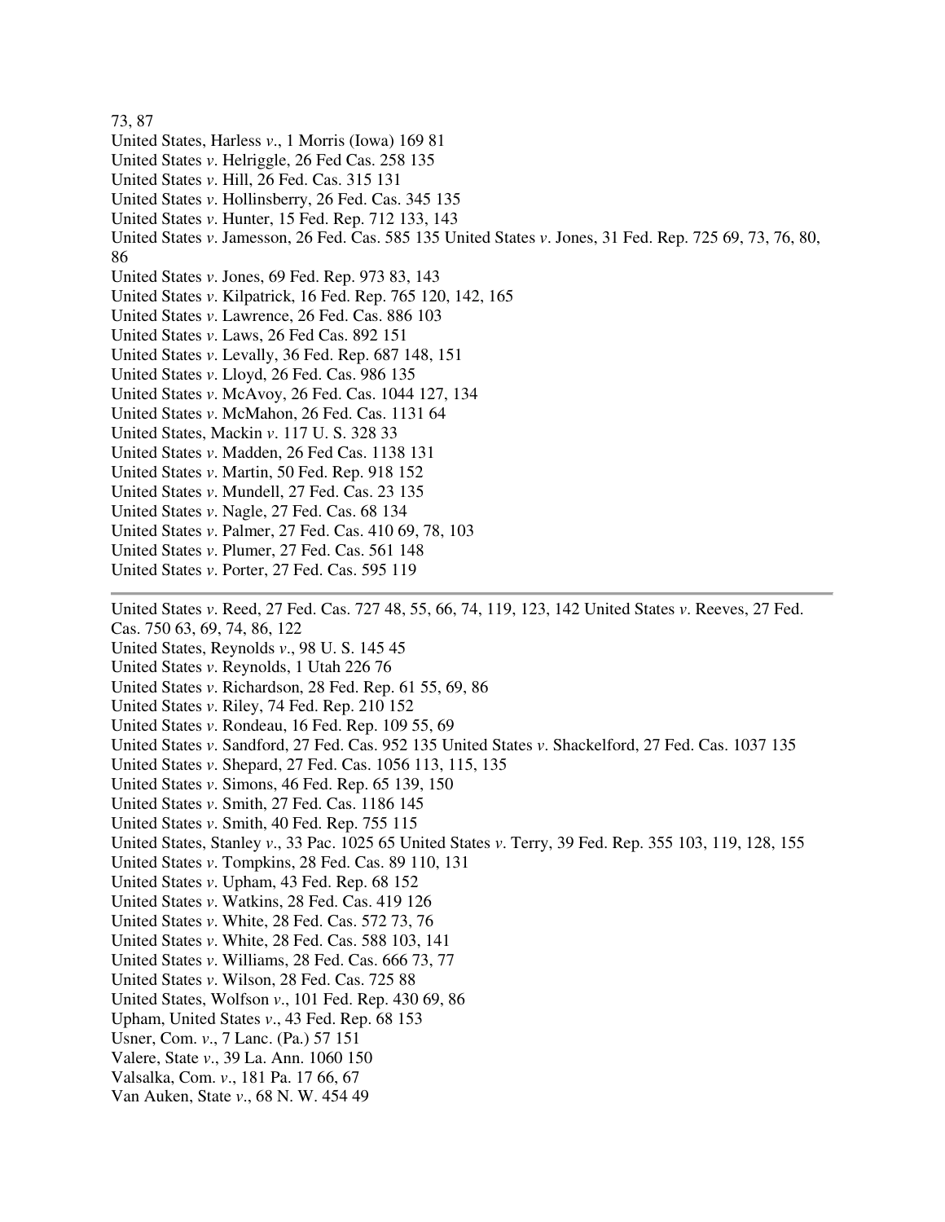73, 87

United States, Harless *v*., 1 Morris (Iowa) 169 81

United States *v*. Helriggle, 26 Fed Cas. 258 135

United States *v*. Hill, 26 Fed. Cas. 315 131

United States *v*. Hollinsberry, 26 Fed. Cas. 345 135

United States *v*. Hunter, 15 Fed. Rep. 712 133, 143

United States *v*. Jamesson, 26 Fed. Cas. 585 135 United States *v*. Jones, 31 Fed. Rep. 725 69, 73, 76, 80, 86

United States *v*. Jones, 69 Fed. Rep. 973 83, 143

United States *v*. Kilpatrick, 16 Fed. Rep. 765 120, 142, 165

United States *v*. Lawrence, 26 Fed. Cas. 886 103

United States *v*. Laws, 26 Fed Cas. 892 151

United States *v*. Levally, 36 Fed. Rep. 687 148, 151

United States *v*. Lloyd, 26 Fed. Cas. 986 135

United States *v*. McAvoy, 26 Fed. Cas. 1044 127, 134

United States *v*. McMahon, 26 Fed. Cas. 1131 64

United States, Mackin *v*. 117 U. S. 328 33

United States *v*. Madden, 26 Fed Cas. 1138 131

United States *v*. Martin, 50 Fed. Rep. 918 152

United States *v*. Mundell, 27 Fed. Cas. 23 135

United States *v*. Nagle, 27 Fed. Cas. 68 134

United States *v*. Palmer, 27 Fed. Cas. 410 69, 78, 103

United States *v*. Plumer, 27 Fed. Cas. 561 148

United States *v*. Porter, 27 Fed. Cas. 595 119

---

United States *v*. Reed, 27 Fed. Cas. 727 48, 55, 66, 74, 119, 123, 142 United States *v*. Reeves, 27 Fed. Cas. 750 63, 69, 74, 86, 122

United States, Reynolds *v*., 98 U. S. 145 45

United States *v*. Reynolds, 1 Utah 226 76

United States *v*. Richardson, 28 Fed. Rep. 61 55, 69, 86

United States *v*. Riley, 74 Fed. Rep. 210 152

United States *v*. Rondeau, 16 Fed. Rep. 109 55, 69

United States *v*. Sandford, 27 Fed. Cas. 952 135 United States *v*. Shackelford, 27 Fed. Cas. 1037 135

United States *v*. Shepard, 27 Fed. Cas. 1056 113, 115, 135

United States *v*. Simons, 46 Fed. Rep. 65 139, 150

United States *v*. Smith, 27 Fed. Cas. 1186 145

United States *v*. Smith, 40 Fed. Rep. 755 115

United States, Stanley *v*., 33 Pac. 1025 65 United States *v*. Terry, 39 Fed. Rep. 355 103, 119, 128, 155

United States *v*. Tompkins, 28 Fed. Cas. 89 110, 131

United States *v*. Upham, 43 Fed. Rep. 68 152

United States *v*. Watkins, 28 Fed. Cas. 419 126

United States *v*. White, 28 Fed. Cas. 572 73, 76

United States *v*. White, 28 Fed. Cas. 588 103, 141

United States *v*. Williams, 28 Fed. Cas. 666 73, 77

United States *v*. Wilson, 28 Fed. Cas. 725 88

United States, Wolfson *v*., 101 Fed. Rep. 430 69, 86

Upham, United States *v*., 43 Fed. Rep. 68 153

Usner, Com. *v*., 7 Lanc. (Pa.) 57 151

Valere, State *v*., 39 La. Ann. 1060 150

Valsalka, Com. *v*., 181 Pa. 17 66, 67

Van Auken, State *v*., 68 N. W. 454 49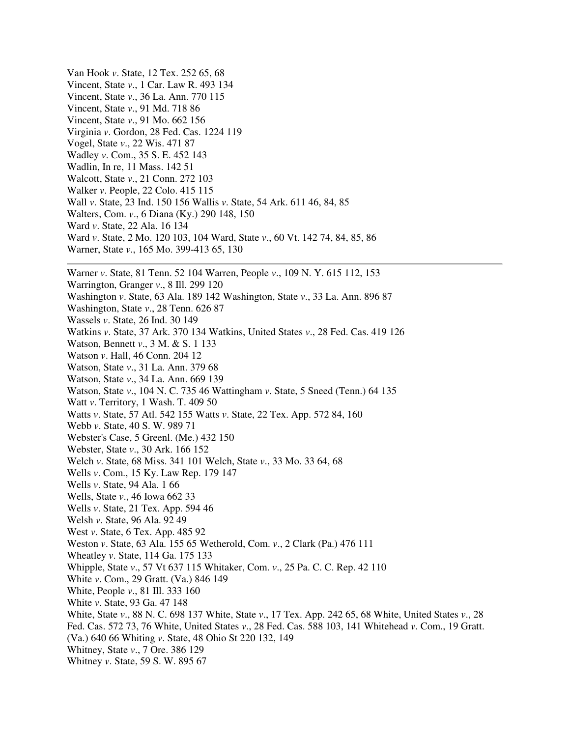Van Hook *v*. State, 12 Tex. 252 65, 68  
Vincent, State *v*., 1 Car. Law R. 493 134  
Vincent, State *v*., 36 La. Ann. 770 115  
Vincent, State *v*., 91 Md. 718 86  
Vincent, State *v*., 91 Mo. 662 156  
Virginia *v*. Gordon, 28 Fed. Cas. 1224 119  
Vogel, State *v*., 22 Wis. 471 87  
Wadley *v*. Com., 35 S. E. 452 143  
Wadlin, In re, 11 Mass. 142 51  
Walcott, State *v*., 21 Conn. 272 103  
Walker *v*. People, 22 Colo. 415 115  
Wall *v*. State, 23 Ind. 150 156 Wallis *v*. State, 54 Ark. 611 46, 84, 85  
Walters, Com. *v*., 6 Diana (Ky.) 290 148, 150  
Ward *v*. State, 22 Ala. 16 134  
Ward *v*. State, 2 Mo. 120 103, 104 Ward, State *v*., 60 Vt. 142 74, 84, 85, 86  
Warner, State *v*., 165 Mo. 399-413 65, 130

---

Warner *v*. State, 81 Tenn. 52 104 Warren, People *v*., 109 N. Y. 615 112, 153  
Warrington, Granger *v*., 8 Ill. 299 120  
Washington *v*. State, 63 Ala. 189 142 Washington, State *v*., 33 La. Ann. 896 87  
Washington, State *v*., 28 Tenn. 626 87  
Wassels *v*. State, 26 Ind. 30 149  
Watkins *v*. State, 37 Ark. 370 134 Watkins, United States *v*., 28 Fed. Cas. 419 126  
Watson, Bennett *v*., 3 M. & S. 1 133  
Watson *v*. Hall, 46 Conn. 204 12  
Watson, State *v*., 31 La. Ann. 379 68  
Watson, State *v*., 34 La. Ann. 669 139  
Watson, State *v*., 104 N. C. 735 46 Wattingham *v*. State, 5 Sneed (Tenn.) 64 135  
Watt *v*. Territory, 1 Wash. T. 409 50  
Watts *v*. State, 57 Atl. 542 155 Watts *v*. State, 22 Tex. App. 572 84, 160  
Webb *v*. State, 40 S. W. 989 71  
Webster's Case, 5 Greenl. (Me.) 432 150  
Webster, State *v*., 30 Ark. 166 152  
Welch *v*. State, 68 Miss. 341 101 Welch, State *v*., 33 Mo. 33 64, 68  
Wells *v*. Com., 15 Ky. Law Rep. 179 147  
Wells *v*. State, 94 Ala. 1 66  
Wells, State *v*., 46 Iowa 662 33  
Wells *v*. State, 21 Tex. App. 594 46  
Welsh *v*. State, 96 Ala. 92 49  
West *v*. State, 6 Tex. App. 485 92  
Weston *v*. State, 63 Ala. 155 65 Wetherold, Com. *v*., 2 Clark (Pa.) 476 111  
Wheatley *v*. State, 114 Ga. 175 133  
Whipple, State *v*., 57 Vt 637 115 Whitaker, Com. *v*., 25 Pa. C. C. Rep. 42 110  
White *v*. Com., 29 Gratt. (Va.) 846 149  
White, People *v*., 81 Ill. 333 160  
White *v*. State, 93 Ga. 47 148  
White, State *v*., 88 N. C. 698 137 White, State *v*., 17 Tex. App. 242 65, 68 White, United States *v*., 28 Fed. Cas. 572 73, 76 White, United States *v*., 28 Fed. Cas. 588 103, 141 Whitehead *v*. Com., 19 Gratt. (Va.) 640 66 Whiting *v*. State, 48 Ohio St 220 132, 149  
Whitney, State *v*., 7 Ore. 386 129  
Whitney *v*. State, 59 S. W. 895 67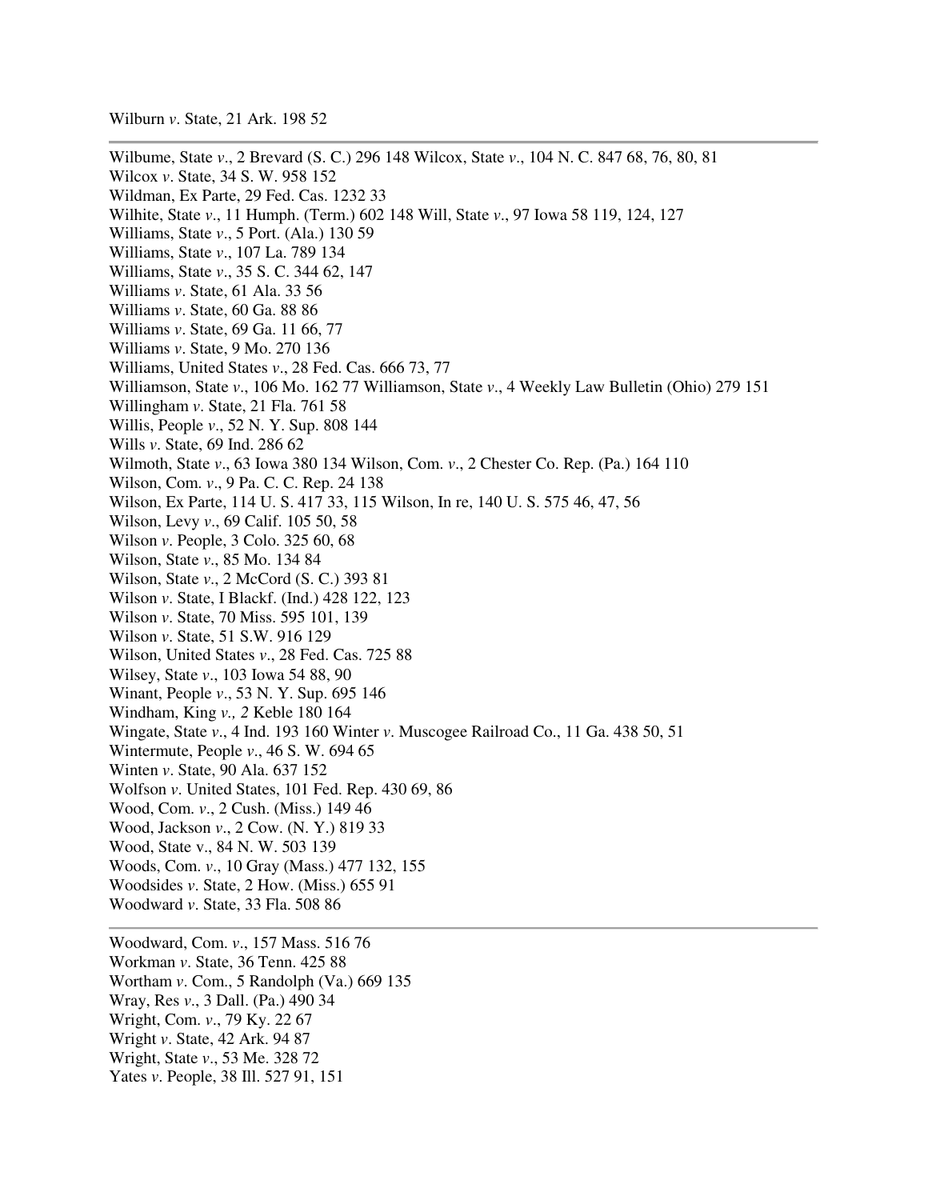Wilburn *v*. State, 21 Ark. 198 52

---

Wilbume, State *v*., 2 Brevard (S. C.) 296 148 Wilcox, State *v*., 104 N. C. 847 68, 76, 80, 81
Wilcox *v*. State, 34 S. W. 958 152
Wildman, Ex Parte, 29 Fed. Cas. 1232 33
Wilhite, State *v*., 11 Humph. (Term.) 602 148 Will, State *v*., 97 Iowa 58 119, 124, 127
Williams, State *v*., 5 Port. (Ala.) 130 59
Williams, State *v*., 107 La. 789 134
Williams, State *v*., 35 S. C. 344 62, 147
Williams *v*. State, 61 Ala. 33 56
Williams *v*. State, 60 Ga. 88 86
Williams *v*. State, 69 Ga. 11 66, 77
Williams *v*. State, 9 Mo. 270 136
Williams, United States *v*., 28 Fed. Cas. 666 73, 77
Williamson, State *v*., 106 Mo. 162 77 Williamson, State *v*., 4 Weekly Law Bulletin (Ohio) 279 151
Willingham *v*. State, 21 Fla. 761 58
Willis, People *v*., 52 N. Y. Sup. 808 144
Wills *v*. State, 69 Ind. 286 62
Wilmoth, State *v*., 63 Iowa 380 134 Wilson, Com. *v*., 2 Chester Co. Rep. (Pa.) 164 110
Wilson, Com. *v*., 9 Pa. C. C. Rep. 24 138
Wilson, Ex Parte, 114 U. S. 417 33, 115 Wilson, In re, 140 U. S. 575 46, 47, 56
Wilson, Levy *v*., 69 Calif. 105 50, 58
Wilson *v*. People, 3 Colo. 325 60, 68
Wilson, State *v*., 85 Mo. 134 84
Wilson, State *v*., 2 McCord (S. C.) 393 81
Wilson *v*. State, I Blackf. (Ind.) 428 122, 123
Wilson *v*. State, 70 Miss. 595 101, 139
Wilson *v*. State, 51 S.W. 916 129
Wilson, United States *v*., 28 Fed. Cas. 725 88
Wilsey, State *v*., 103 Iowa 54 88, 90
Winant, People *v*., 53 N. Y. Sup. 695 146
Windham, King *v*., 2 Keble 180 164
Wingate, State *v*., 4 Ind. 193 160 Winter *v*. Muscogee Railroad Co., 11 Ga. 438 50, 51
Wintermute, People *v*., 46 S. W. 694 65
Winten *v*. State, 90 Ala. 637 152
Wolfson *v*. United States, 101 Fed. Rep. 430 69, 86
Wood, Com. *v*., 2 Cush. (Miss.) 149 46
Wood, Jackson *v*., 2 Cow. (N. Y.) 819 33
Wood, State v., 84 N. W. 503 139
Woods, Com. *v*., 10 Gray (Mass.) 477 132, 155
Woodsides *v*. State, 2 How. (Miss.) 655 91
Woodward *v*. State, 33 Fla. 508 86

---

Woodward, Com. *v*., 157 Mass. 516 76
Workman *v*. State, 36 Tenn. 425 88
Wortham *v*. Com., 5 Randolph (Va.) 669 135
Wray, Res *v*., 3 Dall. (Pa.) 490 34
Wright, Com. *v*., 79 Ky. 22 67
Wright *v*. State, 42 Ark. 94 87
Wright, State *v*., 53 Me. 328 72
Yates *v*. People, 38 Ill. 527 91, 151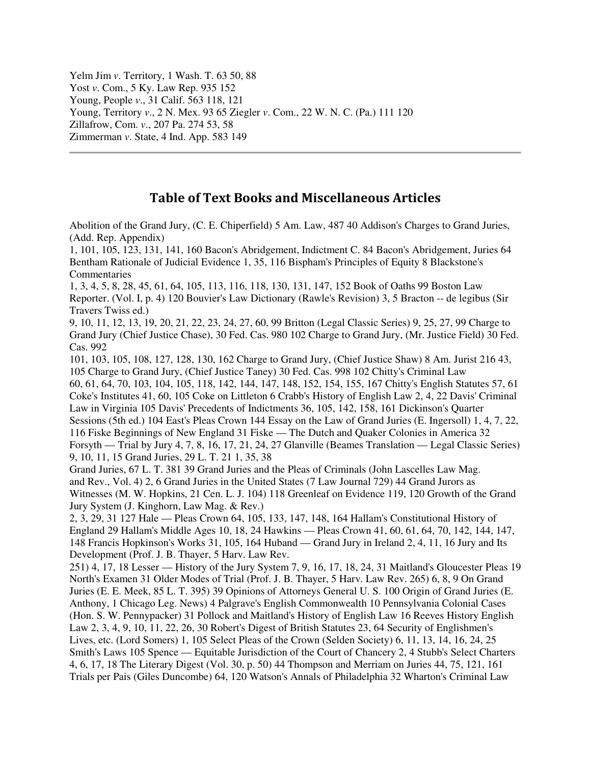Yelm Jim *v*. Territory, 1 Wash. T. 63 50, 88
Yost *v*. Com., 5 Ky. Law Rep. 935 152
Young, People *v*., 31 Calif. 563 118, 121
Young, Territory *v*., 2 N. Mex. 93 65 Ziegler *v*. Com., 22 W. N. C. (Pa.) 111 120
Zillafrow, Com. *v*., 207 Pa. 274 53, 58
Zimmerman *v*. State, 4 Ind. App. 583 149

---

## Table of Text Books and Miscellaneous Articles

Abolition of the Grand Jury, (C. E. Chiperfield) 5 Am. Law, 487 40 Addison's Charges to Grand Juries, (Add. Rep. Appendix)
1, 101, 105, 123, 131, 141, 160 Bacon's Abridgement, Indictment C. 84 Bacon's Abridgement, Juries 64 Bentham Rationale of Judicial Evidence 1, 35, 116 Bispham's Principles of Equity 8 Blackstone's Commentaries
1, 3, 4, 5, 8, 28, 45, 61, 64, 105, 113, 116, 118, 130, 131, 147, 152 Book of Oaths 99 Boston Law Reporter. (Vol. I, p. 4) 120 Bouvier's Law Dictionary (Rawle's Revision) 3, 5 Bracton -- de legibus (Sir Travers Twiss ed.)
9, 10, 11, 12, 13, 19, 20, 21, 22, 23, 24, 27, 60, 99 Britton (Legal Classic Series) 9, 25, 27, 99 Charge to Grand Jury (Chief Justice Chase), 30 Fed. Cas. 980 102 Charge to Grand Jury, (Mr. Justice Field) 30 Fed. Cas. 992
101, 103, 105, 108, 127, 128, 130, 162 Charge to Grand Jury, (Chief Justice Shaw) 8 Am. Jurist 216 43, 105 Charge to Grand Jury, (Chief Justice Taney) 30 Fed. Cas. 998 102 Chitty's Criminal Law
60, 61, 64, 70, 103, 104, 105, 118, 142, 144, 147, 148, 152, 154, 155, 167 Chitty's English Statutes 57, 61 Coke's Institutes 41, 60, 105 Coke on Littleton 6 Crabb's History of English Law 2, 4, 22 Davis' Criminal Law in Virginia 105 Davis' Precedents of Indictments 36, 105, 142, 158, 161 Dickinson's Quarter Sessions (5th ed.) 104 East's Pleas Crown 144 Essay on the Law of Grand Juries (E. Ingersoll) 1, 4, 7, 22, 116 Fiske Beginnings of New England 31 Fiske — The Dutch and Quaker Colonies in America 32 Forsyth — Trial by Jury 4, 7, 8, 16, 17, 21, 24, 27 Glanville (Beames Translation — Legal Classic Series) 9, 10, 11, 15 Grand Juries, 29 L. T. 21 1, 35, 38
Grand Juries, 67 L. T. 381 39 Grand Juries and the Pleas of Criminals (John Lascelles Law Mag. and Rev., Vol. 4) 2, 6 Grand Juries in the United States (7 Law Journal 729) 44 Grand Jurors as Witnesses (M. W. Hopkins, 21 Cen. L. J. 104) 118 Greenleaf on Evidence 119, 120 Growth of the Grand Jury System (J. Kinghorn, Law Mag. & Rev.)
2, 3, 29, 31 127 Hale — Pleas Crown 64, 105, 133, 147, 148, 164 Hallam's Constitutional History of England 29 Hallam's Middle Ages 10, 18, 24 Hawkins — Pleas Crown 41, 60, 61, 64, 70, 142, 144, 147, 148 Francis Hopkinson's Works 31, 105, 164 Huband — Grand Jury in Ireland 2, 4, 11, 16 Jury and Its Development (Prof. J. B. Thayer, 5 Harv. Law Rev.
251) 4, 17, 18 Lesser — History of the Jury System 7, 9, 16, 17, 18, 24, 31 Maitland's Gloucester Pleas 19 North's Examen 31 Older Modes of Trial (Prof. J. B. Thayer, 5 Harv. Law Rev. 265) 6, 8, 9 On Grand Juries (E. E. Meek, 85 L. T. 395) 39 Opinions of Attorneys General U. S. 100 Origin of Grand Juries (E. Anthony, 1 Chicago Leg. News) 4 Palgrave's English Commonwealth 10 Pennsylvania Colonial Cases (Hon. S. W. Pennypacker) 31 Pollock and Maitland's History of English Law 16 Reeves History English Law 2, 3, 4, 9, 10, 11, 22, 26, 30 Robert's Digest of British Statutes 23, 64 Security of Englishmen's Lives, etc. (Lord Somers) 1, 105 Select Pleas of the Crown (Selden Society) 6, 11, 13, 14, 16, 24, 25 Smith's Laws 105 Spence — Equitable Jurisdiction of the Court of Chancery 2, 4 Stubb's Select Charters 4, 6, 17, 18 The Literary Digest (Vol. 30, p. 50) 44 Thompson and Merriam on Juries 44, 75, 121, 161 Trials per Pais (Giles Duncombe) 64, 120 Watson's Annals of Philadelphia 32 Wharton's Criminal Law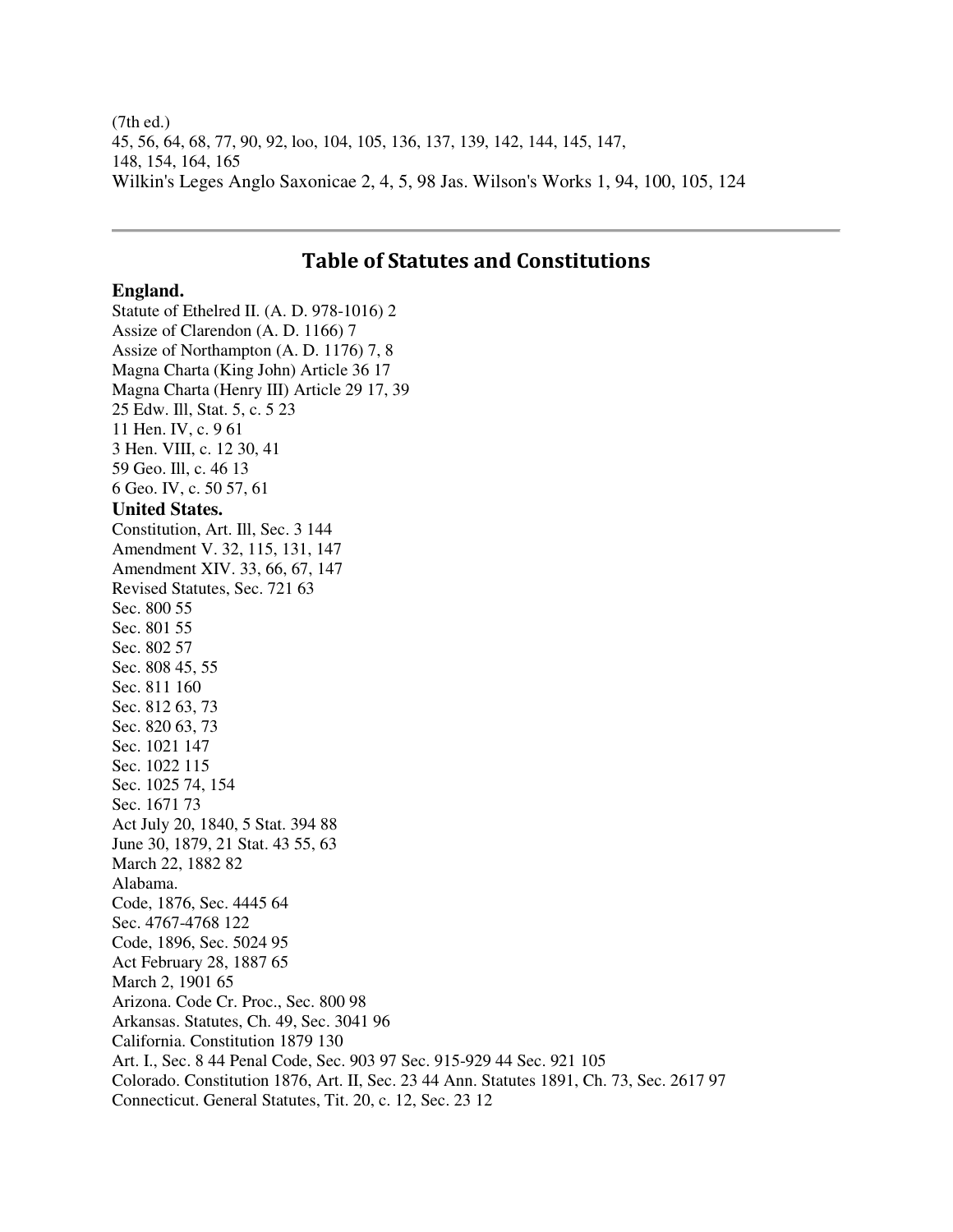(7th ed.)
45, 56, 64, 68, 77, 90, 92, loo, 104, 105, 136, 137, 139, 142, 144, 145, 147,
148, 154, 164, 165
Wilkin's Leges Anglo Saxonicae 2, 4, 5, 98 Jas. Wilson's Works 1, 94, 100, 105, 124

---

## Table of Statutes and Constitutions

**England.**
Statute of Ethelred II. (A. D. 978-1016) 2
Assize of Clarendon (A. D. 1166) 7
Assize of Northampton (A. D. 1176) 7, 8
Magna Charta (King John) Article 36 17
Magna Charta (Henry III) Article 29 17, 39
25 Edw. Ill, Stat. 5, c. 5 23
11 Hen. IV, c. 9 61
3 Hen. VIII, c. 12 30, 41
59 Geo. Ill, c. 46 13
6 Geo. IV, c. 50 57, 61
**United States.**
Constitution, Art. Ill, Sec. 3 144
Amendment V. 32, 115, 131, 147
Amendment XIV. 33, 66, 67, 147
Revised Statutes, Sec. 721 63
Sec. 800 55
Sec. 801 55
Sec. 802 57
Sec. 808 45, 55
Sec. 811 160
Sec. 812 63, 73
Sec. 820 63, 73
Sec. 1021 147
Sec. 1022 115
Sec. 1025 74, 154
Sec. 1671 73
Act July 20, 1840, 5 Stat. 394 88
June 30, 1879, 21 Stat. 43 55, 63
March 22, 1882 82
Alabama.
Code, 1876, Sec. 4445 64
Sec. 4767-4768 122
Code, 1896, Sec. 5024 95
Act February 28, 1887 65
March 2, 1901 65
Arizona. Code Cr. Proc., Sec. 800 98
Arkansas. Statutes, Ch. 49, Sec. 3041 96
California. Constitution 1879 130
Art. I., Sec. 8 44 Penal Code, Sec. 903 97 Sec. 915-929 44 Sec. 921 105
Colorado. Constitution 1876, Art. II, Sec. 23 44 Ann. Statutes 1891, Ch. 73, Sec. 2617 97
Connecticut. General Statutes, Tit. 20, c. 12, Sec. 23 12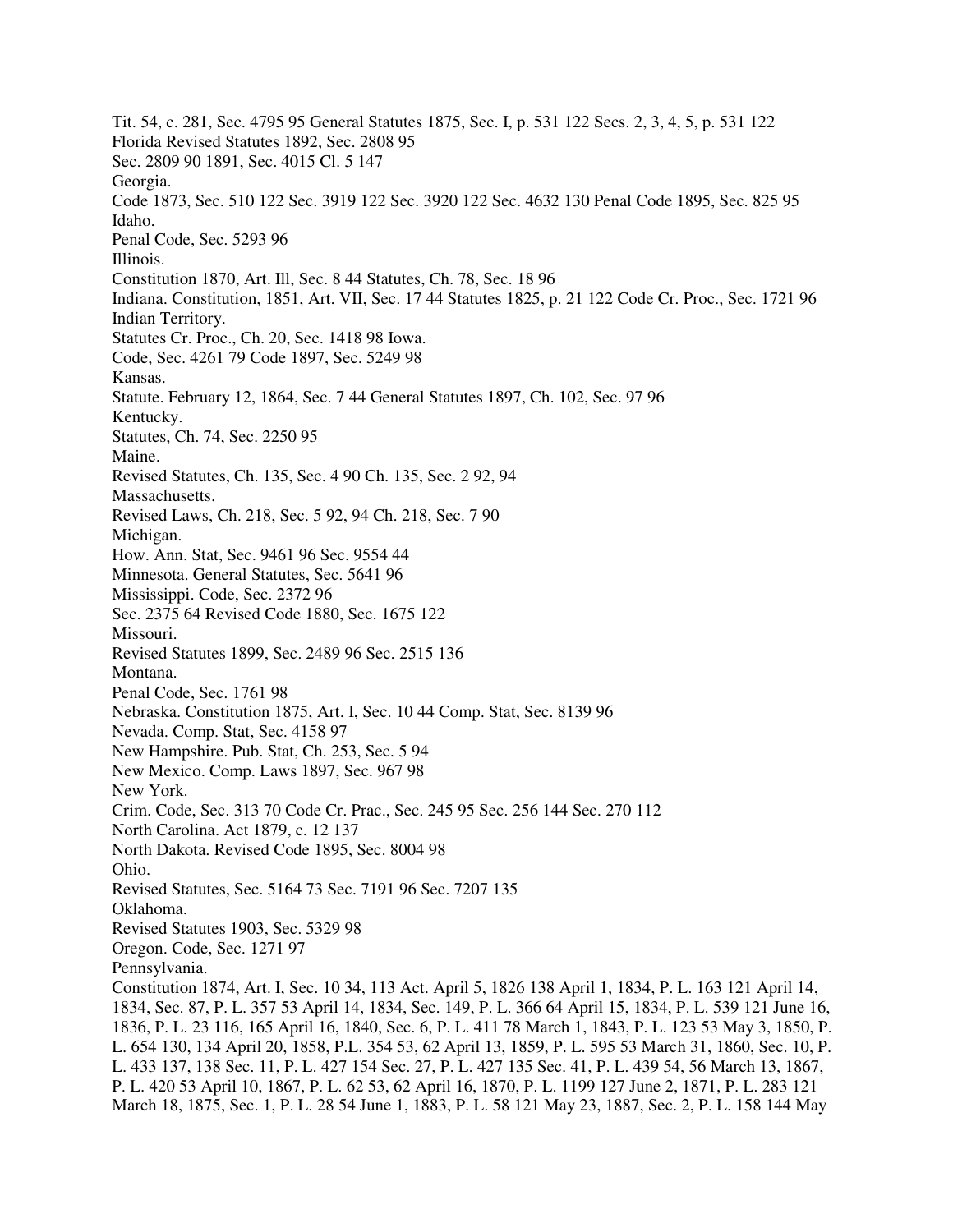Tit. 54, c. 281, Sec. 4795 95 General Statutes 1875, Sec. I, p. 531 122 Secs. 2, 3, 4, 5, p. 531 122
Florida Revised Statutes 1892, Sec. 2808 95
Sec. 2809 90 1891, Sec. 4015 Cl. 5 147
Georgia.
Code 1873, Sec. 510 122 Sec. 3919 122 Sec. 3920 122 Sec. 4632 130 Penal Code 1895, Sec. 825 95
Idaho.
Penal Code, Sec. 5293 96
Illinois.
Constitution 1870, Art. Ill, Sec. 8 44 Statutes, Ch. 78, Sec. 18 96
Indiana. Constitution, 1851, Art. VII, Sec. 17 44 Statutes 1825, p. 21 122 Code Cr. Proc., Sec. 1721 96
Indian Territory.
Statutes Cr. Proc., Ch. 20, Sec. 1418 98 Iowa.
Code, Sec. 4261 79 Code 1897, Sec. 5249 98
Kansas.
Statute. February 12, 1864, Sec. 7 44 General Statutes 1897, Ch. 102, Sec. 97 96
Kentucky.
Statutes, Ch. 74, Sec. 2250 95
Maine.
Revised Statutes, Ch. 135, Sec. 4 90 Ch. 135, Sec. 2 92, 94
Massachusetts.
Revised Laws, Ch. 218, Sec. 5 92, 94 Ch. 218, Sec. 7 90
Michigan.
How. Ann. Stat, Sec. 9461 96 Sec. 9554 44
Minnesota. General Statutes, Sec. 5641 96
Mississippi. Code, Sec. 2372 96
Sec. 2375 64 Revised Code 1880, Sec. 1675 122
Missouri.
Revised Statutes 1899, Sec. 2489 96 Sec. 2515 136
Montana.
Penal Code, Sec. 1761 98
Nebraska. Constitution 1875, Art. I, Sec. 10 44 Comp. Stat, Sec. 8139 96
Nevada. Comp. Stat, Sec. 4158 97
New Hampshire. Pub. Stat, Ch. 253, Sec. 5 94
New Mexico. Comp. Laws 1897, Sec. 967 98
New York.
Crim. Code, Sec. 313 70 Code Cr. Prac., Sec. 245 95 Sec. 256 144 Sec. 270 112
North Carolina. Act 1879, c. 12 137
North Dakota. Revised Code 1895, Sec. 8004 98
Ohio.
Revised Statutes, Sec. 5164 73 Sec. 7191 96 Sec. 7207 135
Oklahoma.
Revised Statutes 1903, Sec. 5329 98
Oregon. Code, Sec. 1271 97
Pennsylvania.
Constitution 1874, Art. I, Sec. 10 34, 113 Act. April 5, 1826 138 April 1, 1834, P. L. 163 121 April 14, 1834, Sec. 87, P. L. 357 53 April 14, 1834, Sec. 149, P. L. 366 64 April 15, 1834, P. L. 539 121 June 16, 1836, P. L. 23 116, 165 April 16, 1840, Sec. 6, P. L. 411 78 March 1, 1843, P. L. 123 53 May 3, 1850, P. L. 654 130, 134 April 20, 1858, P.L. 354 53, 62 April 13, 1859, P. L. 595 53 March 31, 1860, Sec. 10, P. L. 433 137, 138 Sec. 11, P. L. 427 154 Sec. 27, P. L. 427 135 Sec. 41, P. L. 439 54, 56 March 13, 1867, P. L. 420 53 April 10, 1867, P. L. 62 53, 62 April 16, 1870, P. L. 1199 127 June 2, 1871, P. L. 283 121 March 18, 1875, Sec. 1, P. L. 28 54 June 1, 1883, P. L. 58 121 May 23, 1887, Sec. 2, P. L. 158 144 May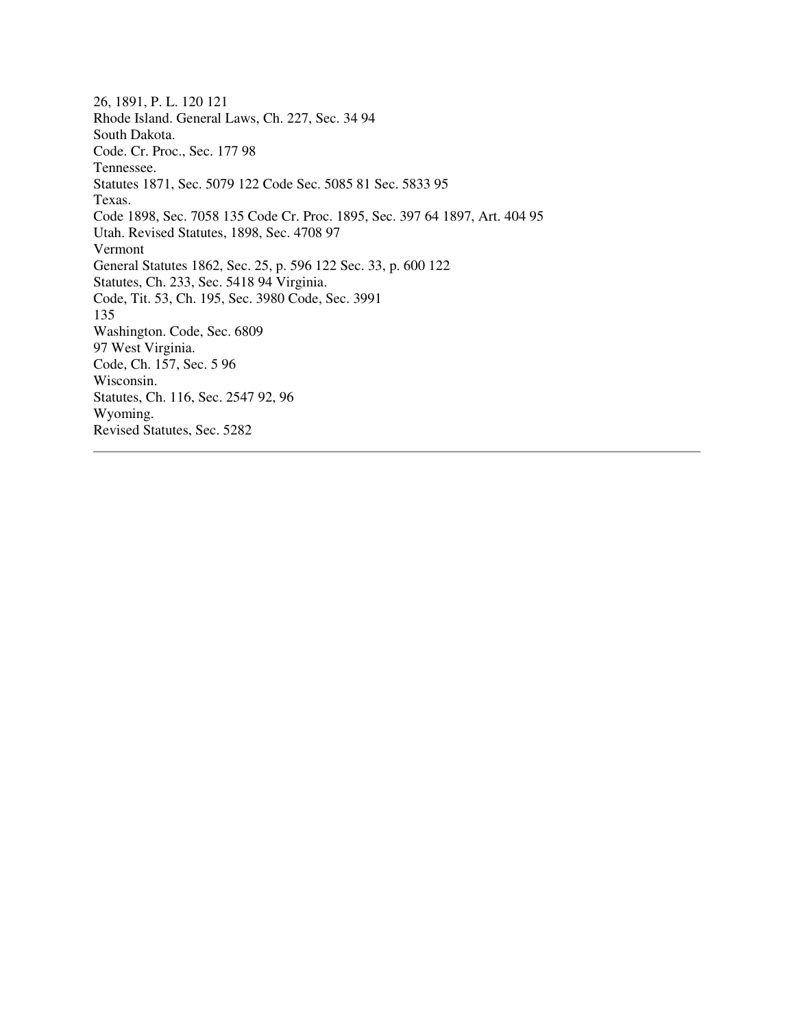26, 1891, P. L. 120 121
Rhode Island. General Laws, Ch. 227, Sec. 34 94
South Dakota.
Code. Cr. Proc., Sec. 177 98
Tennessee.
Statutes 1871, Sec. 5079 122 Code Sec. 5085 81 Sec. 5833 95
Texas.
Code 1898, Sec. 7058 135 Code Cr. Proc. 1895, Sec. 397 64 1897, Art. 404 95
Utah. Revised Statutes, 1898, Sec. 4708 97
Vermont
General Statutes 1862, Sec. 25, p. 596 122 Sec. 33, p. 600 122
Statutes, Ch. 233, Sec. 5418 94 Virginia.
Code, Tit. 53, Ch. 195, Sec. 3980 Code, Sec. 3991
135
Washington. Code, Sec. 6809
97 West Virginia.
Code, Ch. 157, Sec. 5 96
Wisconsin.
Statutes, Ch. 116, Sec. 2547 92, 96
Wyoming.
Revised Statutes, Sec. 5282

---